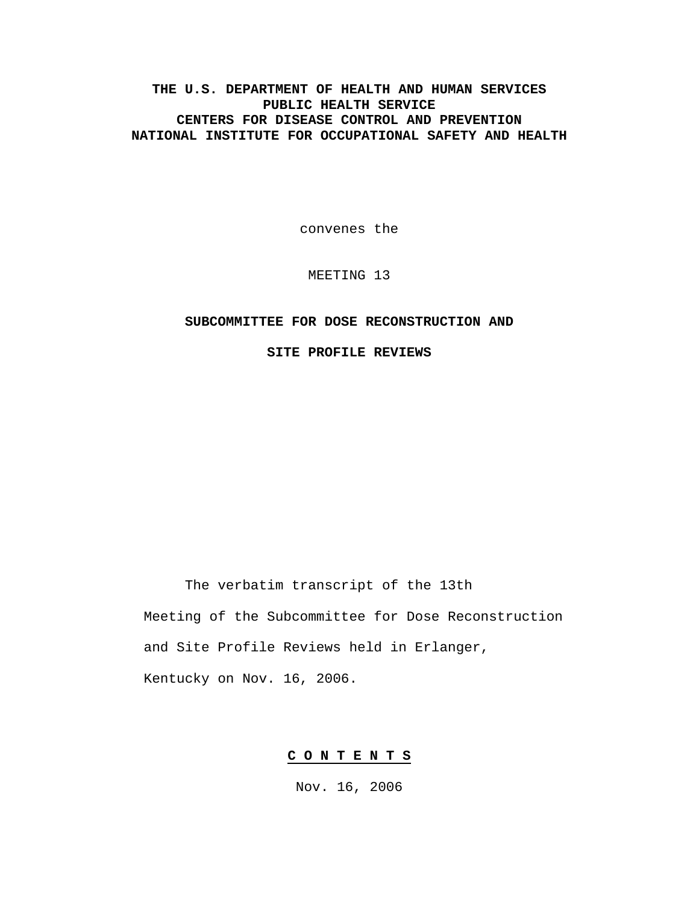**THE U.S. DEPARTMENT OF HEALTH AND HUMAN SERVICES**
**PUBLIC HEALTH SERVICE**
**CENTERS FOR DISEASE CONTROL AND PREVENTION**
**NATIONAL INSTITUTE FOR OCCUPATIONAL SAFETY AND HEALTH**

convenes the

MEETING 13

**SUBCOMMITTEE FOR DOSE RECONSTRUCTION AND**

**SITE PROFILE REVIEWS**

The verbatim transcript of the 13th Meeting of the Subcommittee for Dose Reconstruction and Site Profile Reviews held in Erlanger, Kentucky on Nov. 16, 2006.

## C O N T E N T S

Nov. 16, 2006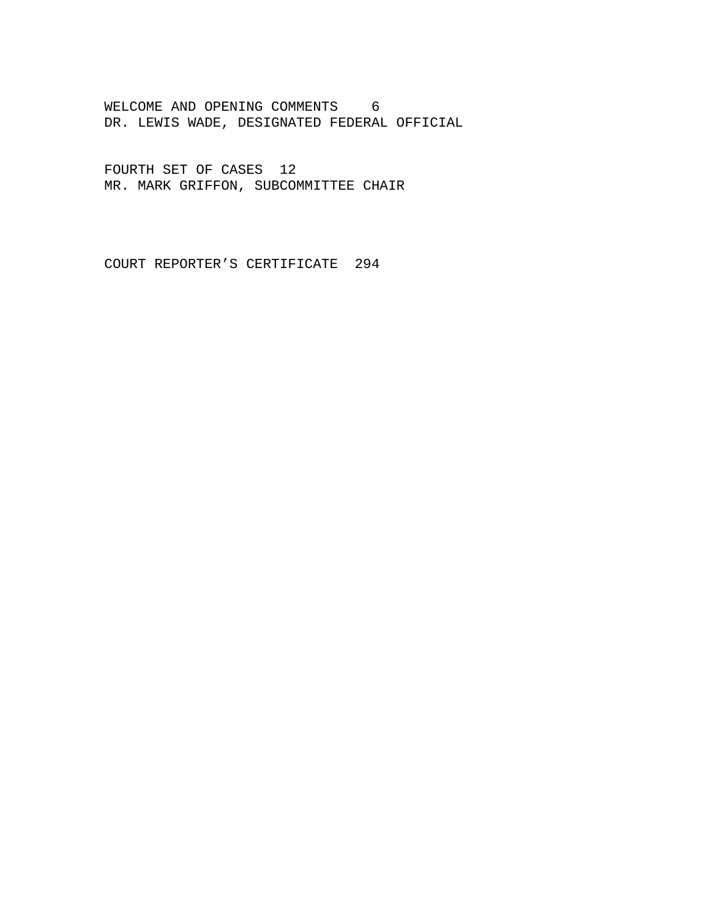WELCOME AND OPENING COMMENTS 6
DR. LEWIS WADE, DESIGNATED FEDERAL OFFICIAL

FOURTH SET OF CASES 12
MR. MARK GRIFFON, SUBCOMMITTEE CHAIR

COURT REPORTER'S CERTIFICATE 294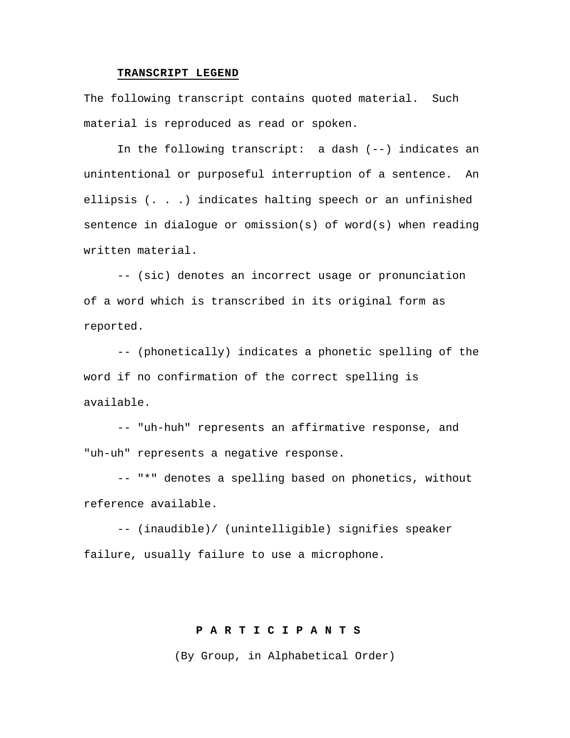**TRANSCRIPT LEGEND**

The following transcript contains quoted material. Such material is reproduced as read or spoken.

In the following transcript: a dash (--) indicates an unintentional or purposeful interruption of a sentence. An ellipsis (. . .) indicates halting speech or an unfinished sentence in dialogue or omission(s) of word(s) when reading written material.

-- (sic) denotes an incorrect usage or pronunciation of a word which is transcribed in its original form as reported.

-- (phonetically) indicates a phonetic spelling of the word if no confirmation of the correct spelling is available.

-- "uh-huh" represents an affirmative response, and "uh-uh" represents a negative response.

-- "*" denotes a spelling based on phonetics, without reference available.

-- (inaudible)/ (unintelligible) signifies speaker failure, usually failure to use a microphone.

**P A R T I C I P A N T S**

(By Group, in Alphabetical Order)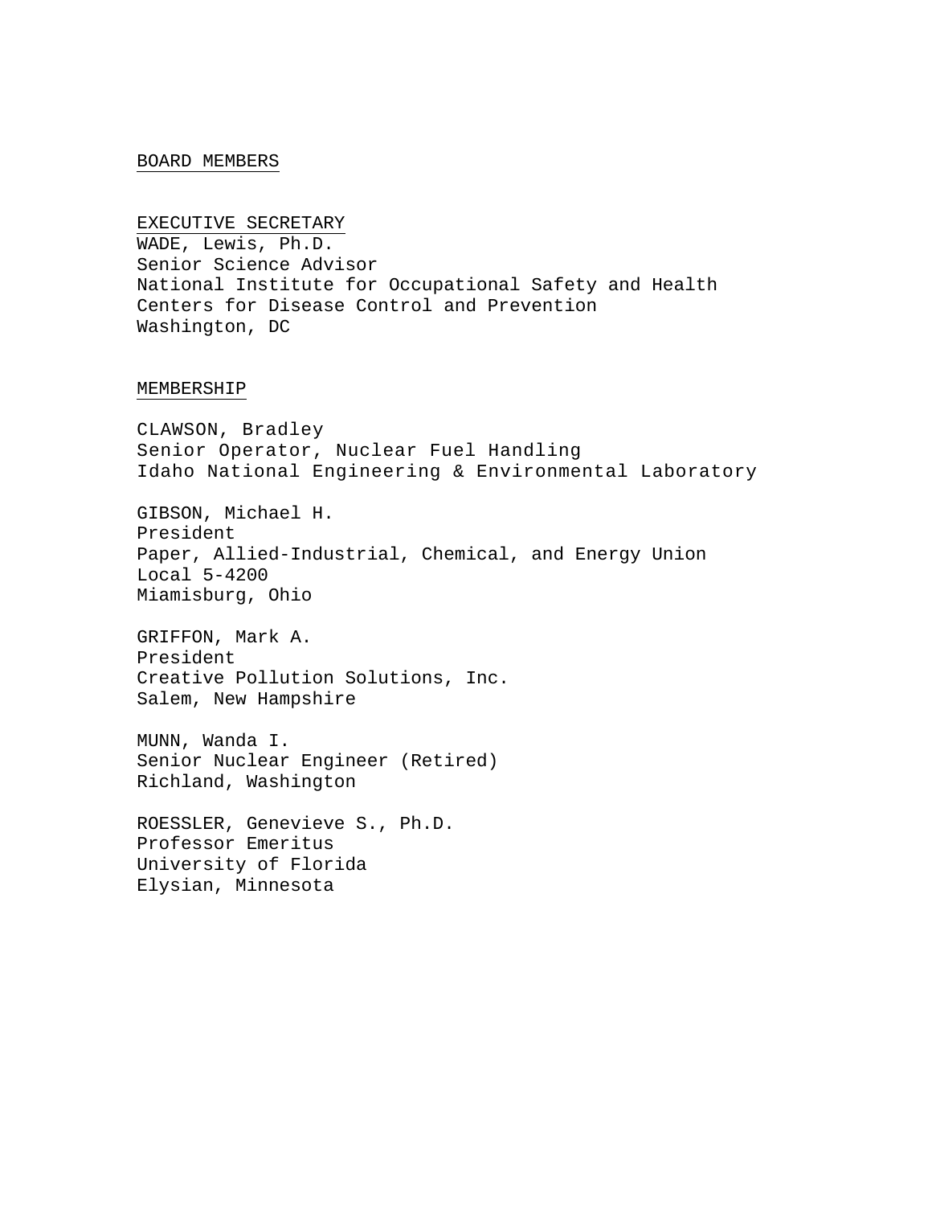## BOARD MEMBERS

### EXECUTIVE SECRETARY

WADE, Lewis, Ph.D.
Senior Science Advisor
National Institute for Occupational Safety and Health
Centers for Disease Control and Prevention
Washington, DC

### MEMBERSHIP

CLAWSON, Bradley
Senior Operator, Nuclear Fuel Handling
Idaho National Engineering & Environmental Laboratory

GIBSON, Michael H.
President
Paper, Allied-Industrial, Chemical, and Energy Union
Local 5-4200
Miamisburg, Ohio

GRIFFON, Mark A.
President
Creative Pollution Solutions, Inc.
Salem, New Hampshire

MUNN, Wanda I.
Senior Nuclear Engineer (Retired)
Richland, Washington

ROESSLER, Genevieve S., Ph.D.
Professor Emeritus
University of Florida
Elysian, Minnesota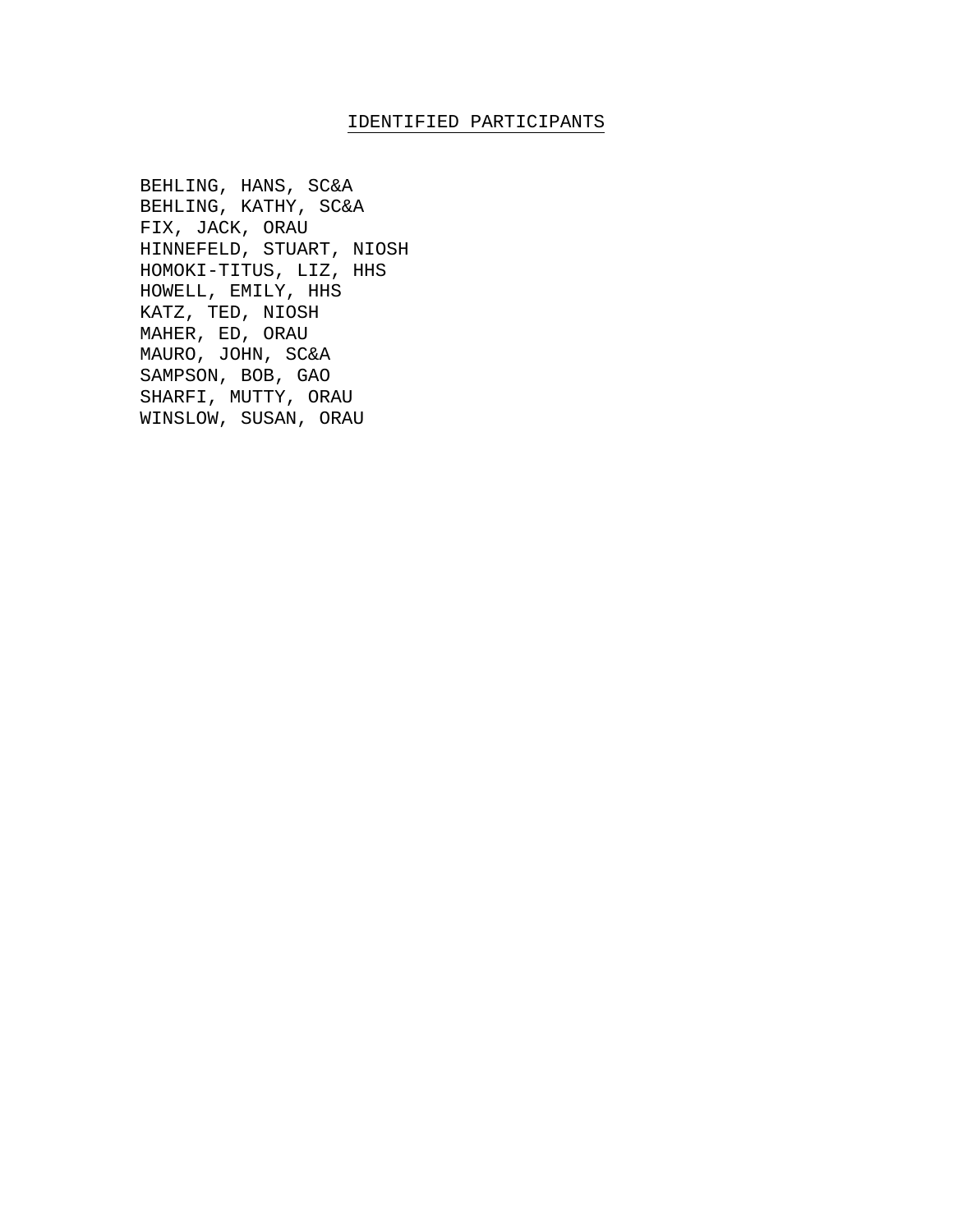# IDENTIFIED PARTICIPANTS

BEHLING, HANS, SC&A
BEHLING, KATHY, SC&A
FIX, JACK, ORAU
HINNEFELD, STUART, NIOSH
HOMOKI-TITUS, LIZ, HHS
HOWELL, EMILY, HHS
KATZ, TED, NIOSH
MAHER, ED, ORAU
MAURO, JOHN, SC&A
SAMPSON, BOB, GAO
SHARFI, MUTTY, ORAU
WINSLOW, SUSAN, ORAU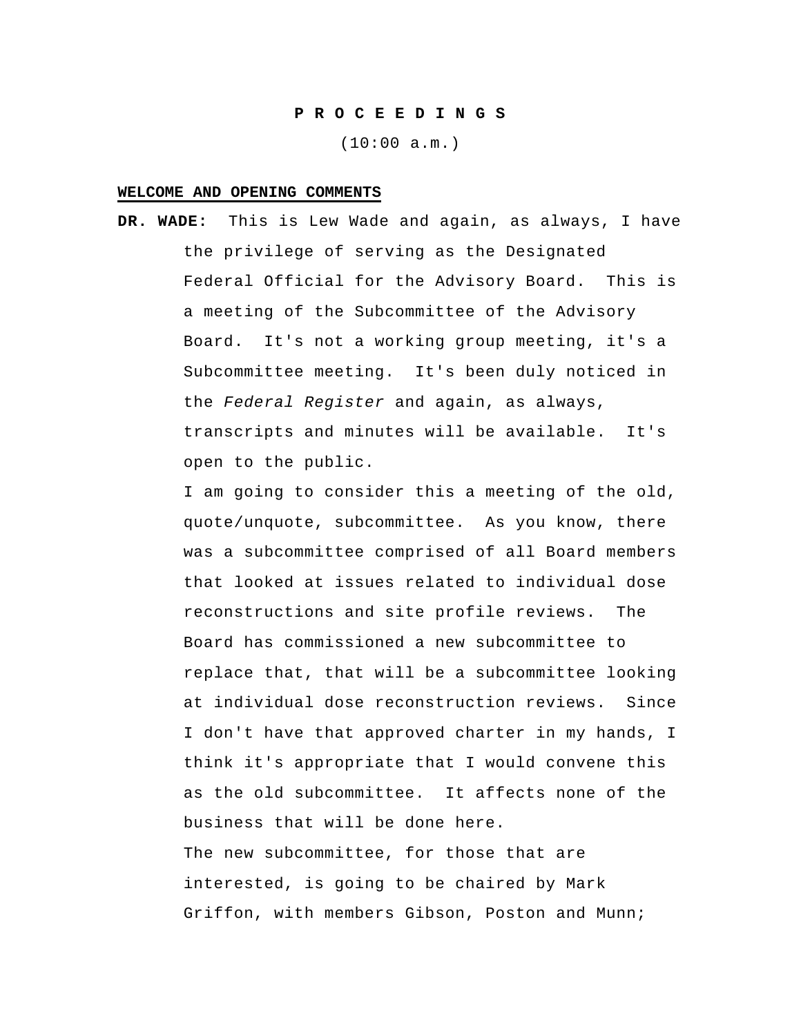**P R O C E E D I N G S**

(10:00 a.m.)

**WELCOME AND OPENING COMMENTS**

**DR. WADE:** This is Lew Wade and again, as always, I have the privilege of serving as the Designated Federal Official for the Advisory Board. This is a meeting of the Subcommittee of the Advisory Board. It's not a working group meeting, it's a Subcommittee meeting. It's been duly noticed in the *Federal Register* and again, as always, transcripts and minutes will be available. It's open to the public.

I am going to consider this a meeting of the old, quote/unquote, subcommittee. As you know, there was a subcommittee comprised of all Board members that looked at issues related to individual dose reconstructions and site profile reviews. The Board has commissioned a new subcommittee to replace that, that will be a subcommittee looking at individual dose reconstruction reviews. Since I don't have that approved charter in my hands, I think it's appropriate that I would convene this as the old subcommittee. It affects none of the business that will be done here.

The new subcommittee, for those that are interested, is going to be chaired by Mark Griffon, with members Gibson, Poston and Munn;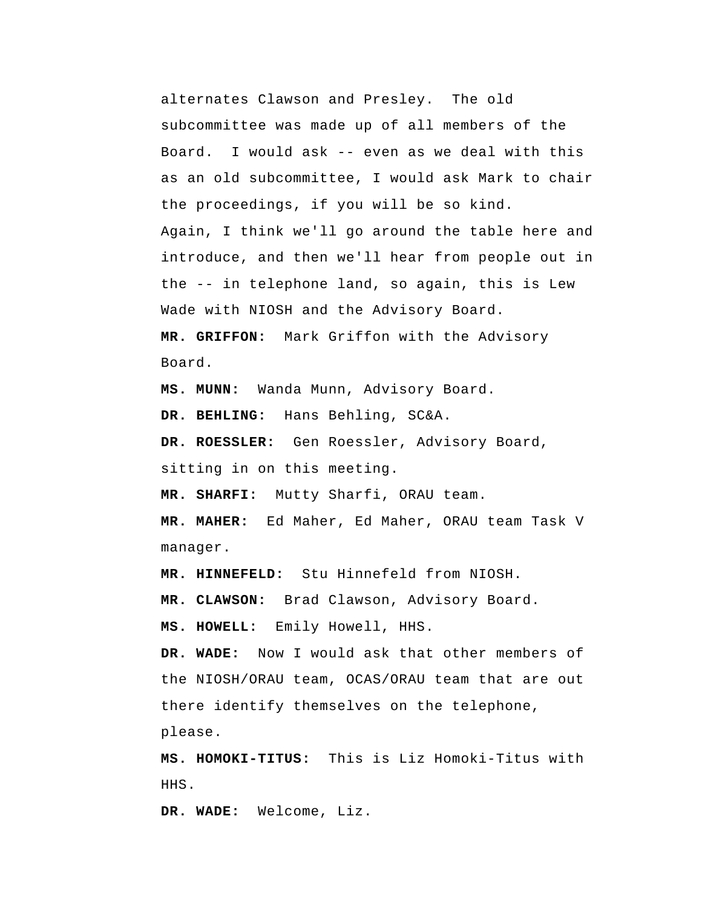alternates Clawson and Presley. The old subcommittee was made up of all members of the Board. I would ask -- even as we deal with this as an old subcommittee, I would ask Mark to chair the proceedings, if you will be so kind.

Again, I think we'll go around the table here and introduce, and then we'll hear from people out in the -- in telephone land, so again, this is Lew Wade with NIOSH and the Advisory Board.

**MR. GRIFFON:** Mark Griffon with the Advisory Board.

**MS. MUNN:** Wanda Munn, Advisory Board.

**DR. BEHLING:** Hans Behling, SC&A.

**DR. ROESSLER:** Gen Roessler, Advisory Board, sitting in on this meeting.

**MR. SHARFI:** Mutty Sharfi, ORAU team.

**MR. MAHER:** Ed Maher, Ed Maher, ORAU team Task V manager.

**MR. HINNEFELD:** Stu Hinnefeld from NIOSH.

**MR. CLAWSON:** Brad Clawson, Advisory Board.

**MS. HOWELL:** Emily Howell, HHS.

**DR. WADE:** Now I would ask that other members of the NIOSH/ORAU team, OCAS/ORAU team that are out there identify themselves on the telephone, please.

**MS. HOMOKI-TITUS:** This is Liz Homoki-Titus with HHS.

**DR. WADE:** Welcome, Liz.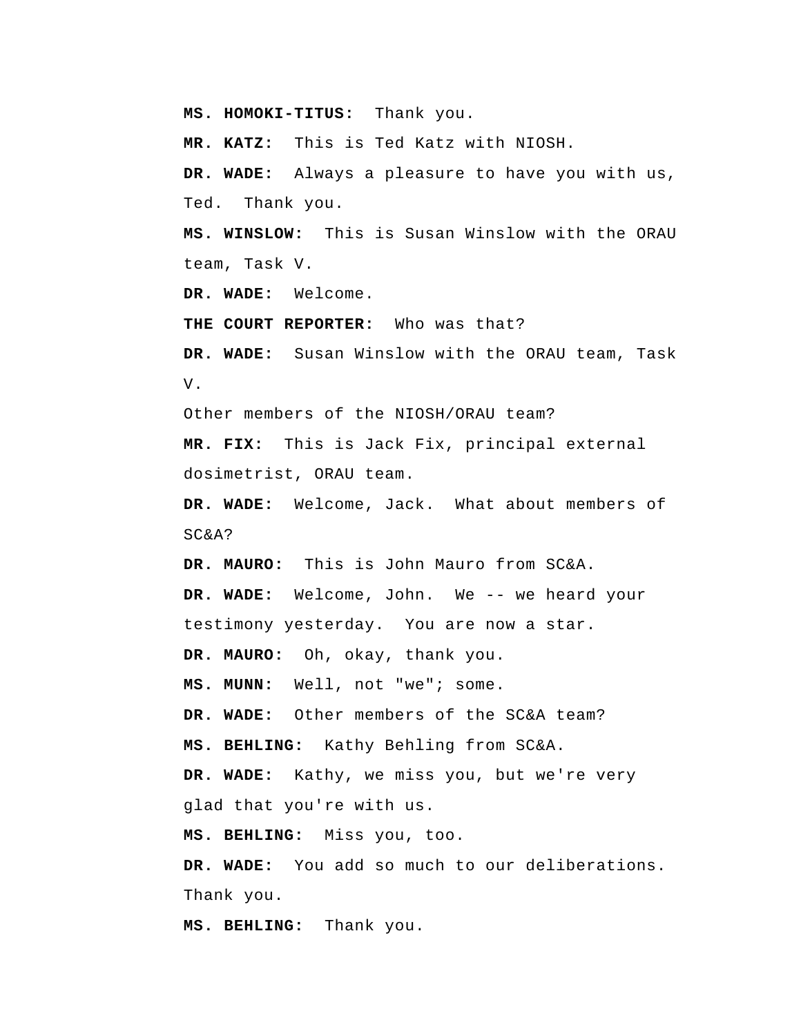**MS. HOMOKI-TITUS:** Thank you.

**MR. KATZ:** This is Ted Katz with NIOSH.

**DR. WADE:** Always a pleasure to have you with us, Ted. Thank you.

**MS. WINSLOW:** This is Susan Winslow with the ORAU team, Task V.

**DR. WADE:** Welcome.

**THE COURT REPORTER:** Who was that?

**DR. WADE:** Susan Winslow with the ORAU team, Task V.

Other members of the NIOSH/ORAU team?

**MR. FIX:** This is Jack Fix, principal external dosimetrist, ORAU team.

**DR. WADE:** Welcome, Jack. What about members of SC&A?

**DR. MAURO:** This is John Mauro from SC&A.

**DR. WADE:** Welcome, John. We -- we heard your testimony yesterday. You are now a star.

**DR. MAURO:** Oh, okay, thank you.

**MS. MUNN:** Well, not "we"; some.

**DR. WADE:** Other members of the SC&A team?

**MS. BEHLING:** Kathy Behling from SC&A.

**DR. WADE:** Kathy, we miss you, but we're very glad that you're with us.

**MS. BEHLING:** Miss you, too.

**DR. WADE:** You add so much to our deliberations. Thank you.

**MS. BEHLING:** Thank you.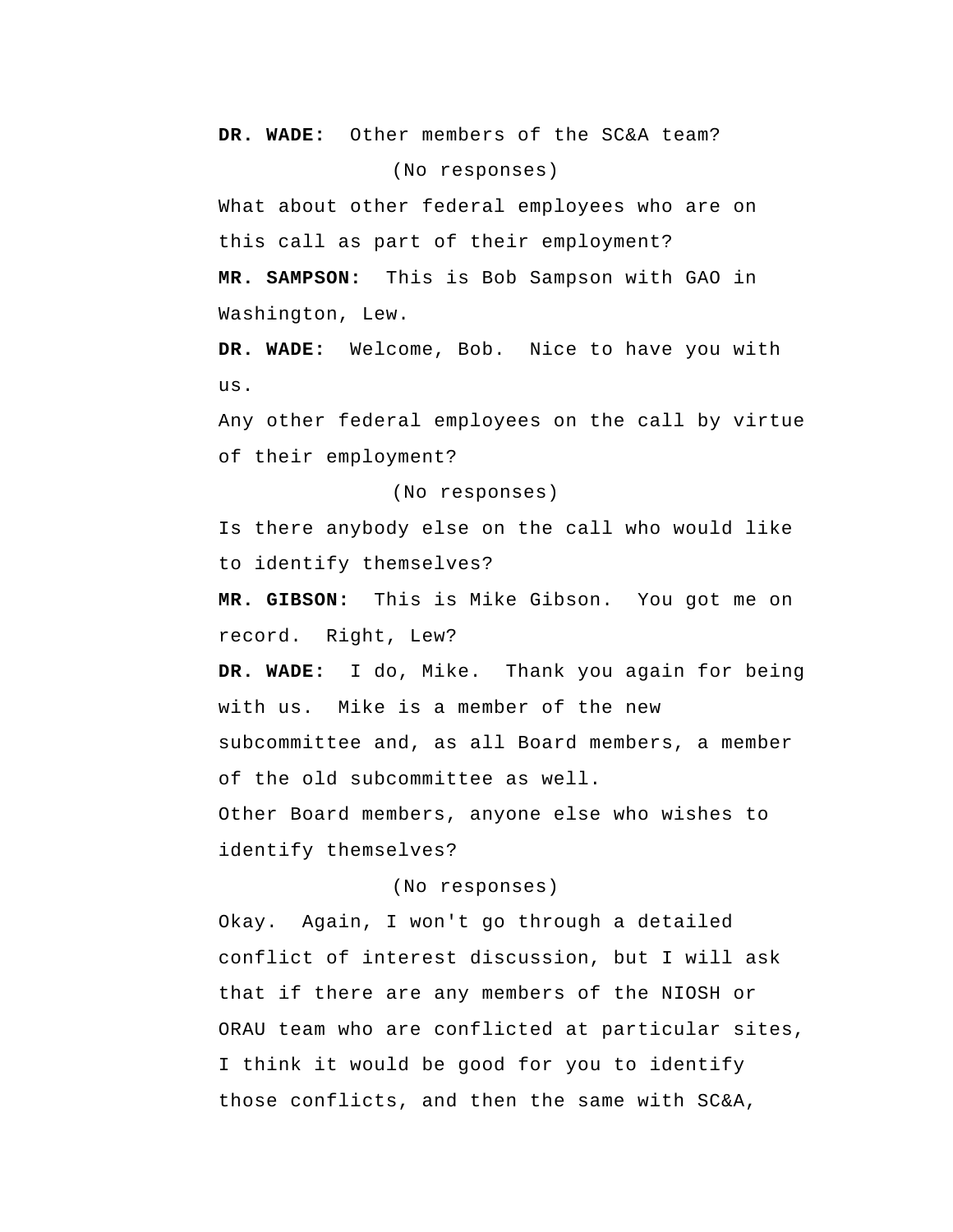**DR. WADE:** Other members of the SC&A team?

(No responses)

What about other federal employees who are on this call as part of their employment?

**MR. SAMPSON:** This is Bob Sampson with GAO in Washington, Lew.

**DR. WADE:** Welcome, Bob. Nice to have you with us.

Any other federal employees on the call by virtue of their employment?

(No responses)

Is there anybody else on the call who would like to identify themselves?

**MR. GIBSON:** This is Mike Gibson. You got me on record. Right, Lew?

**DR. WADE:** I do, Mike. Thank you again for being with us. Mike is a member of the new subcommittee and, as all Board members, a member of the old subcommittee as well.

Other Board members, anyone else who wishes to identify themselves?

(No responses)

Okay. Again, I won't go through a detailed conflict of interest discussion, but I will ask that if there are any members of the NIOSH or ORAU team who are conflicted at particular sites, I think it would be good for you to identify those conflicts, and then the same with SC&A,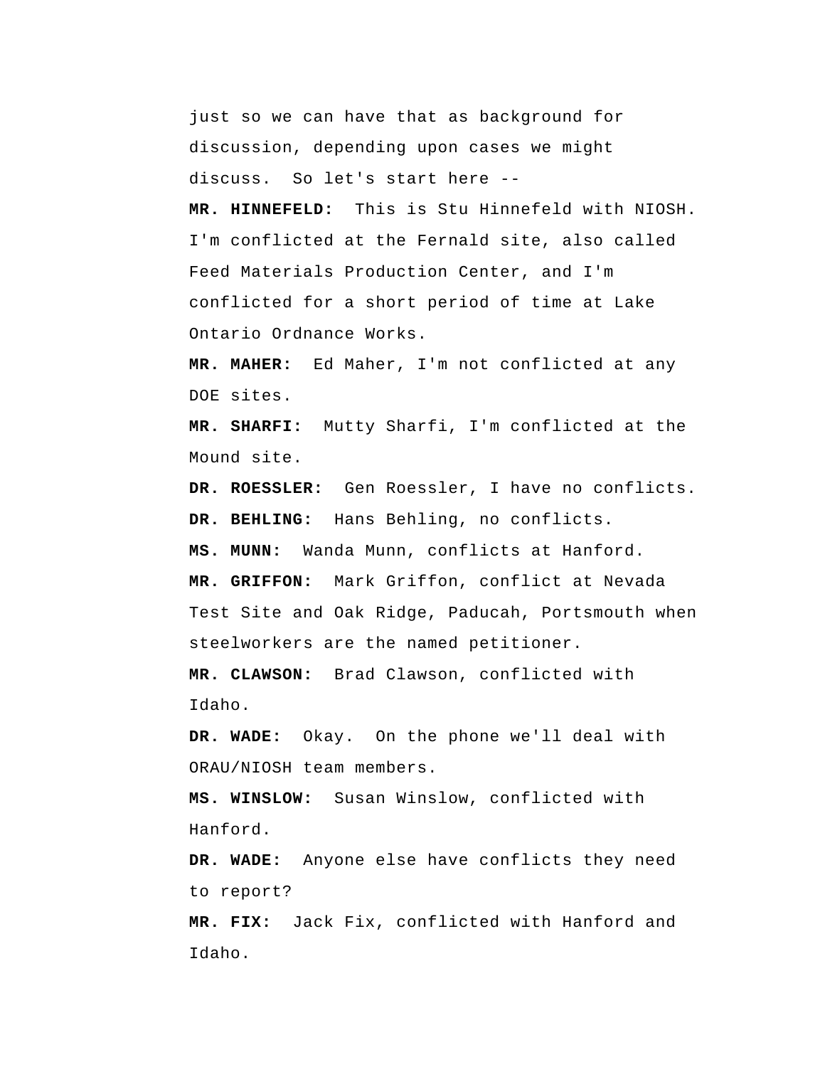just so we can have that as background for discussion, depending upon cases we might discuss. So let's start here --

**MR. HINNEFELD:** This is Stu Hinnefeld with NIOSH. I'm conflicted at the Fernald site, also called Feed Materials Production Center, and I'm conflicted for a short period of time at Lake Ontario Ordnance Works.

**MR. MAHER:** Ed Maher, I'm not conflicted at any DOE sites.

**MR. SHARFI:** Mutty Sharfi, I'm conflicted at the Mound site.

**DR. ROESSLER:** Gen Roessler, I have no conflicts.

**DR. BEHLING:** Hans Behling, no conflicts.

**MS. MUNN:** Wanda Munn, conflicts at Hanford.

**MR. GRIFFON:** Mark Griffon, conflict at Nevada Test Site and Oak Ridge, Paducah, Portsmouth when steelworkers are the named petitioner.

**MR. CLAWSON:** Brad Clawson, conflicted with Idaho.

**DR. WADE:** Okay. On the phone we'll deal with ORAU/NIOSH team members.

**MS. WINSLOW:** Susan Winslow, conflicted with Hanford.

**DR. WADE:** Anyone else have conflicts they need to report?

**MR. FIX:** Jack Fix, conflicted with Hanford and Idaho.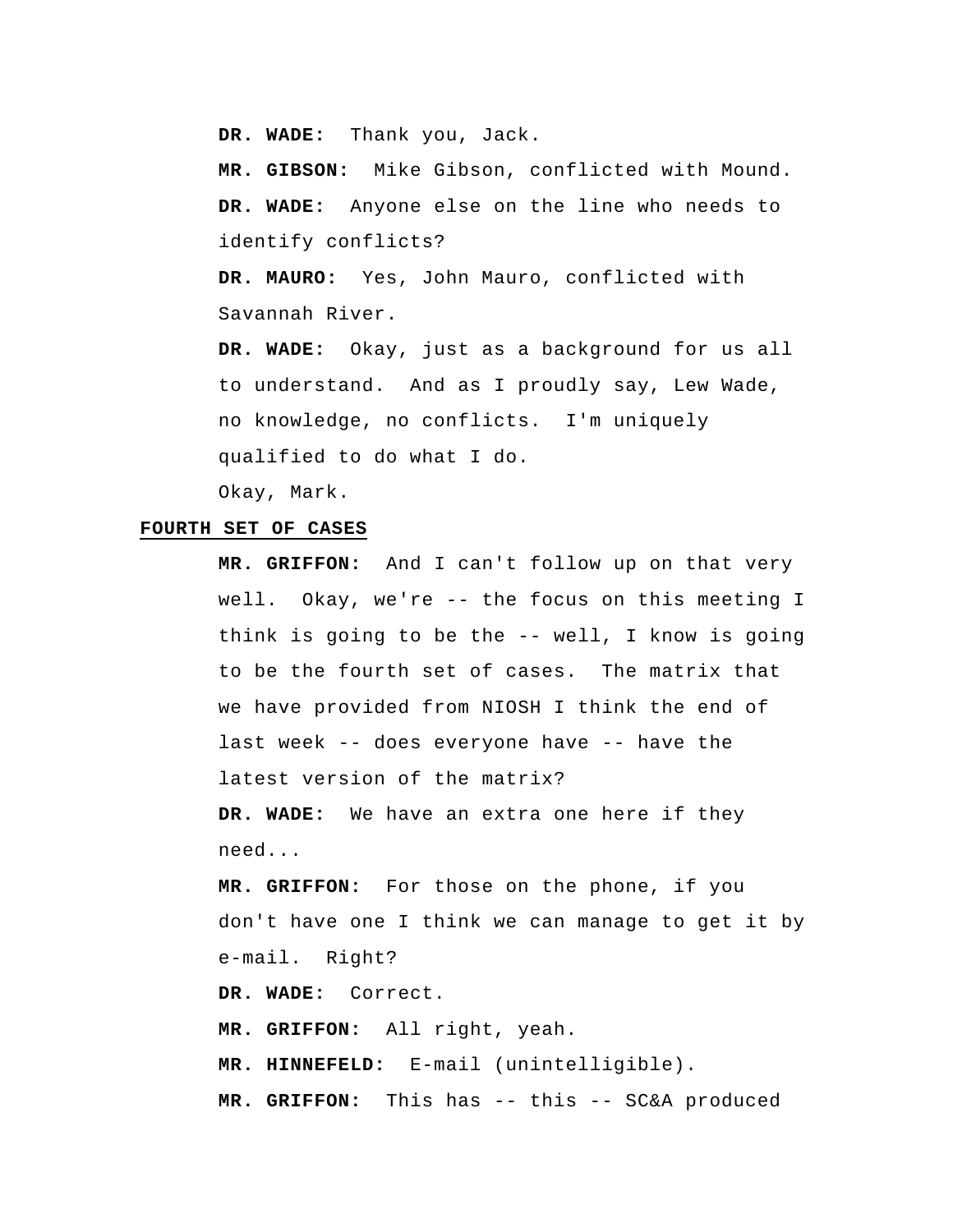**DR. WADE:** Thank you, Jack.

**MR. GIBSON:** Mike Gibson, conflicted with Mound.

**DR. WADE:** Anyone else on the line who needs to identify conflicts?

**DR. MAURO:** Yes, John Mauro, conflicted with Savannah River.

**DR. WADE:** Okay, just as a background for us all to understand. And as I proudly say, Lew Wade, no knowledge, no conflicts. I'm uniquely qualified to do what I do.

Okay, Mark.

**FOURTH SET OF CASES**

**MR. GRIFFON:** And I can't follow up on that very well. Okay, we're -- the focus on this meeting I think is going to be the -- well, I know is going to be the fourth set of cases. The matrix that we have provided from NIOSH I think the end of last week -- does everyone have -- have the latest version of the matrix?

**DR. WADE:** We have an extra one here if they need...

**MR. GRIFFON:** For those on the phone, if you don't have one I think we can manage to get it by e-mail. Right?

**DR. WADE:** Correct.

**MR. GRIFFON:** All right, yeah.

**MR. HINNEFELD:** E-mail (unintelligible).

**MR. GRIFFON:** This has -- this -- SC&A produced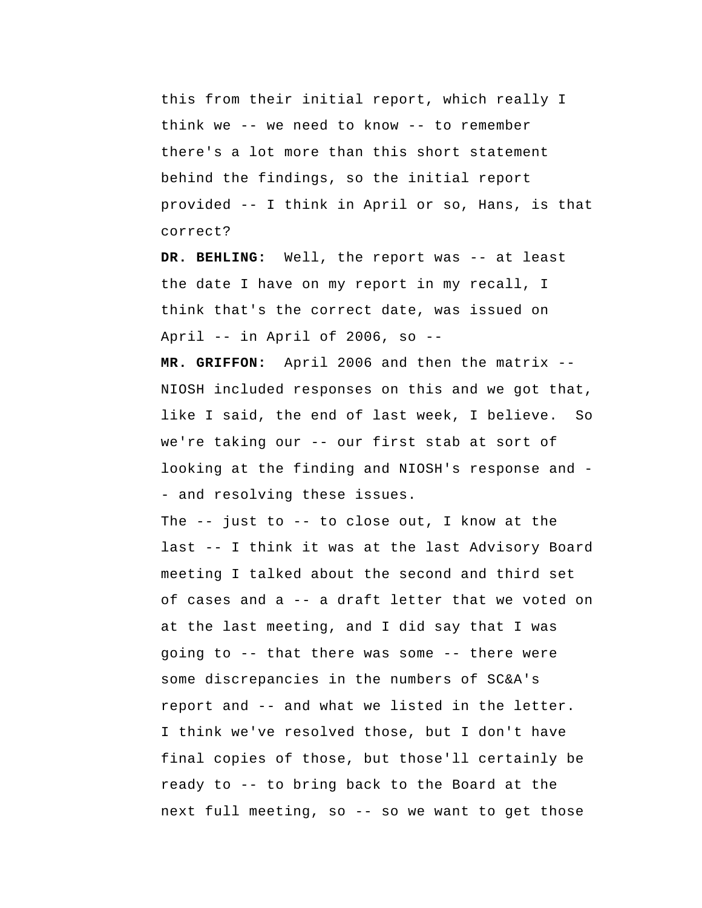this from their initial report, which really I think we -- we need to know -- to remember there's a lot more than this short statement behind the findings, so the initial report provided -- I think in April or so, Hans, is that correct?

**DR. BEHLING:** Well, the report was -- at least the date I have on my report in my recall, I think that's the correct date, was issued on April -- in April of 2006, so --

**MR. GRIFFON:** April 2006 and then the matrix -- NIOSH included responses on this and we got that, like I said, the end of last week, I believe. So we're taking our -- our first stab at sort of looking at the finding and NIOSH's response and -- and resolving these issues.

The -- just to -- to close out, I know at the last -- I think it was at the last Advisory Board meeting I talked about the second and third set of cases and a -- a draft letter that we voted on at the last meeting, and I did say that I was going to -- that there was some -- there were some discrepancies in the numbers of SC&A's report and -- and what we listed in the letter. I think we've resolved those, but I don't have final copies of those, but those'll certainly be ready to -- to bring back to the Board at the next full meeting, so -- so we want to get those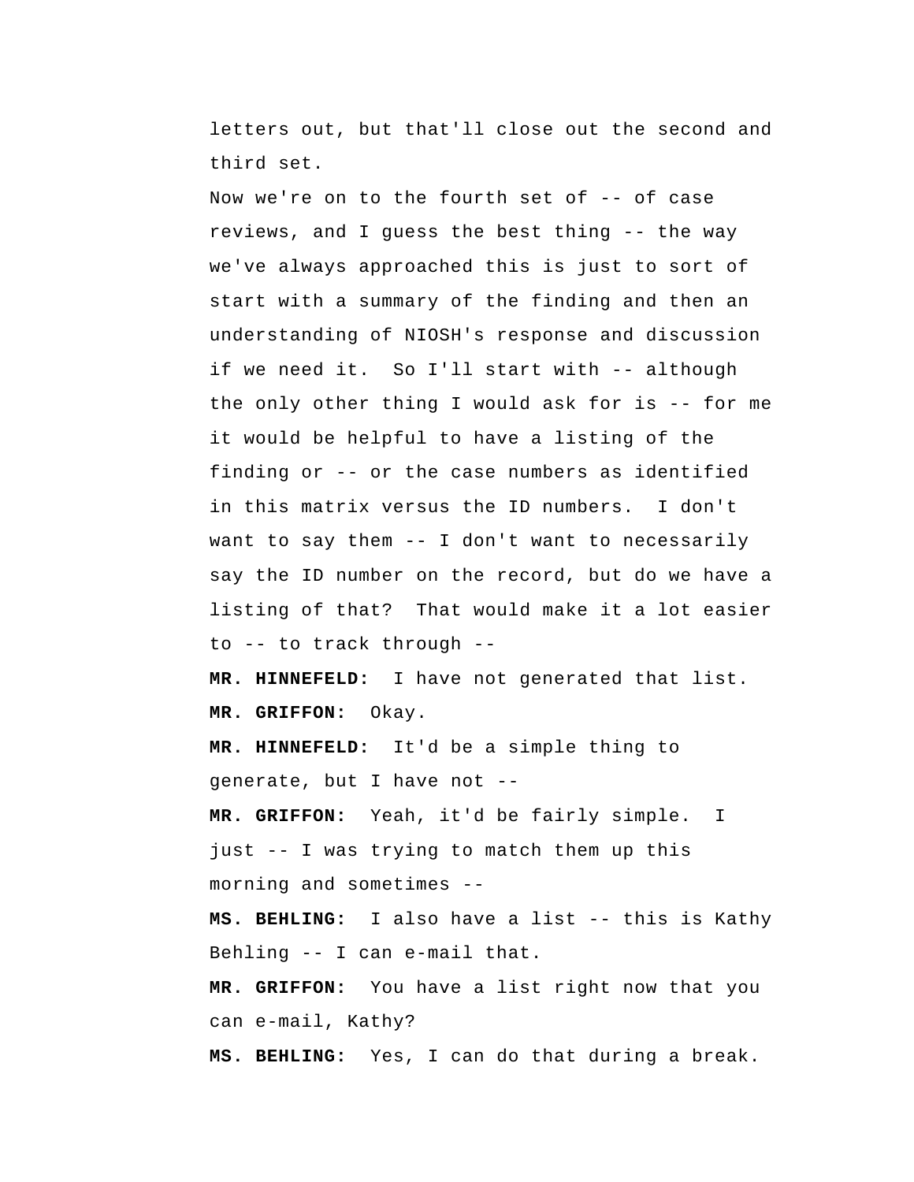letters out, but that'll close out the second and third set.

Now we're on to the fourth set of -- of case reviews, and I guess the best thing -- the way we've always approached this is just to sort of start with a summary of the finding and then an understanding of NIOSH's response and discussion if we need it. So I'll start with -- although the only other thing I would ask for is -- for me it would be helpful to have a listing of the finding or -- or the case numbers as identified in this matrix versus the ID numbers. I don't want to say them -- I don't want to necessarily say the ID number on the record, but do we have a listing of that? That would make it a lot easier to -- to track through --

**MR. HINNEFELD:** I have not generated that list.

**MR. GRIFFON:** Okay.

**MR. HINNEFELD:** It'd be a simple thing to generate, but I have not --

**MR. GRIFFON:** Yeah, it'd be fairly simple. I just -- I was trying to match them up this morning and sometimes --

**MS. BEHLING:** I also have a list -- this is Kathy Behling -- I can e-mail that.

**MR. GRIFFON:** You have a list right now that you can e-mail, Kathy?

**MS. BEHLING:** Yes, I can do that during a break.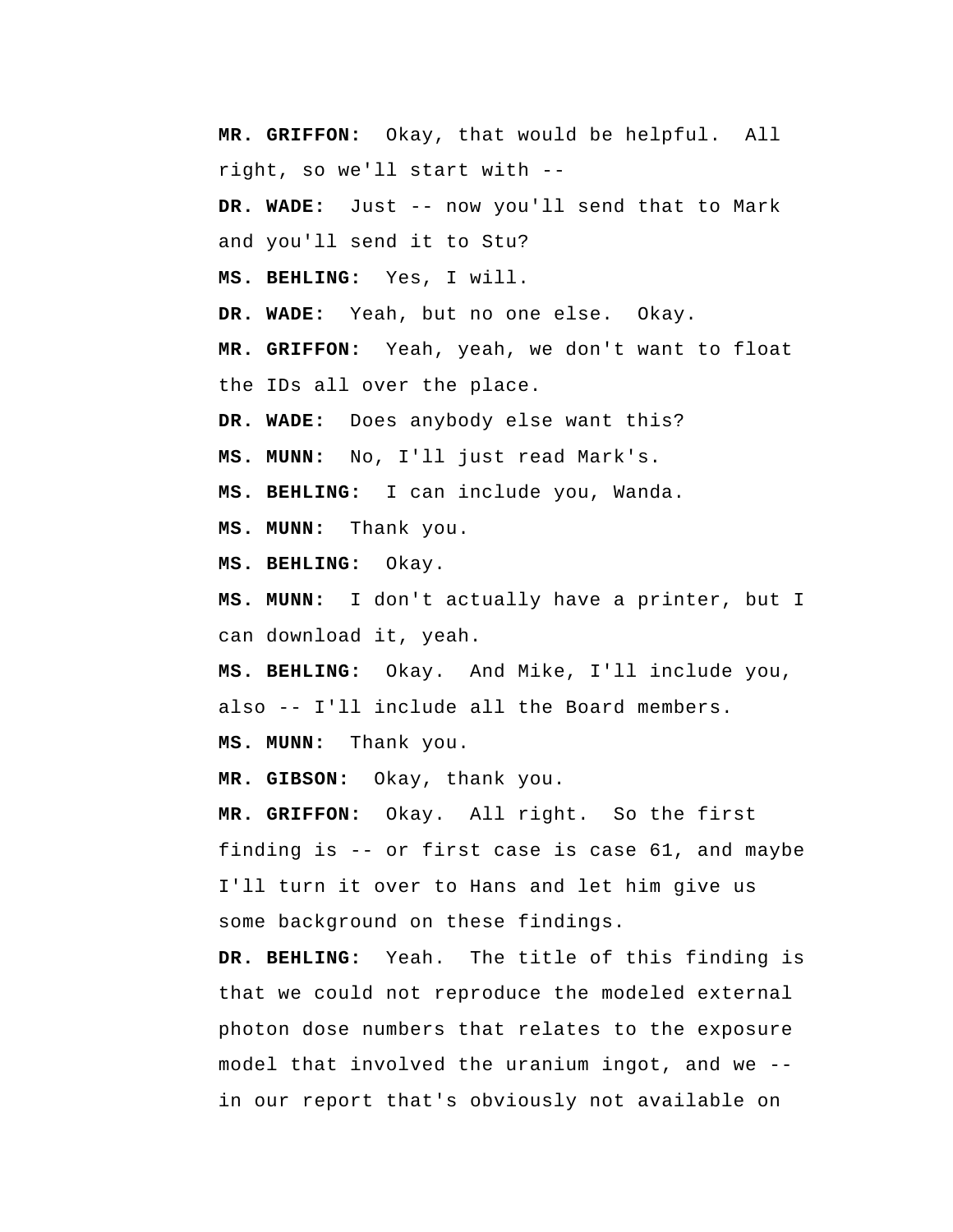**MR. GRIFFON:** Okay, that would be helpful. All right, so we'll start with --

**DR. WADE:** Just -- now you'll send that to Mark and you'll send it to Stu?

**MS. BEHLING:** Yes, I will.

**DR. WADE:** Yeah, but no one else. Okay.

**MR. GRIFFON:** Yeah, yeah, we don't want to float the IDs all over the place.

**DR. WADE:** Does anybody else want this?

**MS. MUNN:** No, I'll just read Mark's.

**MS. BEHLING:** I can include you, Wanda.

**MS. MUNN:** Thank you.

**MS. BEHLING:** Okay.

**MS. MUNN:** I don't actually have a printer, but I can download it, yeah.

**MS. BEHLING:** Okay. And Mike, I'll include you, also -- I'll include all the Board members.

**MS. MUNN:** Thank you.

**MR. GIBSON:** Okay, thank you.

**MR. GRIFFON:** Okay. All right. So the first finding is -- or first case is case 61, and maybe I'll turn it over to Hans and let him give us some background on these findings.

**DR. BEHLING:** Yeah. The title of this finding is that we could not reproduce the modeled external photon dose numbers that relates to the exposure model that involved the uranium ingot, and we -- in our report that's obviously not available on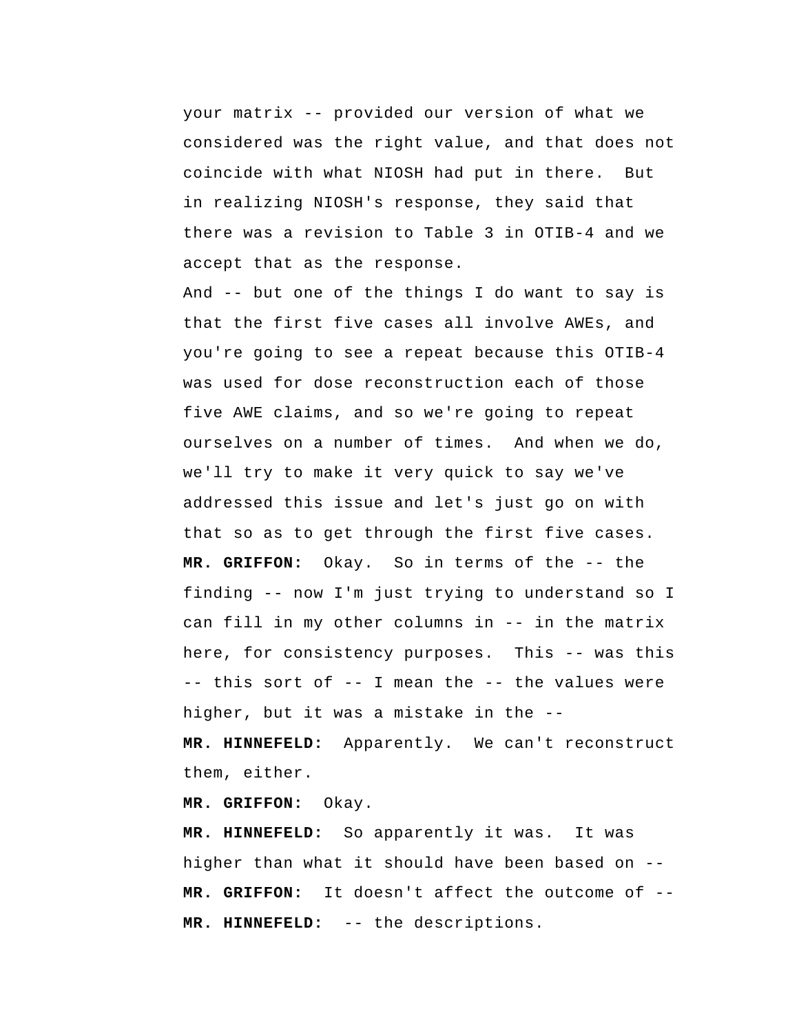your matrix -- provided our version of what we considered was the right value, and that does not coincide with what NIOSH had put in there. But in realizing NIOSH's response, they said that there was a revision to Table 3 in OTIB-4 and we accept that as the response.

And -- but one of the things I do want to say is that the first five cases all involve AWEs, and you're going to see a repeat because this OTIB-4 was used for dose reconstruction each of those five AWE claims, and so we're going to repeat ourselves on a number of times. And when we do, we'll try to make it very quick to say we've addressed this issue and let's just go on with that so as to get through the first five cases.

**MR. GRIFFON:** Okay. So in terms of the -- the finding -- now I'm just trying to understand so I can fill in my other columns in -- in the matrix here, for consistency purposes. This -- was this -- this sort of -- I mean the -- the values were higher, but it was a mistake in the --

**MR. HINNEFELD:** Apparently. We can't reconstruct them, either.

**MR. GRIFFON:** Okay.

**MR. HINNEFELD:** So apparently it was. It was higher than what it should have been based on --

**MR. GRIFFON:** It doesn't affect the outcome of --

**MR. HINNEFELD:** -- the descriptions.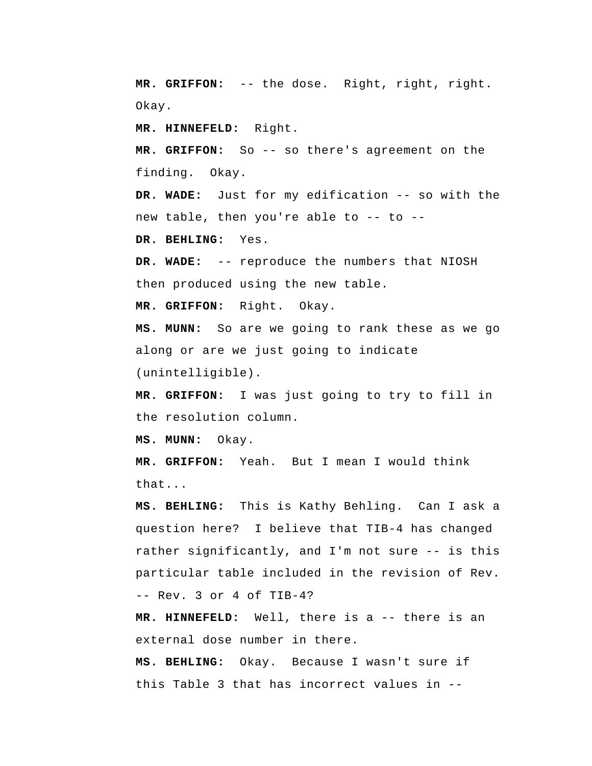**MR. GRIFFON:** -- the dose. Right, right, right. Okay.

**MR. HINNEFELD:** Right.

**MR. GRIFFON:** So -- so there's agreement on the finding. Okay.

**DR. WADE:** Just for my edification -- so with the new table, then you're able to -- to --

**DR. BEHLING:** Yes.

**DR. WADE:** -- reproduce the numbers that NIOSH then produced using the new table.

**MR. GRIFFON:** Right. Okay.

**MS. MUNN:** So are we going to rank these as we go along or are we just going to indicate (unintelligible).

**MR. GRIFFON:** I was just going to try to fill in the resolution column.

**MS. MUNN:** Okay.

**MR. GRIFFON:** Yeah. But I mean I would think that...

**MS. BEHLING:** This is Kathy Behling. Can I ask a question here? I believe that TIB-4 has changed rather significantly, and I'm not sure -- is this particular table included in the revision of Rev. -- Rev. 3 or 4 of TIB-4?

**MR. HINNEFELD:** Well, there is a -- there is an external dose number in there.

**MS. BEHLING:** Okay. Because I wasn't sure if this Table 3 that has incorrect values in --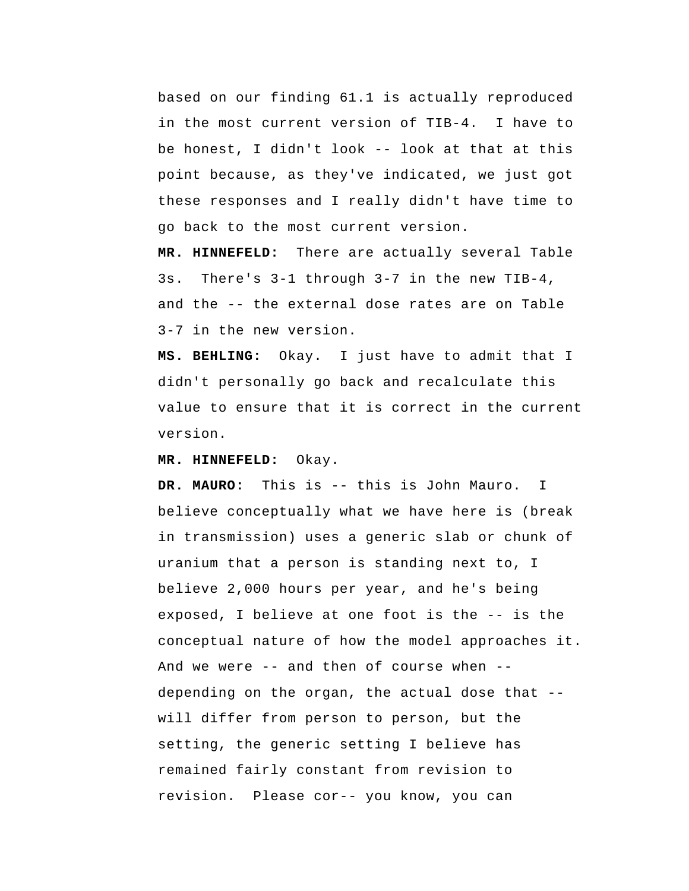based on our finding 61.1 is actually reproduced in the most current version of TIB-4. I have to be honest, I didn't look -- look at that at this point because, as they've indicated, we just got these responses and I really didn't have time to go back to the most current version.

**MR. HINNEFELD:** There are actually several Table 3s. There's 3-1 through 3-7 in the new TIB-4, and the -- the external dose rates are on Table 3-7 in the new version.

**MS. BEHLING:** Okay. I just have to admit that I didn't personally go back and recalculate this value to ensure that it is correct in the current version.

**MR. HINNEFELD:** Okay.

**DR. MAURO:** This is -- this is John Mauro. I believe conceptually what we have here is (break in transmission) uses a generic slab or chunk of uranium that a person is standing next to, I believe 2,000 hours per year, and he's being exposed, I believe at one foot is the -- is the conceptual nature of how the model approaches it. And we were -- and then of course when -- depending on the organ, the actual dose that -- will differ from person to person, but the setting, the generic setting I believe has remained fairly constant from revision to revision. Please cor-- you know, you can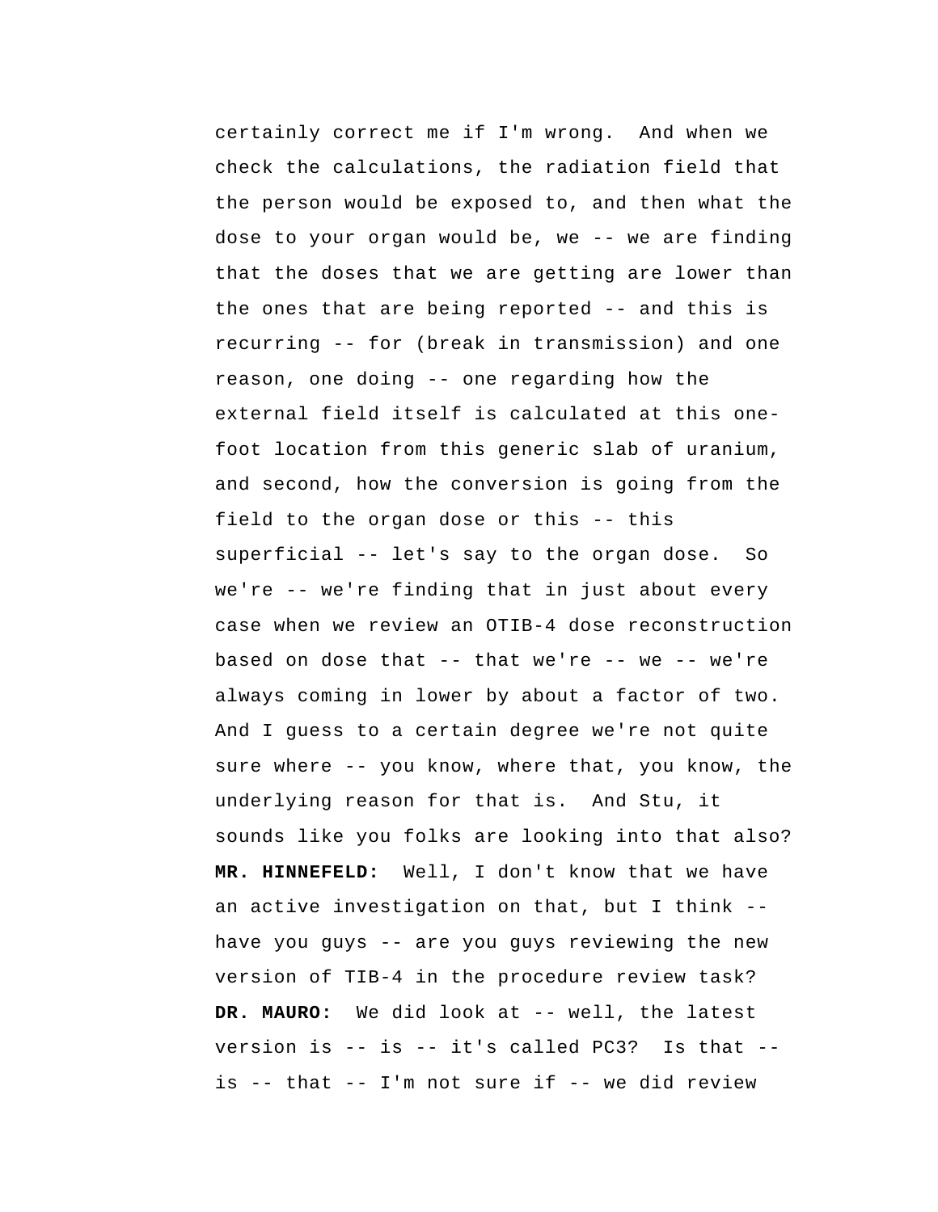certainly correct me if I'm wrong. And when we check the calculations, the radiation field that the person would be exposed to, and then what the dose to your organ would be, we -- we are finding that the doses that we are getting are lower than the ones that are being reported -- and this is recurring -- for (break in transmission) and one reason, one doing -- one regarding how the external field itself is calculated at this one-foot location from this generic slab of uranium, and second, how the conversion is going from the field to the organ dose or this -- this superficial -- let's say to the organ dose. So we're -- we're finding that in just about every case when we review an OTIB-4 dose reconstruction based on dose that -- that we're -- we -- we're always coming in lower by about a factor of two. And I guess to a certain degree we're not quite sure where -- you know, where that, you know, the underlying reason for that is. And Stu, it sounds like you folks are looking into that also?

**MR. HINNEFELD:** Well, I don't know that we have an active investigation on that, but I think -- have you guys -- are you guys reviewing the new version of TIB-4 in the procedure review task?

**DR. MAURO:** We did look at -- well, the latest version is -- is -- it's called PC3? Is that -- is -- that -- I'm not sure if -- we did review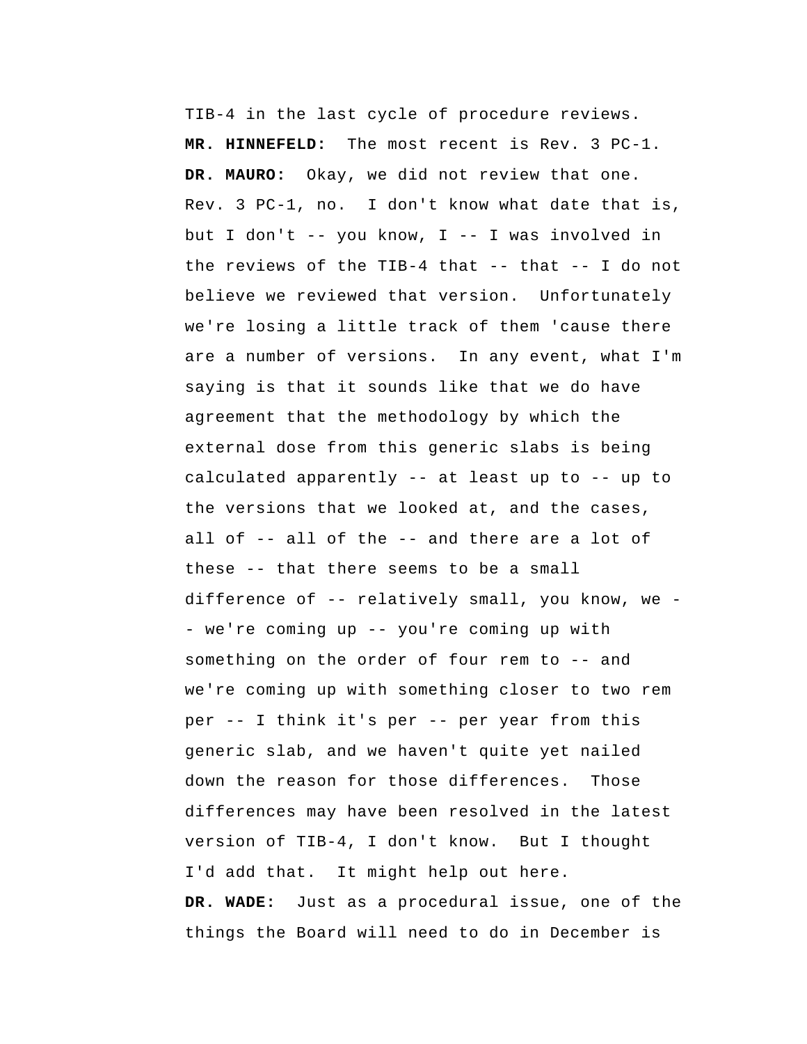TIB-4 in the last cycle of procedure reviews.

**MR. HINNEFELD:** The most recent is Rev. 3 PC-1.

**DR. MAURO:** Okay, we did not review that one. Rev. 3 PC-1, no. I don't know what date that is, but I don't -- you know, I -- I was involved in the reviews of the TIB-4 that -- that -- I do not believe we reviewed that version. Unfortunately we're losing a little track of them 'cause there are a number of versions. In any event, what I'm saying is that it sounds like that we do have agreement that the methodology by which the external dose from this generic slabs is being calculated apparently -- at least up to -- up to the versions that we looked at, and the cases, all of -- all of the -- and there are a lot of these -- that there seems to be a small difference of -- relatively small, you know, we -- we're coming up -- you're coming up with something on the order of four rem to -- and we're coming up with something closer to two rem per -- I think it's per -- per year from this generic slab, and we haven't quite yet nailed down the reason for those differences. Those differences may have been resolved in the latest version of TIB-4, I don't know. But I thought I'd add that. It might help out here.

**DR. WADE:** Just as a procedural issue, one of the things the Board will need to do in December is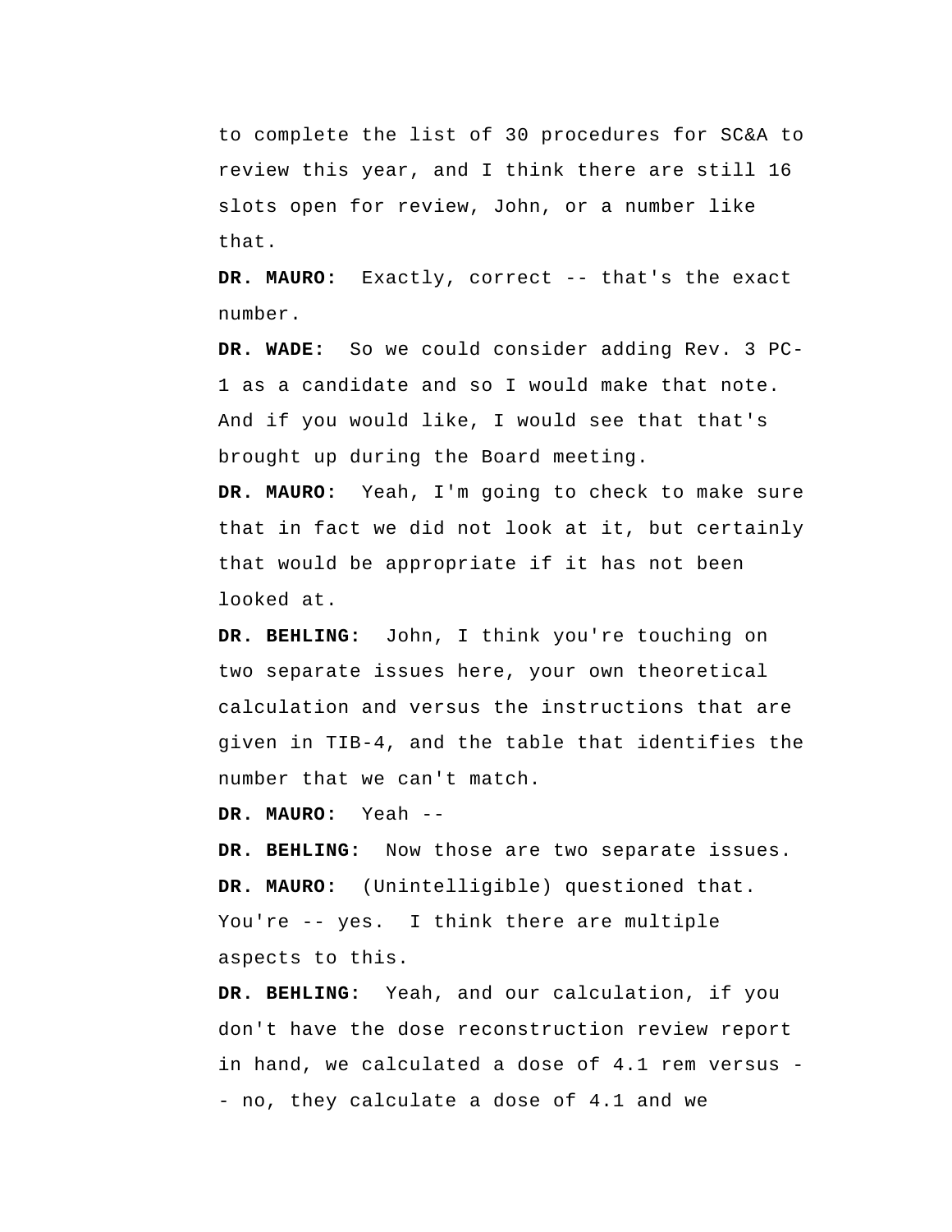to complete the list of 30 procedures for SC&A to review this year, and I think there are still 16 slots open for review, John, or a number like that.

**DR. MAURO:** Exactly, correct -- that's the exact number.

**DR. WADE:** So we could consider adding Rev. 3 PC-1 as a candidate and so I would make that note. And if you would like, I would see that that's brought up during the Board meeting.

**DR. MAURO:** Yeah, I'm going to check to make sure that in fact we did not look at it, but certainly that would be appropriate if it has not been looked at.

**DR. BEHLING:** John, I think you're touching on two separate issues here, your own theoretical calculation and versus the instructions that are given in TIB-4, and the table that identifies the number that we can't match.

**DR. MAURO:** Yeah --

**DR. BEHLING:** Now those are two separate issues.

**DR. MAURO:** (Unintelligible) questioned that. You're -- yes. I think there are multiple aspects to this.

**DR. BEHLING:** Yeah, and our calculation, if you don't have the dose reconstruction review report in hand, we calculated a dose of 4.1 rem versus -- no, they calculate a dose of 4.1 and we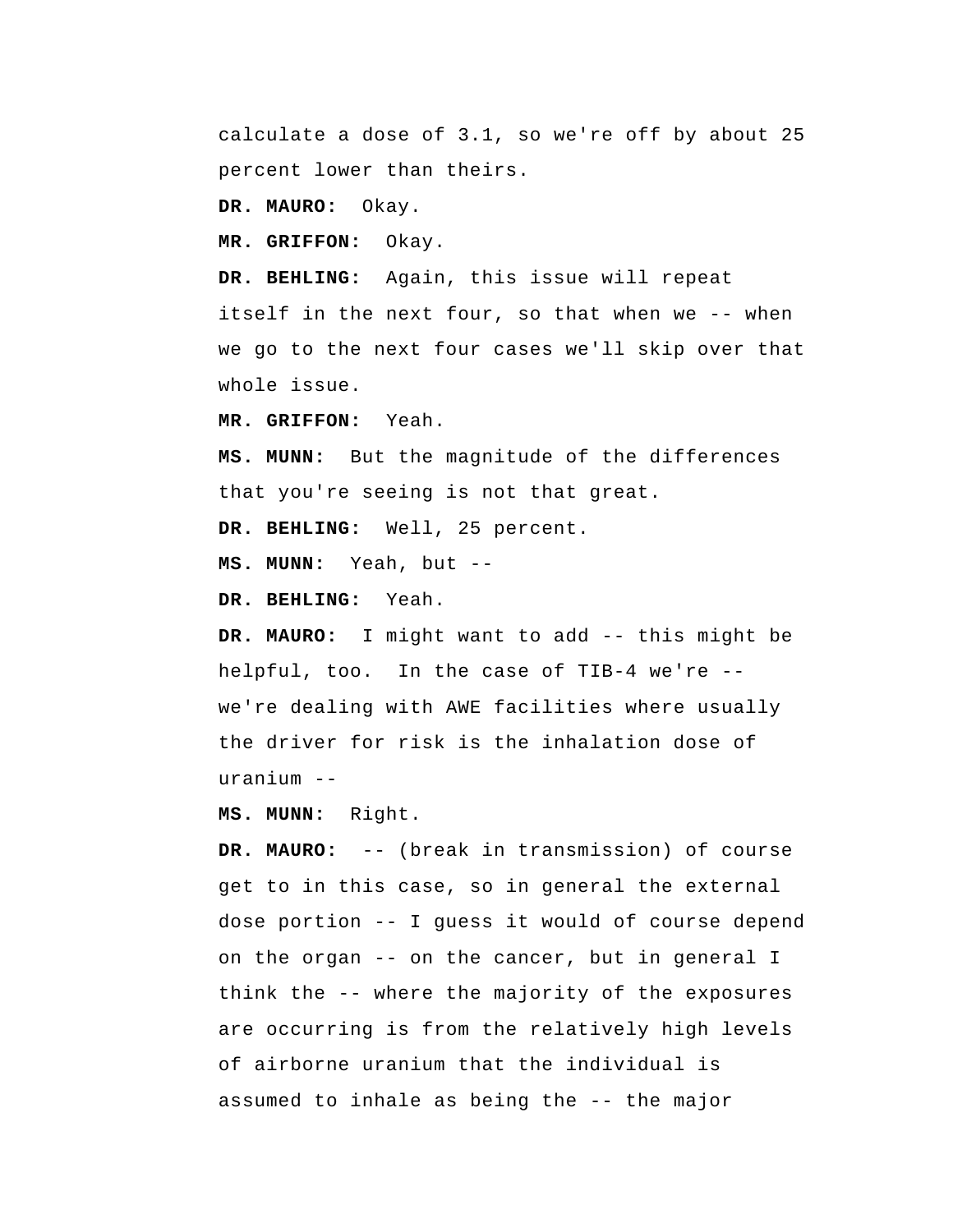calculate a dose of 3.1, so we're off by about 25 percent lower than theirs.

**DR. MAURO:** Okay.

**MR. GRIFFON:** Okay.

**DR. BEHLING:** Again, this issue will repeat itself in the next four, so that when we -- when we go to the next four cases we'll skip over that whole issue.

**MR. GRIFFON:** Yeah.

**MS. MUNN:** But the magnitude of the differences that you're seeing is not that great.

**DR. BEHLING:** Well, 25 percent.

**MS. MUNN:** Yeah, but --

**DR. BEHLING:** Yeah.

**DR. MAURO:** I might want to add -- this might be helpful, too. In the case of TIB-4 we're -- we're dealing with AWE facilities where usually the driver for risk is the inhalation dose of uranium --

**MS. MUNN:** Right.

**DR. MAURO:** -- (break in transmission) of course get to in this case, so in general the external dose portion -- I guess it would of course depend on the organ -- on the cancer, but in general I think the -- where the majority of the exposures are occurring is from the relatively high levels of airborne uranium that the individual is assumed to inhale as being the -- the major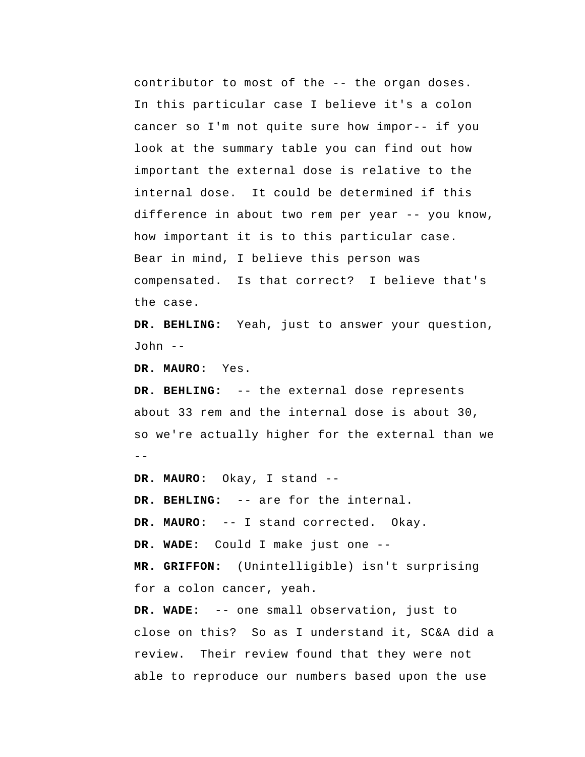contributor to most of the -- the organ doses. In this particular case I believe it's a colon cancer so I'm not quite sure how impor-- if you look at the summary table you can find out how important the external dose is relative to the internal dose. It could be determined if this difference in about two rem per year -- you know, how important it is to this particular case. Bear in mind, I believe this person was compensated. Is that correct? I believe that's the case.

**DR. BEHLING:** Yeah, just to answer your question, John --

**DR. MAURO:** Yes.

**DR. BEHLING:** -- the external dose represents about 33 rem and the internal dose is about 30, so we're actually higher for the external than we --

**DR. MAURO:** Okay, I stand --

**DR. BEHLING:** -- are for the internal.

**DR. MAURO:** -- I stand corrected. Okay.

**DR. WADE:** Could I make just one --

**MR. GRIFFON:** (Unintelligible) isn't surprising for a colon cancer, yeah.

**DR. WADE:** -- one small observation, just to close on this? So as I understand it, SC&A did a review. Their review found that they were not able to reproduce our numbers based upon the use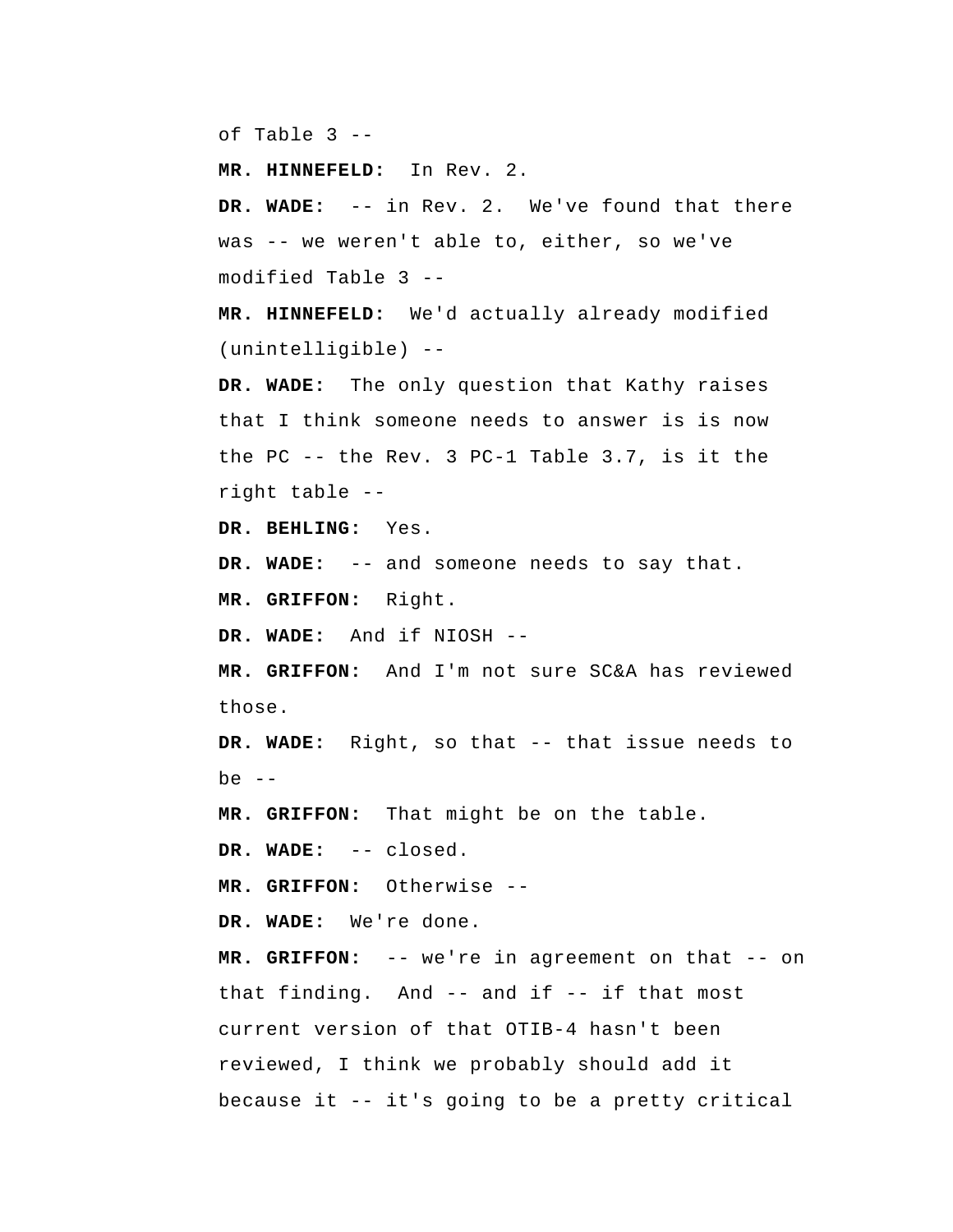of Table 3 --

**MR. HINNEFELD:** In Rev. 2.

**DR. WADE:** -- in Rev. 2. We've found that there was -- we weren't able to, either, so we've modified Table 3 --

**MR. HINNEFELD:** We'd actually already modified (unintelligible) --

**DR. WADE:** The only question that Kathy raises that I think someone needs to answer is is now the PC -- the Rev. 3 PC-1 Table 3.7, is it the right table --

**DR. BEHLING:** Yes.

**DR. WADE:** -- and someone needs to say that.

**MR. GRIFFON:** Right.

**DR. WADE:** And if NIOSH --

**MR. GRIFFON:** And I'm not sure SC&A has reviewed those.

**DR. WADE:** Right, so that -- that issue needs to be --

**MR. GRIFFON:** That might be on the table.

**DR. WADE:** -- closed.

**MR. GRIFFON:** Otherwise --

**DR. WADE:** We're done.

**MR. GRIFFON:** -- we're in agreement on that -- on that finding. And -- and if -- if that most current version of that OTIB-4 hasn't been reviewed, I think we probably should add it because it -- it's going to be a pretty critical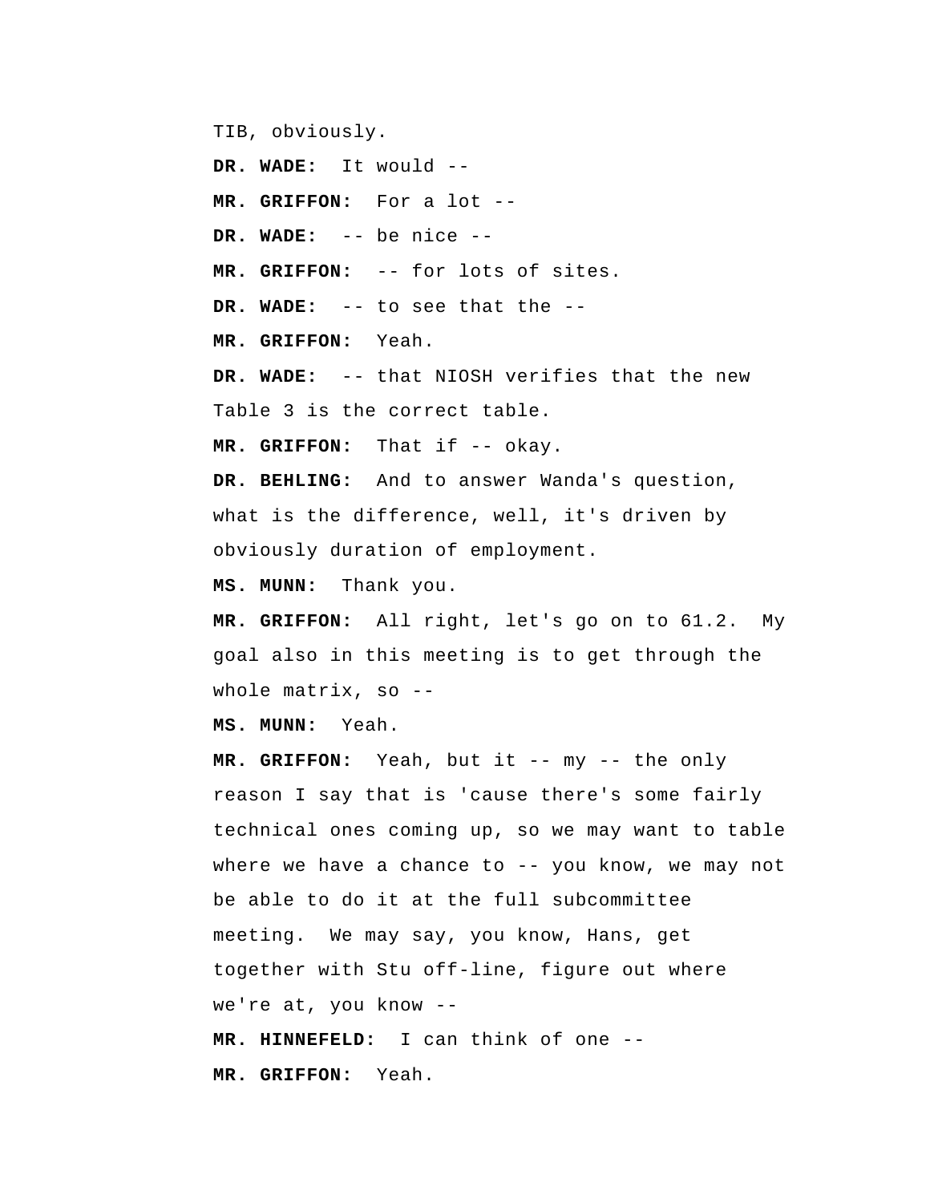TIB, obviously.

**DR. WADE:** It would --

**MR. GRIFFON:** For a lot --

**DR. WADE:** -- be nice --

**MR. GRIFFON:** -- for lots of sites.

**DR. WADE:** -- to see that the --

**MR. GRIFFON:** Yeah.

**DR. WADE:** -- that NIOSH verifies that the new Table 3 is the correct table.

**MR. GRIFFON:** That if -- okay.

**DR. BEHLING:** And to answer Wanda's question, what is the difference, well, it's driven by obviously duration of employment.

**MS. MUNN:** Thank you.

**MR. GRIFFON:** All right, let's go on to 61.2. My goal also in this meeting is to get through the whole matrix, so --

**MS. MUNN:** Yeah.

**MR. GRIFFON:** Yeah, but it -- my -- the only reason I say that is 'cause there's some fairly technical ones coming up, so we may want to table where we have a chance to -- you know, we may not be able to do it at the full subcommittee meeting. We may say, you know, Hans, get together with Stu off-line, figure out where we're at, you know --

**MR. HINNEFELD:** I can think of one --

**MR. GRIFFON:** Yeah.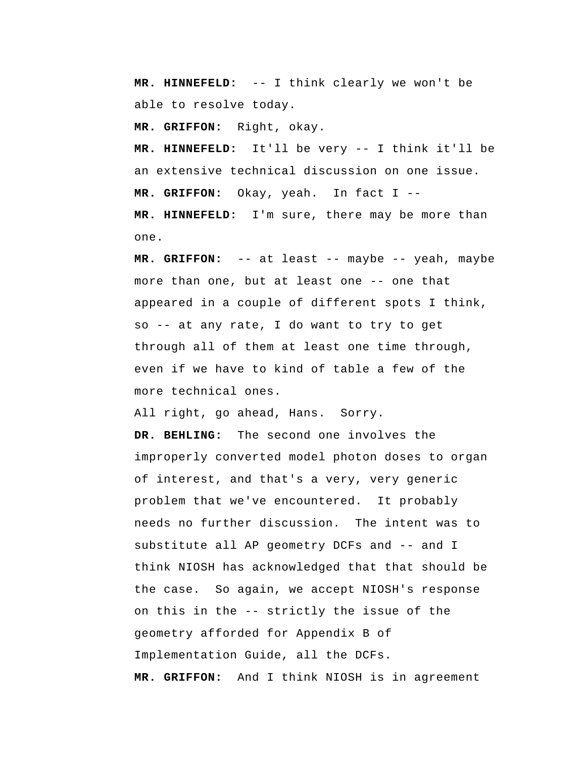**MR. HINNEFELD:** -- I think clearly we won't be able to resolve today.

**MR. GRIFFON:** Right, okay.

**MR. HINNEFELD:** It'll be very -- I think it'll be an extensive technical discussion on one issue.

**MR. GRIFFON:** Okay, yeah. In fact I --

**MR. HINNEFELD:** I'm sure, there may be more than one.

**MR. GRIFFON:** -- at least -- maybe -- yeah, maybe more than one, but at least one -- one that appeared in a couple of different spots I think, so -- at any rate, I do want to try to get through all of them at least one time through, even if we have to kind of table a few of the more technical ones.

All right, go ahead, Hans. Sorry.

**DR. BEHLING:** The second one involves the improperly converted model photon doses to organ of interest, and that's a very, very generic problem that we've encountered. It probably needs no further discussion. The intent was to substitute all AP geometry DCFs and -- and I think NIOSH has acknowledged that that should be the case. So again, we accept NIOSH's response on this in the -- strictly the issue of the geometry afforded for Appendix B of Implementation Guide, all the DCFs.

**MR. GRIFFON:** And I think NIOSH is in agreement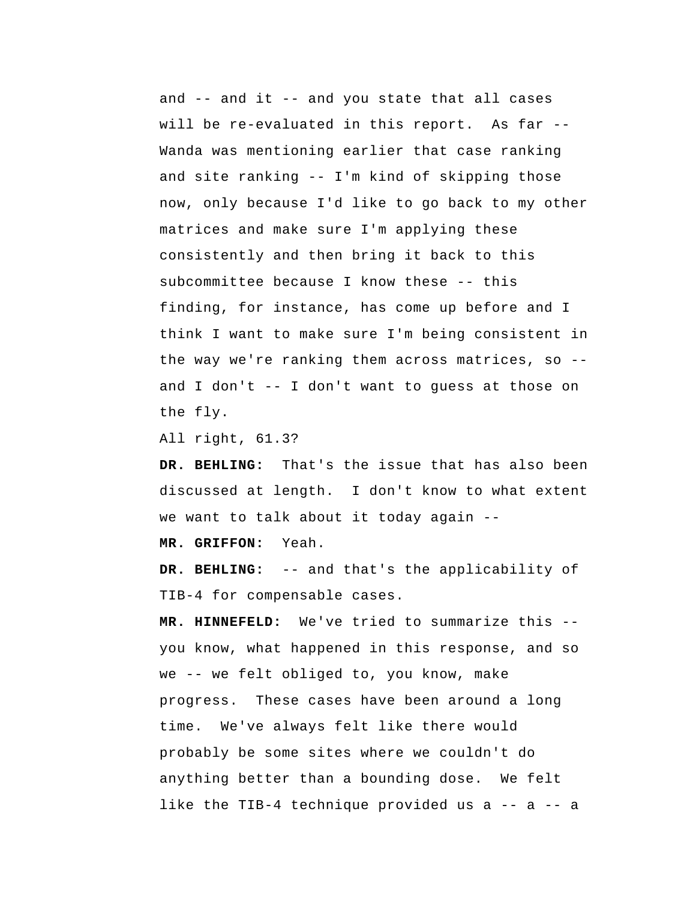and -- and it -- and you state that all cases will be re-evaluated in this report. As far -- Wanda was mentioning earlier that case ranking and site ranking -- I'm kind of skipping those now, only because I'd like to go back to my other matrices and make sure I'm applying these consistently and then bring it back to this subcommittee because I know these -- this finding, for instance, has come up before and I think I want to make sure I'm being consistent in the way we're ranking them across matrices, so -- and I don't -- I don't want to guess at those on the fly.

All right, 61.3?

**DR. BEHLING:** That's the issue that has also been discussed at length. I don't know to what extent we want to talk about it today again --

**MR. GRIFFON:** Yeah.

**DR. BEHLING:** -- and that's the applicability of TIB-4 for compensable cases.

**MR. HINNEFELD:** We've tried to summarize this -- you know, what happened in this response, and so we -- we felt obliged to, you know, make progress. These cases have been around a long time. We've always felt like there would probably be some sites where we couldn't do anything better than a bounding dose. We felt like the TIB-4 technique provided us a -- a -- a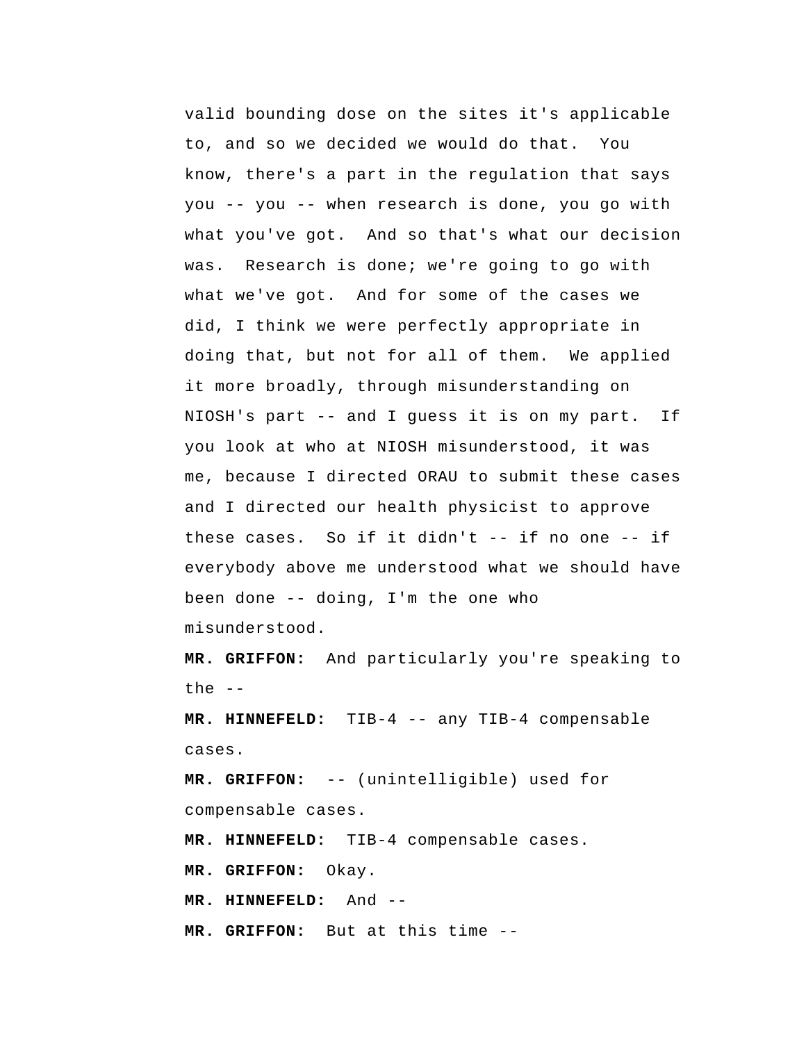valid bounding dose on the sites it's applicable to, and so we decided we would do that. You know, there's a part in the regulation that says you -- you -- when research is done, you go with what you've got. And so that's what our decision was. Research is done; we're going to go with what we've got. And for some of the cases we did, I think we were perfectly appropriate in doing that, but not for all of them. We applied it more broadly, through misunderstanding on NIOSH's part -- and I guess it is on my part. If you look at who at NIOSH misunderstood, it was me, because I directed ORAU to submit these cases and I directed our health physicist to approve these cases. So if it didn't -- if no one -- if everybody above me understood what we should have been done -- doing, I'm the one who misunderstood.

**MR. GRIFFON:** And particularly you're speaking to the --

**MR. HINNEFELD:** TIB-4 -- any TIB-4 compensable cases.

**MR. GRIFFON:** -- (unintelligible) used for compensable cases.

**MR. HINNEFELD:** TIB-4 compensable cases.

**MR. GRIFFON:** Okay.

**MR. HINNEFELD:** And --

**MR. GRIFFON:** But at this time --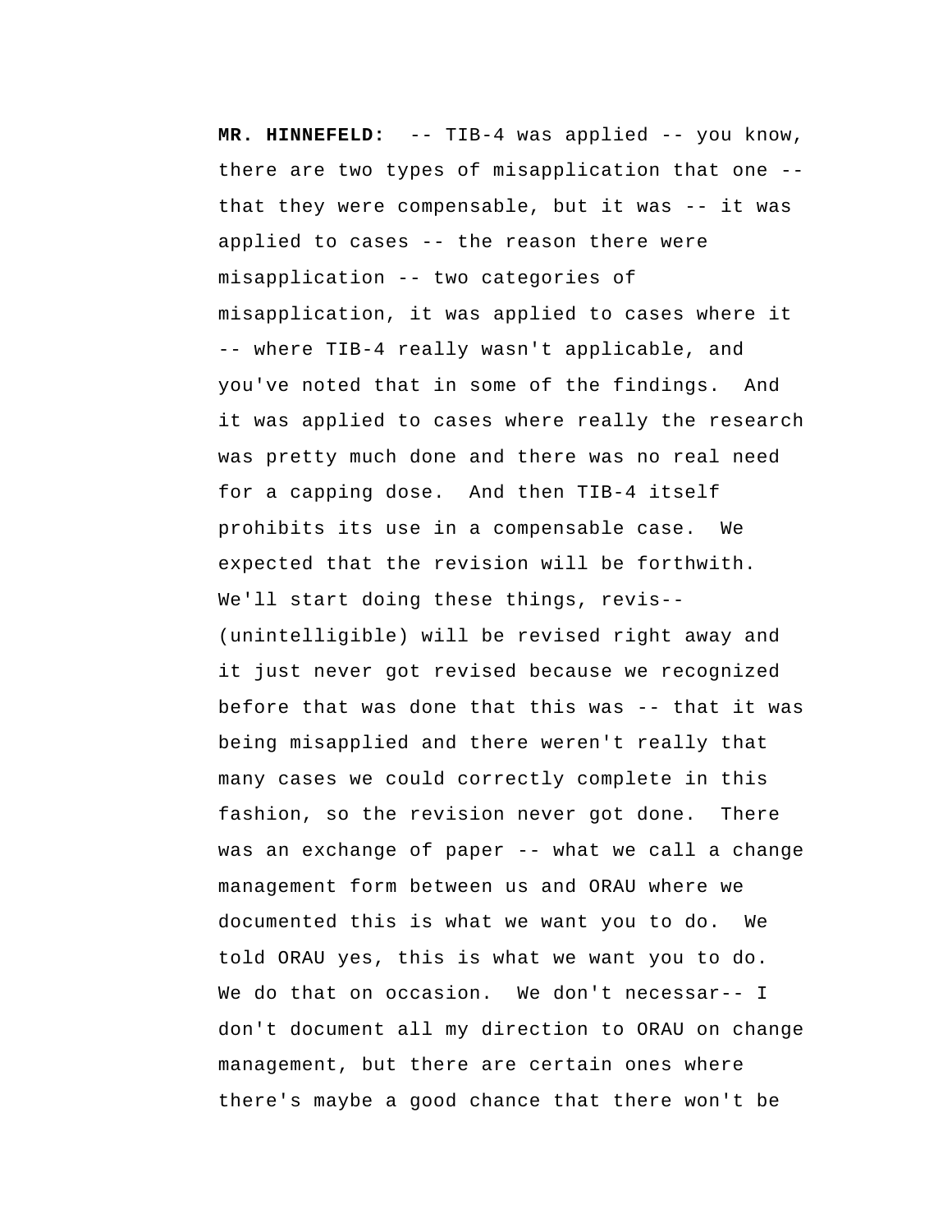**MR. HINNEFELD:** -- TIB-4 was applied -- you know, there are two types of misapplication that one -- that they were compensable, but it was -- it was applied to cases -- the reason there were misapplication -- two categories of misapplication, it was applied to cases where it -- where TIB-4 really wasn't applicable, and you've noted that in some of the findings. And it was applied to cases where really the research was pretty much done and there was no real need for a capping dose. And then TIB-4 itself prohibits its use in a compensable case. We expected that the revision will be forthwith. We'll start doing these things, revis-- (unintelligible) will be revised right away and it just never got revised because we recognized before that was done that this was -- that it was being misapplied and there weren't really that many cases we could correctly complete in this fashion, so the revision never got done. There was an exchange of paper -- what we call a change management form between us and ORAU where we documented this is what we want you to do. We told ORAU yes, this is what we want you to do. We do that on occasion. We don't necessar-- I don't document all my direction to ORAU on change management, but there are certain ones where there's maybe a good chance that there won't be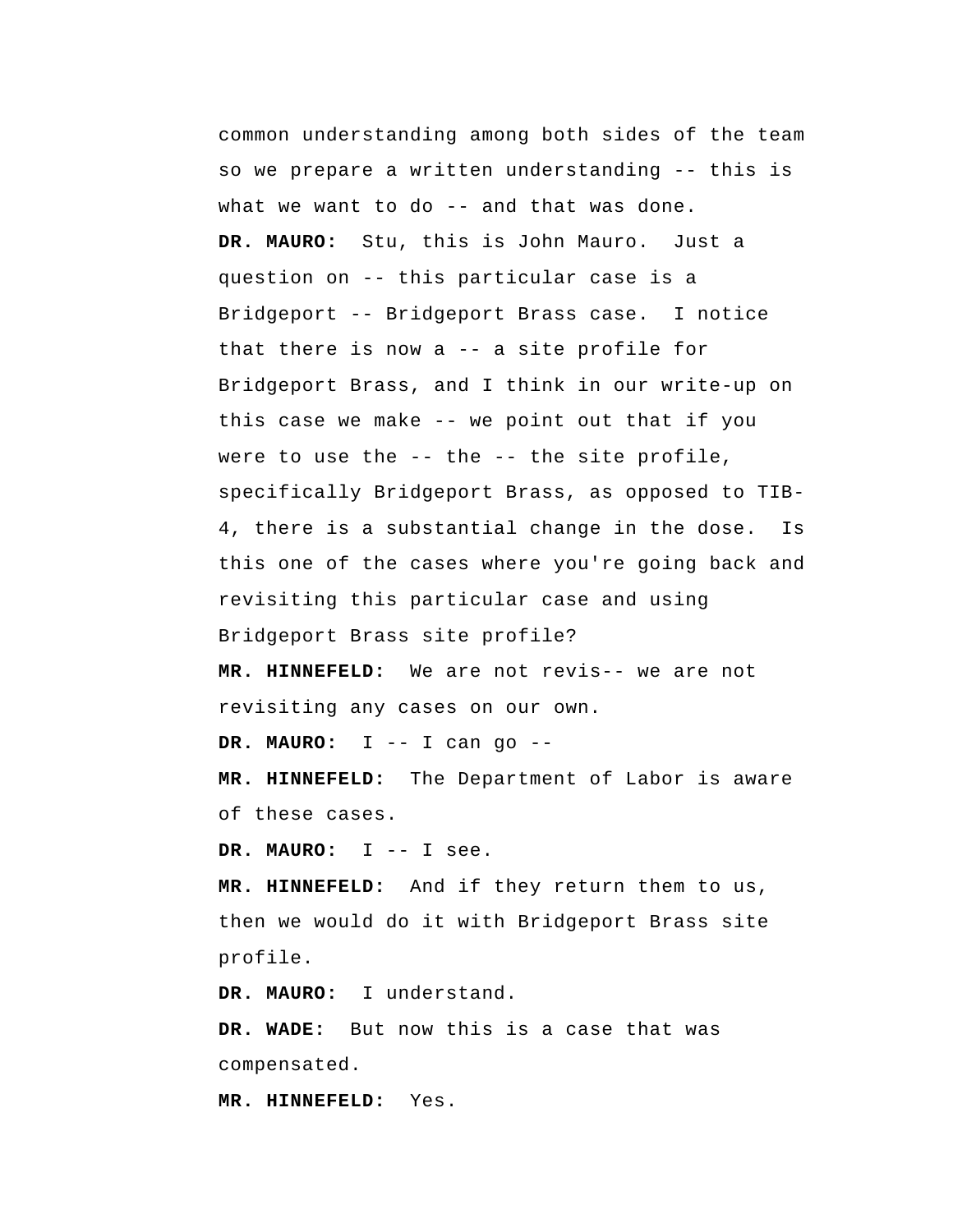common understanding among both sides of the team so we prepare a written understanding -- this is what we want to do -- and that was done.

**DR. MAURO:** Stu, this is John Mauro. Just a question on -- this particular case is a Bridgeport -- Bridgeport Brass case. I notice that there is now a -- a site profile for Bridgeport Brass, and I think in our write-up on this case we make -- we point out that if you were to use the -- the -- the site profile, specifically Bridgeport Brass, as opposed to TIB-4, there is a substantial change in the dose. Is this one of the cases where you're going back and revisiting this particular case and using Bridgeport Brass site profile?

**MR. HINNEFELD:** We are not revis-- we are not revisiting any cases on our own.

**DR. MAURO:** I -- I can go --

**MR. HINNEFELD:** The Department of Labor is aware of these cases.

**DR. MAURO:** I -- I see.

**MR. HINNEFELD:** And if they return them to us, then we would do it with Bridgeport Brass site profile.

**DR. MAURO:** I understand.

**DR. WADE:** But now this is a case that was compensated.

**MR. HINNEFELD:** Yes.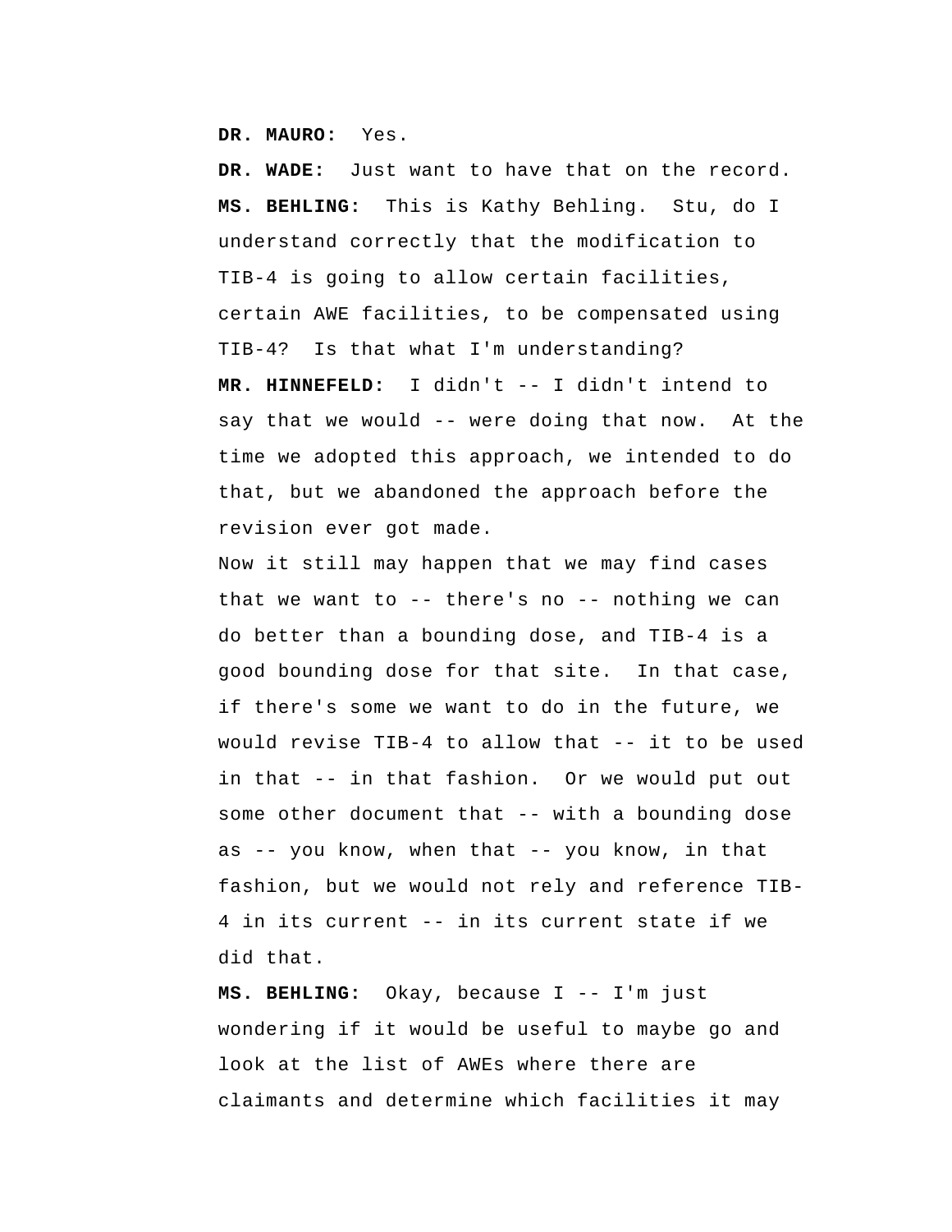**DR. MAURO:** Yes.

**DR. WADE:** Just want to have that on the record.

**MS. BEHLING:** This is Kathy Behling. Stu, do I understand correctly that the modification to TIB-4 is going to allow certain facilities, certain AWE facilities, to be compensated using TIB-4? Is that what I'm understanding?

**MR. HINNEFELD:** I didn't -- I didn't intend to say that we would -- were doing that now. At the time we adopted this approach, we intended to do that, but we abandoned the approach before the revision ever got made.

Now it still may happen that we may find cases that we want to -- there's no -- nothing we can do better than a bounding dose, and TIB-4 is a good bounding dose for that site. In that case, if there's some we want to do in the future, we would revise TIB-4 to allow that -- it to be used in that -- in that fashion. Or we would put out some other document that -- with a bounding dose as -- you know, when that -- you know, in that fashion, but we would not rely and reference TIB-4 in its current -- in its current state if we did that.

**MS. BEHLING:** Okay, because I -- I'm just wondering if it would be useful to maybe go and look at the list of AWEs where there are claimants and determine which facilities it may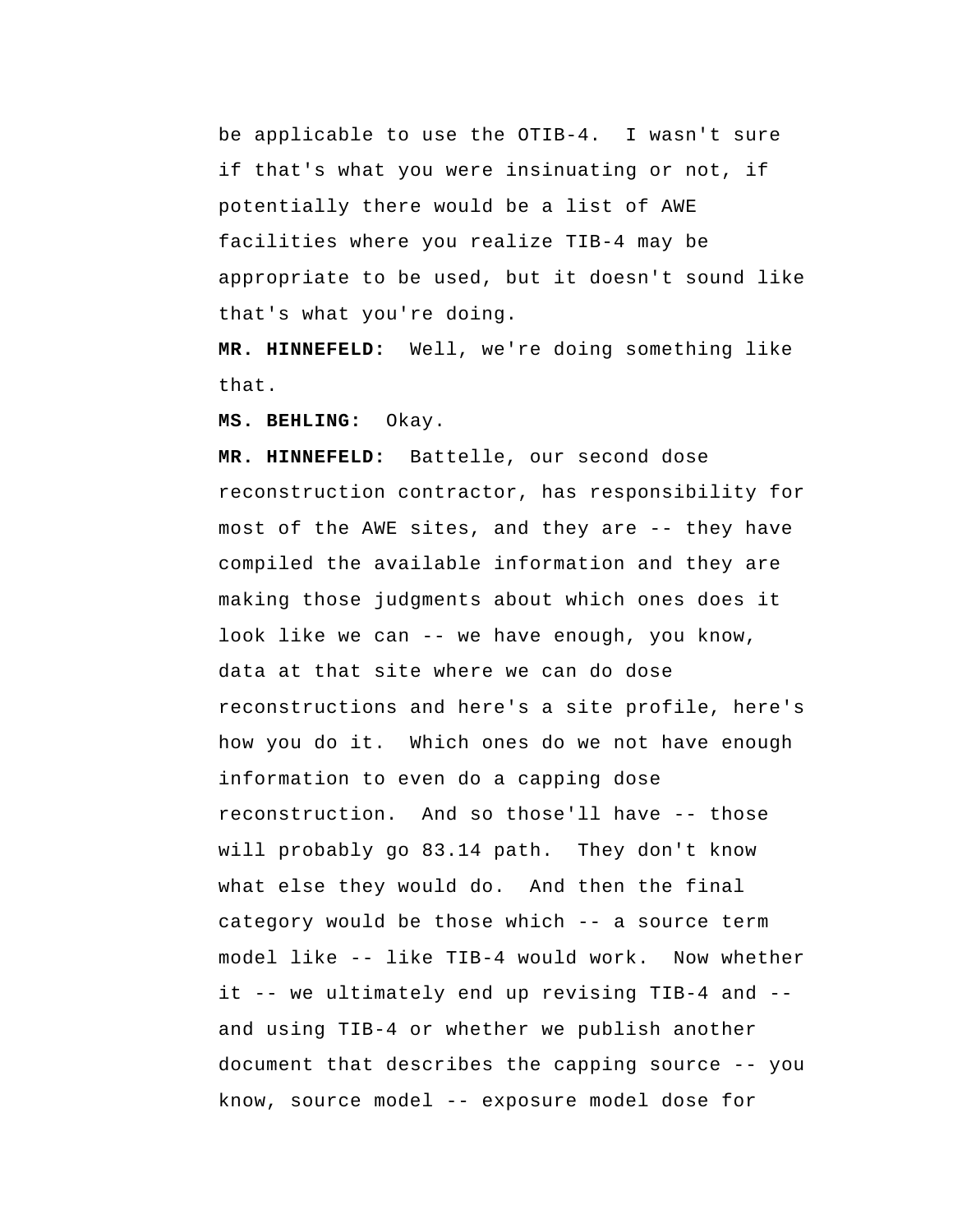be applicable to use the OTIB-4. I wasn't sure if that's what you were insinuating or not, if potentially there would be a list of AWE facilities where you realize TIB-4 may be appropriate to be used, but it doesn't sound like that's what you're doing.

**MR. HINNEFELD:** Well, we're doing something like that.

**MS. BEHLING:** Okay.

**MR. HINNEFELD:** Battelle, our second dose reconstruction contractor, has responsibility for most of the AWE sites, and they are -- they have compiled the available information and they are making those judgments about which ones does it look like we can -- we have enough, you know, data at that site where we can do dose reconstructions and here's a site profile, here's how you do it. Which ones do we not have enough information to even do a capping dose reconstruction. And so those'll have -- those will probably go 83.14 path. They don't know what else they would do. And then the final category would be those which -- a source term model like -- like TIB-4 would work. Now whether it -- we ultimately end up revising TIB-4 and -- and using TIB-4 or whether we publish another document that describes the capping source -- you know, source model -- exposure model dose for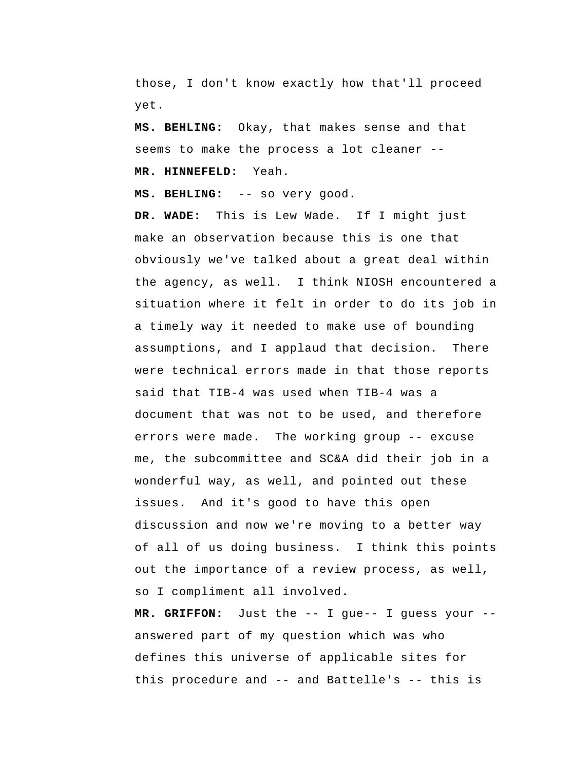those, I don't know exactly how that'll proceed yet.

**MS. BEHLING:** Okay, that makes sense and that seems to make the process a lot cleaner --

**MR. HINNEFELD:** Yeah.

**MS. BEHLING:** -- so very good.

**DR. WADE:** This is Lew Wade. If I might just make an observation because this is one that obviously we've talked about a great deal within the agency, as well. I think NIOSH encountered a situation where it felt in order to do its job in a timely way it needed to make use of bounding assumptions, and I applaud that decision. There were technical errors made in that those reports said that TIB-4 was used when TIB-4 was a document that was not to be used, and therefore errors were made. The working group -- excuse me, the subcommittee and SC&A did their job in a wonderful way, as well, and pointed out these issues. And it's good to have this open discussion and now we're moving to a better way of all of us doing business. I think this points out the importance of a review process, as well, so I compliment all involved.

**MR. GRIFFON:** Just the -- I gue-- I guess your -- answered part of my question which was who defines this universe of applicable sites for this procedure and -- and Battelle's -- this is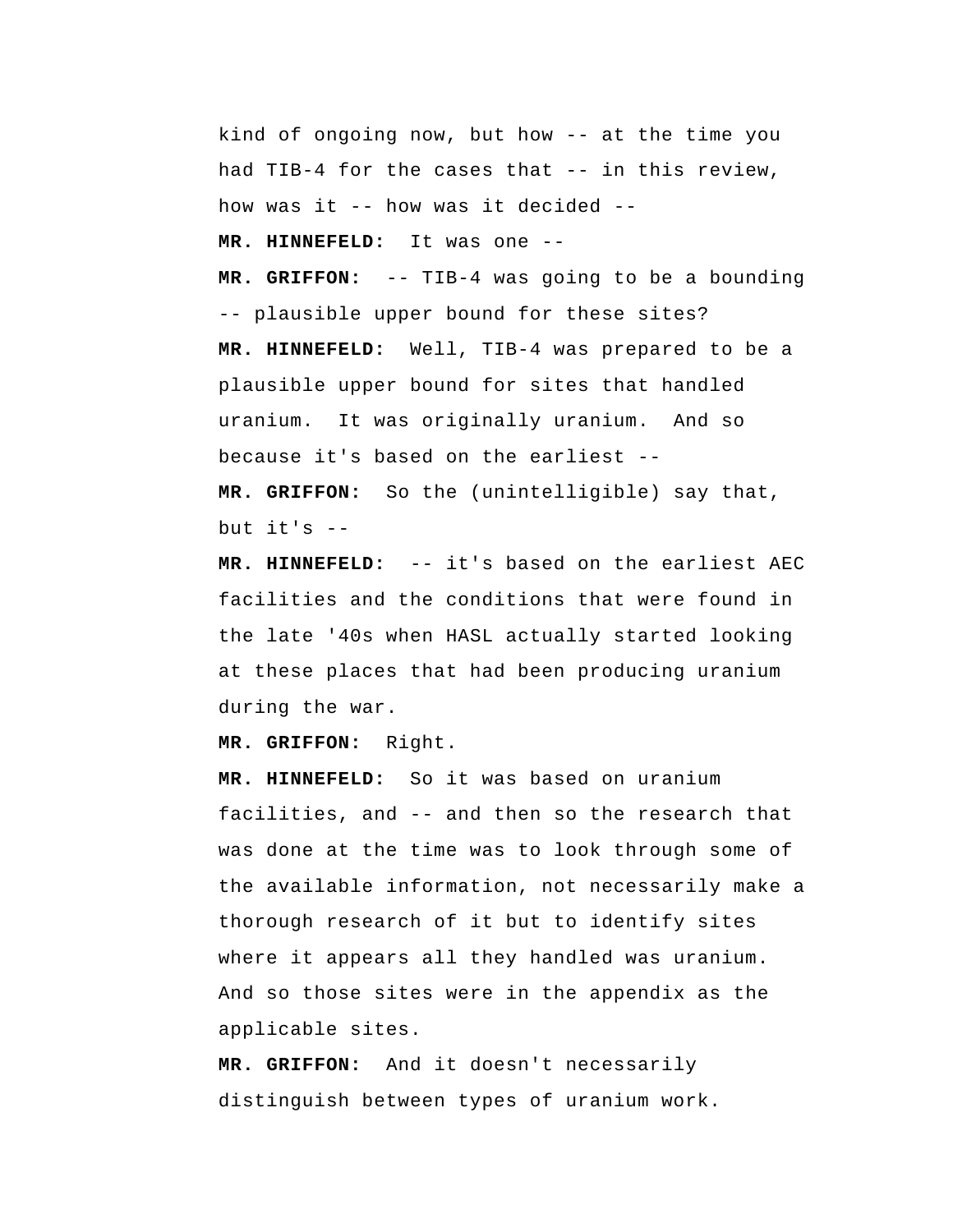kind of ongoing now, but how -- at the time you had TIB-4 for the cases that -- in this review, how was it -- how was it decided --

**MR. HINNEFELD:** It was one --

**MR. GRIFFON:** -- TIB-4 was going to be a bounding -- plausible upper bound for these sites?

**MR. HINNEFELD:** Well, TIB-4 was prepared to be a plausible upper bound for sites that handled uranium. It was originally uranium. And so because it's based on the earliest --

**MR. GRIFFON:** So the (unintelligible) say that, but it's --

**MR. HINNEFELD:** -- it's based on the earliest AEC facilities and the conditions that were found in the late '40s when HASL actually started looking at these places that had been producing uranium during the war.

**MR. GRIFFON:** Right.

**MR. HINNEFELD:** So it was based on uranium facilities, and -- and then so the research that was done at the time was to look through some of the available information, not necessarily make a thorough research of it but to identify sites where it appears all they handled was uranium. And so those sites were in the appendix as the applicable sites.

**MR. GRIFFON:** And it doesn't necessarily distinguish between types of uranium work.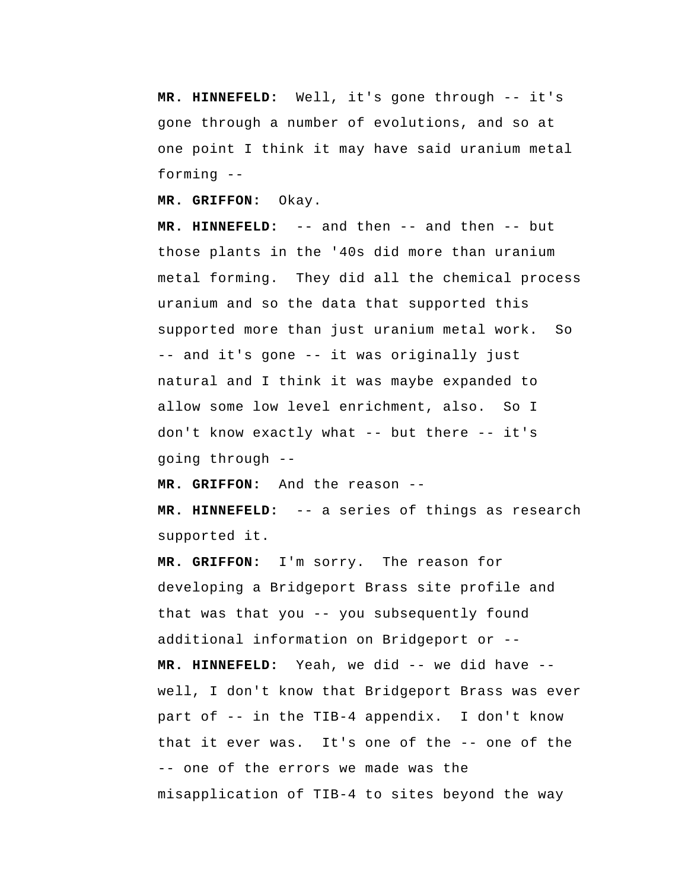**MR. HINNEFELD:** Well, it's gone through -- it's gone through a number of evolutions, and so at one point I think it may have said uranium metal forming --

**MR. GRIFFON:** Okay.

**MR. HINNEFELD:** -- and then -- and then -- but those plants in the '40s did more than uranium metal forming. They did all the chemical process uranium and so the data that supported this supported more than just uranium metal work. So -- and it's gone -- it was originally just natural and I think it was maybe expanded to allow some low level enrichment, also. So I don't know exactly what -- but there -- it's going through --

**MR. GRIFFON:** And the reason --

**MR. HINNEFELD:** -- a series of things as research supported it.

**MR. GRIFFON:** I'm sorry. The reason for developing a Bridgeport Brass site profile and that was that you -- you subsequently found additional information on Bridgeport or --

**MR. HINNEFELD:** Yeah, we did -- we did have -- well, I don't know that Bridgeport Brass was ever part of -- in the TIB-4 appendix. I don't know that it ever was. It's one of the -- one of the -- one of the errors we made was the misapplication of TIB-4 to sites beyond the way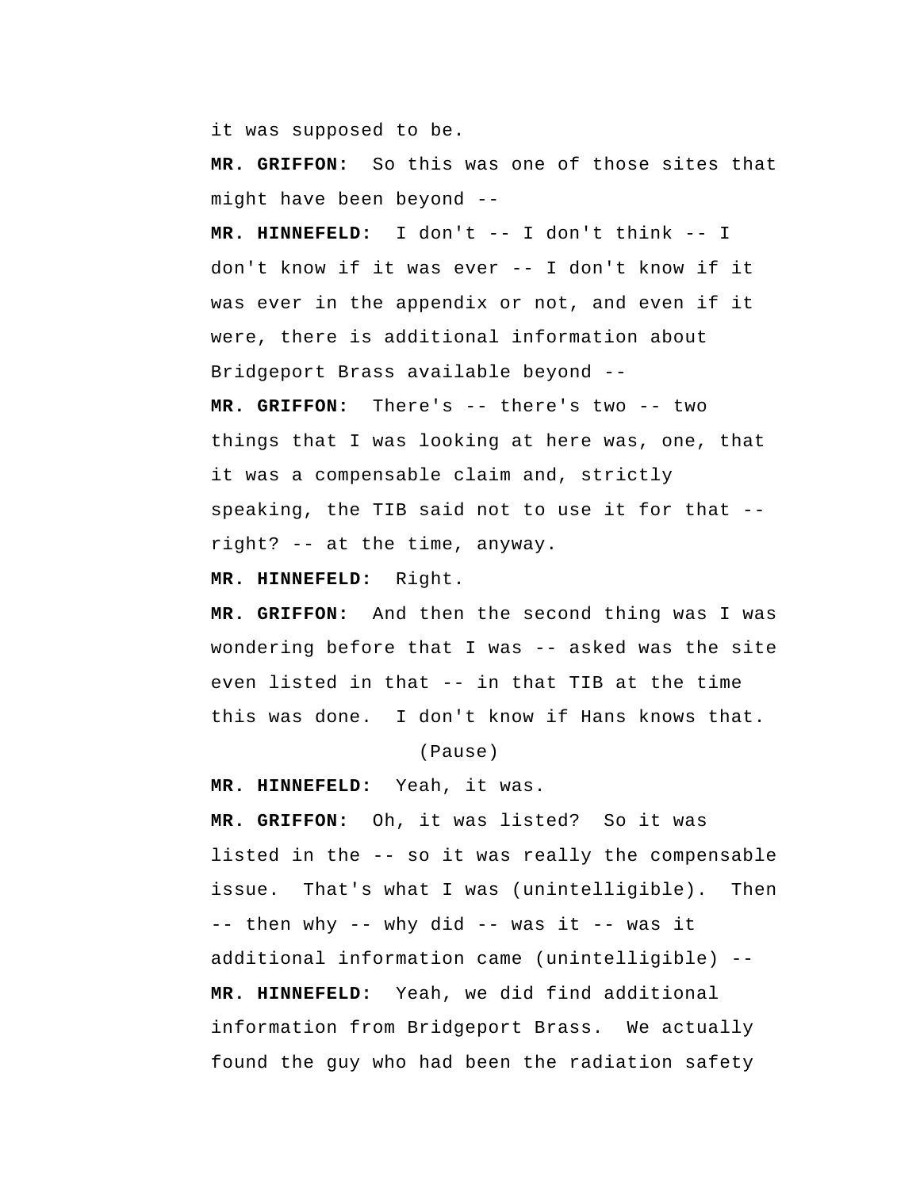it was supposed to be.

**MR. GRIFFON:** So this was one of those sites that might have been beyond --

**MR. HINNEFELD:** I don't -- I don't think -- I don't know if it was ever -- I don't know if it was ever in the appendix or not, and even if it were, there is additional information about Bridgeport Brass available beyond --

**MR. GRIFFON:** There's -- there's two -- two things that I was looking at here was, one, that it was a compensable claim and, strictly speaking, the TIB said not to use it for that -- right? -- at the time, anyway.

**MR. HINNEFELD:** Right.

**MR. GRIFFON:** And then the second thing was I was wondering before that I was -- asked was the site even listed in that -- in that TIB at the time this was done. I don't know if Hans knows that.

(Pause)

**MR. HINNEFELD:** Yeah, it was.

**MR. GRIFFON:** Oh, it was listed? So it was listed in the -- so it was really the compensable issue. That's what I was (unintelligible). Then -- then why -- why did -- was it -- was it additional information came (unintelligible) --

**MR. HINNEFELD:** Yeah, we did find additional information from Bridgeport Brass. We actually found the guy who had been the radiation safety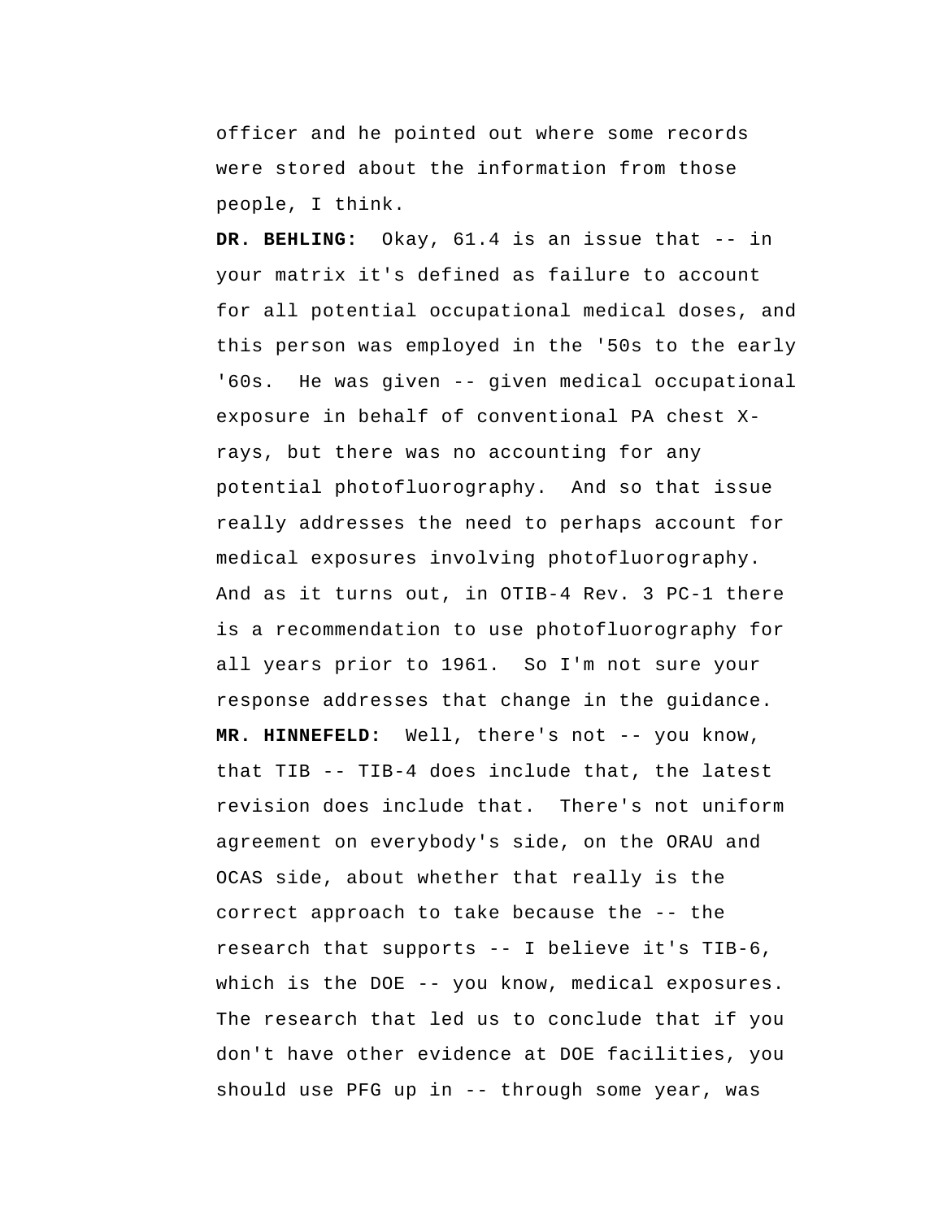officer and he pointed out where some records were stored about the information from those people, I think.

**DR. BEHLING:** Okay, 61.4 is an issue that -- in your matrix it's defined as failure to account for all potential occupational medical doses, and this person was employed in the '50s to the early '60s. He was given -- given medical occupational exposure in behalf of conventional PA chest X-rays, but there was no accounting for any potential photofluorography. And so that issue really addresses the need to perhaps account for medical exposures involving photofluorography. And as it turns out, in OTIB-4 Rev. 3 PC-1 there is a recommendation to use photofluorography for all years prior to 1961. So I'm not sure your response addresses that change in the guidance.

**MR. HINNEFELD:** Well, there's not -- you know, that TIB -- TIB-4 does include that, the latest revision does include that. There's not uniform agreement on everybody's side, on the ORAU and OCAS side, about whether that really is the correct approach to take because the -- the research that supports -- I believe it's TIB-6, which is the DOE -- you know, medical exposures. The research that led us to conclude that if you don't have other evidence at DOE facilities, you should use PFG up in -- through some year, was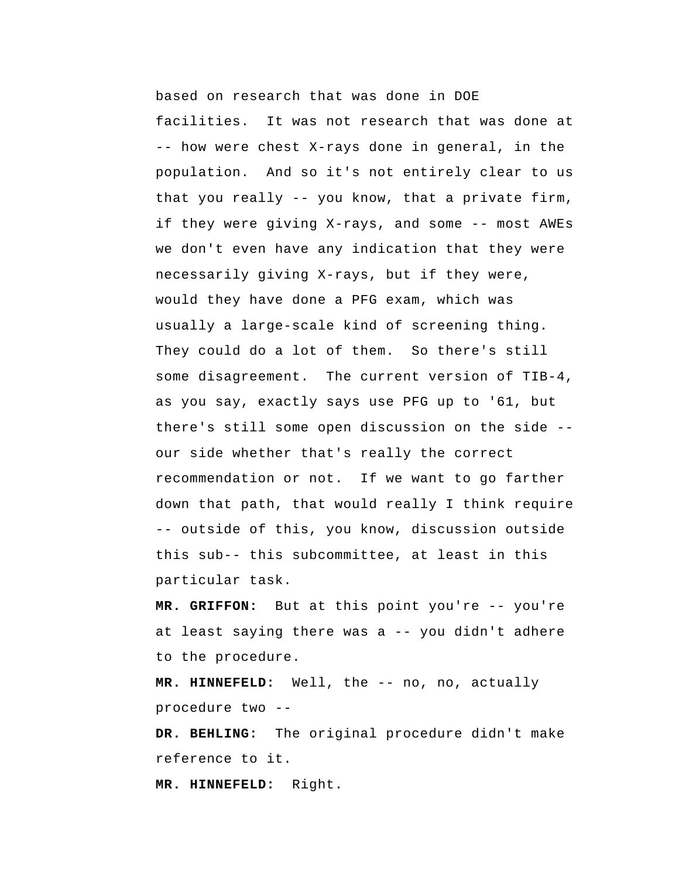based on research that was done in DOE facilities. It was not research that was done at -- how were chest X-rays done in general, in the population. And so it's not entirely clear to us that you really -- you know, that a private firm, if they were giving X-rays, and some -- most AWEs we don't even have any indication that they were necessarily giving X-rays, but if they were, would they have done a PFG exam, which was usually a large-scale kind of screening thing. They could do a lot of them. So there's still some disagreement. The current version of TIB-4, as you say, exactly says use PFG up to '61, but there's still some open discussion on the side -- our side whether that's really the correct recommendation or not. If we want to go farther down that path, that would really I think require -- outside of this, you know, discussion outside this sub-- this subcommittee, at least in this particular task.

**MR. GRIFFON:** But at this point you're -- you're at least saying there was a -- you didn't adhere to the procedure.

**MR. HINNEFELD:** Well, the -- no, no, actually procedure two --

**DR. BEHLING:** The original procedure didn't make reference to it.

**MR. HINNEFELD:** Right.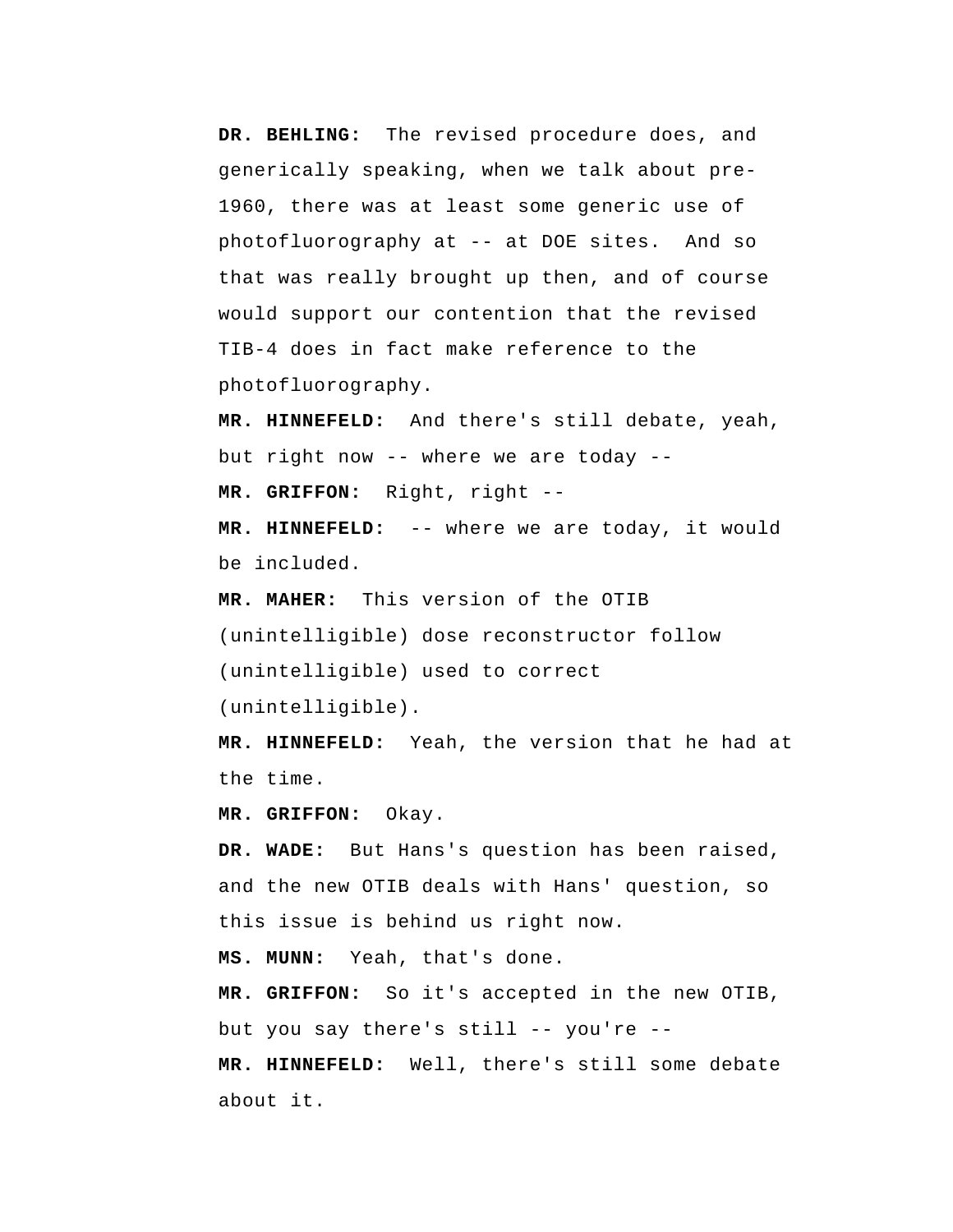**DR. BEHLING:** The revised procedure does, and generically speaking, when we talk about pre-1960, there was at least some generic use of photofluorography at -- at DOE sites. And so that was really brought up then, and of course would support our contention that the revised TIB-4 does in fact make reference to the photofluorography.

**MR. HINNEFELD:** And there's still debate, yeah, but right now -- where we are today --

**MR. GRIFFON:** Right, right --

**MR. HINNEFELD:** -- where we are today, it would be included.

**MR. MAHER:** This version of the OTIB (unintelligible) dose reconstructor follow (unintelligible) used to correct (unintelligible).

**MR. HINNEFELD:** Yeah, the version that he had at the time.

**MR. GRIFFON:** Okay.

**DR. WADE:** But Hans's question has been raised, and the new OTIB deals with Hans' question, so this issue is behind us right now.

**MS. MUNN:** Yeah, that's done.

**MR. GRIFFON:** So it's accepted in the new OTIB, but you say there's still -- you're --

**MR. HINNEFELD:** Well, there's still some debate about it.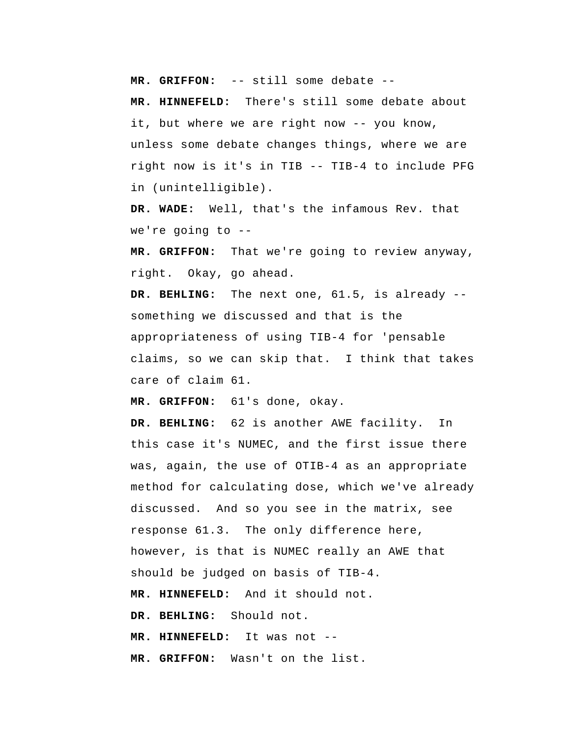**MR. GRIFFON:** -- still some debate --

**MR. HINNEFELD:** There's still some debate about it, but where we are right now -- you know, unless some debate changes things, where we are right now is it's in TIB -- TIB-4 to include PFG in (unintelligible).

**DR. WADE:** Well, that's the infamous Rev. that we're going to --

**MR. GRIFFON:** That we're going to review anyway, right. Okay, go ahead.

**DR. BEHLING:** The next one, 61.5, is already -- something we discussed and that is the appropriateness of using TIB-4 for 'pensable claims, so we can skip that. I think that takes care of claim 61.

**MR. GRIFFON:** 61's done, okay.

**DR. BEHLING:** 62 is another AWE facility. In this case it's NUMEC, and the first issue there was, again, the use of OTIB-4 as an appropriate method for calculating dose, which we've already discussed. And so you see in the matrix, see response 61.3. The only difference here, however, is that is NUMEC really an AWE that should be judged on basis of TIB-4.

**MR. HINNEFELD:** And it should not.

**DR. BEHLING:** Should not.

**MR. HINNEFELD:** It was not --

**MR. GRIFFON:** Wasn't on the list.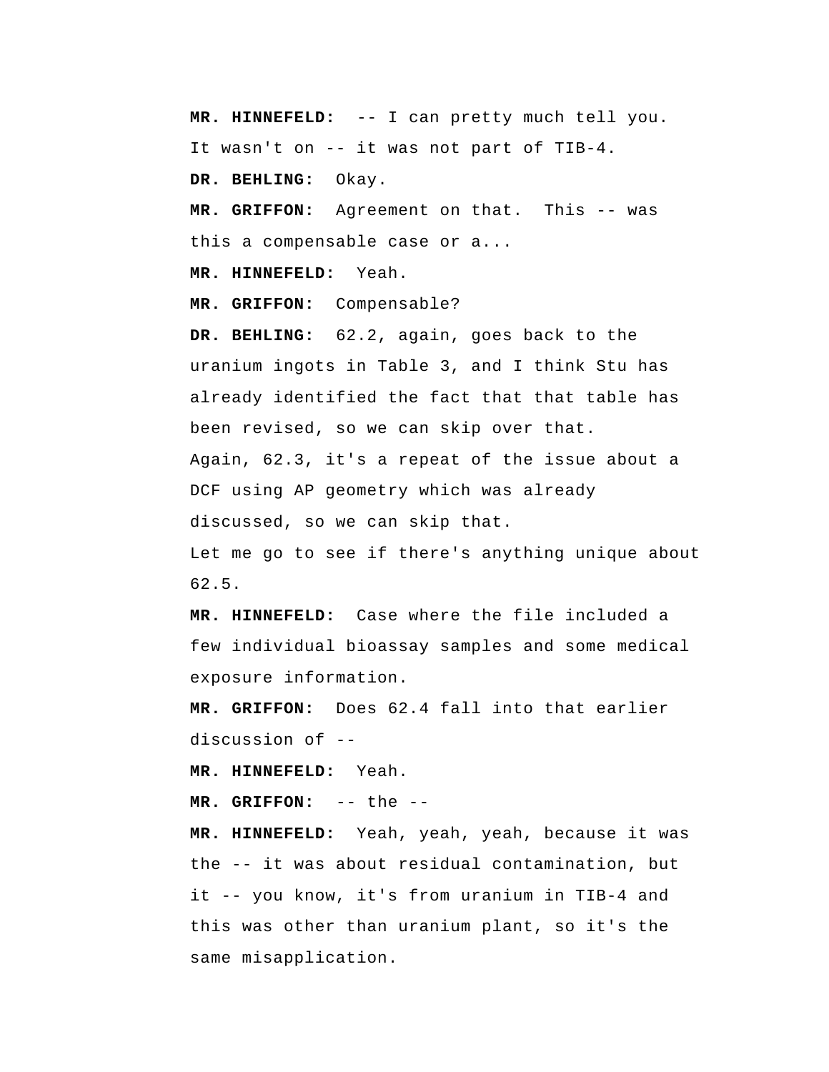**MR. HINNEFELD:** -- I can pretty much tell you. It wasn't on -- it was not part of TIB-4.

**DR. BEHLING:** Okay.

**MR. GRIFFON:** Agreement on that. This -- was this a compensable case or a...

**MR. HINNEFELD:** Yeah.

**MR. GRIFFON:** Compensable?

**DR. BEHLING:** 62.2, again, goes back to the uranium ingots in Table 3, and I think Stu has already identified the fact that that table has been revised, so we can skip over that.

Again, 62.3, it's a repeat of the issue about a DCF using AP geometry which was already discussed, so we can skip that.

Let me go to see if there's anything unique about 62.5.

**MR. HINNEFELD:** Case where the file included a few individual bioassay samples and some medical exposure information.

**MR. GRIFFON:** Does 62.4 fall into that earlier discussion of --

**MR. HINNEFELD:** Yeah.

**MR. GRIFFON:** -- the --

**MR. HINNEFELD:** Yeah, yeah, yeah, because it was the -- it was about residual contamination, but it -- you know, it's from uranium in TIB-4 and this was other than uranium plant, so it's the same misapplication.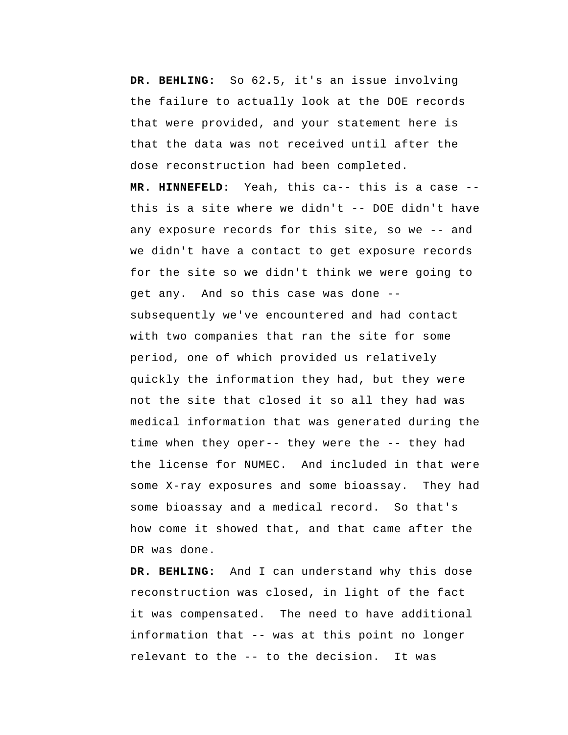**DR. BEHLING:** So 62.5, it's an issue involving the failure to actually look at the DOE records that were provided, and your statement here is that the data was not received until after the dose reconstruction had been completed.

**MR. HINNEFELD:** Yeah, this ca-- this is a case -- this is a site where we didn't -- DOE didn't have any exposure records for this site, so we -- and we didn't have a contact to get exposure records for the site so we didn't think we were going to get any. And so this case was done -- subsequently we've encountered and had contact with two companies that ran the site for some period, one of which provided us relatively quickly the information they had, but they were not the site that closed it so all they had was medical information that was generated during the time when they oper-- they were the -- they had the license for NUMEC. And included in that were some X-ray exposures and some bioassay. They had some bioassay and a medical record. So that's how come it showed that, and that came after the DR was done.

**DR. BEHLING:** And I can understand why this dose reconstruction was closed, in light of the fact it was compensated. The need to have additional information that -- was at this point no longer relevant to the -- to the decision. It was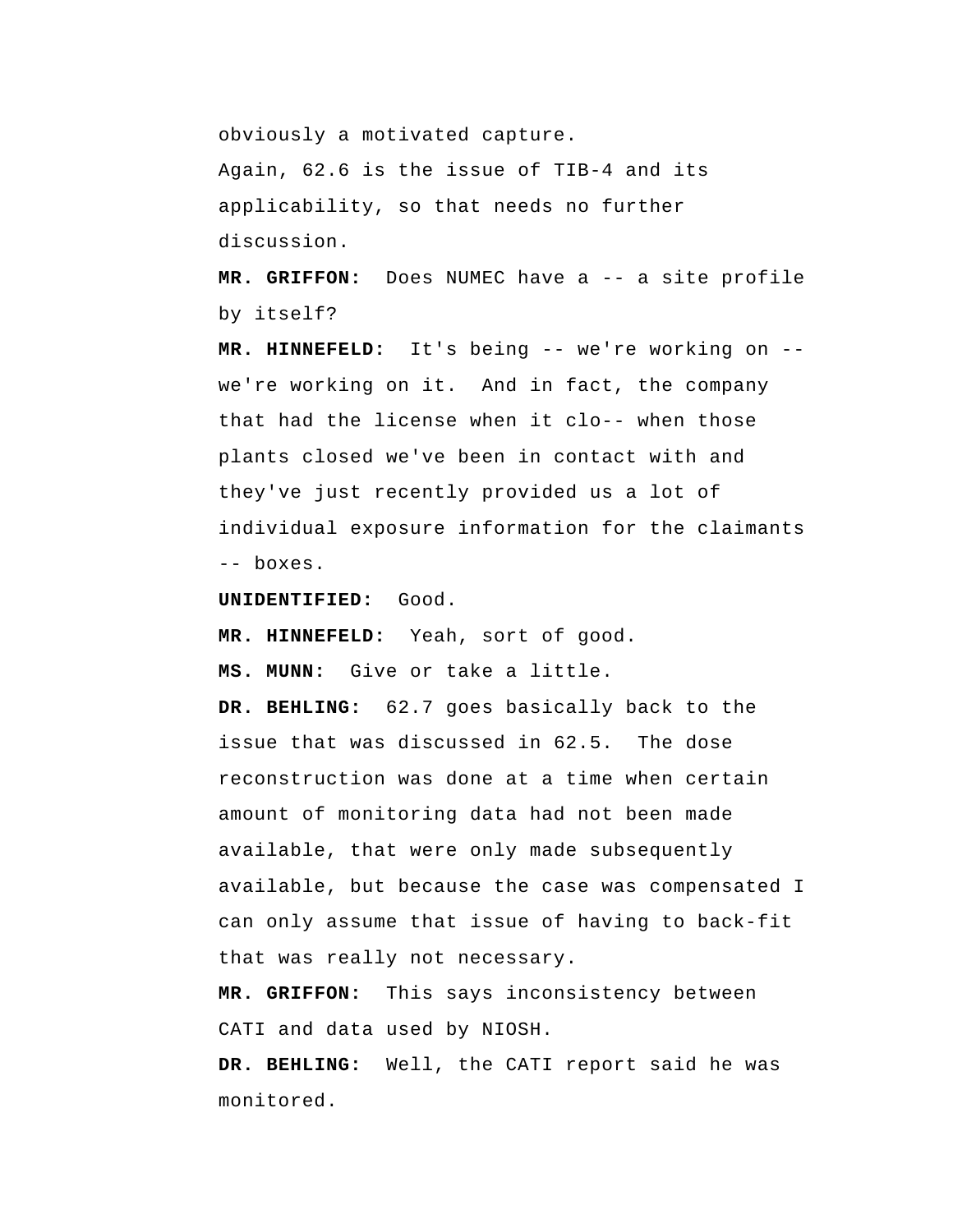obviously a motivated capture.

Again, 62.6 is the issue of TIB-4 and its applicability, so that needs no further discussion.

**MR. GRIFFON:** Does NUMEC have a -- a site profile by itself?

**MR. HINNEFELD:** It's being -- we're working on -- we're working on it. And in fact, the company that had the license when it clo-- when those plants closed we've been in contact with and they've just recently provided us a lot of individual exposure information for the claimants -- boxes.

**UNIDENTIFIED:** Good.

**MR. HINNEFELD:** Yeah, sort of good.

**MS. MUNN:** Give or take a little.

**DR. BEHLING:** 62.7 goes basically back to the issue that was discussed in 62.5. The dose reconstruction was done at a time when certain amount of monitoring data had not been made available, that were only made subsequently available, but because the case was compensated I can only assume that issue of having to back-fit that was really not necessary.

**MR. GRIFFON:** This says inconsistency between CATI and data used by NIOSH.

**DR. BEHLING:** Well, the CATI report said he was monitored.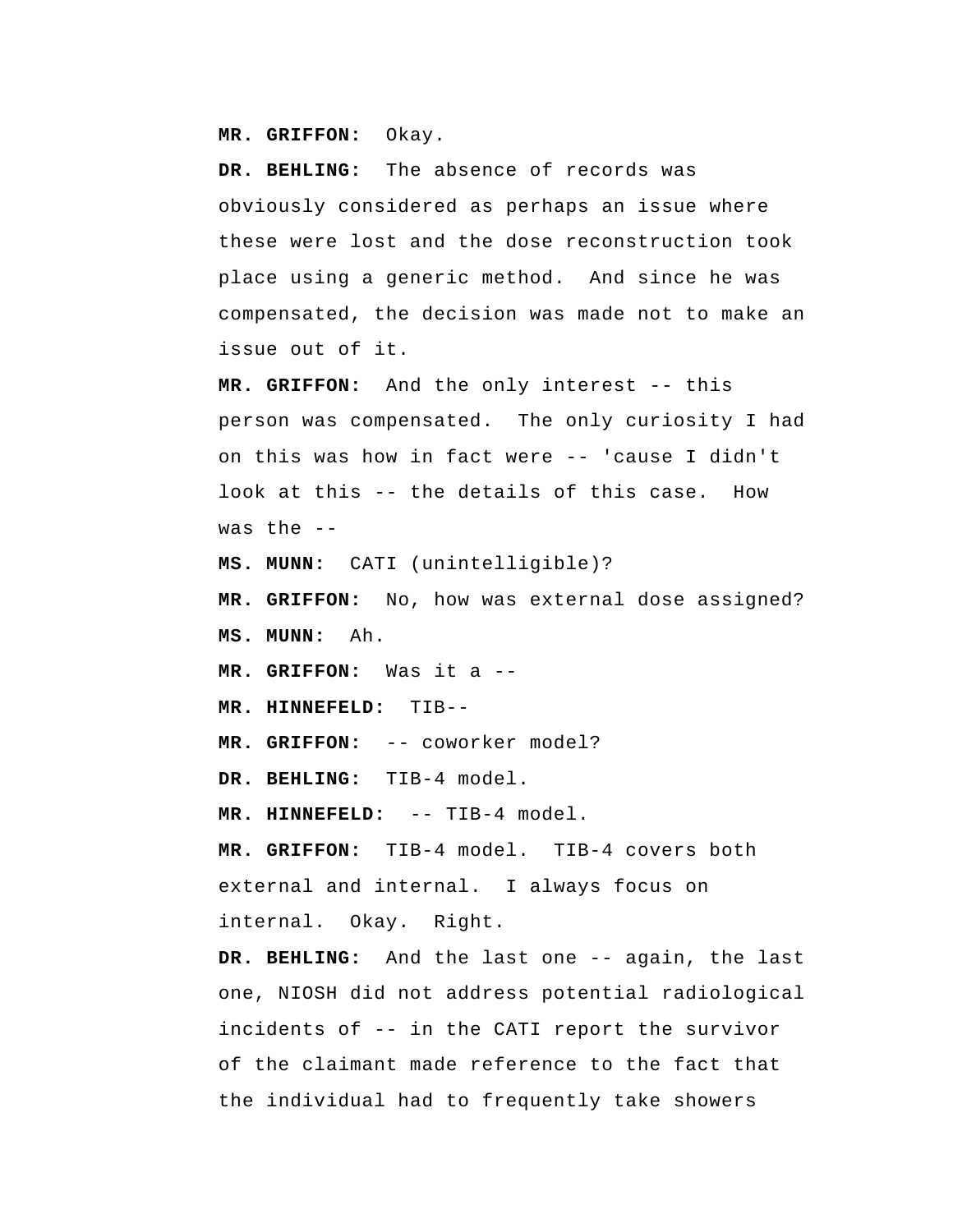**MR. GRIFFON:** Okay.

**DR. BEHLING:** The absence of records was obviously considered as perhaps an issue where these were lost and the dose reconstruction took place using a generic method. And since he was compensated, the decision was made not to make an issue out of it.

**MR. GRIFFON:** And the only interest -- this person was compensated. The only curiosity I had on this was how in fact were -- 'cause I didn't look at this -- the details of this case. How was the --

**MS. MUNN:** CATI (unintelligible)?

**MR. GRIFFON:** No, how was external dose assigned?

**MS. MUNN:** Ah.

**MR. GRIFFON:** Was it a --

**MR. HINNEFELD:** TIB--

**MR. GRIFFON:** -- coworker model?

**DR. BEHLING:** TIB-4 model.

**MR. HINNEFELD:** -- TIB-4 model.

**MR. GRIFFON:** TIB-4 model. TIB-4 covers both external and internal. I always focus on internal. Okay. Right.

**DR. BEHLING:** And the last one -- again, the last one, NIOSH did not address potential radiological incidents of -- in the CATI report the survivor of the claimant made reference to the fact that the individual had to frequently take showers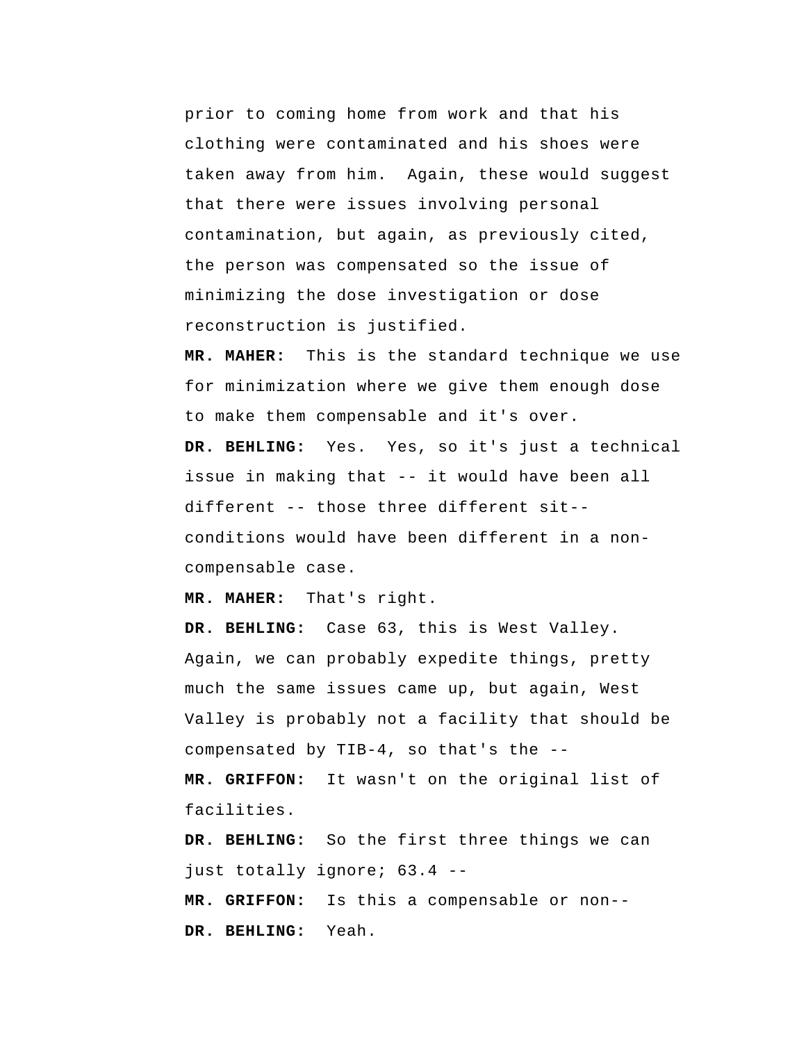prior to coming home from work and that his clothing were contaminated and his shoes were taken away from him. Again, these would suggest that there were issues involving personal contamination, but again, as previously cited, the person was compensated so the issue of minimizing the dose investigation or dose reconstruction is justified.

**MR. MAHER:** This is the standard technique we use for minimization where we give them enough dose to make them compensable and it's over.

**DR. BEHLING:** Yes. Yes, so it's just a technical issue in making that -- it would have been all different -- those three different sit-- conditions would have been different in a non-compensable case.

**MR. MAHER:** That's right.

**DR. BEHLING:** Case 63, this is West Valley. Again, we can probably expedite things, pretty much the same issues came up, but again, West Valley is probably not a facility that should be compensated by TIB-4, so that's the --

**MR. GRIFFON:** It wasn't on the original list of facilities.

**DR. BEHLING:** So the first three things we can just totally ignore; 63.4 --

**MR. GRIFFON:** Is this a compensable or non--

**DR. BEHLING:** Yeah.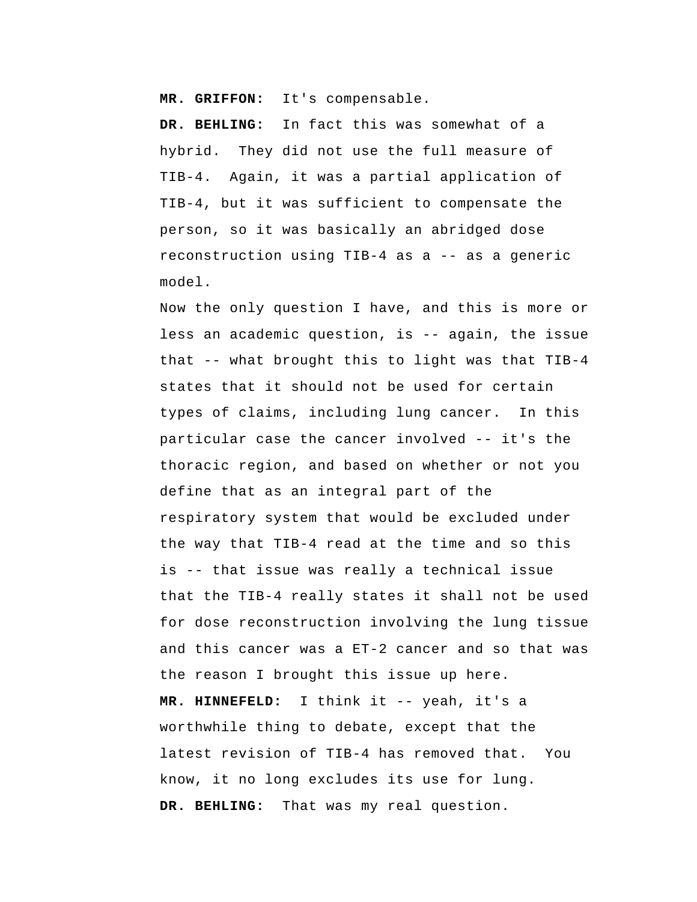**MR. GRIFFON:** It's compensable.

**DR. BEHLING:** In fact this was somewhat of a hybrid. They did not use the full measure of TIB-4. Again, it was a partial application of TIB-4, but it was sufficient to compensate the person, so it was basically an abridged dose reconstruction using TIB-4 as a -- as a generic model.

Now the only question I have, and this is more or less an academic question, is -- again, the issue that -- what brought this to light was that TIB-4 states that it should not be used for certain types of claims, including lung cancer. In this particular case the cancer involved -- it's the thoracic region, and based on whether or not you define that as an integral part of the respiratory system that would be excluded under the way that TIB-4 read at the time and so this is -- that issue was really a technical issue that the TIB-4 really states it shall not be used for dose reconstruction involving the lung tissue and this cancer was a ET-2 cancer and so that was the reason I brought this issue up here.

**MR. HINNEFELD:** I think it -- yeah, it's a worthwhile thing to debate, except that the latest revision of TIB-4 has removed that. You know, it no long excludes its use for lung.

**DR. BEHLING:** That was my real question.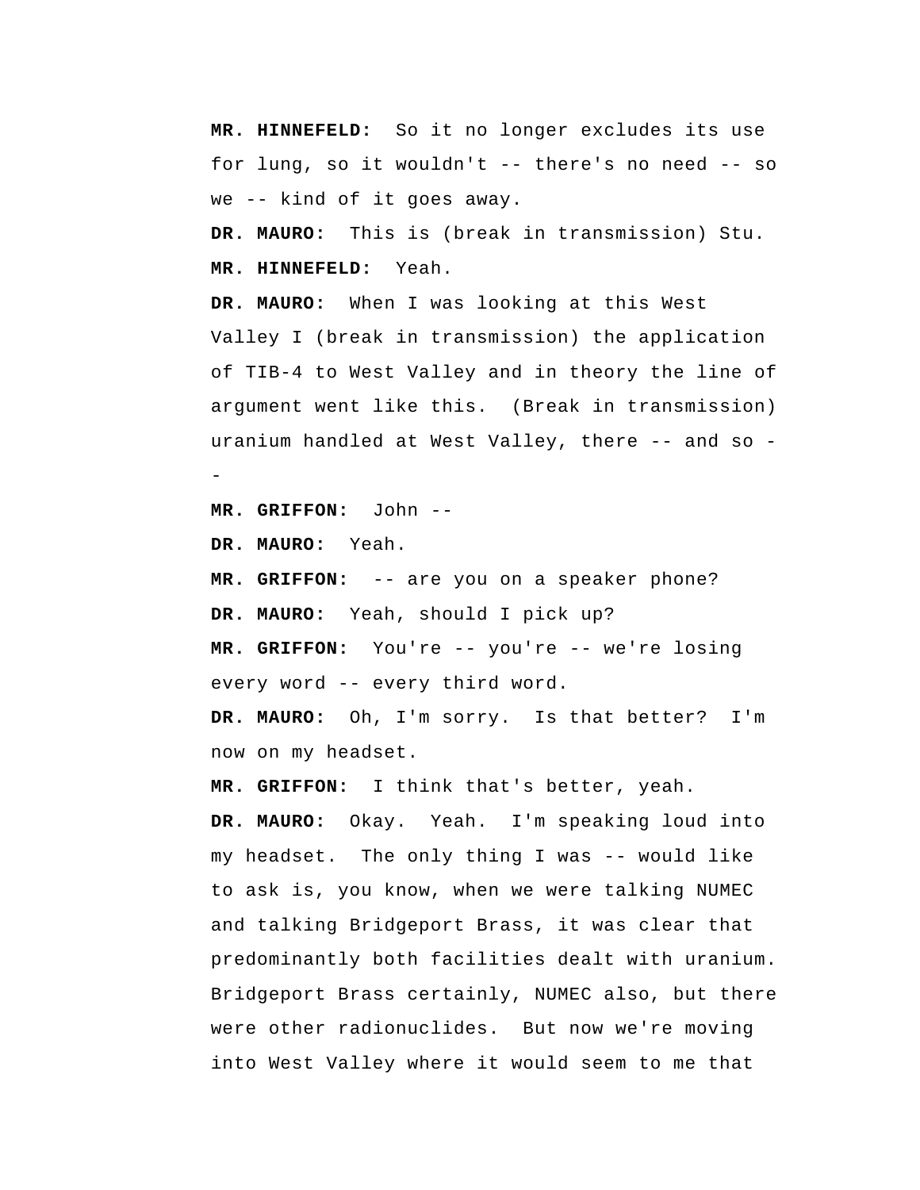**MR. HINNEFELD:** So it no longer excludes its use for lung, so it wouldn't -- there's no need -- so we -- kind of it goes away.

**DR. MAURO:** This is (break in transmission) Stu.

**MR. HINNEFELD:** Yeah.

**DR. MAURO:** When I was looking at this West Valley I (break in transmission) the application of TIB-4 to West Valley and in theory the line of argument went like this. (Break in transmission) uranium handled at West Valley, there -- and so --

**MR. GRIFFON:** John --

**DR. MAURO:** Yeah.

**MR. GRIFFON:** -- are you on a speaker phone?

**DR. MAURO:** Yeah, should I pick up?

**MR. GRIFFON:** You're -- you're -- we're losing every word -- every third word.

**DR. MAURO:** Oh, I'm sorry. Is that better? I'm now on my headset.

**MR. GRIFFON:** I think that's better, yeah.

**DR. MAURO:** Okay. Yeah. I'm speaking loud into my headset. The only thing I was -- would like to ask is, you know, when we were talking NUMEC and talking Bridgeport Brass, it was clear that predominantly both facilities dealt with uranium. Bridgeport Brass certainly, NUMEC also, but there were other radionuclides. But now we're moving into West Valley where it would seem to me that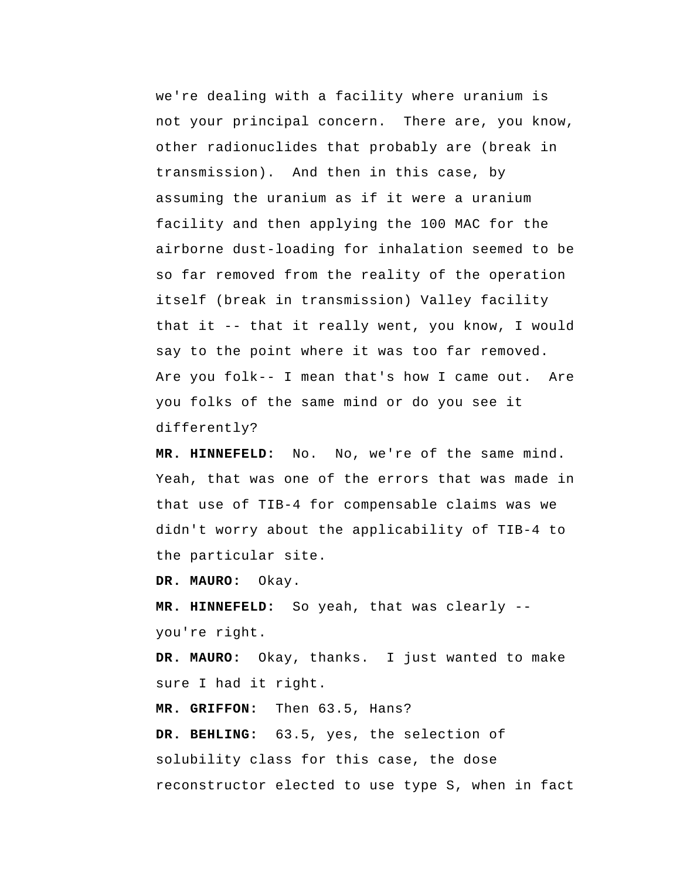we're dealing with a facility where uranium is not your principal concern. There are, you know, other radionuclides that probably are (break in transmission). And then in this case, by assuming the uranium as if it were a uranium facility and then applying the 100 MAC for the airborne dust-loading for inhalation seemed to be so far removed from the reality of the operation itself (break in transmission) Valley facility that it -- that it really went, you know, I would say to the point where it was too far removed. Are you folk-- I mean that's how I came out. Are you folks of the same mind or do you see it differently?

**MR. HINNEFELD:** No. No, we're of the same mind. Yeah, that was one of the errors that was made in that use of TIB-4 for compensable claims was we didn't worry about the applicability of TIB-4 to the particular site.

**DR. MAURO:** Okay.

**MR. HINNEFELD:** So yeah, that was clearly -- you're right.

**DR. MAURO:** Okay, thanks. I just wanted to make sure I had it right.

**MR. GRIFFON:** Then 63.5, Hans?

**DR. BEHLING:** 63.5, yes, the selection of solubility class for this case, the dose reconstructor elected to use type S, when in fact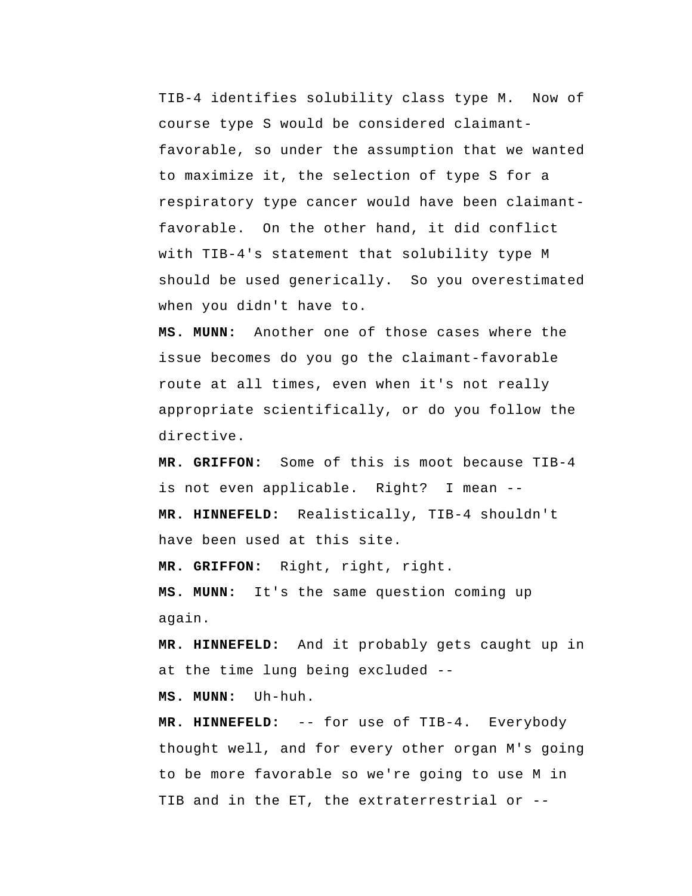TIB-4 identifies solubility class type M. Now of course type S would be considered claimant-favorable, so under the assumption that we wanted to maximize it, the selection of type S for a respiratory type cancer would have been claimant-favorable. On the other hand, it did conflict with TIB-4's statement that solubility type M should be used generically. So you overestimated when you didn't have to.

**MS. MUNN:** Another one of those cases where the issue becomes do you go the claimant-favorable route at all times, even when it's not really appropriate scientifically, or do you follow the directive.

**MR. GRIFFON:** Some of this is moot because TIB-4 is not even applicable. Right? I mean --

**MR. HINNEFELD:** Realistically, TIB-4 shouldn't have been used at this site.

**MR. GRIFFON:** Right, right, right.

**MS. MUNN:** It's the same question coming up again.

**MR. HINNEFELD:** And it probably gets caught up in at the time lung being excluded --

**MS. MUNN:** Uh-huh.

**MR. HINNEFELD:** -- for use of TIB-4. Everybody thought well, and for every other organ M's going to be more favorable so we're going to use M in TIB and in the ET, the extraterrestrial or --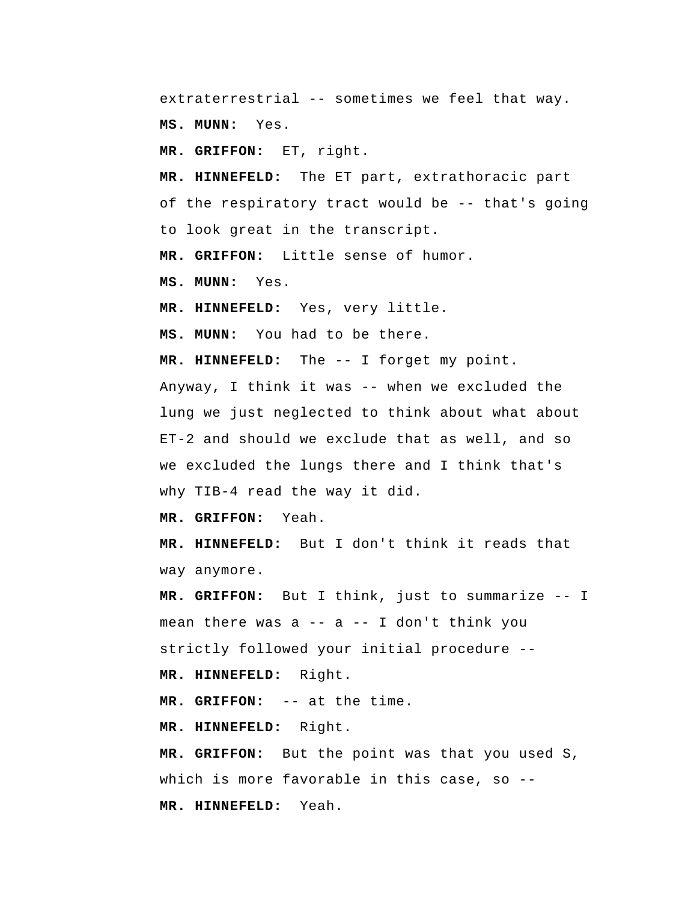extraterrestrial -- sometimes we feel that way.

**MS. MUNN:** Yes.

**MR. GRIFFON:** ET, right.

**MR. HINNEFELD:** The ET part, extrathoracic part of the respiratory tract would be -- that's going to look great in the transcript.

**MR. GRIFFON:** Little sense of humor.

**MS. MUNN:** Yes.

**MR. HINNEFELD:** Yes, very little.

**MS. MUNN:** You had to be there.

**MR. HINNEFELD:** The -- I forget my point. Anyway, I think it was -- when we excluded the lung we just neglected to think about what about ET-2 and should we exclude that as well, and so we excluded the lungs there and I think that's why TIB-4 read the way it did.

**MR. GRIFFON:** Yeah.

**MR. HINNEFELD:** But I don't think it reads that way anymore.

**MR. GRIFFON:** But I think, just to summarize -- I mean there was a -- a -- I don't think you strictly followed your initial procedure --

**MR. HINNEFELD:** Right.

**MR. GRIFFON:** -- at the time.

**MR. HINNEFELD:** Right.

**MR. GRIFFON:** But the point was that you used S, which is more favorable in this case, so --

**MR. HINNEFELD:** Yeah.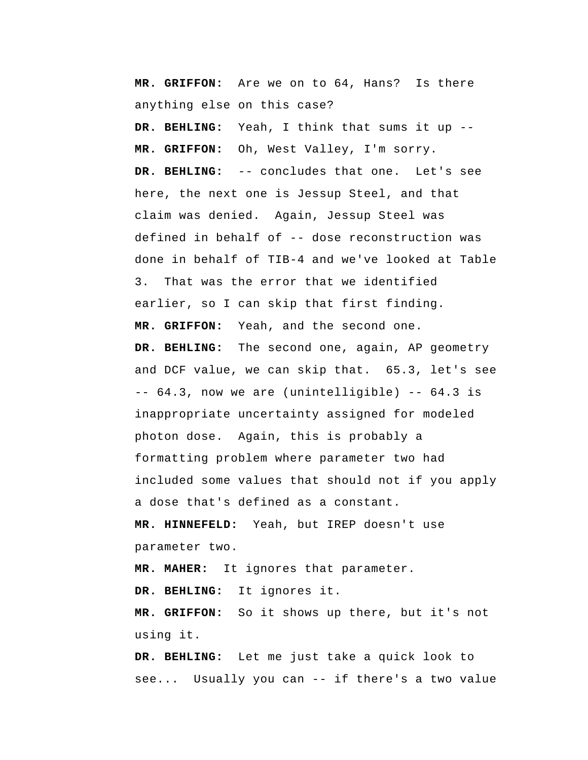**MR. GRIFFON:** Are we on to 64, Hans? Is there anything else on this case?

**DR. BEHLING:** Yeah, I think that sums it up --

**MR. GRIFFON:** Oh, West Valley, I'm sorry.

**DR. BEHLING:** -- concludes that one. Let's see here, the next one is Jessup Steel, and that claim was denied. Again, Jessup Steel was defined in behalf of -- dose reconstruction was done in behalf of TIB-4 and we've looked at Table 3. That was the error that we identified earlier, so I can skip that first finding.

**MR. GRIFFON:** Yeah, and the second one.

**DR. BEHLING:** The second one, again, AP geometry and DCF value, we can skip that. 65.3, let's see -- 64.3, now we are (unintelligible) -- 64.3 is inappropriate uncertainty assigned for modeled photon dose. Again, this is probably a formatting problem where parameter two had included some values that should not if you apply a dose that's defined as a constant.

**MR. HINNEFELD:** Yeah, but IREP doesn't use parameter two.

**MR. MAHER:** It ignores that parameter.

**DR. BEHLING:** It ignores it.

**MR. GRIFFON:** So it shows up there, but it's not using it.

**DR. BEHLING:** Let me just take a quick look to see... Usually you can -- if there's a two value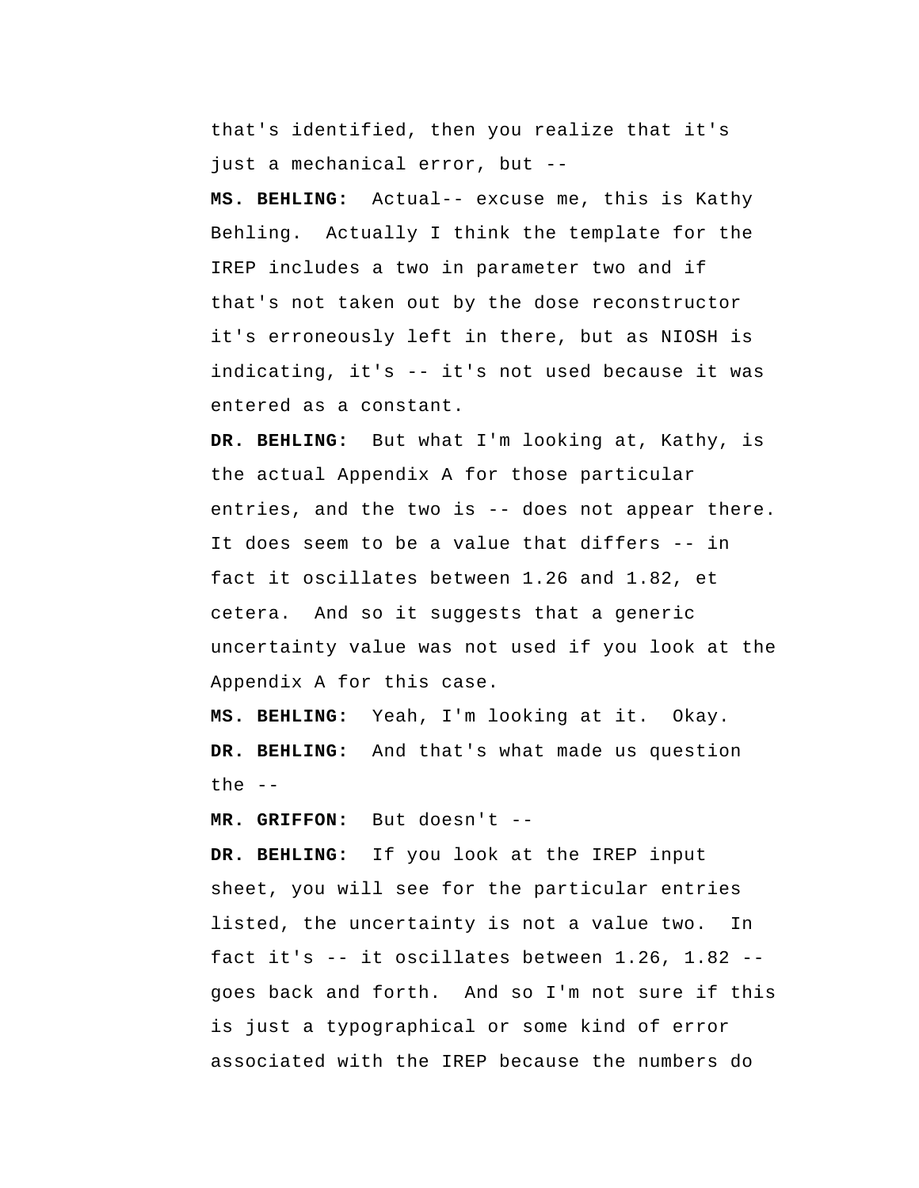that's identified, then you realize that it's just a mechanical error, but --

**MS. BEHLING:** Actual-- excuse me, this is Kathy Behling. Actually I think the template for the IREP includes a two in parameter two and if that's not taken out by the dose reconstructor it's erroneously left in there, but as NIOSH is indicating, it's -- it's not used because it was entered as a constant.

**DR. BEHLING:** But what I'm looking at, Kathy, is the actual Appendix A for those particular entries, and the two is -- does not appear there. It does seem to be a value that differs -- in fact it oscillates between 1.26 and 1.82, et cetera. And so it suggests that a generic uncertainty value was not used if you look at the Appendix A for this case.

**MS. BEHLING:** Yeah, I'm looking at it. Okay.

**DR. BEHLING:** And that's what made us question the --

**MR. GRIFFON:** But doesn't --

**DR. BEHLING:** If you look at the IREP input sheet, you will see for the particular entries listed, the uncertainty is not a value two. In fact it's -- it oscillates between 1.26, 1.82 -- goes back and forth. And so I'm not sure if this is just a typographical or some kind of error associated with the IREP because the numbers do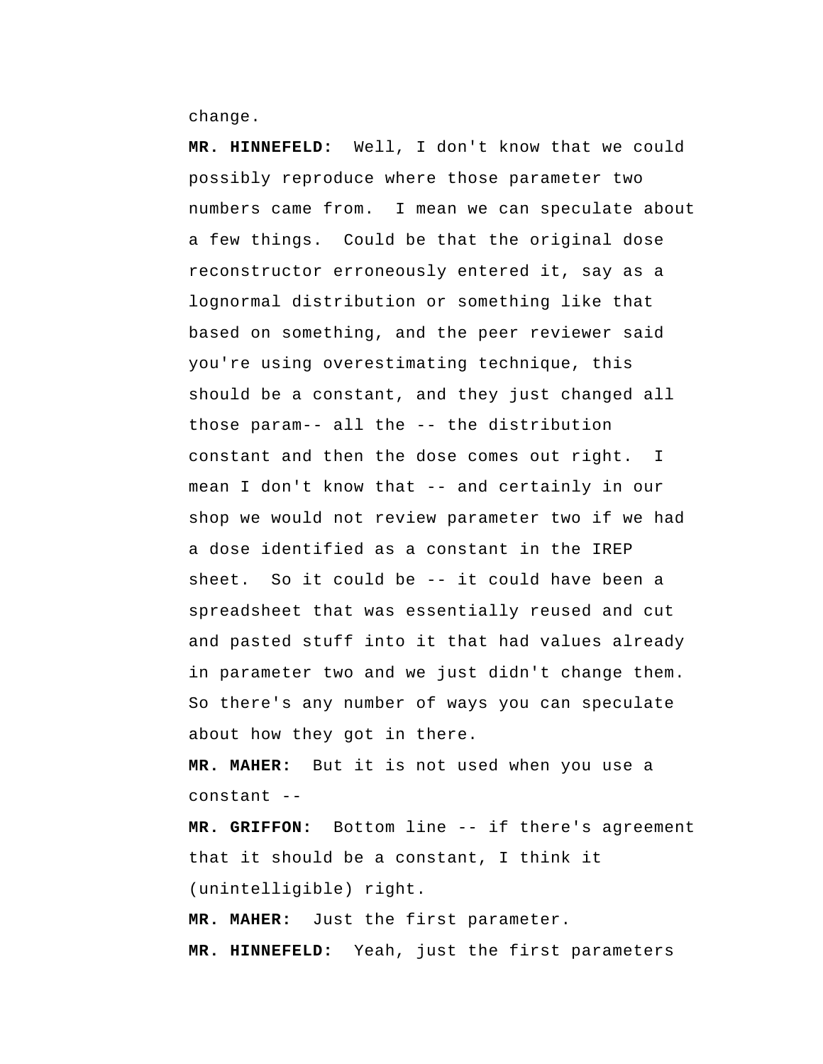change.

**MR. HINNEFELD:** Well, I don't know that we could possibly reproduce where those parameter two numbers came from. I mean we can speculate about a few things. Could be that the original dose reconstructor erroneously entered it, say as a lognormal distribution or something like that based on something, and the peer reviewer said you're using overestimating technique, this should be a constant, and they just changed all those param-- all the -- the distribution constant and then the dose comes out right. I mean I don't know that -- and certainly in our shop we would not review parameter two if we had a dose identified as a constant in the IREP sheet. So it could be -- it could have been a spreadsheet that was essentially reused and cut and pasted stuff into it that had values already in parameter two and we just didn't change them. So there's any number of ways you can speculate about how they got in there.

**MR. MAHER:** But it is not used when you use a constant --

**MR. GRIFFON:** Bottom line -- if there's agreement that it should be a constant, I think it (unintelligible) right.

**MR. MAHER:** Just the first parameter.

**MR. HINNEFELD:** Yeah, just the first parameters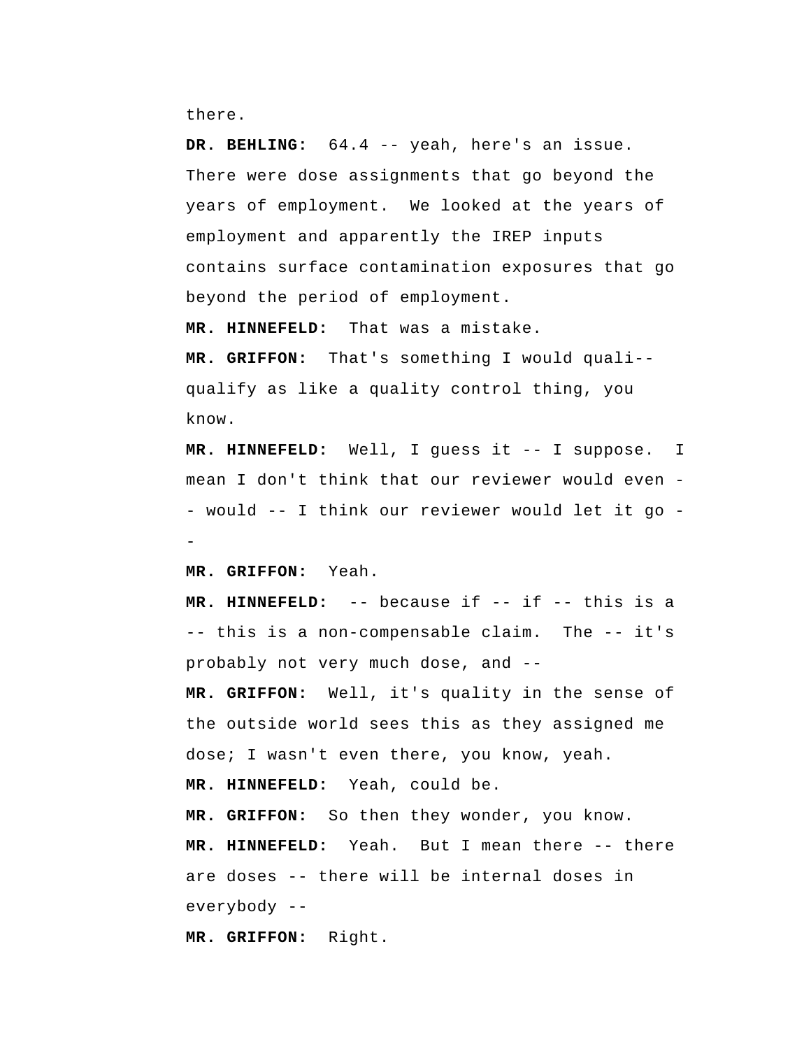there.

**DR. BEHLING:** 64.4 -- yeah, here's an issue. There were dose assignments that go beyond the years of employment. We looked at the years of employment and apparently the IREP inputs contains surface contamination exposures that go beyond the period of employment.

**MR. HINNEFELD:** That was a mistake.

**MR. GRIFFON:** That's something I would quali-- qualify as like a quality control thing, you know.

**MR. HINNEFELD:** Well, I guess it -- I suppose. I mean I don't think that our reviewer would even -- would -- I think our reviewer would let it go --

**MR. GRIFFON:** Yeah.

**MR. HINNEFELD:** -- because if -- if -- this is a -- this is a non-compensable claim. The -- it's probably not very much dose, and --

**MR. GRIFFON:** Well, it's quality in the sense of the outside world sees this as they assigned me dose; I wasn't even there, you know, yeah.

**MR. HINNEFELD:** Yeah, could be.

**MR. GRIFFON:** So then they wonder, you know.

**MR. HINNEFELD:** Yeah. But I mean there -- there are doses -- there will be internal doses in everybody --

**MR. GRIFFON:** Right.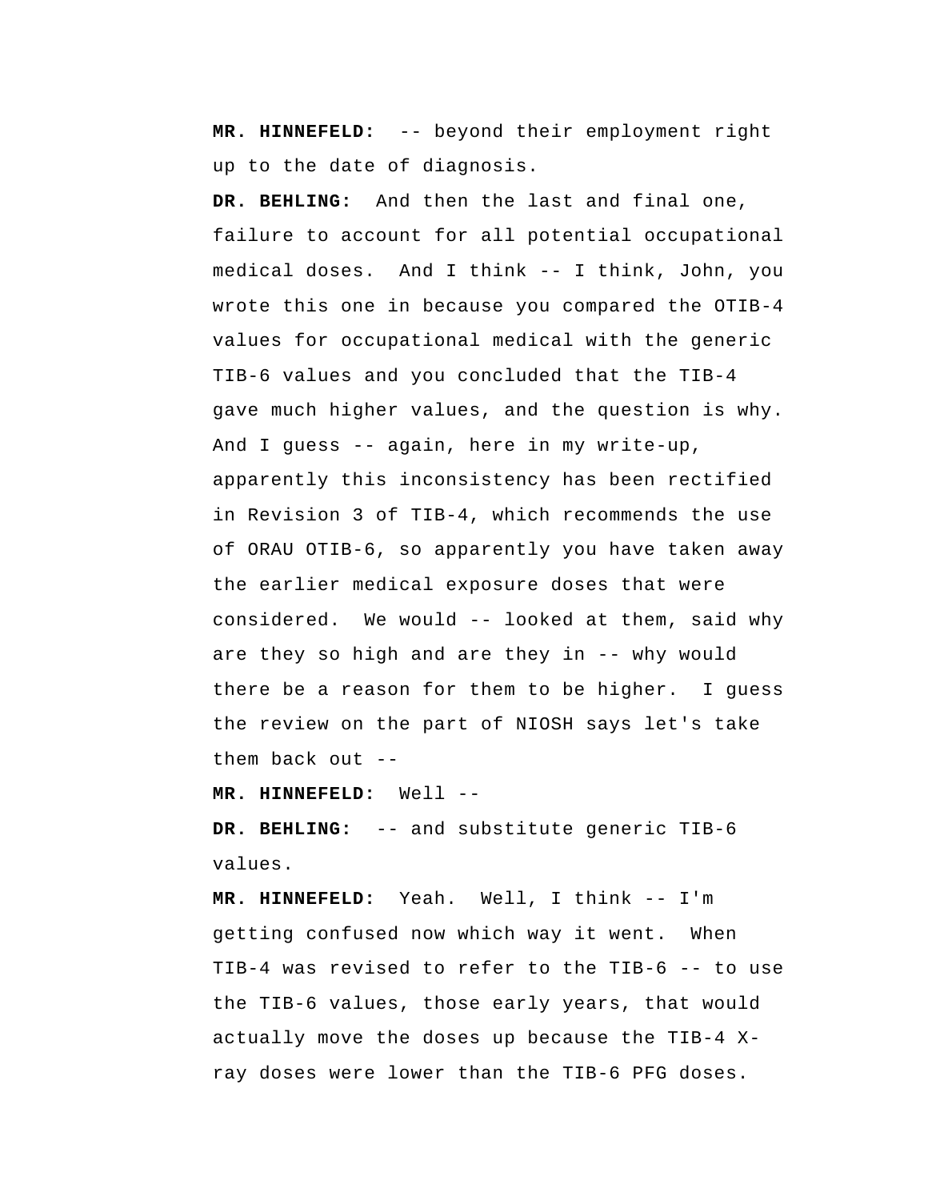**MR. HINNEFELD:** -- beyond their employment right up to the date of diagnosis.

**DR. BEHLING:** And then the last and final one, failure to account for all potential occupational medical doses. And I think -- I think, John, you wrote this one in because you compared the OTIB-4 values for occupational medical with the generic TIB-6 values and you concluded that the TIB-4 gave much higher values, and the question is why. And I guess -- again, here in my write-up, apparently this inconsistency has been rectified in Revision 3 of TIB-4, which recommends the use of ORAU OTIB-6, so apparently you have taken away the earlier medical exposure doses that were considered. We would -- looked at them, said why are they so high and are they in -- why would there be a reason for them to be higher. I guess the review on the part of NIOSH says let's take them back out --

**MR. HINNEFELD:** Well --

**DR. BEHLING:** -- and substitute generic TIB-6 values.

**MR. HINNEFELD:** Yeah. Well, I think -- I'm getting confused now which way it went. When TIB-4 was revised to refer to the TIB-6 -- to use the TIB-6 values, those early years, that would actually move the doses up because the TIB-4 X-ray doses were lower than the TIB-6 PFG doses.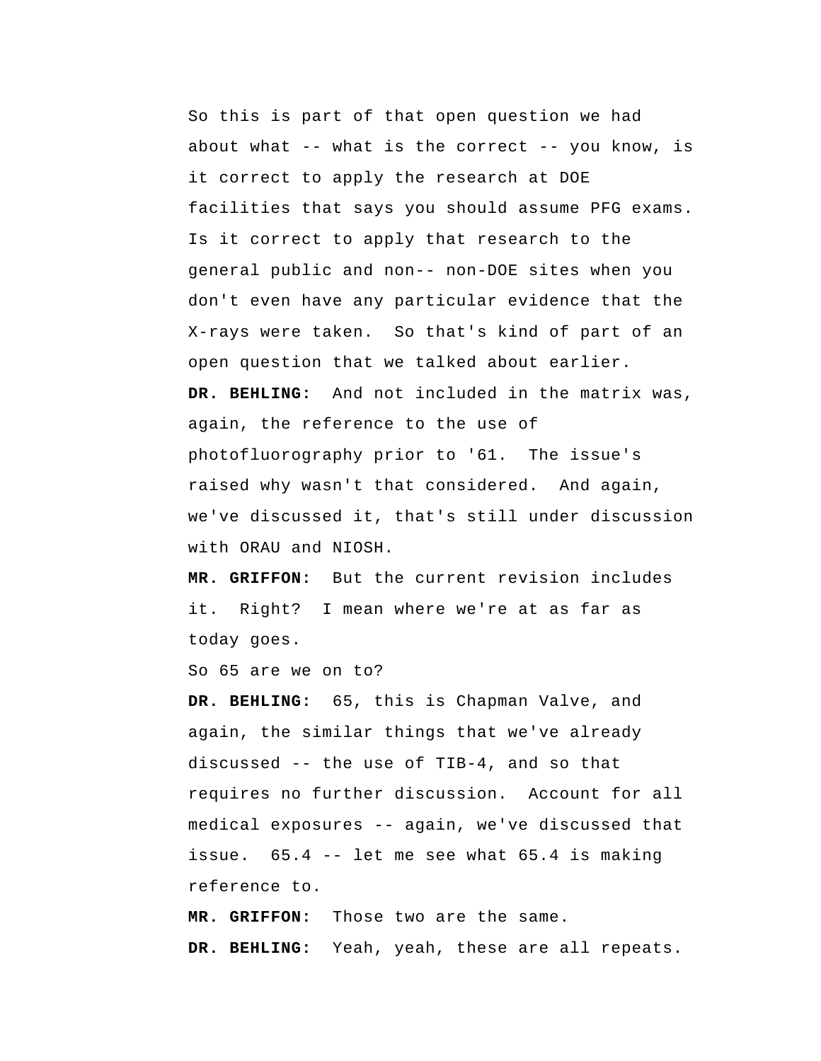So this is part of that open question we had about what -- what is the correct -- you know, is it correct to apply the research at DOE facilities that says you should assume PFG exams. Is it correct to apply that research to the general public and non-- non-DOE sites when you don't even have any particular evidence that the X-rays were taken. So that's kind of part of an open question that we talked about earlier.

**DR. BEHLING:** And not included in the matrix was, again, the reference to the use of photofluorography prior to '61. The issue's raised why wasn't that considered. And again, we've discussed it, that's still under discussion with ORAU and NIOSH.

**MR. GRIFFON:** But the current revision includes it. Right? I mean where we're at as far as today goes.

So 65 are we on to?

**DR. BEHLING:** 65, this is Chapman Valve, and again, the similar things that we've already discussed -- the use of TIB-4, and so that requires no further discussion. Account for all medical exposures -- again, we've discussed that issue. 65.4 -- let me see what 65.4 is making reference to.

**MR. GRIFFON:** Those two are the same.

**DR. BEHLING:** Yeah, yeah, these are all repeats.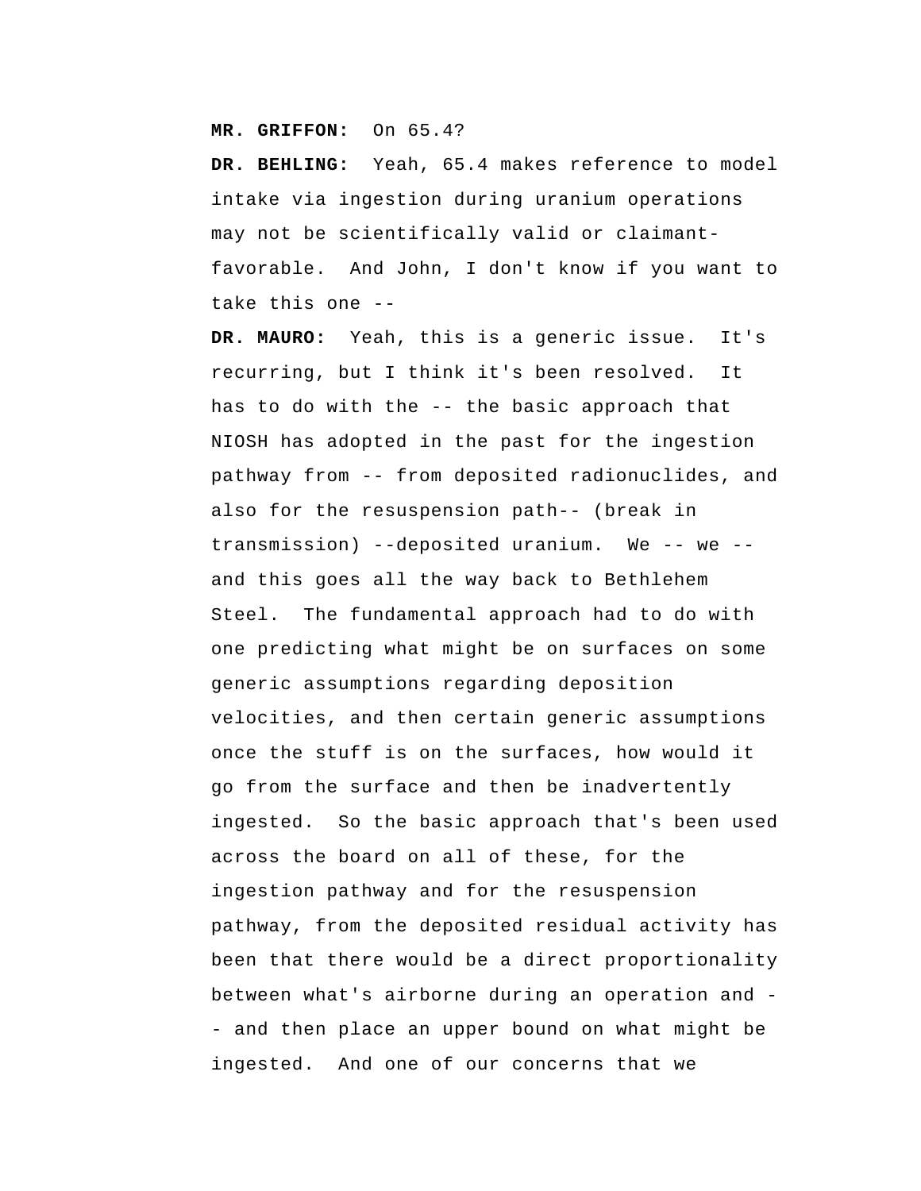**MR. GRIFFON:** On 65.4?

**DR. BEHLING:** Yeah, 65.4 makes reference to model intake via ingestion during uranium operations may not be scientifically valid or claimant-favorable. And John, I don't know if you want to take this one --

**DR. MAURO:** Yeah, this is a generic issue. It's recurring, but I think it's been resolved. It has to do with the -- the basic approach that NIOSH has adopted in the past for the ingestion pathway from -- from deposited radionuclides, and also for the resuspension path-- (break in transmission) --deposited uranium. We -- we -- and this goes all the way back to Bethlehem Steel. The fundamental approach had to do with one predicting what might be on surfaces on some generic assumptions regarding deposition velocities, and then certain generic assumptions once the stuff is on the surfaces, how would it go from the surface and then be inadvertently ingested. So the basic approach that's been used across the board on all of these, for the ingestion pathway and for the resuspension pathway, from the deposited residual activity has been that there would be a direct proportionality between what's airborne during an operation and -- and then place an upper bound on what might be ingested. And one of our concerns that we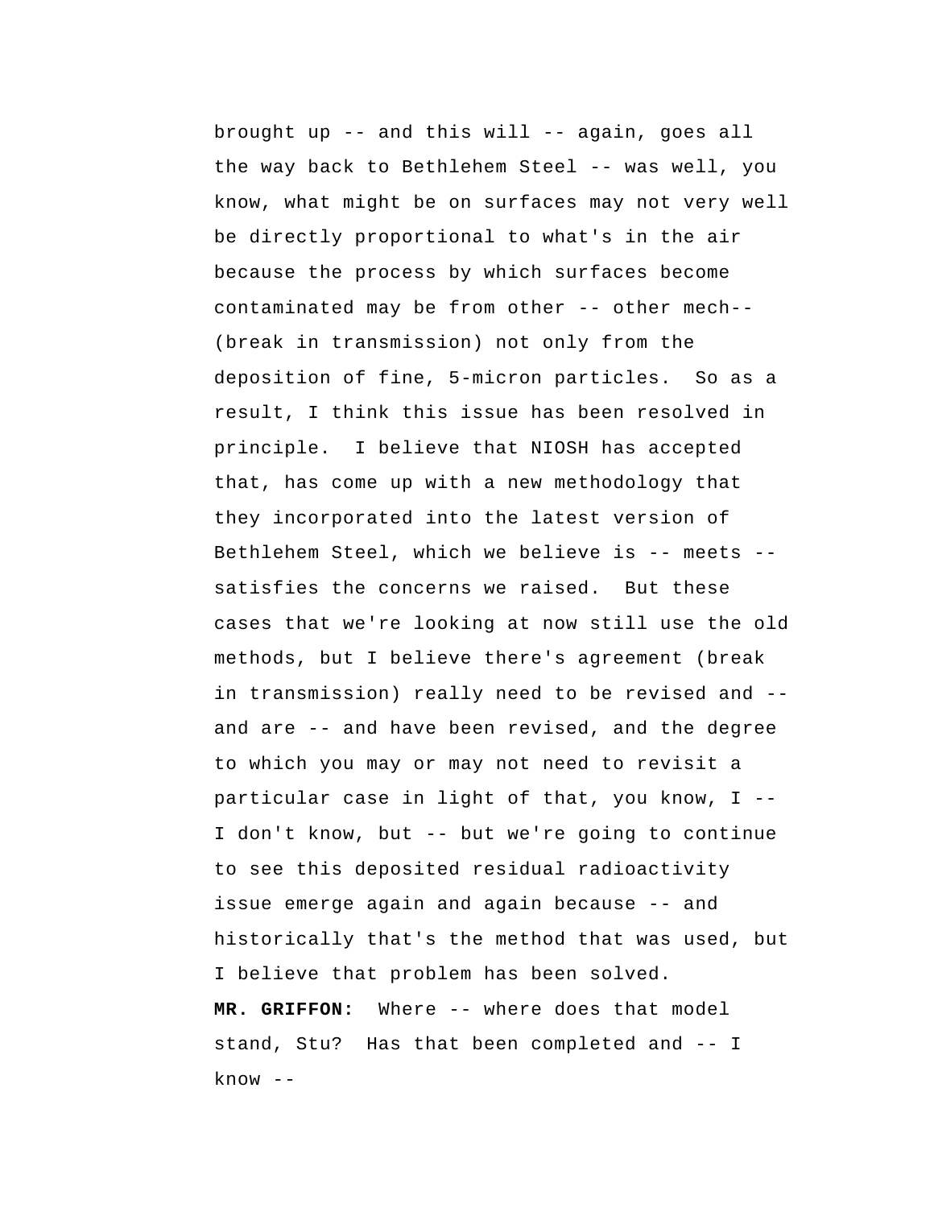brought up -- and this will -- again, goes all the way back to Bethlehem Steel -- was well, you know, what might be on surfaces may not very well be directly proportional to what's in the air because the process by which surfaces become contaminated may be from other -- other mech-- (break in transmission) not only from the deposition of fine, 5-micron particles. So as a result, I think this issue has been resolved in principle. I believe that NIOSH has accepted that, has come up with a new methodology that they incorporated into the latest version of Bethlehem Steel, which we believe is -- meets -- satisfies the concerns we raised. But these cases that we're looking at now still use the old methods, but I believe there's agreement (break in transmission) really need to be revised and -- and are -- and have been revised, and the degree to which you may or may not need to revisit a particular case in light of that, you know, I -- I don't know, but -- but we're going to continue to see this deposited residual radioactivity issue emerge again and again because -- and historically that's the method that was used, but I believe that problem has been solved.

**MR. GRIFFON:** Where -- where does that model stand, Stu? Has that been completed and -- I know --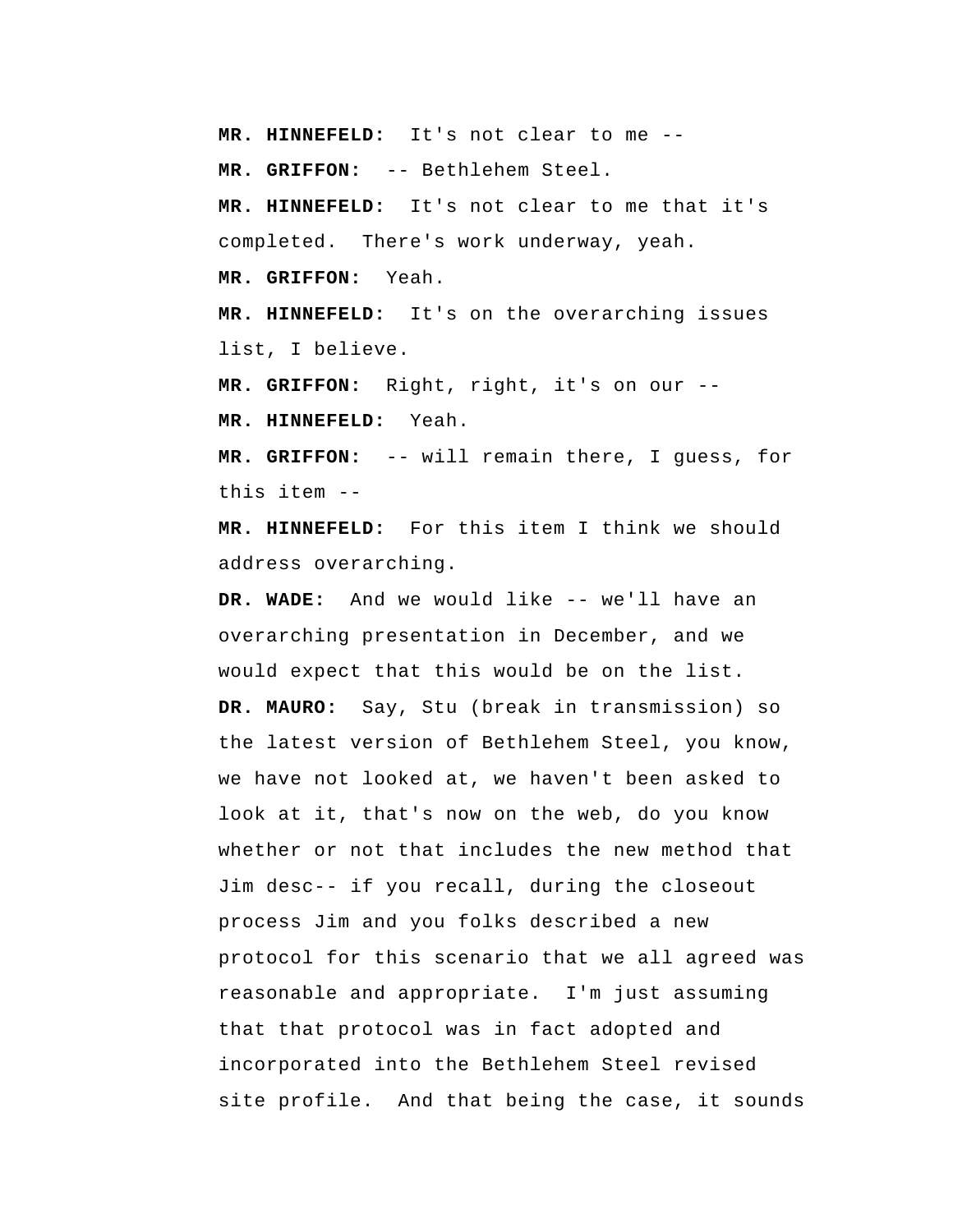**MR. HINNEFELD:** It's not clear to me --

**MR. GRIFFON:** -- Bethlehem Steel.

**MR. HINNEFELD:** It's not clear to me that it's completed. There's work underway, yeah.

**MR. GRIFFON:** Yeah.

**MR. HINNEFELD:** It's on the overarching issues list, I believe.

**MR. GRIFFON:** Right, right, it's on our --

**MR. HINNEFELD:** Yeah.

**MR. GRIFFON:** -- will remain there, I guess, for this item --

**MR. HINNEFELD:** For this item I think we should address overarching.

**DR. WADE:** And we would like -- we'll have an overarching presentation in December, and we would expect that this would be on the list.

**DR. MAURO:** Say, Stu (break in transmission) so the latest version of Bethlehem Steel, you know, we have not looked at, we haven't been asked to look at it, that's now on the web, do you know whether or not that includes the new method that Jim desc-- if you recall, during the closeout process Jim and you folks described a new protocol for this scenario that we all agreed was reasonable and appropriate. I'm just assuming that that protocol was in fact adopted and incorporated into the Bethlehem Steel revised site profile. And that being the case, it sounds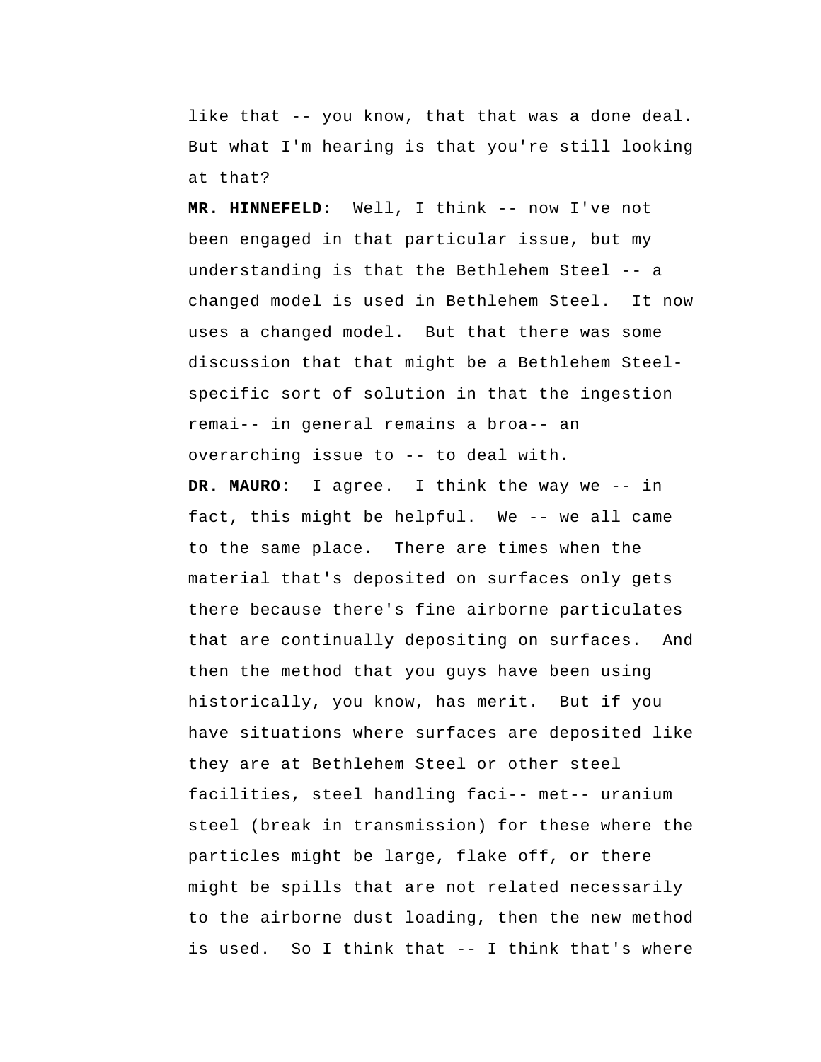like that -- you know, that that was a done deal. But what I'm hearing is that you're still looking at that?

**MR. HINNEFELD:** Well, I think -- now I've not been engaged in that particular issue, but my understanding is that the Bethlehem Steel -- a changed model is used in Bethlehem Steel. It now uses a changed model. But that there was some discussion that that might be a Bethlehem Steel-specific sort of solution in that the ingestion remai-- in general remains a broa-- an overarching issue to -- to deal with.

**DR. MAURO:** I agree. I think the way we -- in fact, this might be helpful. We -- we all came to the same place. There are times when the material that's deposited on surfaces only gets there because there's fine airborne particulates that are continually depositing on surfaces. And then the method that you guys have been using historically, you know, has merit. But if you have situations where surfaces are deposited like they are at Bethlehem Steel or other steel facilities, steel handling faci-- met-- uranium steel (break in transmission) for these where the particles might be large, flake off, or there might be spills that are not related necessarily to the airborne dust loading, then the new method is used. So I think that -- I think that's where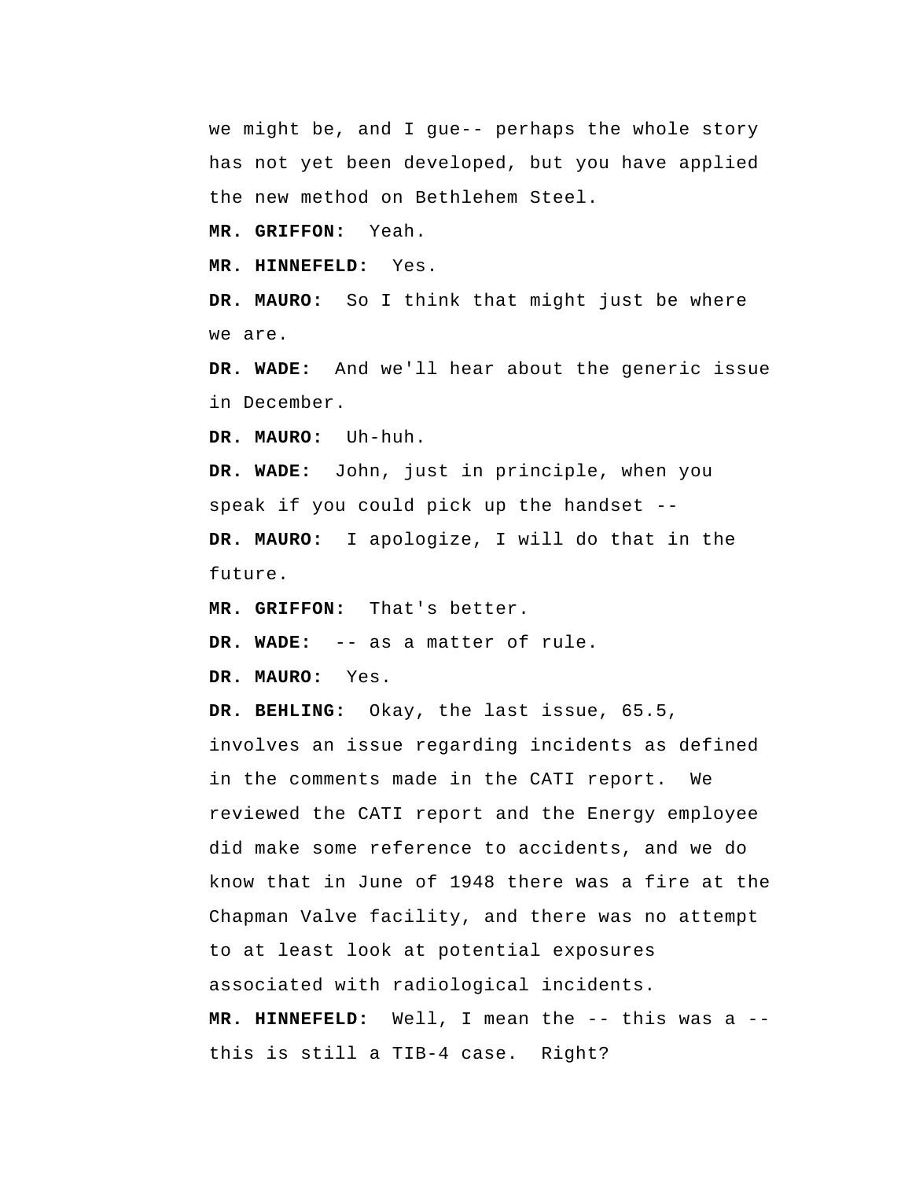we might be, and I gue-- perhaps the whole story has not yet been developed, but you have applied the new method on Bethlehem Steel.

**MR. GRIFFON:** Yeah.

**MR. HINNEFELD:** Yes.

**DR. MAURO:** So I think that might just be where we are.

**DR. WADE:** And we'll hear about the generic issue in December.

**DR. MAURO:** Uh-huh.

**DR. WADE:** John, just in principle, when you speak if you could pick up the handset --

**DR. MAURO:** I apologize, I will do that in the future.

**MR. GRIFFON:** That's better.

**DR. WADE:** -- as a matter of rule.

**DR. MAURO:** Yes.

**DR. BEHLING:** Okay, the last issue, 65.5, involves an issue regarding incidents as defined in the comments made in the CATI report. We reviewed the CATI report and the Energy employee did make some reference to accidents, and we do know that in June of 1948 there was a fire at the Chapman Valve facility, and there was no attempt to at least look at potential exposures associated with radiological incidents.

**MR. HINNEFELD:** Well, I mean the -- this was a -- this is still a TIB-4 case. Right?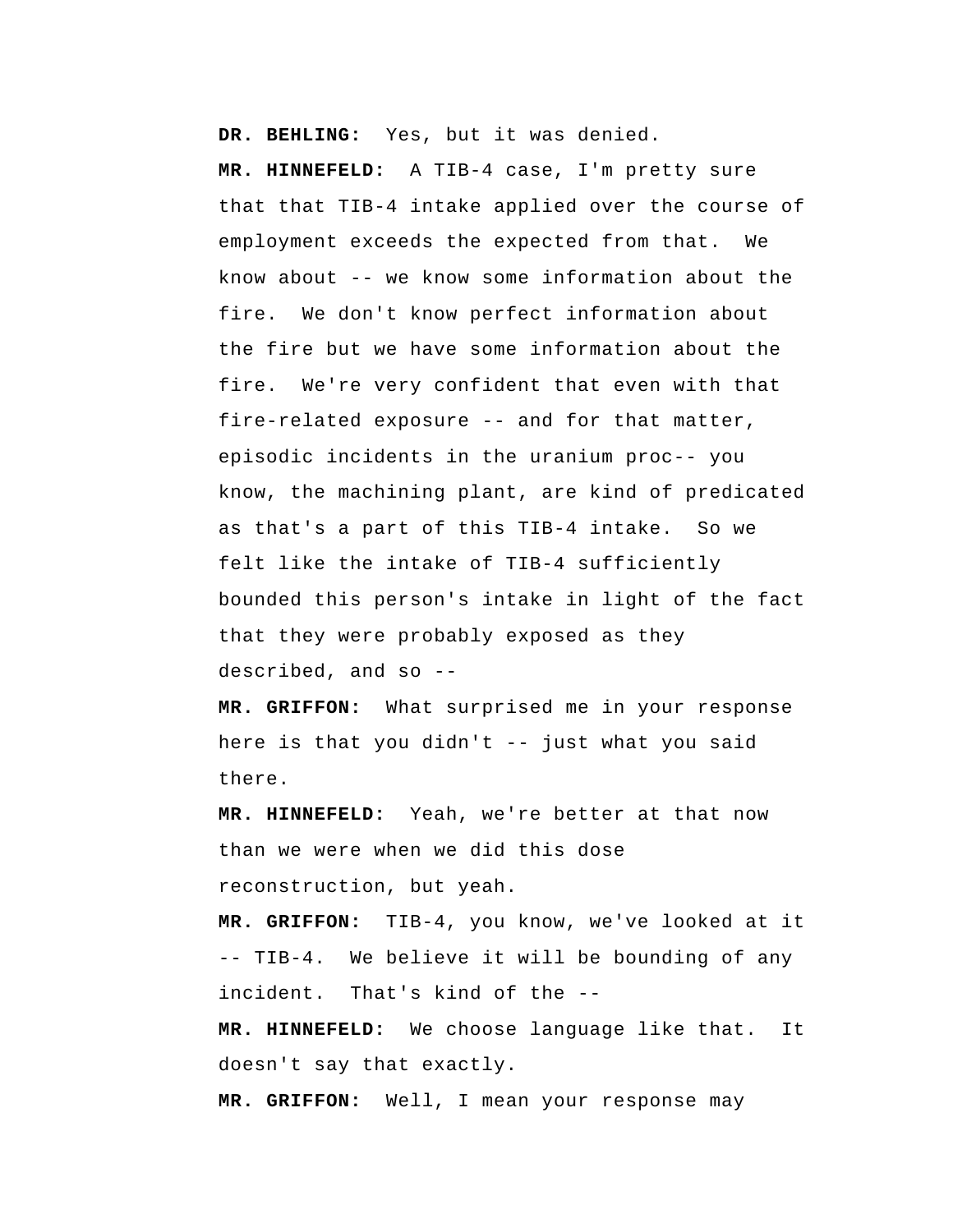**DR. BEHLING:** Yes, but it was denied.

**MR. HINNEFELD:** A TIB-4 case, I'm pretty sure that that TIB-4 intake applied over the course of employment exceeds the expected from that. We know about -- we know some information about the fire. We don't know perfect information about the fire but we have some information about the fire. We're very confident that even with that fire-related exposure -- and for that matter, episodic incidents in the uranium proc-- you know, the machining plant, are kind of predicated as that's a part of this TIB-4 intake. So we felt like the intake of TIB-4 sufficiently bounded this person's intake in light of the fact that they were probably exposed as they described, and so --

**MR. GRIFFON:** What surprised me in your response here is that you didn't -- just what you said there.

**MR. HINNEFELD:** Yeah, we're better at that now than we were when we did this dose reconstruction, but yeah.

**MR. GRIFFON:** TIB-4, you know, we've looked at it -- TIB-4. We believe it will be bounding of any incident. That's kind of the --

**MR. HINNEFELD:** We choose language like that. It doesn't say that exactly.

**MR. GRIFFON:** Well, I mean your response may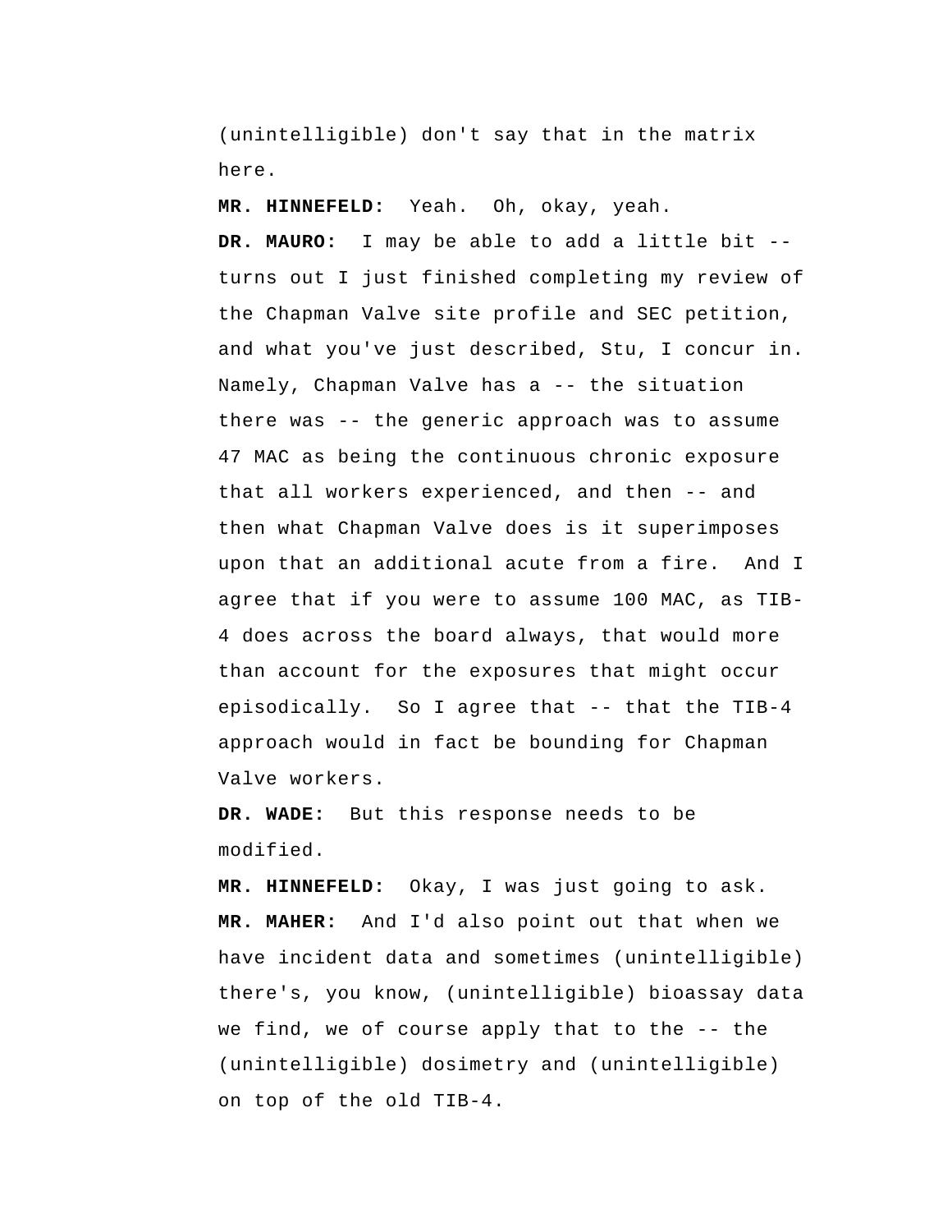(unintelligible) don't say that in the matrix here.

**MR. HINNEFELD:** Yeah. Oh, okay, yeah.

**DR. MAURO:** I may be able to add a little bit -- turns out I just finished completing my review of the Chapman Valve site profile and SEC petition, and what you've just described, Stu, I concur in. Namely, Chapman Valve has a -- the situation there was -- the generic approach was to assume 47 MAC as being the continuous chronic exposure that all workers experienced, and then -- and then what Chapman Valve does is it superimposes upon that an additional acute from a fire. And I agree that if you were to assume 100 MAC, as TIB-4 does across the board always, that would more than account for the exposures that might occur episodically. So I agree that -- that the TIB-4 approach would in fact be bounding for Chapman Valve workers.

**DR. WADE:** But this response needs to be modified.

**MR. HINNEFELD:** Okay, I was just going to ask.

**MR. MAHER:** And I'd also point out that when we have incident data and sometimes (unintelligible) there's, you know, (unintelligible) bioassay data we find, we of course apply that to the -- the (unintelligible) dosimetry and (unintelligible) on top of the old TIB-4.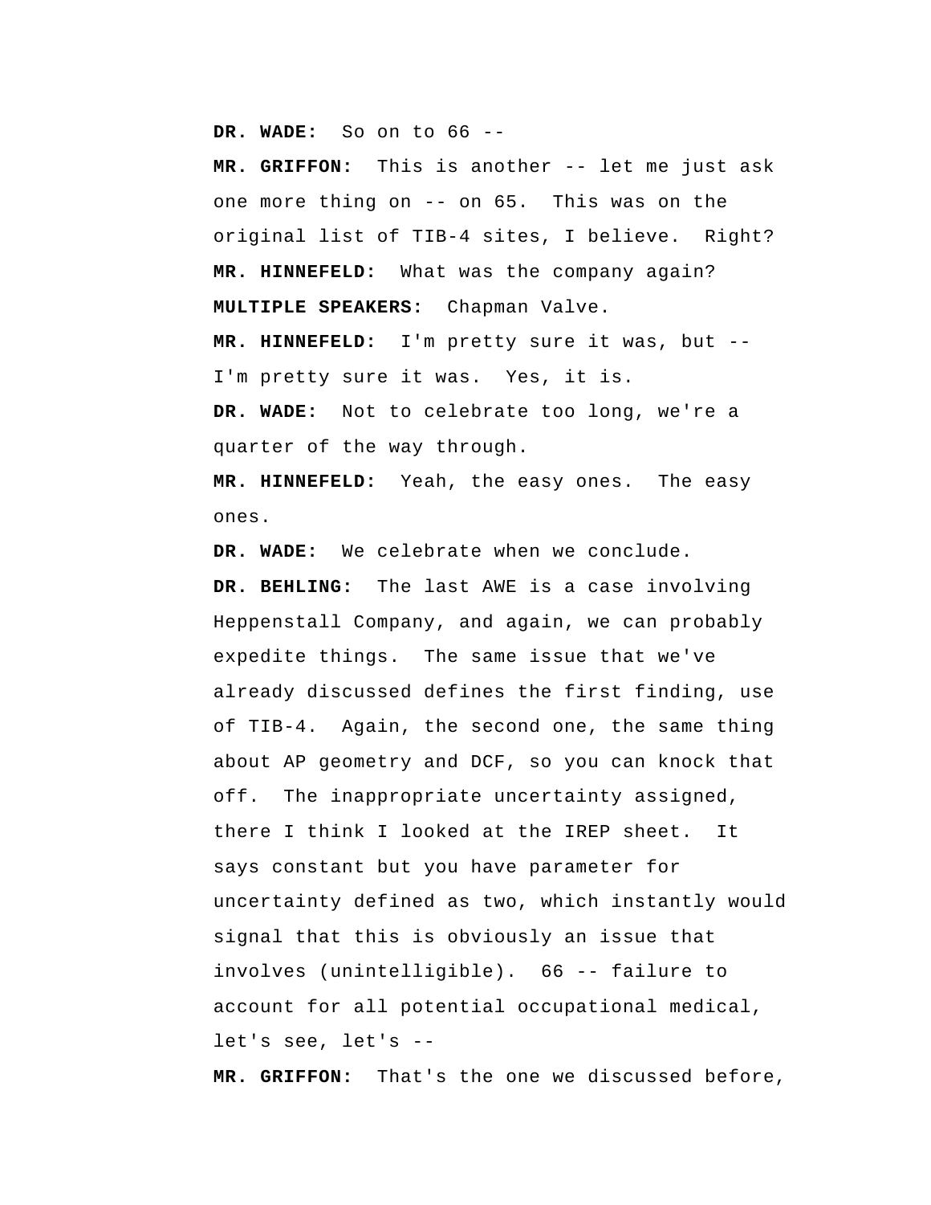**DR. WADE:** So on to 66 --

**MR. GRIFFON:** This is another -- let me just ask one more thing on -- on 65. This was on the original list of TIB-4 sites, I believe. Right?

**MR. HINNEFELD:** What was the company again?

**MULTIPLE SPEAKERS:** Chapman Valve.

**MR. HINNEFELD:** I'm pretty sure it was, but -- I'm pretty sure it was. Yes, it is.

**DR. WADE:** Not to celebrate too long, we're a quarter of the way through.

**MR. HINNEFELD:** Yeah, the easy ones. The easy ones.

**DR. WADE:** We celebrate when we conclude.

**DR. BEHLING:** The last AWE is a case involving Heppenstall Company, and again, we can probably expedite things. The same issue that we've already discussed defines the first finding, use of TIB-4. Again, the second one, the same thing about AP geometry and DCF, so you can knock that off. The inappropriate uncertainty assigned, there I think I looked at the IREP sheet. It says constant but you have parameter for uncertainty defined as two, which instantly would signal that this is obviously an issue that involves (unintelligible). 66 -- failure to account for all potential occupational medical, let's see, let's --

**MR. GRIFFON:** That's the one we discussed before,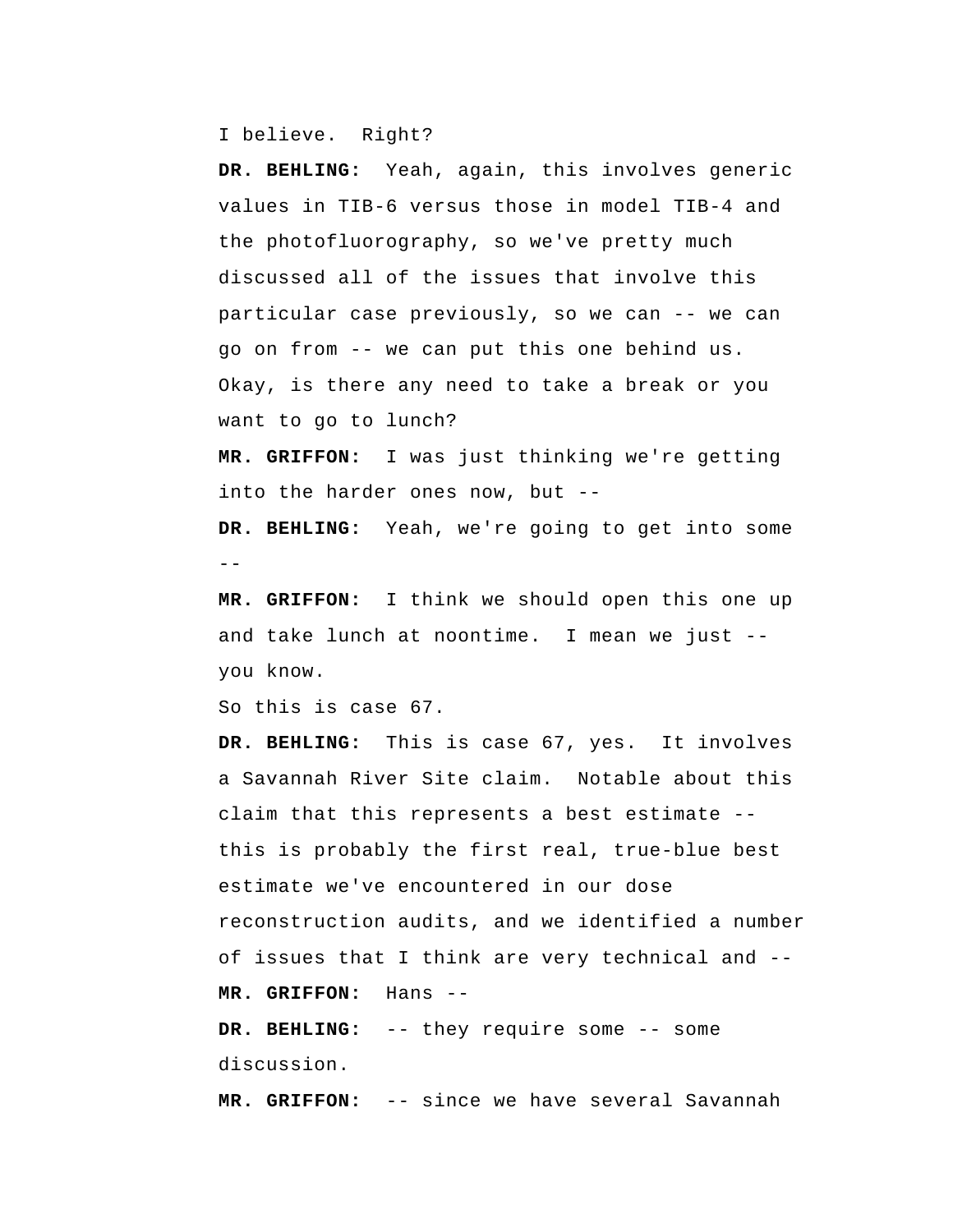I believe. Right?

**DR. BEHLING:** Yeah, again, this involves generic values in TIB-6 versus those in model TIB-4 and the photofluorography, so we've pretty much discussed all of the issues that involve this particular case previously, so we can -- we can go on from -- we can put this one behind us. Okay, is there any need to take a break or you want to go to lunch?

**MR. GRIFFON:** I was just thinking we're getting into the harder ones now, but --

**DR. BEHLING:** Yeah, we're going to get into some --

**MR. GRIFFON:** I think we should open this one up and take lunch at noontime. I mean we just -- you know.

So this is case 67.

**DR. BEHLING:** This is case 67, yes. It involves a Savannah River Site claim. Notable about this claim that this represents a best estimate -- this is probably the first real, true-blue best estimate we've encountered in our dose reconstruction audits, and we identified a number of issues that I think are very technical and --

**MR. GRIFFON:** Hans --

**DR. BEHLING:** -- they require some -- some discussion.

**MR. GRIFFON:** -- since we have several Savannah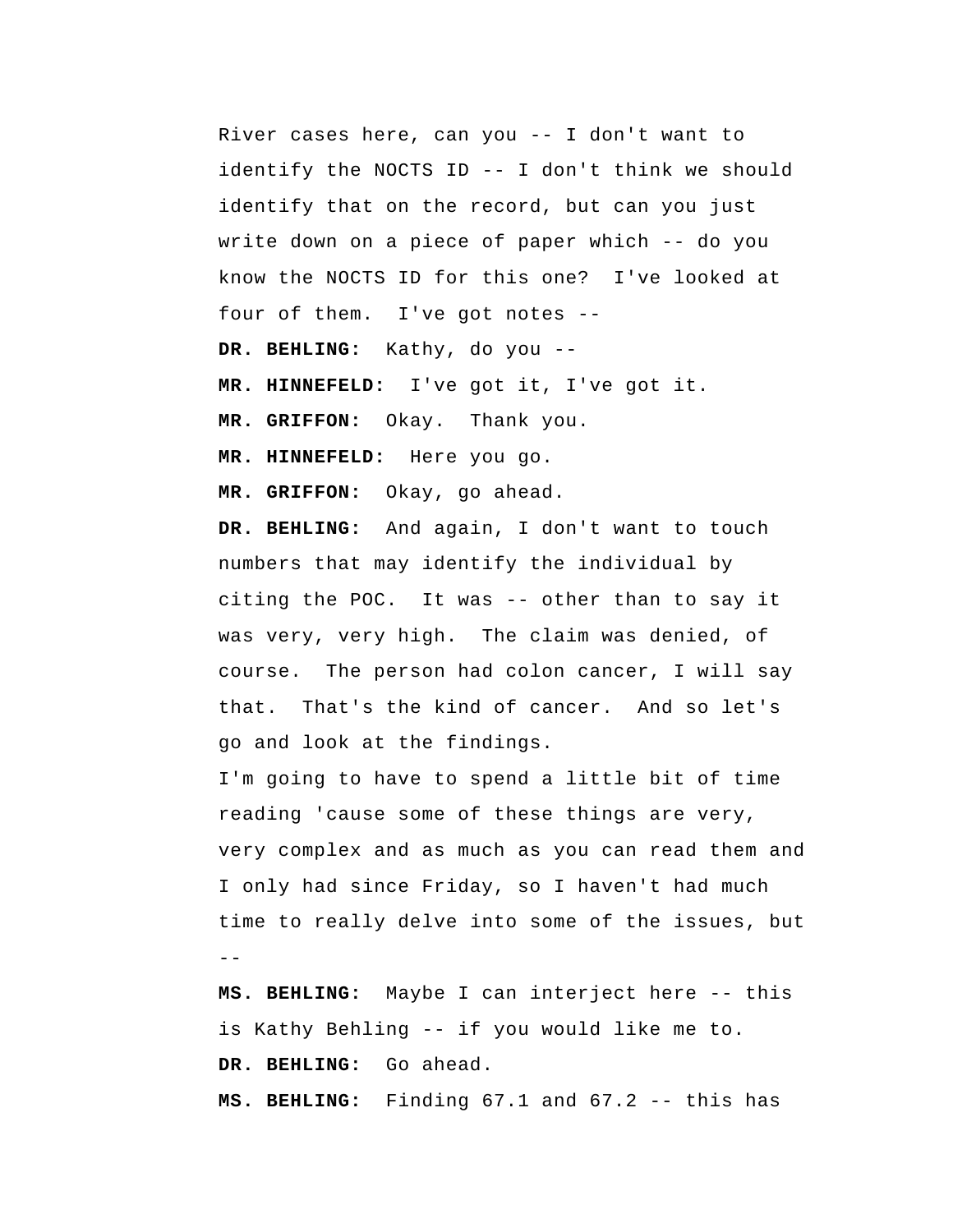River cases here, can you -- I don't want to identify the NOCTS ID -- I don't think we should identify that on the record, but can you just write down on a piece of paper which -- do you know the NOCTS ID for this one? I've looked at four of them. I've got notes --

**DR. BEHLING:** Kathy, do you --

**MR. HINNEFELD:** I've got it, I've got it.

**MR. GRIFFON:** Okay. Thank you.

**MR. HINNEFELD:** Here you go.

**MR. GRIFFON:** Okay, go ahead.

**DR. BEHLING:** And again, I don't want to touch numbers that may identify the individual by citing the POC. It was -- other than to say it was very, very high. The claim was denied, of course. The person had colon cancer, I will say that. That's the kind of cancer. And so let's go and look at the findings.

I'm going to have to spend a little bit of time reading 'cause some of these things are very, very complex and as much as you can read them and I only had since Friday, so I haven't had much time to really delve into some of the issues, but --

**MS. BEHLING:** Maybe I can interject here -- this is Kathy Behling -- if you would like me to.

**DR. BEHLING:** Go ahead.

**MS. BEHLING:** Finding 67.1 and 67.2 -- this has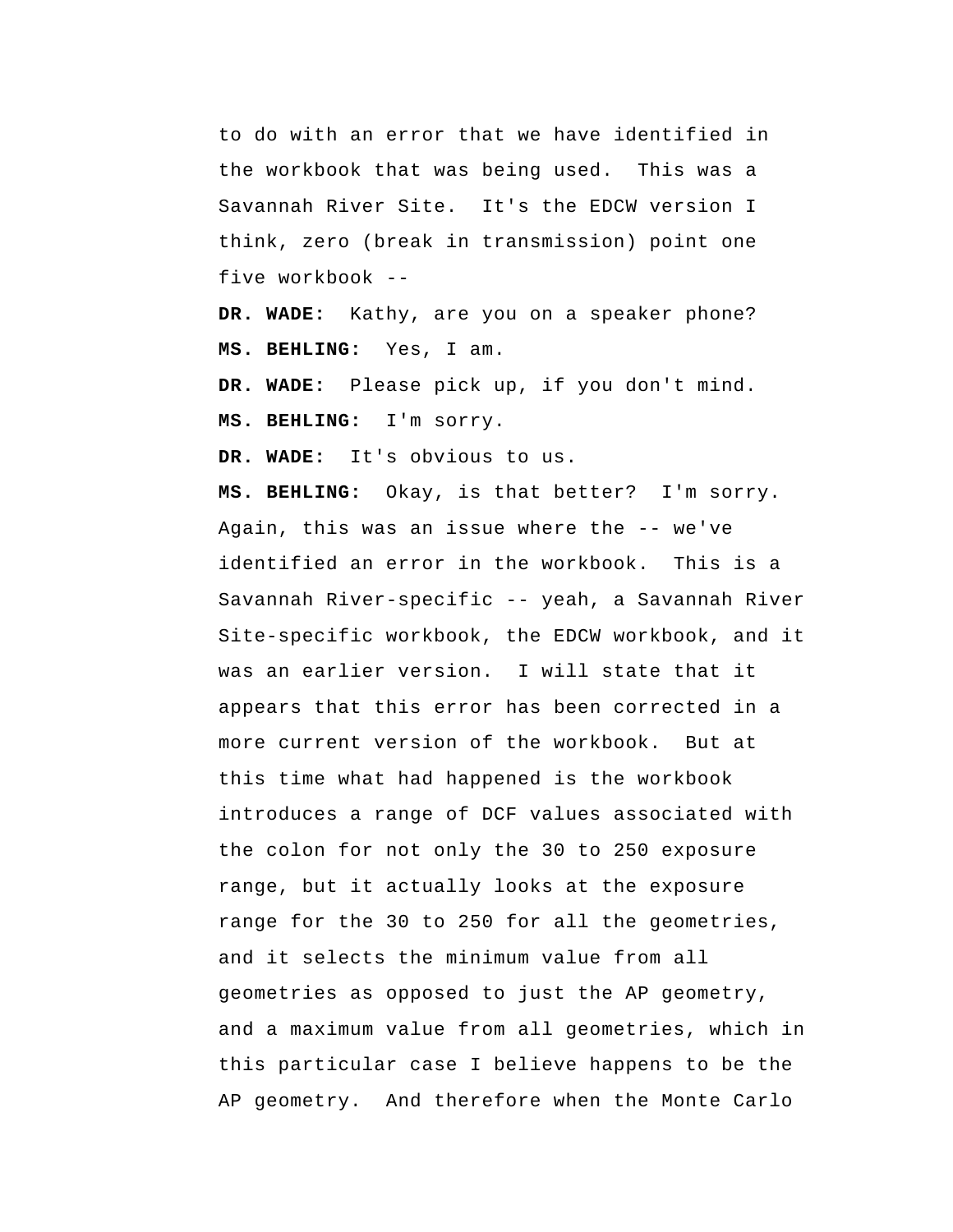to do with an error that we have identified in the workbook that was being used. This was a Savannah River Site. It's the EDCW version I think, zero (break in transmission) point one five workbook --

**DR. WADE:** Kathy, are you on a speaker phone?

**MS. BEHLING:** Yes, I am.

**DR. WADE:** Please pick up, if you don't mind.

**MS. BEHLING:** I'm sorry.

**DR. WADE:** It's obvious to us.

**MS. BEHLING:** Okay, is that better? I'm sorry. Again, this was an issue where the -- we've identified an error in the workbook. This is a Savannah River-specific -- yeah, a Savannah River Site-specific workbook, the EDCW workbook, and it was an earlier version. I will state that it appears that this error has been corrected in a more current version of the workbook. But at this time what had happened is the workbook introduces a range of DCF values associated with the colon for not only the 30 to 250 exposure range, but it actually looks at the exposure range for the 30 to 250 for all the geometries, and it selects the minimum value from all geometries as opposed to just the AP geometry, and a maximum value from all geometries, which in this particular case I believe happens to be the AP geometry. And therefore when the Monte Carlo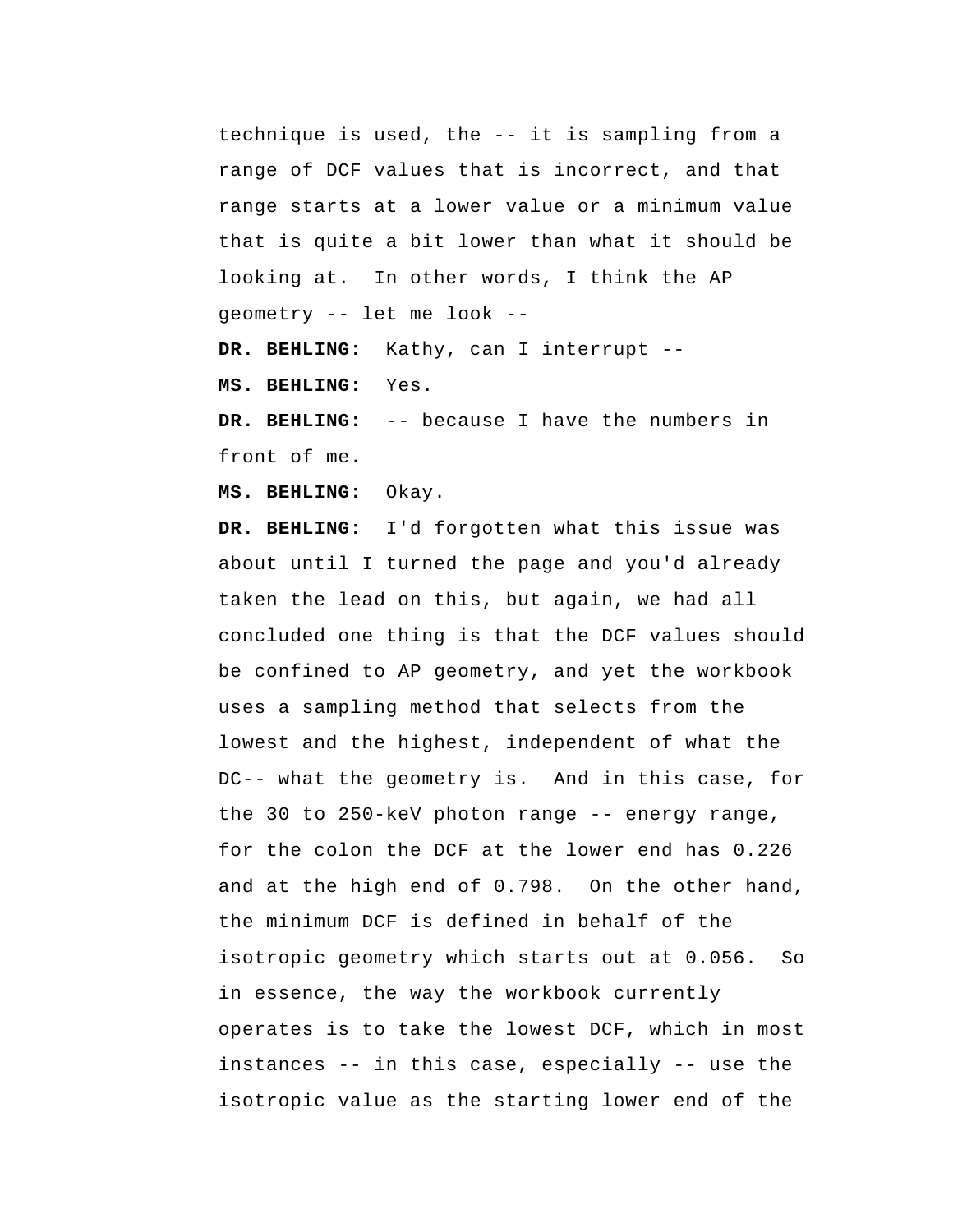technique is used, the -- it is sampling from a range of DCF values that is incorrect, and that range starts at a lower value or a minimum value that is quite a bit lower than what it should be looking at. In other words, I think the AP geometry -- let me look --

**DR. BEHLING:** Kathy, can I interrupt --

**MS. BEHLING:** Yes.

**DR. BEHLING:** -- because I have the numbers in front of me.

**MS. BEHLING:** Okay.

**DR. BEHLING:** I'd forgotten what this issue was about until I turned the page and you'd already taken the lead on this, but again, we had all concluded one thing is that the DCF values should be confined to AP geometry, and yet the workbook uses a sampling method that selects from the lowest and the highest, independent of what the DC-- what the geometry is. And in this case, for the 30 to 250-keV photon range -- energy range, for the colon the DCF at the lower end has 0.226 and at the high end of 0.798. On the other hand, the minimum DCF is defined in behalf of the isotropic geometry which starts out at 0.056. So in essence, the way the workbook currently operates is to take the lowest DCF, which in most instances -- in this case, especially -- use the isotropic value as the starting lower end of the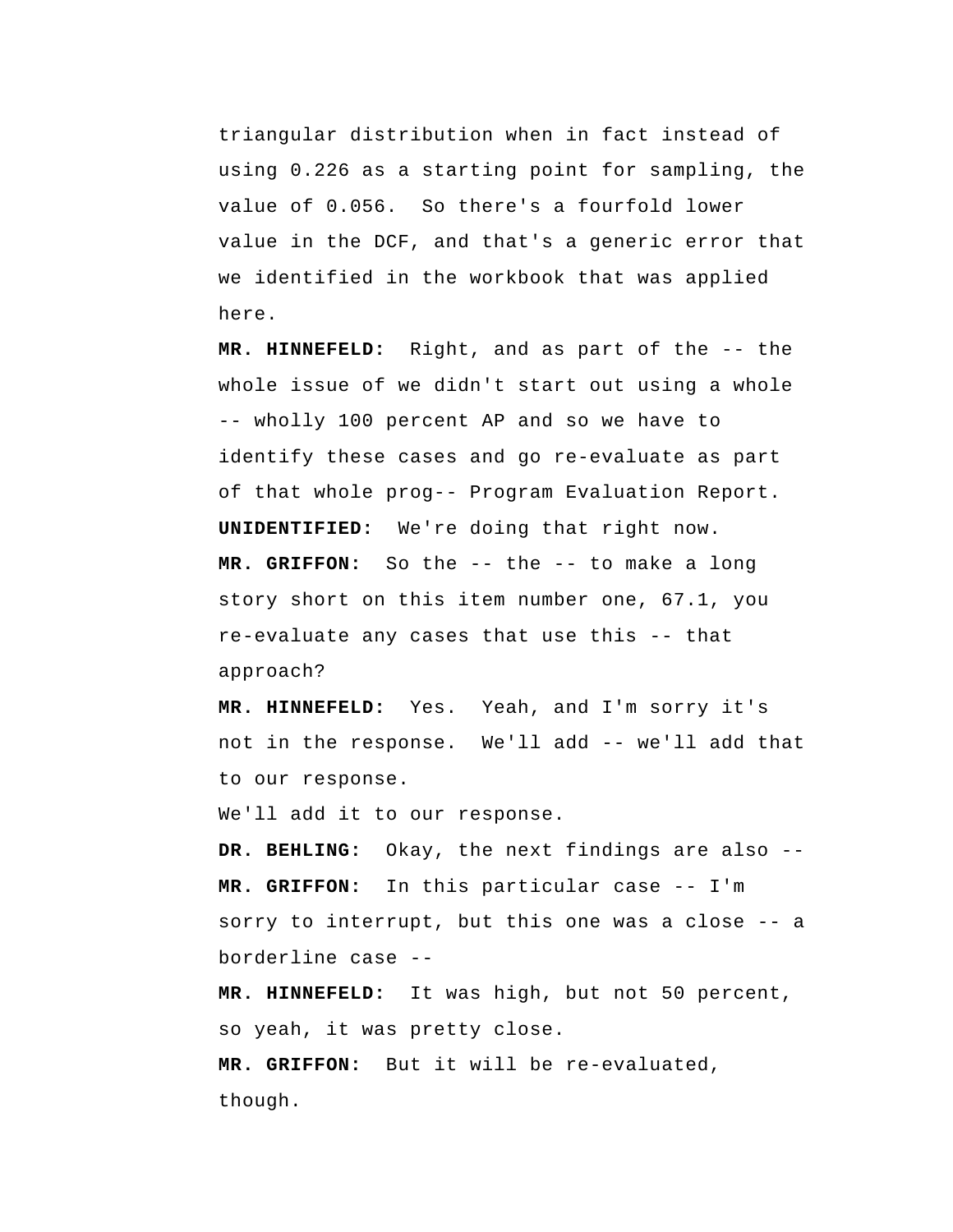triangular distribution when in fact instead of using 0.226 as a starting point for sampling, the value of 0.056. So there's a fourfold lower value in the DCF, and that's a generic error that we identified in the workbook that was applied here.

**MR. HINNEFELD:** Right, and as part of the -- the whole issue of we didn't start out using a whole -- wholly 100 percent AP and so we have to identify these cases and go re-evaluate as part of that whole prog-- Program Evaluation Report.

**UNIDENTIFIED:** We're doing that right now.

**MR. GRIFFON:** So the -- the -- to make a long story short on this item number one, 67.1, you re-evaluate any cases that use this -- that approach?

**MR. HINNEFELD:** Yes. Yeah, and I'm sorry it's not in the response. We'll add -- we'll add that to our response.

We'll add it to our response.

**DR. BEHLING:** Okay, the next findings are also --

**MR. GRIFFON:** In this particular case -- I'm sorry to interrupt, but this one was a close -- a borderline case --

**MR. HINNEFELD:** It was high, but not 50 percent, so yeah, it was pretty close.

**MR. GRIFFON:** But it will be re-evaluated, though.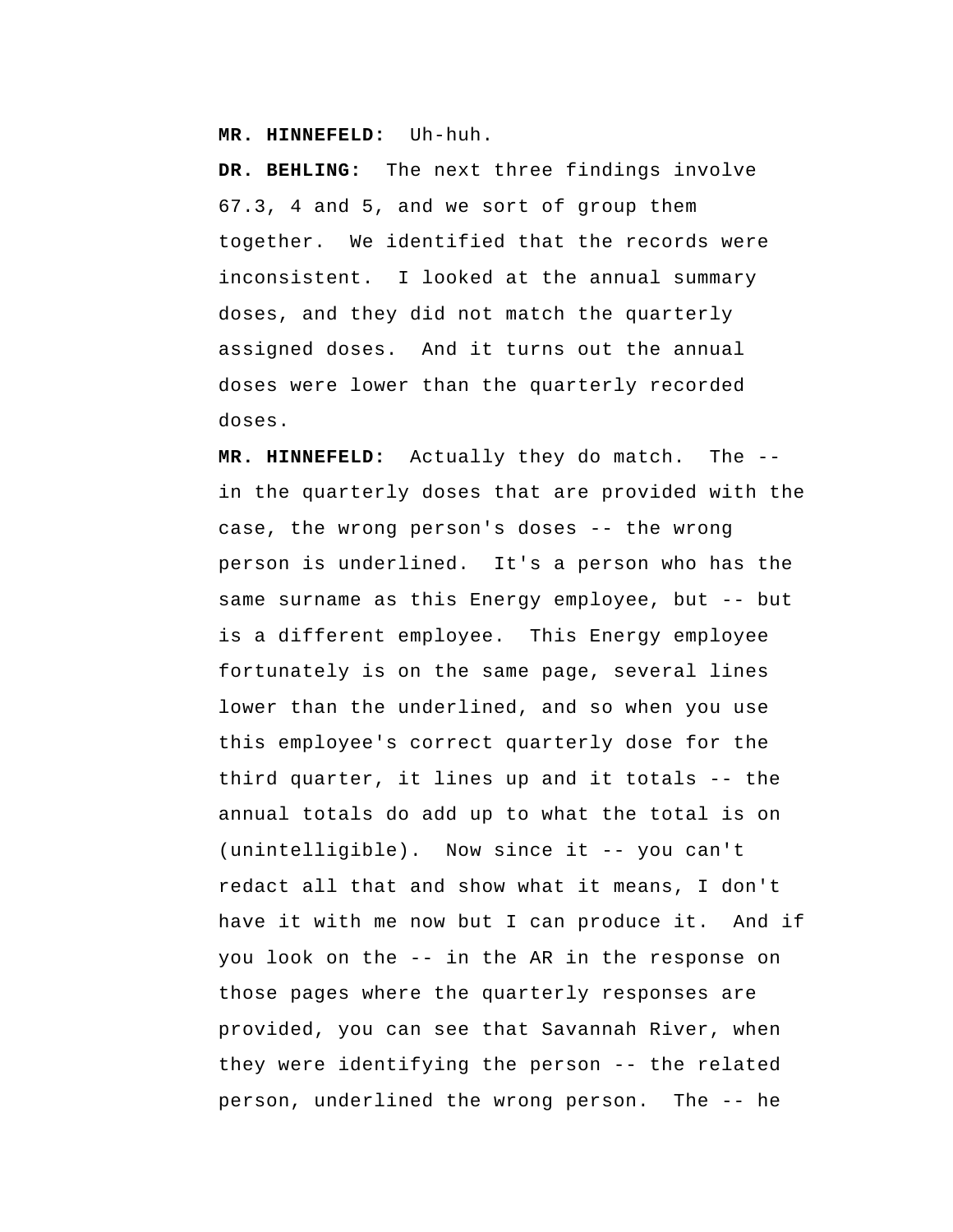**MR. HINNEFELD:** Uh-huh.

**DR. BEHLING:** The next three findings involve 67.3, 4 and 5, and we sort of group them together. We identified that the records were inconsistent. I looked at the annual summary doses, and they did not match the quarterly assigned doses. And it turns out the annual doses were lower than the quarterly recorded doses.

**MR. HINNEFELD:** Actually they do match. The -- in the quarterly doses that are provided with the case, the wrong person's doses -- the wrong person is underlined. It's a person who has the same surname as this Energy employee, but -- but is a different employee. This Energy employee fortunately is on the same page, several lines lower than the underlined, and so when you use this employee's correct quarterly dose for the third quarter, it lines up and it totals -- the annual totals do add up to what the total is on (unintelligible). Now since it -- you can't redact all that and show what it means, I don't have it with me now but I can produce it. And if you look on the -- in the AR in the response on those pages where the quarterly responses are provided, you can see that Savannah River, when they were identifying the person -- the related person, underlined the wrong person. The -- he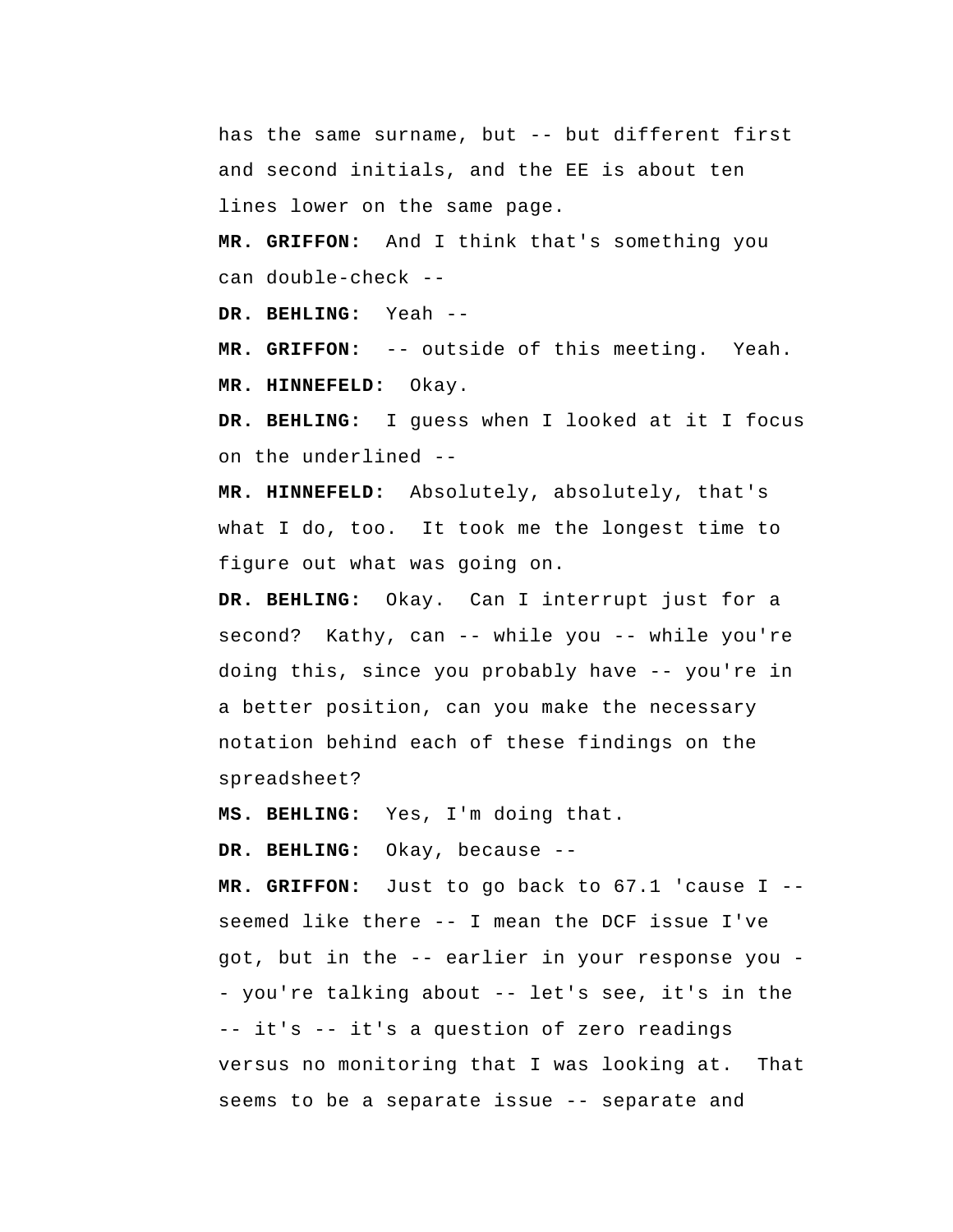has the same surname, but -- but different first and second initials, and the EE is about ten lines lower on the same page.

**MR. GRIFFON:** And I think that's something you can double-check --

**DR. BEHLING:** Yeah --

**MR. GRIFFON:** -- outside of this meeting. Yeah.

**MR. HINNEFELD:** Okay.

**DR. BEHLING:** I guess when I looked at it I focus on the underlined --

**MR. HINNEFELD:** Absolutely, absolutely, that's what I do, too. It took me the longest time to figure out what was going on.

**DR. BEHLING:** Okay. Can I interrupt just for a second? Kathy, can -- while you -- while you're doing this, since you probably have -- you're in a better position, can you make the necessary notation behind each of these findings on the spreadsheet?

**MS. BEHLING:** Yes, I'm doing that.

**DR. BEHLING:** Okay, because --

**MR. GRIFFON:** Just to go back to 67.1 'cause I -- seemed like there -- I mean the DCF issue I've got, but in the -- earlier in your response you -- you're talking about -- let's see, it's in the -- it's -- it's a question of zero readings versus no monitoring that I was looking at. That seems to be a separate issue -- separate and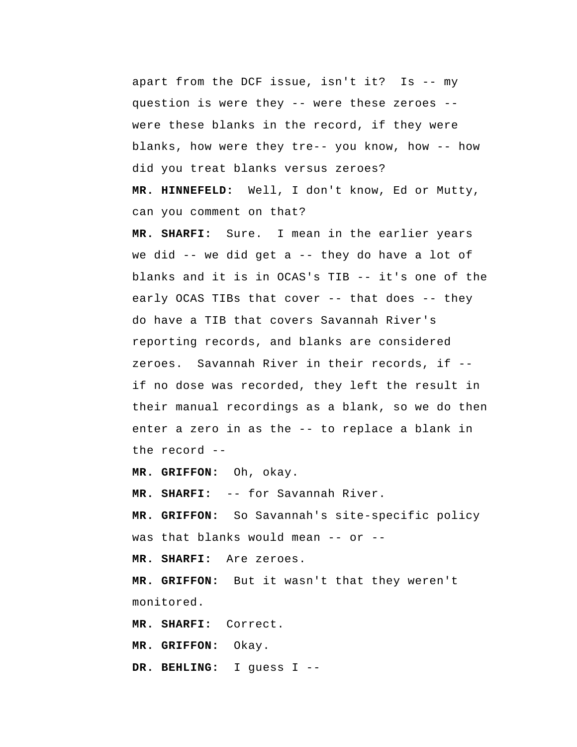apart from the DCF issue, isn't it? Is -- my question is were they -- were these zeroes -- were these blanks in the record, if they were blanks, how were they tre-- you know, how -- how did you treat blanks versus zeroes?

**MR. HINNEFELD:** Well, I don't know, Ed or Mutty, can you comment on that?

**MR. SHARFI:** Sure. I mean in the earlier years we did -- we did get a -- they do have a lot of blanks and it is in OCAS's TIB -- it's one of the early OCAS TIBs that cover -- that does -- they do have a TIB that covers Savannah River's reporting records, and blanks are considered zeroes. Savannah River in their records, if -- if no dose was recorded, they left the result in their manual recordings as a blank, so we do then enter a zero in as the -- to replace a blank in the record --

**MR. GRIFFON:** Oh, okay.

**MR. SHARFI:** -- for Savannah River.

**MR. GRIFFON:** So Savannah's site-specific policy was that blanks would mean -- or --

**MR. SHARFI:** Are zeroes.

**MR. GRIFFON:** But it wasn't that they weren't monitored.

**MR. SHARFI:** Correct.

**MR. GRIFFON:** Okay.

**DR. BEHLING:** I guess I --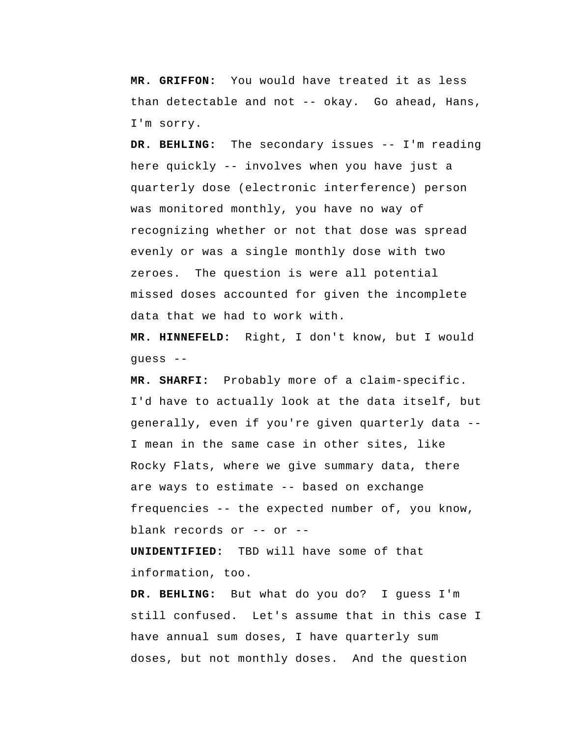**MR. GRIFFON:** You would have treated it as less than detectable and not -- okay. Go ahead, Hans, I'm sorry.

**DR. BEHLING:** The secondary issues -- I'm reading here quickly -- involves when you have just a quarterly dose (electronic interference) person was monitored monthly, you have no way of recognizing whether or not that dose was spread evenly or was a single monthly dose with two zeroes. The question is were all potential missed doses accounted for given the incomplete data that we had to work with.

**MR. HINNEFELD:** Right, I don't know, but I would guess --

**MR. SHARFI:** Probably more of a claim-specific. I'd have to actually look at the data itself, but generally, even if you're given quarterly data -- I mean in the same case in other sites, like Rocky Flats, where we give summary data, there are ways to estimate -- based on exchange frequencies -- the expected number of, you know, blank records or -- or --

**UNIDENTIFIED:** TBD will have some of that information, too.

**DR. BEHLING:** But what do you do? I guess I'm still confused. Let's assume that in this case I have annual sum doses, I have quarterly sum doses, but not monthly doses. And the question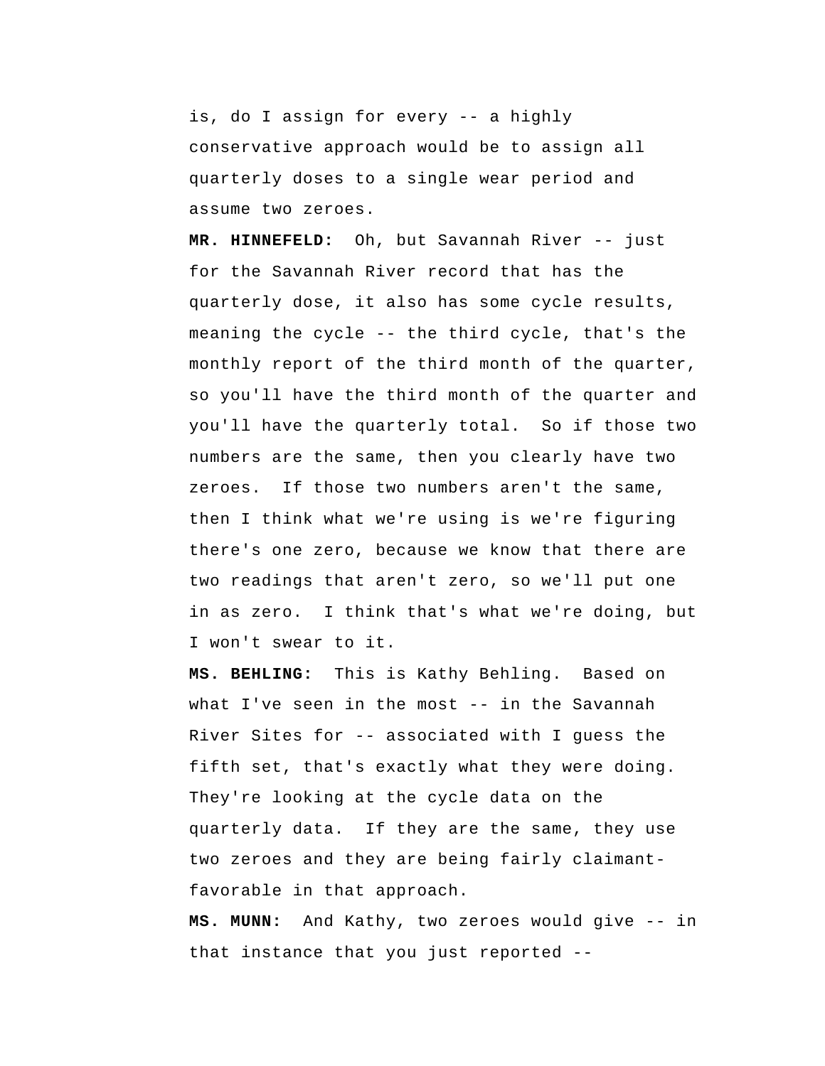is, do I assign for every -- a highly conservative approach would be to assign all quarterly doses to a single wear period and assume two zeroes.

**MR. HINNEFELD:** Oh, but Savannah River -- just for the Savannah River record that has the quarterly dose, it also has some cycle results, meaning the cycle -- the third cycle, that's the monthly report of the third month of the quarter, so you'll have the third month of the quarter and you'll have the quarterly total. So if those two numbers are the same, then you clearly have two zeroes. If those two numbers aren't the same, then I think what we're using is we're figuring there's one zero, because we know that there are two readings that aren't zero, so we'll put one in as zero. I think that's what we're doing, but I won't swear to it.

**MS. BEHLING:** This is Kathy Behling. Based on what I've seen in the most -- in the Savannah River Sites for -- associated with I guess the fifth set, that's exactly what they were doing. They're looking at the cycle data on the quarterly data. If they are the same, they use two zeroes and they are being fairly claimant-favorable in that approach.

**MS. MUNN:** And Kathy, two zeroes would give -- in that instance that you just reported --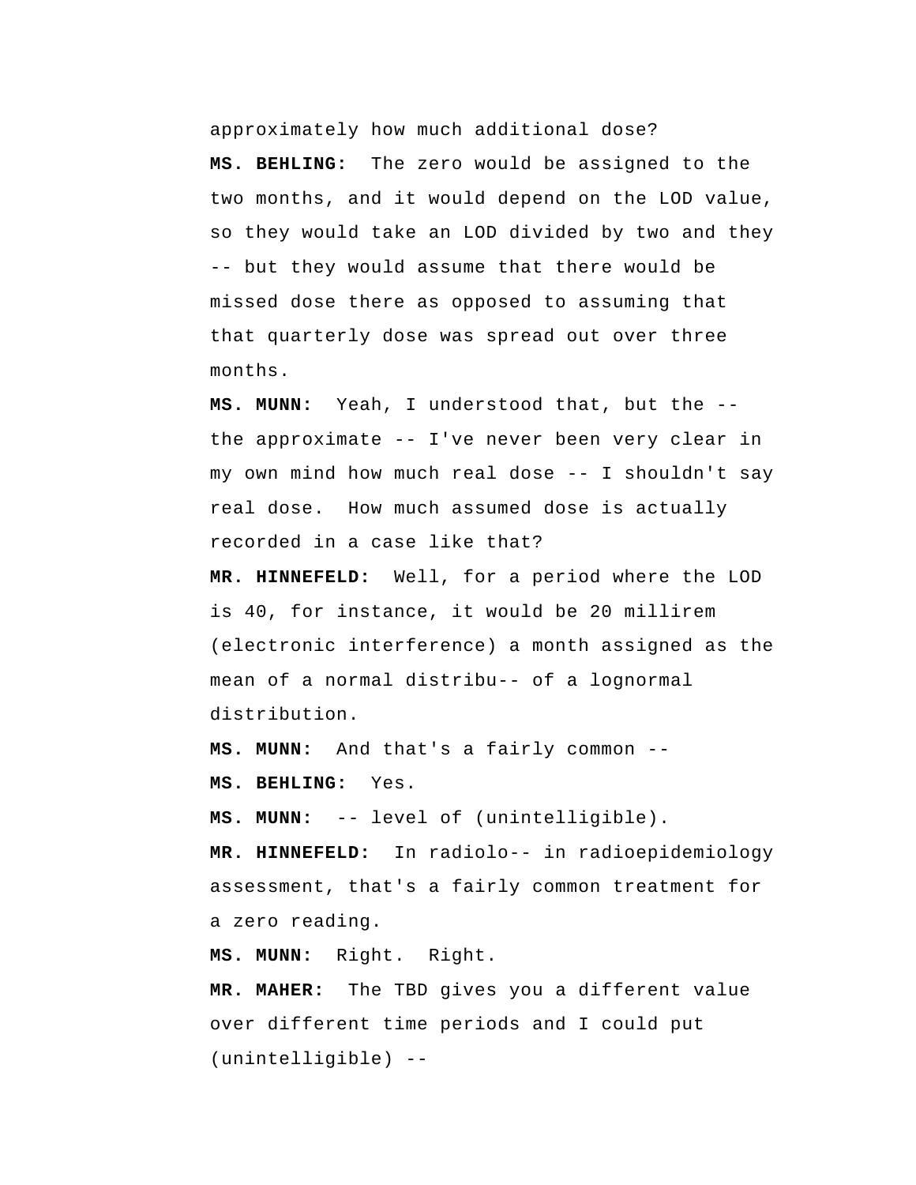approximately how much additional dose?

**MS. BEHLING:** The zero would be assigned to the two months, and it would depend on the LOD value, so they would take an LOD divided by two and they -- but they would assume that there would be missed dose there as opposed to assuming that that quarterly dose was spread out over three months.

**MS. MUNN:** Yeah, I understood that, but the -- the approximate -- I've never been very clear in my own mind how much real dose -- I shouldn't say real dose. How much assumed dose is actually recorded in a case like that?

**MR. HINNEFELD:** Well, for a period where the LOD is 40, for instance, it would be 20 millirem (electronic interference) a month assigned as the mean of a normal distribu-- of a lognormal distribution.

**MS. MUNN:** And that's a fairly common --

**MS. BEHLING:** Yes.

**MS. MUNN:** -- level of (unintelligible).

**MR. HINNEFELD:** In radiolo-- in radioepidemiology assessment, that's a fairly common treatment for a zero reading.

**MS. MUNN:** Right. Right.

**MR. MAHER:** The TBD gives you a different value over different time periods and I could put (unintelligible) --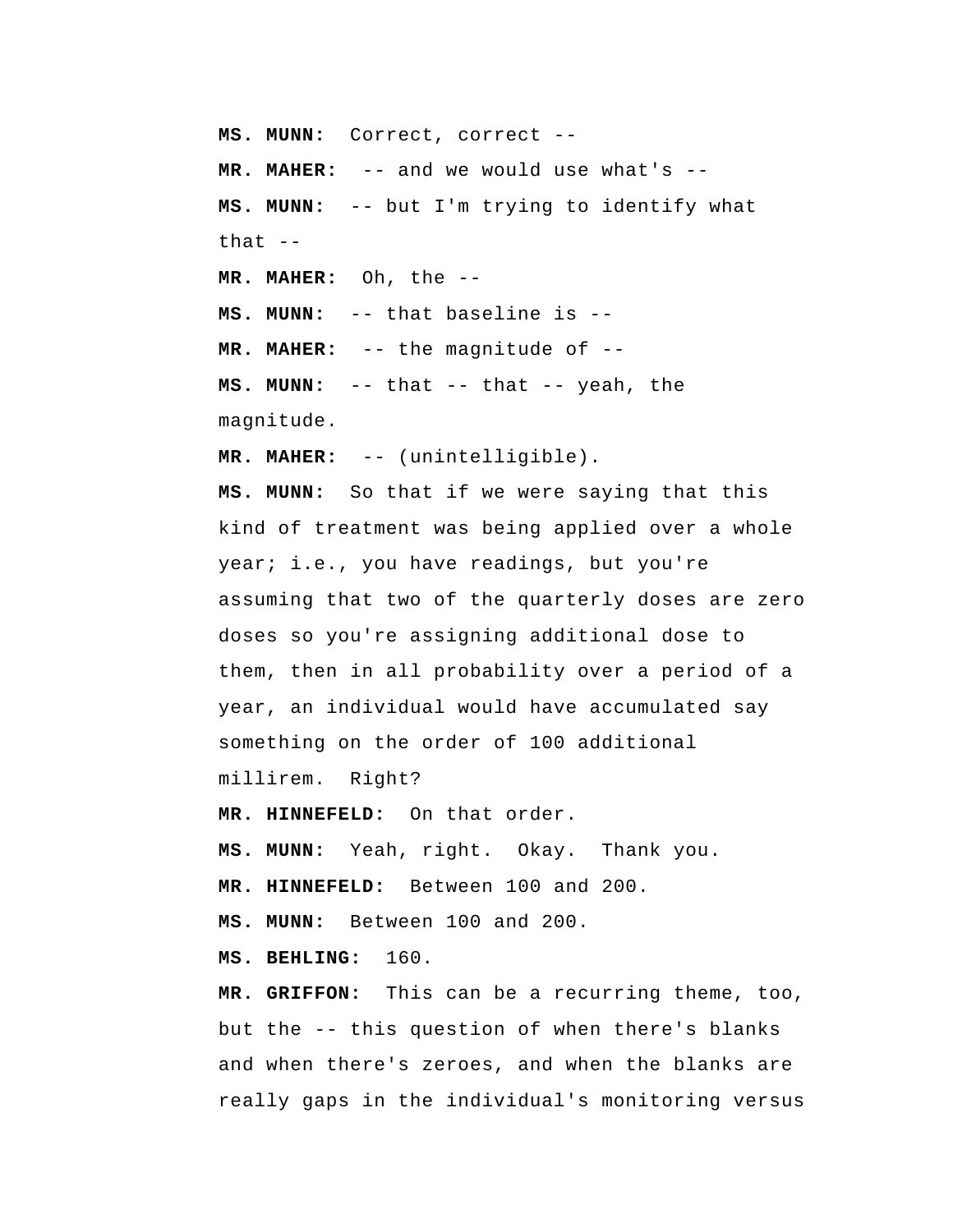**MS. MUNN:** Correct, correct --

**MR. MAHER:** -- and we would use what's --

**MS. MUNN:** -- but I'm trying to identify what that --

**MR. MAHER:** Oh, the --

**MS. MUNN:** -- that baseline is --

**MR. MAHER:** -- the magnitude of --

**MS. MUNN:** -- that -- that -- yeah, the magnitude.

**MR. MAHER:** -- (unintelligible).

**MS. MUNN:** So that if we were saying that this kind of treatment was being applied over a whole year; i.e., you have readings, but you're assuming that two of the quarterly doses are zero doses so you're assigning additional dose to them, then in all probability over a period of a year, an individual would have accumulated say something on the order of 100 additional millirem. Right?

**MR. HINNEFELD:** On that order.

**MS. MUNN:** Yeah, right. Okay. Thank you.

**MR. HINNEFELD:** Between 100 and 200.

**MS. MUNN:** Between 100 and 200.

**MS. BEHLING:** 160.

**MR. GRIFFON:** This can be a recurring theme, too, but the -- this question of when there's blanks and when there's zeroes, and when the blanks are really gaps in the individual's monitoring versus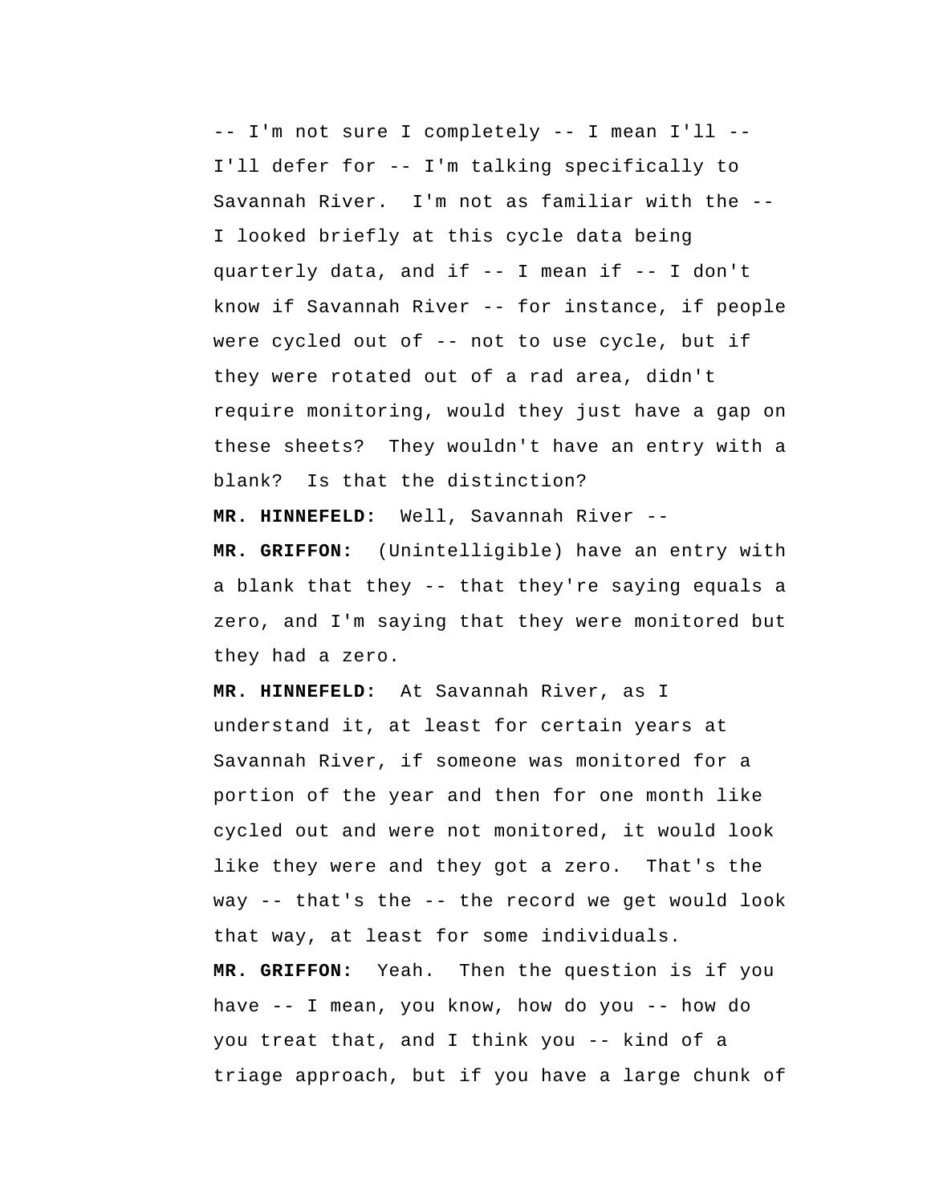-- I'm not sure I completely -- I mean I'll -- I'll defer for -- I'm talking specifically to Savannah River. I'm not as familiar with the -- I looked briefly at this cycle data being quarterly data, and if -- I mean if -- I don't know if Savannah River -- for instance, if people were cycled out of -- not to use cycle, but if they were rotated out of a rad area, didn't require monitoring, would they just have a gap on these sheets? They wouldn't have an entry with a blank? Is that the distinction?

**MR. HINNEFELD:** Well, Savannah River --

**MR. GRIFFON:** (Unintelligible) have an entry with a blank that they -- that they're saying equals a zero, and I'm saying that they were monitored but they had a zero.

**MR. HINNEFELD:** At Savannah River, as I understand it, at least for certain years at Savannah River, if someone was monitored for a portion of the year and then for one month like cycled out and were not monitored, it would look like they were and they got a zero. That's the way -- that's the -- the record we get would look that way, at least for some individuals.

**MR. GRIFFON:** Yeah. Then the question is if you have -- I mean, you know, how do you -- how do you treat that, and I think you -- kind of a triage approach, but if you have a large chunk of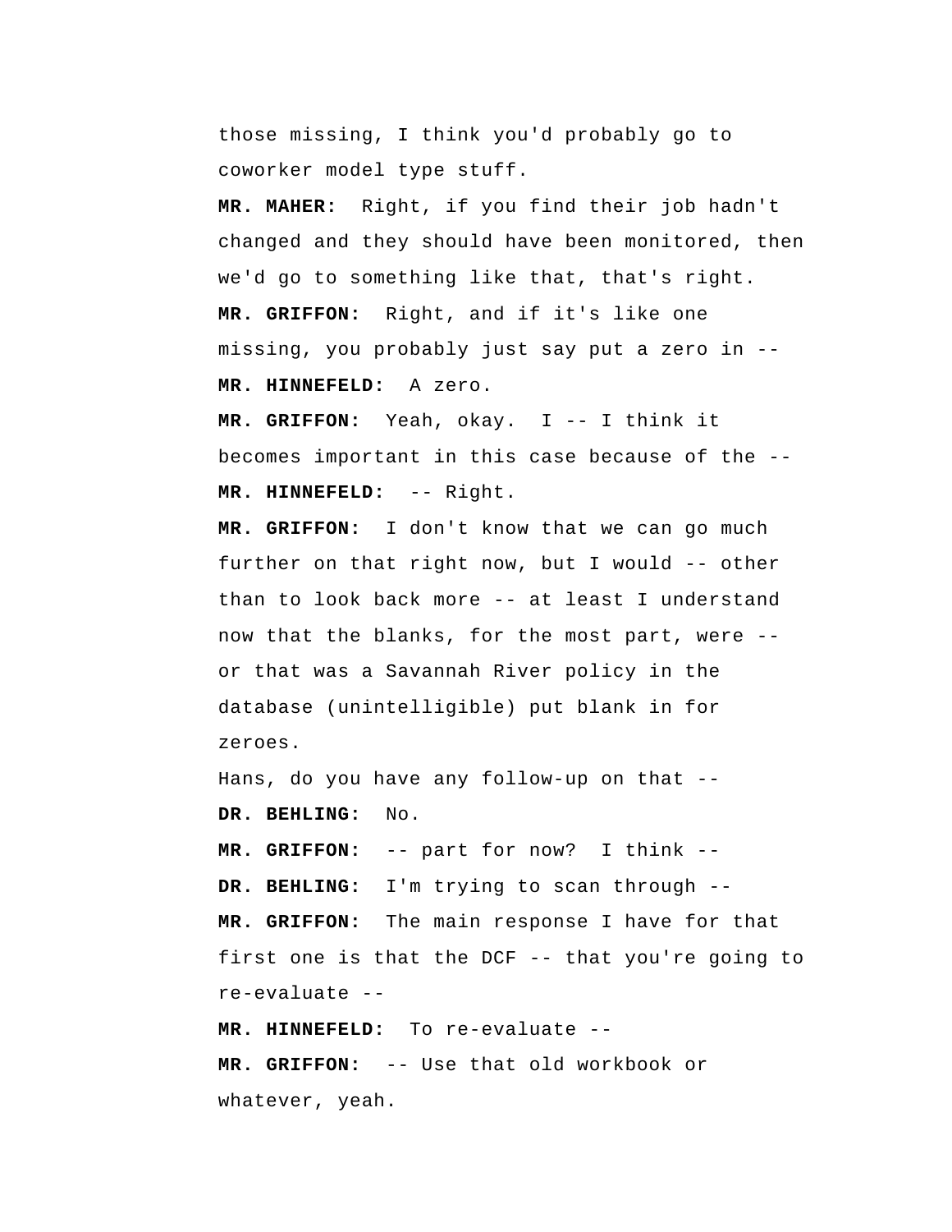those missing, I think you'd probably go to coworker model type stuff.

**MR. MAHER:** Right, if you find their job hadn't changed and they should have been monitored, then we'd go to something like that, that's right.

**MR. GRIFFON:** Right, and if it's like one missing, you probably just say put a zero in --

**MR. HINNEFELD:** A zero.

**MR. GRIFFON:** Yeah, okay. I -- I think it becomes important in this case because of the --

**MR. HINNEFELD:** -- Right.

**MR. GRIFFON:** I don't know that we can go much further on that right now, but I would -- other than to look back more -- at least I understand now that the blanks, for the most part, were -- or that was a Savannah River policy in the database (unintelligible) put blank in for zeroes.

Hans, do you have any follow-up on that --

**DR. BEHLING:** No.

**MR. GRIFFON:** -- part for now? I think --

**DR. BEHLING:** I'm trying to scan through --

**MR. GRIFFON:** The main response I have for that first one is that the DCF -- that you're going to re-evaluate --

**MR. HINNEFELD:** To re-evaluate --

**MR. GRIFFON:** -- Use that old workbook or whatever, yeah.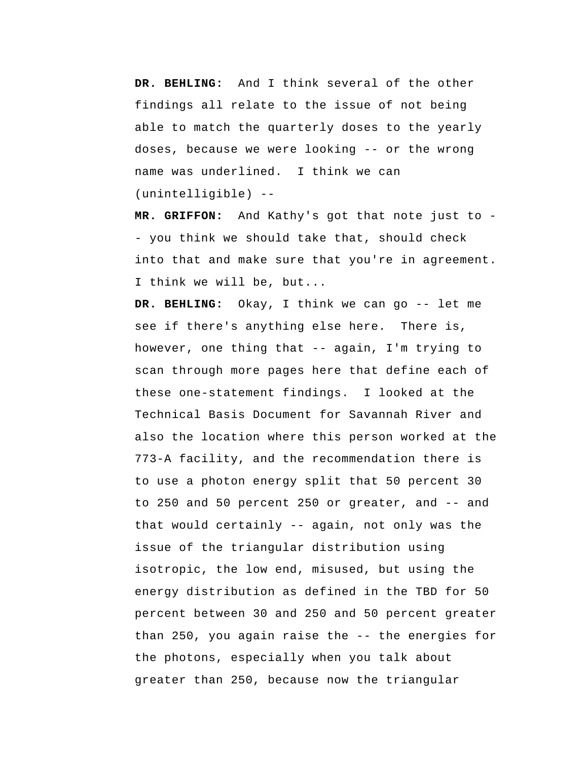**DR. BEHLING:** And I think several of the other findings all relate to the issue of not being able to match the quarterly doses to the yearly doses, because we were looking -- or the wrong name was underlined. I think we can (unintelligible) --

**MR. GRIFFON:** And Kathy's got that note just to -- you think we should take that, should check into that and make sure that you're in agreement. I think we will be, but...

**DR. BEHLING:** Okay, I think we can go -- let me see if there's anything else here. There is, however, one thing that -- again, I'm trying to scan through more pages here that define each of these one-statement findings. I looked at the Technical Basis Document for Savannah River and also the location where this person worked at the 773-A facility, and the recommendation there is to use a photon energy split that 50 percent 30 to 250 and 50 percent 250 or greater, and -- and that would certainly -- again, not only was the issue of the triangular distribution using isotropic, the low end, misused, but using the energy distribution as defined in the TBD for 50 percent between 30 and 250 and 50 percent greater than 250, you again raise the -- the energies for the photons, especially when you talk about greater than 250, because now the triangular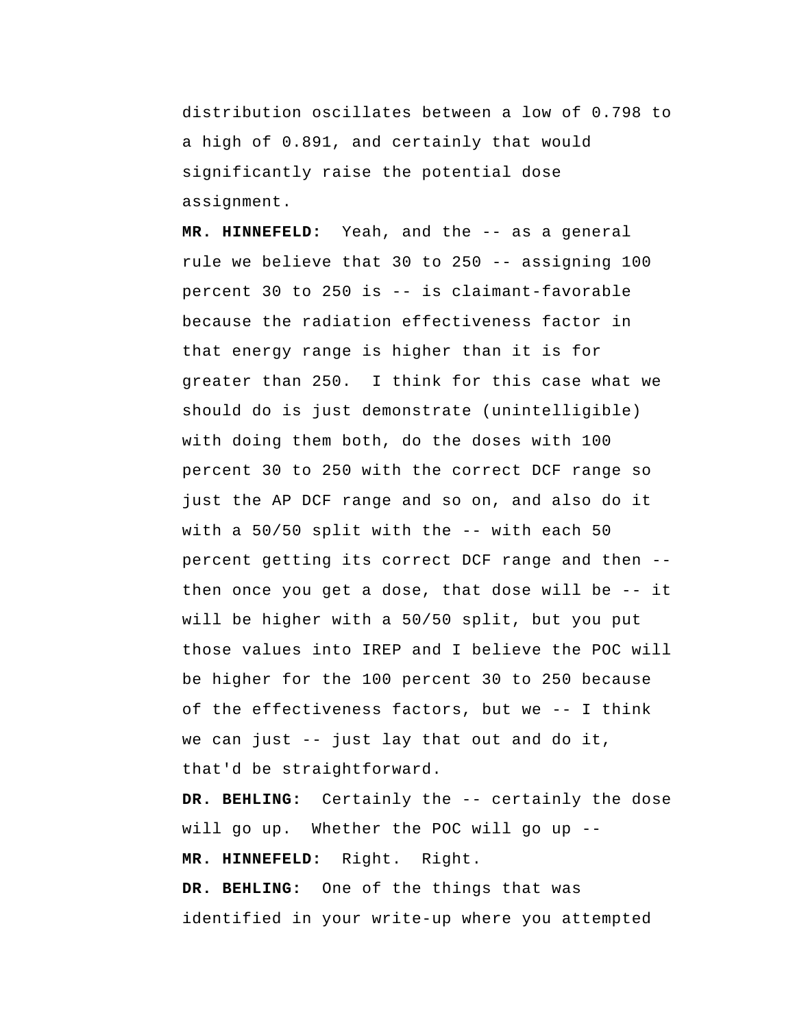distribution oscillates between a low of 0.798 to a high of 0.891, and certainly that would significantly raise the potential dose assignment.

**MR. HINNEFELD:** Yeah, and the -- as a general rule we believe that 30 to 250 -- assigning 100 percent 30 to 250 is -- is claimant-favorable because the radiation effectiveness factor in that energy range is higher than it is for greater than 250. I think for this case what we should do is just demonstrate (unintelligible) with doing them both, do the doses with 100 percent 30 to 250 with the correct DCF range so just the AP DCF range and so on, and also do it with a 50/50 split with the -- with each 50 percent getting its correct DCF range and then -- then once you get a dose, that dose will be -- it will be higher with a 50/50 split, but you put those values into IREP and I believe the POC will be higher for the 100 percent 30 to 250 because of the effectiveness factors, but we -- I think we can just -- just lay that out and do it, that'd be straightforward.

**DR. BEHLING:** Certainly the -- certainly the dose will go up. Whether the POC will go up --

**MR. HINNEFELD:** Right. Right.

**DR. BEHLING:** One of the things that was identified in your write-up where you attempted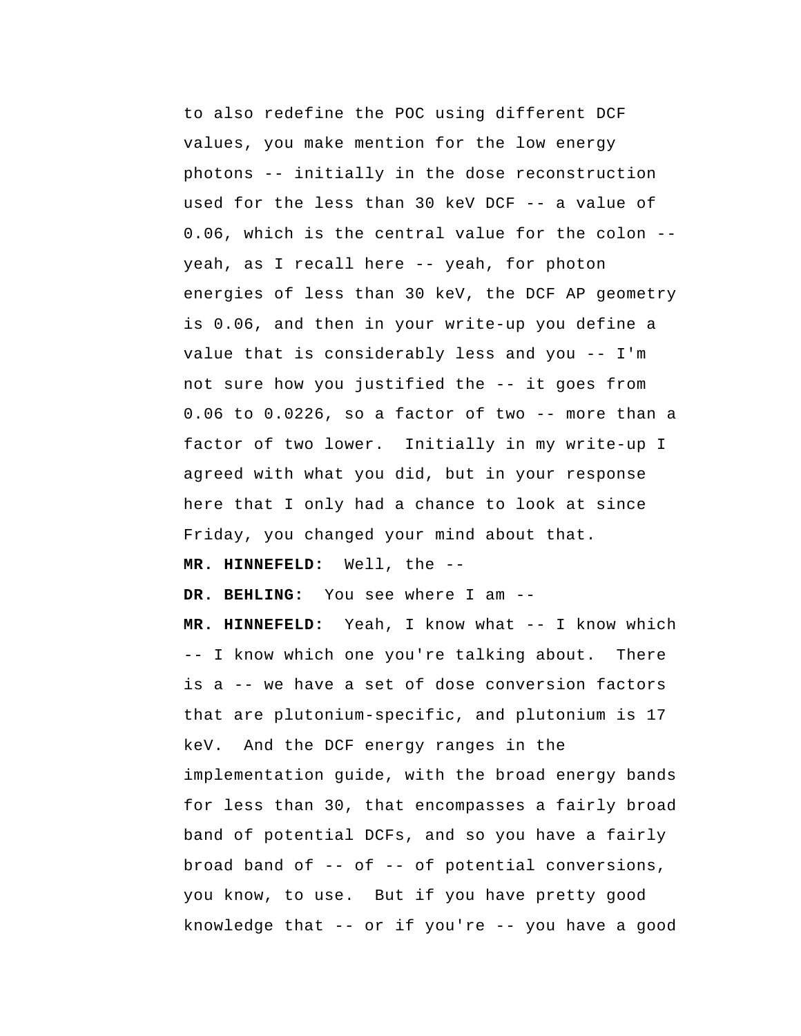to also redefine the POC using different DCF values, you make mention for the low energy photons -- initially in the dose reconstruction used for the less than 30 keV DCF -- a value of 0.06, which is the central value for the colon -- yeah, as I recall here -- yeah, for photon energies of less than 30 keV, the DCF AP geometry is 0.06, and then in your write-up you define a value that is considerably less and you -- I'm not sure how you justified the -- it goes from 0.06 to 0.0226, so a factor of two -- more than a factor of two lower. Initially in my write-up I agreed with what you did, but in your response here that I only had a chance to look at since Friday, you changed your mind about that.

**MR. HINNEFELD:** Well, the --

**DR. BEHLING:** You see where I am --

**MR. HINNEFELD:** Yeah, I know what -- I know which -- I know which one you're talking about. There is a -- we have a set of dose conversion factors that are plutonium-specific, and plutonium is 17 keV. And the DCF energy ranges in the implementation guide, with the broad energy bands for less than 30, that encompasses a fairly broad band of potential DCFs, and so you have a fairly broad band of -- of -- of potential conversions, you know, to use. But if you have pretty good knowledge that -- or if you're -- you have a good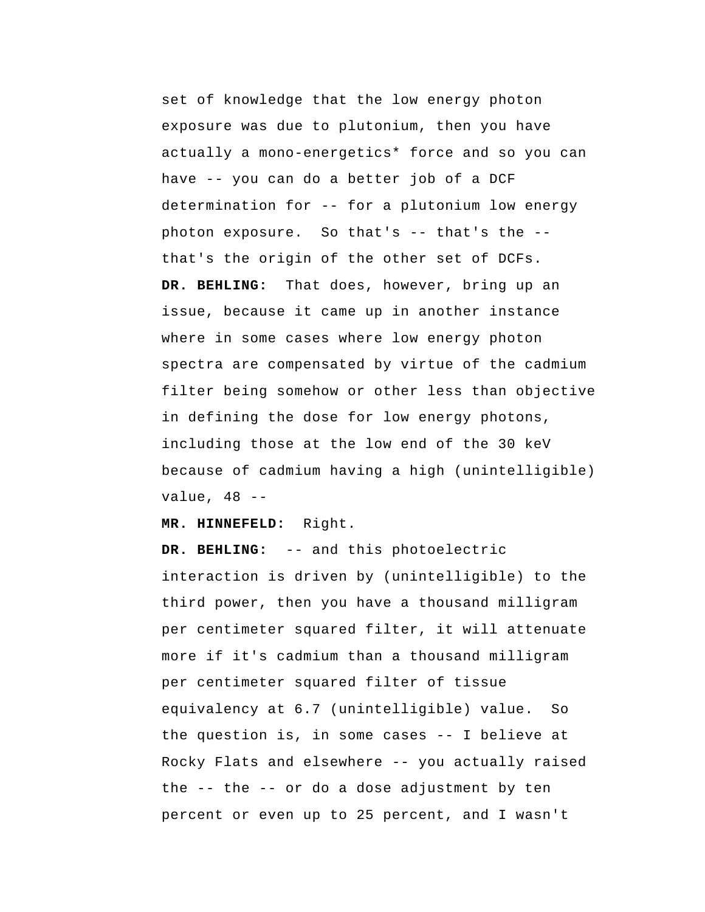set of knowledge that the low energy photon exposure was due to plutonium, then you have actually a mono-energetics* force and so you can have -- you can do a better job of a DCF determination for -- for a plutonium low energy photon exposure. So that's -- that's the -- that's the origin of the other set of DCFs.

**DR. BEHLING:** That does, however, bring up an issue, because it came up in another instance where in some cases where low energy photon spectra are compensated by virtue of the cadmium filter being somehow or other less than objective in defining the dose for low energy photons, including those at the low end of the 30 keV because of cadmium having a high (unintelligible) value, 48 --

**MR. HINNEFELD:** Right.

**DR. BEHLING:** -- and this photoelectric interaction is driven by (unintelligible) to the third power, then you have a thousand milligram per centimeter squared filter, it will attenuate more if it's cadmium than a thousand milligram per centimeter squared filter of tissue equivalency at 6.7 (unintelligible) value. So the question is, in some cases -- I believe at Rocky Flats and elsewhere -- you actually raised the -- the -- or do a dose adjustment by ten percent or even up to 25 percent, and I wasn't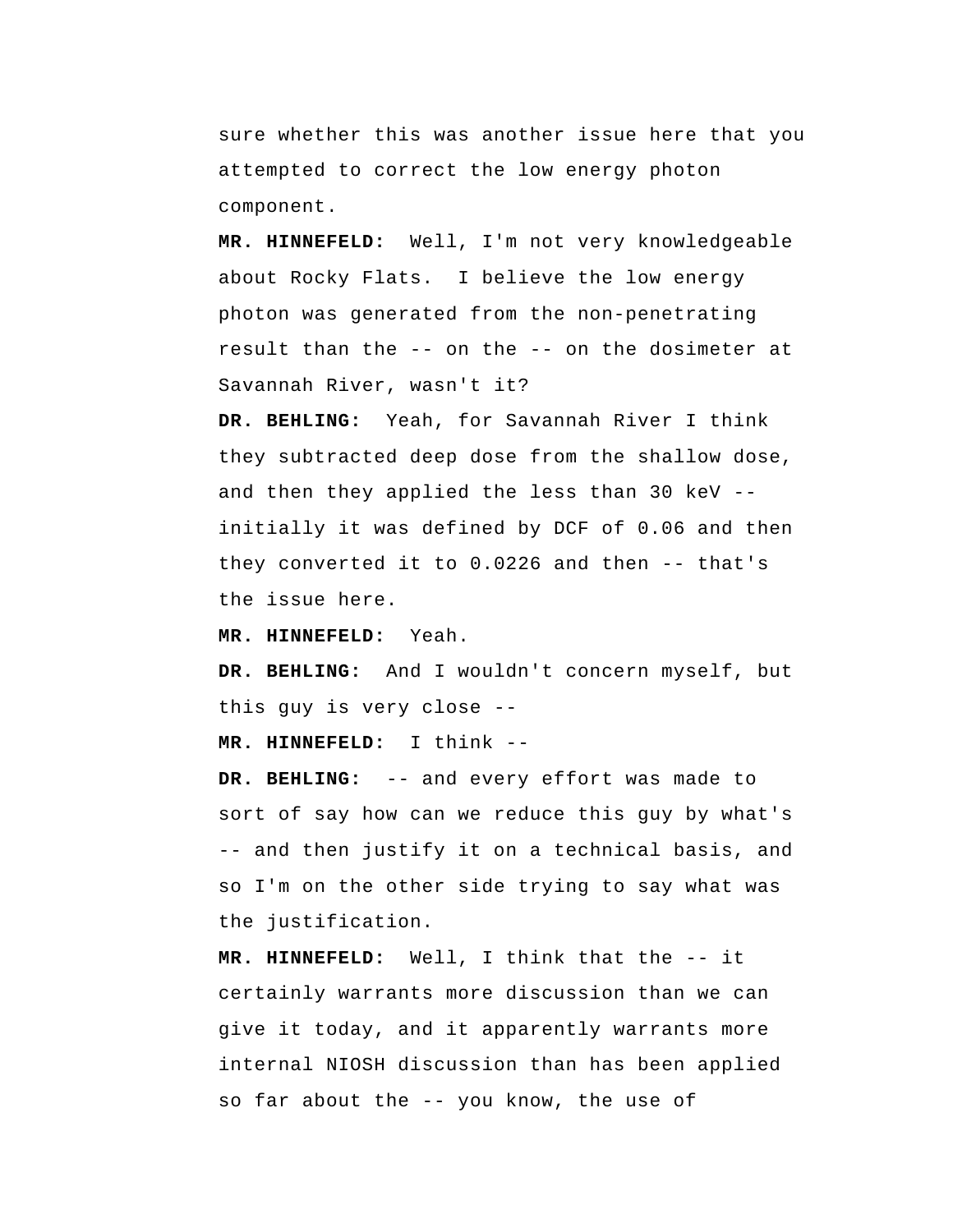sure whether this was another issue here that you attempted to correct the low energy photon component.

**MR. HINNEFELD:** Well, I'm not very knowledgeable about Rocky Flats. I believe the low energy photon was generated from the non-penetrating result than the -- on the -- on the dosimeter at Savannah River, wasn't it?

**DR. BEHLING:** Yeah, for Savannah River I think they subtracted deep dose from the shallow dose, and then they applied the less than 30 keV -- initially it was defined by DCF of 0.06 and then they converted it to 0.0226 and then -- that's the issue here.

**MR. HINNEFELD:** Yeah.

**DR. BEHLING:** And I wouldn't concern myself, but this guy is very close --

**MR. HINNEFELD:** I think --

**DR. BEHLING:** -- and every effort was made to sort of say how can we reduce this guy by what's -- and then justify it on a technical basis, and so I'm on the other side trying to say what was the justification.

**MR. HINNEFELD:** Well, I think that the -- it certainly warrants more discussion than we can give it today, and it apparently warrants more internal NIOSH discussion than has been applied so far about the -- you know, the use of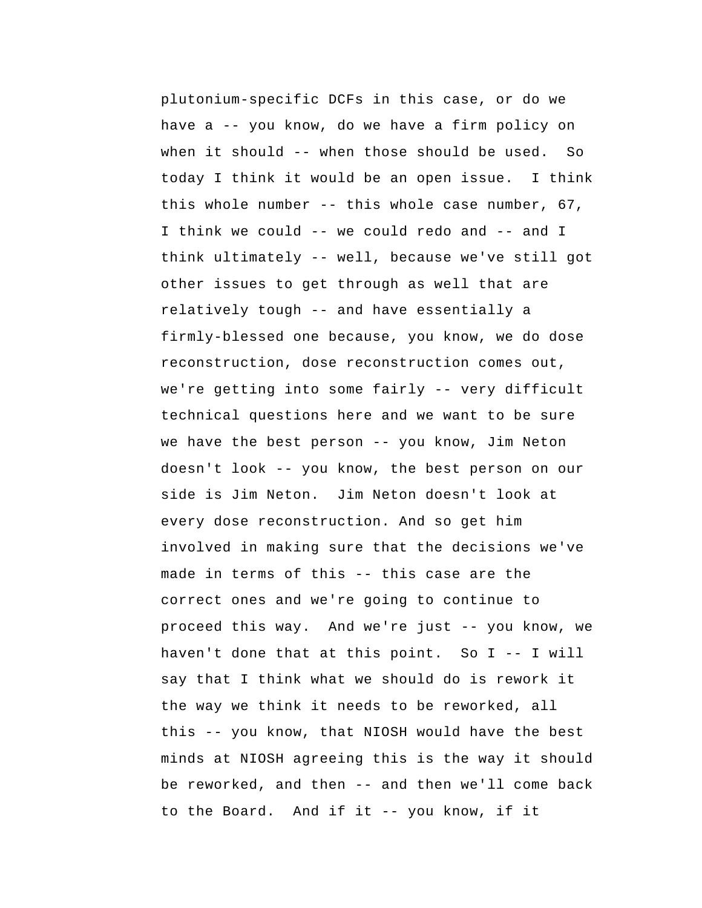plutonium-specific DCFs in this case, or do we have a -- you know, do we have a firm policy on when it should -- when those should be used. So today I think it would be an open issue. I think this whole number -- this whole case number, 67, I think we could -- we could redo and -- and I think ultimately -- well, because we've still got other issues to get through as well that are relatively tough -- and have essentially a firmly-blessed one because, you know, we do dose reconstruction, dose reconstruction comes out, we're getting into some fairly -- very difficult technical questions here and we want to be sure we have the best person -- you know, Jim Neton doesn't look -- you know, the best person on our side is Jim Neton. Jim Neton doesn't look at every dose reconstruction. And so get him involved in making sure that the decisions we've made in terms of this -- this case are the correct ones and we're going to continue to proceed this way. And we're just -- you know, we haven't done that at this point. So I -- I will say that I think what we should do is rework it the way we think it needs to be reworked, all this -- you know, that NIOSH would have the best minds at NIOSH agreeing this is the way it should be reworked, and then -- and then we'll come back to the Board. And if it -- you know, if it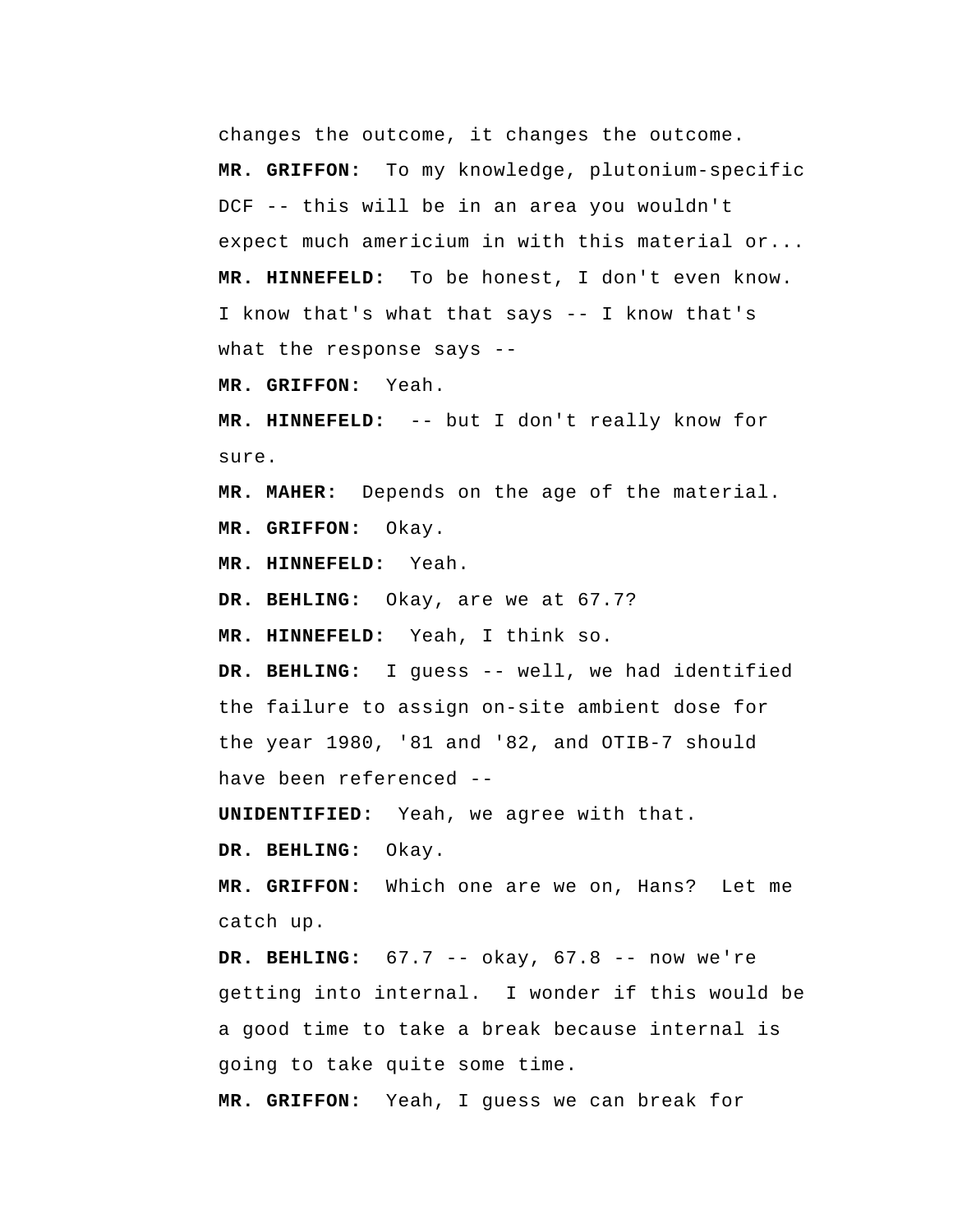changes the outcome, it changes the outcome.

**MR. GRIFFON:** To my knowledge, plutonium-specific DCF -- this will be in an area you wouldn't expect much americium in with this material or...

**MR. HINNEFELD:** To be honest, I don't even know. I know that's what that says -- I know that's what the response says --

**MR. GRIFFON:** Yeah.

**MR. HINNEFELD:** -- but I don't really know for sure.

**MR. MAHER:** Depends on the age of the material.

**MR. GRIFFON:** Okay.

**MR. HINNEFELD:** Yeah.

**DR. BEHLING:** Okay, are we at 67.7?

**MR. HINNEFELD:** Yeah, I think so.

**DR. BEHLING:** I guess -- well, we had identified the failure to assign on-site ambient dose for the year 1980, '81 and '82, and OTIB-7 should have been referenced --

**UNIDENTIFIED:** Yeah, we agree with that.

**DR. BEHLING:** Okay.

**MR. GRIFFON:** Which one are we on, Hans? Let me catch up.

**DR. BEHLING:** 67.7 -- okay, 67.8 -- now we're getting into internal. I wonder if this would be a good time to take a break because internal is going to take quite some time.

**MR. GRIFFON:** Yeah, I guess we can break for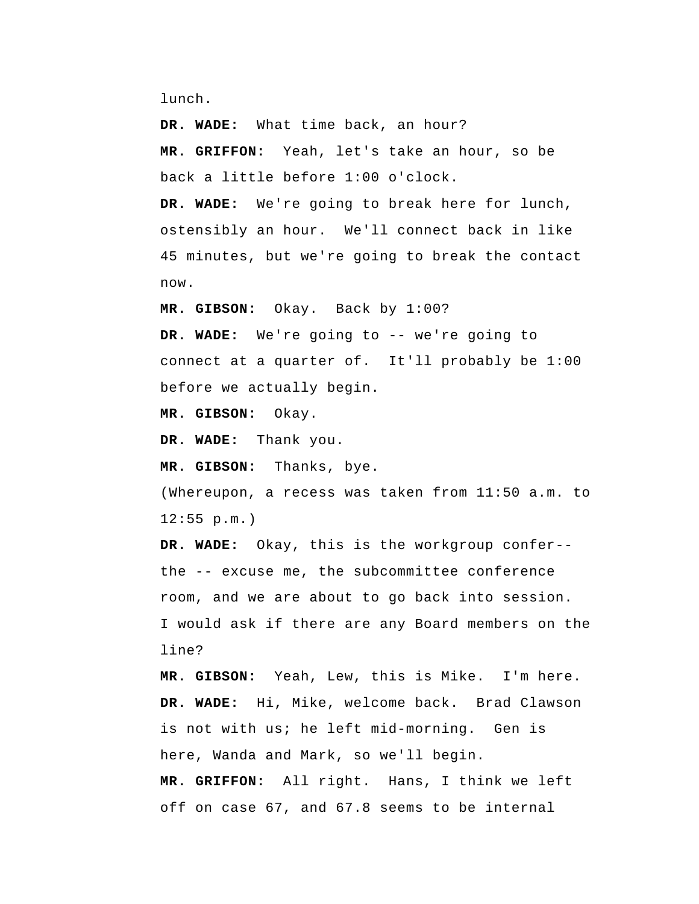lunch.

**DR. WADE:** What time back, an hour?

**MR. GRIFFON:** Yeah, let's take an hour, so be back a little before 1:00 o'clock.

**DR. WADE:** We're going to break here for lunch, ostensibly an hour. We'll connect back in like 45 minutes, but we're going to break the contact now.

**MR. GIBSON:** Okay. Back by 1:00?

**DR. WADE:** We're going to -- we're going to connect at a quarter of. It'll probably be 1:00 before we actually begin.

**MR. GIBSON:** Okay.

**DR. WADE:** Thank you.

**MR. GIBSON:** Thanks, bye.

(Whereupon, a recess was taken from 11:50 a.m. to 12:55 p.m.)

**DR. WADE:** Okay, this is the workgroup confer-- the -- excuse me, the subcommittee conference room, and we are about to go back into session. I would ask if there are any Board members on the line?

**MR. GIBSON:** Yeah, Lew, this is Mike. I'm here.

**DR. WADE:** Hi, Mike, welcome back. Brad Clawson is not with us; he left mid-morning. Gen is here, Wanda and Mark, so we'll begin.

**MR. GRIFFON:** All right. Hans, I think we left off on case 67, and 67.8 seems to be internal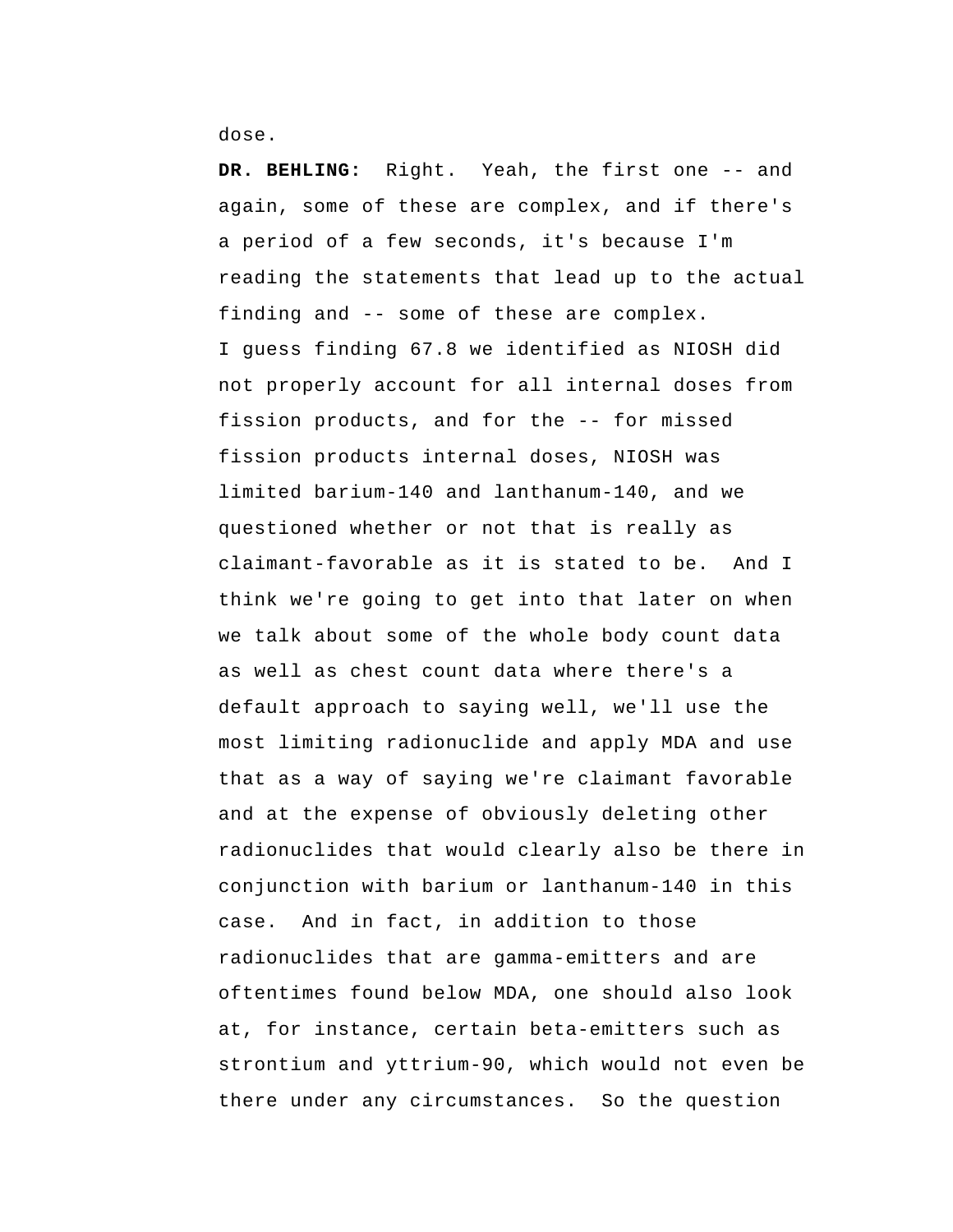dose.

**DR. BEHLING:** Right. Yeah, the first one -- and again, some of these are complex, and if there's a period of a few seconds, it's because I'm reading the statements that lead up to the actual finding and -- some of these are complex.

I guess finding 67.8 we identified as NIOSH did not properly account for all internal doses from fission products, and for the -- for missed fission products internal doses, NIOSH was limited barium-140 and lanthanum-140, and we questioned whether or not that is really as claimant-favorable as it is stated to be. And I think we're going to get into that later on when we talk about some of the whole body count data as well as chest count data where there's a default approach to saying well, we'll use the most limiting radionuclide and apply MDA and use that as a way of saying we're claimant favorable and at the expense of obviously deleting other radionuclides that would clearly also be there in conjunction with barium or lanthanum-140 in this case. And in fact, in addition to those radionuclides that are gamma-emitters and are oftentimes found below MDA, one should also look at, for instance, certain beta-emitters such as strontium and yttrium-90, which would not even be there under any circumstances. So the question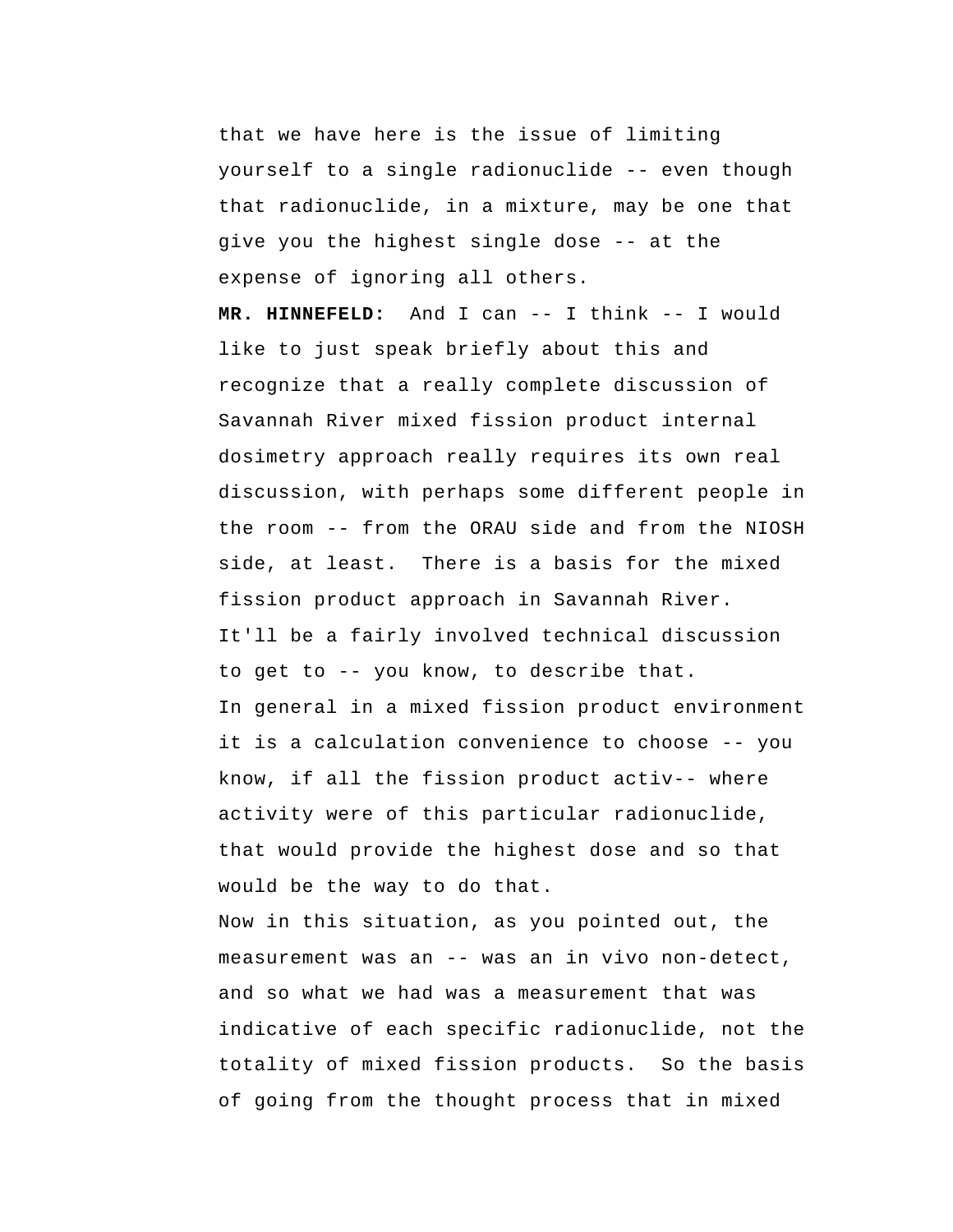that we have here is the issue of limiting yourself to a single radionuclide -- even though that radionuclide, in a mixture, may be one that give you the highest single dose -- at the expense of ignoring all others.

**MR. HINNEFELD:** And I can -- I think -- I would like to just speak briefly about this and recognize that a really complete discussion of Savannah River mixed fission product internal dosimetry approach really requires its own real discussion, with perhaps some different people in the room -- from the ORAU side and from the NIOSH side, at least. There is a basis for the mixed fission product approach in Savannah River. It'll be a fairly involved technical discussion to get to -- you know, to describe that.

In general in a mixed fission product environment it is a calculation convenience to choose -- you know, if all the fission product activ-- where activity were of this particular radionuclide, that would provide the highest dose and so that would be the way to do that.

Now in this situation, as you pointed out, the measurement was an -- was an in vivo non-detect, and so what we had was a measurement that was indicative of each specific radionuclide, not the totality of mixed fission products. So the basis of going from the thought process that in mixed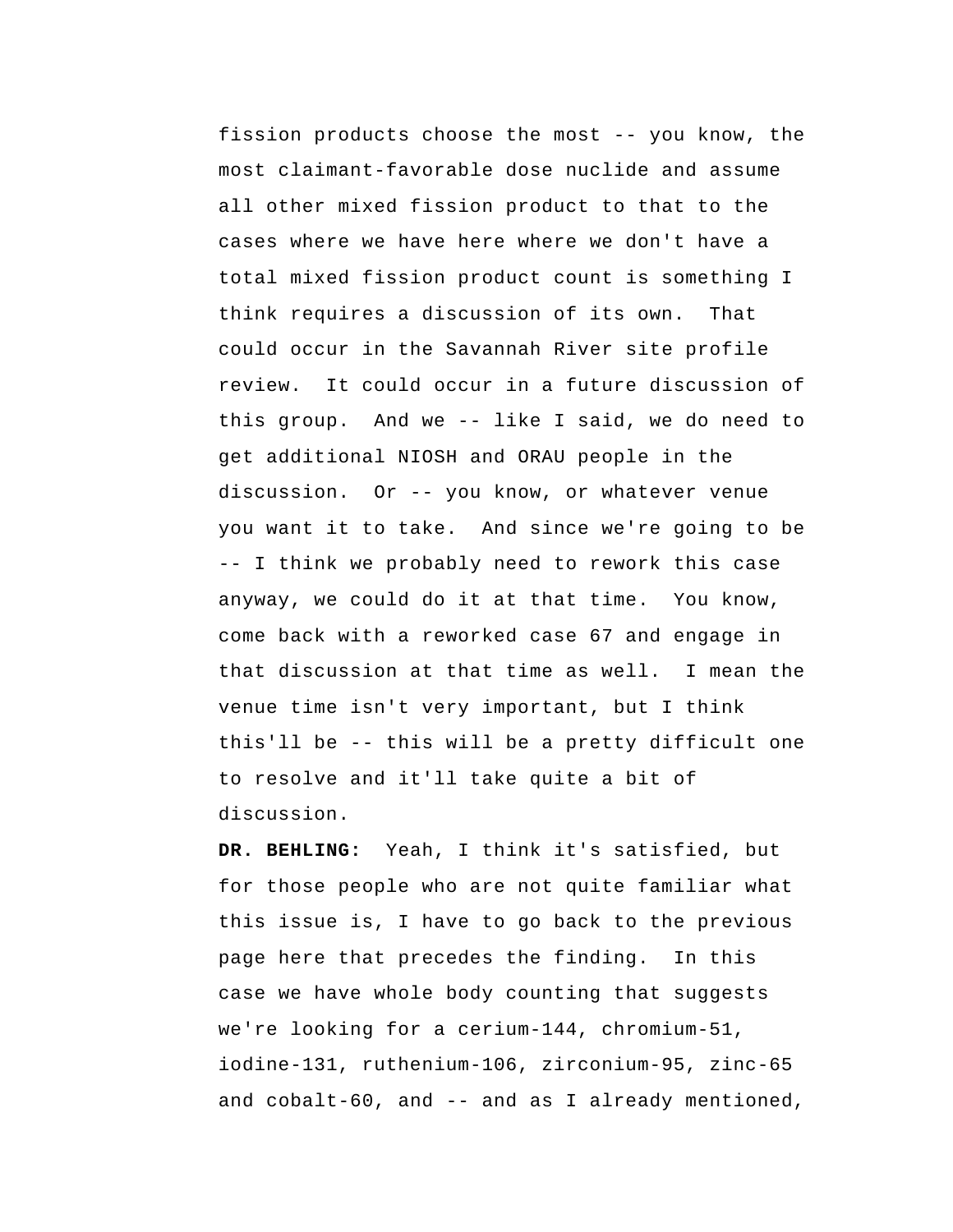fission products choose the most -- you know, the most claimant-favorable dose nuclide and assume all other mixed fission product to that to the cases where we have here where we don't have a total mixed fission product count is something I think requires a discussion of its own. That could occur in the Savannah River site profile review. It could occur in a future discussion of this group. And we -- like I said, we do need to get additional NIOSH and ORAU people in the discussion. Or -- you know, or whatever venue you want it to take. And since we're going to be -- I think we probably need to rework this case anyway, we could do it at that time. You know, come back with a reworked case 67 and engage in that discussion at that time as well. I mean the venue time isn't very important, but I think this'll be -- this will be a pretty difficult one to resolve and it'll take quite a bit of discussion.

**DR. BEHLING:** Yeah, I think it's satisfied, but for those people who are not quite familiar what this issue is, I have to go back to the previous page here that precedes the finding. In this case we have whole body counting that suggests we're looking for a cerium-144, chromium-51, iodine-131, ruthenium-106, zirconium-95, zinc-65 and cobalt-60, and -- and as I already mentioned,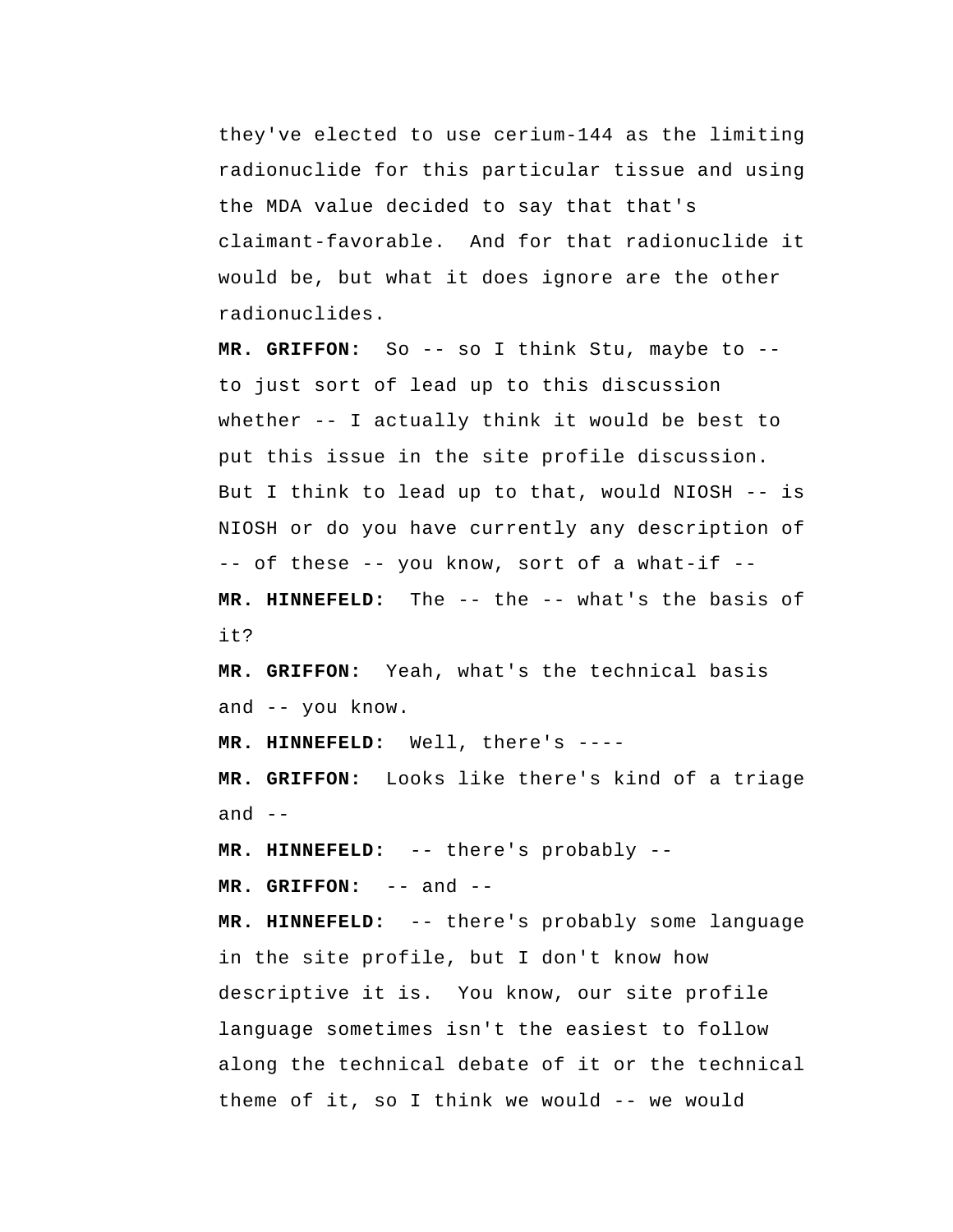they've elected to use cerium-144 as the limiting radionuclide for this particular tissue and using the MDA value decided to say that that's claimant-favorable. And for that radionuclide it would be, but what it does ignore are the other radionuclides.

**MR. GRIFFON:** So -- so I think Stu, maybe to -- to just sort of lead up to this discussion whether -- I actually think it would be best to put this issue in the site profile discussion. But I think to lead up to that, would NIOSH -- is NIOSH or do you have currently any description of -- of these -- you know, sort of a what-if --

**MR. HINNEFELD:** The -- the -- what's the basis of it?

**MR. GRIFFON:** Yeah, what's the technical basis and -- you know.

**MR. HINNEFELD:** Well, there's ----

**MR. GRIFFON:** Looks like there's kind of a triage and --

**MR. HINNEFELD:** -- there's probably --

**MR. GRIFFON:** -- and --

**MR. HINNEFELD:** -- there's probably some language in the site profile, but I don't know how descriptive it is. You know, our site profile language sometimes isn't the easiest to follow along the technical debate of it or the technical theme of it, so I think we would -- we would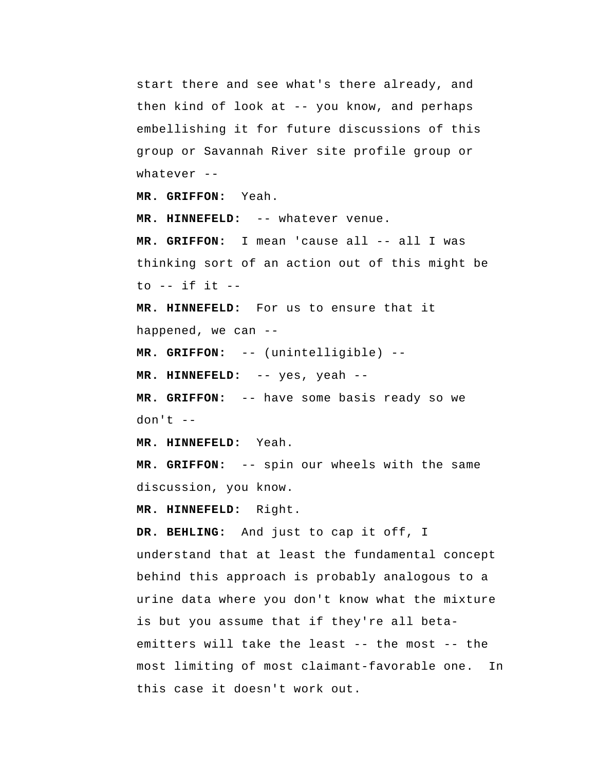start there and see what's there already, and then kind of look at -- you know, and perhaps embellishing it for future discussions of this group or Savannah River site profile group or whatever --

**MR. GRIFFON:** Yeah.

**MR. HINNEFELD:** -- whatever venue.

**MR. GRIFFON:** I mean 'cause all -- all I was thinking sort of an action out of this might be to -- if it --

**MR. HINNEFELD:** For us to ensure that it happened, we can --

**MR. GRIFFON:** -- (unintelligible) --

**MR. HINNEFELD:** -- yes, yeah --

**MR. GRIFFON:** -- have some basis ready so we don't --

**MR. HINNEFELD:** Yeah.

**MR. GRIFFON:** -- spin our wheels with the same discussion, you know.

**MR. HINNEFELD:** Right.

**DR. BEHLING:** And just to cap it off, I understand that at least the fundamental concept behind this approach is probably analogous to a urine data where you don't know what the mixture is but you assume that if they're all beta-emitters will take the least -- the most -- the most limiting of most claimant-favorable one. In this case it doesn't work out.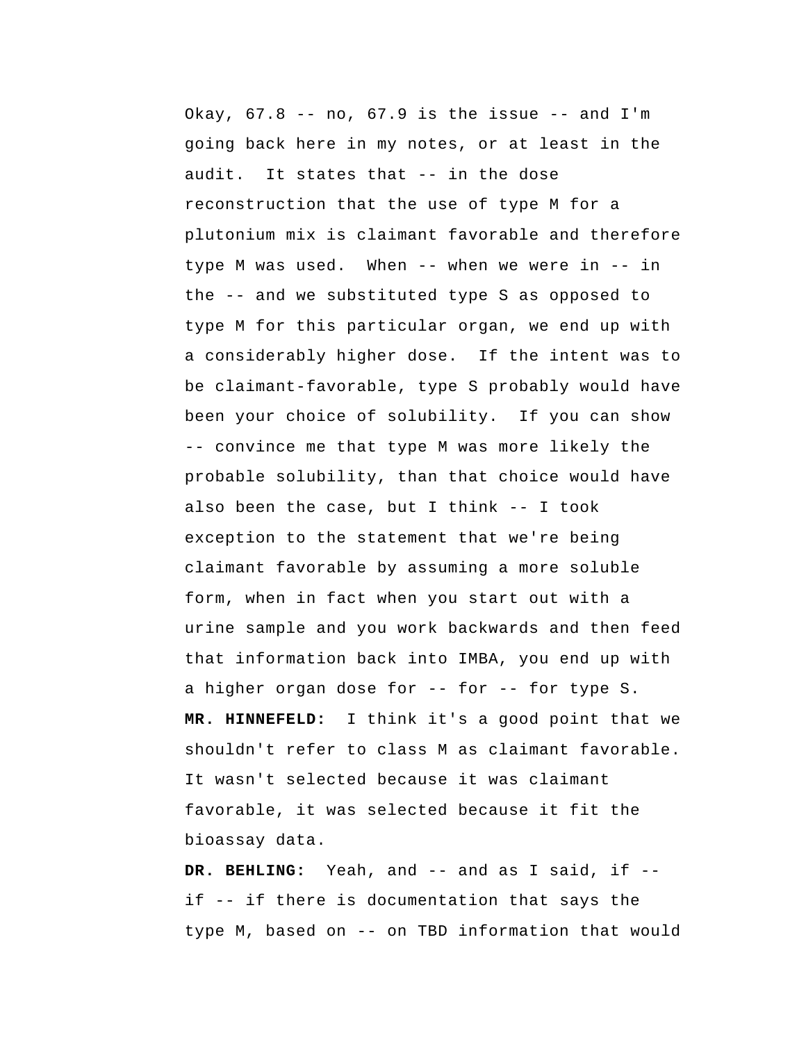Okay, 67.8 -- no, 67.9 is the issue -- and I'm going back here in my notes, or at least in the audit. It states that -- in the dose reconstruction that the use of type M for a plutonium mix is claimant favorable and therefore type M was used. When -- when we were in -- in the -- and we substituted type S as opposed to type M for this particular organ, we end up with a considerably higher dose. If the intent was to be claimant-favorable, type S probably would have been your choice of solubility. If you can show -- convince me that type M was more likely the probable solubility, than that choice would have also been the case, but I think -- I took exception to the statement that we're being claimant favorable by assuming a more soluble form, when in fact when you start out with a urine sample and you work backwards and then feed that information back into IMBA, you end up with a higher organ dose for -- for -- for type S.

**MR. HINNEFELD:** I think it's a good point that we shouldn't refer to class M as claimant favorable. It wasn't selected because it was claimant favorable, it was selected because it fit the bioassay data.

**DR. BEHLING:** Yeah, and -- and as I said, if -- if -- if there is documentation that says the type M, based on -- on TBD information that would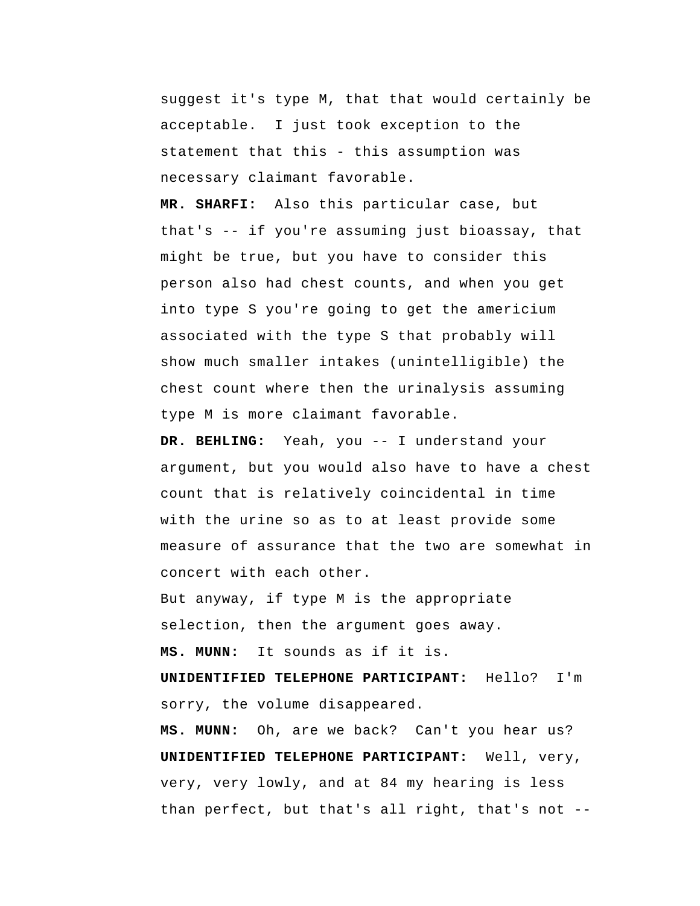suggest it's type M, that that would certainly be acceptable. I just took exception to the statement that this - this assumption was necessary claimant favorable.

**MR. SHARFI:** Also this particular case, but that's -- if you're assuming just bioassay, that might be true, but you have to consider this person also had chest counts, and when you get into type S you're going to get the americium associated with the type S that probably will show much smaller intakes (unintelligible) the chest count where then the urinalysis assuming type M is more claimant favorable.

**DR. BEHLING:** Yeah, you -- I understand your argument, but you would also have to have a chest count that is relatively coincidental in time with the urine so as to at least provide some measure of assurance that the two are somewhat in concert with each other.

But anyway, if type M is the appropriate selection, then the argument goes away.

**MS. MUNN:** It sounds as if it is.

**UNIDENTIFIED TELEPHONE PARTICIPANT:** Hello? I'm sorry, the volume disappeared.

**MS. MUNN:** Oh, are we back? Can't you hear us?

**UNIDENTIFIED TELEPHONE PARTICIPANT:** Well, very, very, very lowly, and at 84 my hearing is less than perfect, but that's all right, that's not --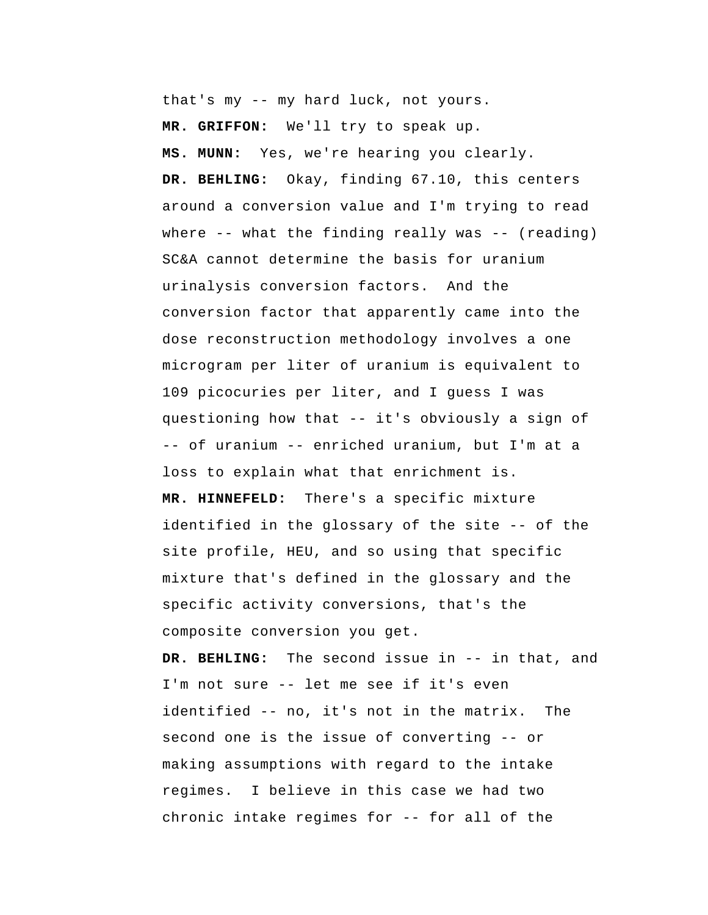that's my -- my hard luck, not yours.

**MR. GRIFFON:** We'll try to speak up.

**MS. MUNN:** Yes, we're hearing you clearly.

**DR. BEHLING:** Okay, finding 67.10, this centers around a conversion value and I'm trying to read where -- what the finding really was -- (reading) SC&A cannot determine the basis for uranium urinalysis conversion factors. And the conversion factor that apparently came into the dose reconstruction methodology involves a one microgram per liter of uranium is equivalent to 109 picocuries per liter, and I guess I was questioning how that -- it's obviously a sign of -- of uranium -- enriched uranium, but I'm at a loss to explain what that enrichment is.

**MR. HINNEFELD:** There's a specific mixture identified in the glossary of the site -- of the site profile, HEU, and so using that specific mixture that's defined in the glossary and the specific activity conversions, that's the composite conversion you get.

**DR. BEHLING:** The second issue in -- in that, and I'm not sure -- let me see if it's even identified -- no, it's not in the matrix. The second one is the issue of converting -- or making assumptions with regard to the intake regimes. I believe in this case we had two chronic intake regimes for -- for all of the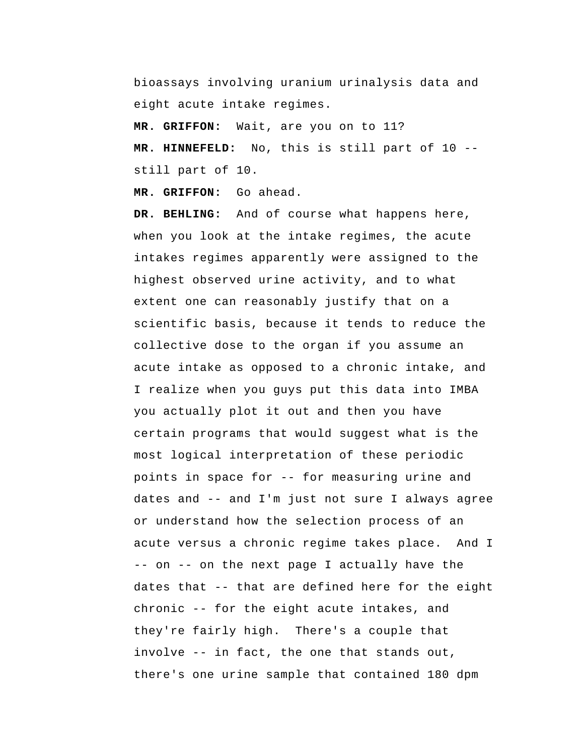bioassays involving uranium urinalysis data and eight acute intake regimes.

**MR. GRIFFON:** Wait, are you on to 11?

**MR. HINNEFELD:** No, this is still part of 10 -- still part of 10.

**MR. GRIFFON:** Go ahead.

**DR. BEHLING:** And of course what happens here, when you look at the intake regimes, the acute intakes regimes apparently were assigned to the highest observed urine activity, and to what extent one can reasonably justify that on a scientific basis, because it tends to reduce the collective dose to the organ if you assume an acute intake as opposed to a chronic intake, and I realize when you guys put this data into IMBA you actually plot it out and then you have certain programs that would suggest what is the most logical interpretation of these periodic points in space for -- for measuring urine and dates and -- and I'm just not sure I always agree or understand how the selection process of an acute versus a chronic regime takes place. And I -- on -- on the next page I actually have the dates that -- that are defined here for the eight chronic -- for the eight acute intakes, and they're fairly high. There's a couple that involve -- in fact, the one that stands out, there's one urine sample that contained 180 dpm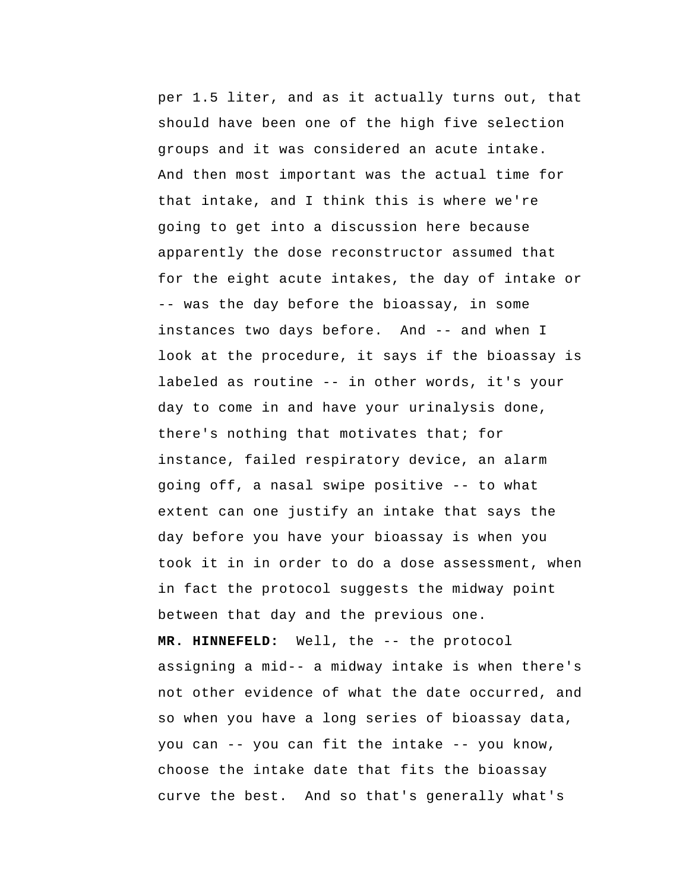per 1.5 liter, and as it actually turns out, that should have been one of the high five selection groups and it was considered an acute intake. And then most important was the actual time for that intake, and I think this is where we're going to get into a discussion here because apparently the dose reconstructor assumed that for the eight acute intakes, the day of intake or -- was the day before the bioassay, in some instances two days before. And -- and when I look at the procedure, it says if the bioassay is labeled as routine -- in other words, it's your day to come in and have your urinalysis done, there's nothing that motivates that; for instance, failed respiratory device, an alarm going off, a nasal swipe positive -- to what extent can one justify an intake that says the day before you have your bioassay is when you took it in in order to do a dose assessment, when in fact the protocol suggests the midway point between that day and the previous one.

**MR. HINNEFELD:** Well, the -- the protocol assigning a mid-- a midway intake is when there's not other evidence of what the date occurred, and so when you have a long series of bioassay data, you can -- you can fit the intake -- you know, choose the intake date that fits the bioassay curve the best. And so that's generally what's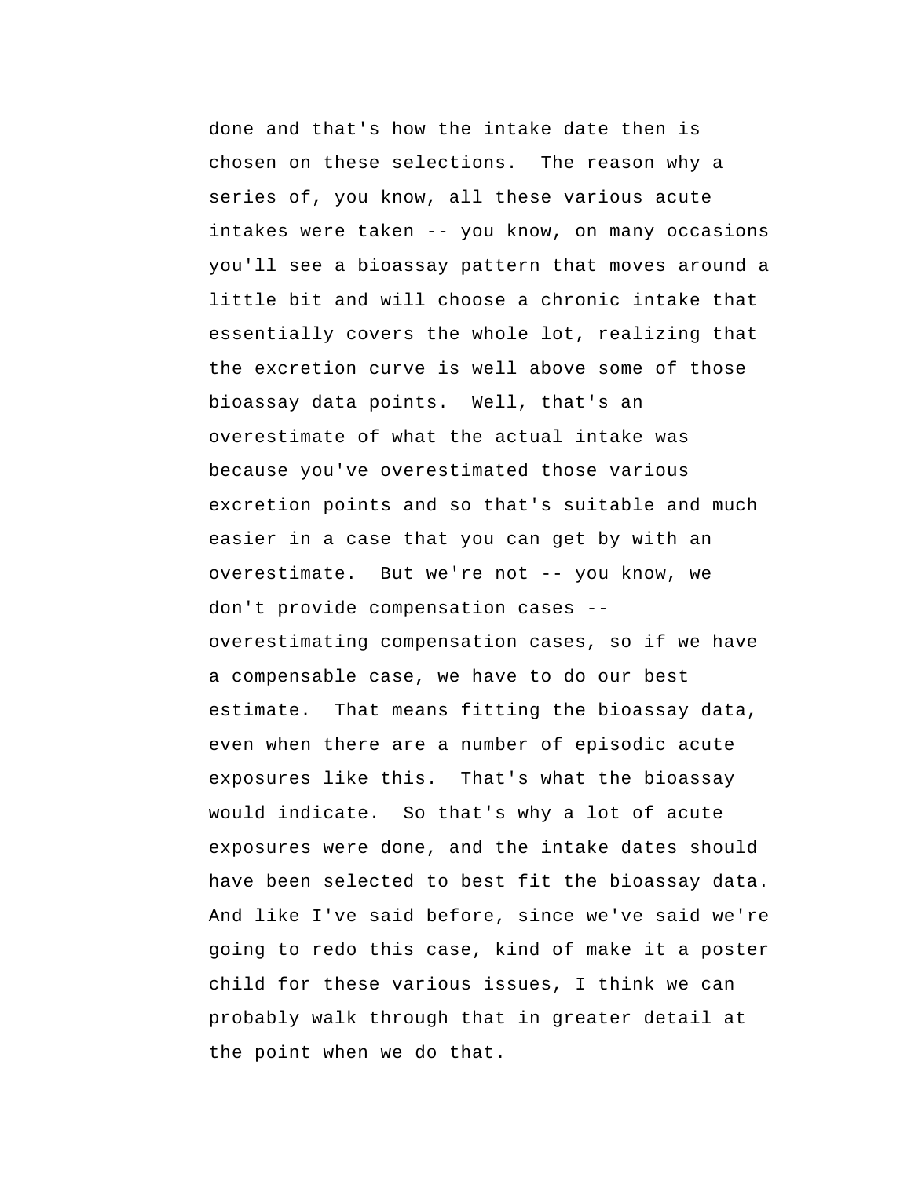done and that's how the intake date then is chosen on these selections. The reason why a series of, you know, all these various acute intakes were taken -- you know, on many occasions you'll see a bioassay pattern that moves around a little bit and will choose a chronic intake that essentially covers the whole lot, realizing that the excretion curve is well above some of those bioassay data points. Well, that's an overestimate of what the actual intake was because you've overestimated those various excretion points and so that's suitable and much easier in a case that you can get by with an overestimate. But we're not -- you know, we don't provide compensation cases -- overestimating compensation cases, so if we have a compensable case, we have to do our best estimate. That means fitting the bioassay data, even when there are a number of episodic acute exposures like this. That's what the bioassay would indicate. So that's why a lot of acute exposures were done, and the intake dates should have been selected to best fit the bioassay data. And like I've said before, since we've said we're going to redo this case, kind of make it a poster child for these various issues, I think we can probably walk through that in greater detail at the point when we do that.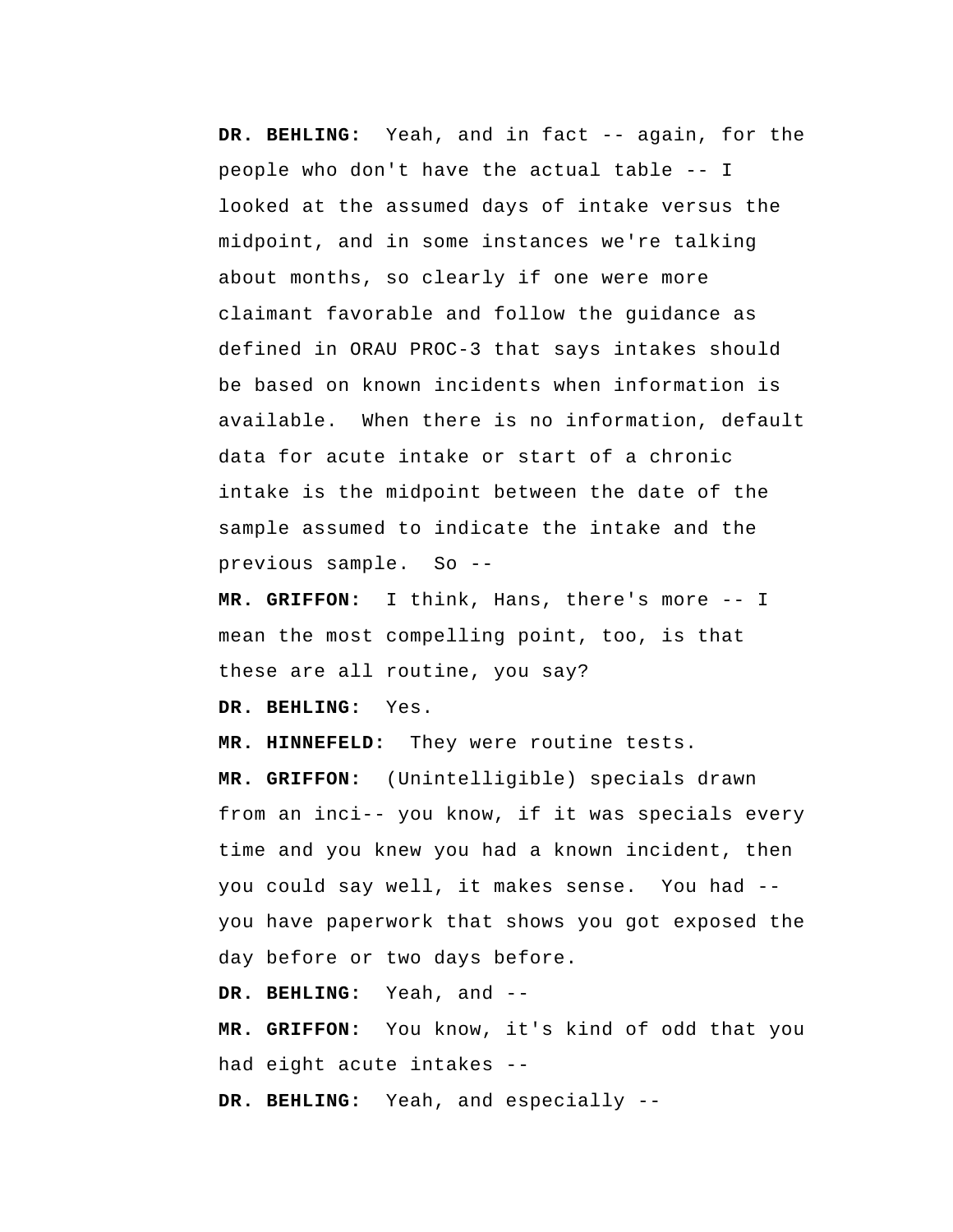**DR. BEHLING:** Yeah, and in fact -- again, for the people who don't have the actual table -- I looked at the assumed days of intake versus the midpoint, and in some instances we're talking about months, so clearly if one were more claimant favorable and follow the guidance as defined in ORAU PROC-3 that says intakes should be based on known incidents when information is available. When there is no information, default data for acute intake or start of a chronic intake is the midpoint between the date of the sample assumed to indicate the intake and the previous sample. So --

**MR. GRIFFON:** I think, Hans, there's more -- I mean the most compelling point, too, is that these are all routine, you say?

**DR. BEHLING:** Yes.

**MR. HINNEFELD:** They were routine tests.

**MR. GRIFFON:** (Unintelligible) specials drawn from an inci-- you know, if it was specials every time and you knew you had a known incident, then you could say well, it makes sense. You had -- you have paperwork that shows you got exposed the day before or two days before.

**DR. BEHLING:** Yeah, and --

**MR. GRIFFON:** You know, it's kind of odd that you had eight acute intakes --

**DR. BEHLING:** Yeah, and especially --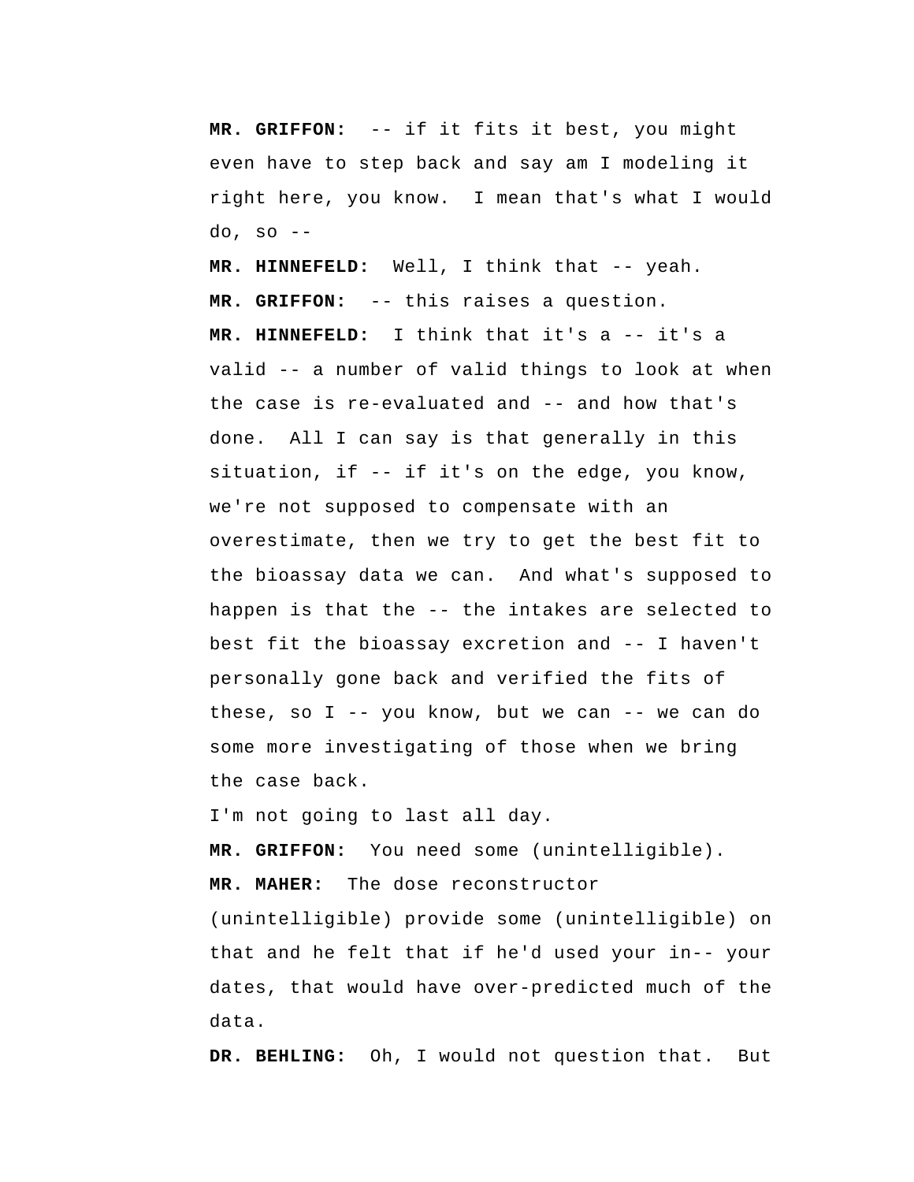**MR. GRIFFON:** -- if it fits it best, you might even have to step back and say am I modeling it right here, you know. I mean that's what I would do, so --

**MR. HINNEFELD:** Well, I think that -- yeah.

**MR. GRIFFON:** -- this raises a question.

**MR. HINNEFELD:** I think that it's a -- it's a valid -- a number of valid things to look at when the case is re-evaluated and -- and how that's done. All I can say is that generally in this situation, if -- if it's on the edge, you know, we're not supposed to compensate with an overestimate, then we try to get the best fit to the bioassay data we can. And what's supposed to happen is that the -- the intakes are selected to best fit the bioassay excretion and -- I haven't personally gone back and verified the fits of these, so I -- you know, but we can -- we can do some more investigating of those when we bring the case back.

I'm not going to last all day.

**MR. GRIFFON:** You need some (unintelligible).

**MR. MAHER:** The dose reconstructor (unintelligible) provide some (unintelligible) on that and he felt that if he'd used your in-- your dates, that would have over-predicted much of the data.

**DR. BEHLING:** Oh, I would not question that. But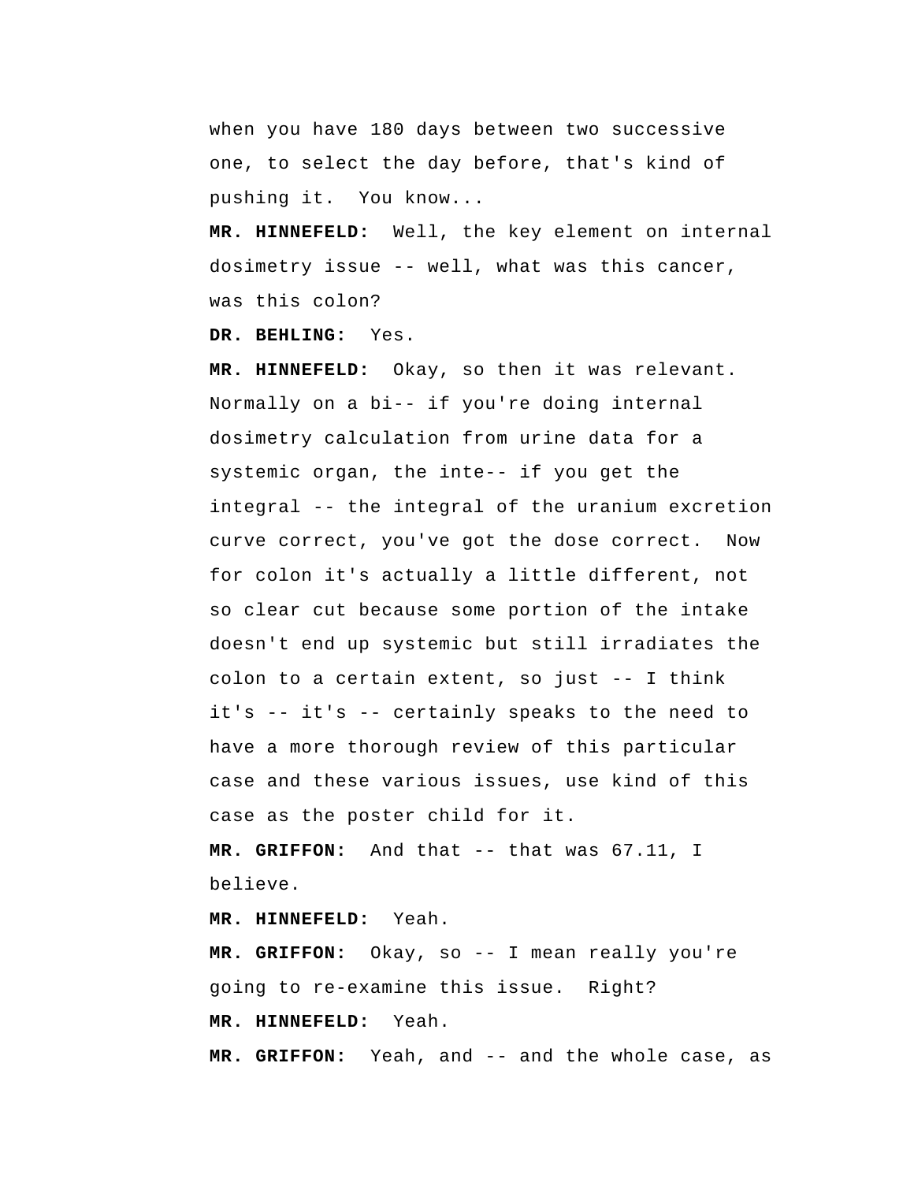when you have 180 days between two successive one, to select the day before, that's kind of pushing it. You know...

**MR. HINNEFELD:** Well, the key element on internal dosimetry issue -- well, what was this cancer, was this colon?

**DR. BEHLING:** Yes.

**MR. HINNEFELD:** Okay, so then it was relevant. Normally on a bi-- if you're doing internal dosimetry calculation from urine data for a systemic organ, the inte-- if you get the integral -- the integral of the uranium excretion curve correct, you've got the dose correct. Now for colon it's actually a little different, not so clear cut because some portion of the intake doesn't end up systemic but still irradiates the colon to a certain extent, so just -- I think it's -- it's -- certainly speaks to the need to have a more thorough review of this particular case and these various issues, use kind of this case as the poster child for it.

**MR. GRIFFON:** And that -- that was 67.11, I believe.

**MR. HINNEFELD:** Yeah.

**MR. GRIFFON:** Okay, so -- I mean really you're going to re-examine this issue. Right?

**MR. HINNEFELD:** Yeah.

**MR. GRIFFON:** Yeah, and -- and the whole case, as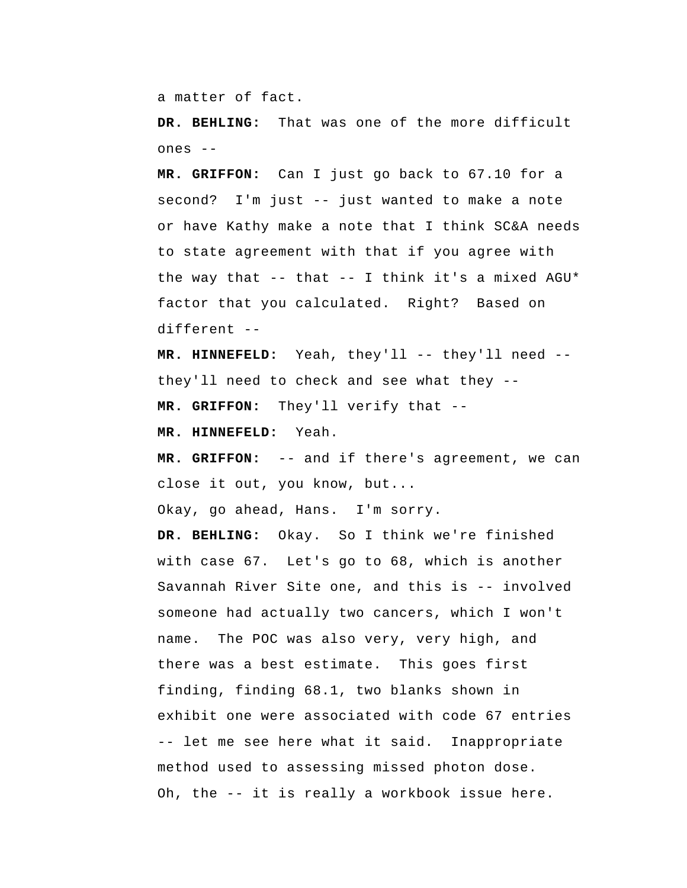a matter of fact.

**DR. BEHLING:** That was one of the more difficult ones --

**MR. GRIFFON:** Can I just go back to 67.10 for a second? I'm just -- just wanted to make a note or have Kathy make a note that I think SC&A needs to state agreement with that if you agree with the way that -- that -- I think it's a mixed AGU* factor that you calculated. Right? Based on different --

**MR. HINNEFELD:** Yeah, they'll -- they'll need -- they'll need to check and see what they --

**MR. GRIFFON:** They'll verify that --

**MR. HINNEFELD:** Yeah.

**MR. GRIFFON:** -- and if there's agreement, we can close it out, you know, but...

Okay, go ahead, Hans. I'm sorry.

**DR. BEHLING:** Okay. So I think we're finished with case 67. Let's go to 68, which is another Savannah River Site one, and this is -- involved someone had actually two cancers, which I won't name. The POC was also very, very high, and there was a best estimate. This goes first finding, finding 68.1, two blanks shown in exhibit one were associated with code 67 entries -- let me see here what it said. Inappropriate method used to assessing missed photon dose.

Oh, the -- it is really a workbook issue here.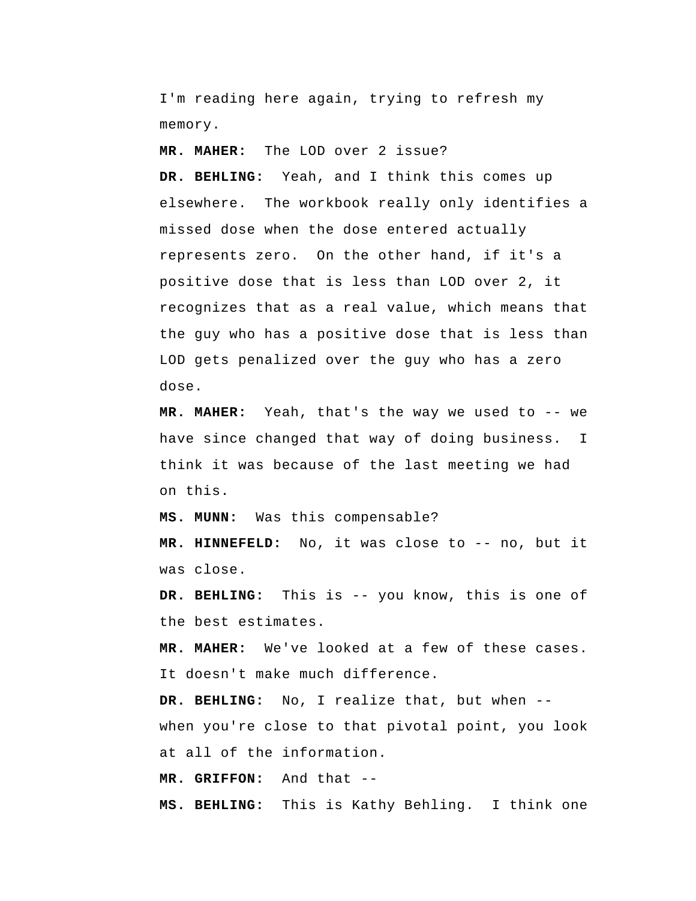I'm reading here again, trying to refresh my memory.

**MR. MAHER:** The LOD over 2 issue?

**DR. BEHLING:** Yeah, and I think this comes up elsewhere. The workbook really only identifies a missed dose when the dose entered actually represents zero. On the other hand, if it's a positive dose that is less than LOD over 2, it recognizes that as a real value, which means that the guy who has a positive dose that is less than LOD gets penalized over the guy who has a zero dose.

**MR. MAHER:** Yeah, that's the way we used to -- we have since changed that way of doing business. I think it was because of the last meeting we had on this.

**MS. MUNN:** Was this compensable?

**MR. HINNEFELD:** No, it was close to -- no, but it was close.

**DR. BEHLING:** This is -- you know, this is one of the best estimates.

**MR. MAHER:** We've looked at a few of these cases. It doesn't make much difference.

**DR. BEHLING:** No, I realize that, but when -- when you're close to that pivotal point, you look at all of the information.

**MR. GRIFFON:** And that --

**MS. BEHLING:** This is Kathy Behling. I think one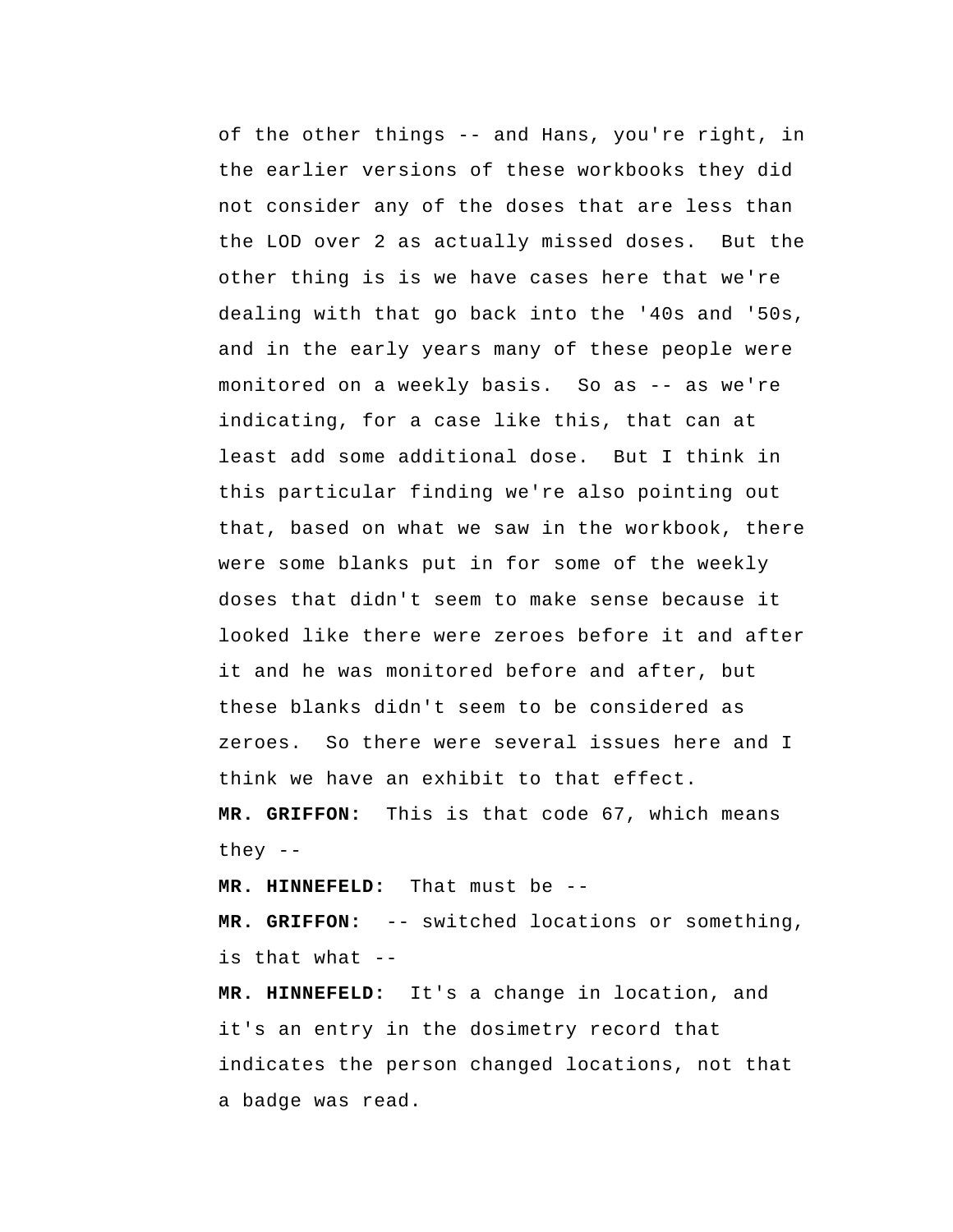of the other things -- and Hans, you're right, in the earlier versions of these workbooks they did not consider any of the doses that are less than the LOD over 2 as actually missed doses. But the other thing is is we have cases here that we're dealing with that go back into the '40s and '50s, and in the early years many of these people were monitored on a weekly basis. So as -- as we're indicating, for a case like this, that can at least add some additional dose. But I think in this particular finding we're also pointing out that, based on what we saw in the workbook, there were some blanks put in for some of the weekly doses that didn't seem to make sense because it looked like there were zeroes before it and after it and he was monitored before and after, but these blanks didn't seem to be considered as zeroes. So there were several issues here and I think we have an exhibit to that effect.

**MR. GRIFFON:** This is that code 67, which means they --

**MR. HINNEFELD:** That must be --

**MR. GRIFFON:** -- switched locations or something, is that what --

**MR. HINNEFELD:** It's a change in location, and it's an entry in the dosimetry record that indicates the person changed locations, not that a badge was read.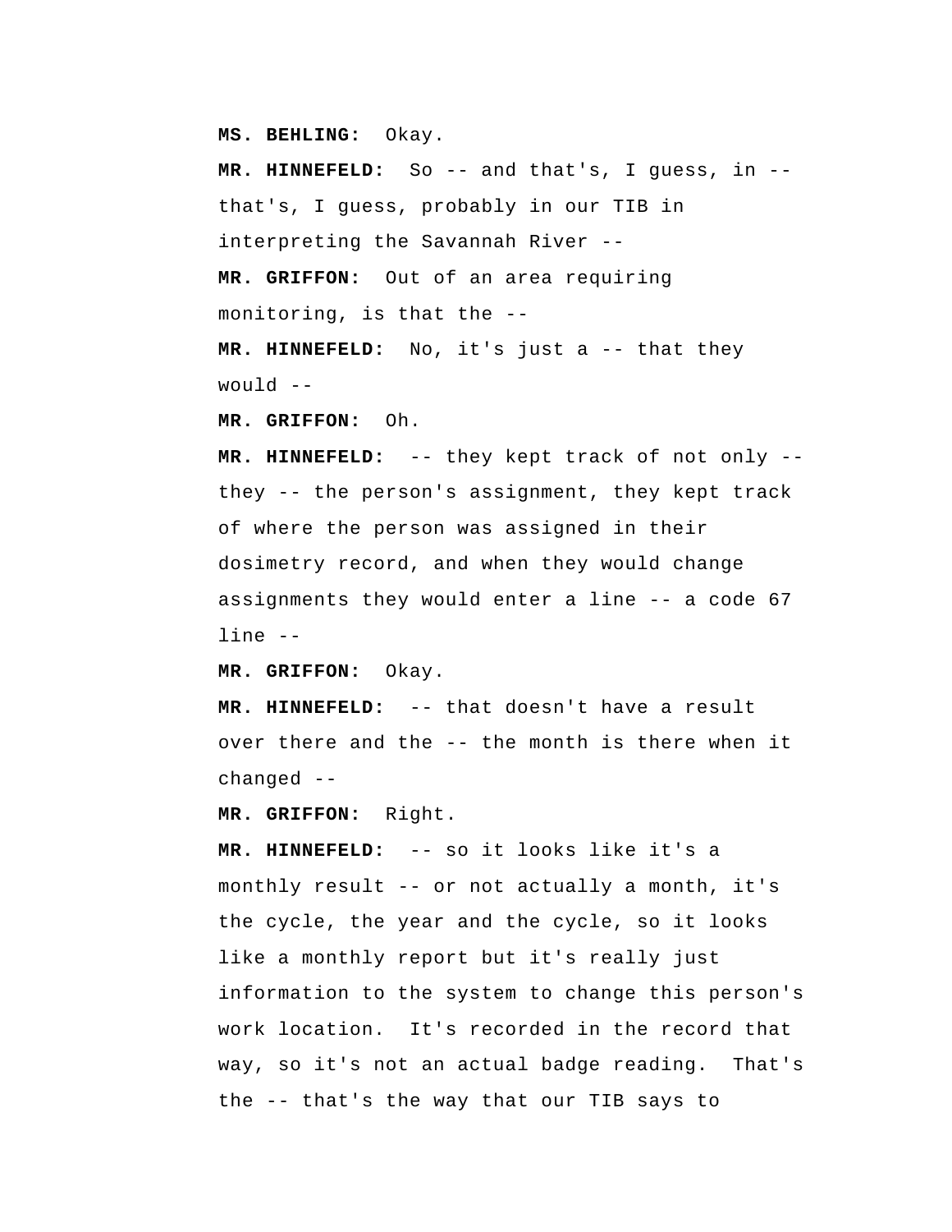**MS. BEHLING:** Okay.

**MR. HINNEFELD:** So -- and that's, I guess, in -- that's, I guess, probably in our TIB in interpreting the Savannah River --

**MR. GRIFFON:** Out of an area requiring monitoring, is that the --

**MR. HINNEFELD:** No, it's just a -- that they would --

**MR. GRIFFON:** Oh.

**MR. HINNEFELD:** -- they kept track of not only -- they -- the person's assignment, they kept track of where the person was assigned in their dosimetry record, and when they would change assignments they would enter a line -- a code 67 line --

**MR. GRIFFON:** Okay.

**MR. HINNEFELD:** -- that doesn't have a result over there and the -- the month is there when it changed --

**MR. GRIFFON:** Right.

**MR. HINNEFELD:** -- so it looks like it's a monthly result -- or not actually a month, it's the cycle, the year and the cycle, so it looks like a monthly report but it's really just information to the system to change this person's work location. It's recorded in the record that way, so it's not an actual badge reading. That's the -- that's the way that our TIB says to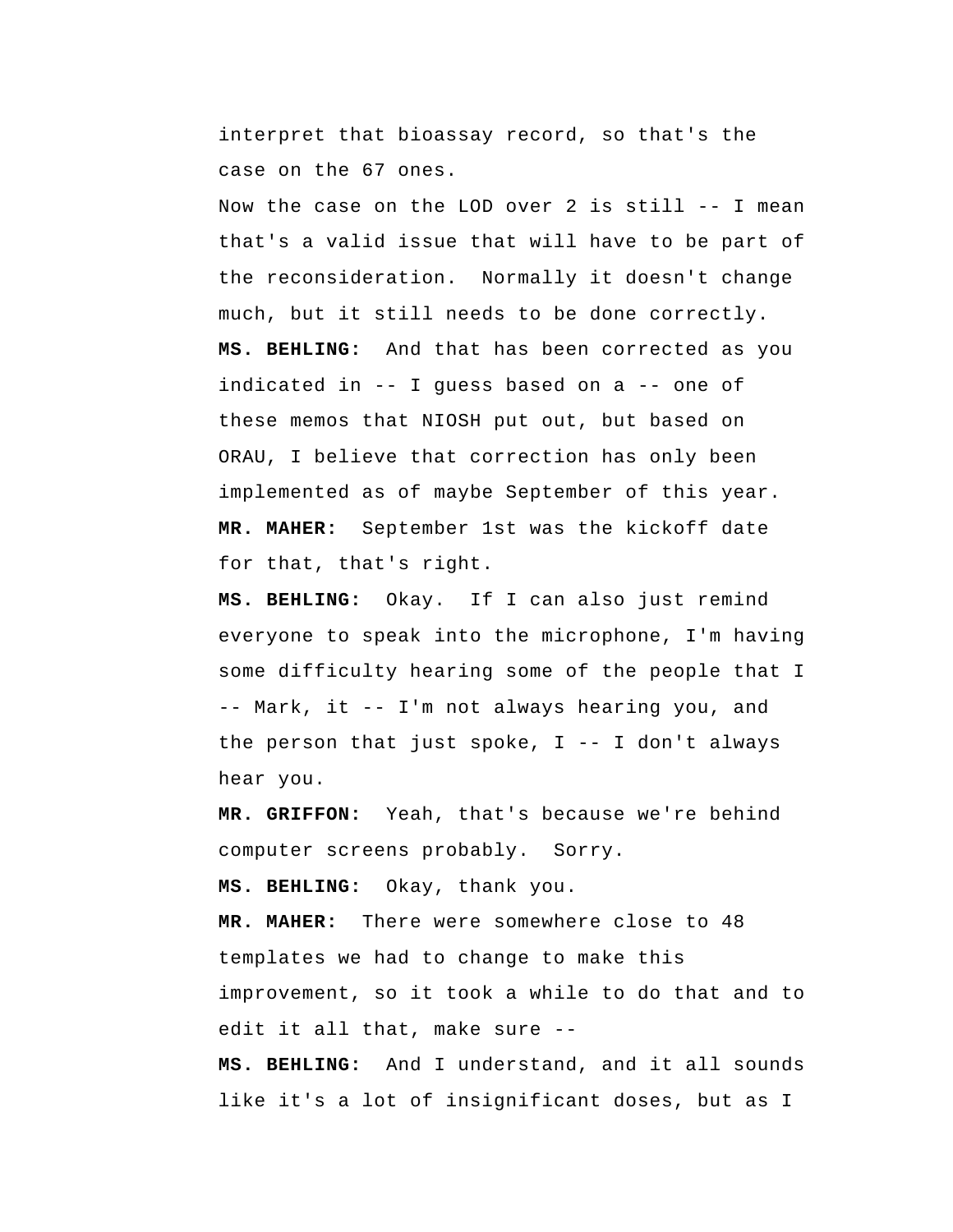interpret that bioassay record, so that's the case on the 67 ones.

Now the case on the LOD over 2 is still -- I mean that's a valid issue that will have to be part of the reconsideration. Normally it doesn't change much, but it still needs to be done correctly.

**MS. BEHLING:** And that has been corrected as you indicated in -- I guess based on a -- one of these memos that NIOSH put out, but based on ORAU, I believe that correction has only been implemented as of maybe September of this year.

**MR. MAHER:** September 1st was the kickoff date for that, that's right.

**MS. BEHLING:** Okay. If I can also just remind everyone to speak into the microphone, I'm having some difficulty hearing some of the people that I -- Mark, it -- I'm not always hearing you, and the person that just spoke, I -- I don't always hear you.

**MR. GRIFFON:** Yeah, that's because we're behind computer screens probably. Sorry.

**MS. BEHLING:** Okay, thank you.

**MR. MAHER:** There were somewhere close to 48 templates we had to change to make this improvement, so it took a while to do that and to edit it all that, make sure --

**MS. BEHLING:** And I understand, and it all sounds like it's a lot of insignificant doses, but as I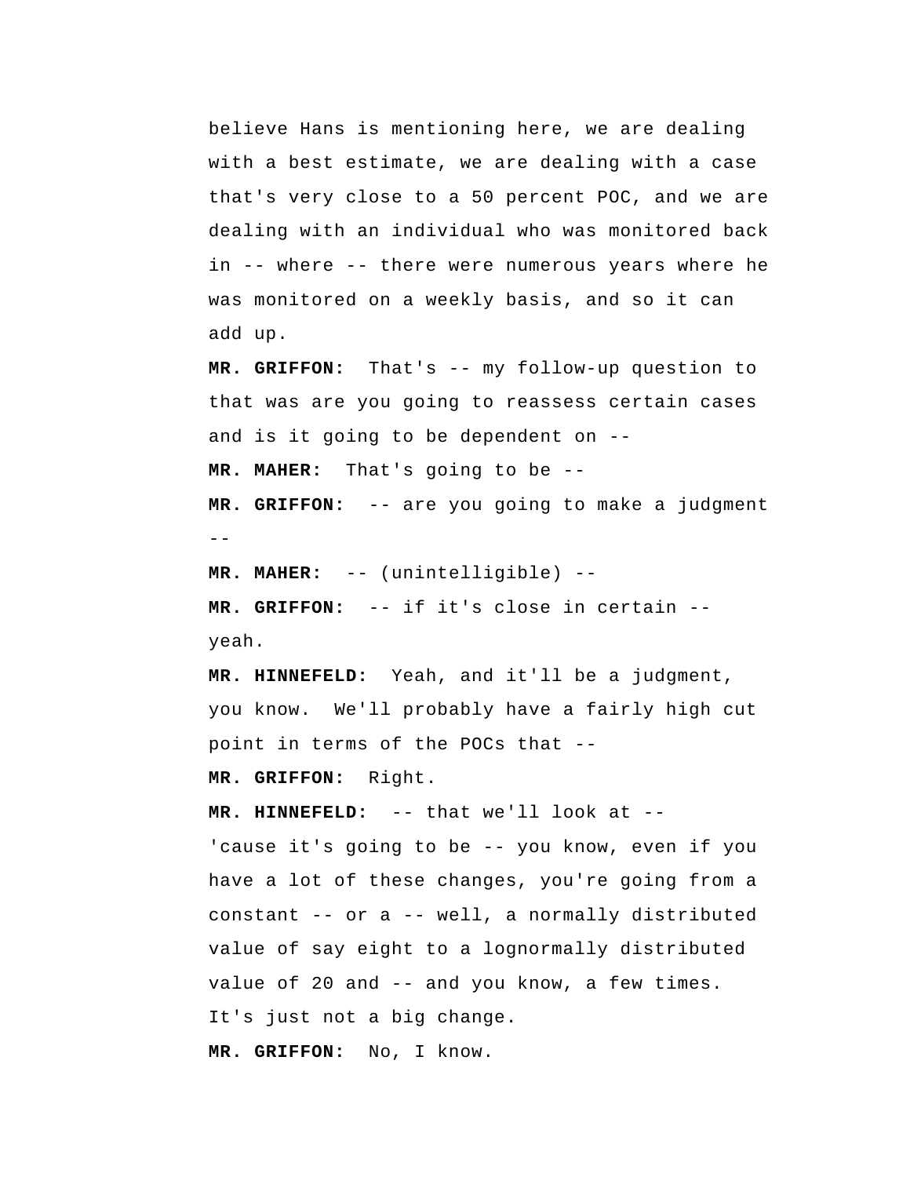believe Hans is mentioning here, we are dealing with a best estimate, we are dealing with a case that's very close to a 50 percent POC, and we are dealing with an individual who was monitored back in -- where -- there were numerous years where he was monitored on a weekly basis, and so it can add up.

**MR. GRIFFON:** That's -- my follow-up question to that was are you going to reassess certain cases and is it going to be dependent on --

**MR. MAHER:** That's going to be --

**MR. GRIFFON:** -- are you going to make a judgment --

**MR. MAHER:** -- (unintelligible) --

**MR. GRIFFON:** -- if it's close in certain -- yeah.

**MR. HINNEFELD:** Yeah, and it'll be a judgment, you know. We'll probably have a fairly high cut point in terms of the POCs that --

**MR. GRIFFON:** Right.

**MR. HINNEFELD:** -- that we'll look at -- 'cause it's going to be -- you know, even if you have a lot of these changes, you're going from a constant -- or a -- well, a normally distributed value of say eight to a lognormally distributed value of 20 and -- and you know, a few times. It's just not a big change.

**MR. GRIFFON:** No, I know.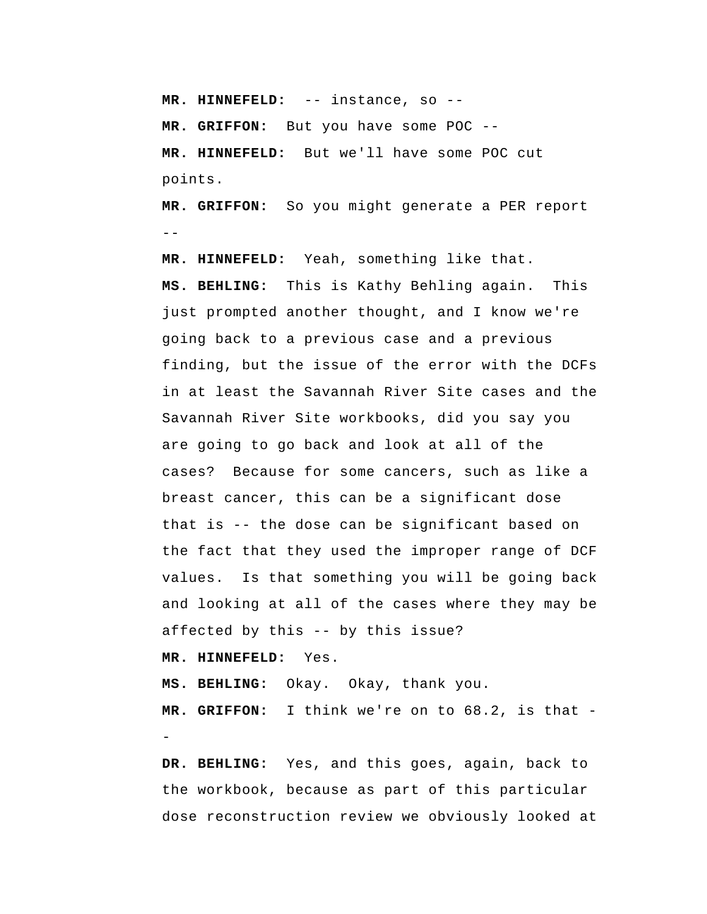**MR. HINNEFELD:** -- instance, so --

**MR. GRIFFON:** But you have some POC --

**MR. HINNEFELD:** But we'll have some POC cut points.

**MR. GRIFFON:** So you might generate a PER report --

**MR. HINNEFELD:** Yeah, something like that.

**MS. BEHLING:** This is Kathy Behling again. This just prompted another thought, and I know we're going back to a previous case and a previous finding, but the issue of the error with the DCFs in at least the Savannah River Site cases and the Savannah River Site workbooks, did you say you are going to go back and look at all of the cases? Because for some cancers, such as like a breast cancer, this can be a significant dose that is -- the dose can be significant based on the fact that they used the improper range of DCF values. Is that something you will be going back and looking at all of the cases where they may be affected by this -- by this issue?

**MR. HINNEFELD:** Yes.

**MS. BEHLING:** Okay. Okay, thank you.

**MR. GRIFFON:** I think we're on to 68.2, is that --

**DR. BEHLING:** Yes, and this goes, again, back to the workbook, because as part of this particular dose reconstruction review we obviously looked at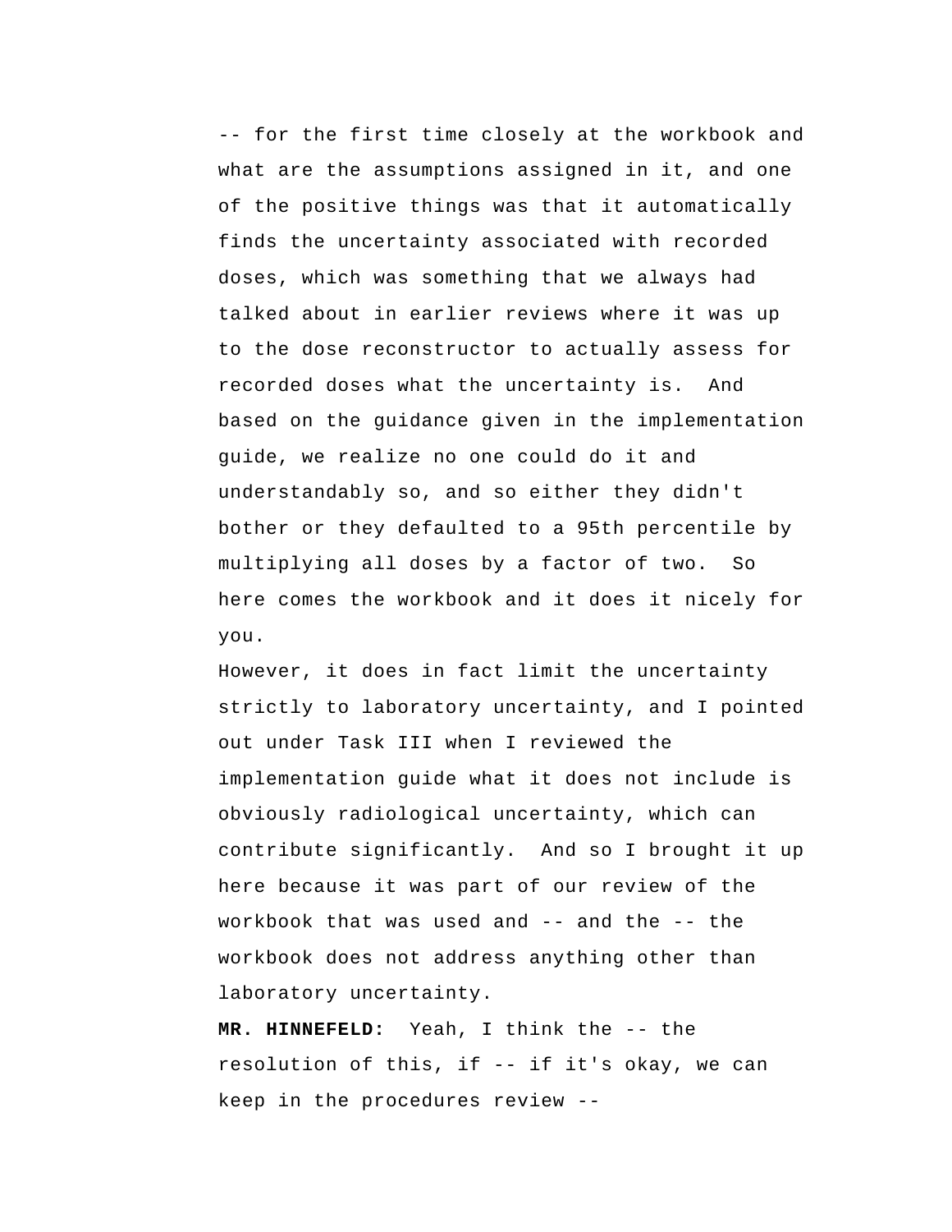-- for the first time closely at the workbook and what are the assumptions assigned in it, and one of the positive things was that it automatically finds the uncertainty associated with recorded doses, which was something that we always had talked about in earlier reviews where it was up to the dose reconstructor to actually assess for recorded doses what the uncertainty is. And based on the guidance given in the implementation guide, we realize no one could do it and understandably so, and so either they didn't bother or they defaulted to a 95th percentile by multiplying all doses by a factor of two. So here comes the workbook and it does it nicely for you.

However, it does in fact limit the uncertainty strictly to laboratory uncertainty, and I pointed out under Task III when I reviewed the implementation guide what it does not include is obviously radiological uncertainty, which can contribute significantly. And so I brought it up here because it was part of our review of the workbook that was used and -- and the -- the workbook does not address anything other than laboratory uncertainty.

**MR. HINNEFELD:** Yeah, I think the -- the resolution of this, if -- if it's okay, we can keep in the procedures review --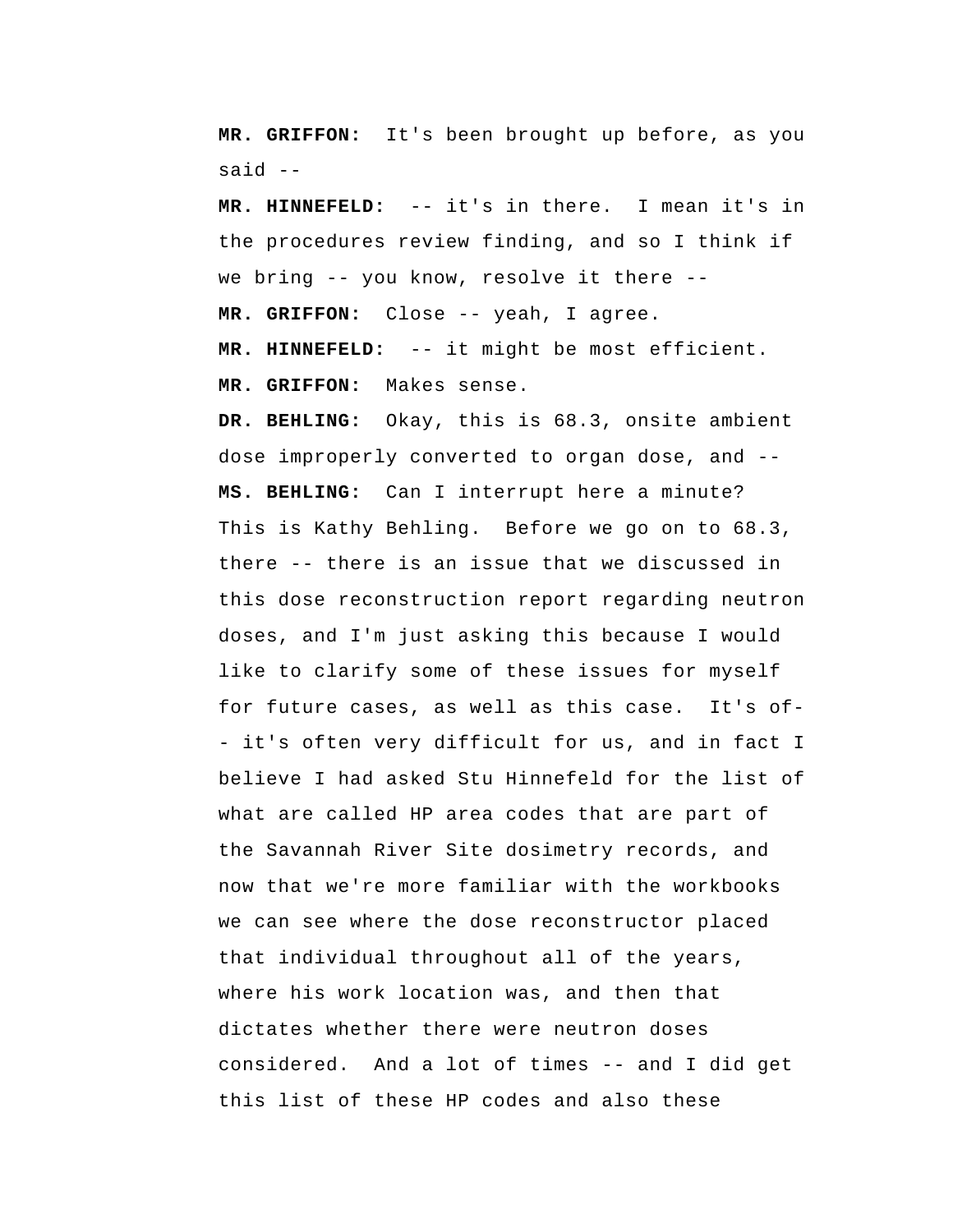**MR. GRIFFON:** It's been brought up before, as you said --

**MR. HINNEFELD:** -- it's in there. I mean it's in the procedures review finding, and so I think if we bring -- you know, resolve it there --

**MR. GRIFFON:** Close -- yeah, I agree.

**MR. HINNEFELD:** -- it might be most efficient.

**MR. GRIFFON:** Makes sense.

**DR. BEHLING:** Okay, this is 68.3, onsite ambient dose improperly converted to organ dose, and --

**MS. BEHLING:** Can I interrupt here a minute? This is Kathy Behling. Before we go on to 68.3, there -- there is an issue that we discussed in this dose reconstruction report regarding neutron doses, and I'm just asking this because I would like to clarify some of these issues for myself for future cases, as well as this case. It's of-- it's often very difficult for us, and in fact I believe I had asked Stu Hinnefeld for the list of what are called HP area codes that are part of the Savannah River Site dosimetry records, and now that we're more familiar with the workbooks we can see where the dose reconstructor placed that individual throughout all of the years, where his work location was, and then that dictates whether there were neutron doses considered. And a lot of times -- and I did get this list of these HP codes and also these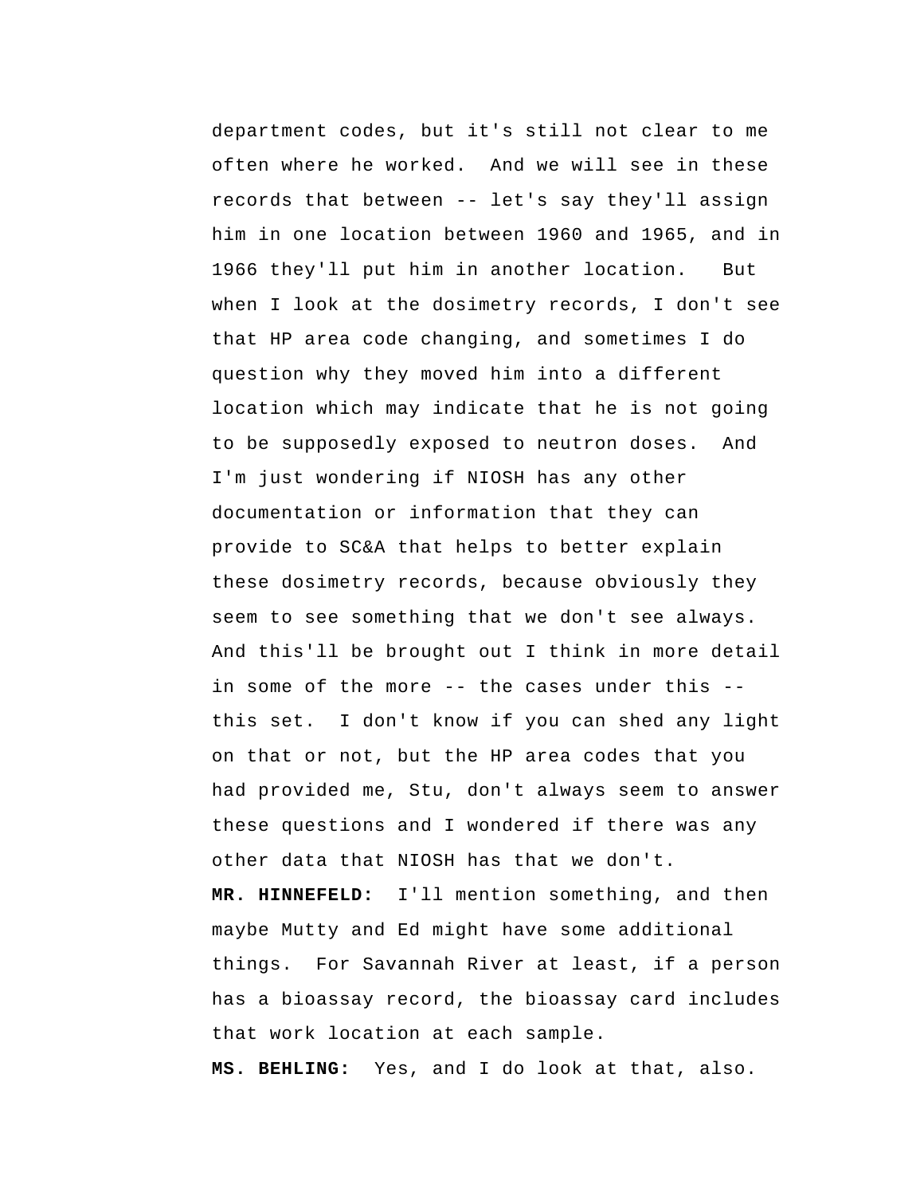department codes, but it's still not clear to me often where he worked. And we will see in these records that between -- let's say they'll assign him in one location between 1960 and 1965, and in 1966 they'll put him in another location. But when I look at the dosimetry records, I don't see that HP area code changing, and sometimes I do question why they moved him into a different location which may indicate that he is not going to be supposedly exposed to neutron doses. And I'm just wondering if NIOSH has any other documentation or information that they can provide to SC&A that helps to better explain these dosimetry records, because obviously they seem to see something that we don't see always. And this'll be brought out I think in more detail in some of the more -- the cases under this -- this set. I don't know if you can shed any light on that or not, but the HP area codes that you had provided me, Stu, don't always seem to answer these questions and I wondered if there was any other data that NIOSH has that we don't.

**MR. HINNEFELD:** I'll mention something, and then maybe Mutty and Ed might have some additional things. For Savannah River at least, if a person has a bioassay record, the bioassay card includes that work location at each sample.

**MS. BEHLING:** Yes, and I do look at that, also.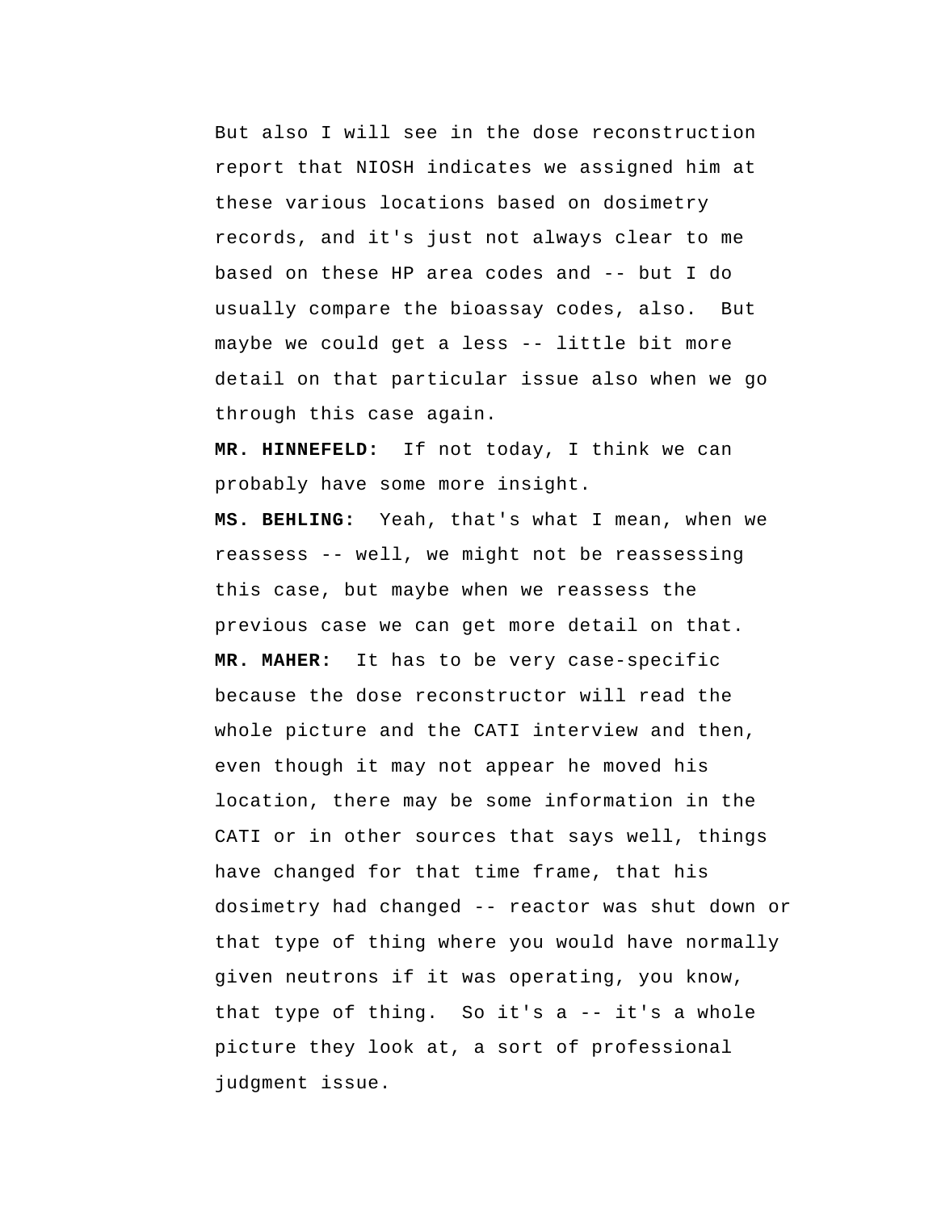But also I will see in the dose reconstruction report that NIOSH indicates we assigned him at these various locations based on dosimetry records, and it's just not always clear to me based on these HP area codes and -- but I do usually compare the bioassay codes, also. But maybe we could get a less -- little bit more detail on that particular issue also when we go through this case again.

**MR. HINNEFELD:** If not today, I think we can probably have some more insight.

**MS. BEHLING:** Yeah, that's what I mean, when we reassess -- well, we might not be reassessing this case, but maybe when we reassess the previous case we can get more detail on that.

**MR. MAHER:** It has to be very case-specific because the dose reconstructor will read the whole picture and the CATI interview and then, even though it may not appear he moved his location, there may be some information in the CATI or in other sources that says well, things have changed for that time frame, that his dosimetry had changed -- reactor was shut down or that type of thing where you would have normally given neutrons if it was operating, you know, that type of thing. So it's a -- it's a whole picture they look at, a sort of professional judgment issue.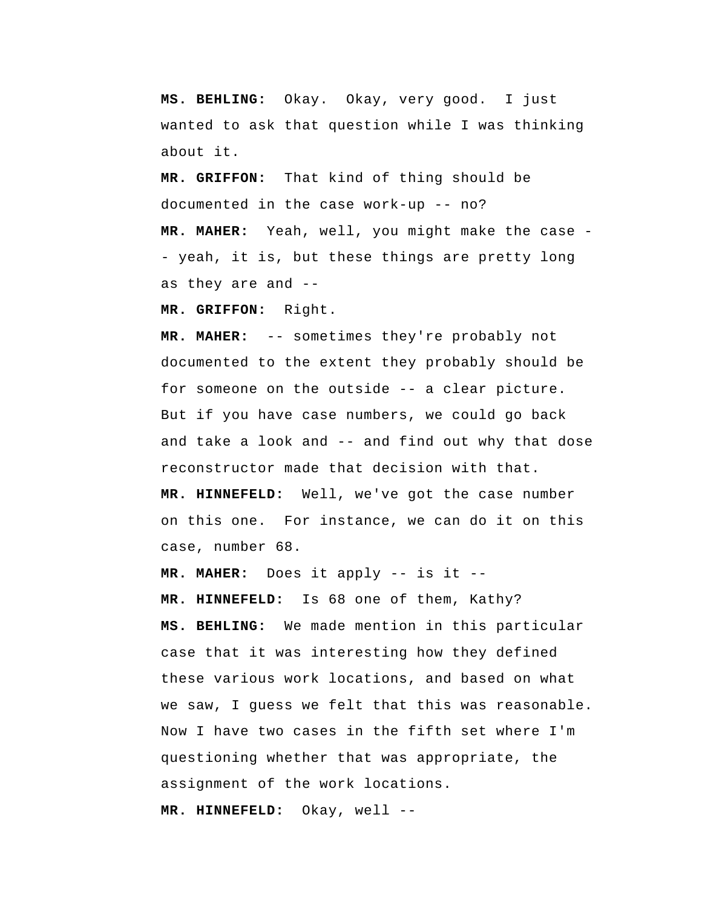**MS. BEHLING:** Okay. Okay, very good. I just wanted to ask that question while I was thinking about it.

**MR. GRIFFON:** That kind of thing should be documented in the case work-up -- no?

**MR. MAHER:** Yeah, well, you might make the case -- yeah, it is, but these things are pretty long as they are and --

**MR. GRIFFON:** Right.

**MR. MAHER:** -- sometimes they're probably not documented to the extent they probably should be for someone on the outside -- a clear picture. But if you have case numbers, we could go back and take a look and -- and find out why that dose reconstructor made that decision with that.

**MR. HINNEFELD:** Well, we've got the case number on this one. For instance, we can do it on this case, number 68.

**MR. MAHER:** Does it apply -- is it --

**MR. HINNEFELD:** Is 68 one of them, Kathy?

**MS. BEHLING:** We made mention in this particular case that it was interesting how they defined these various work locations, and based on what we saw, I guess we felt that this was reasonable. Now I have two cases in the fifth set where I'm questioning whether that was appropriate, the assignment of the work locations.

**MR. HINNEFELD:** Okay, well --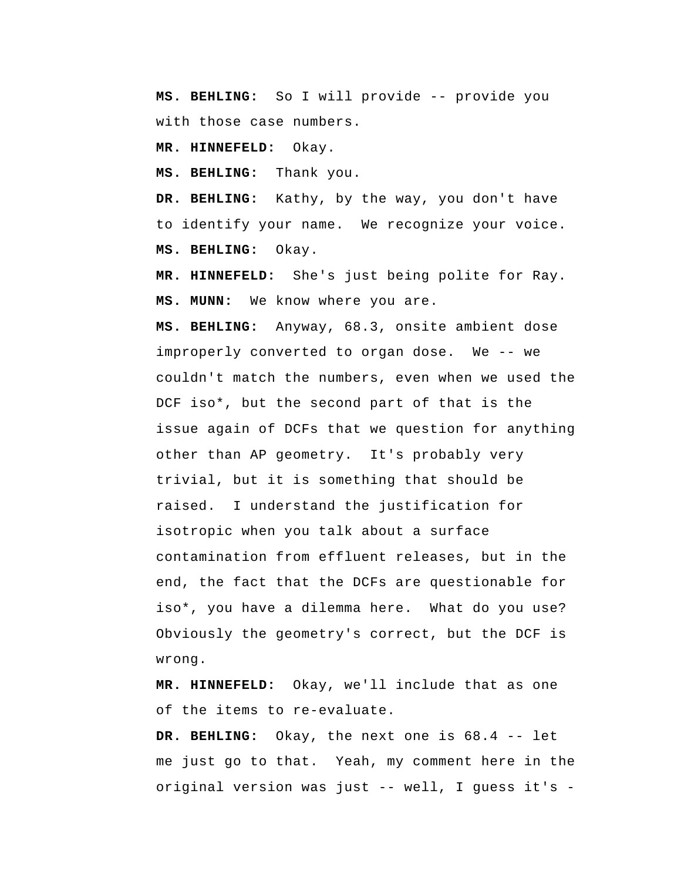**MS. BEHLING:** So I will provide -- provide you with those case numbers.

**MR. HINNEFELD:** Okay.

**MS. BEHLING:** Thank you.

**DR. BEHLING:** Kathy, by the way, you don't have to identify your name. We recognize your voice.

**MS. BEHLING:** Okay.

**MR. HINNEFELD:** She's just being polite for Ray.

**MS. MUNN:** We know where you are.

**MS. BEHLING:** Anyway, 68.3, onsite ambient dose improperly converted to organ dose. We -- we couldn't match the numbers, even when we used the DCF iso*, but the second part of that is the issue again of DCFs that we question for anything other than AP geometry. It's probably very trivial, but it is something that should be raised. I understand the justification for isotropic when you talk about a surface contamination from effluent releases, but in the end, the fact that the DCFs are questionable for iso*, you have a dilemma here. What do you use? Obviously the geometry's correct, but the DCF is wrong.

**MR. HINNEFELD:** Okay, we'll include that as one of the items to re-evaluate.

**DR. BEHLING:** Okay, the next one is 68.4 -- let me just go to that. Yeah, my comment here in the original version was just -- well, I guess it's -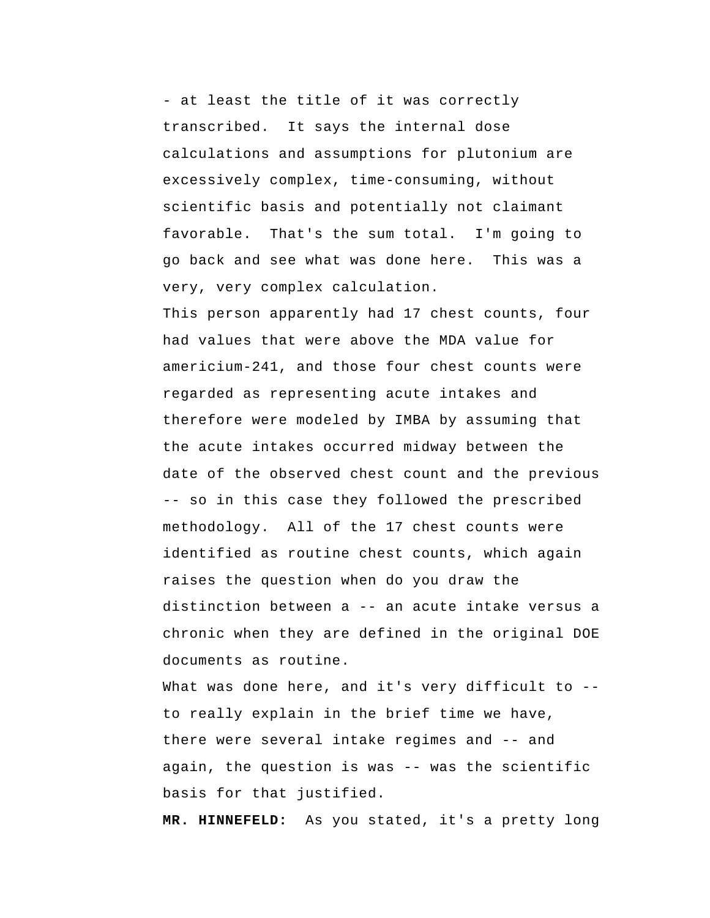- at least the title of it was correctly transcribed. It says the internal dose calculations and assumptions for plutonium are excessively complex, time-consuming, without scientific basis and potentially not claimant favorable. That's the sum total. I'm going to go back and see what was done here. This was a very, very complex calculation.

This person apparently had 17 chest counts, four had values that were above the MDA value for americium-241, and those four chest counts were regarded as representing acute intakes and therefore were modeled by IMBA by assuming that the acute intakes occurred midway between the date of the observed chest count and the previous -- so in this case they followed the prescribed methodology. All of the 17 chest counts were identified as routine chest counts, which again raises the question when do you draw the distinction between a -- an acute intake versus a chronic when they are defined in the original DOE documents as routine.

What was done here, and it's very difficult to -- to really explain in the brief time we have, there were several intake regimes and -- and again, the question is was -- was the scientific basis for that justified.

**MR. HINNEFELD:** As you stated, it's a pretty long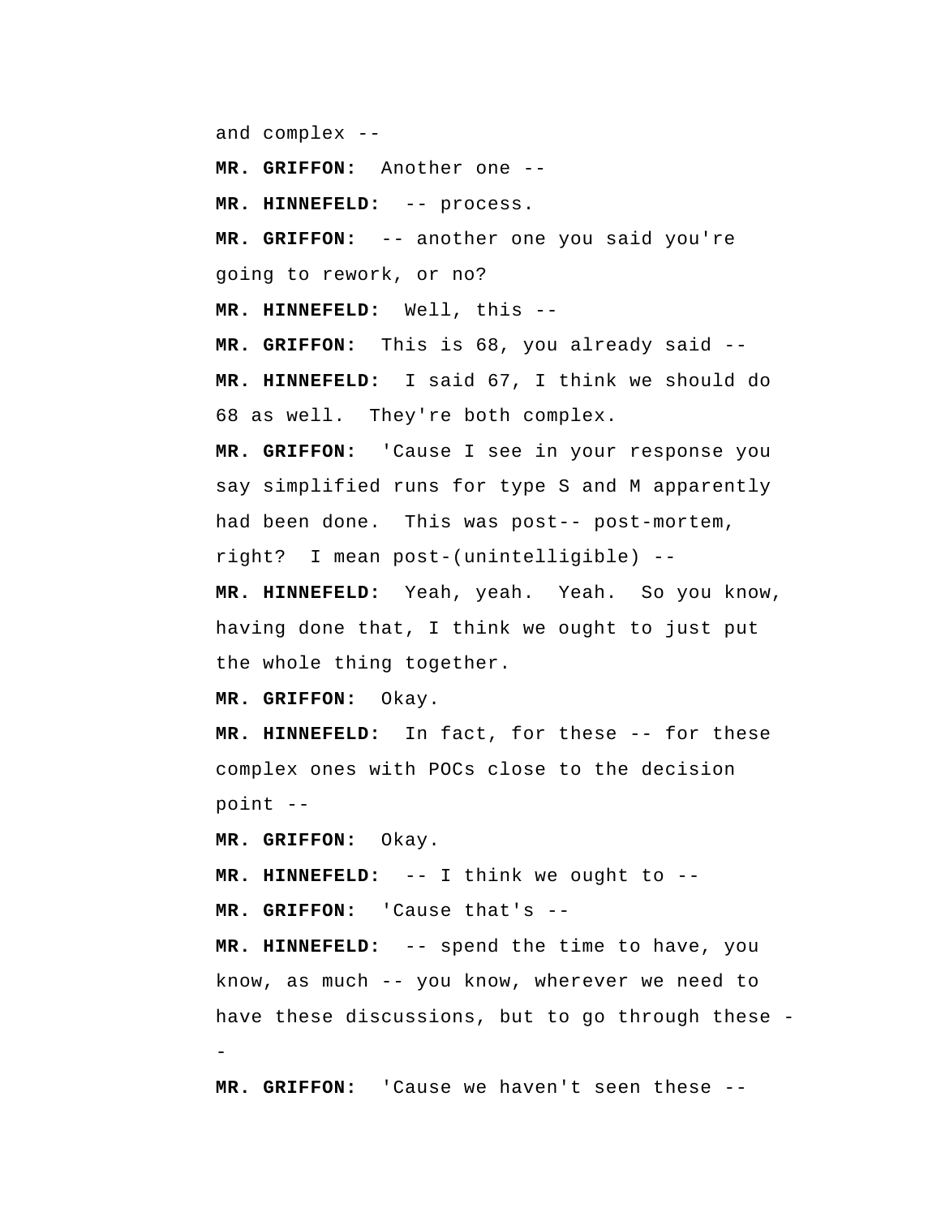and complex --

**MR. GRIFFON:** Another one --

**MR. HINNEFELD:** -- process.

**MR. GRIFFON:** -- another one you said you're going to rework, or no?

**MR. HINNEFELD:** Well, this --

**MR. GRIFFON:** This is 68, you already said --

**MR. HINNEFELD:** I said 67, I think we should do 68 as well. They're both complex.

**MR. GRIFFON:** 'Cause I see in your response you say simplified runs for type S and M apparently had been done. This was post-- post-mortem, right? I mean post-(unintelligible) --

**MR. HINNEFELD:** Yeah, yeah. Yeah. So you know, having done that, I think we ought to just put the whole thing together.

**MR. GRIFFON:** Okay.

**MR. HINNEFELD:** In fact, for these -- for these complex ones with POCs close to the decision point --

**MR. GRIFFON:** Okay.

**MR. HINNEFELD:** -- I think we ought to --

**MR. GRIFFON:** 'Cause that's --

**MR. HINNEFELD:** -- spend the time to have, you know, as much -- you know, wherever we need to have these discussions, but to go through these --

**MR. GRIFFON:** 'Cause we haven't seen these --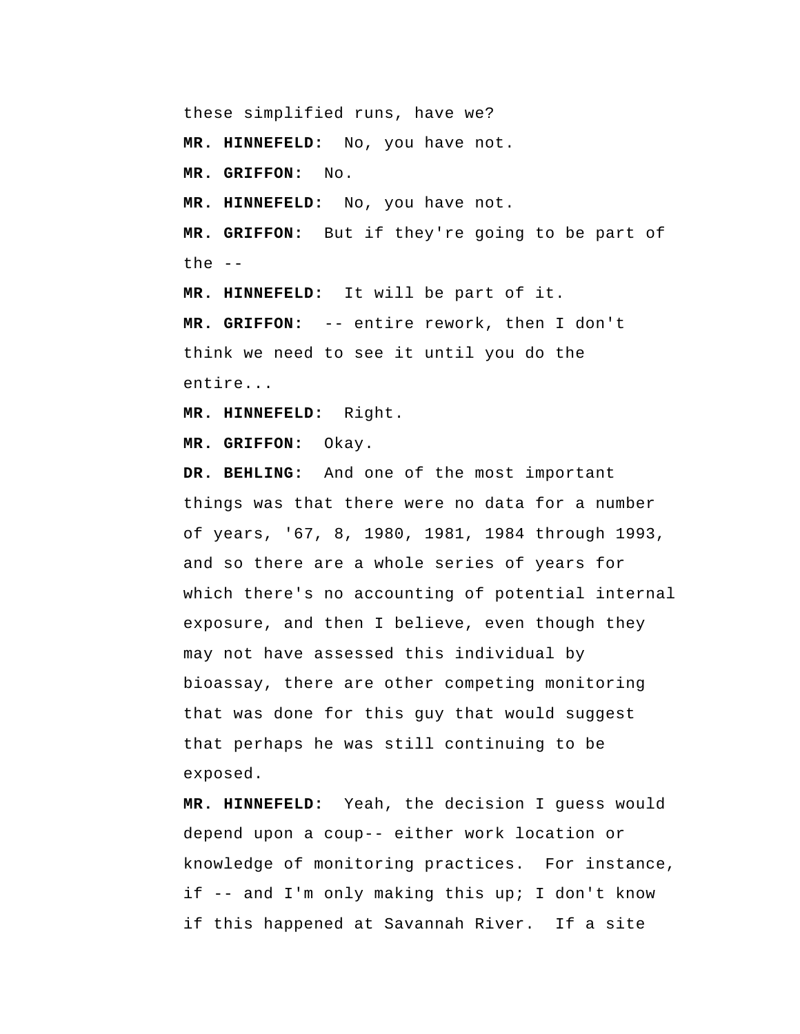these simplified runs, have we?

**MR. HINNEFELD:** No, you have not.

**MR. GRIFFON:** No.

**MR. HINNEFELD:** No, you have not.

**MR. GRIFFON:** But if they're going to be part of the --

**MR. HINNEFELD:** It will be part of it.

**MR. GRIFFON:** -- entire rework, then I don't think we need to see it until you do the entire...

**MR. HINNEFELD:** Right.

**MR. GRIFFON:** Okay.

**DR. BEHLING:** And one of the most important things was that there were no data for a number of years, '67, 8, 1980, 1981, 1984 through 1993, and so there are a whole series of years for which there's no accounting of potential internal exposure, and then I believe, even though they may not have assessed this individual by bioassay, there are other competing monitoring that was done for this guy that would suggest that perhaps he was still continuing to be exposed.

**MR. HINNEFELD:** Yeah, the decision I guess would depend upon a coup-- either work location or knowledge of monitoring practices. For instance, if -- and I'm only making this up; I don't know if this happened at Savannah River. If a site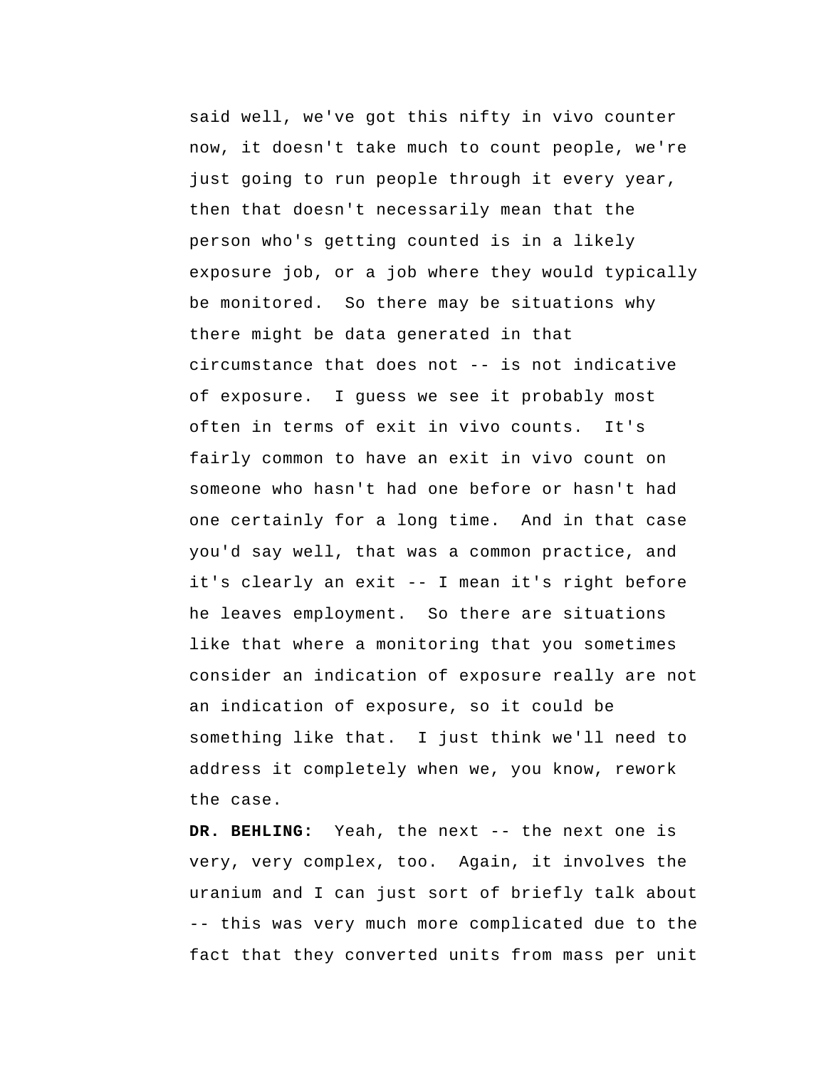said well, we've got this nifty in vivo counter now, it doesn't take much to count people, we're just going to run people through it every year, then that doesn't necessarily mean that the person who's getting counted is in a likely exposure job, or a job where they would typically be monitored. So there may be situations why there might be data generated in that circumstance that does not -- is not indicative of exposure. I guess we see it probably most often in terms of exit in vivo counts. It's fairly common to have an exit in vivo count on someone who hasn't had one before or hasn't had one certainly for a long time. And in that case you'd say well, that was a common practice, and it's clearly an exit -- I mean it's right before he leaves employment. So there are situations like that where a monitoring that you sometimes consider an indication of exposure really are not an indication of exposure, so it could be something like that. I just think we'll need to address it completely when we, you know, rework the case.

**DR. BEHLING:** Yeah, the next -- the next one is very, very complex, too. Again, it involves the uranium and I can just sort of briefly talk about -- this was very much more complicated due to the fact that they converted units from mass per unit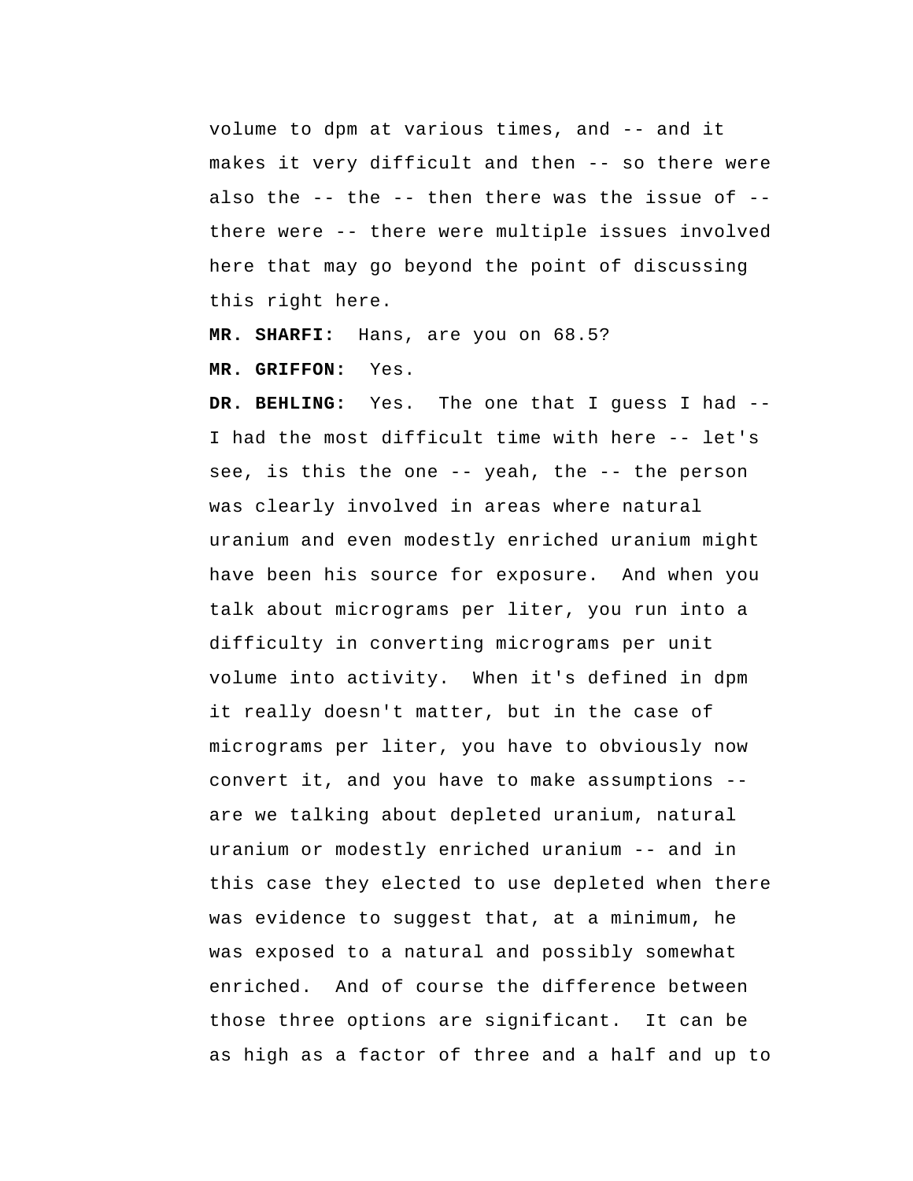volume to dpm at various times, and -- and it makes it very difficult and then -- so there were also the -- the -- then there was the issue of -- there were -- there were multiple issues involved here that may go beyond the point of discussing this right here.

**MR. SHARFI:** Hans, are you on 68.5?

**MR. GRIFFON:** Yes.

**DR. BEHLING:** Yes. The one that I guess I had -- I had the most difficult time with here -- let's see, is this the one -- yeah, the -- the person was clearly involved in areas where natural uranium and even modestly enriched uranium might have been his source for exposure. And when you talk about micrograms per liter, you run into a difficulty in converting micrograms per unit volume into activity. When it's defined in dpm it really doesn't matter, but in the case of micrograms per liter, you have to obviously now convert it, and you have to make assumptions -- are we talking about depleted uranium, natural uranium or modestly enriched uranium -- and in this case they elected to use depleted when there was evidence to suggest that, at a minimum, he was exposed to a natural and possibly somewhat enriched. And of course the difference between those three options are significant. It can be as high as a factor of three and a half and up to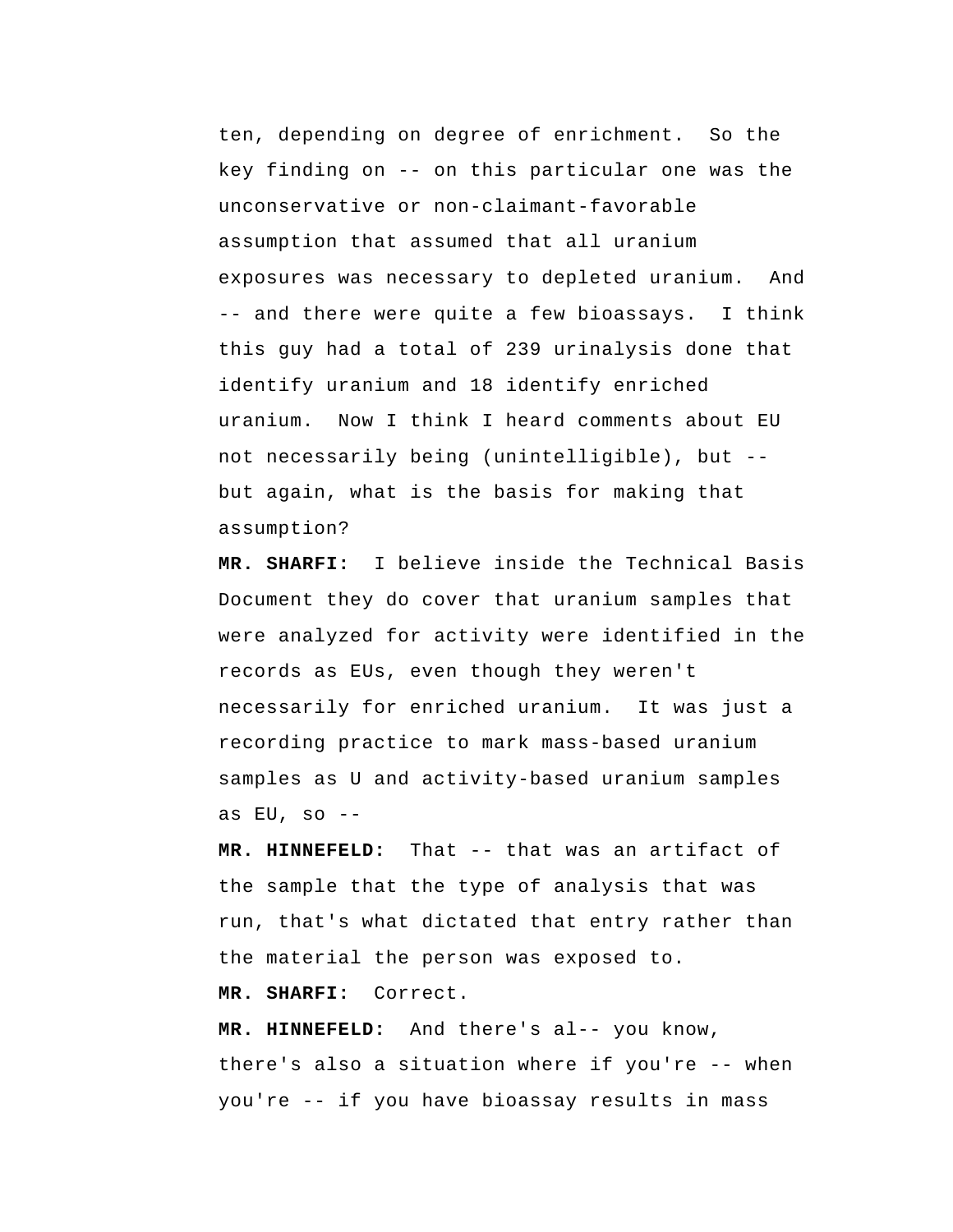ten, depending on degree of enrichment. So the key finding on -- on this particular one was the unconservative or non-claimant-favorable assumption that assumed that all uranium exposures was necessary to depleted uranium. And -- and there were quite a few bioassays. I think this guy had a total of 239 urinalysis done that identify uranium and 18 identify enriched uranium. Now I think I heard comments about EU not necessarily being (unintelligible), but -- but again, what is the basis for making that assumption?

**MR. SHARFI:** I believe inside the Technical Basis Document they do cover that uranium samples that were analyzed for activity were identified in the records as EUs, even though they weren't necessarily for enriched uranium. It was just a recording practice to mark mass-based uranium samples as U and activity-based uranium samples as EU, so --

**MR. HINNEFELD:** That -- that was an artifact of the sample that the type of analysis that was run, that's what dictated that entry rather than the material the person was exposed to.

**MR. SHARFI:** Correct.

**MR. HINNEFELD:** And there's al-- you know, there's also a situation where if you're -- when you're -- if you have bioassay results in mass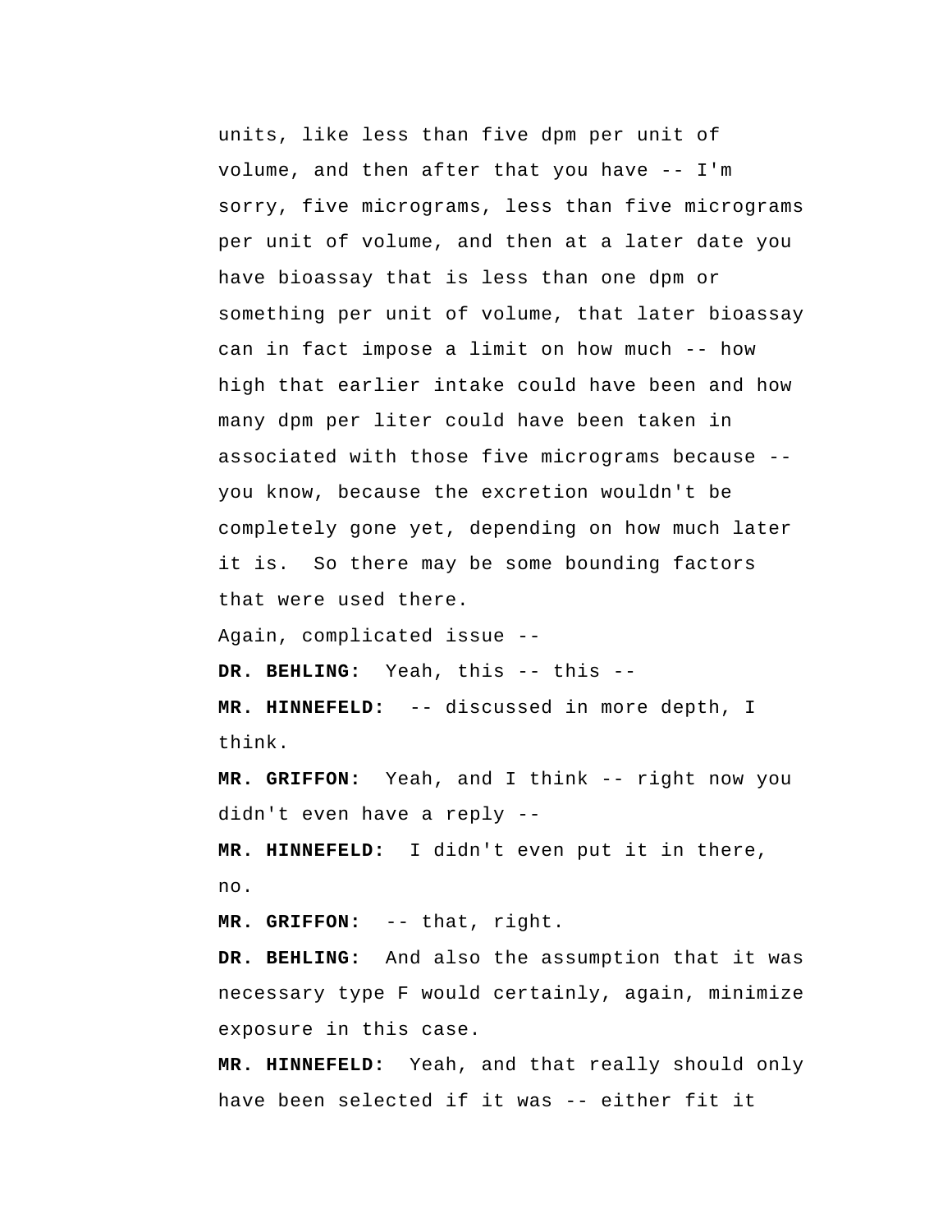units, like less than five dpm per unit of volume, and then after that you have -- I'm sorry, five micrograms, less than five micrograms per unit of volume, and then at a later date you have bioassay that is less than one dpm or something per unit of volume, that later bioassay can in fact impose a limit on how much -- how high that earlier intake could have been and how many dpm per liter could have been taken in associated with those five micrograms because -- you know, because the excretion wouldn't be completely gone yet, depending on how much later it is. So there may be some bounding factors that were used there.

Again, complicated issue --

**DR. BEHLING:** Yeah, this -- this --

**MR. HINNEFELD:** -- discussed in more depth, I think.

**MR. GRIFFON:** Yeah, and I think -- right now you didn't even have a reply --

**MR. HINNEFELD:** I didn't even put it in there, no.

**MR. GRIFFON:** -- that, right.

**DR. BEHLING:** And also the assumption that it was necessary type F would certainly, again, minimize exposure in this case.

**MR. HINNEFELD:** Yeah, and that really should only have been selected if it was -- either fit it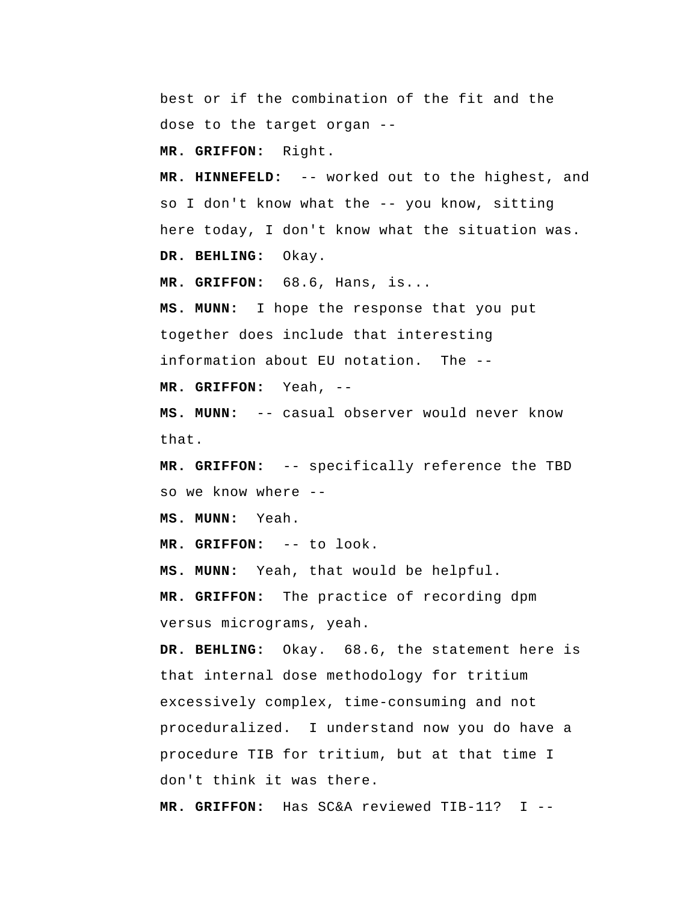best or if the combination of the fit and the dose to the target organ --

**MR. GRIFFON:** Right.

**MR. HINNEFELD:** -- worked out to the highest, and so I don't know what the -- you know, sitting here today, I don't know what the situation was.

**DR. BEHLING:** Okay.

**MR. GRIFFON:** 68.6, Hans, is...

**MS. MUNN:** I hope the response that you put together does include that interesting information about EU notation. The --

**MR. GRIFFON:** Yeah, --

**MS. MUNN:** -- casual observer would never know that.

**MR. GRIFFON:** -- specifically reference the TBD so we know where --

**MS. MUNN:** Yeah.

**MR. GRIFFON:** -- to look.

**MS. MUNN:** Yeah, that would be helpful.

**MR. GRIFFON:** The practice of recording dpm versus micrograms, yeah.

**DR. BEHLING:** Okay. 68.6, the statement here is that internal dose methodology for tritium excessively complex, time-consuming and not proceduralized. I understand now you do have a procedure TIB for tritium, but at that time I don't think it was there.

**MR. GRIFFON:** Has SC&A reviewed TIB-11? I --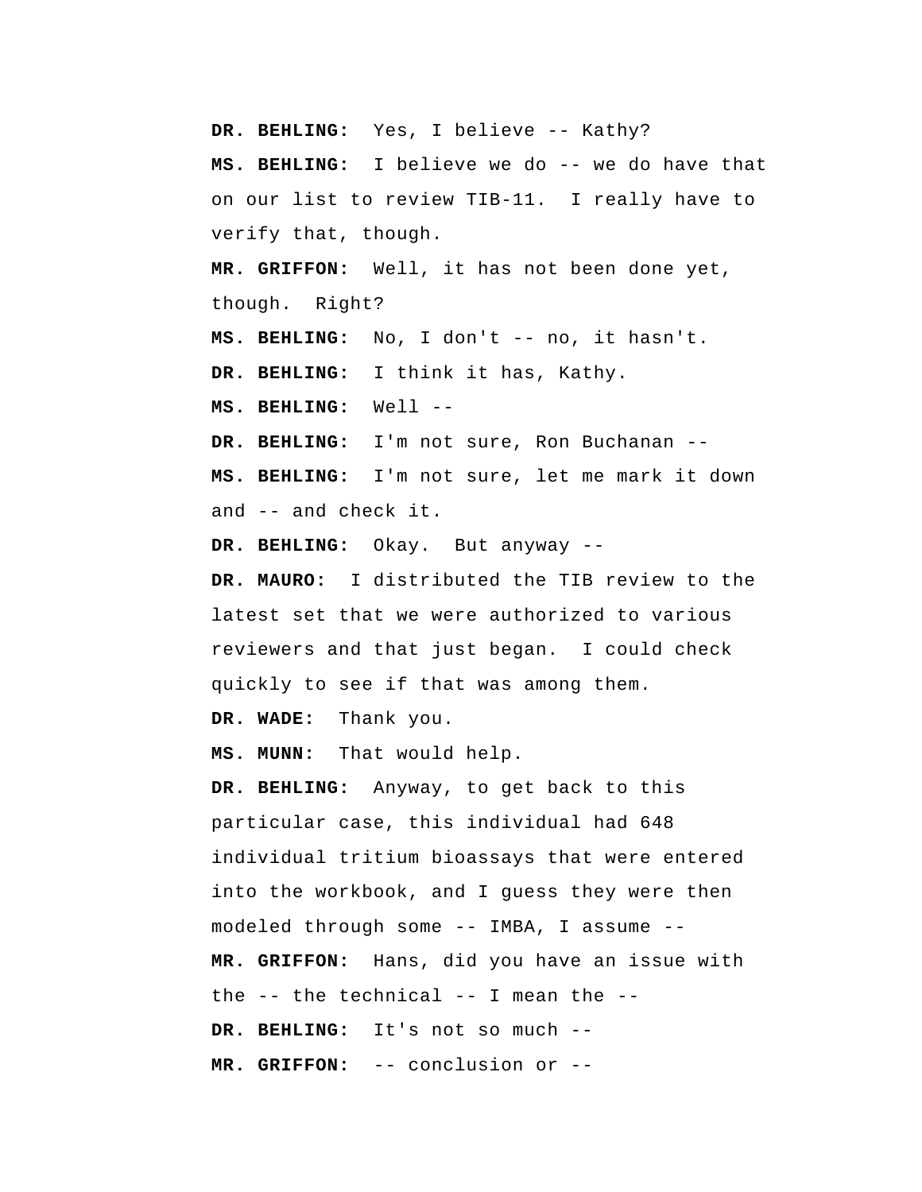**DR. BEHLING:** Yes, I believe -- Kathy?

**MS. BEHLING:** I believe we do -- we do have that on our list to review TIB-11. I really have to verify that, though.

**MR. GRIFFON:** Well, it has not been done yet, though. Right?

**MS. BEHLING:** No, I don't -- no, it hasn't.

**DR. BEHLING:** I think it has, Kathy.

**MS. BEHLING:** Well --

**DR. BEHLING:** I'm not sure, Ron Buchanan --

**MS. BEHLING:** I'm not sure, let me mark it down and -- and check it.

**DR. BEHLING:** Okay. But anyway --

**DR. MAURO:** I distributed the TIB review to the latest set that we were authorized to various reviewers and that just began. I could check quickly to see if that was among them.

**DR. WADE:** Thank you.

**MS. MUNN:** That would help.

**DR. BEHLING:** Anyway, to get back to this particular case, this individual had 648 individual tritium bioassays that were entered into the workbook, and I guess they were then modeled through some -- IMBA, I assume --

**MR. GRIFFON:** Hans, did you have an issue with the -- the technical -- I mean the --

**DR. BEHLING:** It's not so much --

**MR. GRIFFON:** -- conclusion or --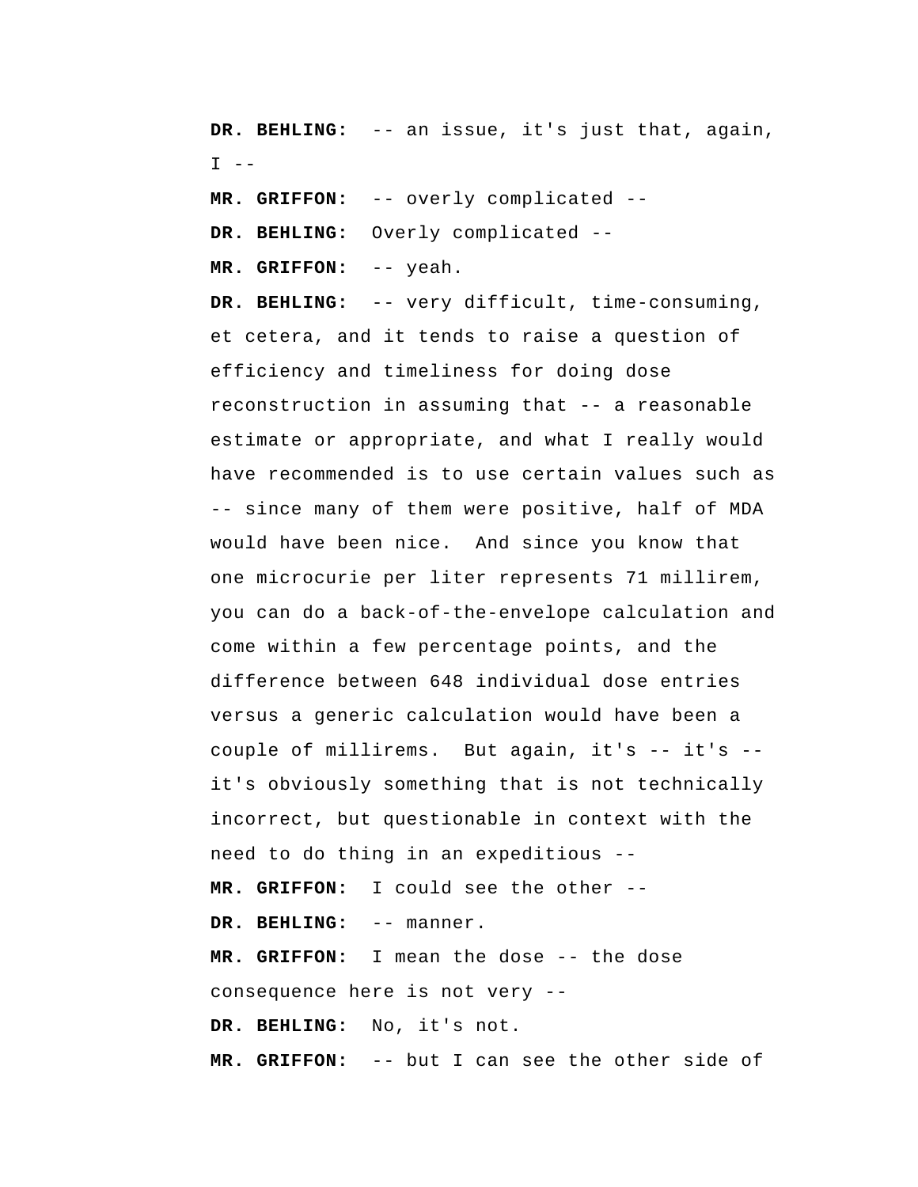**DR. BEHLING:** -- an issue, it's just that, again, I --

**MR. GRIFFON:** -- overly complicated --

**DR. BEHLING:** Overly complicated --

**MR. GRIFFON:** -- yeah.

**DR. BEHLING:** -- very difficult, time-consuming, et cetera, and it tends to raise a question of efficiency and timeliness for doing dose reconstruction in assuming that -- a reasonable estimate or appropriate, and what I really would have recommended is to use certain values such as -- since many of them were positive, half of MDA would have been nice. And since you know that one microcurie per liter represents 71 millirem, you can do a back-of-the-envelope calculation and come within a few percentage points, and the difference between 648 individual dose entries versus a generic calculation would have been a couple of millirems. But again, it's -- it's -- it's obviously something that is not technically incorrect, but questionable in context with the need to do thing in an expeditious --

**MR. GRIFFON:** I could see the other --

**DR. BEHLING:** -- manner.

**MR. GRIFFON:** I mean the dose -- the dose consequence here is not very --

**DR. BEHLING:** No, it's not.

**MR. GRIFFON:** -- but I can see the other side of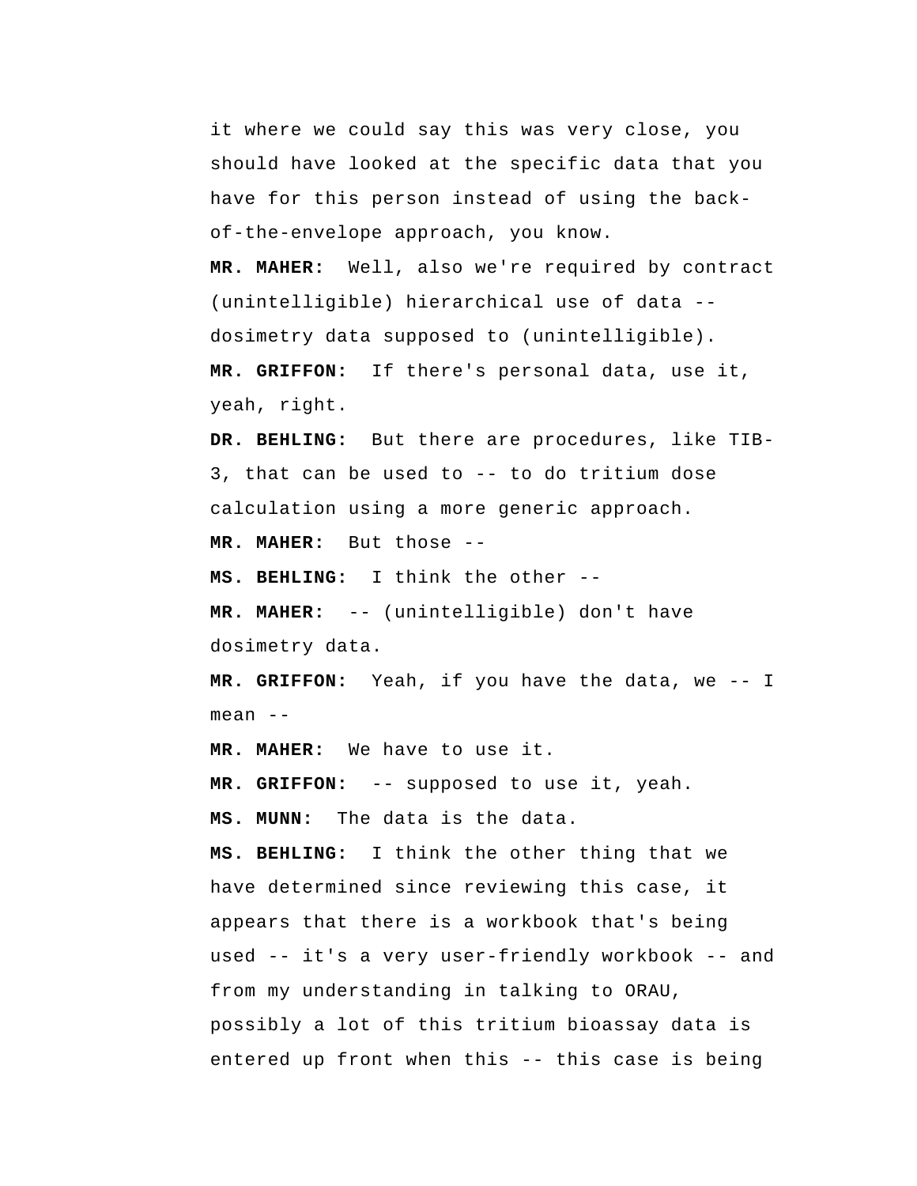it where we could say this was very close, you should have looked at the specific data that you have for this person instead of using the back-of-the-envelope approach, you know.

**MR. MAHER:** Well, also we're required by contract (unintelligible) hierarchical use of data -- dosimetry data supposed to (unintelligible).

**MR. GRIFFON:** If there's personal data, use it, yeah, right.

**DR. BEHLING:** But there are procedures, like TIB-3, that can be used to -- to do tritium dose calculation using a more generic approach.

**MR. MAHER:** But those --

**MS. BEHLING:** I think the other --

**MR. MAHER:** -- (unintelligible) don't have dosimetry data.

**MR. GRIFFON:** Yeah, if you have the data, we -- I mean --

**MR. MAHER:** We have to use it.

**MR. GRIFFON:** -- supposed to use it, yeah.

**MS. MUNN:** The data is the data.

**MS. BEHLING:** I think the other thing that we have determined since reviewing this case, it appears that there is a workbook that's being used -- it's a very user-friendly workbook -- and from my understanding in talking to ORAU, possibly a lot of this tritium bioassay data is entered up front when this -- this case is being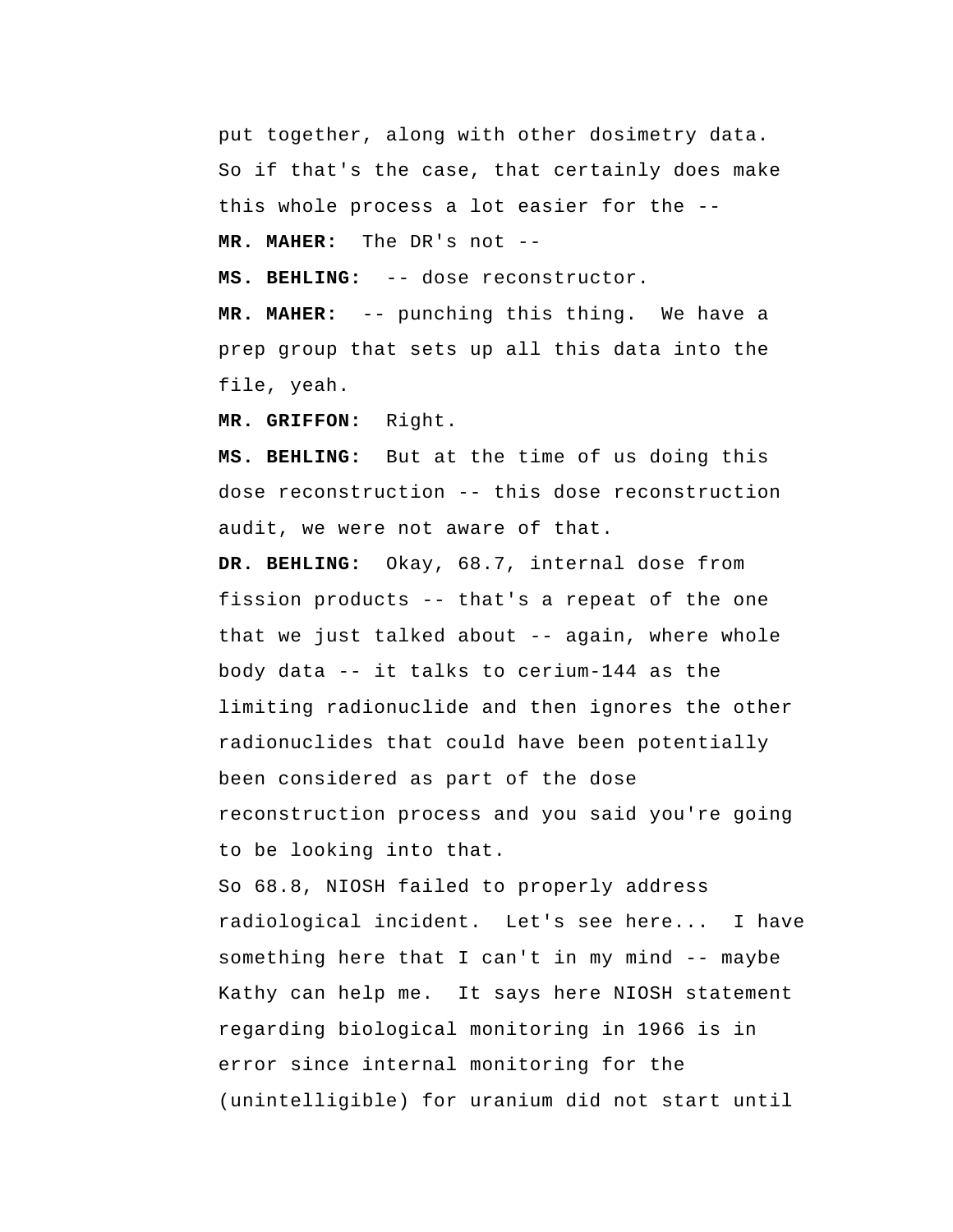put together, along with other dosimetry data. So if that's the case, that certainly does make this whole process a lot easier for the --

**MR. MAHER:** The DR's not --

**MS. BEHLING:** -- dose reconstructor.

**MR. MAHER:** -- punching this thing. We have a prep group that sets up all this data into the file, yeah.

**MR. GRIFFON:** Right.

**MS. BEHLING:** But at the time of us doing this dose reconstruction -- this dose reconstruction audit, we were not aware of that.

**DR. BEHLING:** Okay, 68.7, internal dose from fission products -- that's a repeat of the one that we just talked about -- again, where whole body data -- it talks to cerium-144 as the limiting radionuclide and then ignores the other radionuclides that could have been potentially been considered as part of the dose reconstruction process and you said you're going to be looking into that.

So 68.8, NIOSH failed to properly address radiological incident. Let's see here... I have something here that I can't in my mind -- maybe Kathy can help me. It says here NIOSH statement regarding biological monitoring in 1966 is in error since internal monitoring for the (unintelligible) for uranium did not start until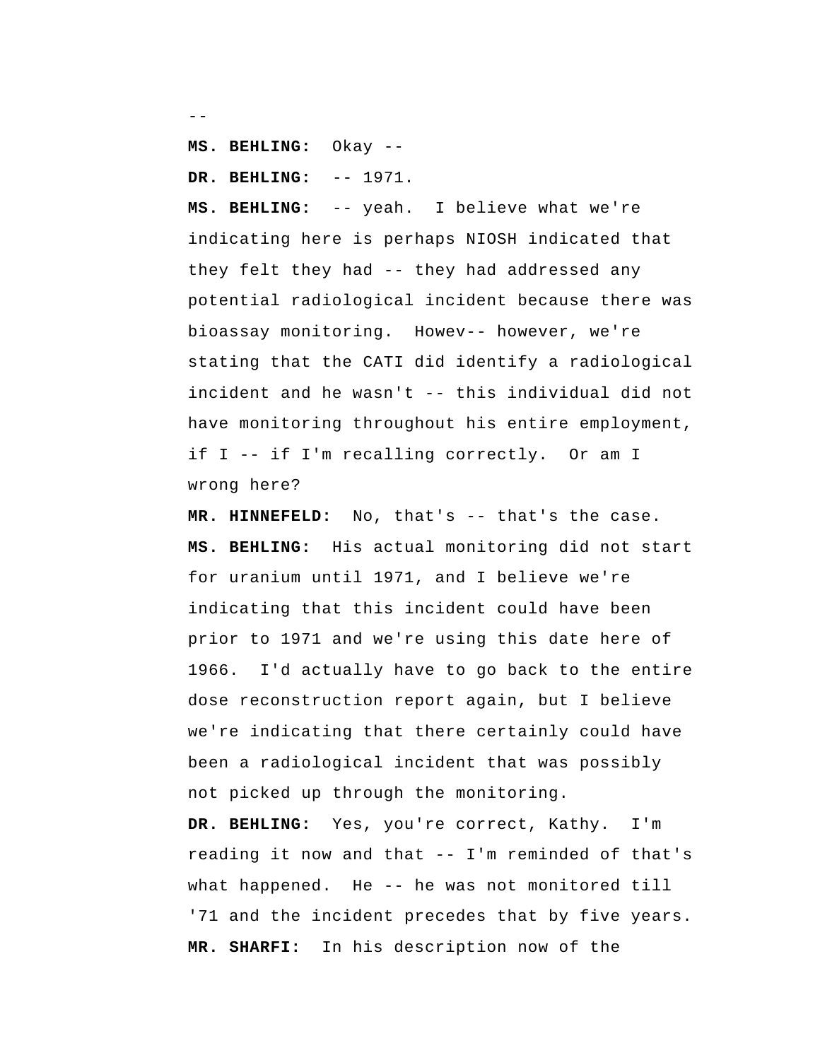--

**MS. BEHLING:** Okay --

**DR. BEHLING:** -- 1971.

**MS. BEHLING:** -- yeah. I believe what we're indicating here is perhaps NIOSH indicated that they felt they had -- they had addressed any potential radiological incident because there was bioassay monitoring. Howev-- however, we're stating that the CATI did identify a radiological incident and he wasn't -- this individual did not have monitoring throughout his entire employment, if I -- if I'm recalling correctly. Or am I wrong here?

**MR. HINNEFELD:** No, that's -- that's the case.

**MS. BEHLING:** His actual monitoring did not start for uranium until 1971, and I believe we're indicating that this incident could have been prior to 1971 and we're using this date here of 1966. I'd actually have to go back to the entire dose reconstruction report again, but I believe we're indicating that there certainly could have been a radiological incident that was possibly not picked up through the monitoring.

**DR. BEHLING:** Yes, you're correct, Kathy. I'm reading it now and that -- I'm reminded of that's what happened. He -- he was not monitored till '71 and the incident precedes that by five years.

**MR. SHARFI:** In his description now of the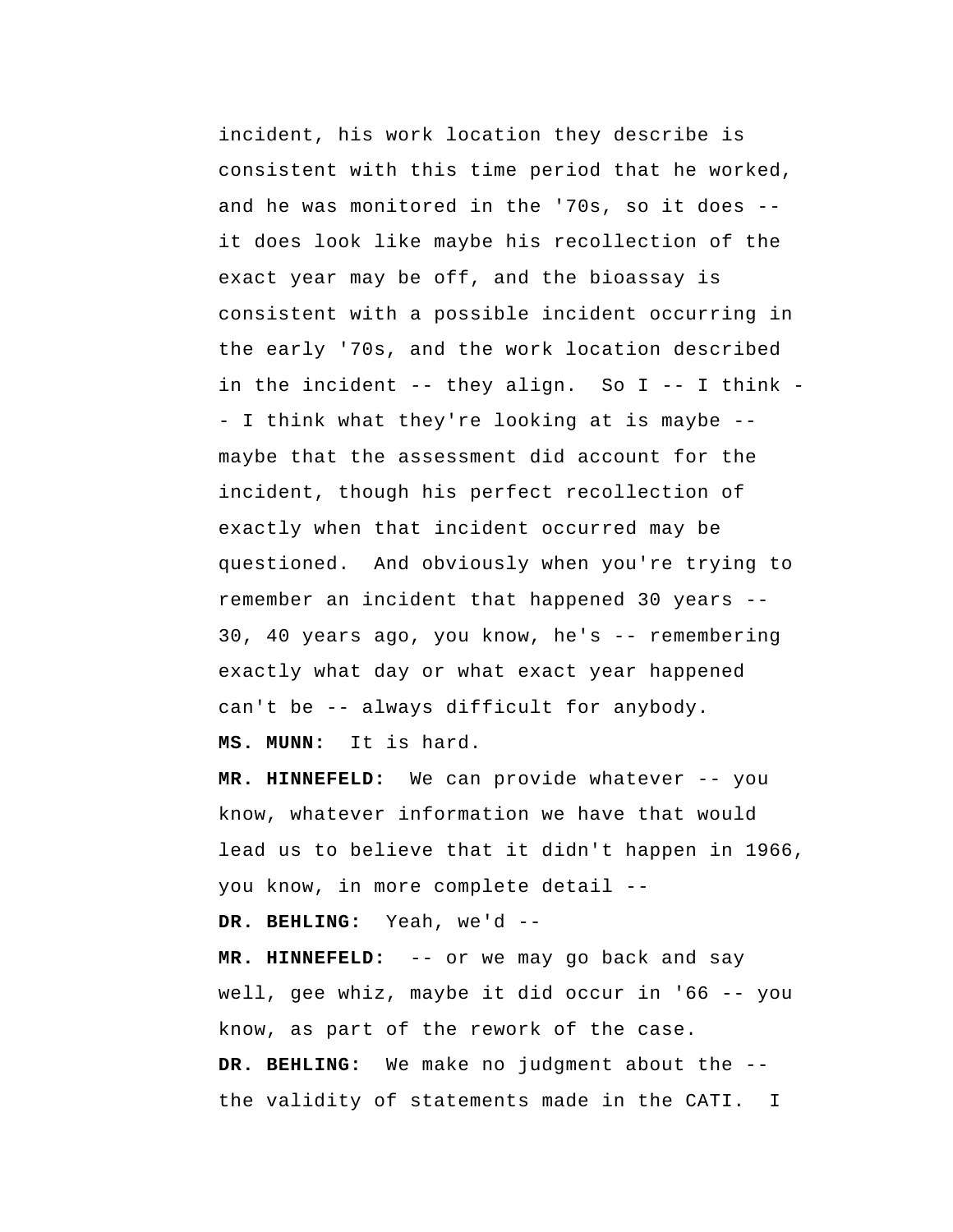incident, his work location they describe is consistent with this time period that he worked, and he was monitored in the '70s, so it does -- it does look like maybe his recollection of the exact year may be off, and the bioassay is consistent with a possible incident occurring in the early '70s, and the work location described in the incident -- they align. So I -- I think -- I think what they're looking at is maybe -- maybe that the assessment did account for the incident, though his perfect recollection of exactly when that incident occurred may be questioned. And obviously when you're trying to remember an incident that happened 30 years -- 30, 40 years ago, you know, he's -- remembering exactly what day or what exact year happened can't be -- always difficult for anybody.

**MS. MUNN:** It is hard.

**MR. HINNEFELD:** We can provide whatever -- you know, whatever information we have that would lead us to believe that it didn't happen in 1966, you know, in more complete detail --

**DR. BEHLING:** Yeah, we'd --

**MR. HINNEFELD:** -- or we may go back and say well, gee whiz, maybe it did occur in '66 -- you know, as part of the rework of the case.

**DR. BEHLING:** We make no judgment about the -- the validity of statements made in the CATI. I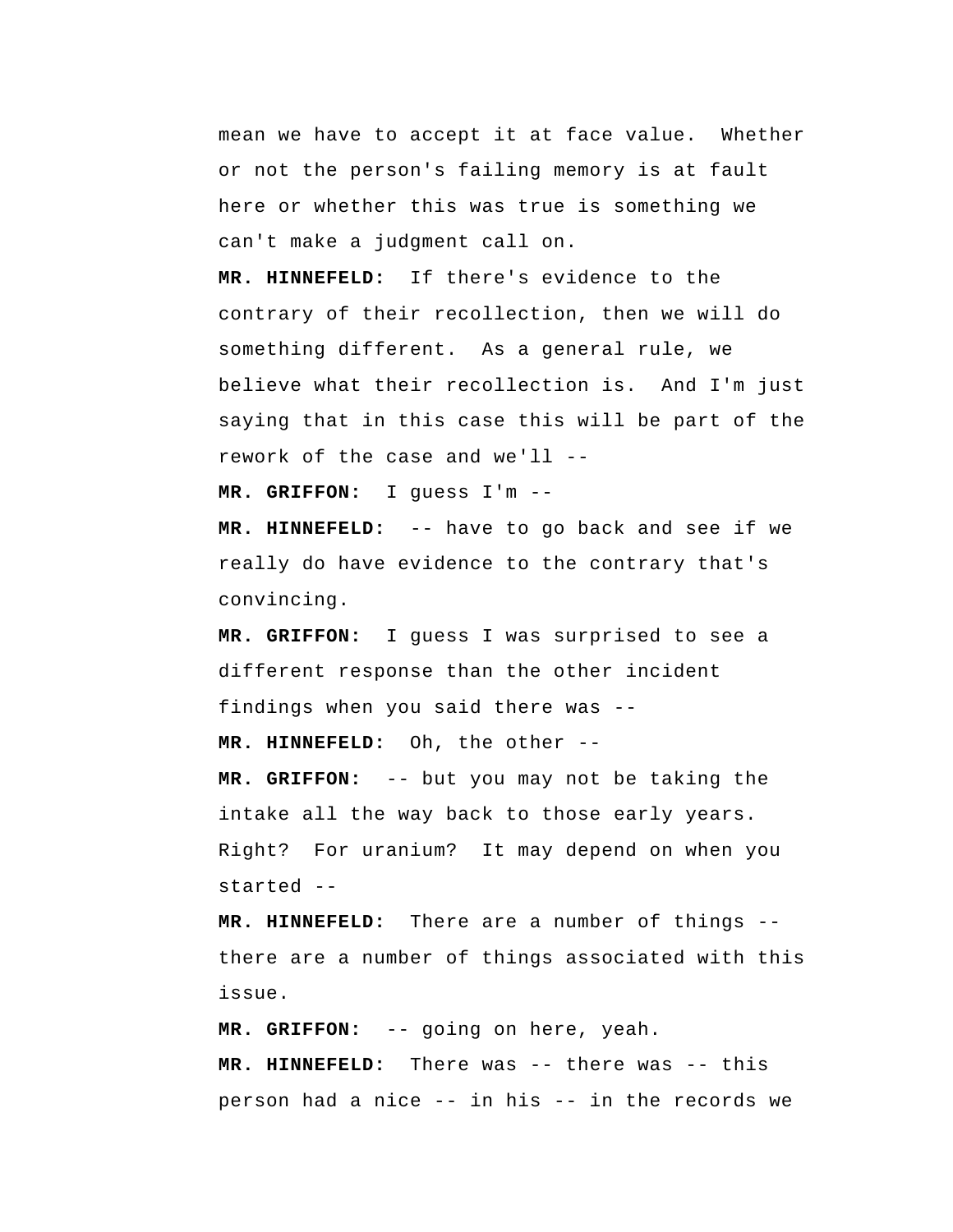mean we have to accept it at face value. Whether or not the person's failing memory is at fault here or whether this was true is something we can't make a judgment call on.

**MR. HINNEFELD:** If there's evidence to the contrary of their recollection, then we will do something different. As a general rule, we believe what their recollection is. And I'm just saying that in this case this will be part of the rework of the case and we'll --

**MR. GRIFFON:** I guess I'm --

**MR. HINNEFELD:** -- have to go back and see if we really do have evidence to the contrary that's convincing.

**MR. GRIFFON:** I guess I was surprised to see a different response than the other incident findings when you said there was --

**MR. HINNEFELD:** Oh, the other --

**MR. GRIFFON:** -- but you may not be taking the intake all the way back to those early years. Right? For uranium? It may depend on when you started --

**MR. HINNEFELD:** There are a number of things -- there are a number of things associated with this issue.

**MR. GRIFFON:** -- going on here, yeah.

**MR. HINNEFELD:** There was -- there was -- this person had a nice -- in his -- in the records we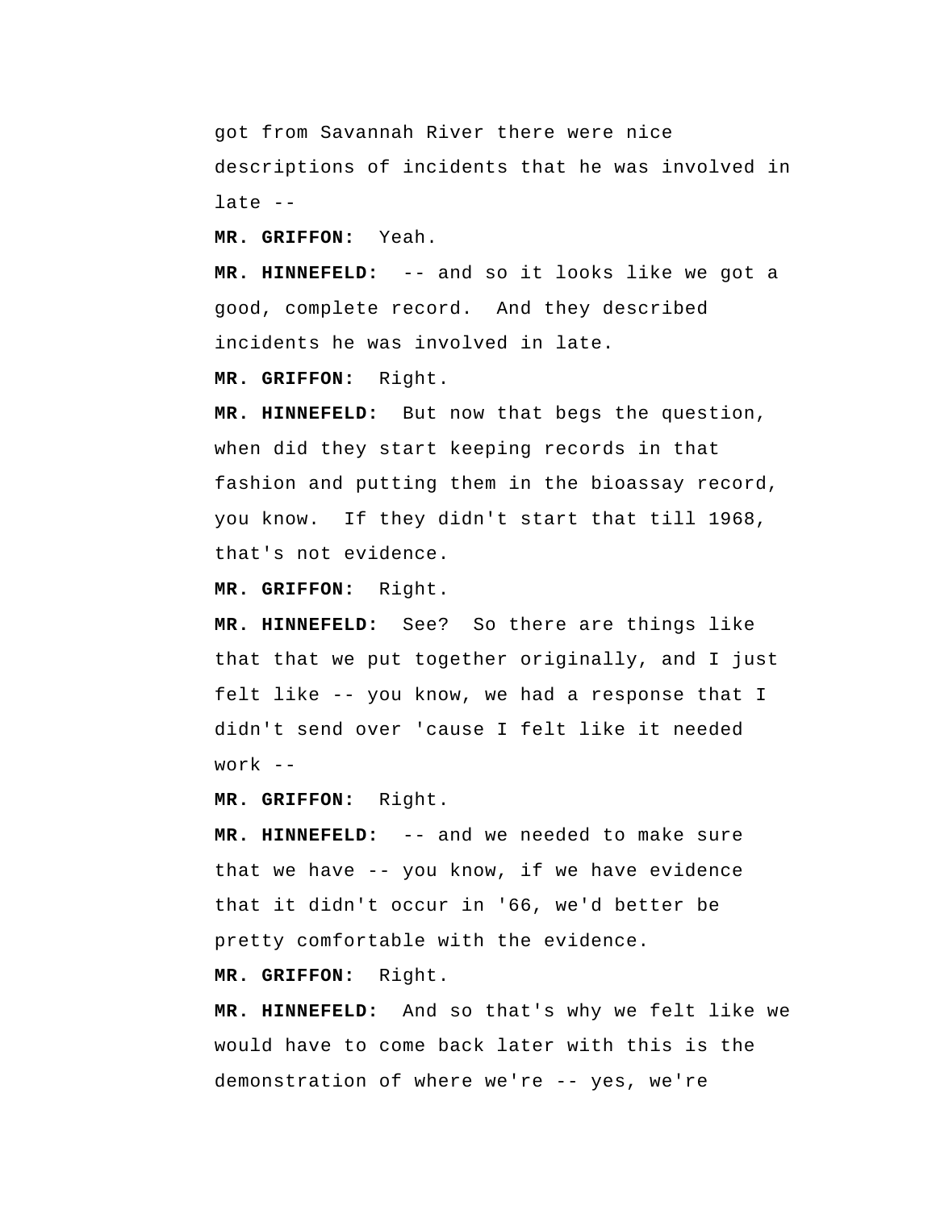got from Savannah River there were nice descriptions of incidents that he was involved in late --

**MR. GRIFFON:** Yeah.

**MR. HINNEFELD:** -- and so it looks like we got a good, complete record. And they described incidents he was involved in late.

**MR. GRIFFON:** Right.

**MR. HINNEFELD:** But now that begs the question, when did they start keeping records in that fashion and putting them in the bioassay record, you know. If they didn't start that till 1968, that's not evidence.

**MR. GRIFFON:** Right.

**MR. HINNEFELD:** See? So there are things like that that we put together originally, and I just felt like -- you know, we had a response that I didn't send over 'cause I felt like it needed work --

**MR. GRIFFON:** Right.

**MR. HINNEFELD:** -- and we needed to make sure that we have -- you know, if we have evidence that it didn't occur in '66, we'd better be pretty comfortable with the evidence.

**MR. GRIFFON:** Right.

**MR. HINNEFELD:** And so that's why we felt like we would have to come back later with this is the demonstration of where we're -- yes, we're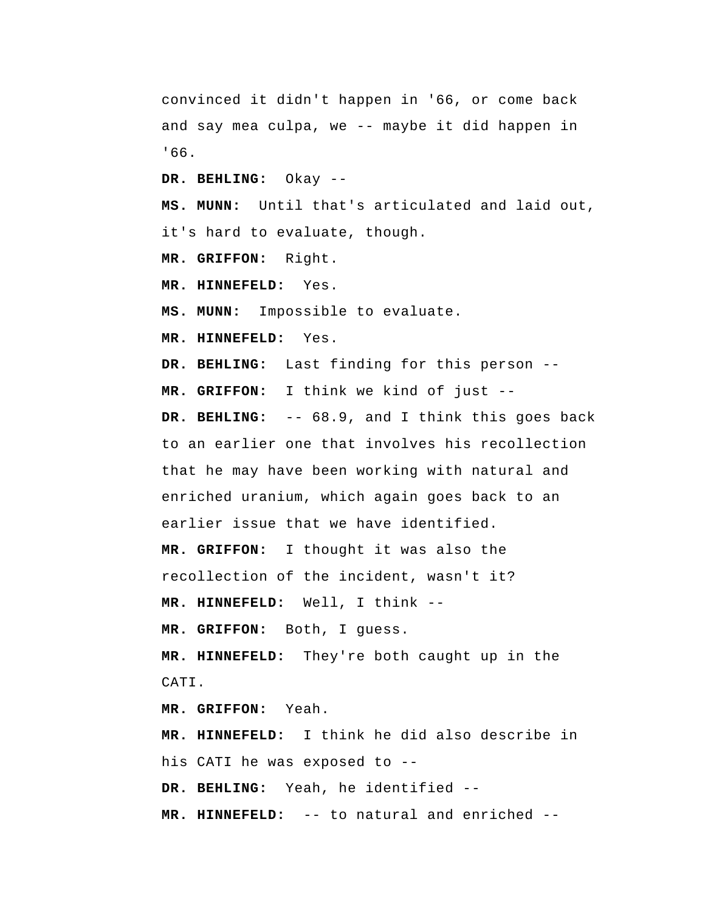convinced it didn't happen in '66, or come back and say mea culpa, we -- maybe it did happen in '66.

**DR. BEHLING:** Okay --

**MS. MUNN:** Until that's articulated and laid out, it's hard to evaluate, though.

**MR. GRIFFON:** Right.

**MR. HINNEFELD:** Yes.

**MS. MUNN:** Impossible to evaluate.

**MR. HINNEFELD:** Yes.

**DR. BEHLING:** Last finding for this person --

**MR. GRIFFON:** I think we kind of just --

**DR. BEHLING:** -- 68.9, and I think this goes back to an earlier one that involves his recollection that he may have been working with natural and enriched uranium, which again goes back to an earlier issue that we have identified.

**MR. GRIFFON:** I thought it was also the recollection of the incident, wasn't it?

**MR. HINNEFELD:** Well, I think --

**MR. GRIFFON:** Both, I guess.

**MR. HINNEFELD:** They're both caught up in the CATI.

**MR. GRIFFON:** Yeah.

**MR. HINNEFELD:** I think he did also describe in his CATI he was exposed to --

**DR. BEHLING:** Yeah, he identified --

**MR. HINNEFELD:** -- to natural and enriched --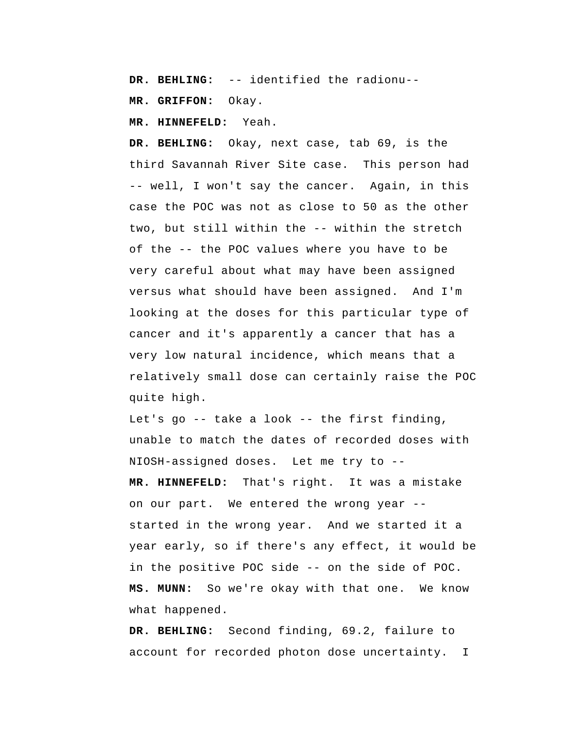**DR. BEHLING:** -- identified the radionu--

**MR. GRIFFON:** Okay.

**MR. HINNEFELD:** Yeah.

**DR. BEHLING:** Okay, next case, tab 69, is the third Savannah River Site case. This person had -- well, I won't say the cancer. Again, in this case the POC was not as close to 50 as the other two, but still within the -- within the stretch of the -- the POC values where you have to be very careful about what may have been assigned versus what should have been assigned. And I'm looking at the doses for this particular type of cancer and it's apparently a cancer that has a very low natural incidence, which means that a relatively small dose can certainly raise the POC quite high.

Let's go -- take a look -- the first finding, unable to match the dates of recorded doses with NIOSH-assigned doses. Let me try to --

**MR. HINNEFELD:** That's right. It was a mistake on our part. We entered the wrong year -- started in the wrong year. And we started it a year early, so if there's any effect, it would be in the positive POC side -- on the side of POC.

**MS. MUNN:** So we're okay with that one. We know what happened.

**DR. BEHLING:** Second finding, 69.2, failure to account for recorded photon dose uncertainty. I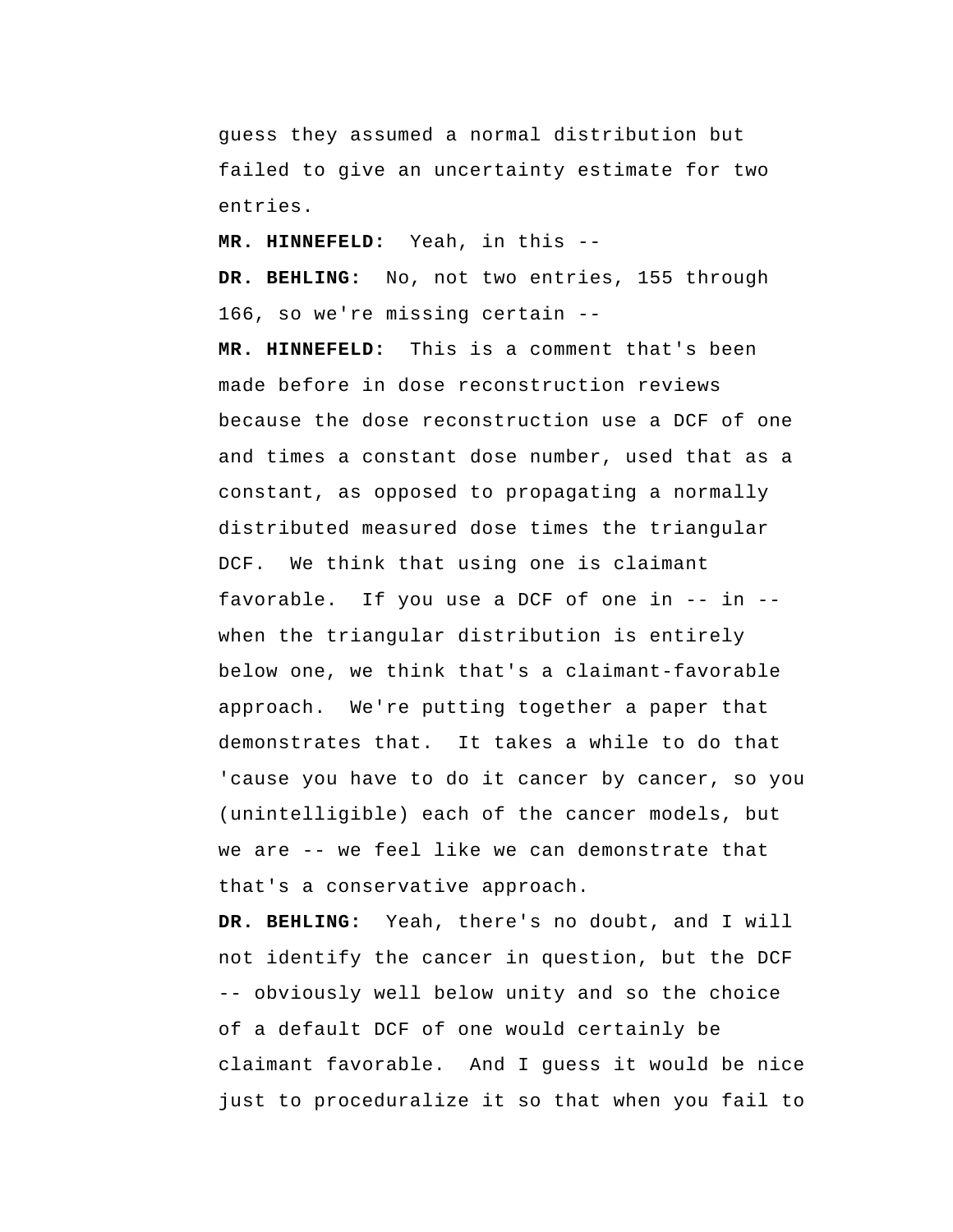guess they assumed a normal distribution but failed to give an uncertainty estimate for two entries.

**MR. HINNEFELD:** Yeah, in this --

**DR. BEHLING:** No, not two entries, 155 through 166, so we're missing certain --

**MR. HINNEFELD:** This is a comment that's been made before in dose reconstruction reviews because the dose reconstruction use a DCF of one and times a constant dose number, used that as a constant, as opposed to propagating a normally distributed measured dose times the triangular DCF. We think that using one is claimant favorable. If you use a DCF of one in -- in -- when the triangular distribution is entirely below one, we think that's a claimant-favorable approach. We're putting together a paper that demonstrates that. It takes a while to do that 'cause you have to do it cancer by cancer, so you (unintelligible) each of the cancer models, but we are -- we feel like we can demonstrate that that's a conservative approach.

**DR. BEHLING:** Yeah, there's no doubt, and I will not identify the cancer in question, but the DCF -- obviously well below unity and so the choice of a default DCF of one would certainly be claimant favorable. And I guess it would be nice just to proceduralize it so that when you fail to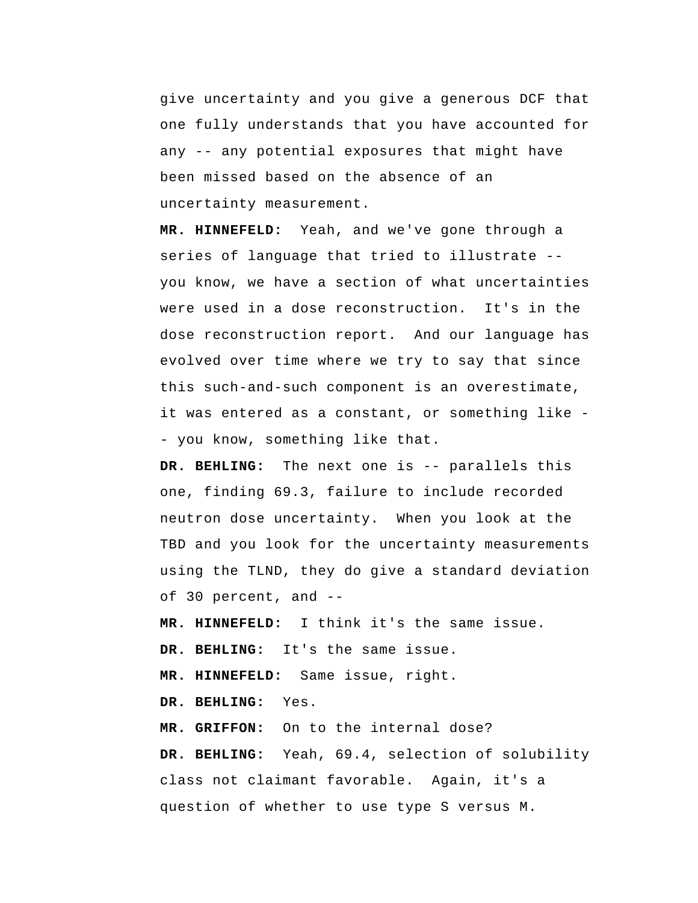give uncertainty and you give a generous DCF that one fully understands that you have accounted for any -- any potential exposures that might have been missed based on the absence of an uncertainty measurement.

**MR. HINNEFELD:** Yeah, and we've gone through a series of language that tried to illustrate -- you know, we have a section of what uncertainties were used in a dose reconstruction. It's in the dose reconstruction report. And our language has evolved over time where we try to say that since this such-and-such component is an overestimate, it was entered as a constant, or something like -- you know, something like that.

**DR. BEHLING:** The next one is -- parallels this one, finding 69.3, failure to include recorded neutron dose uncertainty. When you look at the TBD and you look for the uncertainty measurements using the TLND, they do give a standard deviation of 30 percent, and --

**MR. HINNEFELD:** I think it's the same issue.

**DR. BEHLING:** It's the same issue.

**MR. HINNEFELD:** Same issue, right.

**DR. BEHLING:** Yes.

**MR. GRIFFON:** On to the internal dose?

**DR. BEHLING:** Yeah, 69.4, selection of solubility class not claimant favorable. Again, it's a question of whether to use type S versus M.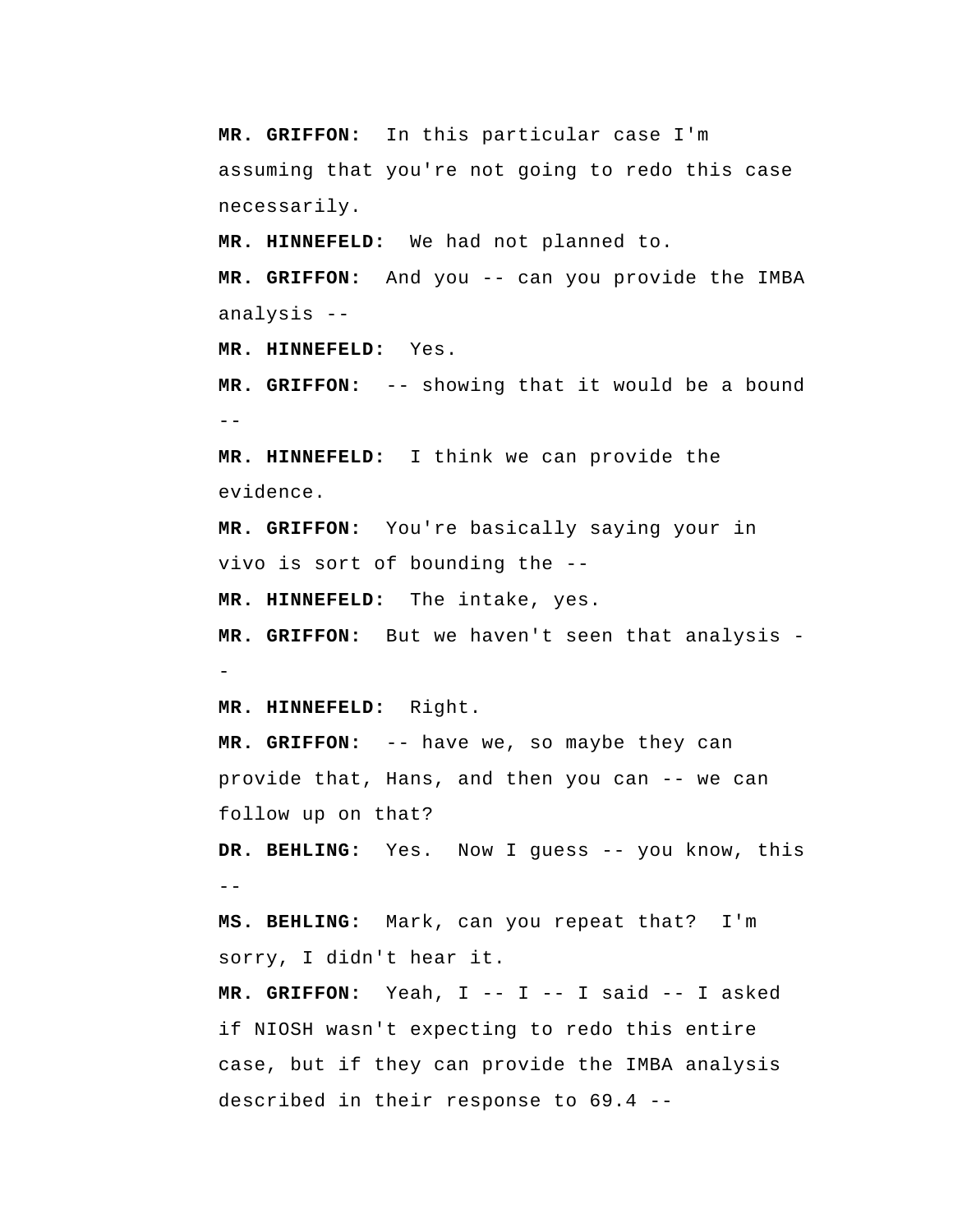**MR. GRIFFON:** In this particular case I'm assuming that you're not going to redo this case necessarily.

**MR. HINNEFELD:** We had not planned to.

**MR. GRIFFON:** And you -- can you provide the IMBA analysis --

**MR. HINNEFELD:** Yes.

**MR. GRIFFON:** -- showing that it would be a bound --

**MR. HINNEFELD:** I think we can provide the evidence.

**MR. GRIFFON:** You're basically saying your in vivo is sort of bounding the --

**MR. HINNEFELD:** The intake, yes.

**MR. GRIFFON:** But we haven't seen that analysis --

**MR. HINNEFELD:** Right.

**MR. GRIFFON:** -- have we, so maybe they can provide that, Hans, and then you can -- we can follow up on that?

**DR. BEHLING:** Yes. Now I guess -- you know, this --

**MS. BEHLING:** Mark, can you repeat that? I'm sorry, I didn't hear it.

**MR. GRIFFON:** Yeah, I -- I -- I said -- I asked if NIOSH wasn't expecting to redo this entire case, but if they can provide the IMBA analysis described in their response to 69.4 --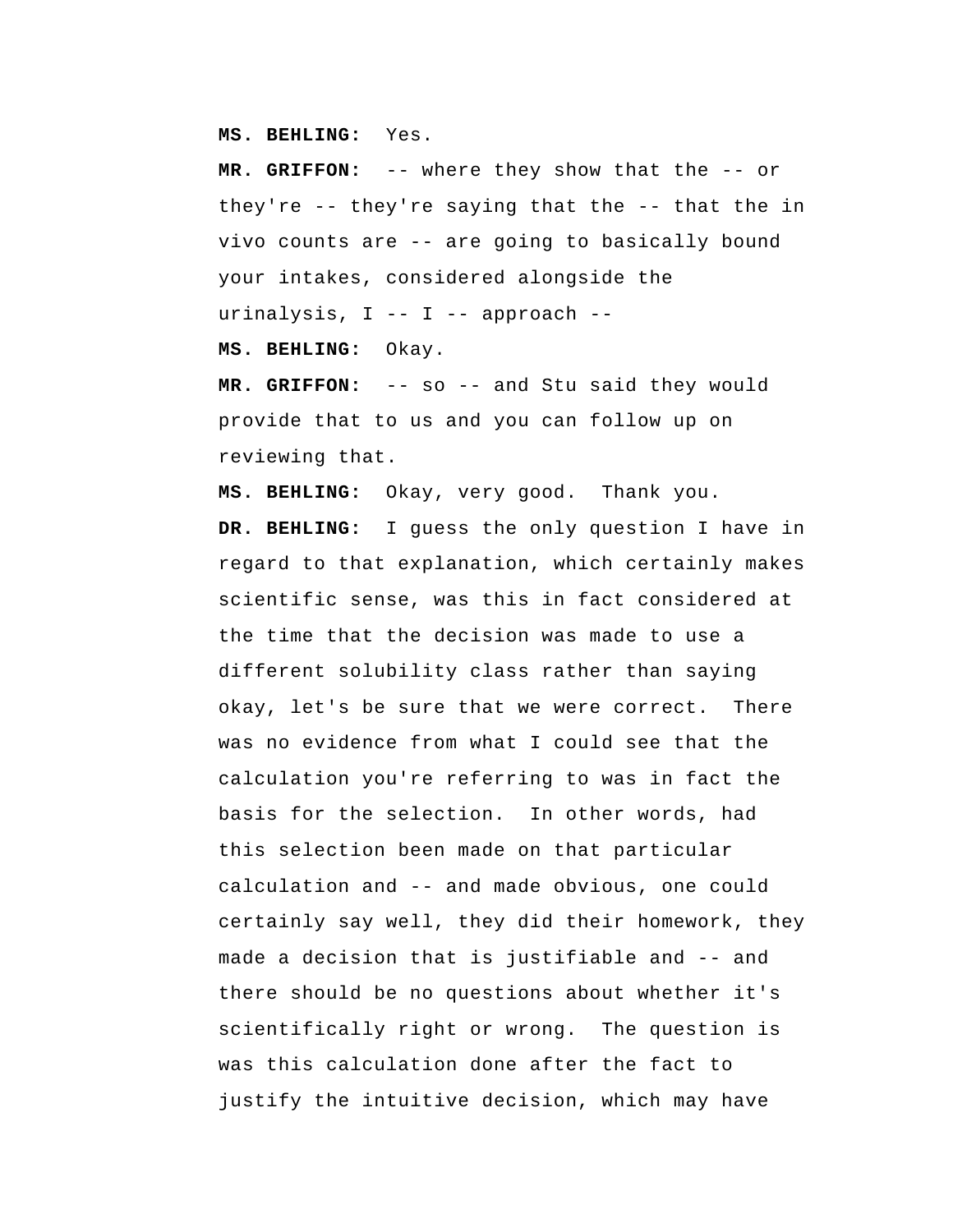**MS. BEHLING:** Yes.

**MR. GRIFFON:** -- where they show that the -- or they're -- they're saying that the -- that the in vivo counts are -- are going to basically bound your intakes, considered alongside the urinalysis, I -- I -- approach --

**MS. BEHLING:** Okay.

**MR. GRIFFON:** -- so -- and Stu said they would provide that to us and you can follow up on reviewing that.

**MS. BEHLING:** Okay, very good. Thank you.

**DR. BEHLING:** I guess the only question I have in regard to that explanation, which certainly makes scientific sense, was this in fact considered at the time that the decision was made to use a different solubility class rather than saying okay, let's be sure that we were correct. There was no evidence from what I could see that the calculation you're referring to was in fact the basis for the selection. In other words, had this selection been made on that particular calculation and -- and made obvious, one could certainly say well, they did their homework, they made a decision that is justifiable and -- and there should be no questions about whether it's scientifically right or wrong. The question is was this calculation done after the fact to justify the intuitive decision, which may have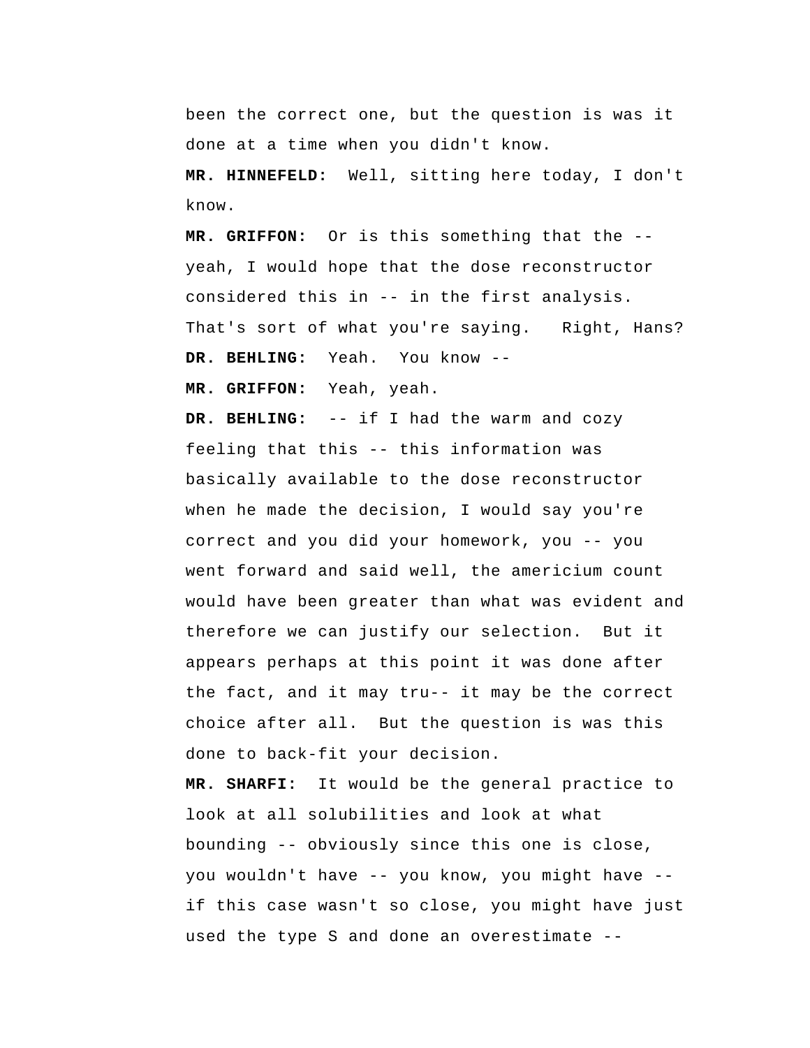been the correct one, but the question is was it done at a time when you didn't know.

**MR. HINNEFELD:** Well, sitting here today, I don't know.

**MR. GRIFFON:** Or is this something that the -- yeah, I would hope that the dose reconstructor considered this in -- in the first analysis. That's sort of what you're saying. Right, Hans?

**DR. BEHLING:** Yeah. You know --

**MR. GRIFFON:** Yeah, yeah.

**DR. BEHLING:** -- if I had the warm and cozy feeling that this -- this information was basically available to the dose reconstructor when he made the decision, I would say you're correct and you did your homework, you -- you went forward and said well, the americium count would have been greater than what was evident and therefore we can justify our selection. But it appears perhaps at this point it was done after the fact, and it may tru-- it may be the correct choice after all. But the question is was this done to back-fit your decision.

**MR. SHARFI:** It would be the general practice to look at all solubilities and look at what bounding -- obviously since this one is close, you wouldn't have -- you know, you might have -- if this case wasn't so close, you might have just used the type S and done an overestimate --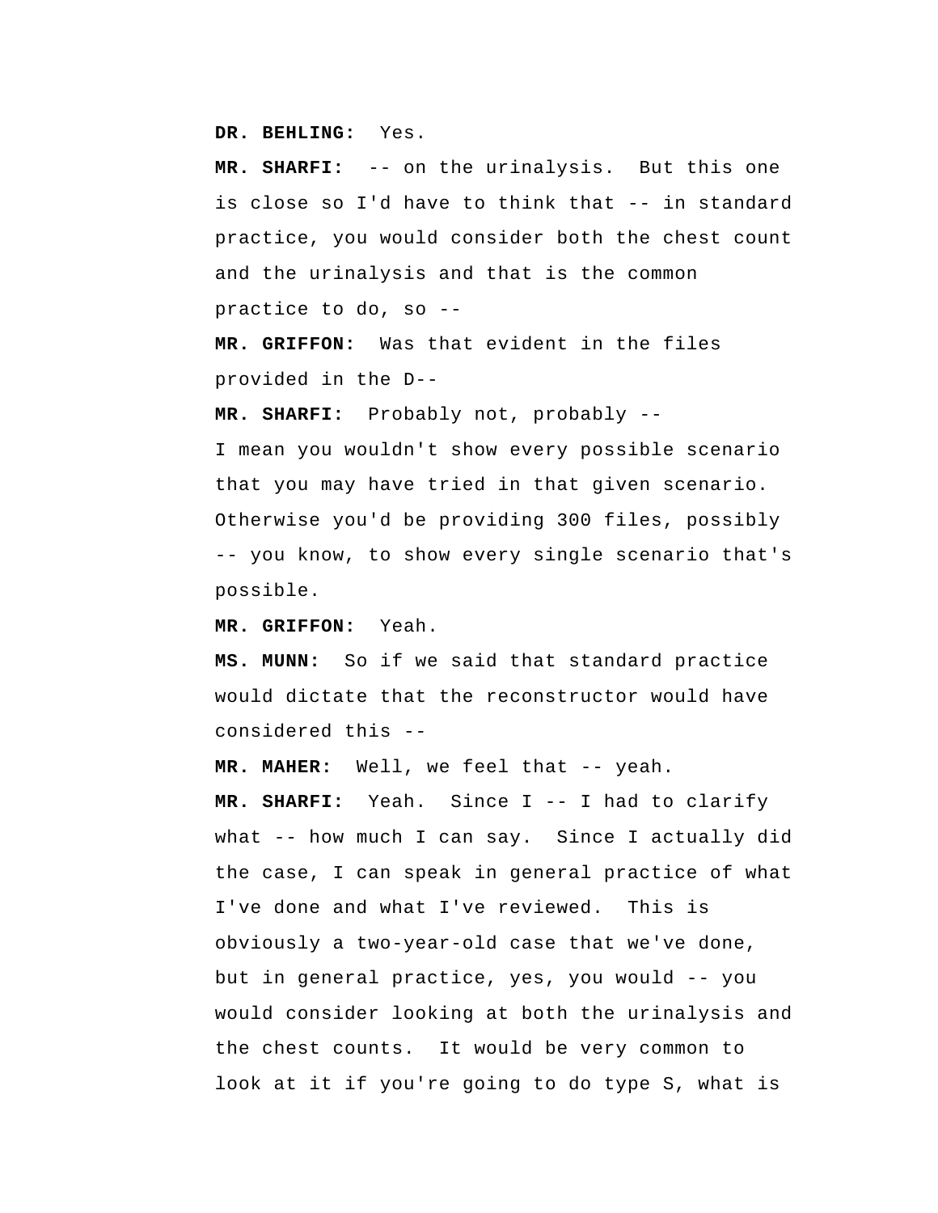**DR. BEHLING:** Yes.

**MR. SHARFI:** -- on the urinalysis. But this one is close so I'd have to think that -- in standard practice, you would consider both the chest count and the urinalysis and that is the common practice to do, so --

**MR. GRIFFON:** Was that evident in the files provided in the D--

**MR. SHARFI:** Probably not, probably -- I mean you wouldn't show every possible scenario that you may have tried in that given scenario. Otherwise you'd be providing 300 files, possibly -- you know, to show every single scenario that's possible.

**MR. GRIFFON:** Yeah.

**MS. MUNN:** So if we said that standard practice would dictate that the reconstructor would have considered this --

**MR. MAHER:** Well, we feel that -- yeah.

**MR. SHARFI:** Yeah. Since I -- I had to clarify what -- how much I can say. Since I actually did the case, I can speak in general practice of what I've done and what I've reviewed. This is obviously a two-year-old case that we've done, but in general practice, yes, you would -- you would consider looking at both the urinalysis and the chest counts. It would be very common to look at it if you're going to do type S, what is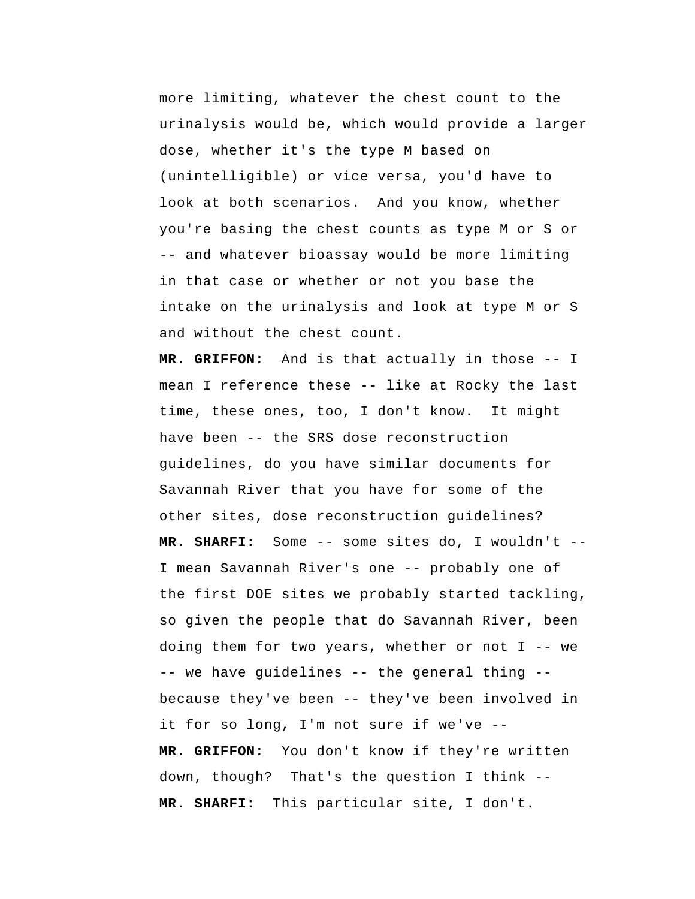more limiting, whatever the chest count to the urinalysis would be, which would provide a larger dose, whether it's the type M based on (unintelligible) or vice versa, you'd have to look at both scenarios. And you know, whether you're basing the chest counts as type M or S or -- and whatever bioassay would be more limiting in that case or whether or not you base the intake on the urinalysis and look at type M or S and without the chest count.

**MR. GRIFFON:** And is that actually in those -- I mean I reference these -- like at Rocky the last time, these ones, too, I don't know. It might have been -- the SRS dose reconstruction guidelines, do you have similar documents for Savannah River that you have for some of the other sites, dose reconstruction guidelines?

**MR. SHARFI:** Some -- some sites do, I wouldn't -- I mean Savannah River's one -- probably one of the first DOE sites we probably started tackling, so given the people that do Savannah River, been doing them for two years, whether or not I -- we -- we have guidelines -- the general thing -- because they've been -- they've been involved in it for so long, I'm not sure if we've --

**MR. GRIFFON:** You don't know if they're written down, though? That's the question I think --

**MR. SHARFI:** This particular site, I don't.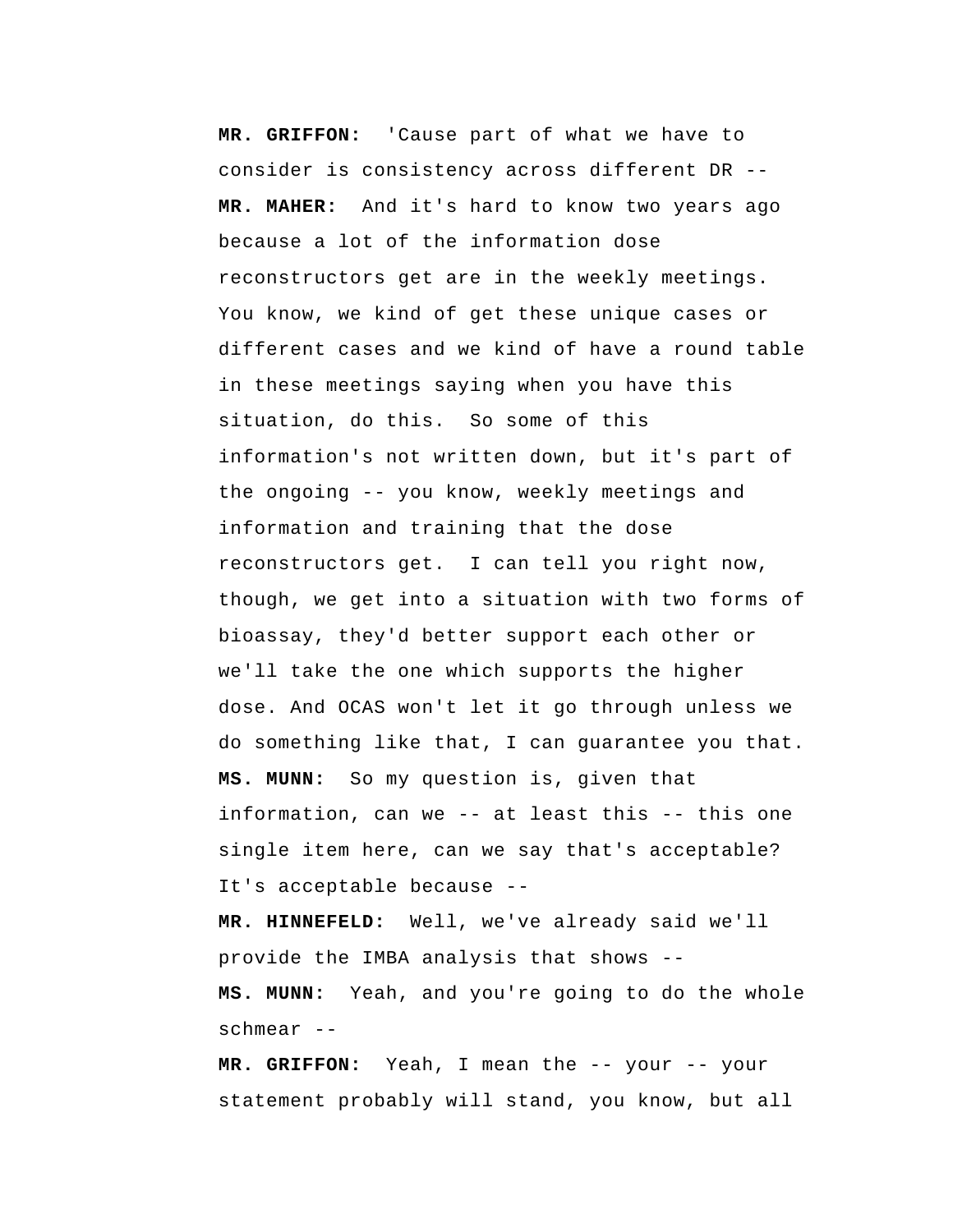**MR. GRIFFON:** 'Cause part of what we have to consider is consistency across different DR --

**MR. MAHER:** And it's hard to know two years ago because a lot of the information dose reconstructors get are in the weekly meetings. You know, we kind of get these unique cases or different cases and we kind of have a round table in these meetings saying when you have this situation, do this. So some of this information's not written down, but it's part of the ongoing -- you know, weekly meetings and information and training that the dose reconstructors get. I can tell you right now, though, we get into a situation with two forms of bioassay, they'd better support each other or we'll take the one which supports the higher dose. And OCAS won't let it go through unless we do something like that, I can guarantee you that.

**MS. MUNN:** So my question is, given that information, can we -- at least this -- this one single item here, can we say that's acceptable? It's acceptable because --

**MR. HINNEFELD:** Well, we've already said we'll provide the IMBA analysis that shows --

**MS. MUNN:** Yeah, and you're going to do the whole schmear --

**MR. GRIFFON:** Yeah, I mean the -- your -- your statement probably will stand, you know, but all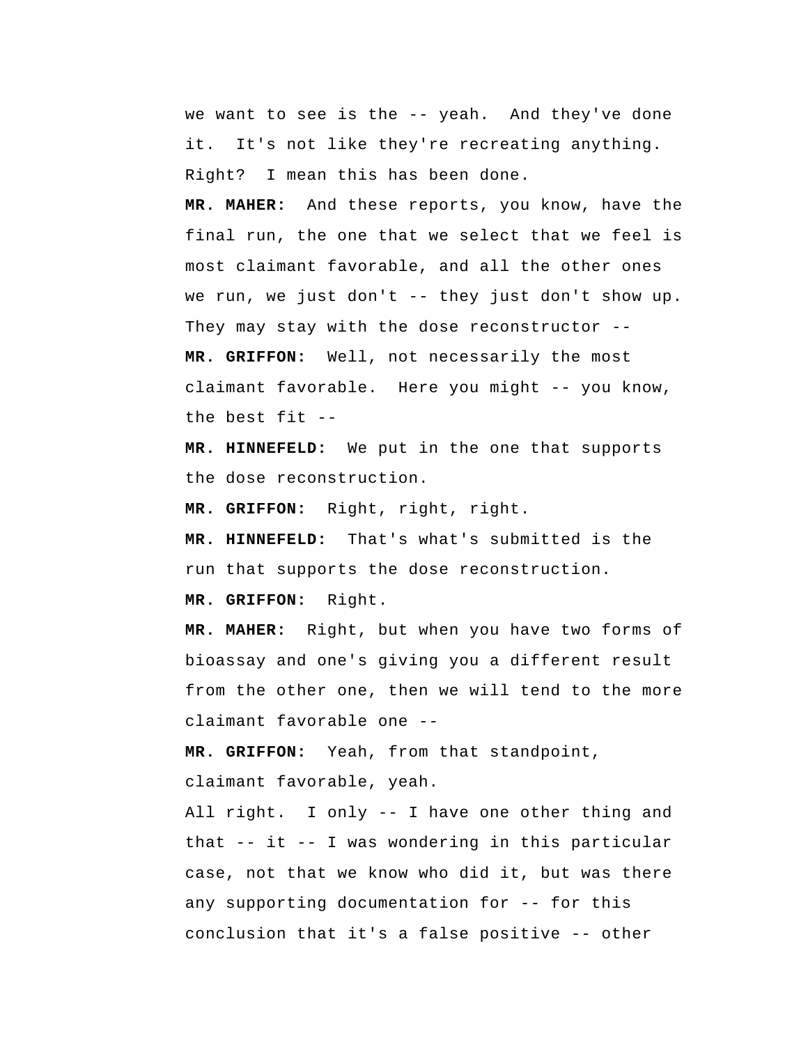we want to see is the -- yeah. And they've done it. It's not like they're recreating anything. Right? I mean this has been done.

**MR. MAHER:** And these reports, you know, have the final run, the one that we select that we feel is most claimant favorable, and all the other ones we run, we just don't -- they just don't show up. They may stay with the dose reconstructor --

**MR. GRIFFON:** Well, not necessarily the most claimant favorable. Here you might -- you know, the best fit --

**MR. HINNEFELD:** We put in the one that supports the dose reconstruction.

**MR. GRIFFON:** Right, right, right.

**MR. HINNEFELD:** That's what's submitted is the run that supports the dose reconstruction.

**MR. GRIFFON:** Right.

**MR. MAHER:** Right, but when you have two forms of bioassay and one's giving you a different result from the other one, then we will tend to the more claimant favorable one --

**MR. GRIFFON:** Yeah, from that standpoint, claimant favorable, yeah.

All right. I only -- I have one other thing and that -- it -- I was wondering in this particular case, not that we know who did it, but was there any supporting documentation for -- for this conclusion that it's a false positive -- other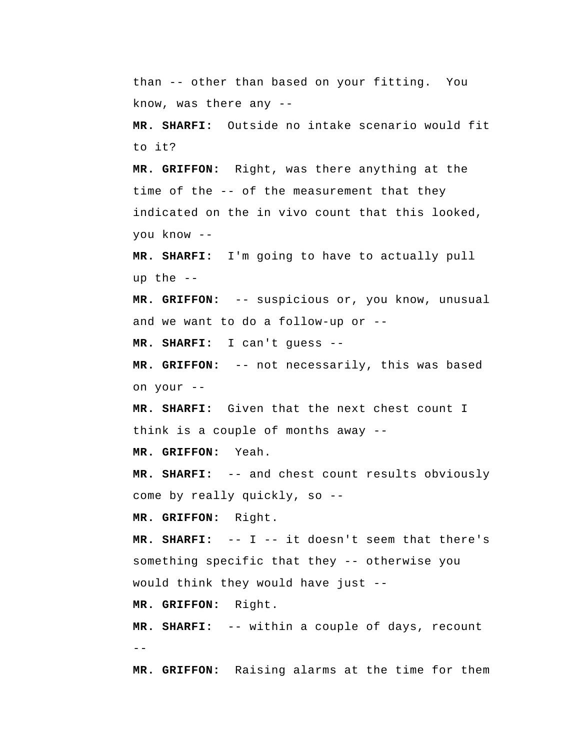than -- other than based on your fitting.  You know, was there any --

**MR. SHARFI:** Outside no intake scenario would fit to it?

**MR. GRIFFON:** Right, was there anything at the time of the -- of the measurement that they indicated on the in vivo count that this looked, you know --

**MR. SHARFI:** I'm going to have to actually pull up the --

**MR. GRIFFON:** -- suspicious or, you know, unusual and we want to do a follow-up or --

**MR. SHARFI:** I can't guess --

**MR. GRIFFON:** -- not necessarily, this was based on your --

**MR. SHARFI:** Given that the next chest count I think is a couple of months away --

**MR. GRIFFON:** Yeah.

**MR. SHARFI:** -- and chest count results obviously come by really quickly, so --

**MR. GRIFFON:** Right.

**MR. SHARFI:** -- I -- it doesn't seem that there's something specific that they -- otherwise you would think they would have just --

**MR. GRIFFON:** Right.

**MR. SHARFI:** -- within a couple of days, recount --

**MR. GRIFFON:** Raising alarms at the time for them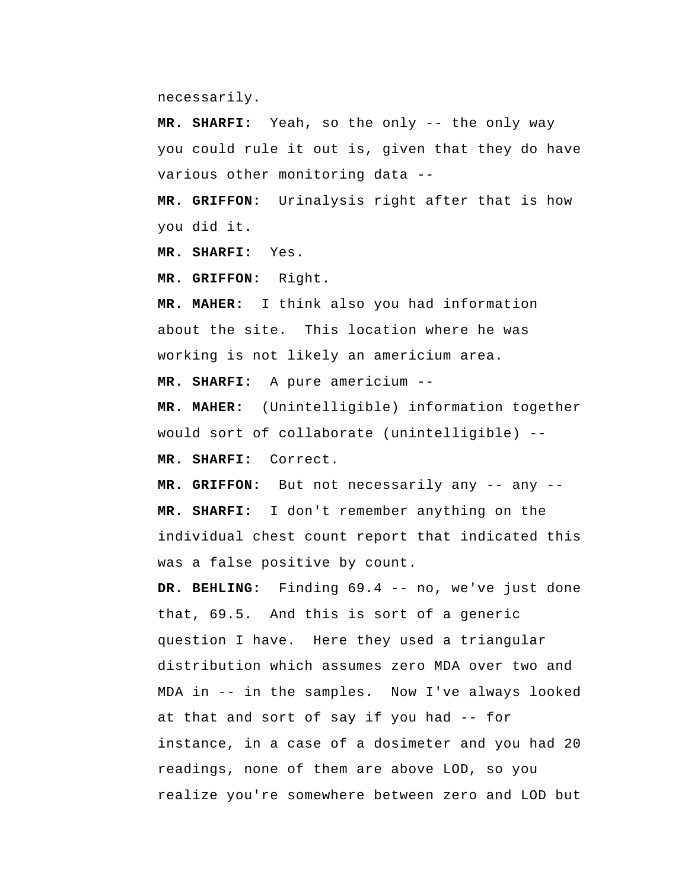necessarily.

**MR. SHARFI:** Yeah, so the only -- the only way you could rule it out is, given that they do have various other monitoring data --

**MR. GRIFFON:** Urinalysis right after that is how you did it.

**MR. SHARFI:** Yes.

**MR. GRIFFON:** Right.

**MR. MAHER:** I think also you had information about the site. This location where he was working is not likely an americium area.

**MR. SHARFI:** A pure americium --

**MR. MAHER:** (Unintelligible) information together would sort of collaborate (unintelligible) --

**MR. SHARFI:** Correct.

**MR. GRIFFON:** But not necessarily any -- any --

**MR. SHARFI:** I don't remember anything on the individual chest count report that indicated this was a false positive by count.

**DR. BEHLING:** Finding 69.4 -- no, we've just done that, 69.5. And this is sort of a generic question I have. Here they used a triangular distribution which assumes zero MDA over two and MDA in -- in the samples. Now I've always looked at that and sort of say if you had -- for instance, in a case of a dosimeter and you had 20 readings, none of them are above LOD, so you realize you're somewhere between zero and LOD but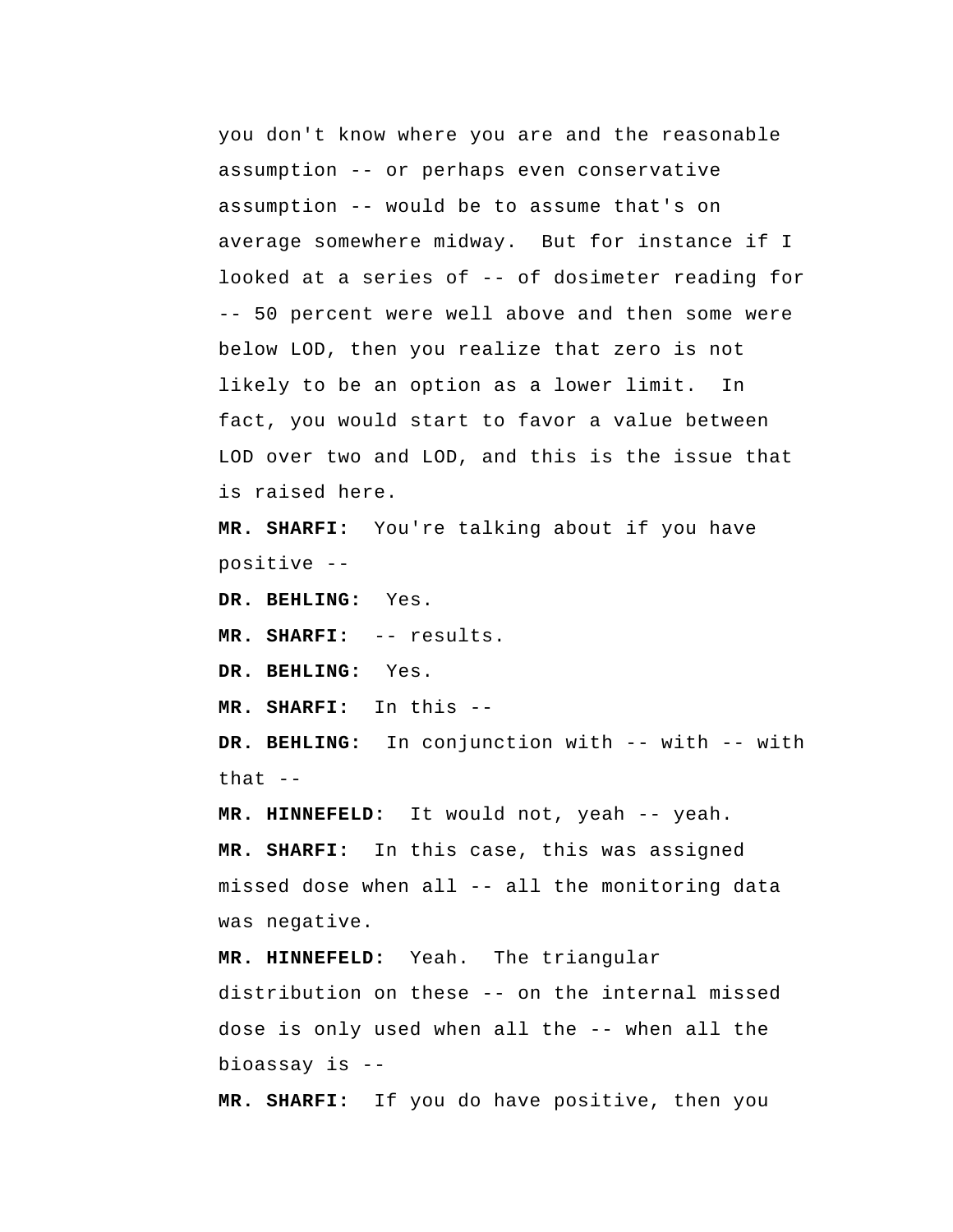you don't know where you are and the reasonable assumption -- or perhaps even conservative assumption -- would be to assume that's on average somewhere midway. But for instance if I looked at a series of -- of dosimeter reading for -- 50 percent were well above and then some were below LOD, then you realize that zero is not likely to be an option as a lower limit. In fact, you would start to favor a value between LOD over two and LOD, and this is the issue that is raised here.

**MR. SHARFI:** You're talking about if you have positive --

**DR. BEHLING:** Yes.

**MR. SHARFI:** -- results.

**DR. BEHLING:** Yes.

**MR. SHARFI:** In this --

**DR. BEHLING:** In conjunction with -- with -- with that --

**MR. HINNEFELD:** It would not, yeah -- yeah.

**MR. SHARFI:** In this case, this was assigned missed dose when all -- all the monitoring data was negative.

**MR. HINNEFELD:** Yeah. The triangular distribution on these -- on the internal missed dose is only used when all the -- when all the bioassay is --

**MR. SHARFI:** If you do have positive, then you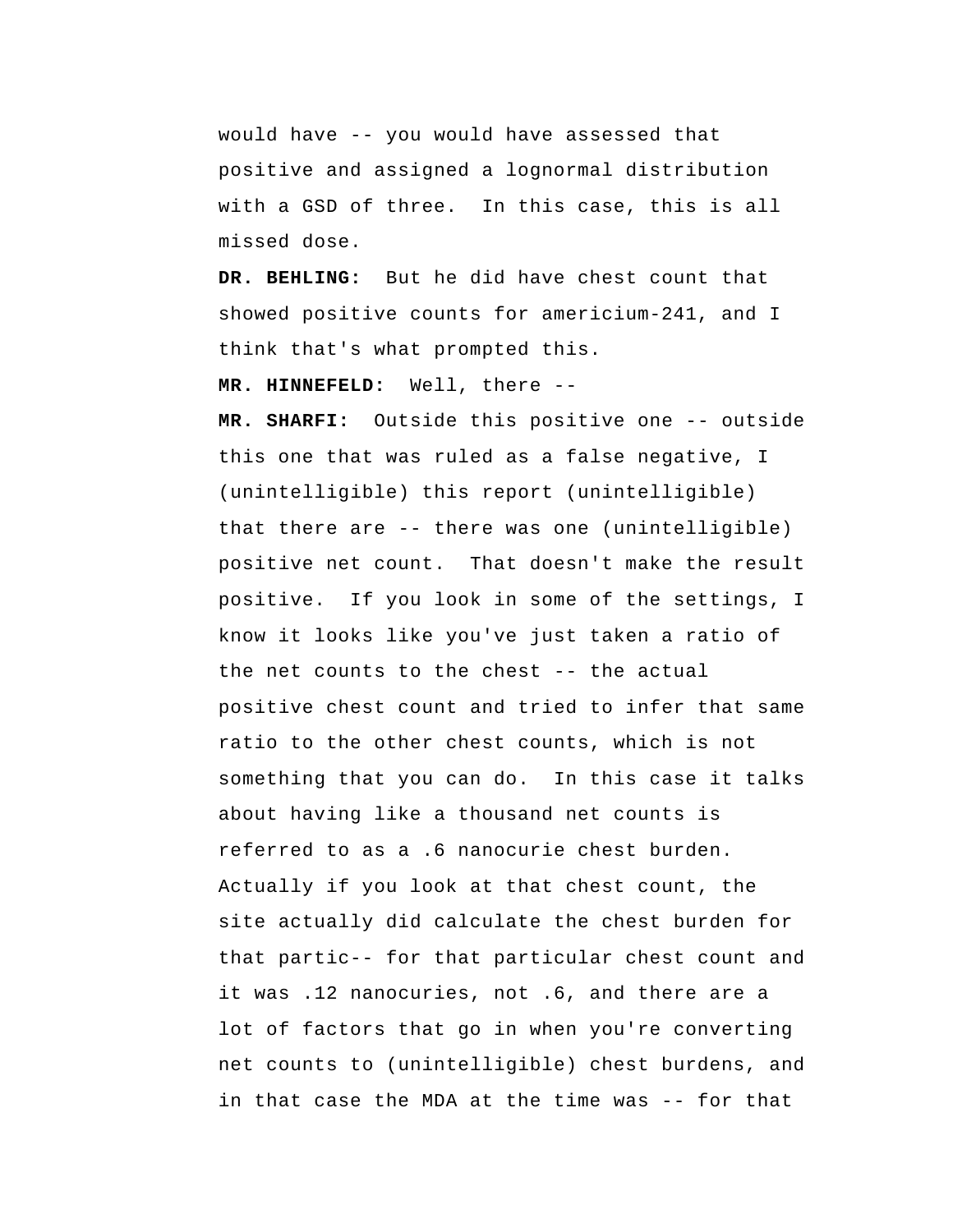would have -- you would have assessed that positive and assigned a lognormal distribution with a GSD of three. In this case, this is all missed dose.

**DR. BEHLING:** But he did have chest count that showed positive counts for americium-241, and I think that's what prompted this.

**MR. HINNEFELD:** Well, there --

**MR. SHARFI:** Outside this positive one -- outside this one that was ruled as a false negative, I (unintelligible) this report (unintelligible) that there are -- there was one (unintelligible) positive net count. That doesn't make the result positive. If you look in some of the settings, I know it looks like you've just taken a ratio of the net counts to the chest -- the actual positive chest count and tried to infer that same ratio to the other chest counts, which is not something that you can do. In this case it talks about having like a thousand net counts is referred to as a .6 nanocurie chest burden. Actually if you look at that chest count, the site actually did calculate the chest burden for that partic-- for that particular chest count and it was .12 nanocuries, not .6, and there are a lot of factors that go in when you're converting net counts to (unintelligible) chest burdens, and in that case the MDA at the time was -- for that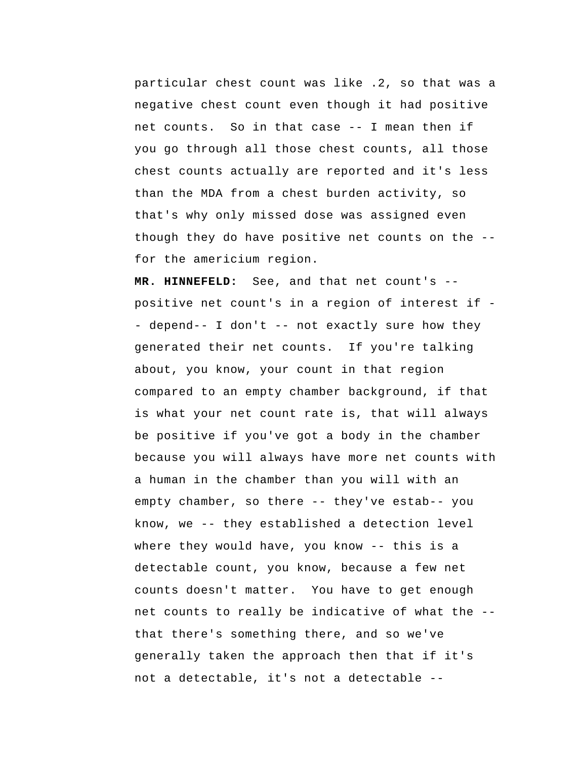particular chest count was like .2, so that was a negative chest count even though it had positive net counts. So in that case -- I mean then if you go through all those chest counts, all those chest counts actually are reported and it's less than the MDA from a chest burden activity, so that's why only missed dose was assigned even though they do have positive net counts on the -- for the americium region.

**MR. HINNEFELD:** See, and that net count's -- positive net count's in a region of interest if -- depend-- I don't -- not exactly sure how they generated their net counts. If you're talking about, you know, your count in that region compared to an empty chamber background, if that is what your net count rate is, that will always be positive if you've got a body in the chamber because you will always have more net counts with a human in the chamber than you will with an empty chamber, so there -- they've estab-- you know, we -- they established a detection level where they would have, you know -- this is a detectable count, you know, because a few net counts doesn't matter. You have to get enough net counts to really be indicative of what the -- that there's something there, and so we've generally taken the approach then that if it's not a detectable, it's not a detectable --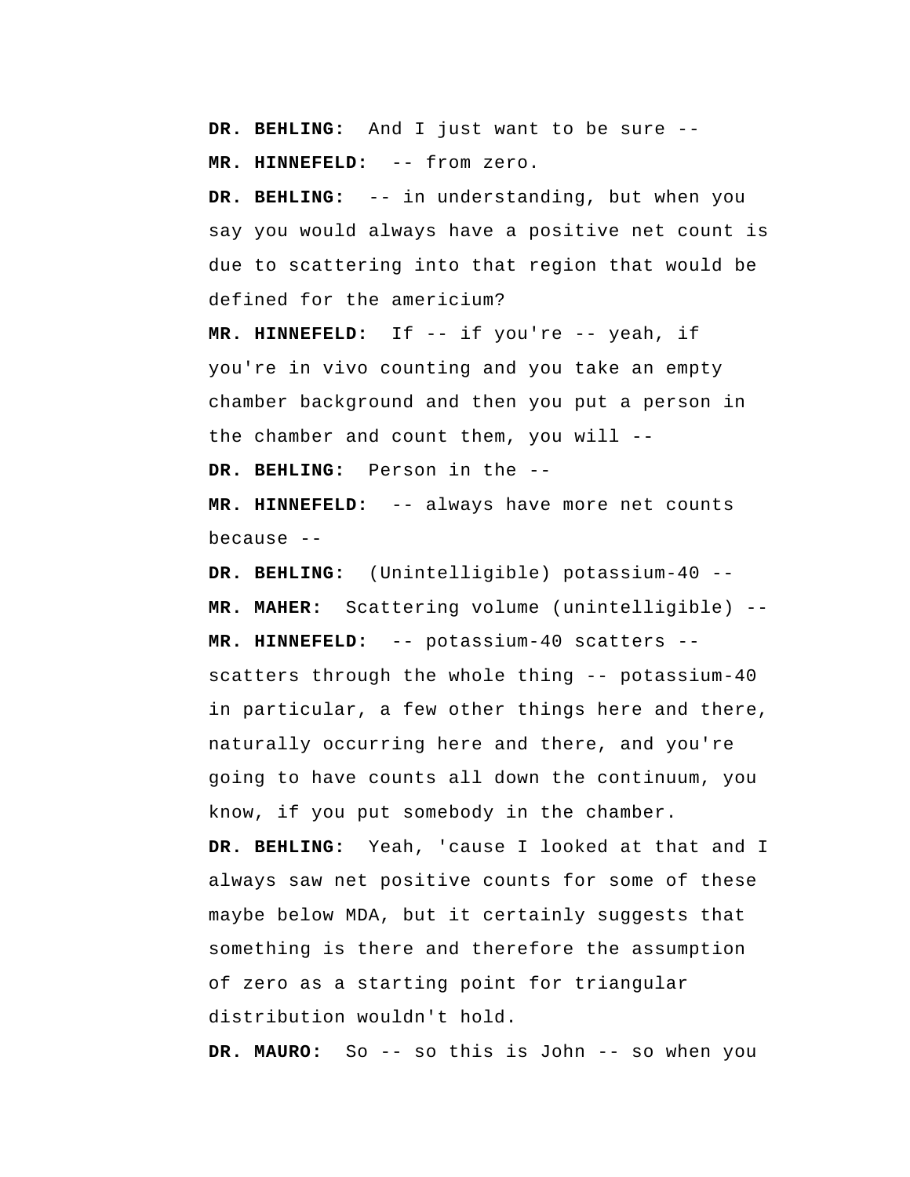**DR. BEHLING:** And I just want to be sure --

**MR. HINNEFELD:** -- from zero.

**DR. BEHLING:** -- in understanding, but when you say you would always have a positive net count is due to scattering into that region that would be defined for the americium?

**MR. HINNEFELD:** If -- if you're -- yeah, if you're in vivo counting and you take an empty chamber background and then you put a person in the chamber and count them, you will --

**DR. BEHLING:** Person in the --

**MR. HINNEFELD:** -- always have more net counts because --

**DR. BEHLING:** (Unintelligible) potassium-40 --

**MR. MAHER:** Scattering volume (unintelligible) --

**MR. HINNEFELD:** -- potassium-40 scatters -- scatters through the whole thing -- potassium-40 in particular, a few other things here and there, naturally occurring here and there, and you're going to have counts all down the continuum, you know, if you put somebody in the chamber.

**DR. BEHLING:** Yeah, 'cause I looked at that and I always saw net positive counts for some of these maybe below MDA, but it certainly suggests that something is there and therefore the assumption of zero as a starting point for triangular distribution wouldn't hold.

**DR. MAURO:** So -- so this is John -- so when you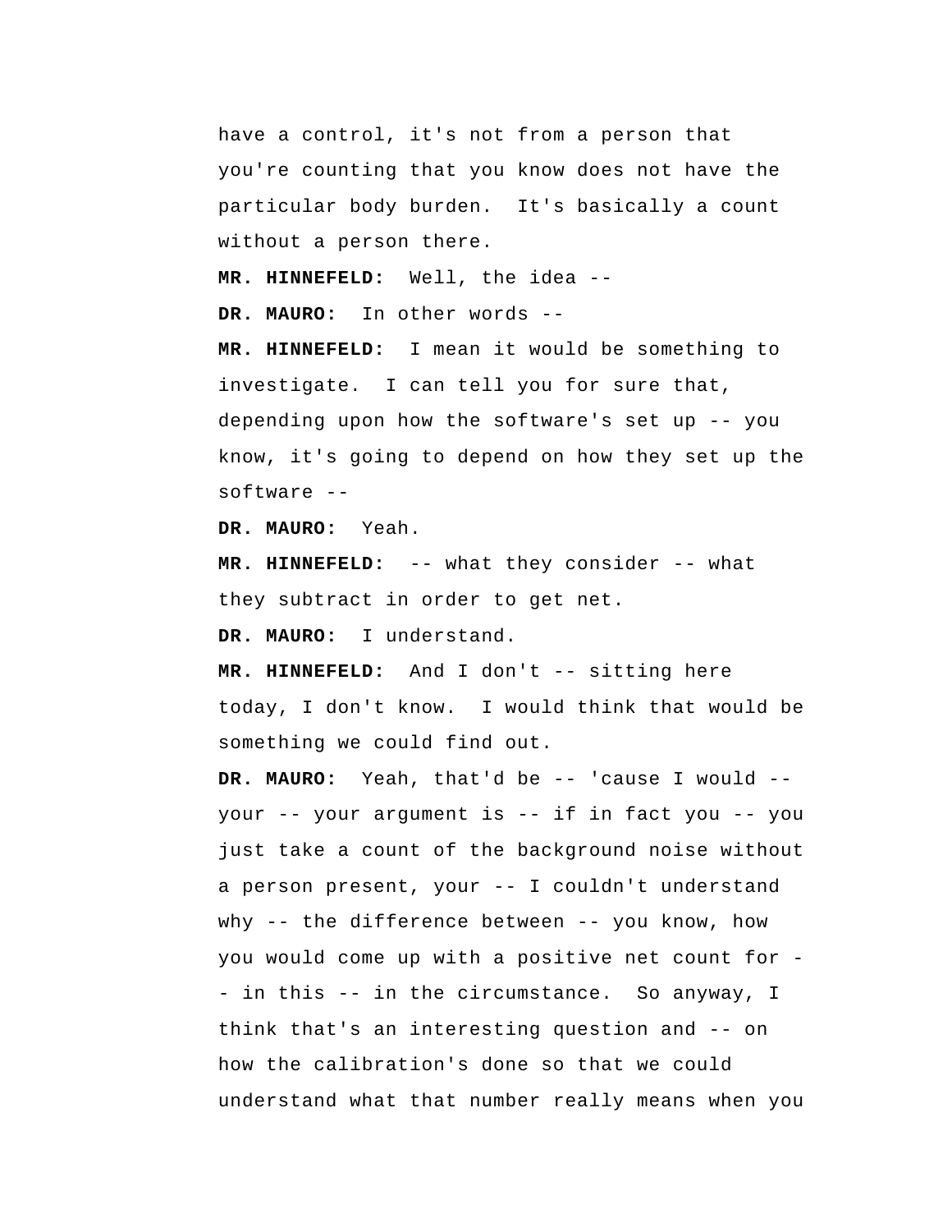have a control, it's not from a person that you're counting that you know does not have the particular body burden. It's basically a count without a person there.

**MR. HINNEFELD:** Well, the idea --

**DR. MAURO:** In other words --

**MR. HINNEFELD:** I mean it would be something to investigate. I can tell you for sure that, depending upon how the software's set up -- you know, it's going to depend on how they set up the software --

**DR. MAURO:** Yeah.

**MR. HINNEFELD:** -- what they consider -- what they subtract in order to get net.

**DR. MAURO:** I understand.

**MR. HINNEFELD:** And I don't -- sitting here today, I don't know. I would think that would be something we could find out.

**DR. MAURO:** Yeah, that'd be -- 'cause I would -- your -- your argument is -- if in fact you -- you just take a count of the background noise without a person present, your -- I couldn't understand why -- the difference between -- you know, how you would come up with a positive net count for -- in this -- in the circumstance. So anyway, I think that's an interesting question and -- on how the calibration's done so that we could understand what that number really means when you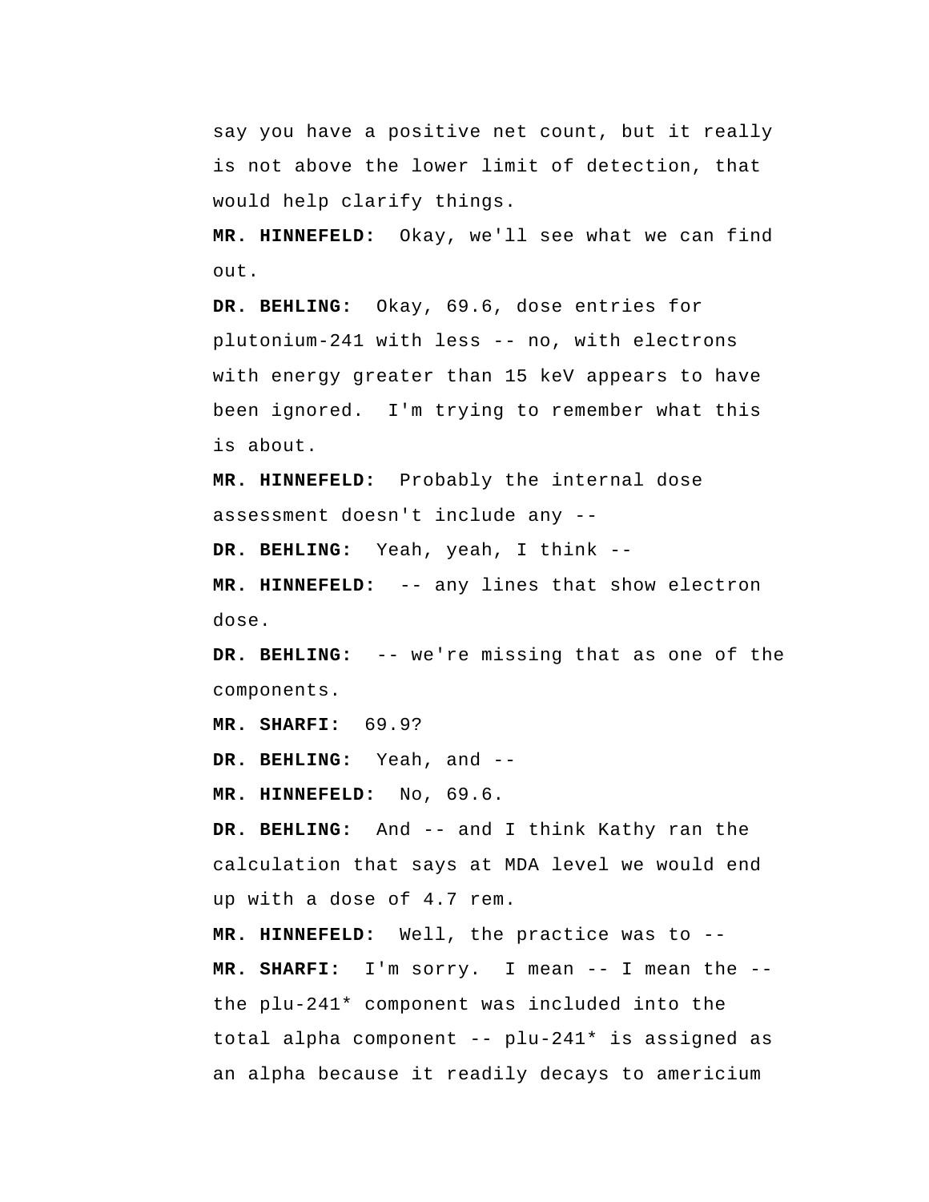say you have a positive net count, but it really is not above the lower limit of detection, that would help clarify things.

**MR. HINNEFELD:** Okay, we'll see what we can find out.

**DR. BEHLING:** Okay, 69.6, dose entries for plutonium-241 with less -- no, with electrons with energy greater than 15 keV appears to have been ignored. I'm trying to remember what this is about.

**MR. HINNEFELD:** Probably the internal dose assessment doesn't include any --

**DR. BEHLING:** Yeah, yeah, I think --

**MR. HINNEFELD:** -- any lines that show electron dose.

**DR. BEHLING:** -- we're missing that as one of the components.

**MR. SHARFI:** 69.9?

**DR. BEHLING:** Yeah, and --

**MR. HINNEFELD:** No, 69.6.

**DR. BEHLING:** And -- and I think Kathy ran the calculation that says at MDA level we would end up with a dose of 4.7 rem.

**MR. HINNEFELD:** Well, the practice was to --

**MR. SHARFI:** I'm sorry. I mean -- I mean the -- the plu-241* component was included into the total alpha component -- plu-241* is assigned as an alpha because it readily decays to americium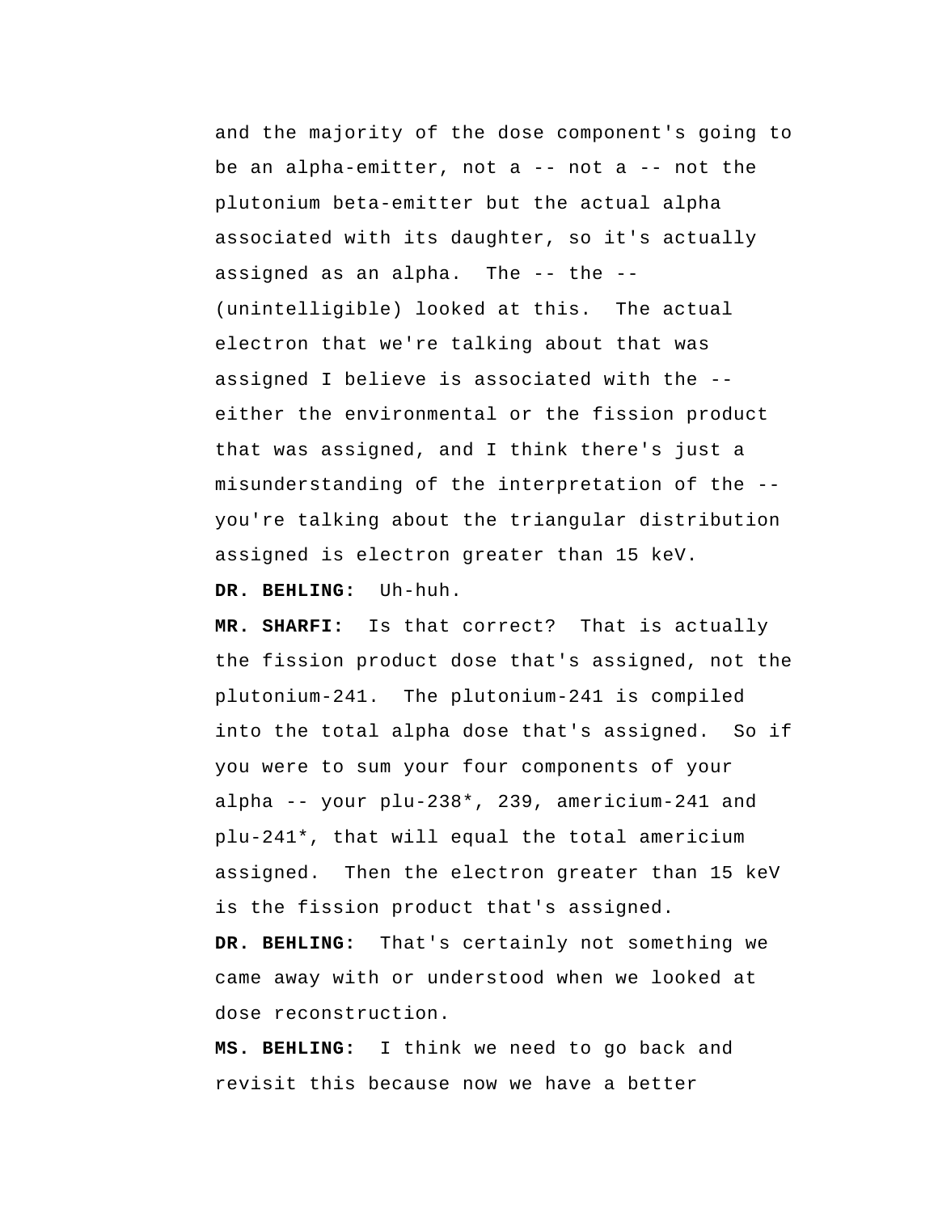and the majority of the dose component's going to be an alpha-emitter, not a -- not a -- not the plutonium beta-emitter but the actual alpha associated with its daughter, so it's actually assigned as an alpha. The -- the -- (unintelligible) looked at this. The actual electron that we're talking about that was assigned I believe is associated with the -- either the environmental or the fission product that was assigned, and I think there's just a misunderstanding of the interpretation of the -- you're talking about the triangular distribution assigned is electron greater than 15 keV.

**DR. BEHLING:** Uh-huh.

**MR. SHARFI:** Is that correct? That is actually the fission product dose that's assigned, not the plutonium-241. The plutonium-241 is compiled into the total alpha dose that's assigned. So if you were to sum your four components of your alpha -- your plu-238*, 239, americium-241 and plu-241*, that will equal the total americium assigned. Then the electron greater than 15 keV is the fission product that's assigned.

**DR. BEHLING:** That's certainly not something we came away with or understood when we looked at dose reconstruction.

**MS. BEHLING:** I think we need to go back and revisit this because now we have a better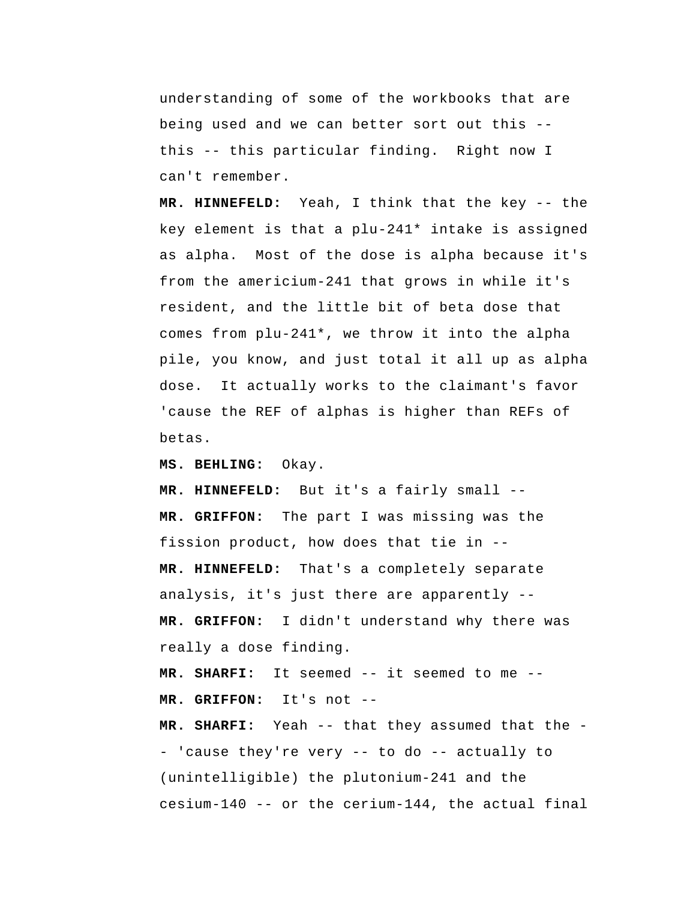understanding of some of the workbooks that are being used and we can better sort out this -- this -- this particular finding. Right now I can't remember.

**MR. HINNEFELD:** Yeah, I think that the key -- the key element is that a plu-241* intake is assigned as alpha. Most of the dose is alpha because it's from the americium-241 that grows in while it's resident, and the little bit of beta dose that comes from plu-241*, we throw it into the alpha pile, you know, and just total it all up as alpha dose. It actually works to the claimant's favor 'cause the REF of alphas is higher than REFs of betas.

**MS. BEHLING:** Okay.

**MR. HINNEFELD:** But it's a fairly small --

**MR. GRIFFON:** The part I was missing was the fission product, how does that tie in --

**MR. HINNEFELD:** That's a completely separate analysis, it's just there are apparently --

**MR. GRIFFON:** I didn't understand why there was really a dose finding.

**MR. SHARFI:** It seemed -- it seemed to me --

**MR. GRIFFON:** It's not --

**MR. SHARFI:** Yeah -- that they assumed that the -- 'cause they're very -- to do -- actually to (unintelligible) the plutonium-241 and the cesium-140 -- or the cerium-144, the actual final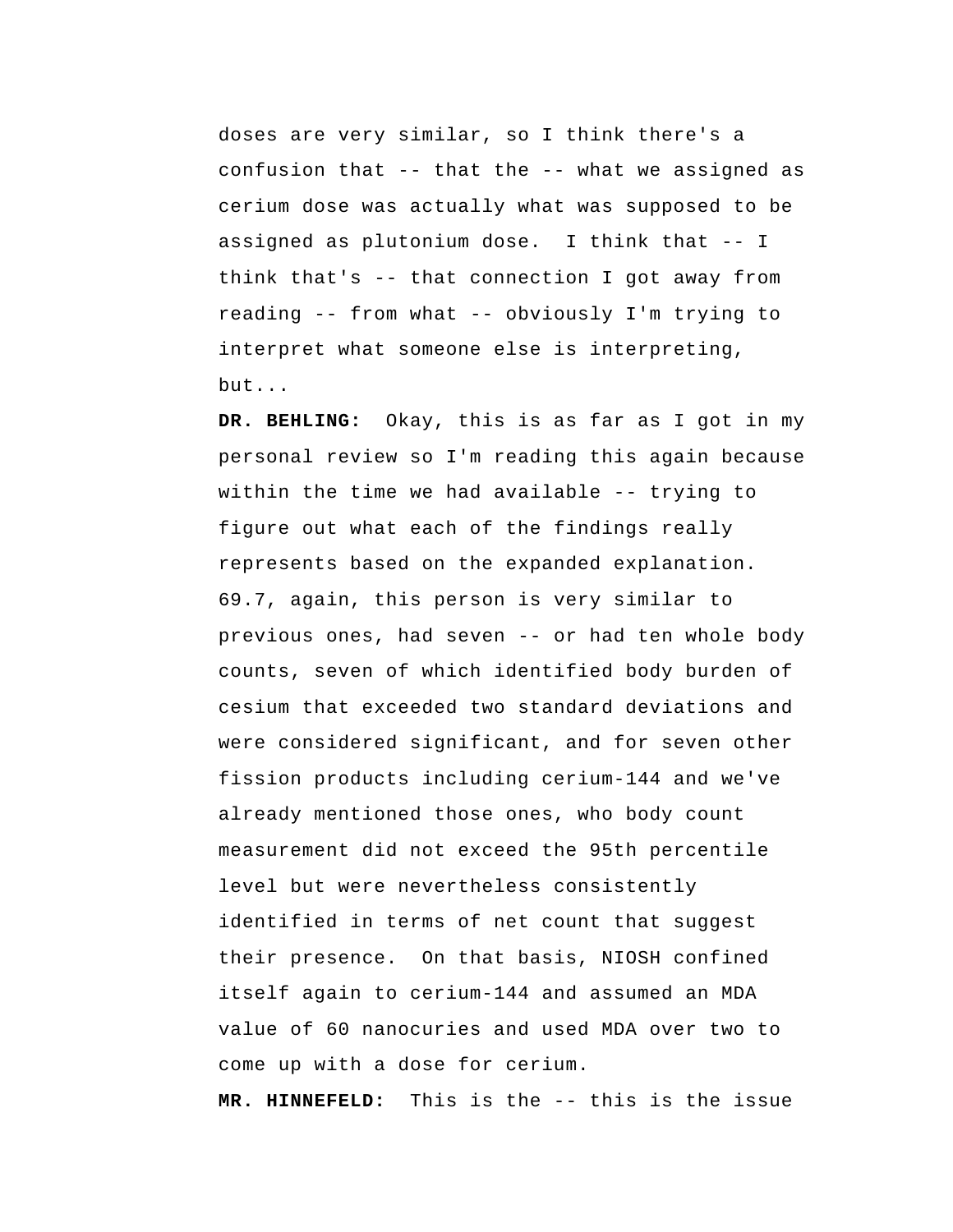doses are very similar, so I think there's a confusion that -- that the -- what we assigned as cerium dose was actually what was supposed to be assigned as plutonium dose. I think that -- I think that's -- that connection I got away from reading -- from what -- obviously I'm trying to interpret what someone else is interpreting, but...

**DR. BEHLING:** Okay, this is as far as I got in my personal review so I'm reading this again because within the time we had available -- trying to figure out what each of the findings really represents based on the expanded explanation. 69.7, again, this person is very similar to previous ones, had seven -- or had ten whole body counts, seven of which identified body burden of cesium that exceeded two standard deviations and were considered significant, and for seven other fission products including cerium-144 and we've already mentioned those ones, who body count measurement did not exceed the 95th percentile level but were nevertheless consistently identified in terms of net count that suggest their presence. On that basis, NIOSH confined itself again to cerium-144 and assumed an MDA value of 60 nanocuries and used MDA over two to come up with a dose for cerium.

**MR. HINNEFELD:** This is the -- this is the issue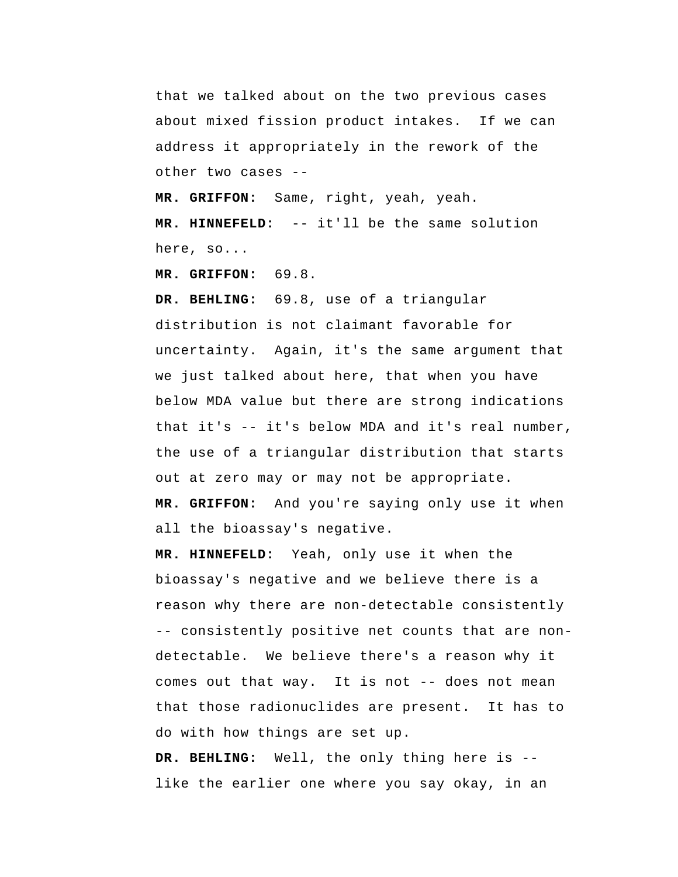that we talked about on the two previous cases about mixed fission product intakes. If we can address it appropriately in the rework of the other two cases --

**MR. GRIFFON:** Same, right, yeah, yeah.

**MR. HINNEFELD:** -- it'll be the same solution here, so...

**MR. GRIFFON:** 69.8.

**DR. BEHLING:** 69.8, use of a triangular distribution is not claimant favorable for uncertainty. Again, it's the same argument that we just talked about here, that when you have below MDA value but there are strong indications that it's -- it's below MDA and it's real number, the use of a triangular distribution that starts out at zero may or may not be appropriate.

**MR. GRIFFON:** And you're saying only use it when all the bioassay's negative.

**MR. HINNEFELD:** Yeah, only use it when the bioassay's negative and we believe there is a reason why there are non-detectable consistently -- consistently positive net counts that are non-detectable. We believe there's a reason why it comes out that way. It is not -- does not mean that those radionuclides are present. It has to do with how things are set up.

**DR. BEHLING:** Well, the only thing here is -- like the earlier one where you say okay, in an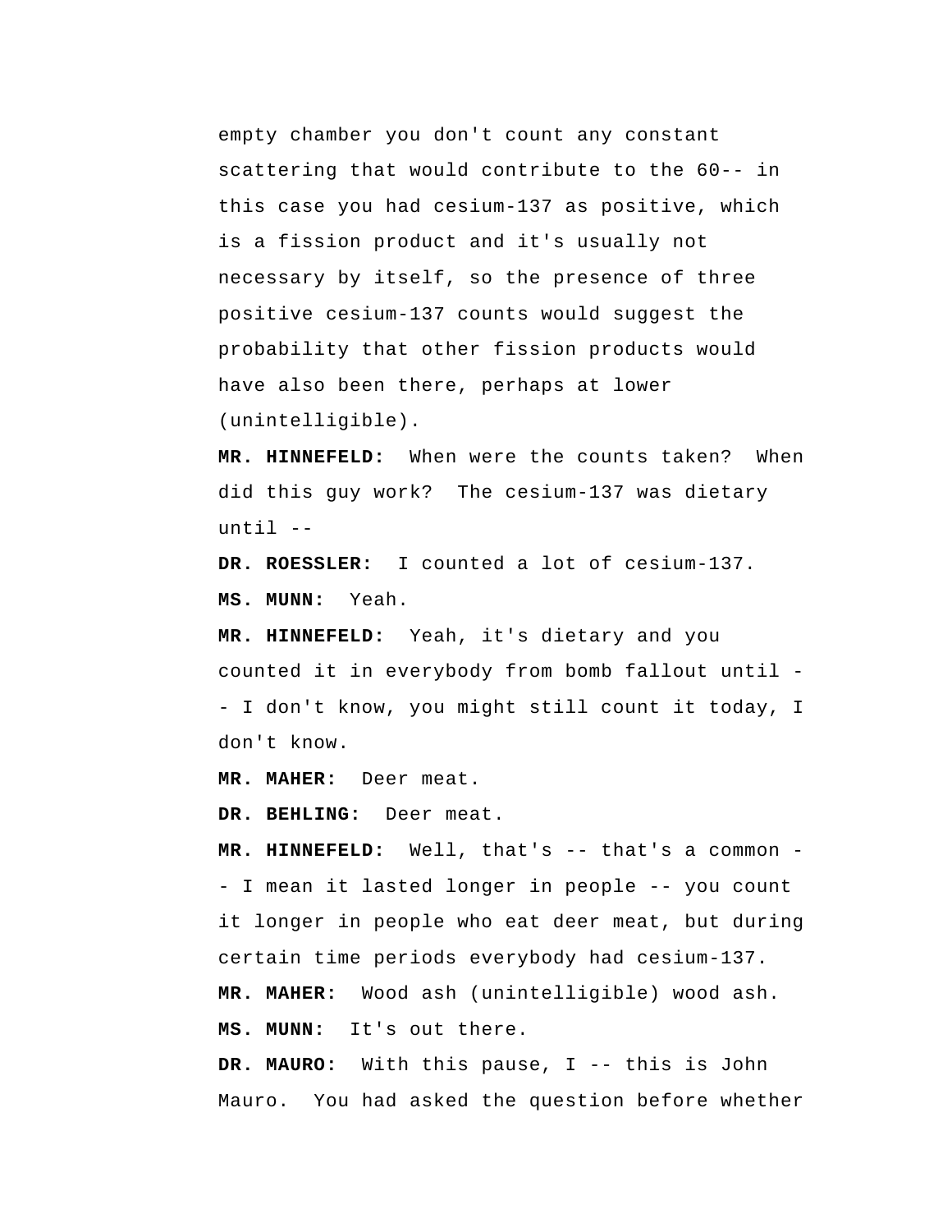empty chamber you don't count any constant scattering that would contribute to the 60-- in this case you had cesium-137 as positive, which is a fission product and it's usually not necessary by itself, so the presence of three positive cesium-137 counts would suggest the probability that other fission products would have also been there, perhaps at lower (unintelligible).

**MR. HINNEFELD:** When were the counts taken? When did this guy work? The cesium-137 was dietary until --

**DR. ROESSLER:** I counted a lot of cesium-137.

**MS. MUNN:** Yeah.

**MR. HINNEFELD:** Yeah, it's dietary and you counted it in everybody from bomb fallout until -- I don't know, you might still count it today, I don't know.

**MR. MAHER:** Deer meat.

**DR. BEHLING:** Deer meat.

**MR. HINNEFELD:** Well, that's -- that's a common -- I mean it lasted longer in people -- you count it longer in people who eat deer meat, but during certain time periods everybody had cesium-137.

**MR. MAHER:** Wood ash (unintelligible) wood ash.

**MS. MUNN:** It's out there.

**DR. MAURO:** With this pause, I -- this is John Mauro. You had asked the question before whether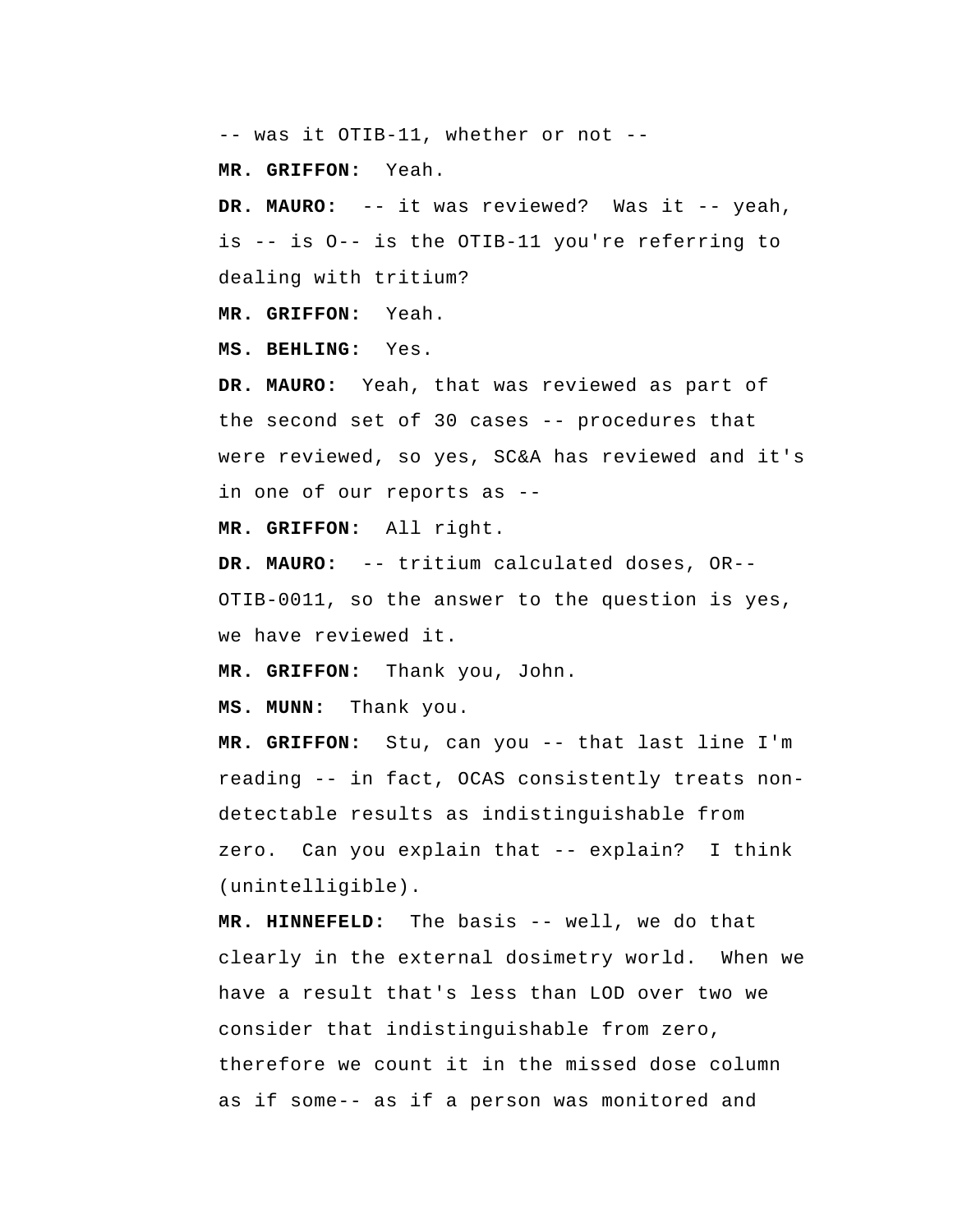-- was it OTIB-11, whether or not --

**MR. GRIFFON:** Yeah.

**DR. MAURO:** -- it was reviewed? Was it -- yeah, is -- is O-- is the OTIB-11 you're referring to dealing with tritium?

**MR. GRIFFON:** Yeah.

**MS. BEHLING:** Yes.

**DR. MAURO:** Yeah, that was reviewed as part of the second set of 30 cases -- procedures that were reviewed, so yes, SC&A has reviewed and it's in one of our reports as --

**MR. GRIFFON:** All right.

**DR. MAURO:** -- tritium calculated doses, OR-- OTIB-0011, so the answer to the question is yes, we have reviewed it.

**MR. GRIFFON:** Thank you, John.

**MS. MUNN:** Thank you.

**MR. GRIFFON:** Stu, can you -- that last line I'm reading -- in fact, OCAS consistently treats non-detectable results as indistinguishable from zero. Can you explain that -- explain? I think (unintelligible).

**MR. HINNEFELD:** The basis -- well, we do that clearly in the external dosimetry world. When we have a result that's less than LOD over two we consider that indistinguishable from zero, therefore we count it in the missed dose column as if some-- as if a person was monitored and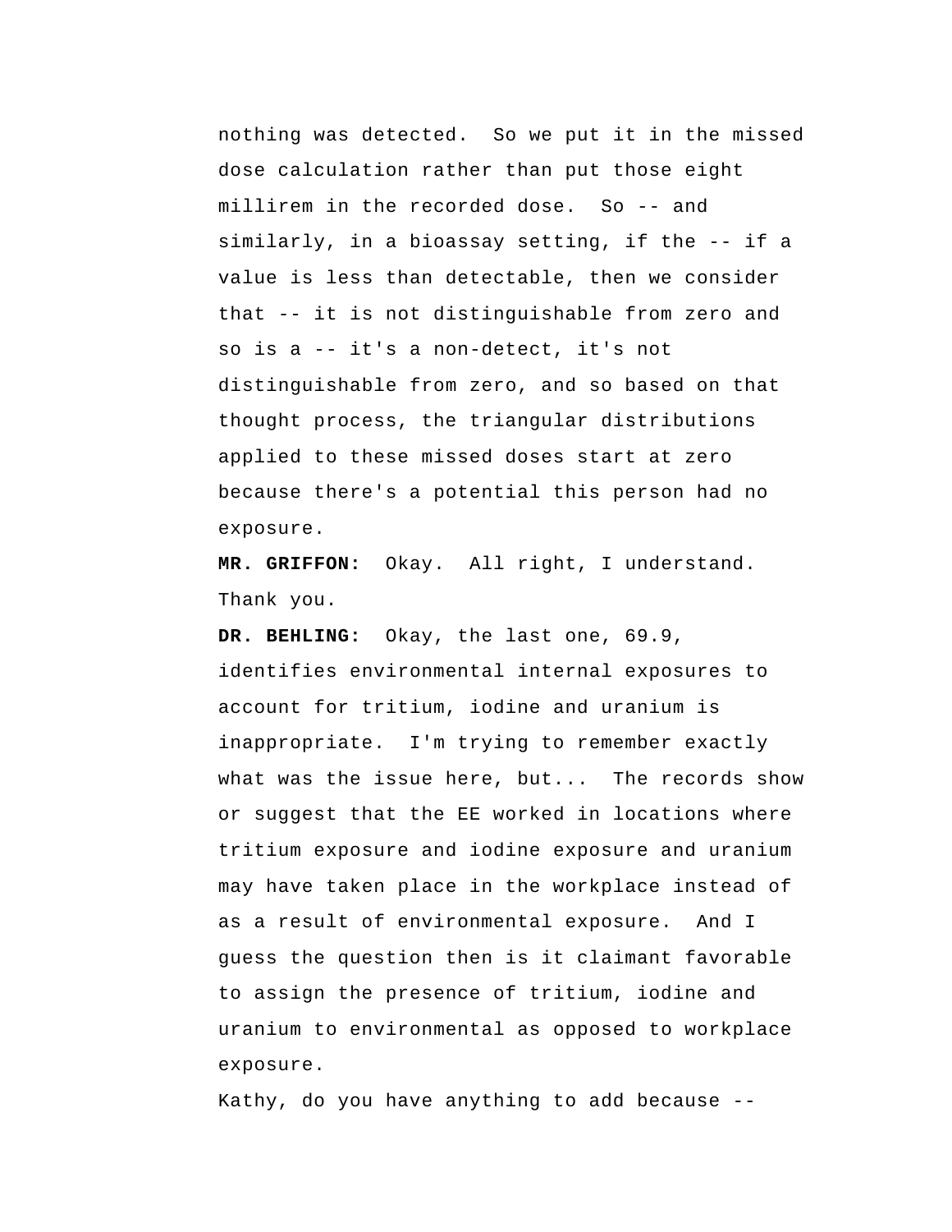nothing was detected. So we put it in the missed dose calculation rather than put those eight millirem in the recorded dose. So -- and similarly, in a bioassay setting, if the -- if a value is less than detectable, then we consider that -- it is not distinguishable from zero and so is a -- it's a non-detect, it's not distinguishable from zero, and so based on that thought process, the triangular distributions applied to these missed doses start at zero because there's a potential this person had no exposure.

**MR. GRIFFON:** Okay. All right, I understand. Thank you.

**DR. BEHLING:** Okay, the last one, 69.9, identifies environmental internal exposures to account for tritium, iodine and uranium is inappropriate. I'm trying to remember exactly what was the issue here, but... The records show or suggest that the EE worked in locations where tritium exposure and iodine exposure and uranium may have taken place in the workplace instead of as a result of environmental exposure. And I guess the question then is it claimant favorable to assign the presence of tritium, iodine and uranium to environmental as opposed to workplace exposure.

Kathy, do you have anything to add because --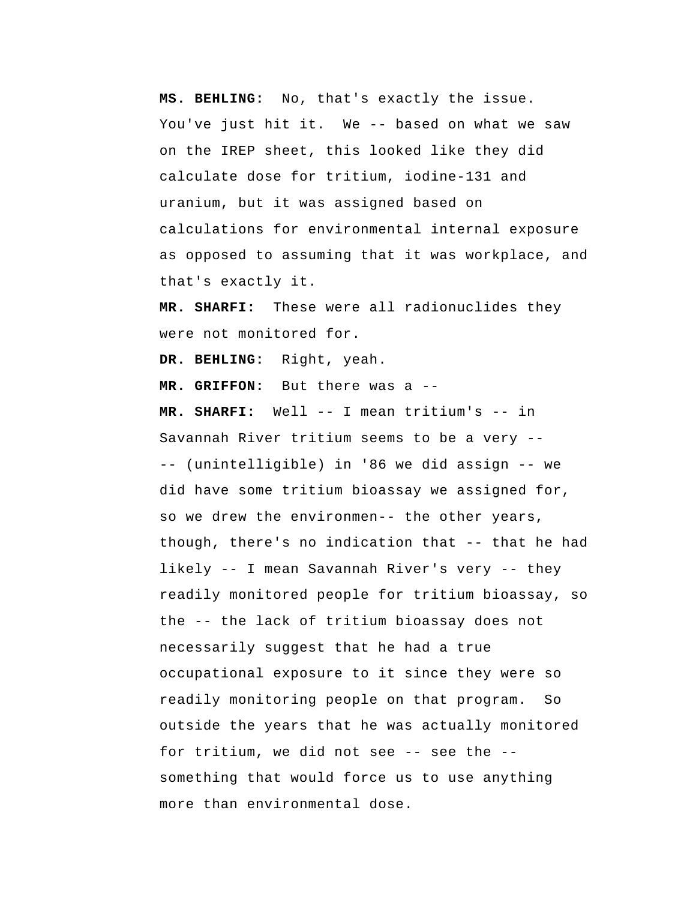**MS. BEHLING:** No, that's exactly the issue. You've just hit it. We -- based on what we saw on the IREP sheet, this looked like they did calculate dose for tritium, iodine-131 and uranium, but it was assigned based on calculations for environmental internal exposure as opposed to assuming that it was workplace, and that's exactly it.

**MR. SHARFI:** These were all radionuclides they were not monitored for.

**DR. BEHLING:** Right, yeah.

**MR. GRIFFON:** But there was a --

**MR. SHARFI:** Well -- I mean tritium's -- in Savannah River tritium seems to be a very -- -- (unintelligible) in '86 we did assign -- we did have some tritium bioassay we assigned for, so we drew the environmen-- the other years, though, there's no indication that -- that he had likely -- I mean Savannah River's very -- they readily monitored people for tritium bioassay, so the -- the lack of tritium bioassay does not necessarily suggest that he had a true occupational exposure to it since they were so readily monitoring people on that program. So outside the years that he was actually monitored for tritium, we did not see -- see the -- something that would force us to use anything more than environmental dose.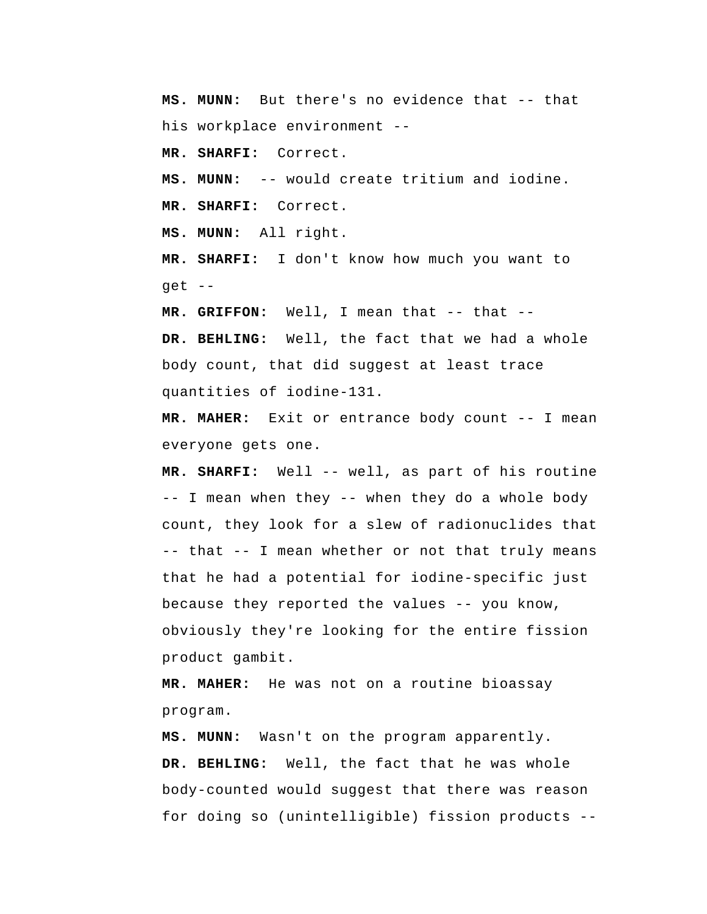**MS. MUNN:** But there's no evidence that -- that his workplace environment --

**MR. SHARFI:** Correct.

**MS. MUNN:** -- would create tritium and iodine.

**MR. SHARFI:** Correct.

**MS. MUNN:** All right.

**MR. SHARFI:** I don't know how much you want to get --

**MR. GRIFFON:** Well, I mean that -- that --

**DR. BEHLING:** Well, the fact that we had a whole body count, that did suggest at least trace quantities of iodine-131.

**MR. MAHER:** Exit or entrance body count -- I mean everyone gets one.

**MR. SHARFI:** Well -- well, as part of his routine -- I mean when they -- when they do a whole body count, they look for a slew of radionuclides that -- that -- I mean whether or not that truly means that he had a potential for iodine-specific just because they reported the values -- you know, obviously they're looking for the entire fission product gambit.

**MR. MAHER:** He was not on a routine bioassay program.

**MS. MUNN:** Wasn't on the program apparently.

**DR. BEHLING:** Well, the fact that he was whole body-counted would suggest that there was reason for doing so (unintelligible) fission products --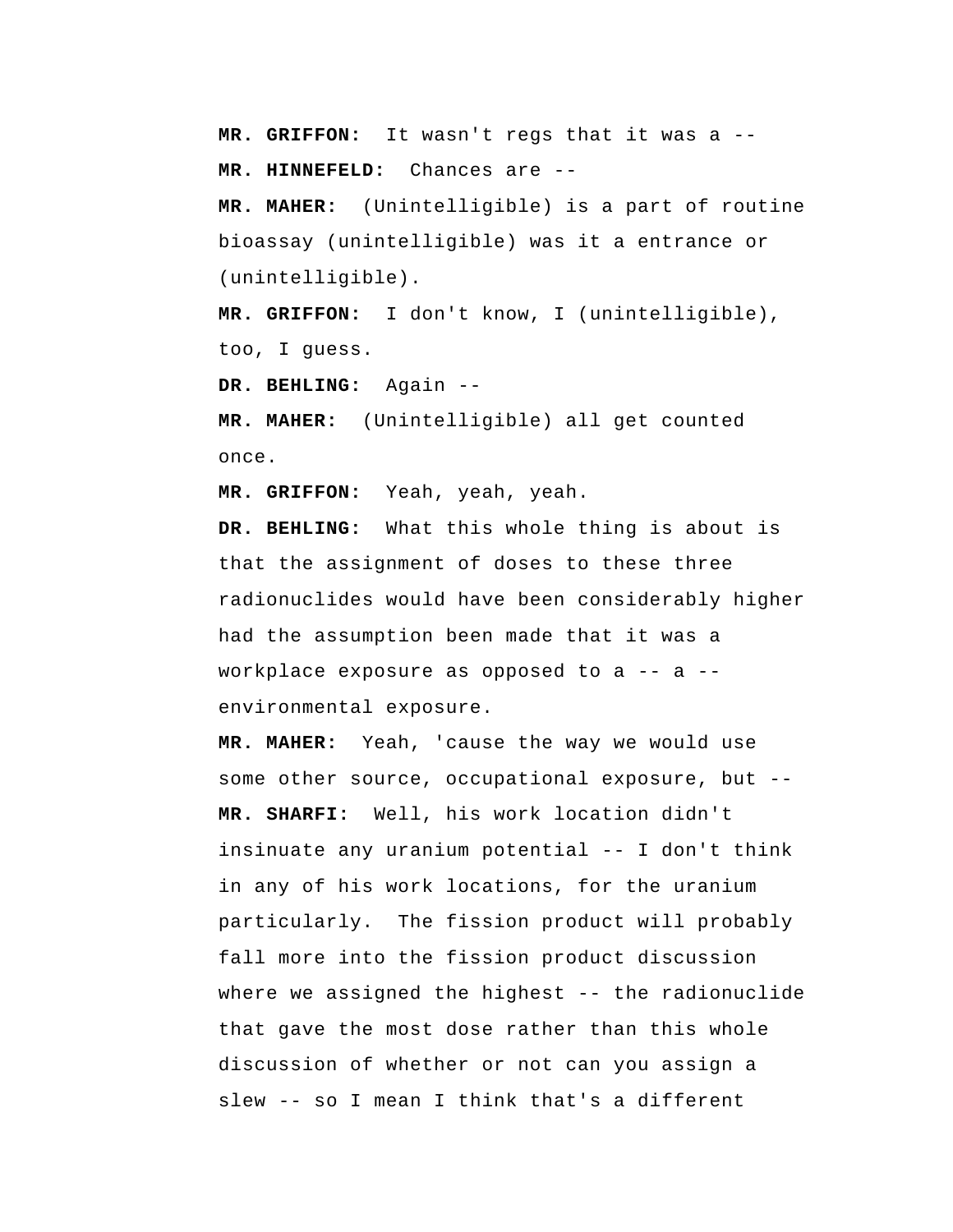**MR. GRIFFON:** It wasn't regs that it was a --

**MR. HINNEFELD:** Chances are --

**MR. MAHER:** (Unintelligible) is a part of routine bioassay (unintelligible) was it a entrance or (unintelligible).

**MR. GRIFFON:** I don't know, I (unintelligible), too, I guess.

**DR. BEHLING:** Again --

**MR. MAHER:** (Unintelligible) all get counted once.

**MR. GRIFFON:** Yeah, yeah, yeah.

**DR. BEHLING:** What this whole thing is about is that the assignment of doses to these three radionuclides would have been considerably higher had the assumption been made that it was a workplace exposure as opposed to a -- a -- environmental exposure.

**MR. MAHER:** Yeah, 'cause the way we would use some other source, occupational exposure, but --

**MR. SHARFI:** Well, his work location didn't insinuate any uranium potential -- I don't think in any of his work locations, for the uranium particularly. The fission product will probably fall more into the fission product discussion where we assigned the highest -- the radionuclide that gave the most dose rather than this whole discussion of whether or not can you assign a slew -- so I mean I think that's a different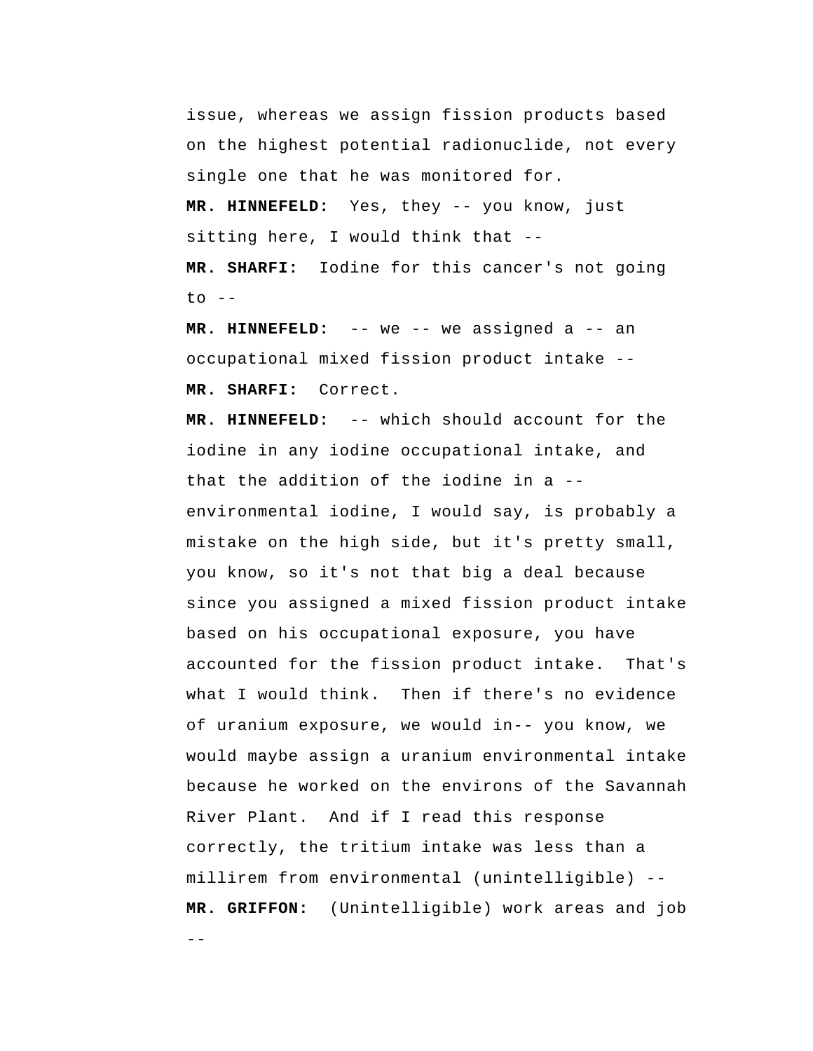issue, whereas we assign fission products based on the highest potential radionuclide, not every single one that he was monitored for.

**MR. HINNEFELD:** Yes, they -- you know, just sitting here, I would think that --

**MR. SHARFI:** Iodine for this cancer's not going to --

**MR. HINNEFELD:** -- we -- we assigned a -- an occupational mixed fission product intake --

**MR. SHARFI:** Correct.

**MR. HINNEFELD:** -- which should account for the iodine in any iodine occupational intake, and that the addition of the iodine in a -- environmental iodine, I would say, is probably a mistake on the high side, but it's pretty small, you know, so it's not that big a deal because since you assigned a mixed fission product intake based on his occupational exposure, you have accounted for the fission product intake. That's what I would think. Then if there's no evidence of uranium exposure, we would in-- you know, we would maybe assign a uranium environmental intake because he worked on the environs of the Savannah River Plant. And if I read this response correctly, the tritium intake was less than a millirem from environmental (unintelligible) --

**MR. GRIFFON:** (Unintelligible) work areas and job --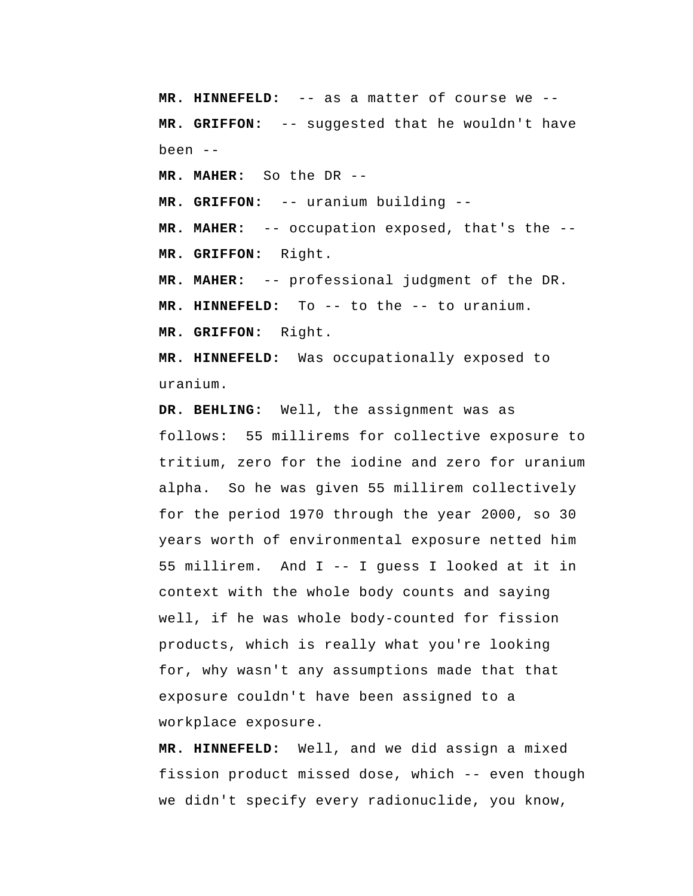**MR. HINNEFELD:** -- as a matter of course we --

**MR. GRIFFON:** -- suggested that he wouldn't have been --

**MR. MAHER:** So the DR --

**MR. GRIFFON:** -- uranium building --

**MR. MAHER:** -- occupation exposed, that's the --

**MR. GRIFFON:** Right.

**MR. MAHER:** -- professional judgment of the DR.

**MR. HINNEFELD:** To -- to the -- to uranium.

**MR. GRIFFON:** Right.

**MR. HINNEFELD:** Was occupationally exposed to uranium.

**DR. BEHLING:** Well, the assignment was as follows: 55 millirems for collective exposure to tritium, zero for the iodine and zero for uranium alpha. So he was given 55 millirem collectively for the period 1970 through the year 2000, so 30 years worth of environmental exposure netted him 55 millirem. And I -- I guess I looked at it in context with the whole body counts and saying well, if he was whole body-counted for fission products, which is really what you're looking for, why wasn't any assumptions made that that exposure couldn't have been assigned to a workplace exposure.

**MR. HINNEFELD:** Well, and we did assign a mixed fission product missed dose, which -- even though we didn't specify every radionuclide, you know,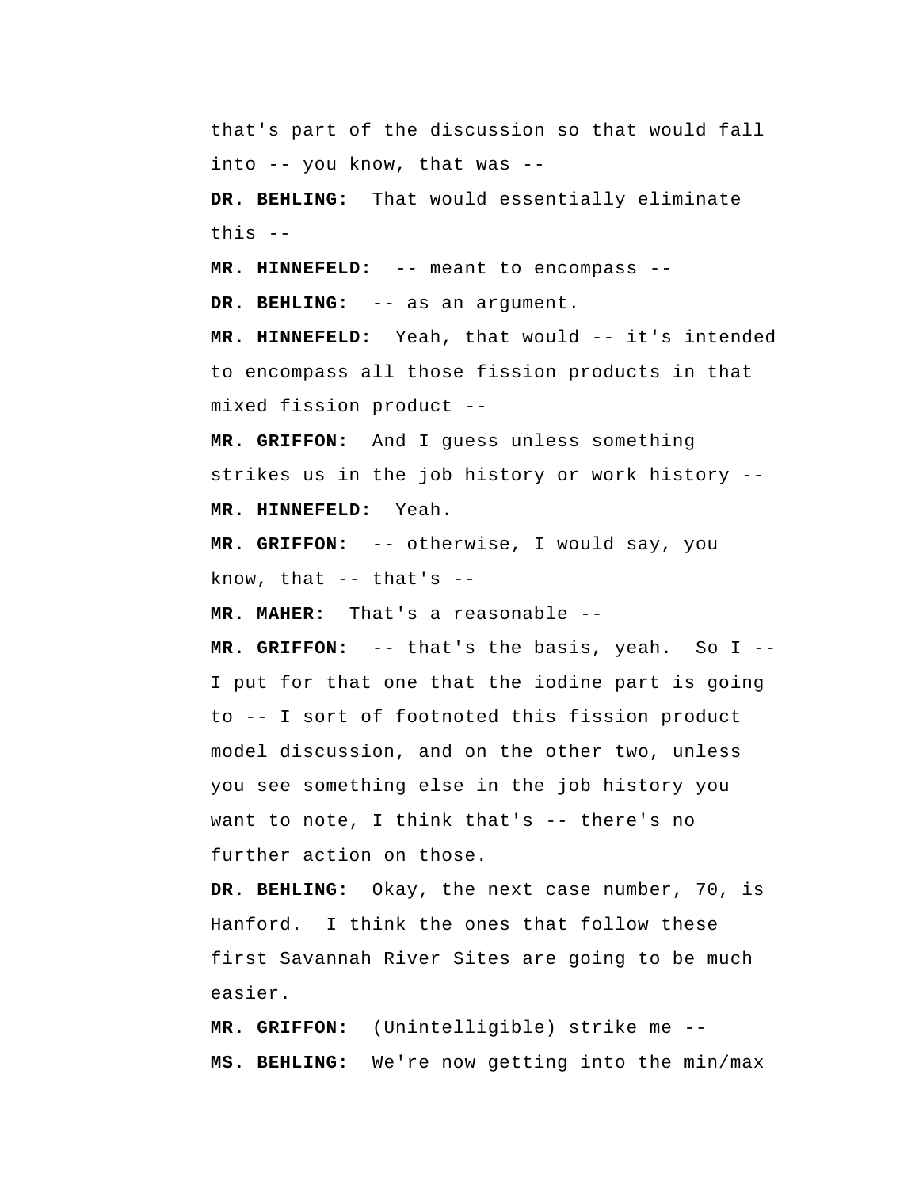that's part of the discussion so that would fall into -- you know, that was --

**DR. BEHLING:** That would essentially eliminate this --

**MR. HINNEFELD:** -- meant to encompass --

**DR. BEHLING:** -- as an argument.

**MR. HINNEFELD:** Yeah, that would -- it's intended to encompass all those fission products in that mixed fission product --

**MR. GRIFFON:** And I guess unless something strikes us in the job history or work history --

**MR. HINNEFELD:** Yeah.

**MR. GRIFFON:** -- otherwise, I would say, you know, that -- that's --

**MR. MAHER:** That's a reasonable --

**MR. GRIFFON:** -- that's the basis, yeah. So I -- I put for that one that the iodine part is going to -- I sort of footnoted this fission product model discussion, and on the other two, unless you see something else in the job history you want to note, I think that's -- there's no further action on those.

**DR. BEHLING:** Okay, the next case number, 70, is Hanford. I think the ones that follow these first Savannah River Sites are going to be much easier.

**MR. GRIFFON:** (Unintelligible) strike me --

**MS. BEHLING:** We're now getting into the min/max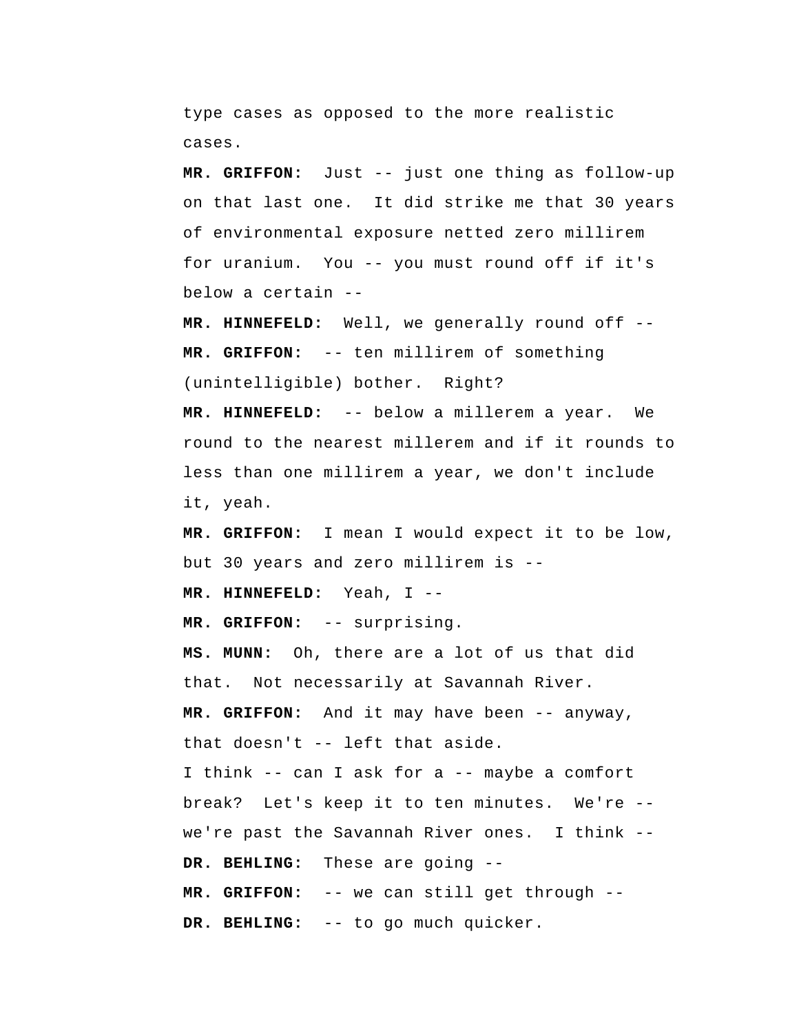type cases as opposed to the more realistic cases.

**MR. GRIFFON:** Just -- just one thing as follow-up on that last one. It did strike me that 30 years of environmental exposure netted zero millirem for uranium. You -- you must round off if it's below a certain --

**MR. HINNEFELD:** Well, we generally round off --

**MR. GRIFFON:** -- ten millirem of something (unintelligible) bother. Right?

**MR. HINNEFELD:** -- below a millerem a year. We round to the nearest millerem and if it rounds to less than one millirem a year, we don't include it, yeah.

**MR. GRIFFON:** I mean I would expect it to be low, but 30 years and zero millirem is --

**MR. HINNEFELD:** Yeah, I --

**MR. GRIFFON:** -- surprising.

**MS. MUNN:** Oh, there are a lot of us that did that. Not necessarily at Savannah River.

**MR. GRIFFON:** And it may have been -- anyway, that doesn't -- left that aside.

I think -- can I ask for a -- maybe a comfort break? Let's keep it to ten minutes. We're -- we're past the Savannah River ones. I think --

**DR. BEHLING:** These are going --

**MR. GRIFFON:** -- we can still get through --

**DR. BEHLING:** -- to go much quicker.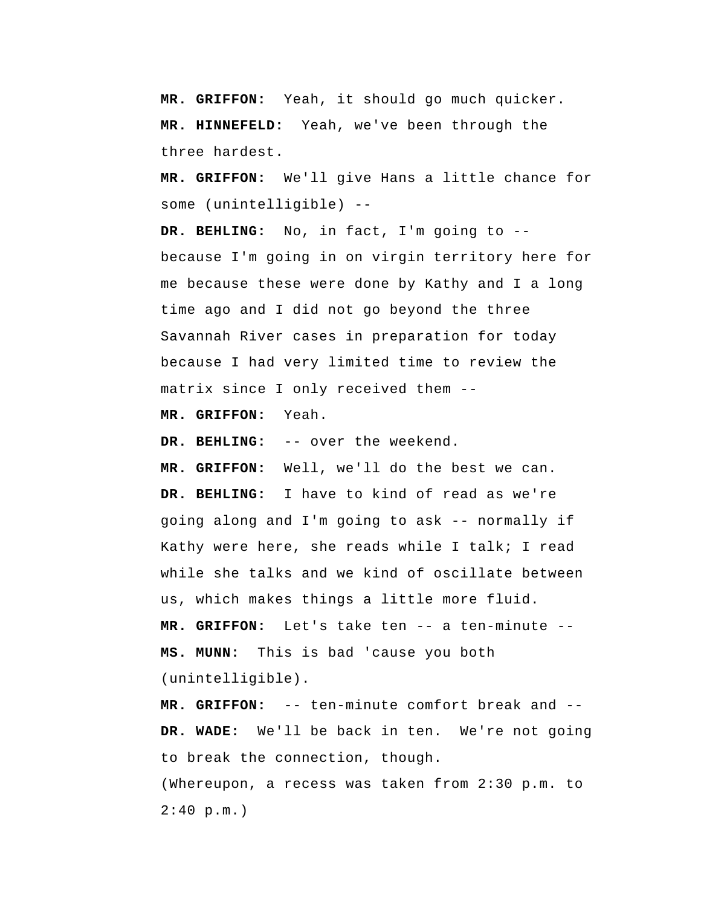**MR. GRIFFON:** Yeah, it should go much quicker.

**MR. HINNEFELD:** Yeah, we've been through the three hardest.

**MR. GRIFFON:** We'll give Hans a little chance for some (unintelligible) --

**DR. BEHLING:** No, in fact, I'm going to -- because I'm going in on virgin territory here for me because these were done by Kathy and I a long time ago and I did not go beyond the three Savannah River cases in preparation for today because I had very limited time to review the matrix since I only received them --

**MR. GRIFFON:** Yeah.

**DR. BEHLING:** -- over the weekend.

**MR. GRIFFON:** Well, we'll do the best we can.

**DR. BEHLING:** I have to kind of read as we're going along and I'm going to ask -- normally if Kathy were here, she reads while I talk; I read while she talks and we kind of oscillate between us, which makes things a little more fluid.

**MR. GRIFFON:** Let's take ten -- a ten-minute --

**MS. MUNN:** This is bad 'cause you both (unintelligible).

**MR. GRIFFON:** -- ten-minute comfort break and --

**DR. WADE:** We'll be back in ten. We're not going to break the connection, though.

(Whereupon, a recess was taken from 2:30 p.m. to 2:40 p.m.)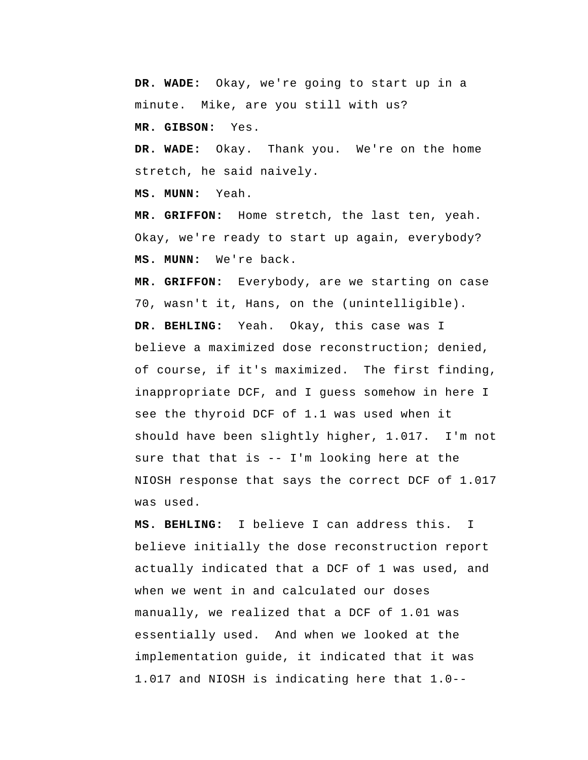**DR. WADE:** Okay, we're going to start up in a minute. Mike, are you still with us?

**MR. GIBSON:** Yes.

**DR. WADE:** Okay. Thank you. We're on the home stretch, he said naively.

**MS. MUNN:** Yeah.

**MR. GRIFFON:** Home stretch, the last ten, yeah. Okay, we're ready to start up again, everybody?

**MS. MUNN:** We're back.

**MR. GRIFFON:** Everybody, are we starting on case 70, wasn't it, Hans, on the (unintelligible).

**DR. BEHLING:** Yeah. Okay, this case was I believe a maximized dose reconstruction; denied, of course, if it's maximized. The first finding, inappropriate DCF, and I guess somehow in here I see the thyroid DCF of 1.1 was used when it should have been slightly higher, 1.017. I'm not sure that that is -- I'm looking here at the NIOSH response that says the correct DCF of 1.017 was used.

**MS. BEHLING:** I believe I can address this. I believe initially the dose reconstruction report actually indicated that a DCF of 1 was used, and when we went in and calculated our doses manually, we realized that a DCF of 1.01 was essentially used. And when we looked at the implementation guide, it indicated that it was 1.017 and NIOSH is indicating here that 1.0--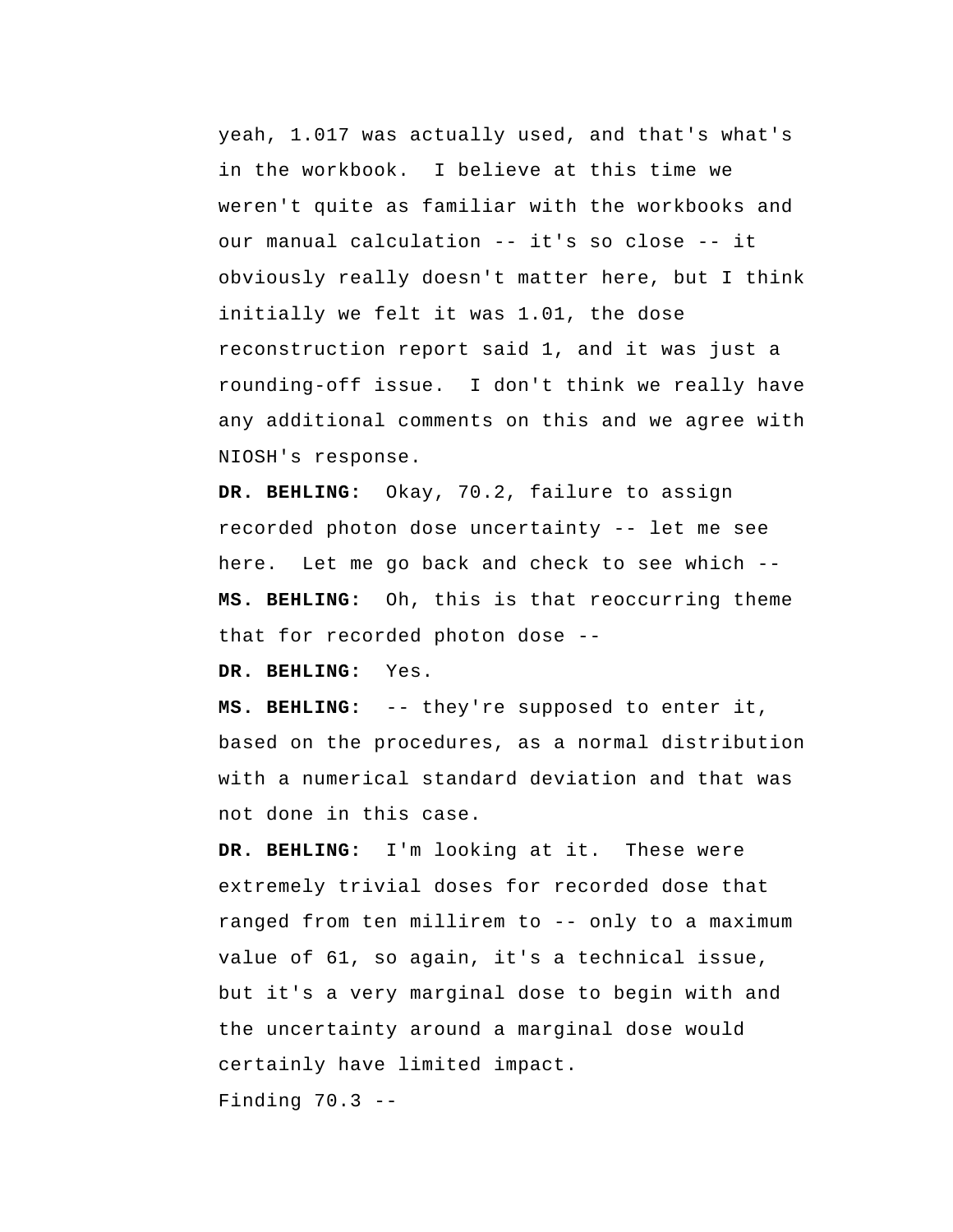yeah, 1.017 was actually used, and that's what's in the workbook. I believe at this time we weren't quite as familiar with the workbooks and our manual calculation -- it's so close -- it obviously really doesn't matter here, but I think initially we felt it was 1.01, the dose reconstruction report said 1, and it was just a rounding-off issue. I don't think we really have any additional comments on this and we agree with NIOSH's response.

**DR. BEHLING:** Okay, 70.2, failure to assign recorded photon dose uncertainty -- let me see here. Let me go back and check to see which --

**MS. BEHLING:** Oh, this is that reoccurring theme that for recorded photon dose --

**DR. BEHLING:** Yes.

**MS. BEHLING:** -- they're supposed to enter it, based on the procedures, as a normal distribution with a numerical standard deviation and that was not done in this case.

**DR. BEHLING:** I'm looking at it. These were extremely trivial doses for recorded dose that ranged from ten millirem to -- only to a maximum value of 61, so again, it's a technical issue, but it's a very marginal dose to begin with and the uncertainty around a marginal dose would certainly have limited impact.

Finding 70.3 --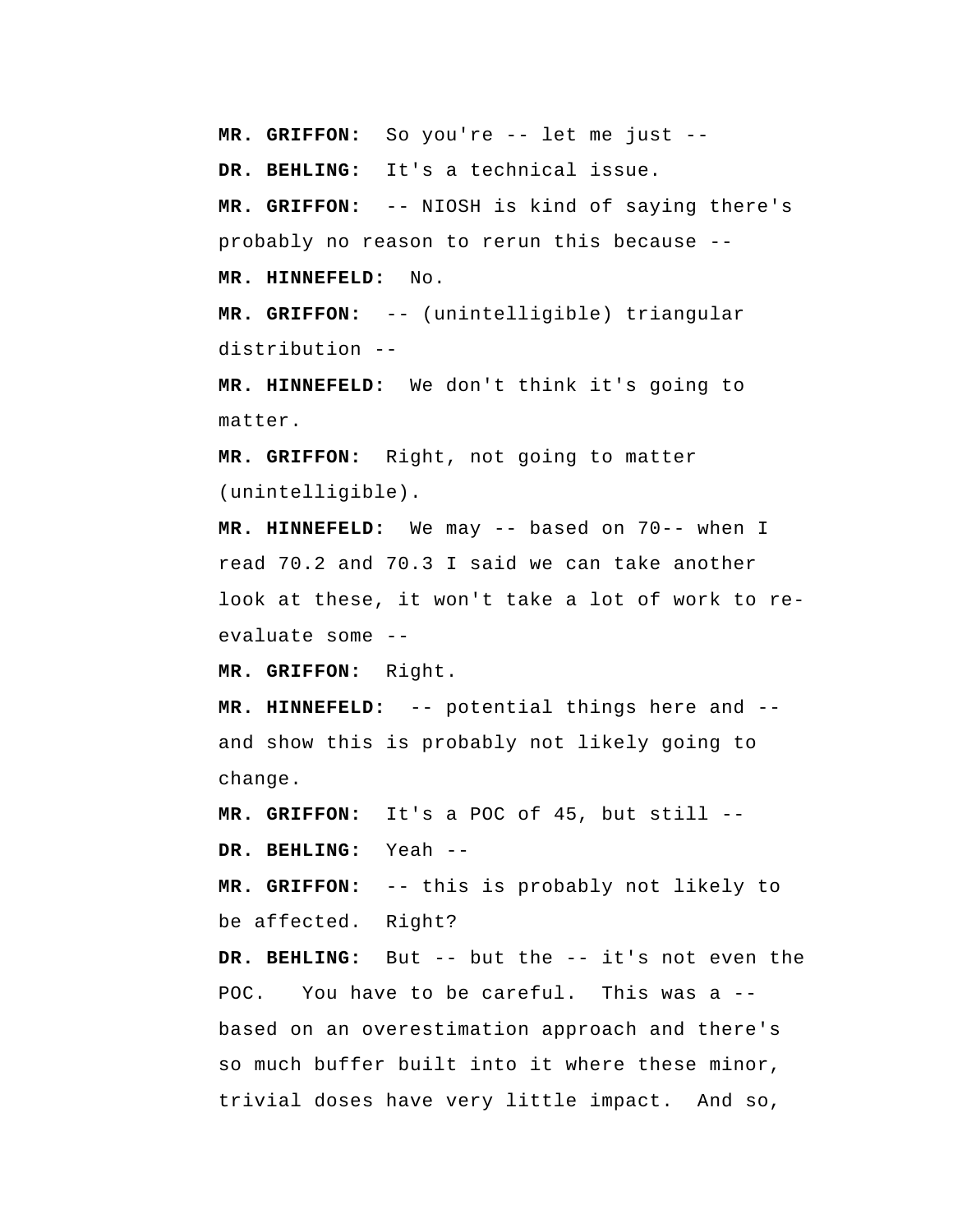**MR. GRIFFON:** So you're -- let me just --

**DR. BEHLING:** It's a technical issue.

**MR. GRIFFON:** -- NIOSH is kind of saying there's probably no reason to rerun this because --

**MR. HINNEFELD:** No.

**MR. GRIFFON:** -- (unintelligible) triangular distribution --

**MR. HINNEFELD:** We don't think it's going to matter.

**MR. GRIFFON:** Right, not going to matter (unintelligible).

**MR. HINNEFELD:** We may -- based on 70-- when I read 70.2 and 70.3 I said we can take another look at these, it won't take a lot of work to re-evaluate some --

**MR. GRIFFON:** Right.

**MR. HINNEFELD:** -- potential things here and -- and show this is probably not likely going to change.

**MR. GRIFFON:** It's a POC of 45, but still --

**DR. BEHLING:** Yeah --

**MR. GRIFFON:** -- this is probably not likely to be affected. Right?

**DR. BEHLING:** But -- but the -- it's not even the POC. You have to be careful. This was a -- based on an overestimation approach and there's so much buffer built into it where these minor, trivial doses have very little impact. And so,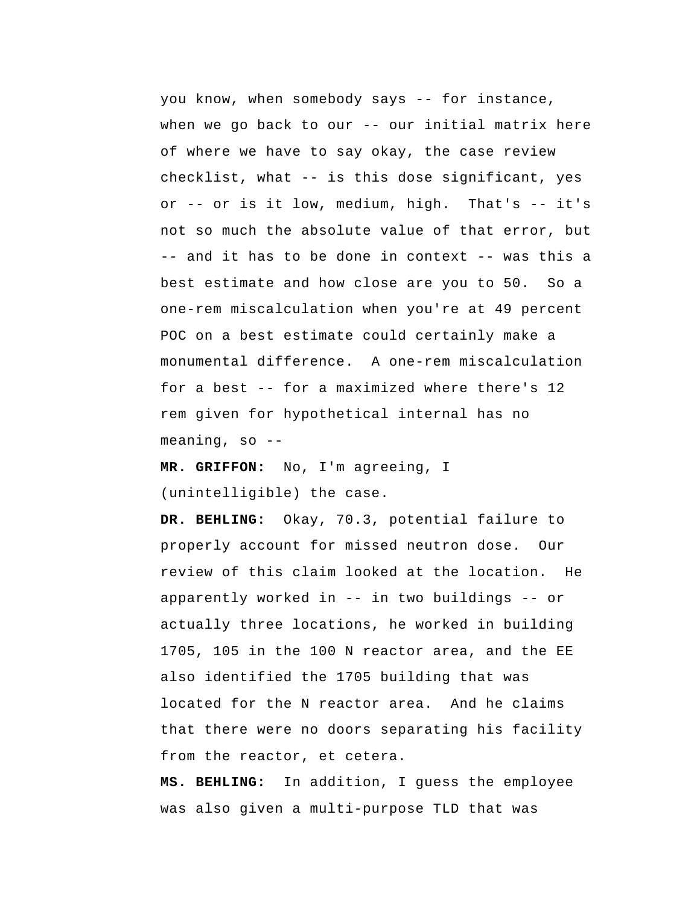you know, when somebody says -- for instance, when we go back to our -- our initial matrix here of where we have to say okay, the case review checklist, what -- is this dose significant, yes or -- or is it low, medium, high. That's -- it's not so much the absolute value of that error, but -- and it has to be done in context -- was this a best estimate and how close are you to 50. So a one-rem miscalculation when you're at 49 percent POC on a best estimate could certainly make a monumental difference. A one-rem miscalculation for a best -- for a maximized where there's 12 rem given for hypothetical internal has no meaning, so --

**MR. GRIFFON:** No, I'm agreeing, I (unintelligible) the case.

**DR. BEHLING:** Okay, 70.3, potential failure to properly account for missed neutron dose. Our review of this claim looked at the location. He apparently worked in -- in two buildings -- or actually three locations, he worked in building 1705, 105 in the 100 N reactor area, and the EE also identified the 1705 building that was located for the N reactor area. And he claims that there were no doors separating his facility from the reactor, et cetera.

**MS. BEHLING:** In addition, I guess the employee was also given a multi-purpose TLD that was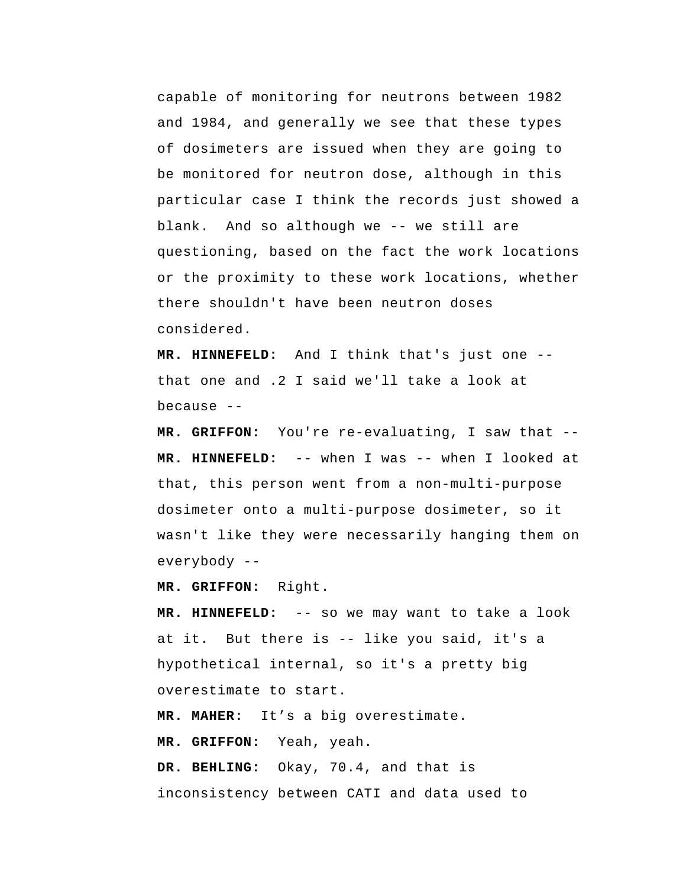capable of monitoring for neutrons between 1982 and 1984, and generally we see that these types of dosimeters are issued when they are going to be monitored for neutron dose, although in this particular case I think the records just showed a blank. And so although we -- we still are questioning, based on the fact the work locations or the proximity to these work locations, whether there shouldn't have been neutron doses considered.

**MR. HINNEFELD:** And I think that's just one -- that one and .2 I said we'll take a look at because --

**MR. GRIFFON:** You're re-evaluating, I saw that --

**MR. HINNEFELD:** -- when I was -- when I looked at that, this person went from a non-multi-purpose dosimeter onto a multi-purpose dosimeter, so it wasn't like they were necessarily hanging them on everybody --

**MR. GRIFFON:** Right.

**MR. HINNEFELD:** -- so we may want to take a look at it. But there is -- like you said, it's a hypothetical internal, so it's a pretty big overestimate to start.

**MR. MAHER:** It’s a big overestimate.

**MR. GRIFFON:** Yeah, yeah.

**DR. BEHLING:** Okay, 70.4, and that is inconsistency between CATI and data used to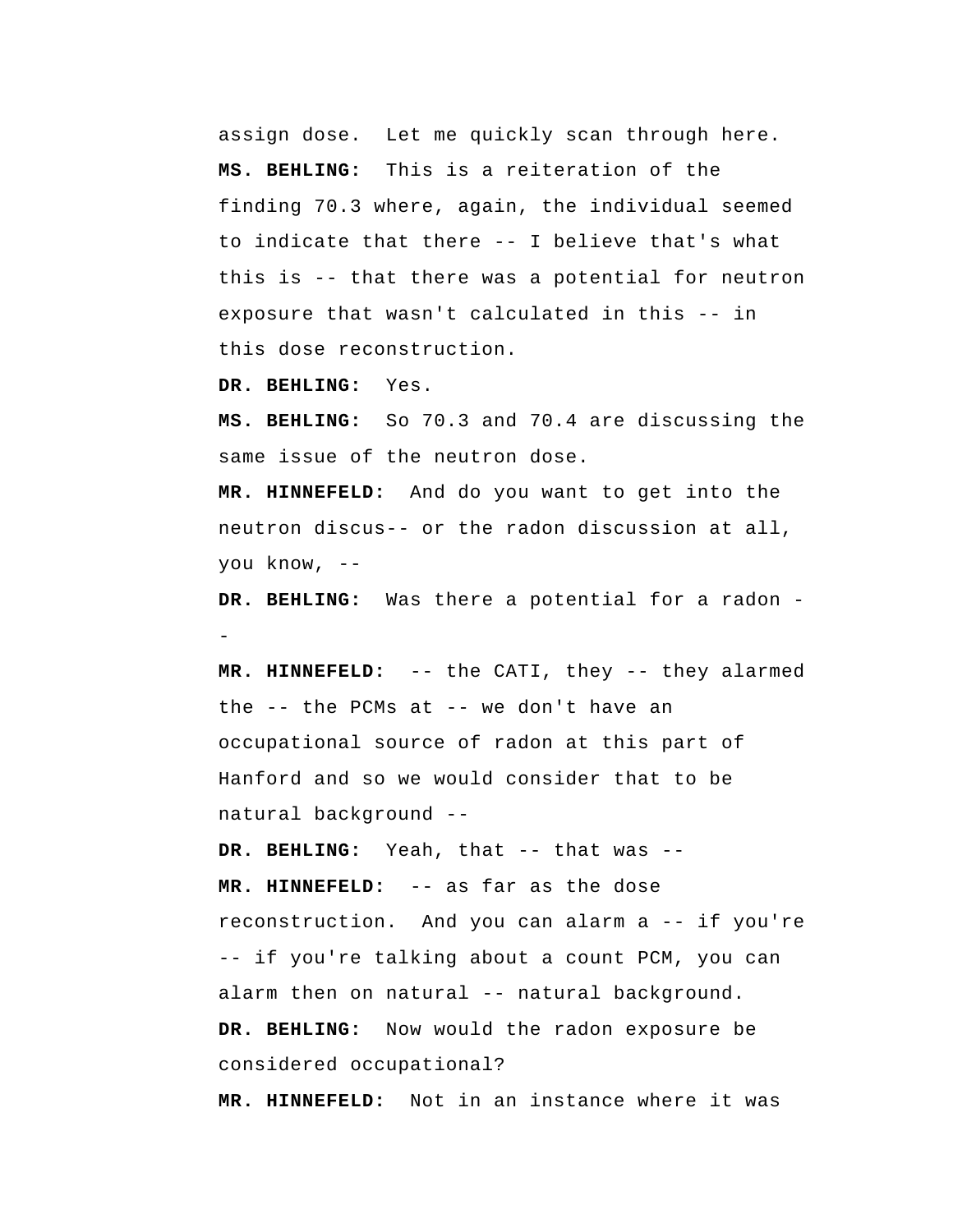assign dose. Let me quickly scan through here.

**MS. BEHLING:** This is a reiteration of the finding 70.3 where, again, the individual seemed to indicate that there -- I believe that's what this is -- that there was a potential for neutron exposure that wasn't calculated in this -- in this dose reconstruction.

**DR. BEHLING:** Yes.

**MS. BEHLING:** So 70.3 and 70.4 are discussing the same issue of the neutron dose.

**MR. HINNEFELD:** And do you want to get into the neutron discus-- or the radon discussion at all, you know, --

**DR. BEHLING:** Was there a potential for a radon --

**MR. HINNEFELD:** -- the CATI, they -- they alarmed the -- the PCMs at -- we don't have an occupational source of radon at this part of Hanford and so we would consider that to be natural background --

**DR. BEHLING:** Yeah, that -- that was --

**MR. HINNEFELD:** -- as far as the dose reconstruction. And you can alarm a -- if you're -- if you're talking about a count PCM, you can alarm then on natural -- natural background.

**DR. BEHLING:** Now would the radon exposure be considered occupational?

**MR. HINNEFELD:** Not in an instance where it was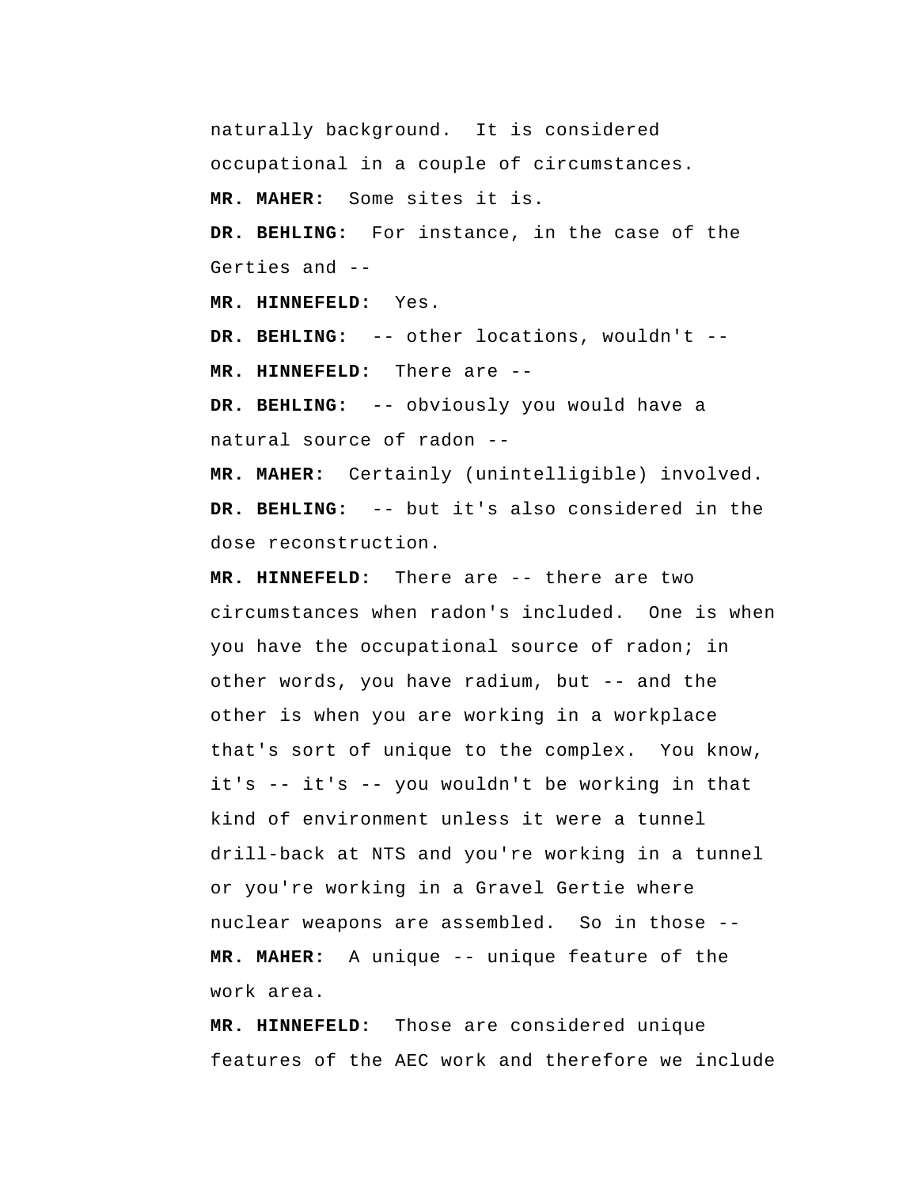naturally background.  It is considered occupational in a couple of circumstances.

**MR. MAHER:** Some sites it is.

**DR. BEHLING:** For instance, in the case of the Gerties and --

**MR. HINNEFELD:** Yes.

**DR. BEHLING:** -- other locations, wouldn't --

**MR. HINNEFELD:** There are --

**DR. BEHLING:** -- obviously you would have a natural source of radon --

**MR. MAHER:** Certainly (unintelligible) involved.

**DR. BEHLING:** -- but it's also considered in the dose reconstruction.

**MR. HINNEFELD:** There are -- there are two circumstances when radon's included.  One is when you have the occupational source of radon; in other words, you have radium, but -- and the other is when you are working in a workplace that's sort of unique to the complex.  You know, it's -- it's -- you wouldn't be working in that kind of environment unless it were a tunnel drill-back at NTS and you're working in a tunnel or you're working in a Gravel Gertie where nuclear weapons are assembled.  So in those --

**MR. MAHER:** A unique -- unique feature of the work area.

**MR. HINNEFELD:** Those are considered unique features of the AEC work and therefore we include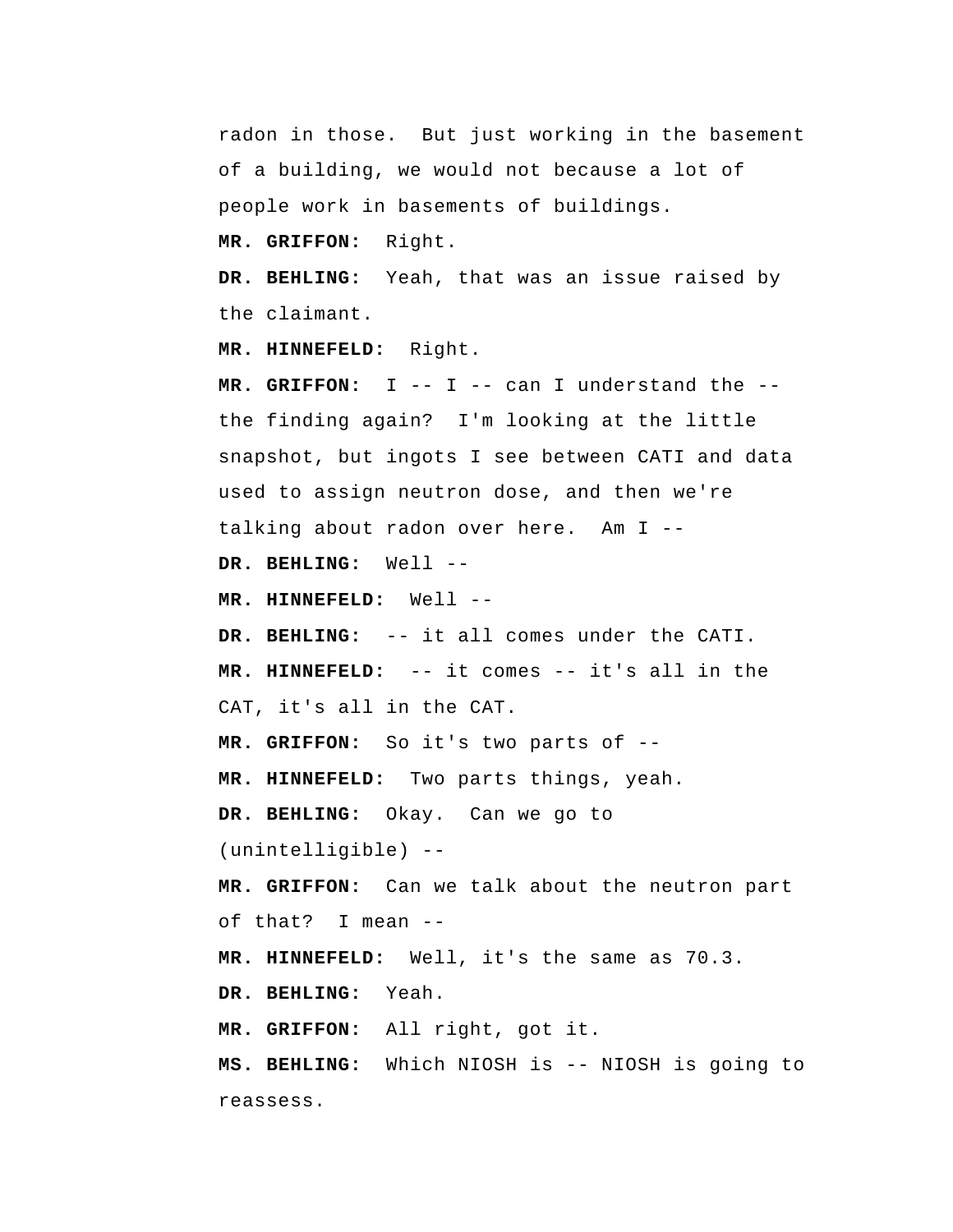radon in those. But just working in the basement of a building, we would not because a lot of people work in basements of buildings.

**MR. GRIFFON:** Right.

**DR. BEHLING:** Yeah, that was an issue raised by the claimant.

**MR. HINNEFELD:** Right.

**MR. GRIFFON:** I -- I -- can I understand the -- the finding again? I'm looking at the little snapshot, but ingots I see between CATI and data used to assign neutron dose, and then we're talking about radon over here. Am I --

**DR. BEHLING:** Well --

**MR. HINNEFELD:** Well --

**DR. BEHLING:** -- it all comes under the CATI.

**MR. HINNEFELD:** -- it comes -- it's all in the CAT, it's all in the CAT.

**MR. GRIFFON:** So it's two parts of --

**MR. HINNEFELD:** Two parts things, yeah.

**DR. BEHLING:** Okay. Can we go to (unintelligible) --

**MR. GRIFFON:** Can we talk about the neutron part of that? I mean --

**MR. HINNEFELD:** Well, it's the same as 70.3.

**DR. BEHLING:** Yeah.

**MR. GRIFFON:** All right, got it.

**MS. BEHLING:** Which NIOSH is -- NIOSH is going to reassess.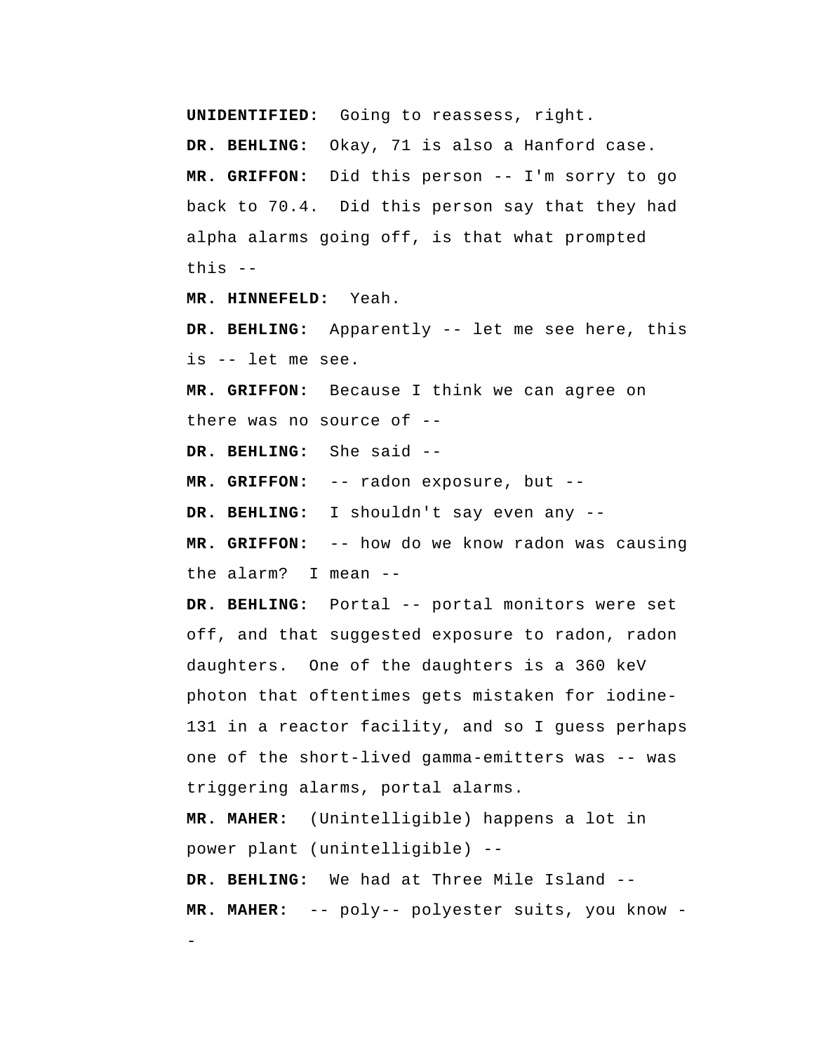**UNIDENTIFIED:** Going to reassess, right.

**DR. BEHLING:** Okay, 71 is also a Hanford case.

**MR. GRIFFON:** Did this person -- I'm sorry to go back to 70.4. Did this person say that they had alpha alarms going off, is that what prompted this --

**MR. HINNEFELD:** Yeah.

**DR. BEHLING:** Apparently -- let me see here, this is -- let me see.

**MR. GRIFFON:** Because I think we can agree on there was no source of --

**DR. BEHLING:** She said --

**MR. GRIFFON:** -- radon exposure, but --

**DR. BEHLING:** I shouldn't say even any --

**MR. GRIFFON:** -- how do we know radon was causing the alarm? I mean --

**DR. BEHLING:** Portal -- portal monitors were set off, and that suggested exposure to radon, radon daughters. One of the daughters is a 360 keV photon that oftentimes gets mistaken for iodine-131 in a reactor facility, and so I guess perhaps one of the short-lived gamma-emitters was -- was triggering alarms, portal alarms.

**MR. MAHER:** (Unintelligible) happens a lot in power plant (unintelligible) --

**DR. BEHLING:** We had at Three Mile Island --

**MR. MAHER:** -- poly-- polyester suits, you know --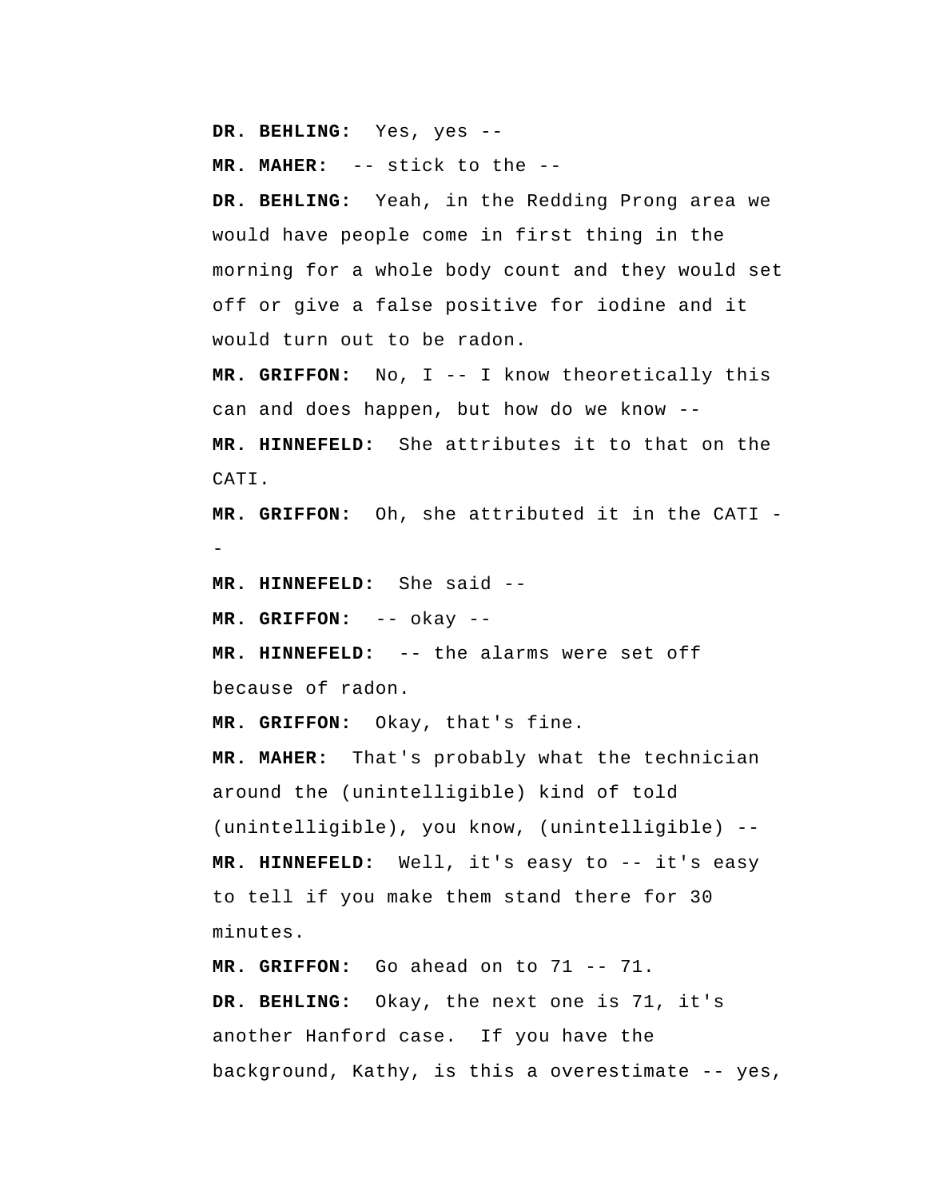**DR. BEHLING:** Yes, yes --

**MR. MAHER:** -- stick to the --

**DR. BEHLING:** Yeah, in the Redding Prong area we would have people come in first thing in the morning for a whole body count and they would set off or give a false positive for iodine and it would turn out to be radon.

**MR. GRIFFON:** No, I -- I know theoretically this can and does happen, but how do we know --

**MR. HINNEFELD:** She attributes it to that on the CATI.

**MR. GRIFFON:** Oh, she attributed it in the CATI --

**MR. HINNEFELD:** She said --

**MR. GRIFFON:** -- okay --

**MR. HINNEFELD:** -- the alarms were set off because of radon.

**MR. GRIFFON:** Okay, that's fine.

**MR. MAHER:** That's probably what the technician around the (unintelligible) kind of told (unintelligible), you know, (unintelligible) --

**MR. HINNEFELD:** Well, it's easy to -- it's easy to tell if you make them stand there for 30 minutes.

**MR. GRIFFON:** Go ahead on to 71 -- 71.

**DR. BEHLING:** Okay, the next one is 71, it's another Hanford case. If you have the background, Kathy, is this a overestimate -- yes,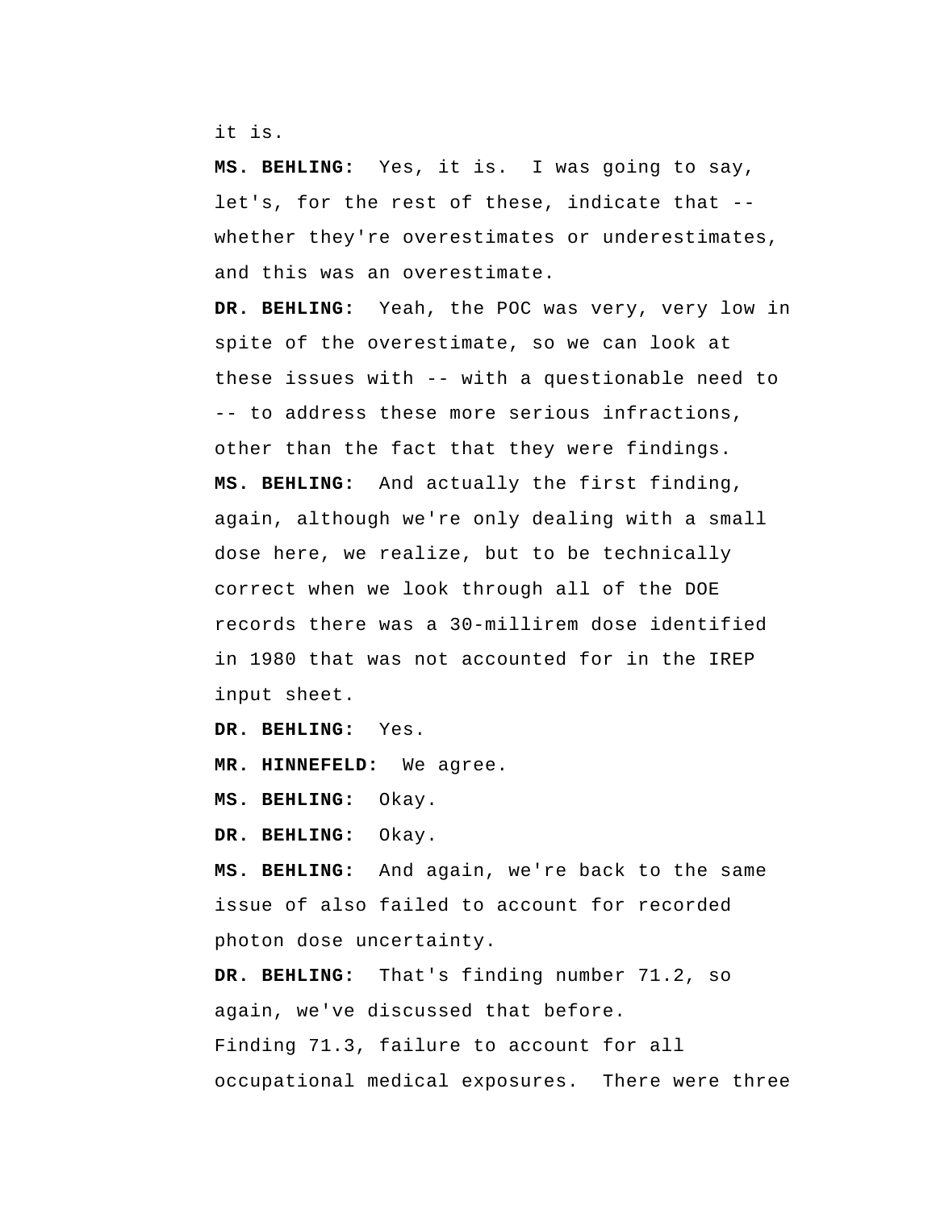it is.

**MS. BEHLING:** Yes, it is. I was going to say, let's, for the rest of these, indicate that -- whether they're overestimates or underestimates, and this was an overestimate.

**DR. BEHLING:** Yeah, the POC was very, very low in spite of the overestimate, so we can look at these issues with -- with a questionable need to -- to address these more serious infractions, other than the fact that they were findings.

**MS. BEHLING:** And actually the first finding, again, although we're only dealing with a small dose here, we realize, but to be technically correct when we look through all of the DOE records there was a 30-millirem dose identified in 1980 that was not accounted for in the IREP input sheet.

**DR. BEHLING:** Yes.

**MR. HINNEFELD:** We agree.

**MS. BEHLING:** Okay.

**DR. BEHLING:** Okay.

**MS. BEHLING:** And again, we're back to the same issue of also failed to account for recorded photon dose uncertainty.

**DR. BEHLING:** That's finding number 71.2, so again, we've discussed that before.

Finding 71.3, failure to account for all occupational medical exposures. There were three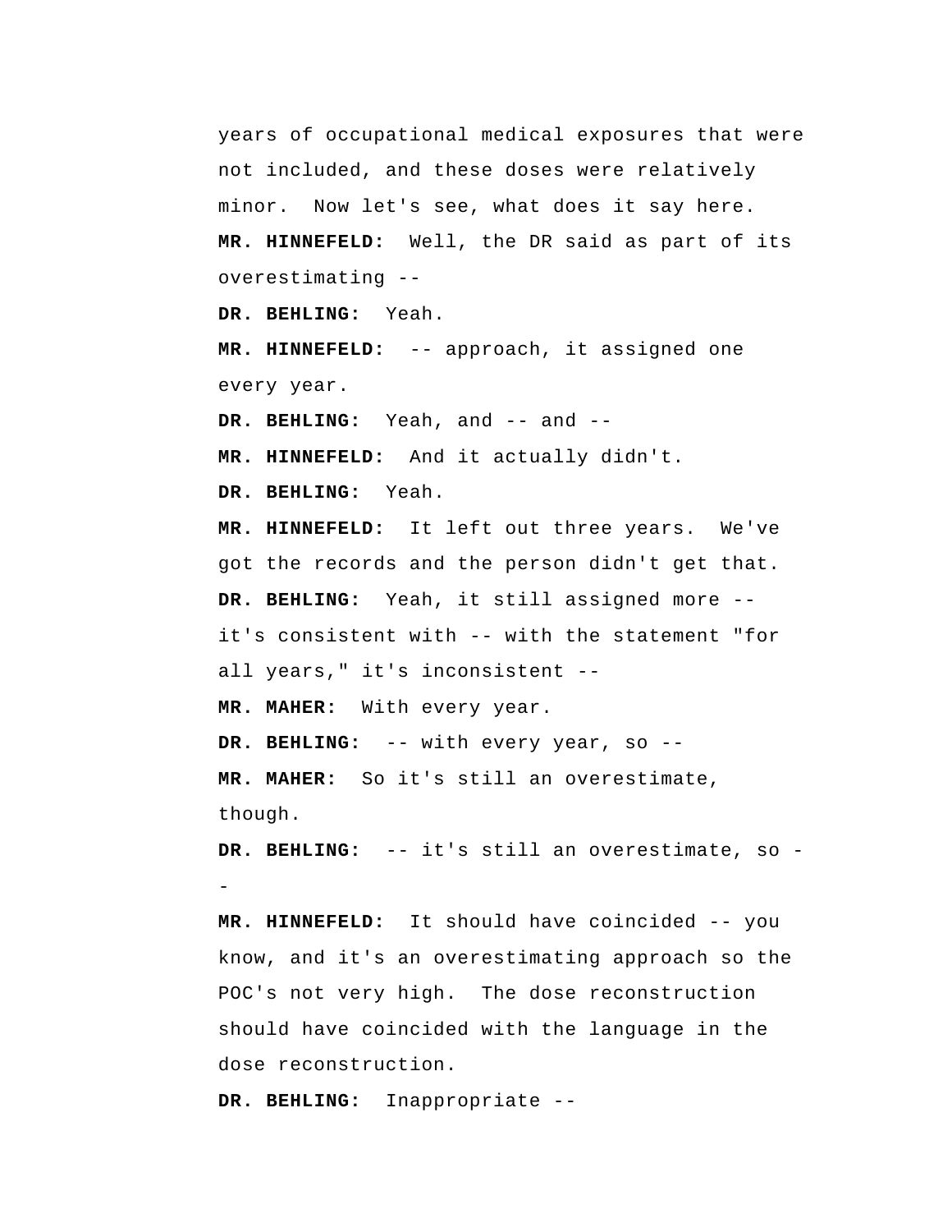years of occupational medical exposures that were not included, and these doses were relatively minor. Now let's see, what does it say here.

**MR. HINNEFELD:** Well, the DR said as part of its overestimating --

**DR. BEHLING:** Yeah.

**MR. HINNEFELD:** -- approach, it assigned one every year.

**DR. BEHLING:** Yeah, and -- and --

**MR. HINNEFELD:** And it actually didn't.

**DR. BEHLING:** Yeah.

**MR. HINNEFELD:** It left out three years. We've got the records and the person didn't get that.

**DR. BEHLING:** Yeah, it still assigned more -- it's consistent with -- with the statement "for all years," it's inconsistent --

**MR. MAHER:** With every year.

**DR. BEHLING:** -- with every year, so --

**MR. MAHER:** So it's still an overestimate, though.

**DR. BEHLING:** -- it's still an overestimate, so --

**MR. HINNEFELD:** It should have coincided -- you know, and it's an overestimating approach so the POC's not very high. The dose reconstruction should have coincided with the language in the dose reconstruction.

**DR. BEHLING:** Inappropriate --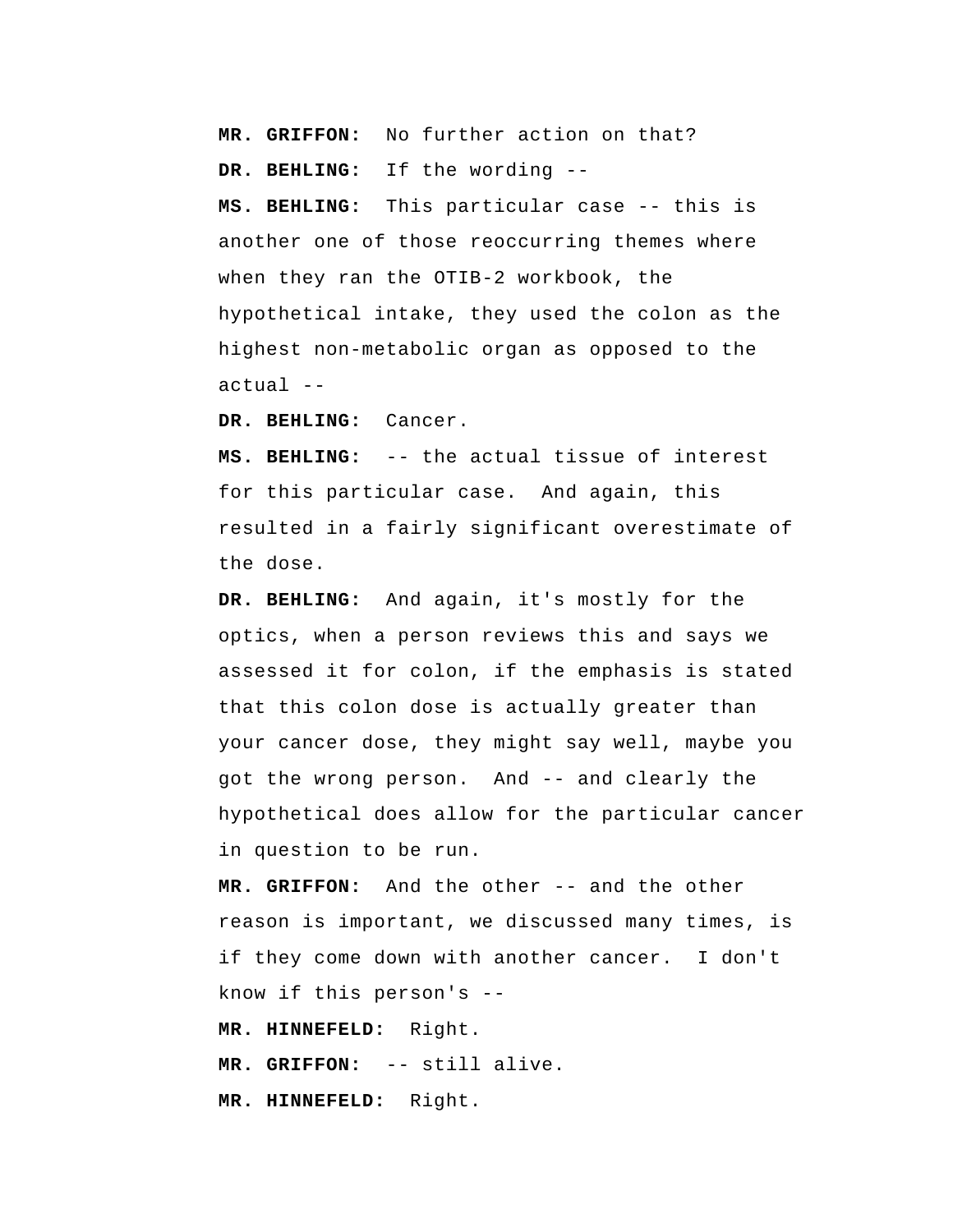**MR. GRIFFON:** No further action on that?

**DR. BEHLING:** If the wording --

**MS. BEHLING:** This particular case -- this is another one of those reoccurring themes where when they ran the OTIB-2 workbook, the hypothetical intake, they used the colon as the highest non-metabolic organ as opposed to the actual --

**DR. BEHLING:** Cancer.

**MS. BEHLING:** -- the actual tissue of interest for this particular case. And again, this resulted in a fairly significant overestimate of the dose.

**DR. BEHLING:** And again, it's mostly for the optics, when a person reviews this and says we assessed it for colon, if the emphasis is stated that this colon dose is actually greater than your cancer dose, they might say well, maybe you got the wrong person. And -- and clearly the hypothetical does allow for the particular cancer in question to be run.

**MR. GRIFFON:** And the other -- and the other reason is important, we discussed many times, is if they come down with another cancer. I don't know if this person's --

**MR. HINNEFELD:** Right.

**MR. GRIFFON:** -- still alive.

**MR. HINNEFELD:** Right.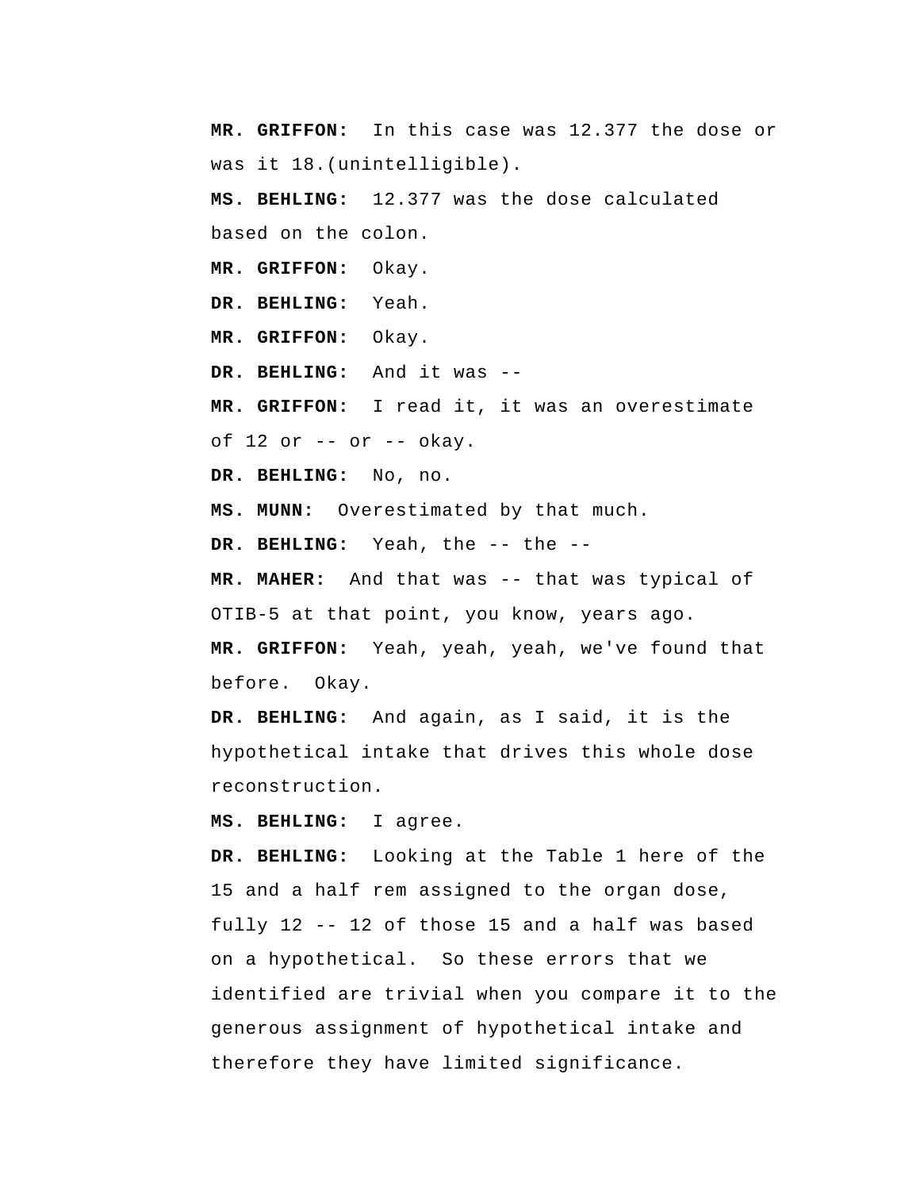**MR. GRIFFON:** In this case was 12.377 the dose or was it 18.(unintelligible).

**MS. BEHLING:** 12.377 was the dose calculated based on the colon.

**MR. GRIFFON:** Okay.

**DR. BEHLING:** Yeah.

**MR. GRIFFON:** Okay.

**DR. BEHLING:** And it was --

**MR. GRIFFON:** I read it, it was an overestimate of 12 or -- or -- okay.

**DR. BEHLING:** No, no.

**MS. MUNN:** Overestimated by that much.

**DR. BEHLING:** Yeah, the -- the --

**MR. MAHER:** And that was -- that was typical of OTIB-5 at that point, you know, years ago.

**MR. GRIFFON:** Yeah, yeah, yeah, we've found that before. Okay.

**DR. BEHLING:** And again, as I said, it is the hypothetical intake that drives this whole dose reconstruction.

**MS. BEHLING:** I agree.

**DR. BEHLING:** Looking at the Table 1 here of the 15 and a half rem assigned to the organ dose, fully 12 -- 12 of those 15 and a half was based on a hypothetical. So these errors that we identified are trivial when you compare it to the generous assignment of hypothetical intake and therefore they have limited significance.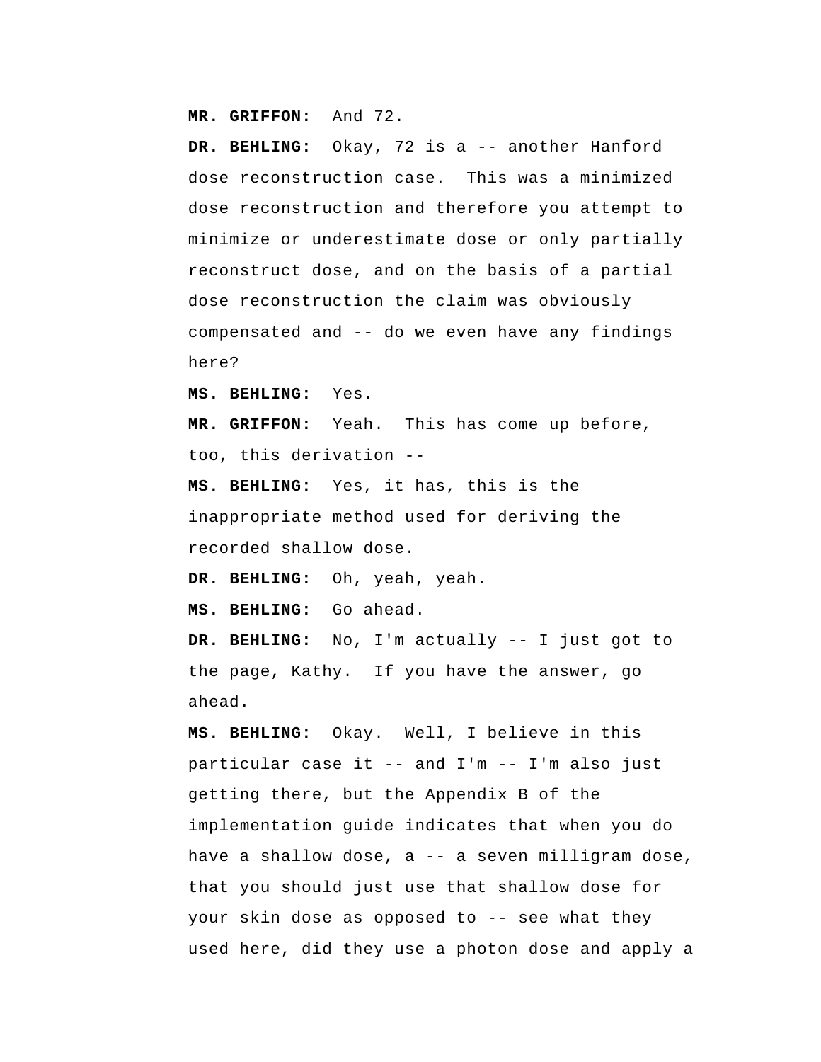**MR. GRIFFON:** And 72.

**DR. BEHLING:** Okay, 72 is a -- another Hanford dose reconstruction case. This was a minimized dose reconstruction and therefore you attempt to minimize or underestimate dose or only partially reconstruct dose, and on the basis of a partial dose reconstruction the claim was obviously compensated and -- do we even have any findings here?

**MS. BEHLING:** Yes.

**MR. GRIFFON:** Yeah. This has come up before, too, this derivation --

**MS. BEHLING:** Yes, it has, this is the inappropriate method used for deriving the recorded shallow dose.

**DR. BEHLING:** Oh, yeah, yeah.

**MS. BEHLING:** Go ahead.

**DR. BEHLING:** No, I'm actually -- I just got to the page, Kathy. If you have the answer, go ahead.

**MS. BEHLING:** Okay. Well, I believe in this particular case it -- and I'm -- I'm also just getting there, but the Appendix B of the implementation guide indicates that when you do have a shallow dose, a -- a seven milligram dose, that you should just use that shallow dose for your skin dose as opposed to -- see what they used here, did they use a photon dose and apply a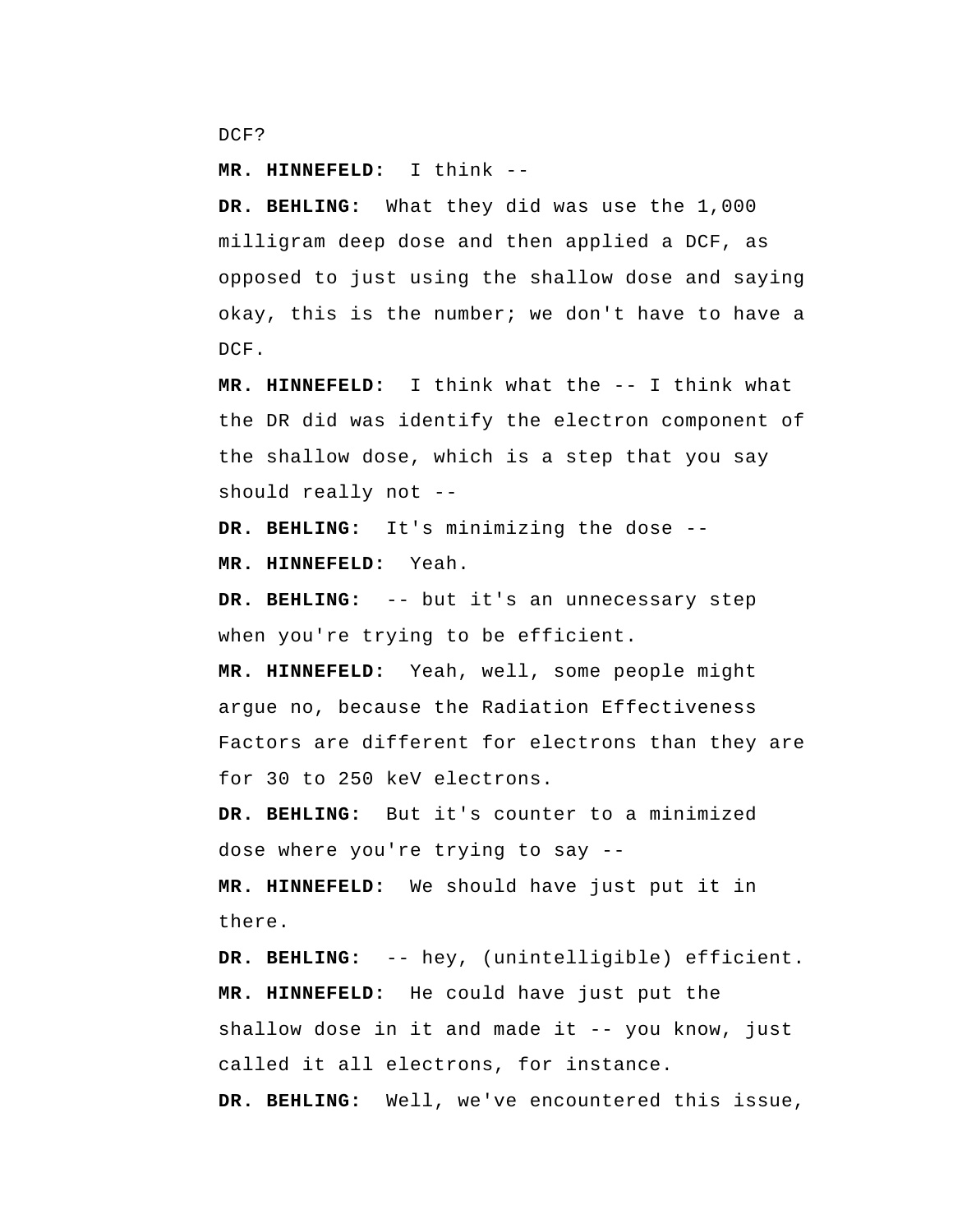DCF?

**MR. HINNEFELD:** I think --

**DR. BEHLING:** What they did was use the 1,000 milligram deep dose and then applied a DCF, as opposed to just using the shallow dose and saying okay, this is the number; we don't have to have a DCF.

**MR. HINNEFELD:** I think what the -- I think what the DR did was identify the electron component of the shallow dose, which is a step that you say should really not --

**DR. BEHLING:** It's minimizing the dose --

**MR. HINNEFELD:** Yeah.

**DR. BEHLING:** -- but it's an unnecessary step when you're trying to be efficient.

**MR. HINNEFELD:** Yeah, well, some people might argue no, because the Radiation Effectiveness Factors are different for electrons than they are for 30 to 250 keV electrons.

**DR. BEHLING:** But it's counter to a minimized dose where you're trying to say --

**MR. HINNEFELD:** We should have just put it in there.

**DR. BEHLING:** -- hey, (unintelligible) efficient.

**MR. HINNEFELD:** He could have just put the shallow dose in it and made it -- you know, just called it all electrons, for instance.

**DR. BEHLING:** Well, we've encountered this issue,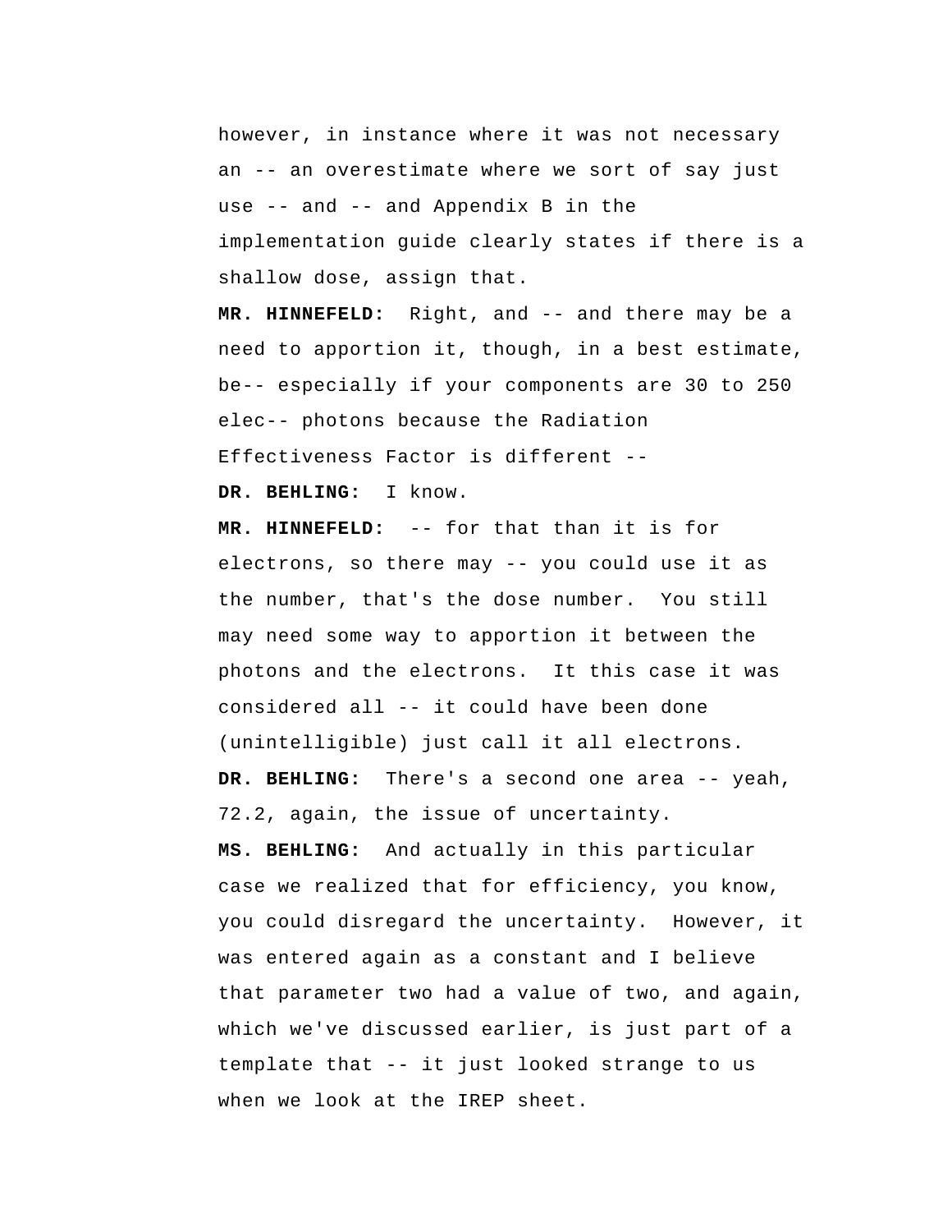however, in instance where it was not necessary an -- an overestimate where we sort of say just use -- and -- and Appendix B in the implementation guide clearly states if there is a shallow dose, assign that.

**MR. HINNEFELD:** Right, and -- and there may be a need to apportion it, though, in a best estimate, be-- especially if your components are 30 to 250 elec-- photons because the Radiation Effectiveness Factor is different --

**DR. BEHLING:** I know.

**MR. HINNEFELD:** -- for that than it is for electrons, so there may -- you could use it as the number, that's the dose number. You still may need some way to apportion it between the photons and the electrons. It this case it was considered all -- it could have been done (unintelligible) just call it all electrons.

**DR. BEHLING:** There's a second one area -- yeah, 72.2, again, the issue of uncertainty.

**MS. BEHLING:** And actually in this particular case we realized that for efficiency, you know, you could disregard the uncertainty. However, it was entered again as a constant and I believe that parameter two had a value of two, and again, which we've discussed earlier, is just part of a template that -- it just looked strange to us when we look at the IREP sheet.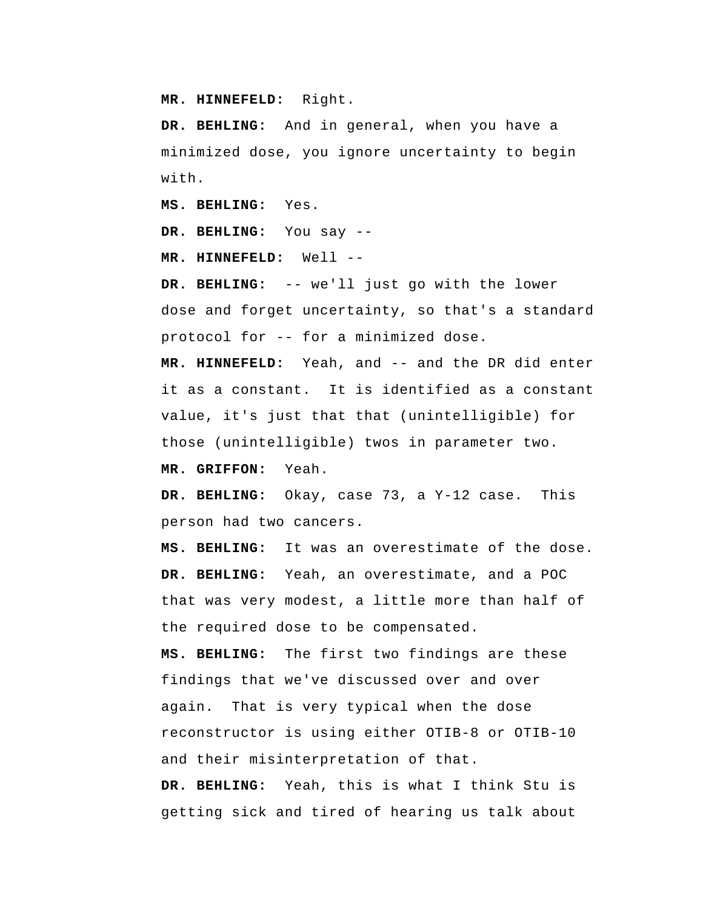**MR. HINNEFELD:** Right.

**DR. BEHLING:** And in general, when you have a minimized dose, you ignore uncertainty to begin with.

**MS. BEHLING:** Yes.

**DR. BEHLING:** You say --

**MR. HINNEFELD:** Well --

**DR. BEHLING:** -- we'll just go with the lower dose and forget uncertainty, so that's a standard protocol for -- for a minimized dose.

**MR. HINNEFELD:** Yeah, and -- and the DR did enter it as a constant. It is identified as a constant value, it's just that that (unintelligible) for those (unintelligible) twos in parameter two.

**MR. GRIFFON:** Yeah.

**DR. BEHLING:** Okay, case 73, a Y-12 case. This person had two cancers.

**MS. BEHLING:** It was an overestimate of the dose.

**DR. BEHLING:** Yeah, an overestimate, and a POC that was very modest, a little more than half of the required dose to be compensated.

**MS. BEHLING:** The first two findings are these findings that we've discussed over and over again. That is very typical when the dose reconstructor is using either OTIB-8 or OTIB-10 and their misinterpretation of that.

**DR. BEHLING:** Yeah, this is what I think Stu is getting sick and tired of hearing us talk about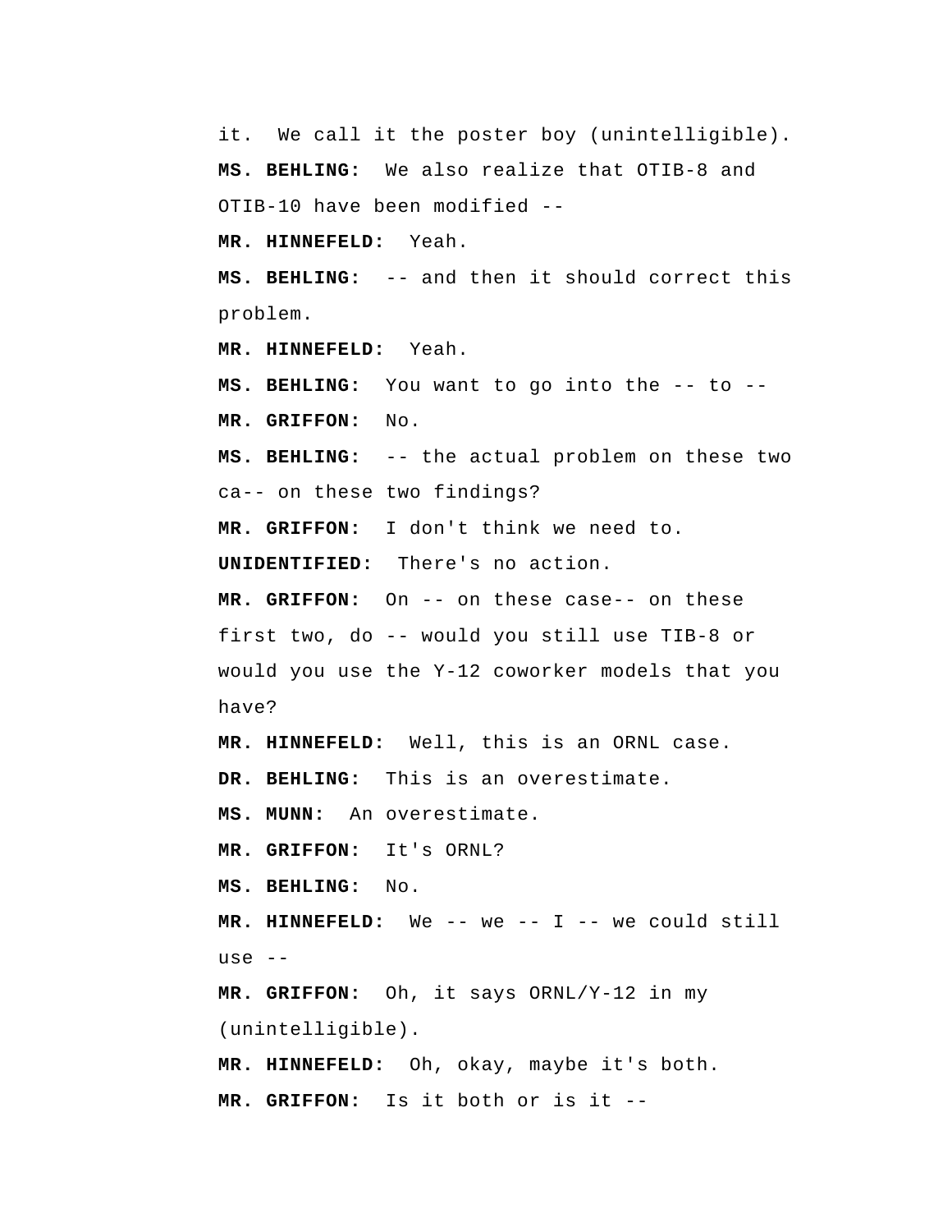it. We call it the poster boy (unintelligible).

**MS. BEHLING:** We also realize that OTIB-8 and OTIB-10 have been modified --

**MR. HINNEFELD:** Yeah.

**MS. BEHLING:** -- and then it should correct this problem.

**MR. HINNEFELD:** Yeah.

**MS. BEHLING:** You want to go into the -- to --

**MR. GRIFFON:** No.

**MS. BEHLING:** -- the actual problem on these two ca-- on these two findings?

**MR. GRIFFON:** I don't think we need to.

**UNIDENTIFIED:** There's no action.

**MR. GRIFFON:** On -- on these case-- on these first two, do -- would you still use TIB-8 or would you use the Y-12 coworker models that you have?

**MR. HINNEFELD:** Well, this is an ORNL case.

**DR. BEHLING:** This is an overestimate.

**MS. MUNN:** An overestimate.

**MR. GRIFFON:** It's ORNL?

**MS. BEHLING:** No.

**MR. HINNEFELD:** We -- we -- I -- we could still use --

**MR. GRIFFON:** Oh, it says ORNL/Y-12 in my (unintelligible).

**MR. HINNEFELD:** Oh, okay, maybe it's both.

**MR. GRIFFON:** Is it both or is it --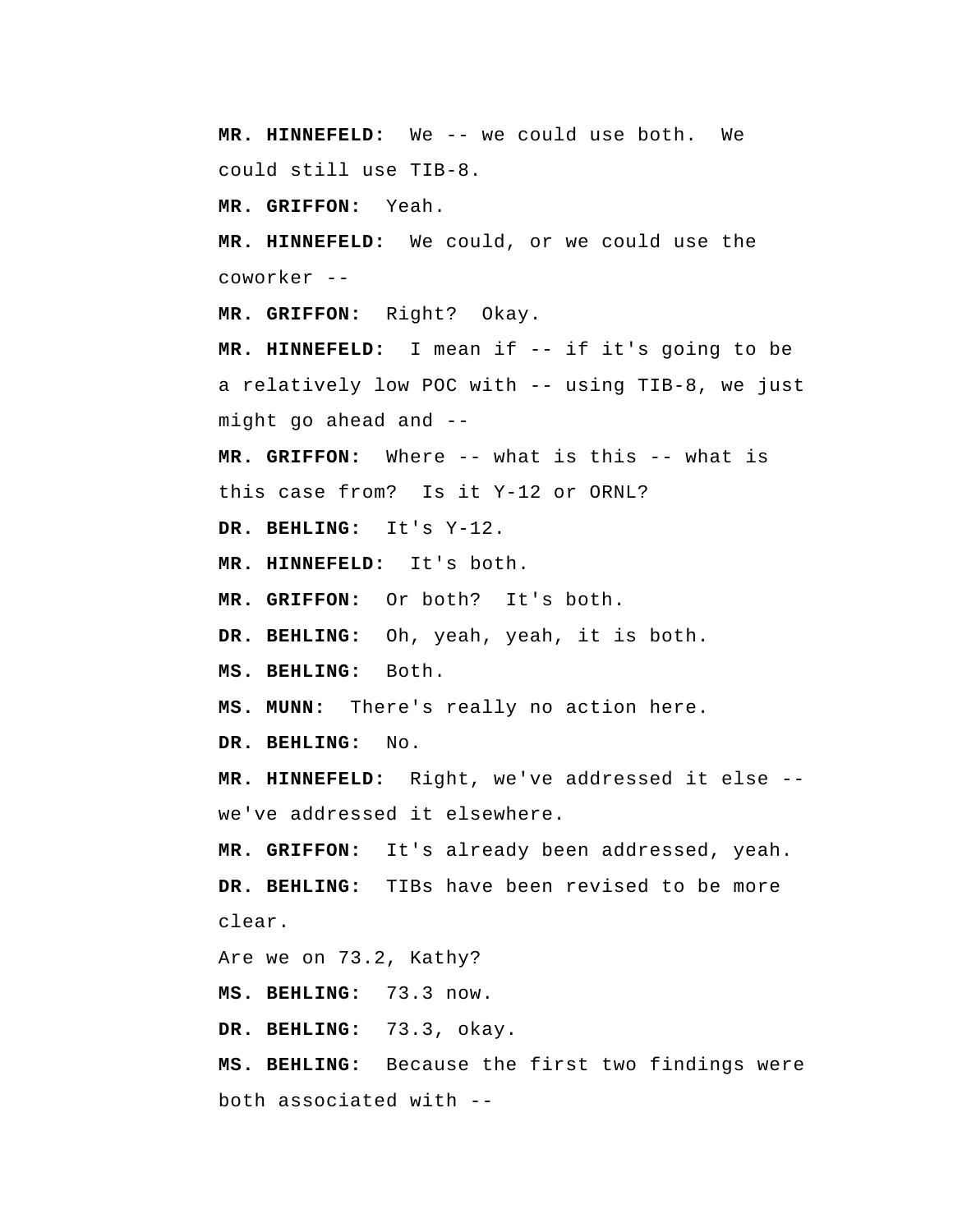**MR. HINNEFELD:** We -- we could use both. We could still use TIB-8.

**MR. GRIFFON:** Yeah.

**MR. HINNEFELD:** We could, or we could use the coworker --

**MR. GRIFFON:** Right? Okay.

**MR. HINNEFELD:** I mean if -- if it's going to be a relatively low POC with -- using TIB-8, we just might go ahead and --

**MR. GRIFFON:** Where -- what is this -- what is this case from? Is it Y-12 or ORNL?

**DR. BEHLING:** It's Y-12.

**MR. HINNEFELD:** It's both.

**MR. GRIFFON:** Or both? It's both.

**DR. BEHLING:** Oh, yeah, yeah, it is both.

**MS. BEHLING:** Both.

**MS. MUNN:** There's really no action here.

**DR. BEHLING:** No.

**MR. HINNEFELD:** Right, we've addressed it else -- we've addressed it elsewhere.

**MR. GRIFFON:** It's already been addressed, yeah.

**DR. BEHLING:** TIBs have been revised to be more clear.

Are we on 73.2, Kathy?

**MS. BEHLING:** 73.3 now.

**DR. BEHLING:** 73.3, okay.

**MS. BEHLING:** Because the first two findings were both associated with --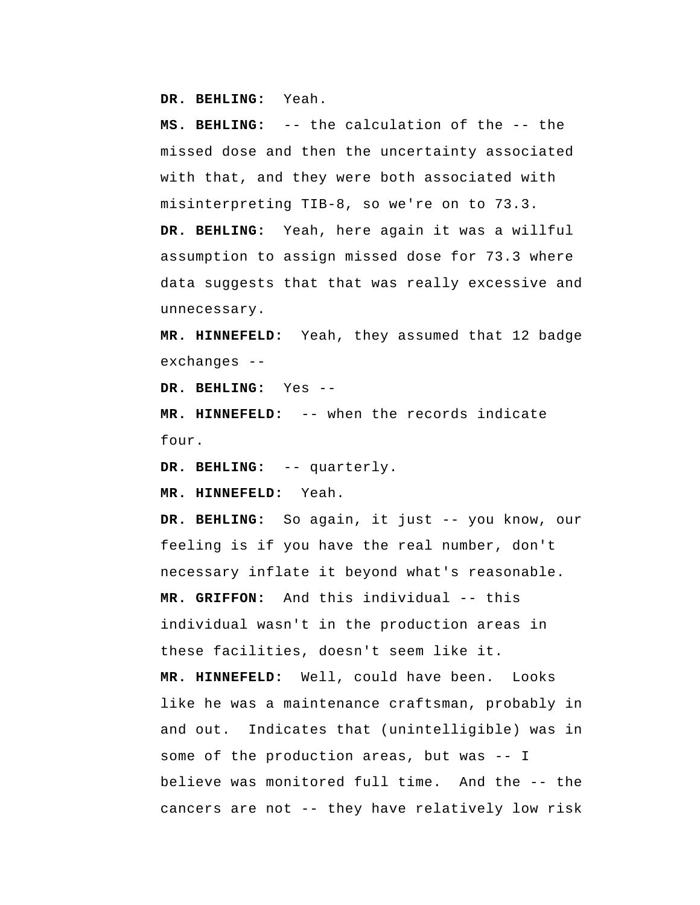**DR. BEHLING:** Yeah.

**MS. BEHLING:** -- the calculation of the -- the missed dose and then the uncertainty associated with that, and they were both associated with misinterpreting TIB-8, so we're on to 73.3.

**DR. BEHLING:** Yeah, here again it was a willful assumption to assign missed dose for 73.3 where data suggests that that was really excessive and unnecessary.

**MR. HINNEFELD:** Yeah, they assumed that 12 badge exchanges --

**DR. BEHLING:** Yes --

**MR. HINNEFELD:** -- when the records indicate four.

**DR. BEHLING:** -- quarterly.

**MR. HINNEFELD:** Yeah.

**DR. BEHLING:** So again, it just -- you know, our feeling is if you have the real number, don't necessary inflate it beyond what's reasonable.

**MR. GRIFFON:** And this individual -- this individual wasn't in the production areas in these facilities, doesn't seem like it.

**MR. HINNEFELD:** Well, could have been. Looks like he was a maintenance craftsman, probably in and out. Indicates that (unintelligible) was in some of the production areas, but was -- I believe was monitored full time. And the -- the cancers are not -- they have relatively low risk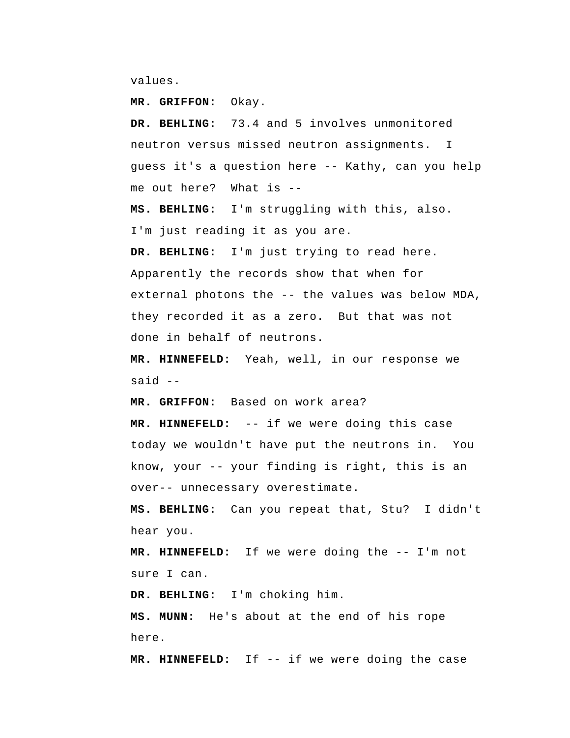values.

**MR. GRIFFON:** Okay.

**DR. BEHLING:** 73.4 and 5 involves unmonitored neutron versus missed neutron assignments. I guess it's a question here -- Kathy, can you help me out here? What is --

**MS. BEHLING:** I'm struggling with this, also. I'm just reading it as you are.

**DR. BEHLING:** I'm just trying to read here. Apparently the records show that when for external photons the -- the values was below MDA, they recorded it as a zero. But that was not done in behalf of neutrons.

**MR. HINNEFELD:** Yeah, well, in our response we said --

**MR. GRIFFON:** Based on work area?

**MR. HINNEFELD:** -- if we were doing this case today we wouldn't have put the neutrons in. You know, your -- your finding is right, this is an over-- unnecessary overestimate.

**MS. BEHLING:** Can you repeat that, Stu? I didn't hear you.

**MR. HINNEFELD:** If we were doing the -- I'm not sure I can.

**DR. BEHLING:** I'm choking him.

**MS. MUNN:** He's about at the end of his rope here.

**MR. HINNEFELD:** If -- if we were doing the case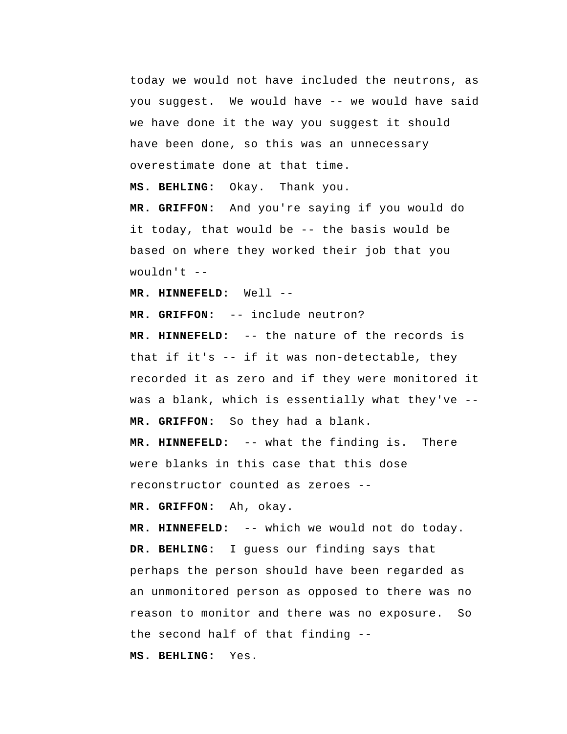today we would not have included the neutrons, as you suggest. We would have -- we would have said we have done it the way you suggest it should have been done, so this was an unnecessary overestimate done at that time.

**MS. BEHLING:** Okay. Thank you.

**MR. GRIFFON:** And you're saying if you would do it today, that would be -- the basis would be based on where they worked their job that you wouldn't --

**MR. HINNEFELD:** Well --

**MR. GRIFFON:** -- include neutron?

**MR. HINNEFELD:** -- the nature of the records is that if it's -- if it was non-detectable, they recorded it as zero and if they were monitored it was a blank, which is essentially what they've --

**MR. GRIFFON:** So they had a blank.

**MR. HINNEFELD:** -- what the finding is. There were blanks in this case that this dose reconstructor counted as zeroes --

**MR. GRIFFON:** Ah, okay.

**MR. HINNEFELD:** -- which we would not do today.

**DR. BEHLING:** I guess our finding says that perhaps the person should have been regarded as an unmonitored person as opposed to there was no reason to monitor and there was no exposure. So the second half of that finding --

**MS. BEHLING:** Yes.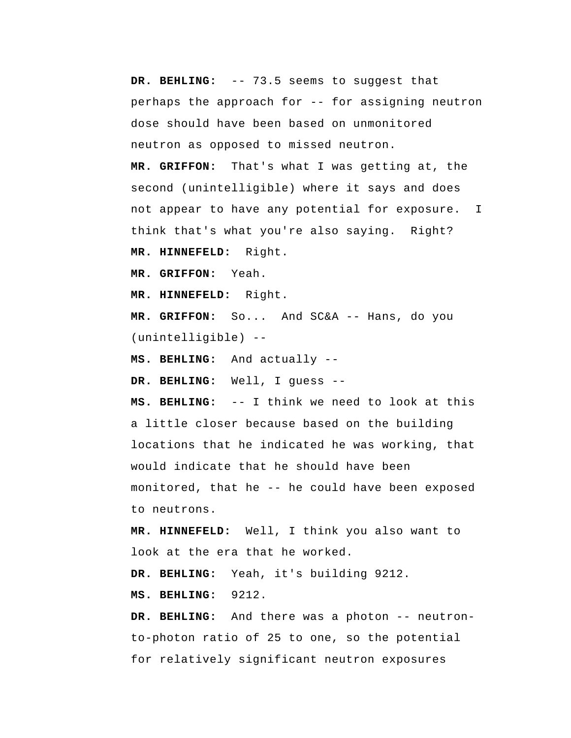**DR. BEHLING:** -- 73.5 seems to suggest that perhaps the approach for -- for assigning neutron dose should have been based on unmonitored neutron as opposed to missed neutron.

**MR. GRIFFON:** That's what I was getting at, the second (unintelligible) where it says and does not appear to have any potential for exposure. I think that's what you're also saying. Right?

**MR. HINNEFELD:** Right.

**MR. GRIFFON:** Yeah.

**MR. HINNEFELD:** Right.

**MR. GRIFFON:** So... And SC&A -- Hans, do you (unintelligible) --

**MS. BEHLING:** And actually --

**DR. BEHLING:** Well, I guess --

**MS. BEHLING:** -- I think we need to look at this a little closer because based on the building locations that he indicated he was working, that would indicate that he should have been monitored, that he -- he could have been exposed to neutrons.

**MR. HINNEFELD:** Well, I think you also want to look at the era that he worked.

**DR. BEHLING:** Yeah, it's building 9212.

**MS. BEHLING:** 9212.

**DR. BEHLING:** And there was a photon -- neutron-to-photon ratio of 25 to one, so the potential for relatively significant neutron exposures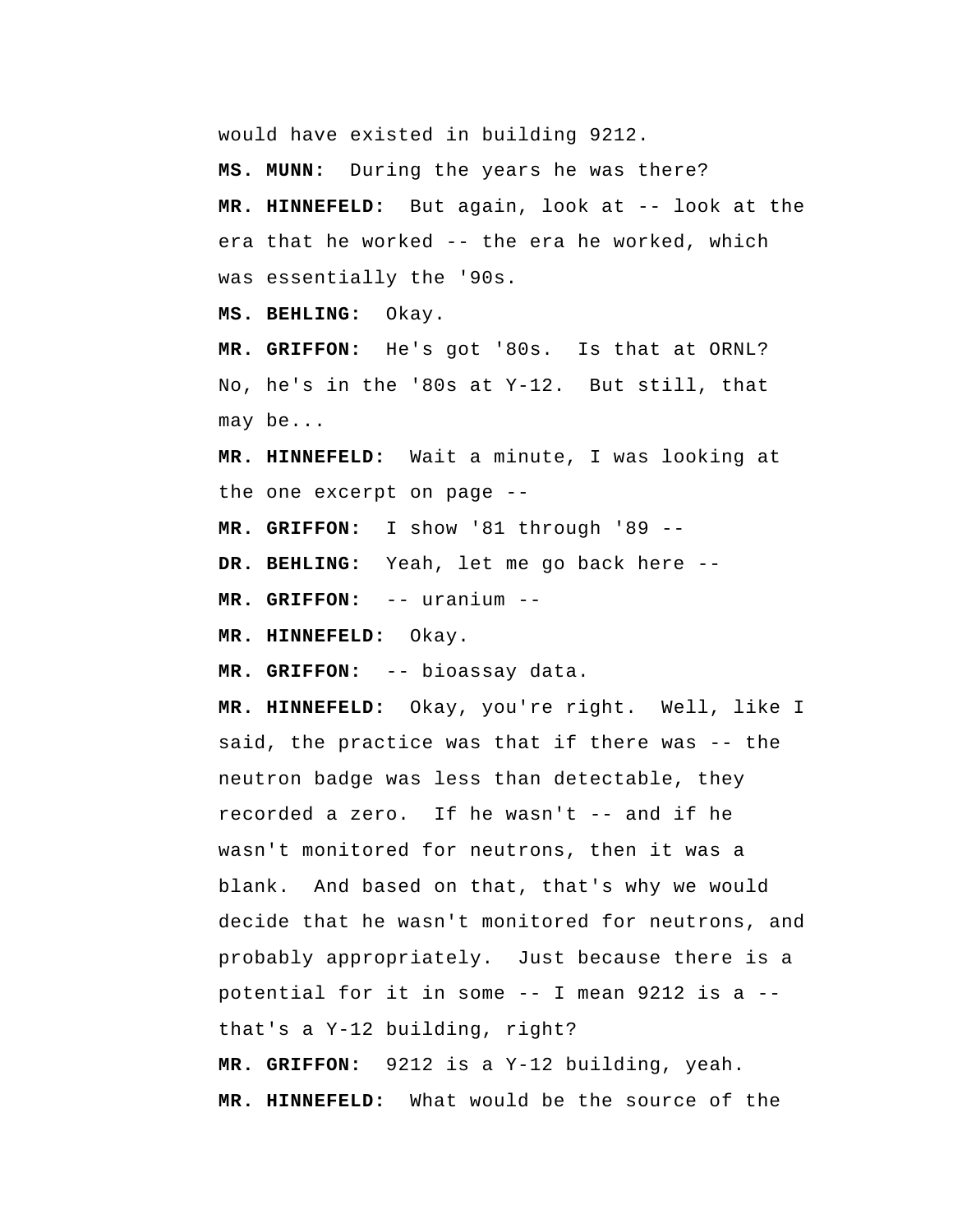would have existed in building 9212.

**MS. MUNN:** During the years he was there?

**MR. HINNEFELD:** But again, look at -- look at the era that he worked -- the era he worked, which was essentially the '90s.

**MS. BEHLING:** Okay.

**MR. GRIFFON:** He's got '80s. Is that at ORNL? No, he's in the '80s at Y-12. But still, that may be...

**MR. HINNEFELD:** Wait a minute, I was looking at the one excerpt on page --

**MR. GRIFFON:** I show '81 through '89 --

**DR. BEHLING:** Yeah, let me go back here --

**MR. GRIFFON:** -- uranium --

**MR. HINNEFELD:** Okay.

**MR. GRIFFON:** -- bioassay data.

**MR. HINNEFELD:** Okay, you're right. Well, like I said, the practice was that if there was -- the neutron badge was less than detectable, they recorded a zero. If he wasn't -- and if he wasn't monitored for neutrons, then it was a blank. And based on that, that's why we would decide that he wasn't monitored for neutrons, and probably appropriately. Just because there is a potential for it in some -- I mean 9212 is a -- that's a Y-12 building, right?

**MR. GRIFFON:** 9212 is a Y-12 building, yeah.

**MR. HINNEFELD:** What would be the source of the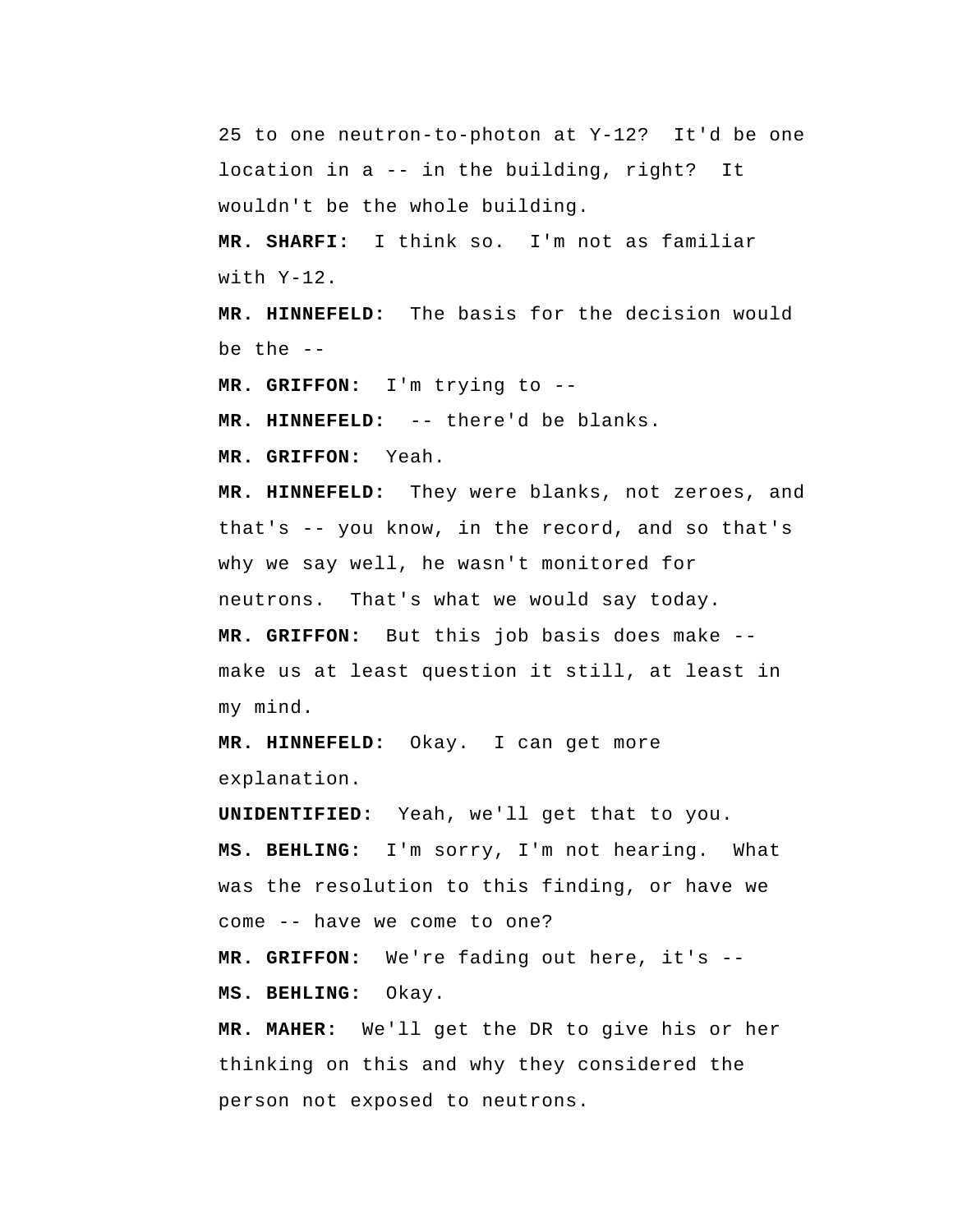25 to one neutron-to-photon at Y-12? It'd be one location in a -- in the building, right? It wouldn't be the whole building.

**MR. SHARFI:** I think so. I'm not as familiar with Y-12.

**MR. HINNEFELD:** The basis for the decision would be the --

**MR. GRIFFON:** I'm trying to --

**MR. HINNEFELD:** -- there'd be blanks.

**MR. GRIFFON:** Yeah.

**MR. HINNEFELD:** They were blanks, not zeroes, and that's -- you know, in the record, and so that's why we say well, he wasn't monitored for neutrons. That's what we would say today.

**MR. GRIFFON:** But this job basis does make -- make us at least question it still, at least in my mind.

**MR. HINNEFELD:** Okay. I can get more explanation.

**UNIDENTIFIED:** Yeah, we'll get that to you.

**MS. BEHLING:** I'm sorry, I'm not hearing. What was the resolution to this finding, or have we come -- have we come to one?

**MR. GRIFFON:** We're fading out here, it's --

**MS. BEHLING:** Okay.

**MR. MAHER:** We'll get the DR to give his or her thinking on this and why they considered the person not exposed to neutrons.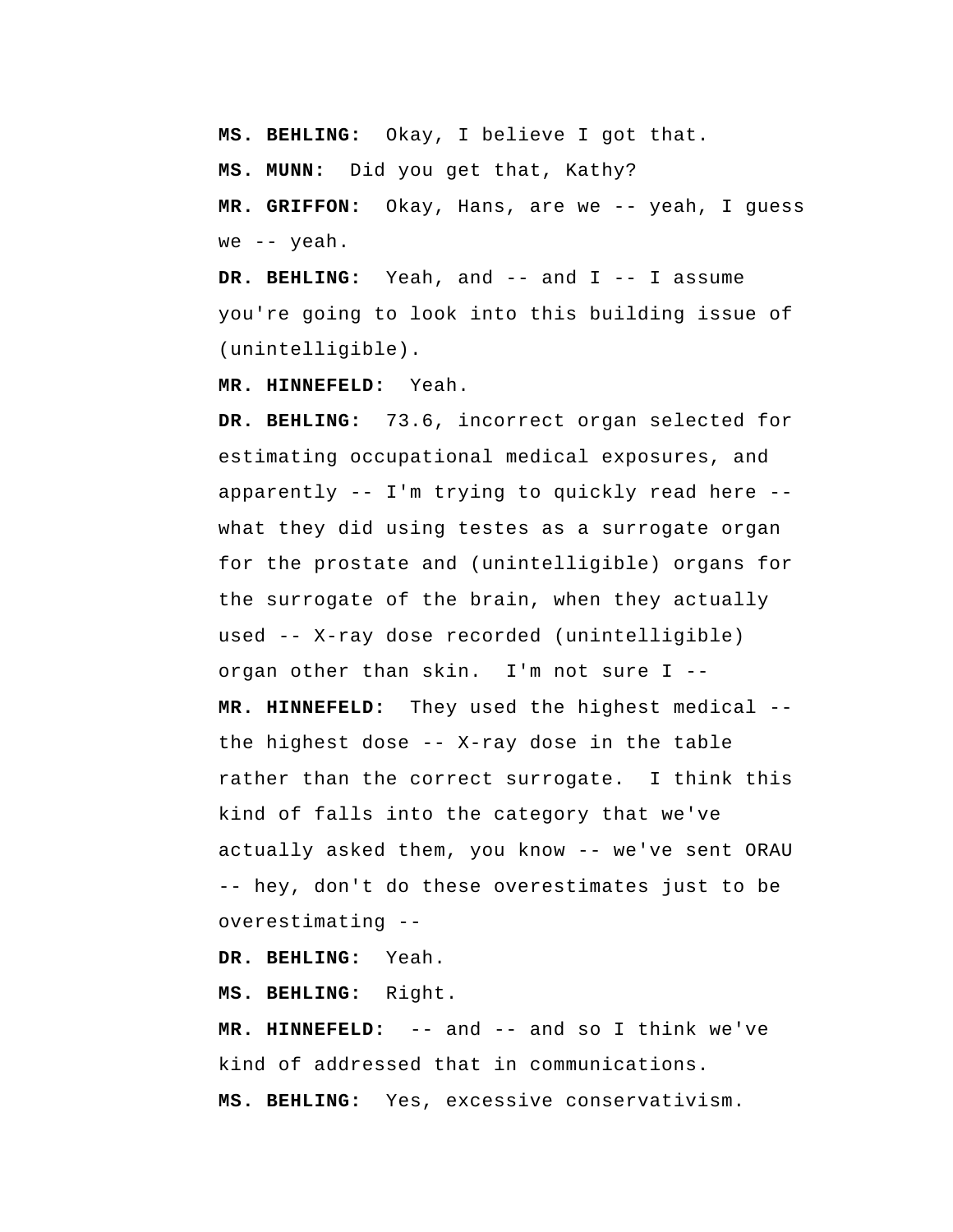**MS. BEHLING:** Okay, I believe I got that.

**MS. MUNN:** Did you get that, Kathy?

**MR. GRIFFON:** Okay, Hans, are we -- yeah, I guess we -- yeah.

**DR. BEHLING:** Yeah, and -- and I -- I assume you're going to look into this building issue of (unintelligible).

**MR. HINNEFELD:** Yeah.

**DR. BEHLING:** 73.6, incorrect organ selected for estimating occupational medical exposures, and apparently -- I'm trying to quickly read here -- what they did using testes as a surrogate organ for the prostate and (unintelligible) organs for the surrogate of the brain, when they actually used -- X-ray dose recorded (unintelligible) organ other than skin. I'm not sure I --

**MR. HINNEFELD:** They used the highest medical -- the highest dose -- X-ray dose in the table rather than the correct surrogate. I think this kind of falls into the category that we've actually asked them, you know -- we've sent ORAU -- hey, don't do these overestimates just to be overestimating --

**DR. BEHLING:** Yeah.

**MS. BEHLING:** Right.

**MR. HINNEFELD:** -- and -- and so I think we've kind of addressed that in communications.

**MS. BEHLING:** Yes, excessive conservativism.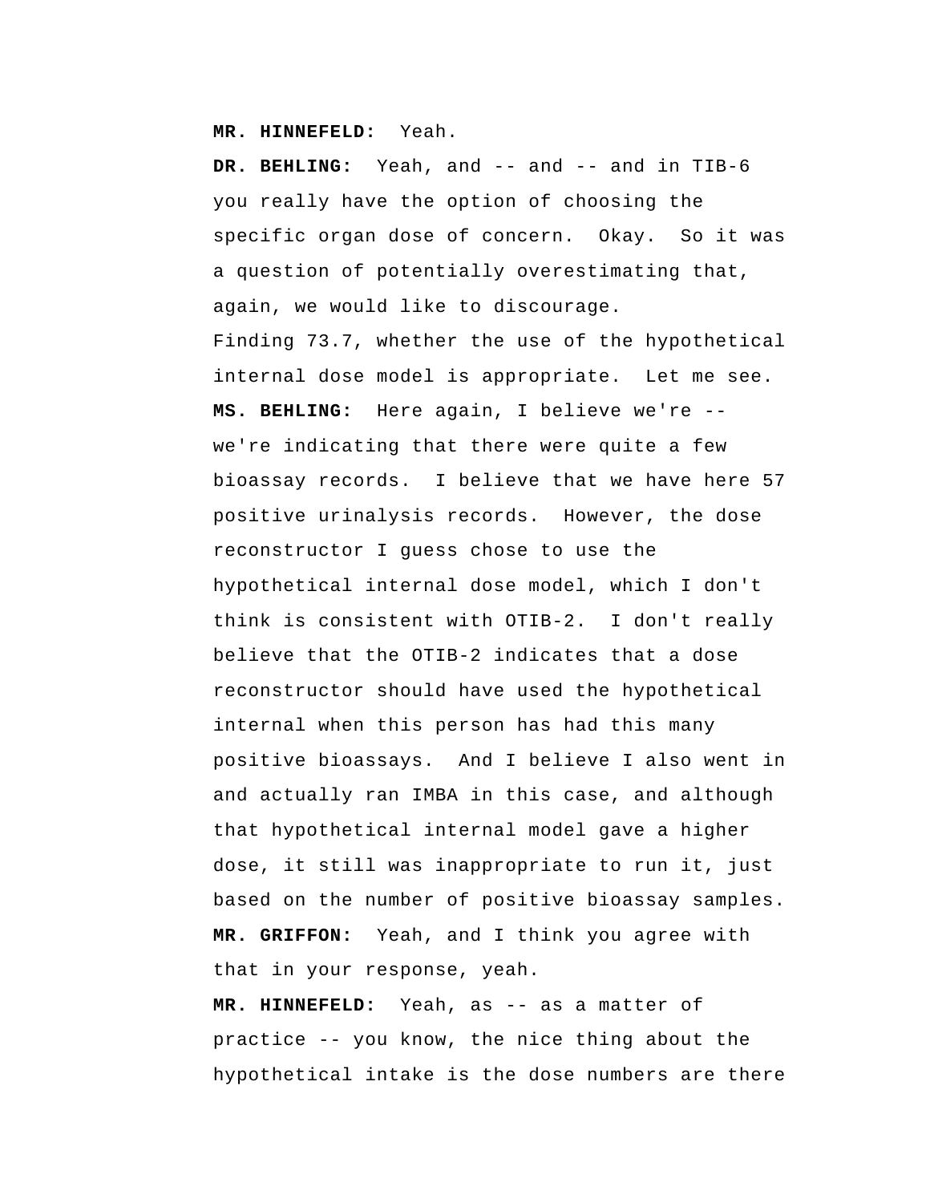**MR. HINNEFELD:** Yeah.

**DR. BEHLING:** Yeah, and -- and -- and in TIB-6 you really have the option of choosing the specific organ dose of concern. Okay. So it was a question of potentially overestimating that, again, we would like to discourage.

Finding 73.7, whether the use of the hypothetical internal dose model is appropriate. Let me see.

**MS. BEHLING:** Here again, I believe we're -- we're indicating that there were quite a few bioassay records. I believe that we have here 57 positive urinalysis records. However, the dose reconstructor I guess chose to use the hypothetical internal dose model, which I don't think is consistent with OTIB-2. I don't really believe that the OTIB-2 indicates that a dose reconstructor should have used the hypothetical internal when this person has had this many positive bioassays. And I believe I also went in and actually ran IMBA in this case, and although that hypothetical internal model gave a higher dose, it still was inappropriate to run it, just based on the number of positive bioassay samples.

**MR. GRIFFON:** Yeah, and I think you agree with that in your response, yeah.

**MR. HINNEFELD:** Yeah, as -- as a matter of practice -- you know, the nice thing about the hypothetical intake is the dose numbers are there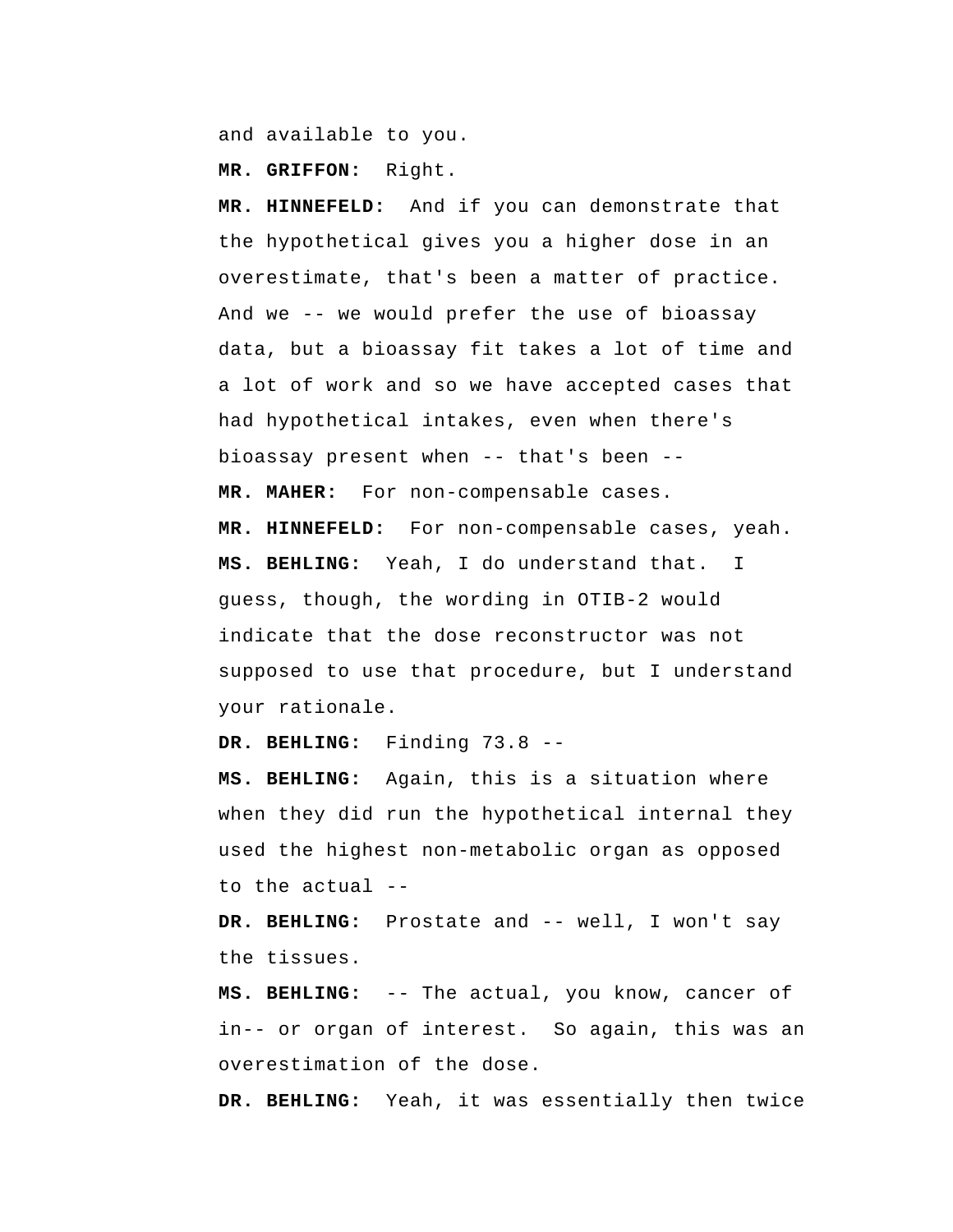and available to you.

**MR. GRIFFON:** Right.

**MR. HINNEFELD:** And if you can demonstrate that the hypothetical gives you a higher dose in an overestimate, that's been a matter of practice. And we -- we would prefer the use of bioassay data, but a bioassay fit takes a lot of time and a lot of work and so we have accepted cases that had hypothetical intakes, even when there's bioassay present when -- that's been --

**MR. MAHER:** For non-compensable cases.

**MR. HINNEFELD:** For non-compensable cases, yeah.

**MS. BEHLING:** Yeah, I do understand that. I guess, though, the wording in OTIB-2 would indicate that the dose reconstructor was not supposed to use that procedure, but I understand your rationale.

**DR. BEHLING:** Finding 73.8 --

**MS. BEHLING:** Again, this is a situation where when they did run the hypothetical internal they used the highest non-metabolic organ as opposed to the actual --

**DR. BEHLING:** Prostate and -- well, I won't say the tissues.

**MS. BEHLING:** -- The actual, you know, cancer of in-- or organ of interest. So again, this was an overestimation of the dose.

**DR. BEHLING:** Yeah, it was essentially then twice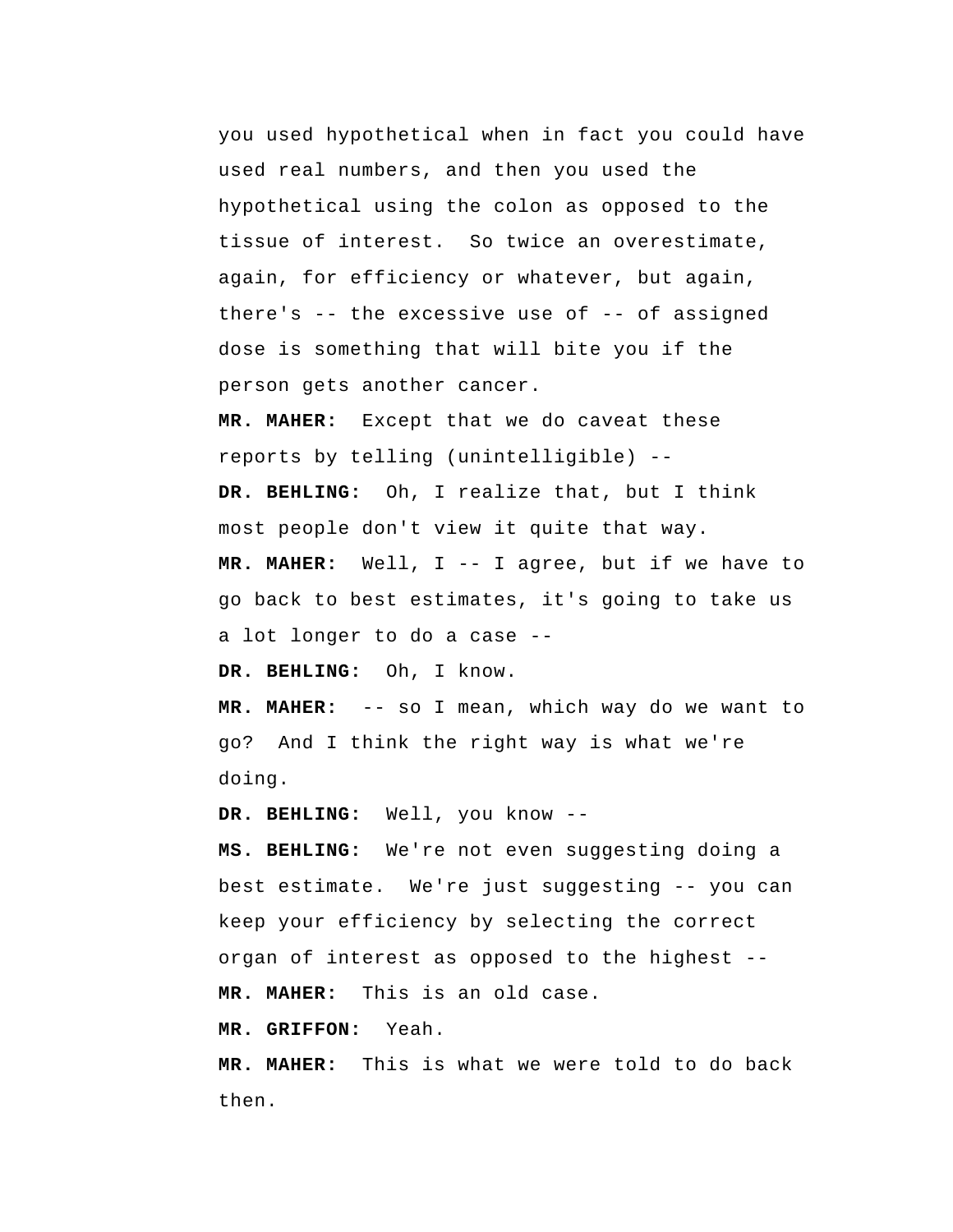you used hypothetical when in fact you could have used real numbers, and then you used the hypothetical using the colon as opposed to the tissue of interest. So twice an overestimate, again, for efficiency or whatever, but again, there's -- the excessive use of -- of assigned dose is something that will bite you if the person gets another cancer.

**MR. MAHER:** Except that we do caveat these reports by telling (unintelligible) --

**DR. BEHLING:** Oh, I realize that, but I think most people don't view it quite that way.

**MR. MAHER:** Well, I -- I agree, but if we have to go back to best estimates, it's going to take us a lot longer to do a case --

**DR. BEHLING:** Oh, I know.

**MR. MAHER:** -- so I mean, which way do we want to go? And I think the right way is what we're doing.

**DR. BEHLING:** Well, you know --

**MS. BEHLING:** We're not even suggesting doing a best estimate. We're just suggesting -- you can keep your efficiency by selecting the correct organ of interest as opposed to the highest --

**MR. MAHER:** This is an old case.

**MR. GRIFFON:** Yeah.

**MR. MAHER:** This is what we were told to do back then.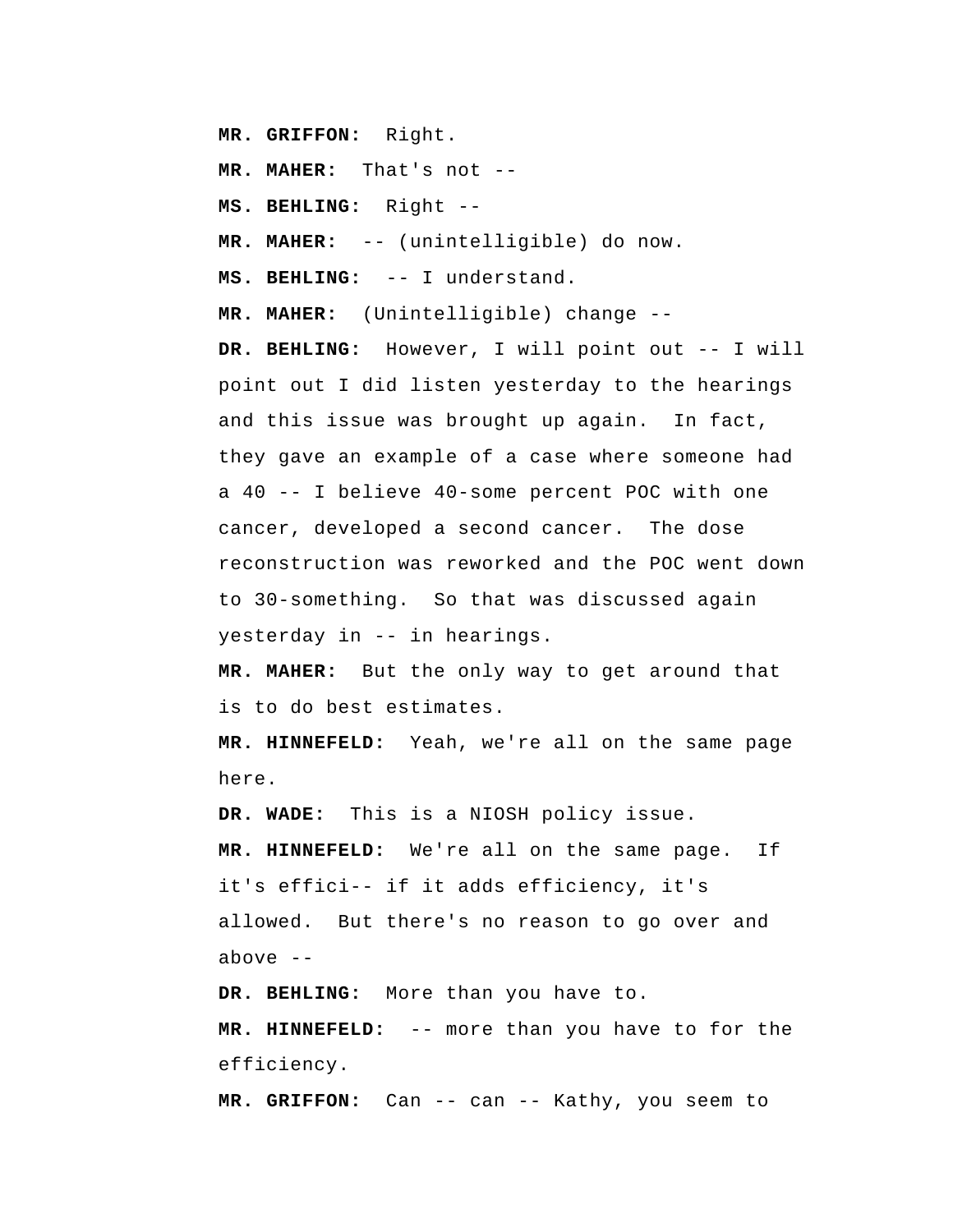**MR. GRIFFON:** Right.

**MR. MAHER:** That's not --

**MS. BEHLING:** Right --

**MR. MAHER:** -- (unintelligible) do now.

**MS. BEHLING:** -- I understand.

**MR. MAHER:** (Unintelligible) change --

**DR. BEHLING:** However, I will point out -- I will point out I did listen yesterday to the hearings and this issue was brought up again. In fact, they gave an example of a case where someone had a 40 -- I believe 40-some percent POC with one cancer, developed a second cancer. The dose reconstruction was reworked and the POC went down to 30-something. So that was discussed again yesterday in -- in hearings.

**MR. MAHER:** But the only way to get around that is to do best estimates.

**MR. HINNEFELD:** Yeah, we're all on the same page here.

**DR. WADE:** This is a NIOSH policy issue.

**MR. HINNEFELD:** We're all on the same page. If it's effici-- if it adds efficiency, it's allowed. But there's no reason to go over and above --

**DR. BEHLING:** More than you have to.

**MR. HINNEFELD:** -- more than you have to for the efficiency.

**MR. GRIFFON:** Can -- can -- Kathy, you seem to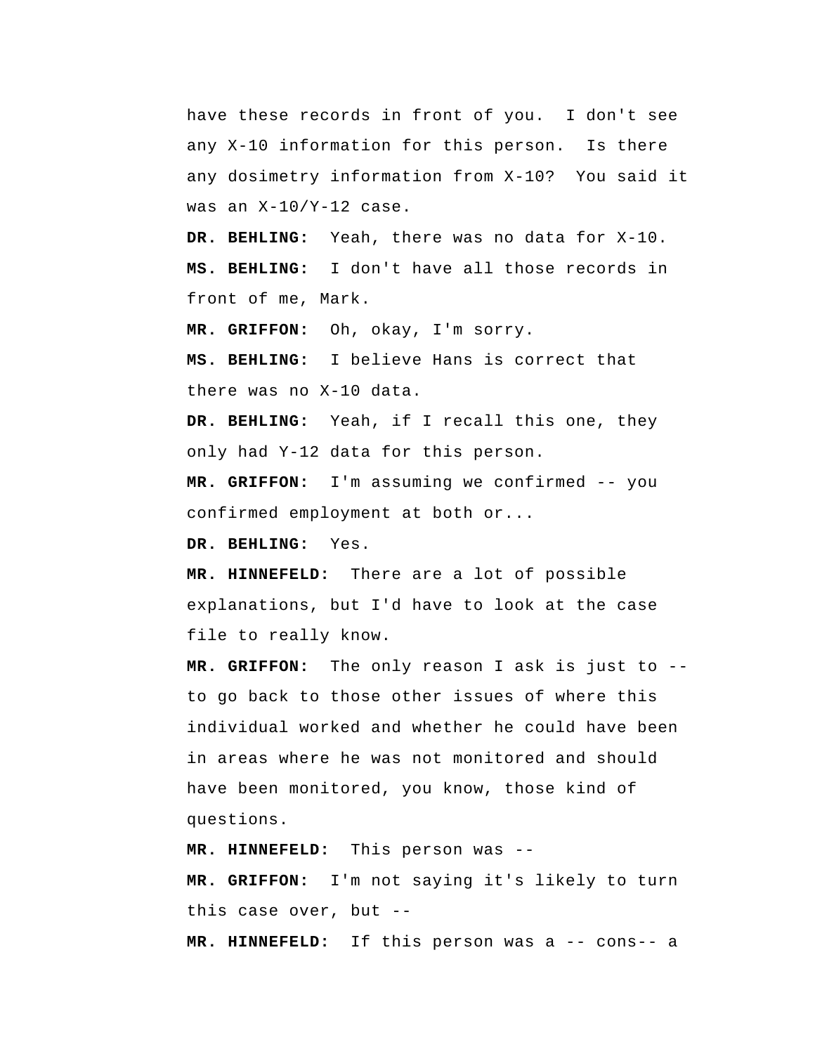have these records in front of you. I don't see any X-10 information for this person. Is there any dosimetry information from X-10? You said it was an X-10/Y-12 case.

**DR. BEHLING:** Yeah, there was no data for X-10.

**MS. BEHLING:** I don't have all those records in front of me, Mark.

**MR. GRIFFON:** Oh, okay, I'm sorry.

**MS. BEHLING:** I believe Hans is correct that there was no X-10 data.

**DR. BEHLING:** Yeah, if I recall this one, they only had Y-12 data for this person.

**MR. GRIFFON:** I'm assuming we confirmed -- you confirmed employment at both or...

**DR. BEHLING:** Yes.

**MR. HINNEFELD:** There are a lot of possible explanations, but I'd have to look at the case file to really know.

**MR. GRIFFON:** The only reason I ask is just to -- to go back to those other issues of where this individual worked and whether he could have been in areas where he was not monitored and should have been monitored, you know, those kind of questions.

**MR. HINNEFELD:** This person was --

**MR. GRIFFON:** I'm not saying it's likely to turn this case over, but --

**MR. HINNEFELD:** If this person was a -- cons-- a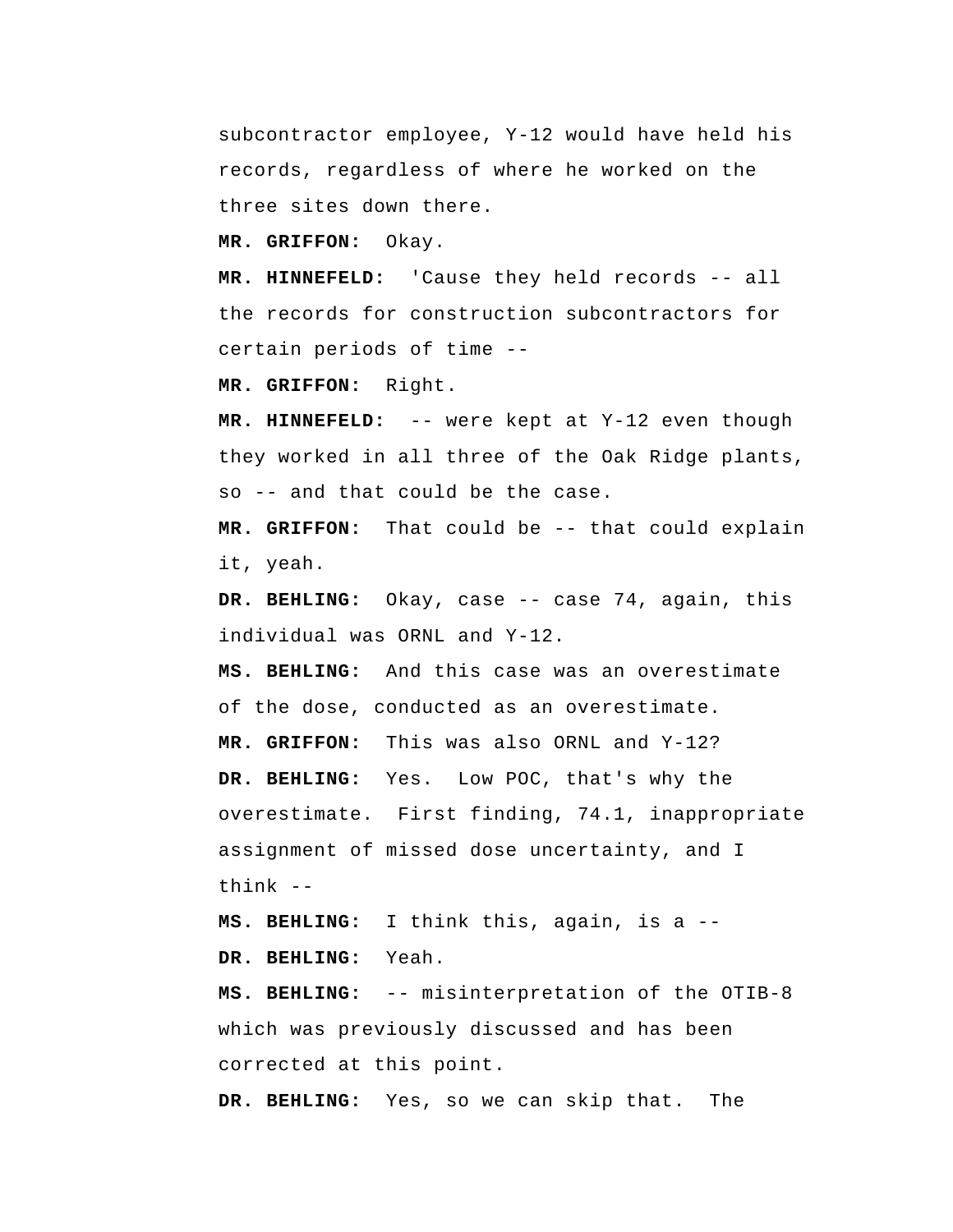subcontractor employee, Y-12 would have held his records, regardless of where he worked on the three sites down there.

**MR. GRIFFON:** Okay.

**MR. HINNEFELD:** 'Cause they held records -- all the records for construction subcontractors for certain periods of time --

**MR. GRIFFON:** Right.

**MR. HINNEFELD:** -- were kept at Y-12 even though they worked in all three of the Oak Ridge plants, so -- and that could be the case.

**MR. GRIFFON:** That could be -- that could explain it, yeah.

**DR. BEHLING:** Okay, case -- case 74, again, this individual was ORNL and Y-12.

**MS. BEHLING:** And this case was an overestimate of the dose, conducted as an overestimate.

**MR. GRIFFON:** This was also ORNL and Y-12?

**DR. BEHLING:** Yes. Low POC, that's why the overestimate. First finding, 74.1, inappropriate assignment of missed dose uncertainty, and I think --

**MS. BEHLING:** I think this, again, is a --

**DR. BEHLING:** Yeah.

**MS. BEHLING:** -- misinterpretation of the OTIB-8 which was previously discussed and has been corrected at this point.

**DR. BEHLING:** Yes, so we can skip that. The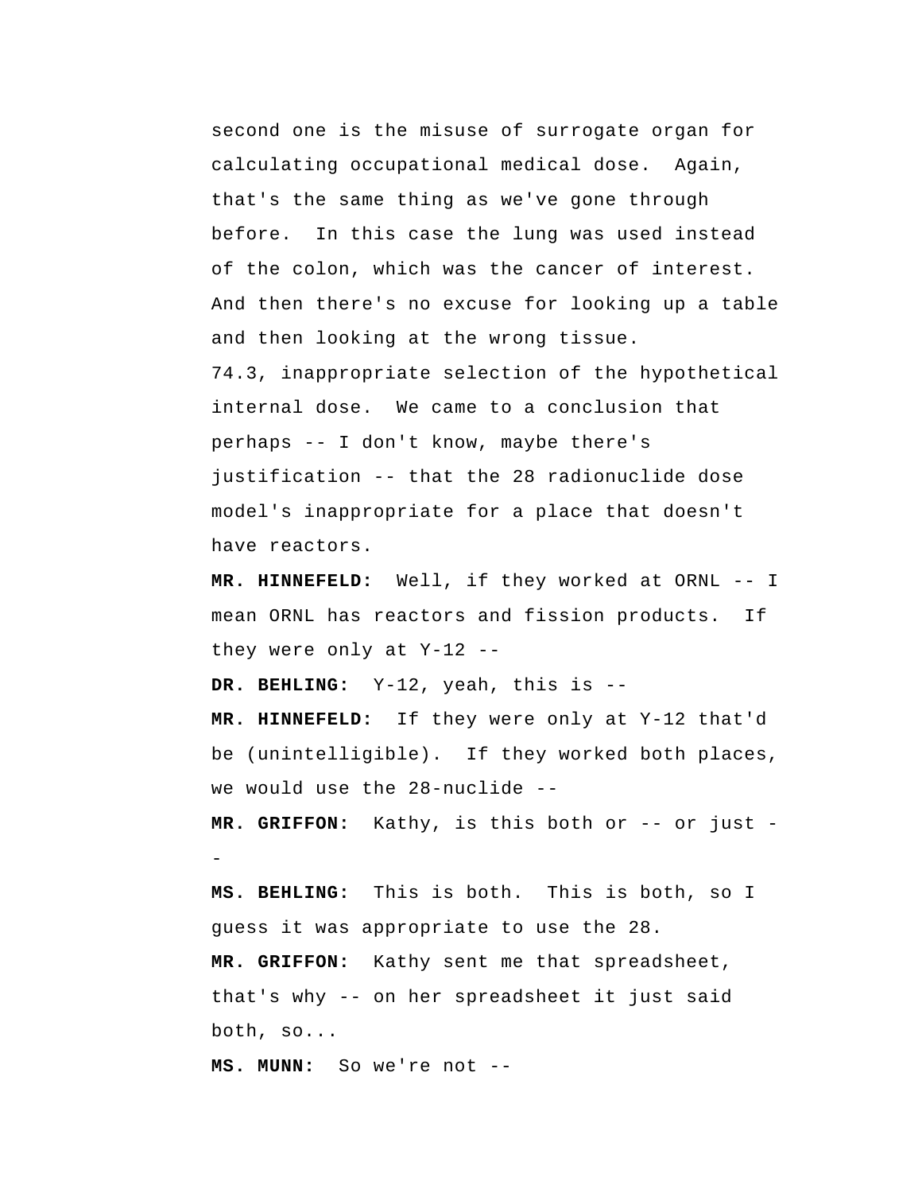second one is the misuse of surrogate organ for calculating occupational medical dose. Again, that's the same thing as we've gone through before. In this case the lung was used instead of the colon, which was the cancer of interest. And then there's no excuse for looking up a table and then looking at the wrong tissue.

74.3, inappropriate selection of the hypothetical internal dose. We came to a conclusion that perhaps -- I don't know, maybe there's justification -- that the 28 radionuclide dose model's inappropriate for a place that doesn't have reactors.

**MR. HINNEFELD:** Well, if they worked at ORNL -- I mean ORNL has reactors and fission products. If they were only at Y-12 --

**DR. BEHLING:** Y-12, yeah, this is --

**MR. HINNEFELD:** If they were only at Y-12 that'd be (unintelligible). If they worked both places, we would use the 28-nuclide --

**MR. GRIFFON:** Kathy, is this both or -- or just --

**MS. BEHLING:** This is both. This is both, so I guess it was appropriate to use the 28.

**MR. GRIFFON:** Kathy sent me that spreadsheet, that's why -- on her spreadsheet it just said both, so...

**MS. MUNN:** So we're not --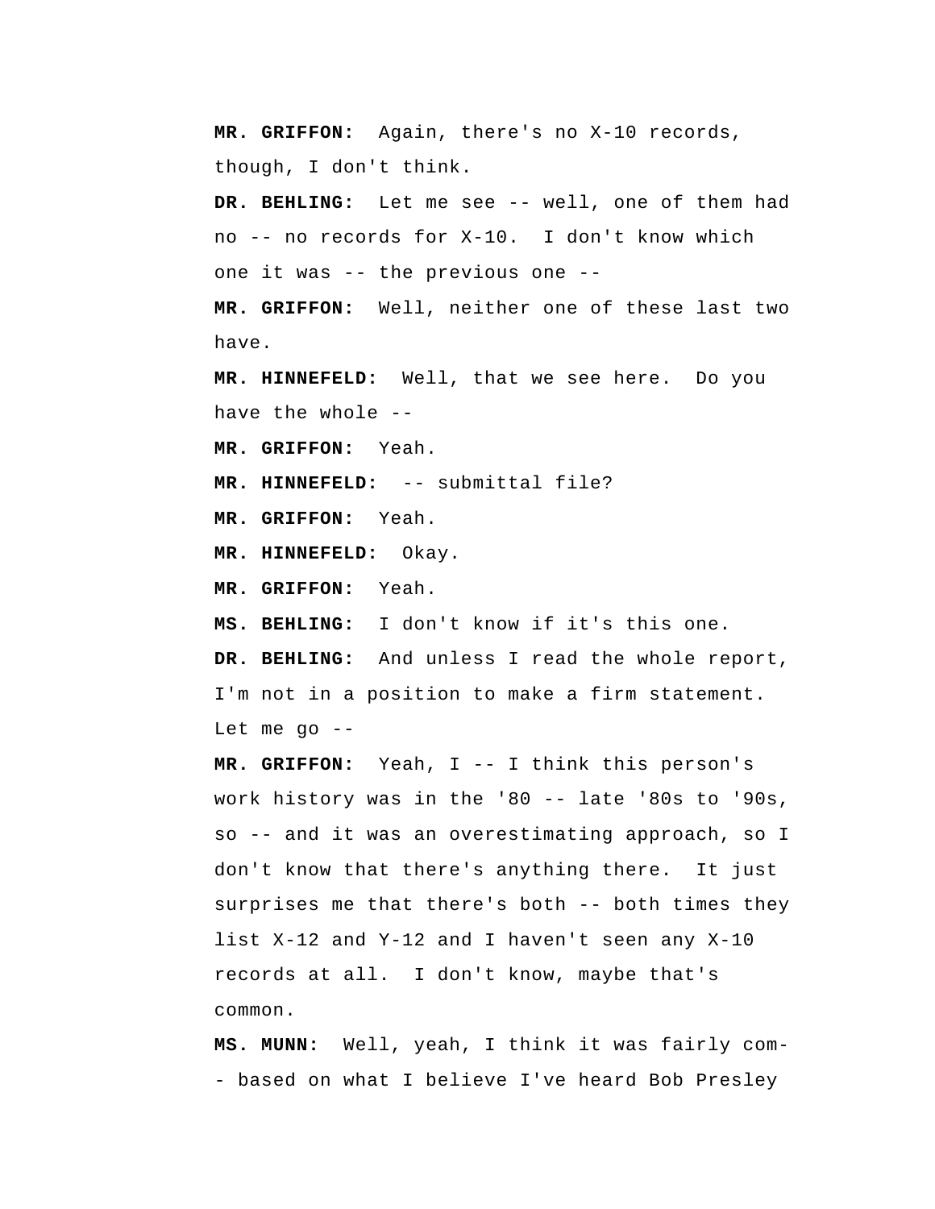**MR. GRIFFON:** Again, there's no X-10 records, though, I don't think.

**DR. BEHLING:** Let me see -- well, one of them had no -- no records for X-10. I don't know which one it was -- the previous one --

**MR. GRIFFON:** Well, neither one of these last two have.

**MR. HINNEFELD:** Well, that we see here. Do you have the whole --

**MR. GRIFFON:** Yeah.

**MR. HINNEFELD:** -- submittal file?

**MR. GRIFFON:** Yeah.

**MR. HINNEFELD:** Okay.

**MR. GRIFFON:** Yeah.

**MS. BEHLING:** I don't know if it's this one.

**DR. BEHLING:** And unless I read the whole report, I'm not in a position to make a firm statement. Let me go --

**MR. GRIFFON:** Yeah, I -- I think this person's work history was in the '80 -- late '80s to '90s, so -- and it was an overestimating approach, so I don't know that there's anything there. It just surprises me that there's both -- both times they list X-12 and Y-12 and I haven't seen any X-10 records at all. I don't know, maybe that's common.

**MS. MUNN:** Well, yeah, I think it was fairly com-- based on what I believe I've heard Bob Presley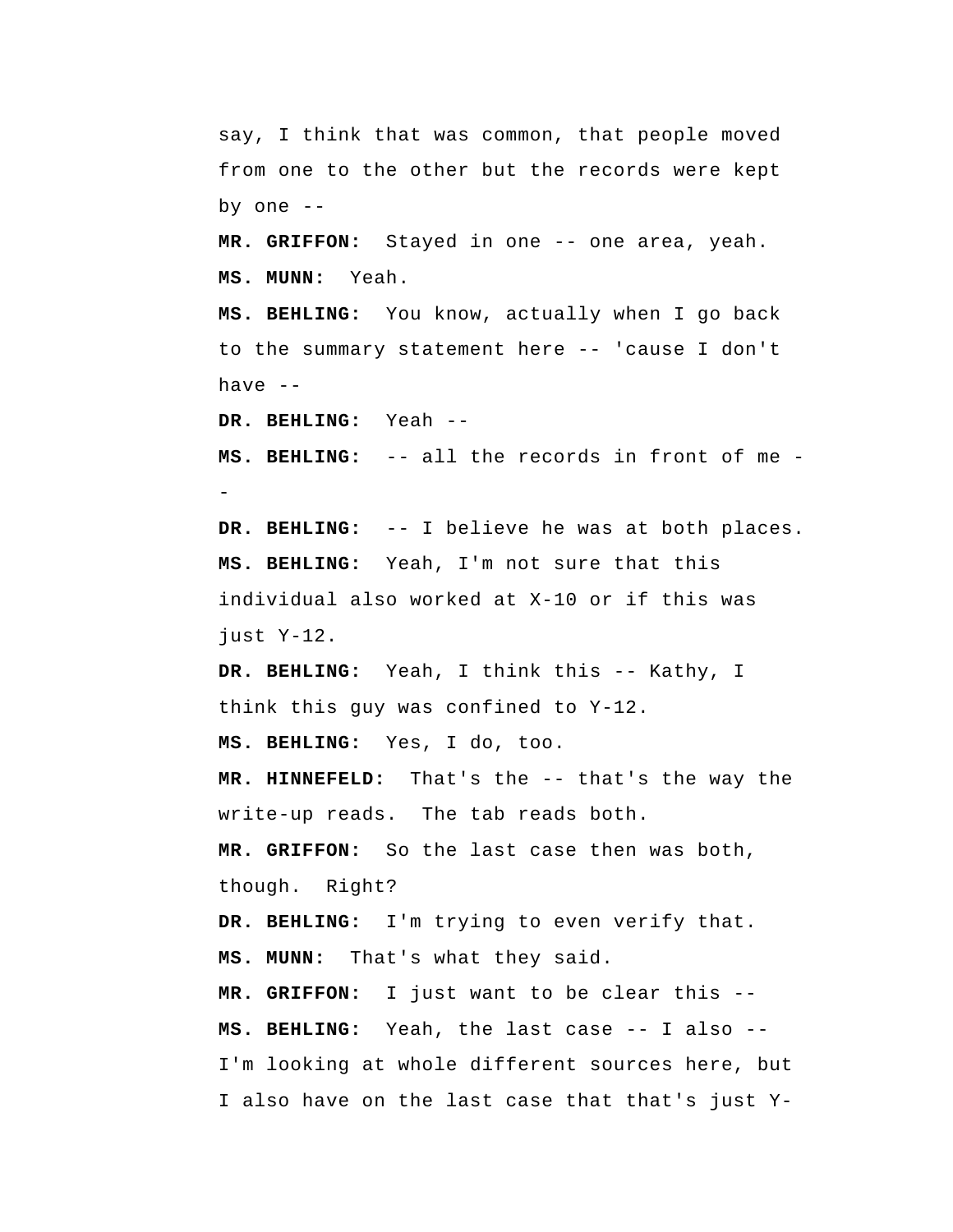say, I think that was common, that people moved from one to the other but the records were kept by one --

**MR. GRIFFON:** Stayed in one -- one area, yeah.

**MS. MUNN:** Yeah.

**MS. BEHLING:** You know, actually when I go back to the summary statement here -- 'cause I don't have --

**DR. BEHLING:** Yeah --

**MS. BEHLING:** -- all the records in front of me --

**DR. BEHLING:** -- I believe he was at both places.

**MS. BEHLING:** Yeah, I'm not sure that this individual also worked at X-10 or if this was just Y-12.

**DR. BEHLING:** Yeah, I think this -- Kathy, I think this guy was confined to Y-12.

**MS. BEHLING:** Yes, I do, too.

**MR. HINNEFELD:** That's the -- that's the way the write-up reads. The tab reads both.

**MR. GRIFFON:** So the last case then was both, though. Right?

**DR. BEHLING:** I'm trying to even verify that.

**MS. MUNN:** That's what they said.

**MR. GRIFFON:** I just want to be clear this --

**MS. BEHLING:** Yeah, the last case -- I also -- I'm looking at whole different sources here, but I also have on the last case that that's just Y-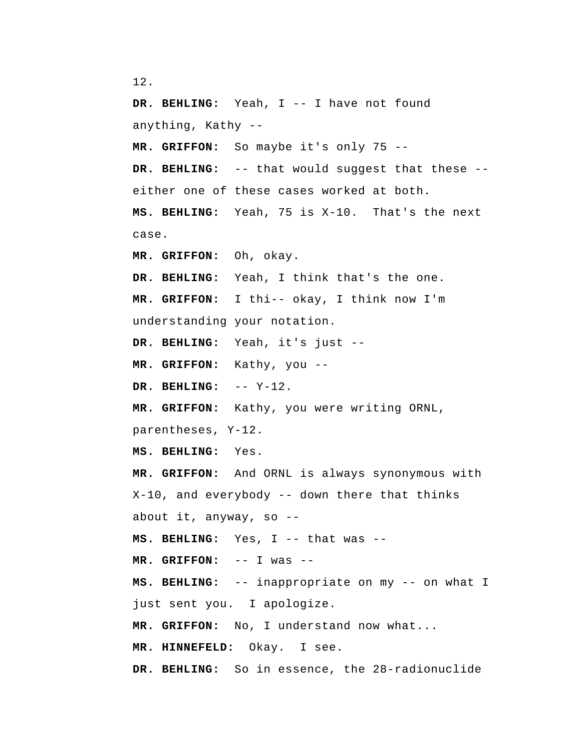12.

**DR. BEHLING:** Yeah, I -- I have not found anything, Kathy --

**MR. GRIFFON:** So maybe it's only 75 --

**DR. BEHLING:** -- that would suggest that these -- either one of these cases worked at both.

**MS. BEHLING:** Yeah, 75 is X-10. That's the next case.

**MR. GRIFFON:** Oh, okay.

**DR. BEHLING:** Yeah, I think that's the one.

**MR. GRIFFON:** I thi-- okay, I think now I'm understanding your notation.

**DR. BEHLING:** Yeah, it's just --

**MR. GRIFFON:** Kathy, you --

**DR. BEHLING:** -- Y-12.

**MR. GRIFFON:** Kathy, you were writing ORNL, parentheses, Y-12.

**MS. BEHLING:** Yes.

**MR. GRIFFON:** And ORNL is always synonymous with X-10, and everybody -- down there that thinks about it, anyway, so --

**MS. BEHLING:** Yes, I -- that was --

**MR. GRIFFON:** -- I was --

**MS. BEHLING:** -- inappropriate on my -- on what I just sent you. I apologize.

**MR. GRIFFON:** No, I understand now what...

**MR. HINNEFELD:** Okay. I see.

**DR. BEHLING:** So in essence, the 28-radionuclide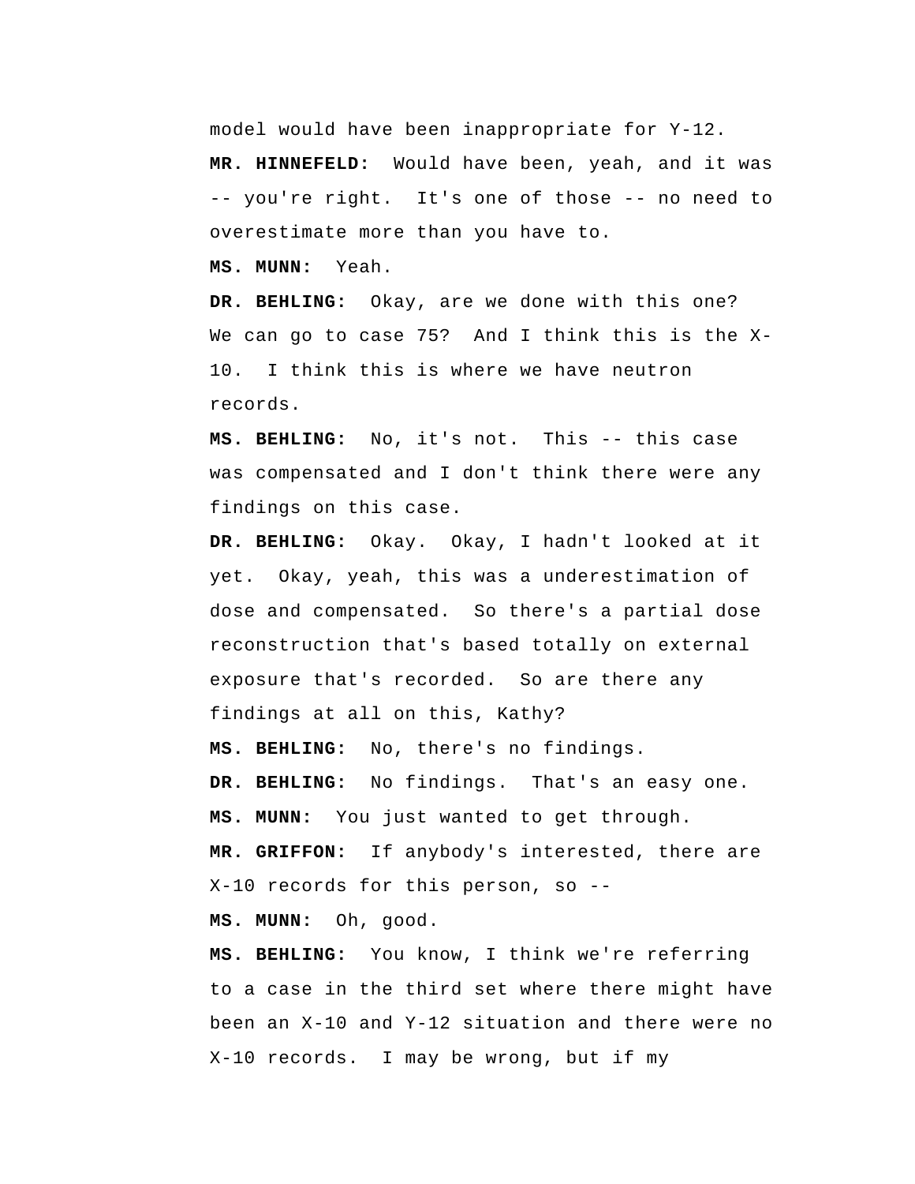model would have been inappropriate for Y-12.

**MR. HINNEFELD:** Would have been, yeah, and it was -- you're right. It's one of those -- no need to overestimate more than you have to.

**MS. MUNN:** Yeah.

**DR. BEHLING:** Okay, are we done with this one? We can go to case 75? And I think this is the X-10. I think this is where we have neutron records.

**MS. BEHLING:** No, it's not. This -- this case was compensated and I don't think there were any findings on this case.

**DR. BEHLING:** Okay. Okay, I hadn't looked at it yet. Okay, yeah, this was a underestimation of dose and compensated. So there's a partial dose reconstruction that's based totally on external exposure that's recorded. So are there any findings at all on this, Kathy?

**MS. BEHLING:** No, there's no findings.

**DR. BEHLING:** No findings. That's an easy one.

**MS. MUNN:** You just wanted to get through.

**MR. GRIFFON:** If anybody's interested, there are X-10 records for this person, so --

**MS. MUNN:** Oh, good.

**MS. BEHLING:** You know, I think we're referring to a case in the third set where there might have been an X-10 and Y-12 situation and there were no X-10 records. I may be wrong, but if my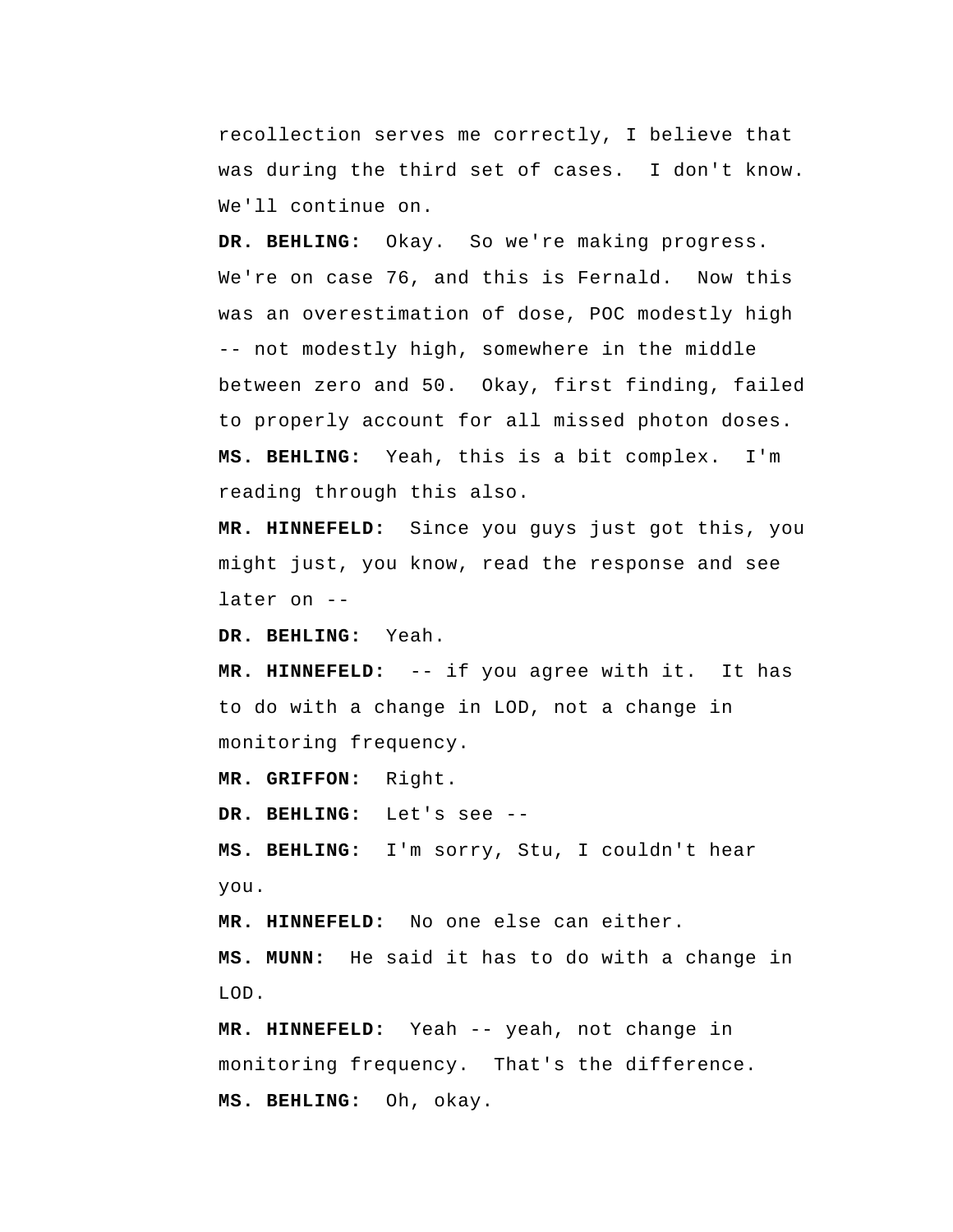recollection serves me correctly, I believe that was during the third set of cases. I don't know. We'll continue on.

**DR. BEHLING:** Okay. So we're making progress. We're on case 76, and this is Fernald. Now this was an overestimation of dose, POC modestly high -- not modestly high, somewhere in the middle between zero and 50. Okay, first finding, failed to properly account for all missed photon doses.

**MS. BEHLING:** Yeah, this is a bit complex. I'm reading through this also.

**MR. HINNEFELD:** Since you guys just got this, you might just, you know, read the response and see later on --

**DR. BEHLING:** Yeah.

**MR. HINNEFELD:** -- if you agree with it. It has to do with a change in LOD, not a change in monitoring frequency.

**MR. GRIFFON:** Right.

**DR. BEHLING:** Let's see --

**MS. BEHLING:** I'm sorry, Stu, I couldn't hear you.

**MR. HINNEFELD:** No one else can either.

**MS. MUNN:** He said it has to do with a change in LOD.

**MR. HINNEFELD:** Yeah -- yeah, not change in monitoring frequency. That's the difference.

**MS. BEHLING:** Oh, okay.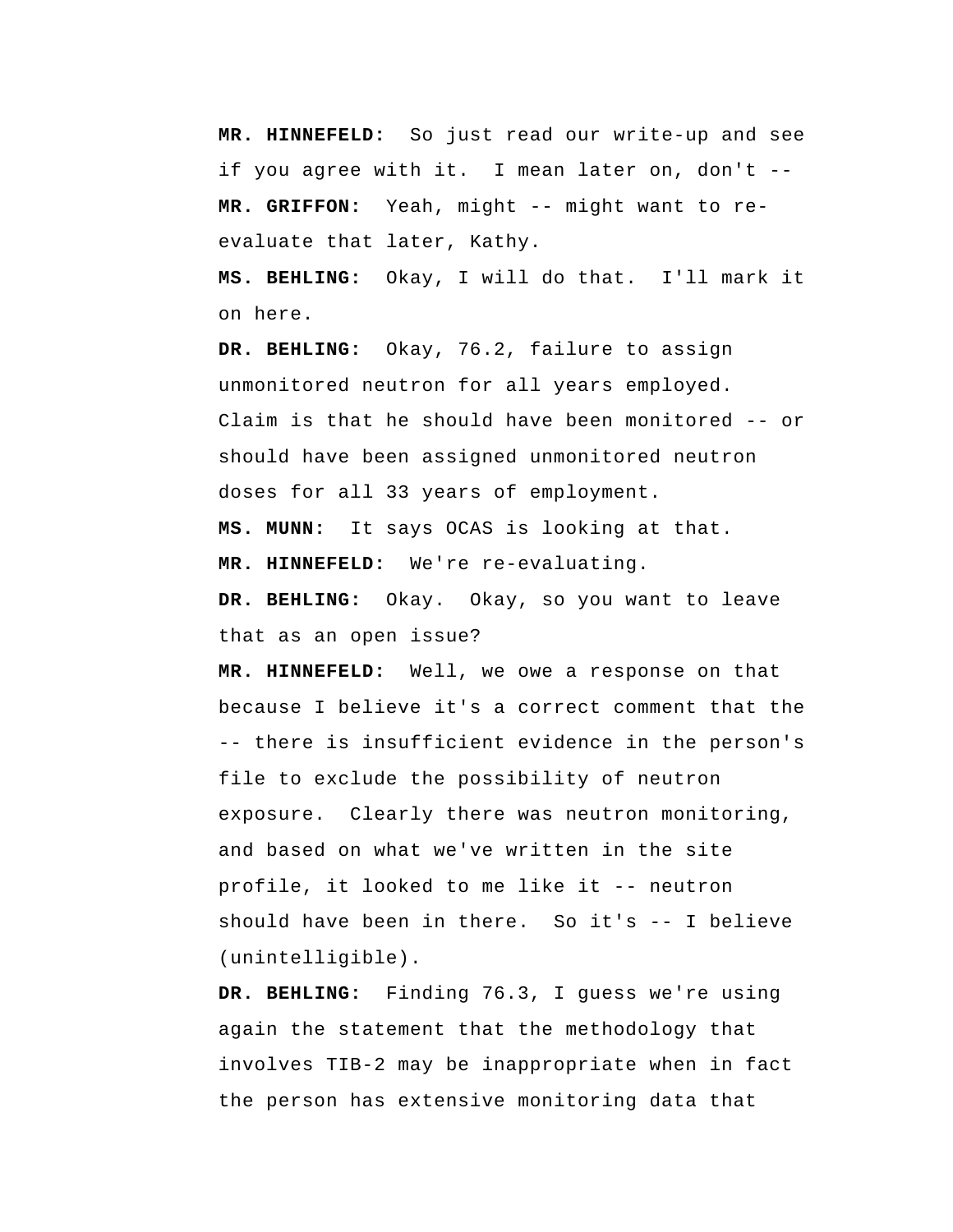**MR. HINNEFELD:** So just read our write-up and see if you agree with it. I mean later on, don't --

**MR. GRIFFON:** Yeah, might -- might want to re-evaluate that later, Kathy.

**MS. BEHLING:** Okay, I will do that. I'll mark it on here.

**DR. BEHLING:** Okay, 76.2, failure to assign unmonitored neutron for all years employed. Claim is that he should have been monitored -- or should have been assigned unmonitored neutron doses for all 33 years of employment.

**MS. MUNN:** It says OCAS is looking at that.

**MR. HINNEFELD:** We're re-evaluating.

**DR. BEHLING:** Okay. Okay, so you want to leave that as an open issue?

**MR. HINNEFELD:** Well, we owe a response on that because I believe it's a correct comment that the -- there is insufficient evidence in the person's file to exclude the possibility of neutron exposure. Clearly there was neutron monitoring, and based on what we've written in the site profile, it looked to me like it -- neutron should have been in there. So it's -- I believe (unintelligible).

**DR. BEHLING:** Finding 76.3, I guess we're using again the statement that the methodology that involves TIB-2 may be inappropriate when in fact the person has extensive monitoring data that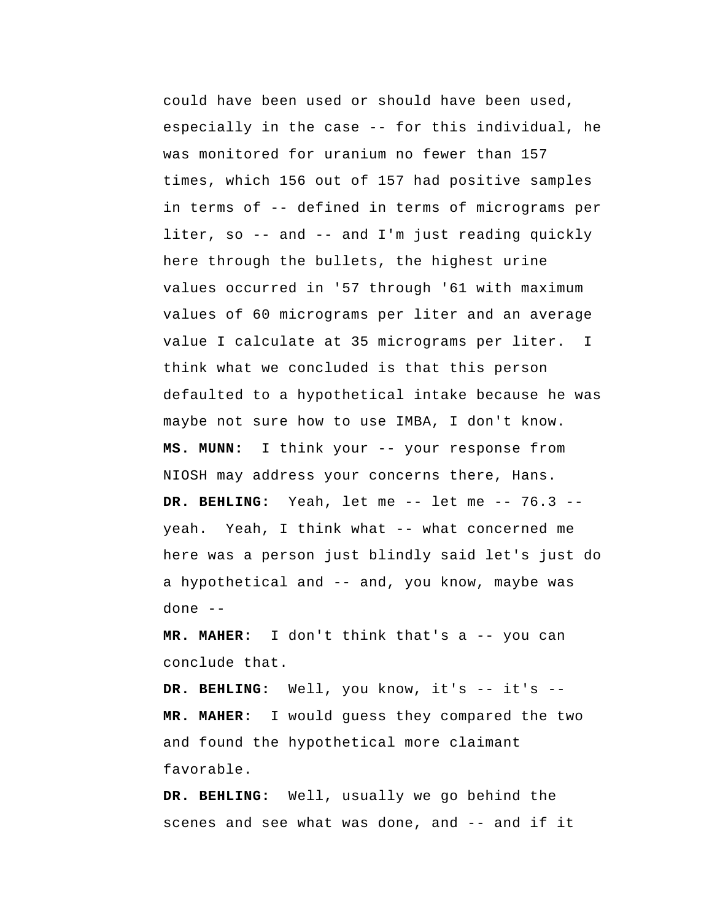could have been used or should have been used, especially in the case -- for this individual, he was monitored for uranium no fewer than 157 times, which 156 out of 157 had positive samples in terms of -- defined in terms of micrograms per liter, so -- and -- and I'm just reading quickly here through the bullets, the highest urine values occurred in '57 through '61 with maximum values of 60 micrograms per liter and an average value I calculate at 35 micrograms per liter. I think what we concluded is that this person defaulted to a hypothetical intake because he was maybe not sure how to use IMBA, I don't know.

**MS. MUNN:** I think your -- your response from NIOSH may address your concerns there, Hans.

**DR. BEHLING:** Yeah, let me -- let me -- 76.3 -- yeah. Yeah, I think what -- what concerned me here was a person just blindly said let's just do a hypothetical and -- and, you know, maybe was done --

**MR. MAHER:** I don't think that's a -- you can conclude that.

**DR. BEHLING:** Well, you know, it's -- it's --

**MR. MAHER:** I would guess they compared the two and found the hypothetical more claimant favorable.

**DR. BEHLING:** Well, usually we go behind the scenes and see what was done, and -- and if it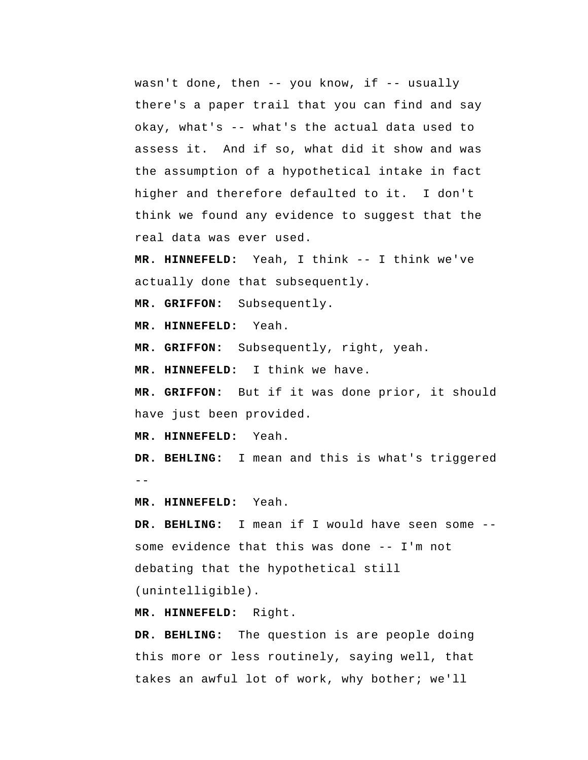wasn't done, then -- you know, if -- usually there's a paper trail that you can find and say okay, what's -- what's the actual data used to assess it. And if so, what did it show and was the assumption of a hypothetical intake in fact higher and therefore defaulted to it. I don't think we found any evidence to suggest that the real data was ever used.

**MR. HINNEFELD:** Yeah, I think -- I think we've actually done that subsequently.

**MR. GRIFFON:** Subsequently.

**MR. HINNEFELD:** Yeah.

**MR. GRIFFON:** Subsequently, right, yeah.

**MR. HINNEFELD:** I think we have.

**MR. GRIFFON:** But if it was done prior, it should have just been provided.

**MR. HINNEFELD:** Yeah.

**DR. BEHLING:** I mean and this is what's triggered --

**MR. HINNEFELD:** Yeah.

**DR. BEHLING:** I mean if I would have seen some -- some evidence that this was done -- I'm not debating that the hypothetical still (unintelligible).

**MR. HINNEFELD:** Right.

**DR. BEHLING:** The question is are people doing this more or less routinely, saying well, that takes an awful lot of work, why bother; we'll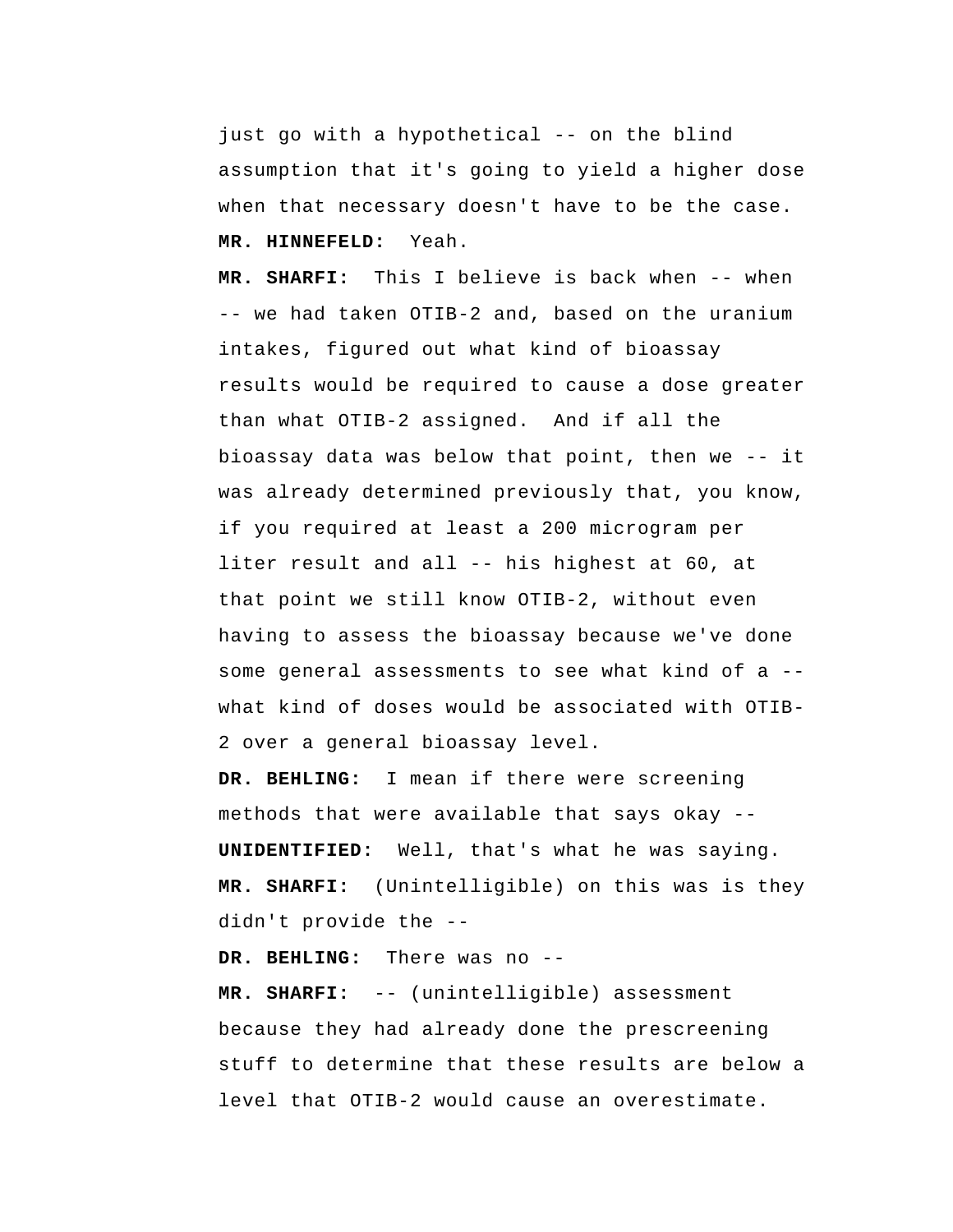just go with a hypothetical -- on the blind assumption that it's going to yield a higher dose when that necessary doesn't have to be the case.

**MR. HINNEFELD:** Yeah.

**MR. SHARFI:** This I believe is back when -- when -- we had taken OTIB-2 and, based on the uranium intakes, figured out what kind of bioassay results would be required to cause a dose greater than what OTIB-2 assigned. And if all the bioassay data was below that point, then we -- it was already determined previously that, you know, if you required at least a 200 microgram per liter result and all -- his highest at 60, at that point we still know OTIB-2, without even having to assess the bioassay because we've done some general assessments to see what kind of a -- what kind of doses would be associated with OTIB-2 over a general bioassay level.

**DR. BEHLING:** I mean if there were screening methods that were available that says okay --

**UNIDENTIFIED:** Well, that's what he was saying.

**MR. SHARFI:** (Unintelligible) on this was is they didn't provide the --

**DR. BEHLING:** There was no --

**MR. SHARFI:** -- (unintelligible) assessment because they had already done the prescreening stuff to determine that these results are below a level that OTIB-2 would cause an overestimate.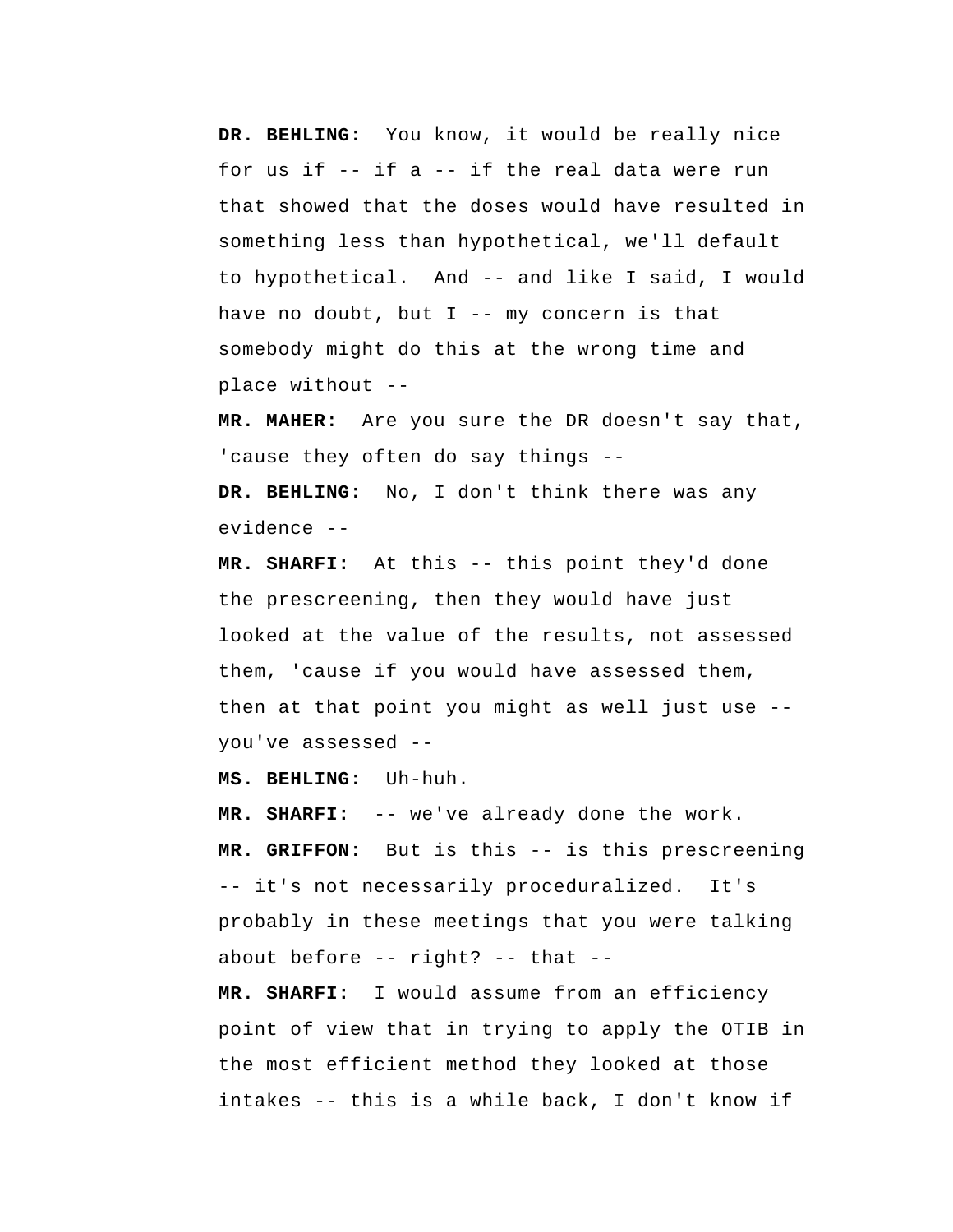**DR. BEHLING:** You know, it would be really nice for us if -- if a -- if the real data were run that showed that the doses would have resulted in something less than hypothetical, we'll default to hypothetical. And -- and like I said, I would have no doubt, but I -- my concern is that somebody might do this at the wrong time and place without --

**MR. MAHER:** Are you sure the DR doesn't say that, 'cause they often do say things --

**DR. BEHLING:** No, I don't think there was any evidence --

**MR. SHARFI:** At this -- this point they'd done the prescreening, then they would have just looked at the value of the results, not assessed them, 'cause if you would have assessed them, then at that point you might as well just use -- you've assessed --

**MS. BEHLING:** Uh-huh.

**MR. SHARFI:** -- we've already done the work.

**MR. GRIFFON:** But is this -- is this prescreening -- it's not necessarily proceduralized. It's probably in these meetings that you were talking about before -- right? -- that --

**MR. SHARFI:** I would assume from an efficiency point of view that in trying to apply the OTIB in the most efficient method they looked at those intakes -- this is a while back, I don't know if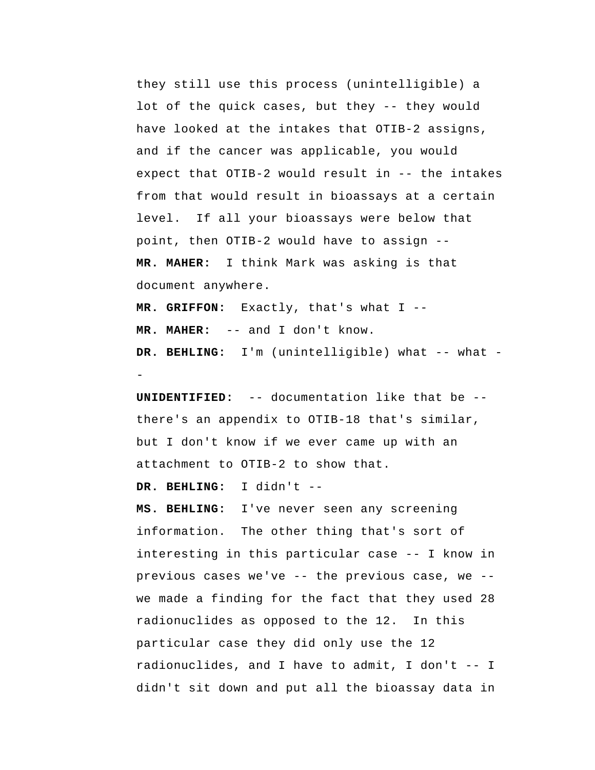they still use this process (unintelligible) a lot of the quick cases, but they -- they would have looked at the intakes that OTIB-2 assigns, and if the cancer was applicable, you would expect that OTIB-2 would result in -- the intakes from that would result in bioassays at a certain level. If all your bioassays were below that point, then OTIB-2 would have to assign --

**MR. MAHER:** I think Mark was asking is that document anywhere.

**MR. GRIFFON:** Exactly, that's what I --

**MR. MAHER:** -- and I don't know.

**DR. BEHLING:** I'm (unintelligible) what -- what --

**UNIDENTIFIED:** -- documentation like that be -- there's an appendix to OTIB-18 that's similar, but I don't know if we ever came up with an attachment to OTIB-2 to show that.

**DR. BEHLING:** I didn't --

**MS. BEHLING:** I've never seen any screening information. The other thing that's sort of interesting in this particular case -- I know in previous cases we've -- the previous case, we -- we made a finding for the fact that they used 28 radionuclides as opposed to the 12. In this particular case they did only use the 12 radionuclides, and I have to admit, I don't -- I didn't sit down and put all the bioassay data in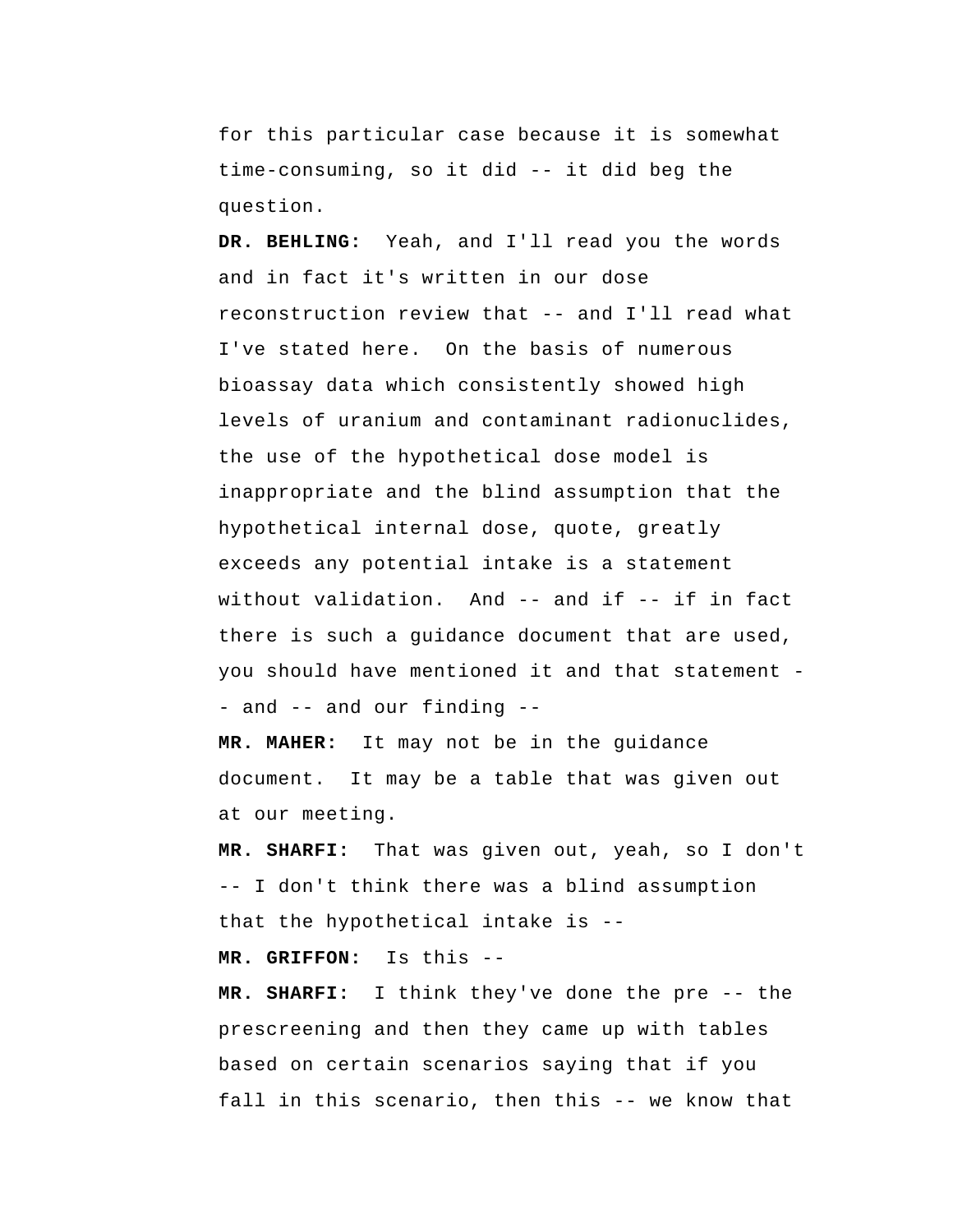for this particular case because it is somewhat time-consuming, so it did -- it did beg the question.

**DR. BEHLING:** Yeah, and I'll read you the words and in fact it's written in our dose reconstruction review that -- and I'll read what I've stated here. On the basis of numerous bioassay data which consistently showed high levels of uranium and contaminant radionuclides, the use of the hypothetical dose model is inappropriate and the blind assumption that the hypothetical internal dose, quote, greatly exceeds any potential intake is a statement without validation. And -- and if -- if in fact there is such a guidance document that are used, you should have mentioned it and that statement -- and -- and our finding --

**MR. MAHER:** It may not be in the guidance document. It may be a table that was given out at our meeting.

**MR. SHARFI:** That was given out, yeah, so I don't -- I don't think there was a blind assumption that the hypothetical intake is --

**MR. GRIFFON:** Is this --

**MR. SHARFI:** I think they've done the pre -- the prescreening and then they came up with tables based on certain scenarios saying that if you fall in this scenario, then this -- we know that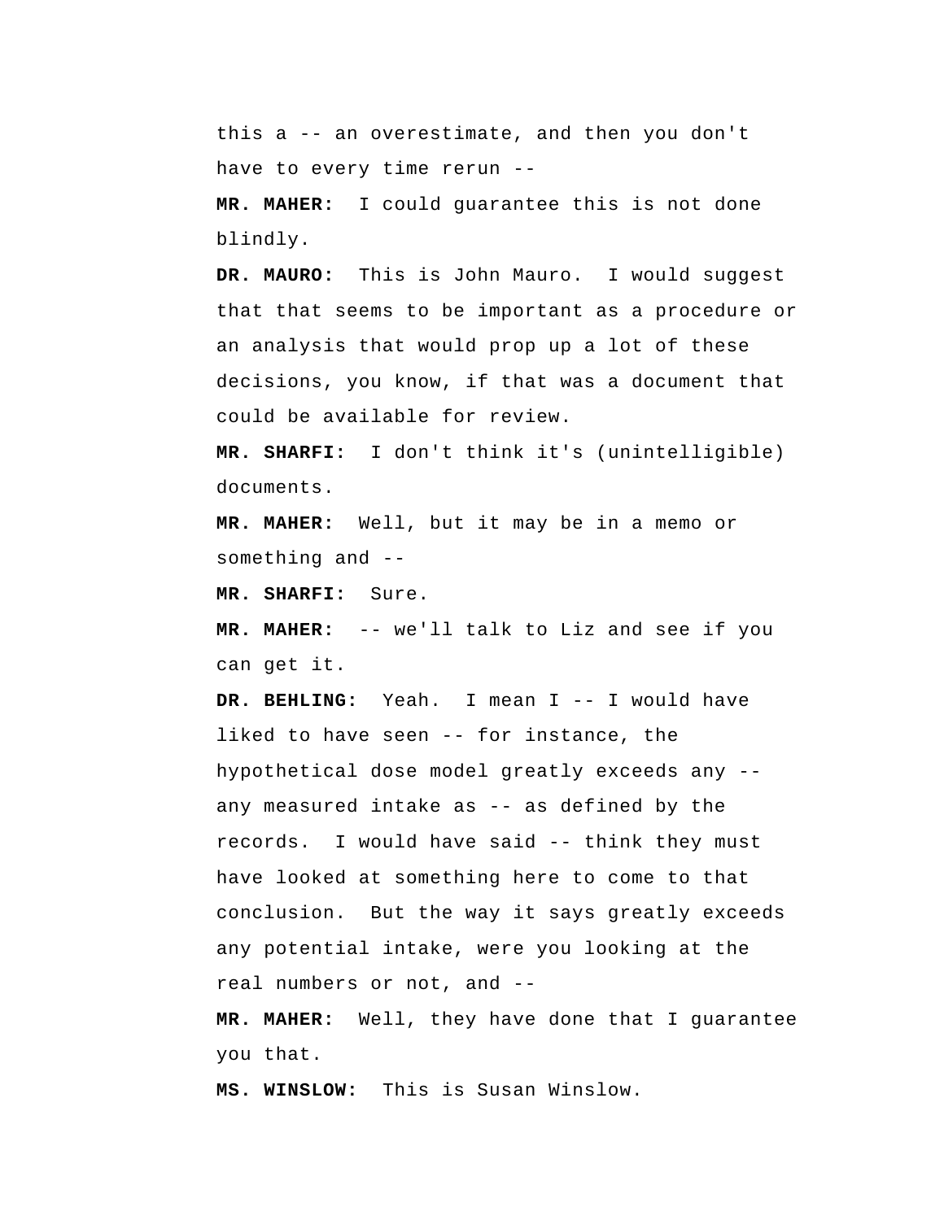this a -- an overestimate, and then you don't have to every time rerun --

**MR. MAHER:** I could guarantee this is not done blindly.

**DR. MAURO:** This is John Mauro. I would suggest that that seems to be important as a procedure or an analysis that would prop up a lot of these decisions, you know, if that was a document that could be available for review.

**MR. SHARFI:** I don't think it's (unintelligible) documents.

**MR. MAHER:** Well, but it may be in a memo or something and --

**MR. SHARFI:** Sure.

**MR. MAHER:** -- we'll talk to Liz and see if you can get it.

**DR. BEHLING:** Yeah. I mean I -- I would have liked to have seen -- for instance, the hypothetical dose model greatly exceeds any -- any measured intake as -- as defined by the records. I would have said -- think they must have looked at something here to come to that conclusion. But the way it says greatly exceeds any potential intake, were you looking at the real numbers or not, and --

**MR. MAHER:** Well, they have done that I guarantee you that.

**MS. WINSLOW:** This is Susan Winslow.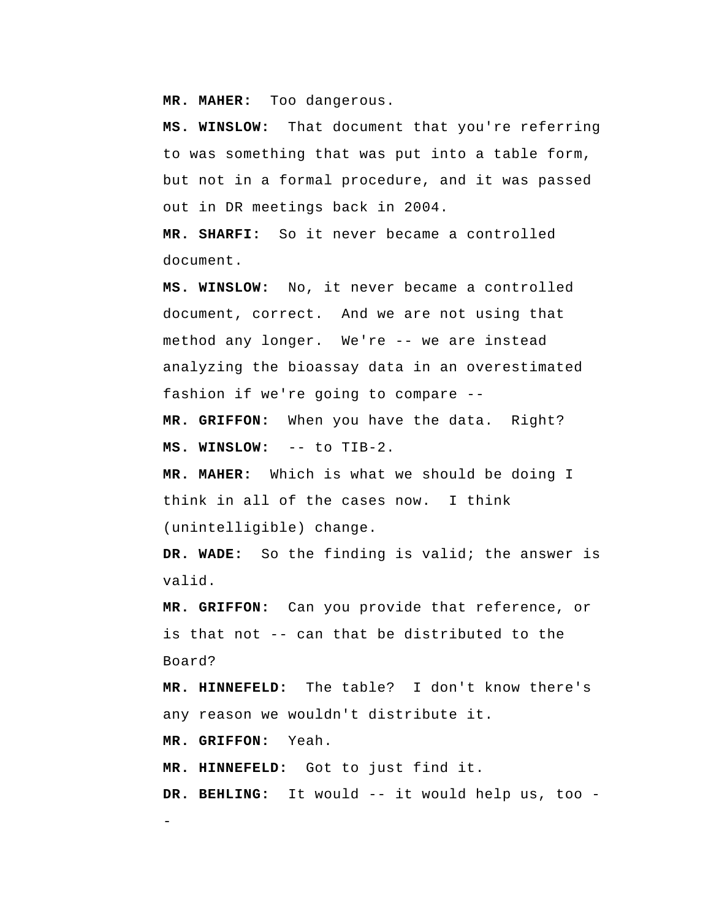**MR. MAHER:** Too dangerous.

**MS. WINSLOW:** That document that you're referring to was something that was put into a table form, but not in a formal procedure, and it was passed out in DR meetings back in 2004.

**MR. SHARFI:** So it never became a controlled document.

**MS. WINSLOW:** No, it never became a controlled document, correct. And we are not using that method any longer. We're -- we are instead analyzing the bioassay data in an overestimated fashion if we're going to compare --

**MR. GRIFFON:** When you have the data. Right?

**MS. WINSLOW:** -- to TIB-2.

**MR. MAHER:** Which is what we should be doing I think in all of the cases now. I think (unintelligible) change.

**DR. WADE:** So the finding is valid; the answer is valid.

**MR. GRIFFON:** Can you provide that reference, or is that not -- can that be distributed to the Board?

**MR. HINNEFELD:** The table? I don't know there's any reason we wouldn't distribute it.

**MR. GRIFFON:** Yeah.

**MR. HINNEFELD:** Got to just find it.

**DR. BEHLING:** It would -- it would help us, too --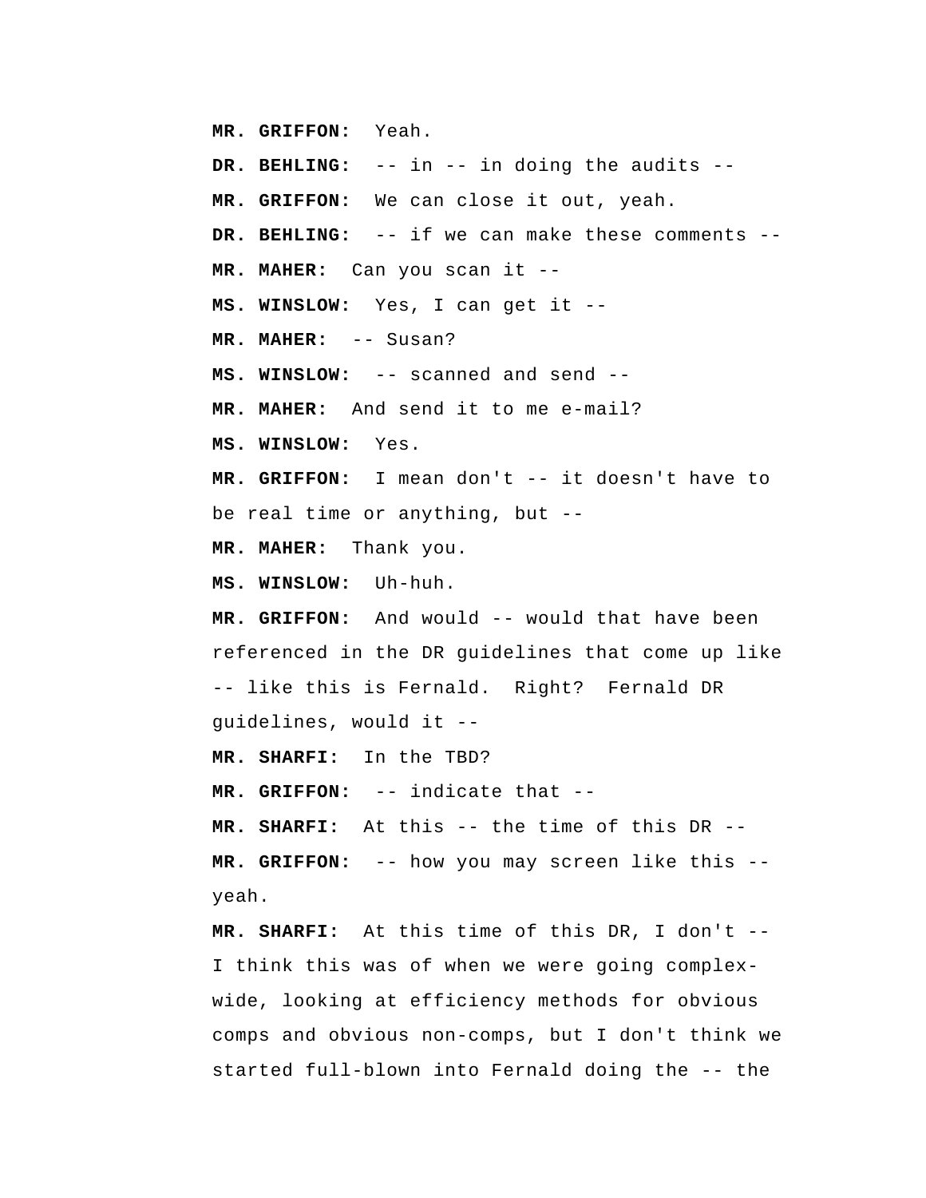**MR. GRIFFON:** Yeah.

**DR. BEHLING:** -- in -- in doing the audits --

**MR. GRIFFON:** We can close it out, yeah.

**DR. BEHLING:** -- if we can make these comments --

**MR. MAHER:** Can you scan it --

**MS. WINSLOW:** Yes, I can get it --

**MR. MAHER:** -- Susan?

**MS. WINSLOW:** -- scanned and send --

**MR. MAHER:** And send it to me e-mail?

**MS. WINSLOW:** Yes.

**MR. GRIFFON:** I mean don't -- it doesn't have to be real time or anything, but --

**MR. MAHER:** Thank you.

**MS. WINSLOW:** Uh-huh.

**MR. GRIFFON:** And would -- would that have been referenced in the DR guidelines that come up like -- like this is Fernald. Right? Fernald DR guidelines, would it --

**MR. SHARFI:** In the TBD?

**MR. GRIFFON:** -- indicate that --

**MR. SHARFI:** At this -- the time of this DR --

**MR. GRIFFON:** -- how you may screen like this -- yeah.

**MR. SHARFI:** At this time of this DR, I don't -- I think this was of when we were going complex-wide, looking at efficiency methods for obvious comps and obvious non-comps, but I don't think we started full-blown into Fernald doing the -- the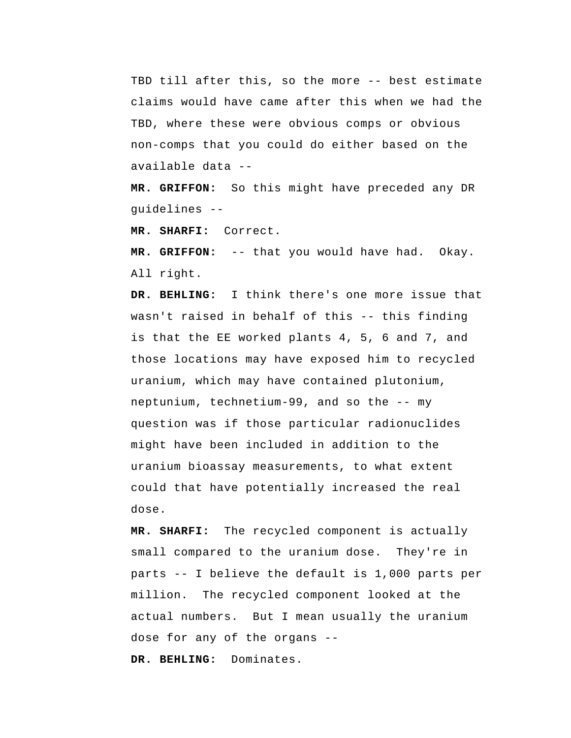TBD till after this, so the more -- best estimate claims would have came after this when we had the TBD, where these were obvious comps or obvious non-comps that you could do either based on the available data --

**MR. GRIFFON:** So this might have preceded any DR guidelines --

**MR. SHARFI:** Correct.

**MR. GRIFFON:** -- that you would have had. Okay. All right.

**DR. BEHLING:** I think there's one more issue that wasn't raised in behalf of this -- this finding is that the EE worked plants 4, 5, 6 and 7, and those locations may have exposed him to recycled uranium, which may have contained plutonium, neptunium, technetium-99, and so the -- my question was if those particular radionuclides might have been included in addition to the uranium bioassay measurements, to what extent could that have potentially increased the real dose.

**MR. SHARFI:** The recycled component is actually small compared to the uranium dose. They're in parts -- I believe the default is 1,000 parts per million. The recycled component looked at the actual numbers. But I mean usually the uranium dose for any of the organs --

**DR. BEHLING:** Dominates.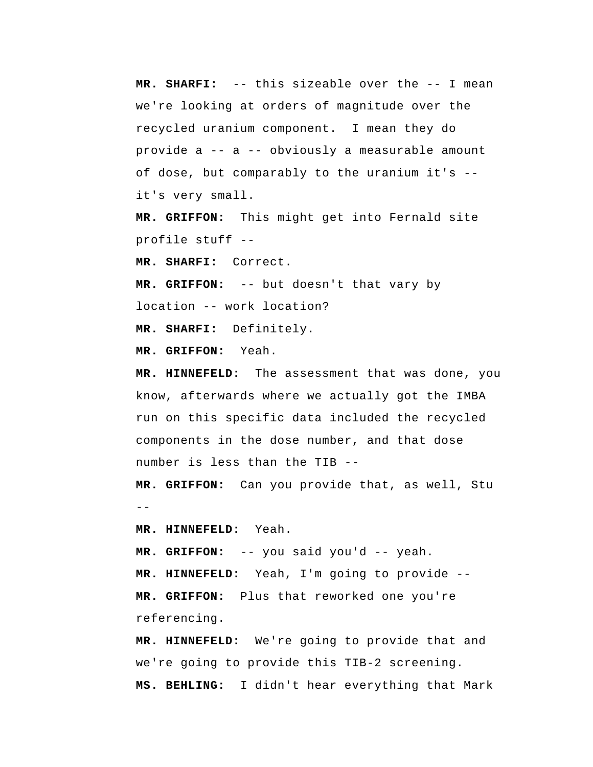**MR. SHARFI:** -- this sizeable over the -- I mean we're looking at orders of magnitude over the recycled uranium component. I mean they do provide a -- a -- obviously a measurable amount of dose, but comparably to the uranium it's -- it's very small.

**MR. GRIFFON:** This might get into Fernald site profile stuff --

**MR. SHARFI:** Correct.

**MR. GRIFFON:** -- but doesn't that vary by location -- work location?

**MR. SHARFI:** Definitely.

**MR. GRIFFON:** Yeah.

**MR. HINNEFELD:** The assessment that was done, you know, afterwards where we actually got the IMBA run on this specific data included the recycled components in the dose number, and that dose number is less than the TIB --

**MR. GRIFFON:** Can you provide that, as well, Stu --

**MR. HINNEFELD:** Yeah.

**MR. GRIFFON:** -- you said you'd -- yeah.

**MR. HINNEFELD:** Yeah, I'm going to provide --

**MR. GRIFFON:** Plus that reworked one you're referencing.

**MR. HINNEFELD:** We're going to provide that and we're going to provide this TIB-2 screening.

**MS. BEHLING:** I didn't hear everything that Mark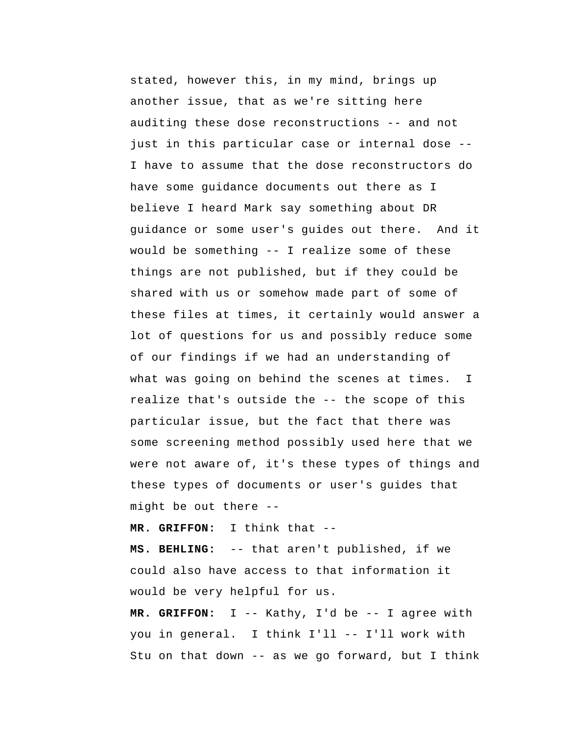stated, however this, in my mind, brings up another issue, that as we're sitting here auditing these dose reconstructions -- and not just in this particular case or internal dose -- I have to assume that the dose reconstructors do have some guidance documents out there as I believe I heard Mark say something about DR guidance or some user's guides out there. And it would be something -- I realize some of these things are not published, but if they could be shared with us or somehow made part of some of these files at times, it certainly would answer a lot of questions for us and possibly reduce some of our findings if we had an understanding of what was going on behind the scenes at times. I realize that's outside the -- the scope of this particular issue, but the fact that there was some screening method possibly used here that we were not aware of, it's these types of things and these types of documents or user's guides that might be out there --

**MR. GRIFFON:** I think that --

**MS. BEHLING:** -- that aren't published, if we could also have access to that information it would be very helpful for us.

**MR. GRIFFON:** I -- Kathy, I'd be -- I agree with you in general. I think I'll -- I'll work with Stu on that down -- as we go forward, but I think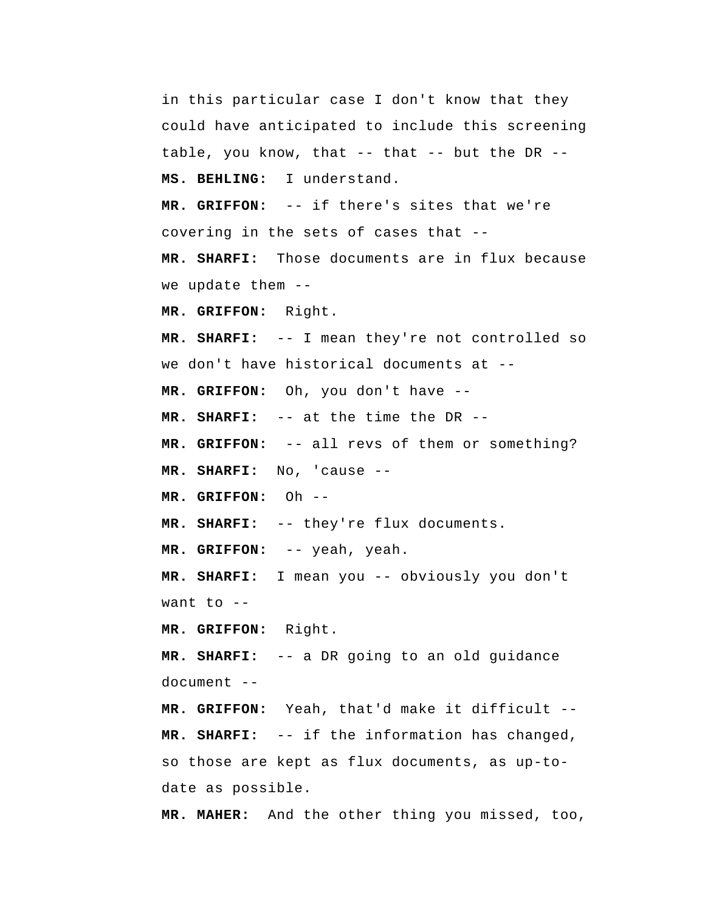in this particular case I don't know that they could have anticipated to include this screening table, you know, that -- that -- but the DR --

**MS. BEHLING:** I understand.

**MR. GRIFFON:** -- if there's sites that we're covering in the sets of cases that --

**MR. SHARFI:** Those documents are in flux because we update them --

**MR. GRIFFON:** Right.

**MR. SHARFI:** -- I mean they're not controlled so we don't have historical documents at --

**MR. GRIFFON:** Oh, you don't have --

**MR. SHARFI:** -- at the time the DR --

**MR. GRIFFON:** -- all revs of them or something?

**MR. SHARFI:** No, 'cause --

**MR. GRIFFON:** Oh --

**MR. SHARFI:** -- they're flux documents.

**MR. GRIFFON:** -- yeah, yeah.

**MR. SHARFI:** I mean you -- obviously you don't want to --

**MR. GRIFFON:** Right.

**MR. SHARFI:** -- a DR going to an old guidance document --

**MR. GRIFFON:** Yeah, that'd make it difficult --

**MR. SHARFI:** -- if the information has changed, so those are kept as flux documents, as up-to-date as possible.

**MR. MAHER:** And the other thing you missed, too,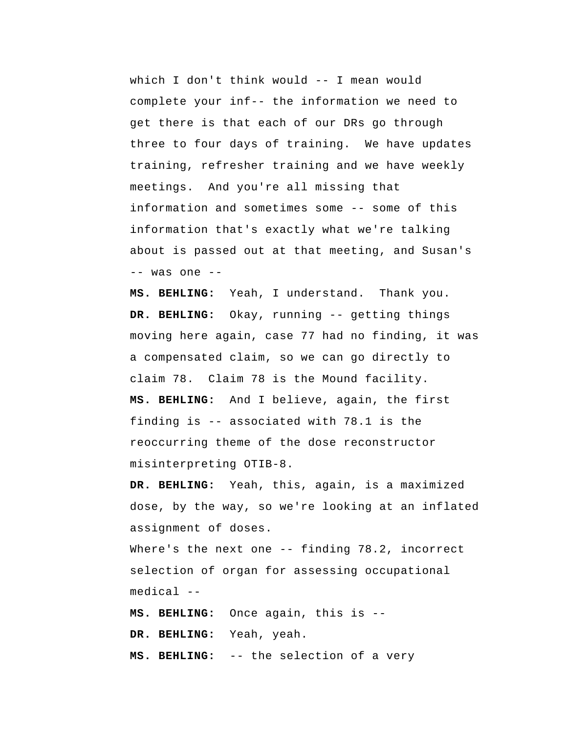which I don't think would -- I mean would complete your inf-- the information we need to get there is that each of our DRs go through three to four days of training. We have updates training, refresher training and we have weekly meetings. And you're all missing that information and sometimes some -- some of this information that's exactly what we're talking about is passed out at that meeting, and Susan's -- was one --

**MS. BEHLING:** Yeah, I understand. Thank you.

**DR. BEHLING:** Okay, running -- getting things moving here again, case 77 had no finding, it was a compensated claim, so we can go directly to claim 78. Claim 78 is the Mound facility.

**MS. BEHLING:** And I believe, again, the first finding is -- associated with 78.1 is the reoccurring theme of the dose reconstructor misinterpreting OTIB-8.

**DR. BEHLING:** Yeah, this, again, is a maximized dose, by the way, so we're looking at an inflated assignment of doses.

Where's the next one -- finding 78.2, incorrect selection of organ for assessing occupational medical --

**MS. BEHLING:** Once again, this is --

**DR. BEHLING:** Yeah, yeah.

**MS. BEHLING:** -- the selection of a very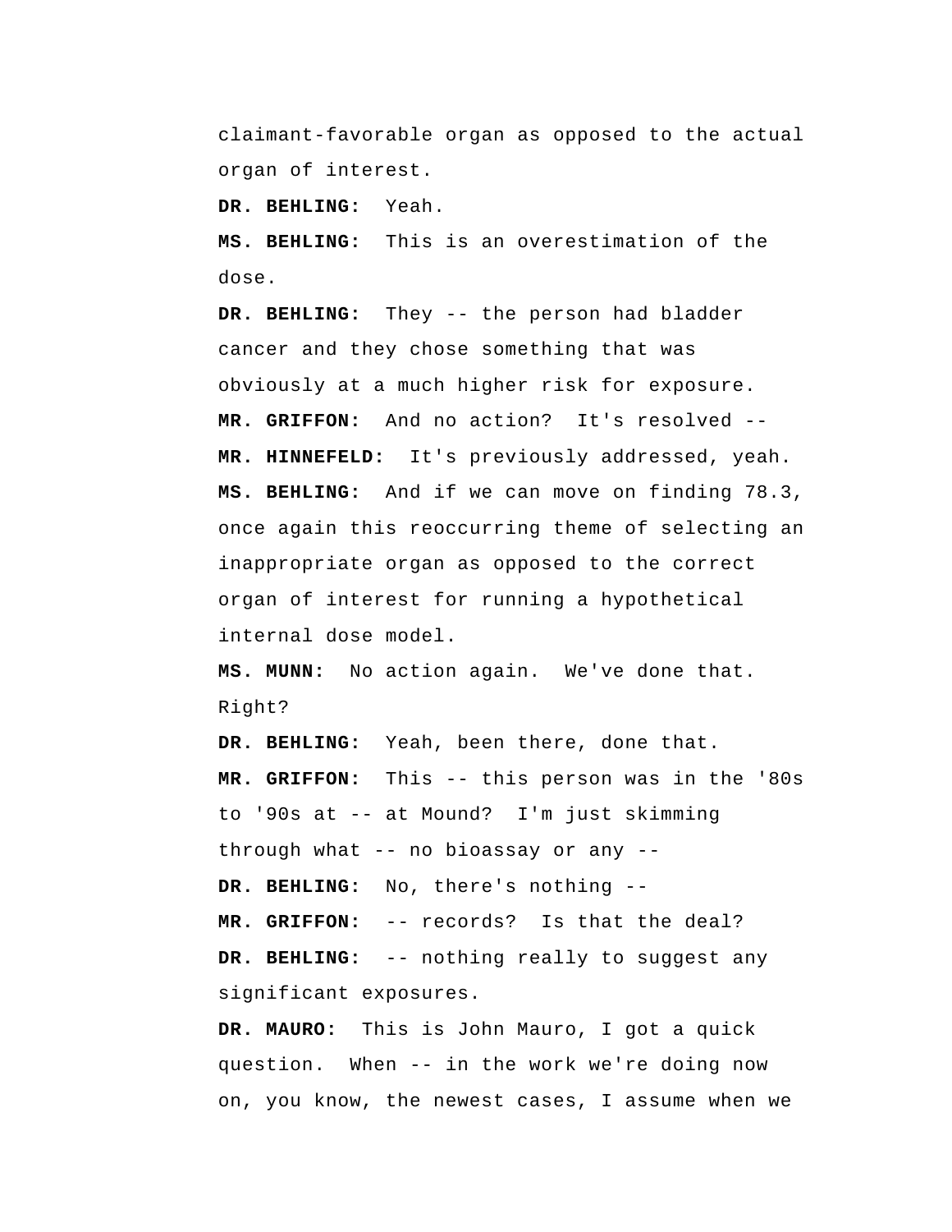claimant-favorable organ as opposed to the actual organ of interest.

**DR. BEHLING:** Yeah.

**MS. BEHLING:** This is an overestimation of the dose.

**DR. BEHLING:** They -- the person had bladder cancer and they chose something that was obviously at a much higher risk for exposure.

**MR. GRIFFON:** And no action? It's resolved --

**MR. HINNEFELD:** It's previously addressed, yeah.

**MS. BEHLING:** And if we can move on finding 78.3, once again this reoccurring theme of selecting an inappropriate organ as opposed to the correct organ of interest for running a hypothetical internal dose model.

**MS. MUNN:** No action again. We've done that. Right?

**DR. BEHLING:** Yeah, been there, done that.

**MR. GRIFFON:** This -- this person was in the '80s to '90s at -- at Mound? I'm just skimming through what -- no bioassay or any --

**DR. BEHLING:** No, there's nothing --

**MR. GRIFFON:** -- records? Is that the deal?

**DR. BEHLING:** -- nothing really to suggest any significant exposures.

**DR. MAURO:** This is John Mauro, I got a quick question. When -- in the work we're doing now on, you know, the newest cases, I assume when we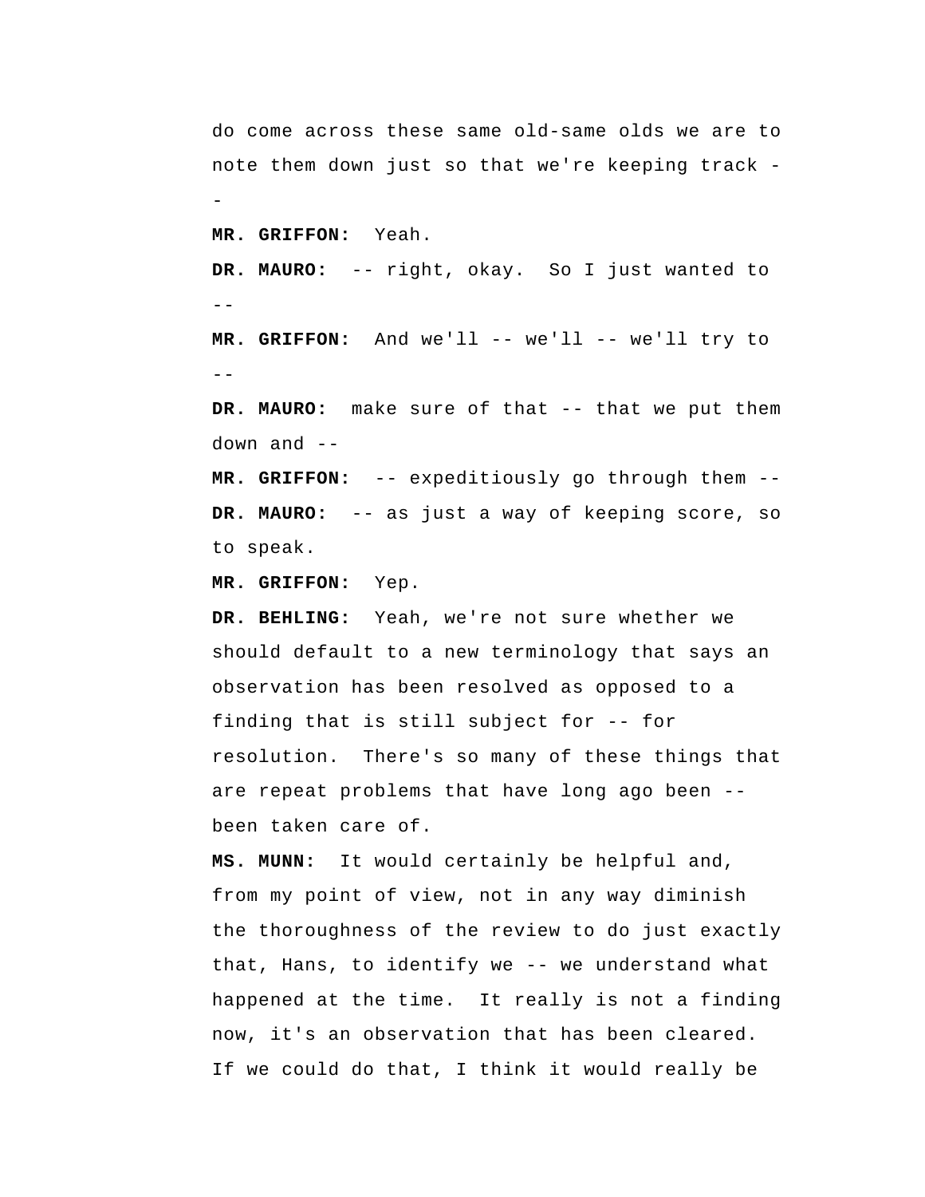do come across these same old-same olds we are to note them down just so that we're keeping track --

**MR. GRIFFON:** Yeah.

**DR. MAURO:** -- right, okay. So I just wanted to --

**MR. GRIFFON:** And we'll -- we'll -- we'll try to --

**DR. MAURO:** make sure of that -- that we put them down and --

**MR. GRIFFON:** -- expeditiously go through them --

**DR. MAURO:** -- as just a way of keeping score, so to speak.

**MR. GRIFFON:** Yep.

**DR. BEHLING:** Yeah, we're not sure whether we should default to a new terminology that says an observation has been resolved as opposed to a finding that is still subject for -- for resolution. There's so many of these things that are repeat problems that have long ago been -- been taken care of.

**MS. MUNN:** It would certainly be helpful and, from my point of view, not in any way diminish the thoroughness of the review to do just exactly that, Hans, to identify we -- we understand what happened at the time. It really is not a finding now, it's an observation that has been cleared. If we could do that, I think it would really be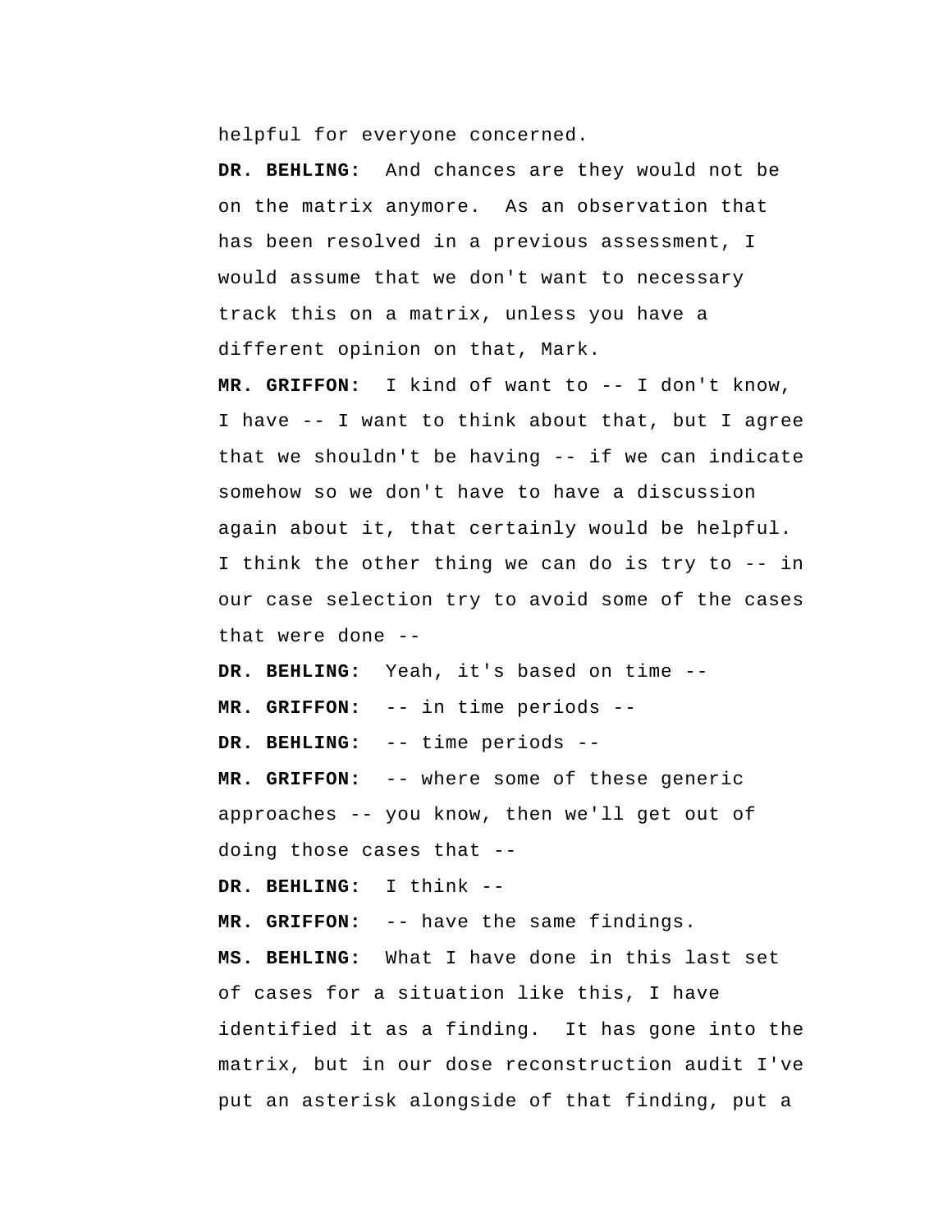helpful for everyone concerned.

**DR. BEHLING:** And chances are they would not be on the matrix anymore. As an observation that has been resolved in a previous assessment, I would assume that we don't want to necessary track this on a matrix, unless you have a different opinion on that, Mark.

**MR. GRIFFON:** I kind of want to -- I don't know, I have -- I want to think about that, but I agree that we shouldn't be having -- if we can indicate somehow so we don't have to have a discussion again about it, that certainly would be helpful. I think the other thing we can do is try to -- in our case selection try to avoid some of the cases that were done --

**DR. BEHLING:** Yeah, it's based on time --

**MR. GRIFFON:** -- in time periods --

**DR. BEHLING:** -- time periods --

**MR. GRIFFON:** -- where some of these generic approaches -- you know, then we'll get out of doing those cases that --

**DR. BEHLING:** I think --

**MR. GRIFFON:** -- have the same findings.

**MS. BEHLING:** What I have done in this last set of cases for a situation like this, I have identified it as a finding. It has gone into the matrix, but in our dose reconstruction audit I've put an asterisk alongside of that finding, put a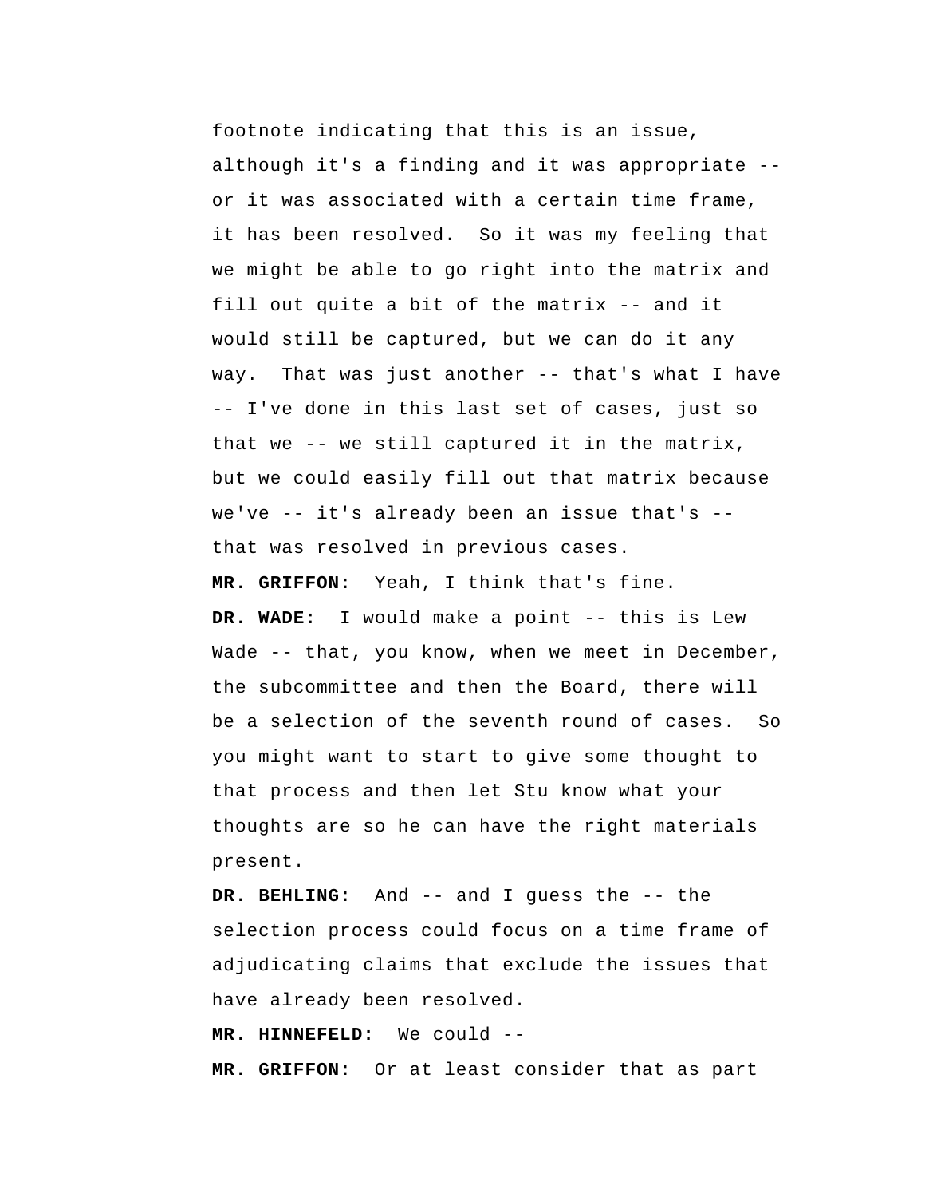footnote indicating that this is an issue, although it's a finding and it was appropriate -- or it was associated with a certain time frame, it has been resolved. So it was my feeling that we might be able to go right into the matrix and fill out quite a bit of the matrix -- and it would still be captured, but we can do it any way. That was just another -- that's what I have -- I've done in this last set of cases, just so that we -- we still captured it in the matrix, but we could easily fill out that matrix because we've -- it's already been an issue that's -- that was resolved in previous cases.

**MR. GRIFFON:** Yeah, I think that's fine.

**DR. WADE:** I would make a point -- this is Lew Wade -- that, you know, when we meet in December, the subcommittee and then the Board, there will be a selection of the seventh round of cases. So you might want to start to give some thought to that process and then let Stu know what your thoughts are so he can have the right materials present.

**DR. BEHLING:** And -- and I guess the -- the selection process could focus on a time frame of adjudicating claims that exclude the issues that have already been resolved.

**MR. HINNEFELD:** We could --

**MR. GRIFFON:** Or at least consider that as part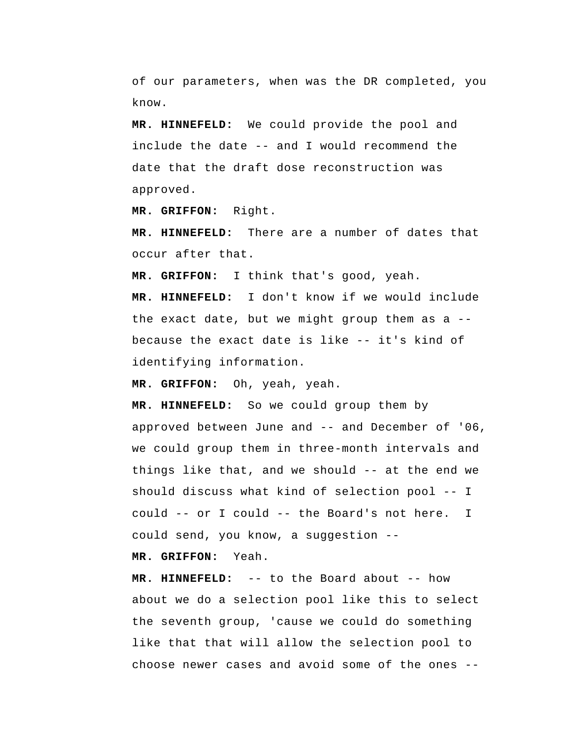of our parameters, when was the DR completed, you know.

**MR. HINNEFELD:** We could provide the pool and include the date -- and I would recommend the date that the draft dose reconstruction was approved.

**MR. GRIFFON:** Right.

**MR. HINNEFELD:** There are a number of dates that occur after that.

**MR. GRIFFON:** I think that's good, yeah.

**MR. HINNEFELD:** I don't know if we would include the exact date, but we might group them as a -- because the exact date is like -- it's kind of identifying information.

**MR. GRIFFON:** Oh, yeah, yeah.

**MR. HINNEFELD:** So we could group them by approved between June and -- and December of '06, we could group them in three-month intervals and things like that, and we should -- at the end we should discuss what kind of selection pool -- I could -- or I could -- the Board's not here. I could send, you know, a suggestion --

**MR. GRIFFON:** Yeah.

**MR. HINNEFELD:** -- to the Board about -- how about we do a selection pool like this to select the seventh group, 'cause we could do something like that that will allow the selection pool to choose newer cases and avoid some of the ones --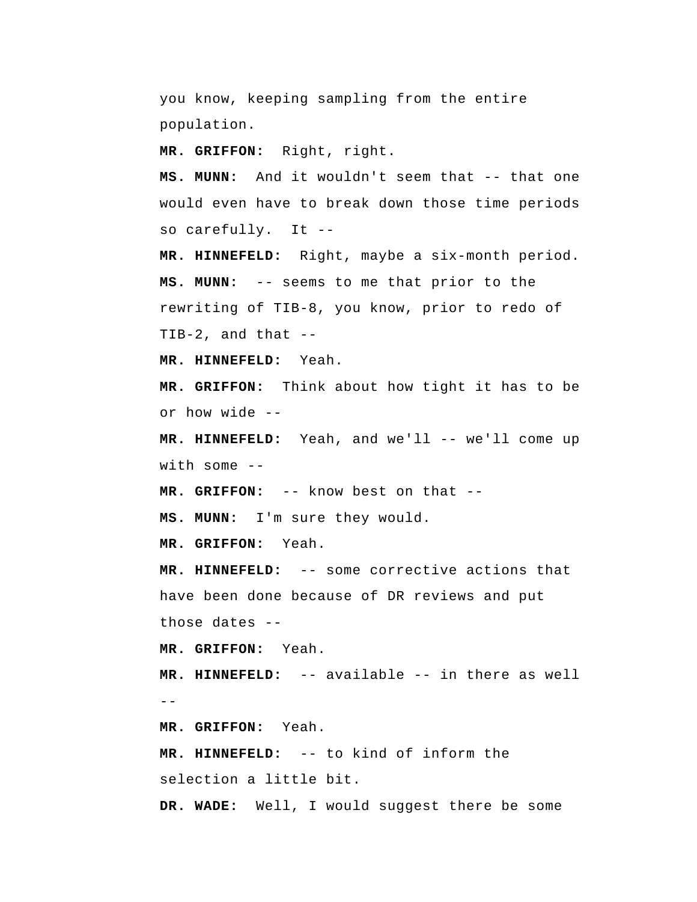you know, keeping sampling from the entire population.

**MR. GRIFFON:** Right, right.

**MS. MUNN:** And it wouldn't seem that -- that one would even have to break down those time periods so carefully. It --

**MR. HINNEFELD:** Right, maybe a six-month period.

**MS. MUNN:** -- seems to me that prior to the rewriting of TIB-8, you know, prior to redo of TIB-2, and that --

**MR. HINNEFELD:** Yeah.

**MR. GRIFFON:** Think about how tight it has to be or how wide --

**MR. HINNEFELD:** Yeah, and we'll -- we'll come up with some --

**MR. GRIFFON:** -- know best on that --

**MS. MUNN:** I'm sure they would.

**MR. GRIFFON:** Yeah.

**MR. HINNEFELD:** -- some corrective actions that have been done because of DR reviews and put those dates --

**MR. GRIFFON:** Yeah.

**MR. HINNEFELD:** -- available -- in there as well --

**MR. GRIFFON:** Yeah.

**MR. HINNEFELD:** -- to kind of inform the selection a little bit.

**DR. WADE:** Well, I would suggest there be some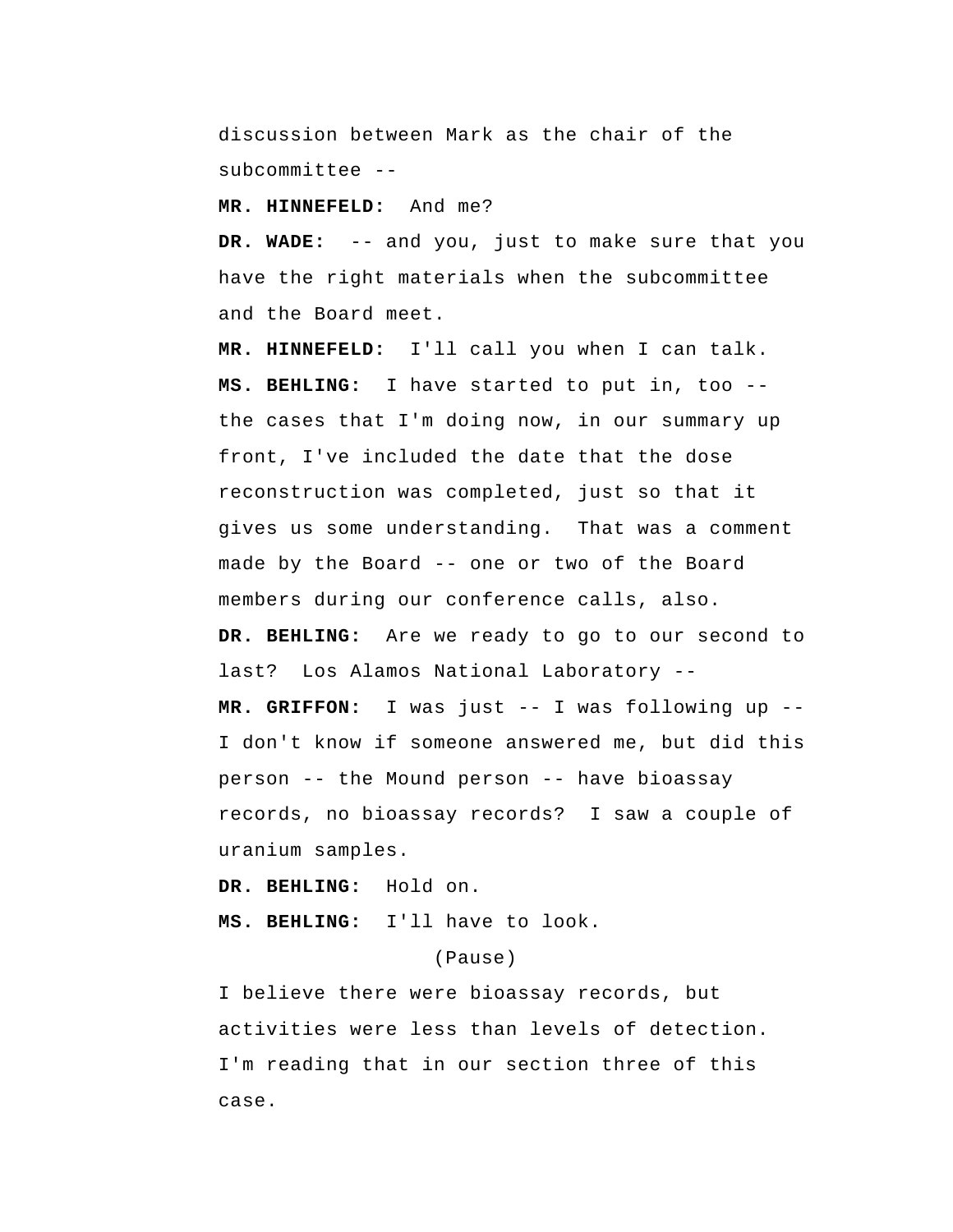discussion between Mark as the chair of the subcommittee --

**MR. HINNEFELD:** And me?

**DR. WADE:** -- and you, just to make sure that you have the right materials when the subcommittee and the Board meet.

**MR. HINNEFELD:** I'll call you when I can talk.

**MS. BEHLING:** I have started to put in, too -- the cases that I'm doing now, in our summary up front, I've included the date that the dose reconstruction was completed, just so that it gives us some understanding. That was a comment made by the Board -- one or two of the Board members during our conference calls, also.

**DR. BEHLING:** Are we ready to go to our second to last? Los Alamos National Laboratory --

**MR. GRIFFON:** I was just -- I was following up -- I don't know if someone answered me, but did this person -- the Mound person -- have bioassay records, no bioassay records? I saw a couple of uranium samples.

**DR. BEHLING:** Hold on.

**MS. BEHLING:** I'll have to look.

(Pause)

I believe there were bioassay records, but activities were less than levels of detection. I'm reading that in our section three of this case.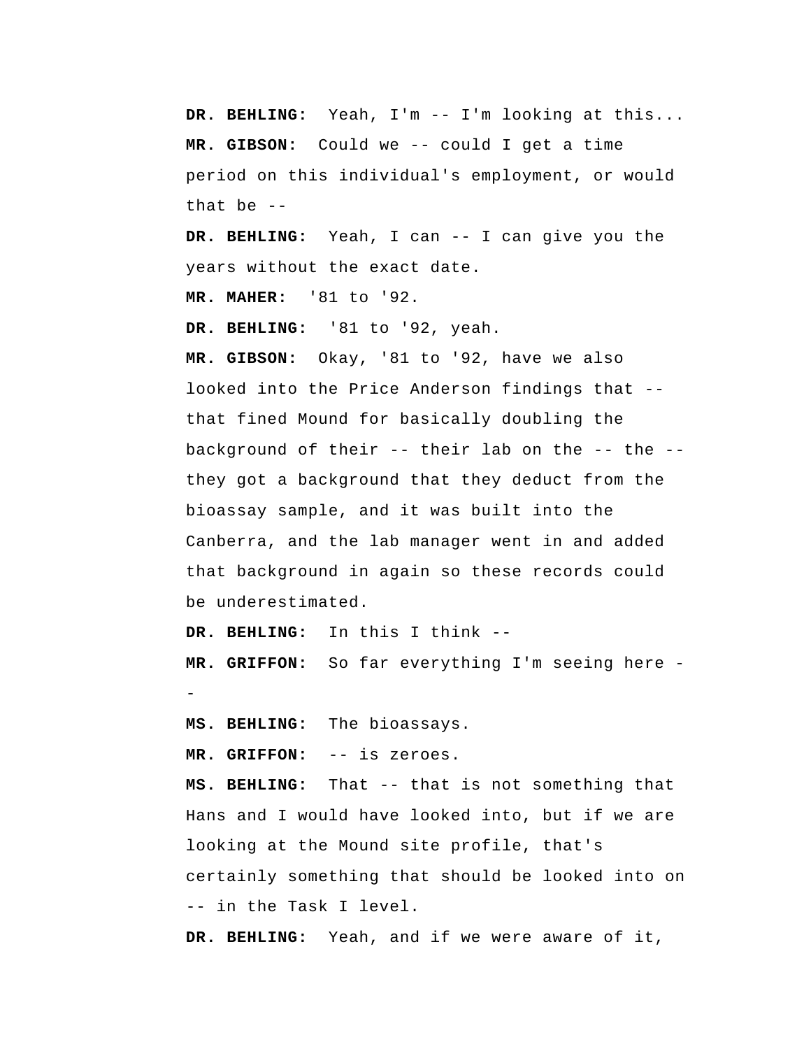**DR. BEHLING:** Yeah, I'm -- I'm looking at this...

**MR. GIBSON:** Could we -- could I get a time period on this individual's employment, or would that be --

**DR. BEHLING:** Yeah, I can -- I can give you the years without the exact date.

**MR. MAHER:** '81 to '92.

**DR. BEHLING:** '81 to '92, yeah.

**MR. GIBSON:** Okay, '81 to '92, have we also looked into the Price Anderson findings that -- that fined Mound for basically doubling the background of their -- their lab on the -- the -- they got a background that they deduct from the bioassay sample, and it was built into the Canberra, and the lab manager went in and added that background in again so these records could be underestimated.

**DR. BEHLING:** In this I think --

**MR. GRIFFON:** So far everything I'm seeing here --

**MS. BEHLING:** The bioassays.

**MR. GRIFFON:** -- is zeroes.

**MS. BEHLING:** That -- that is not something that Hans and I would have looked into, but if we are looking at the Mound site profile, that's certainly something that should be looked into on -- in the Task I level.

**DR. BEHLING:** Yeah, and if we were aware of it,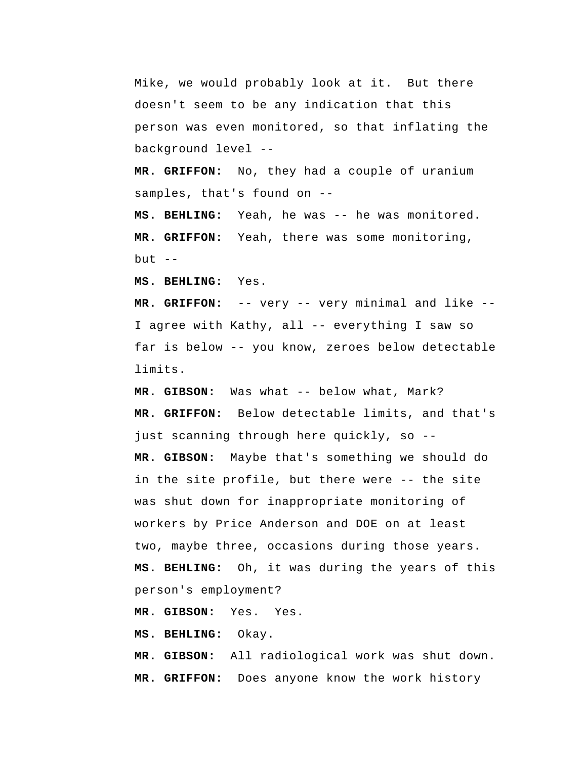Mike, we would probably look at it. But there doesn't seem to be any indication that this person was even monitored, so that inflating the background level --

**MR. GRIFFON:** No, they had a couple of uranium samples, that's found on --

**MS. BEHLING:** Yeah, he was -- he was monitored.

**MR. GRIFFON:** Yeah, there was some monitoring, but --

**MS. BEHLING:** Yes.

**MR. GRIFFON:** -- very -- very minimal and like -- I agree with Kathy, all -- everything I saw so far is below -- you know, zeroes below detectable limits.

**MR. GIBSON:** Was what -- below what, Mark?

**MR. GRIFFON:** Below detectable limits, and that's just scanning through here quickly, so --

**MR. GIBSON:** Maybe that's something we should do in the site profile, but there were -- the site was shut down for inappropriate monitoring of workers by Price Anderson and DOE on at least two, maybe three, occasions during those years.

**MS. BEHLING:** Oh, it was during the years of this person's employment?

**MR. GIBSON:** Yes. Yes.

**MS. BEHLING:** Okay.

**MR. GIBSON:** All radiological work was shut down.

**MR. GRIFFON:** Does anyone know the work history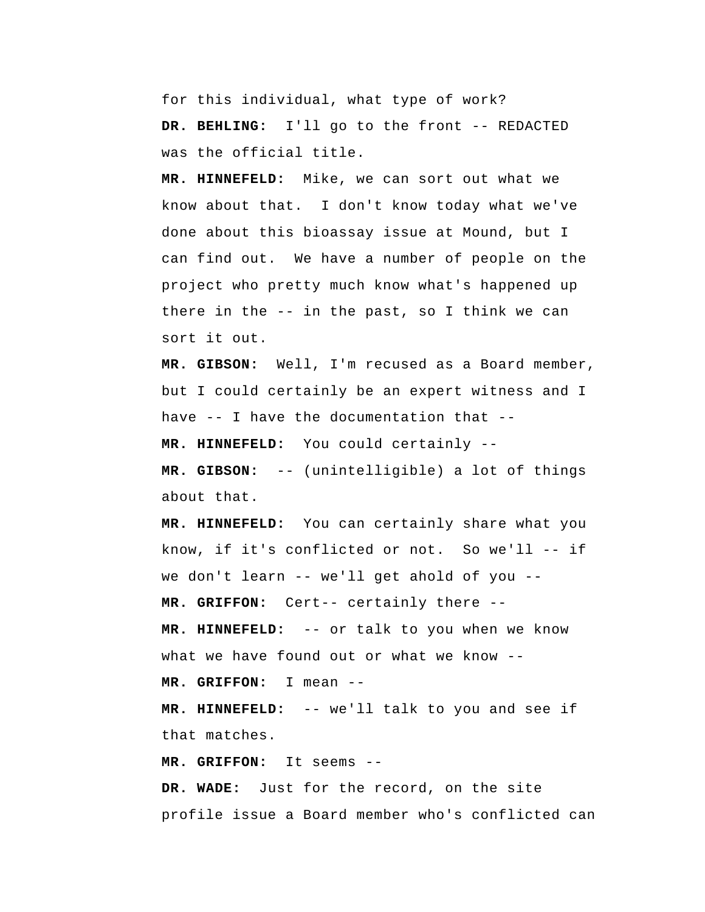for this individual, what type of work?

**DR. BEHLING:** I'll go to the front -- REDACTED was the official title.

**MR. HINNEFELD:** Mike, we can sort out what we know about that. I don't know today what we've done about this bioassay issue at Mound, but I can find out. We have a number of people on the project who pretty much know what's happened up there in the -- in the past, so I think we can sort it out.

**MR. GIBSON:** Well, I'm recused as a Board member, but I could certainly be an expert witness and I have -- I have the documentation that --

**MR. HINNEFELD:** You could certainly --

**MR. GIBSON:** -- (unintelligible) a lot of things about that.

**MR. HINNEFELD:** You can certainly share what you know, if it's conflicted or not. So we'll -- if we don't learn -- we'll get ahold of you --

**MR. GRIFFON:** Cert-- certainly there --

**MR. HINNEFELD:** -- or talk to you when we know what we have found out or what we know --

**MR. GRIFFON:** I mean --

**MR. HINNEFELD:** -- we'll talk to you and see if that matches.

**MR. GRIFFON:** It seems --

**DR. WADE:** Just for the record, on the site profile issue a Board member who's conflicted can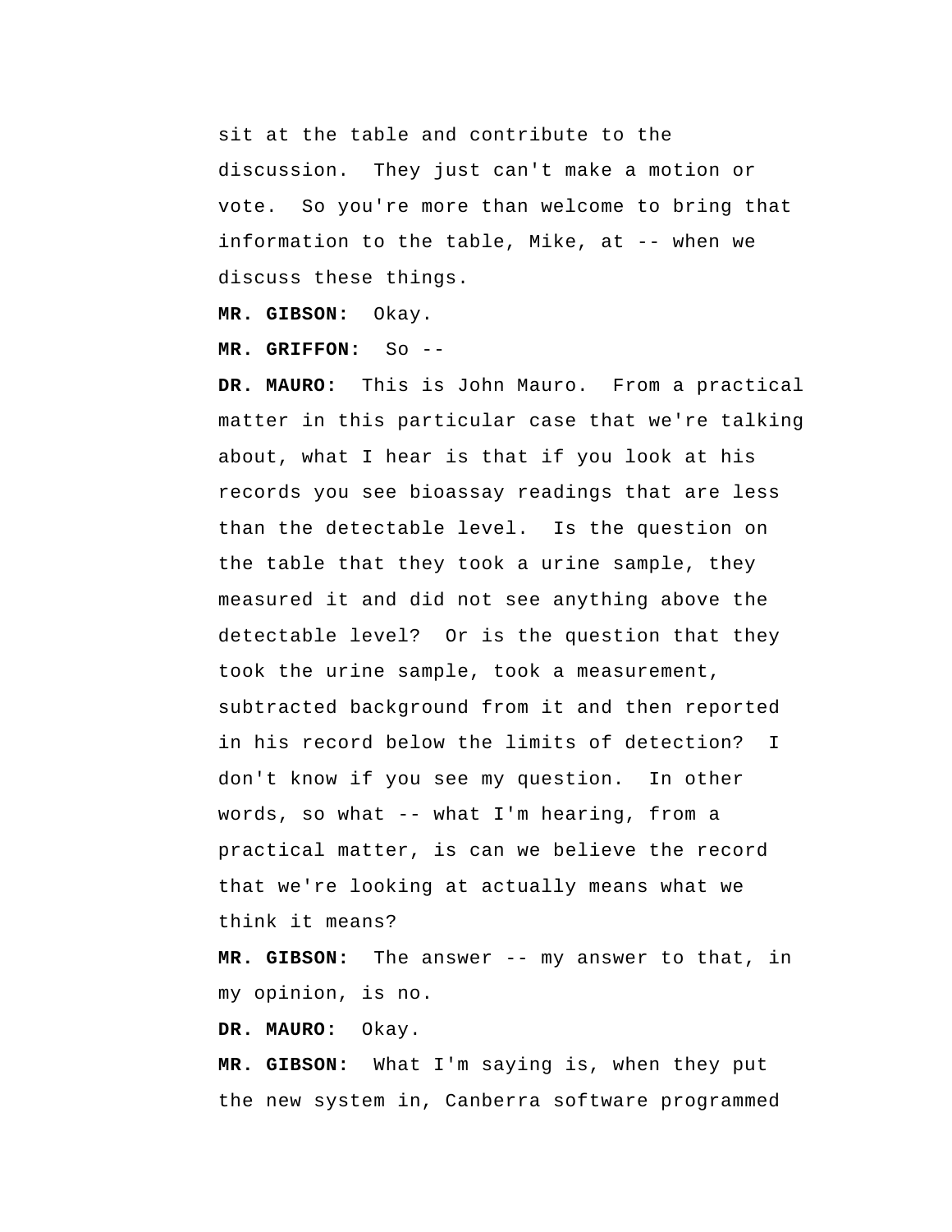sit at the table and contribute to the discussion. They just can't make a motion or vote. So you're more than welcome to bring that information to the table, Mike, at -- when we discuss these things.

**MR. GIBSON:** Okay.

**MR. GRIFFON:** So --

**DR. MAURO:** This is John Mauro. From a practical matter in this particular case that we're talking about, what I hear is that if you look at his records you see bioassay readings that are less than the detectable level. Is the question on the table that they took a urine sample, they measured it and did not see anything above the detectable level? Or is the question that they took the urine sample, took a measurement, subtracted background from it and then reported in his record below the limits of detection? I don't know if you see my question. In other words, so what -- what I'm hearing, from a practical matter, is can we believe the record that we're looking at actually means what we think it means?

**MR. GIBSON:** The answer -- my answer to that, in my opinion, is no.

**DR. MAURO:** Okay.

**MR. GIBSON:** What I'm saying is, when they put the new system in, Canberra software programmed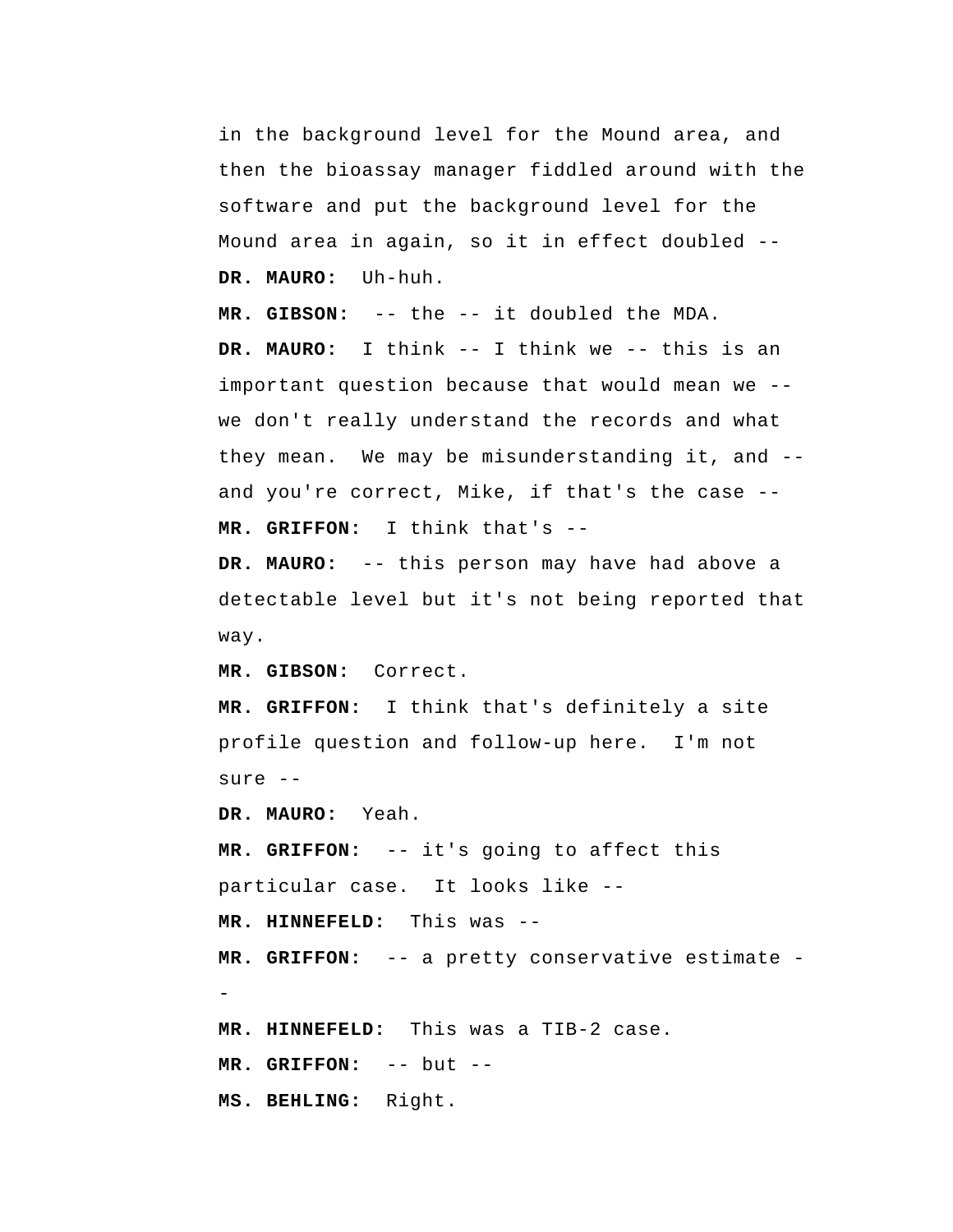in the background level for the Mound area, and then the bioassay manager fiddled around with the software and put the background level for the Mound area in again, so it in effect doubled --

**DR. MAURO:** Uh-huh.

**MR. GIBSON:** -- the -- it doubled the MDA.

**DR. MAURO:** I think -- I think we -- this is an important question because that would mean we -- we don't really understand the records and what they mean. We may be misunderstanding it, and -- and you're correct, Mike, if that's the case --

**MR. GRIFFON:** I think that's --

**DR. MAURO:** -- this person may have had above a detectable level but it's not being reported that way.

**MR. GIBSON:** Correct.

**MR. GRIFFON:** I think that's definitely a site profile question and follow-up here. I'm not sure --

**DR. MAURO:** Yeah.

**MR. GRIFFON:** -- it's going to affect this particular case. It looks like --

**MR. HINNEFELD:** This was --

**MR. GRIFFON:** -- a pretty conservative estimate --

**MR. HINNEFELD:** This was a TIB-2 case.

**MR. GRIFFON:** -- but --

**MS. BEHLING:** Right.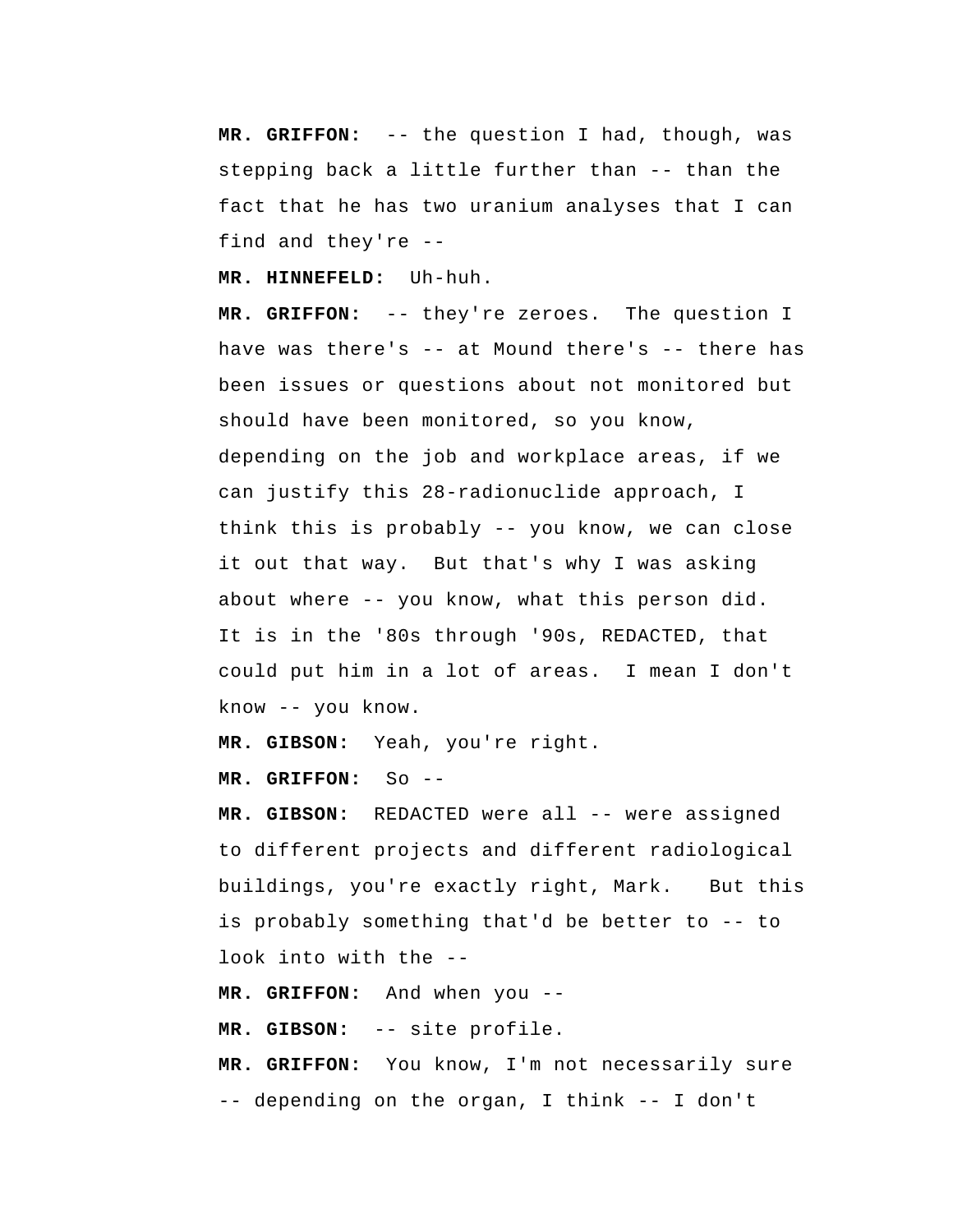**MR. GRIFFON:** -- the question I had, though, was stepping back a little further than -- than the fact that he has two uranium analyses that I can find and they're --

**MR. HINNEFELD:** Uh-huh.

**MR. GRIFFON:** -- they're zeroes. The question I have was there's -- at Mound there's -- there has been issues or questions about not monitored but should have been monitored, so you know, depending on the job and workplace areas, if we can justify this 28-radionuclide approach, I think this is probably -- you know, we can close it out that way. But that's why I was asking about where -- you know, what this person did. It is in the '80s through '90s, REDACTED, that could put him in a lot of areas. I mean I don't know -- you know.

**MR. GIBSON:** Yeah, you're right.

**MR. GRIFFON:** So --

**MR. GIBSON:** REDACTED were all -- were assigned to different projects and different radiological buildings, you're exactly right, Mark. But this is probably something that'd be better to -- to look into with the --

**MR. GRIFFON:** And when you --

**MR. GIBSON:** -- site profile.

**MR. GRIFFON:** You know, I'm not necessarily sure -- depending on the organ, I think -- I don't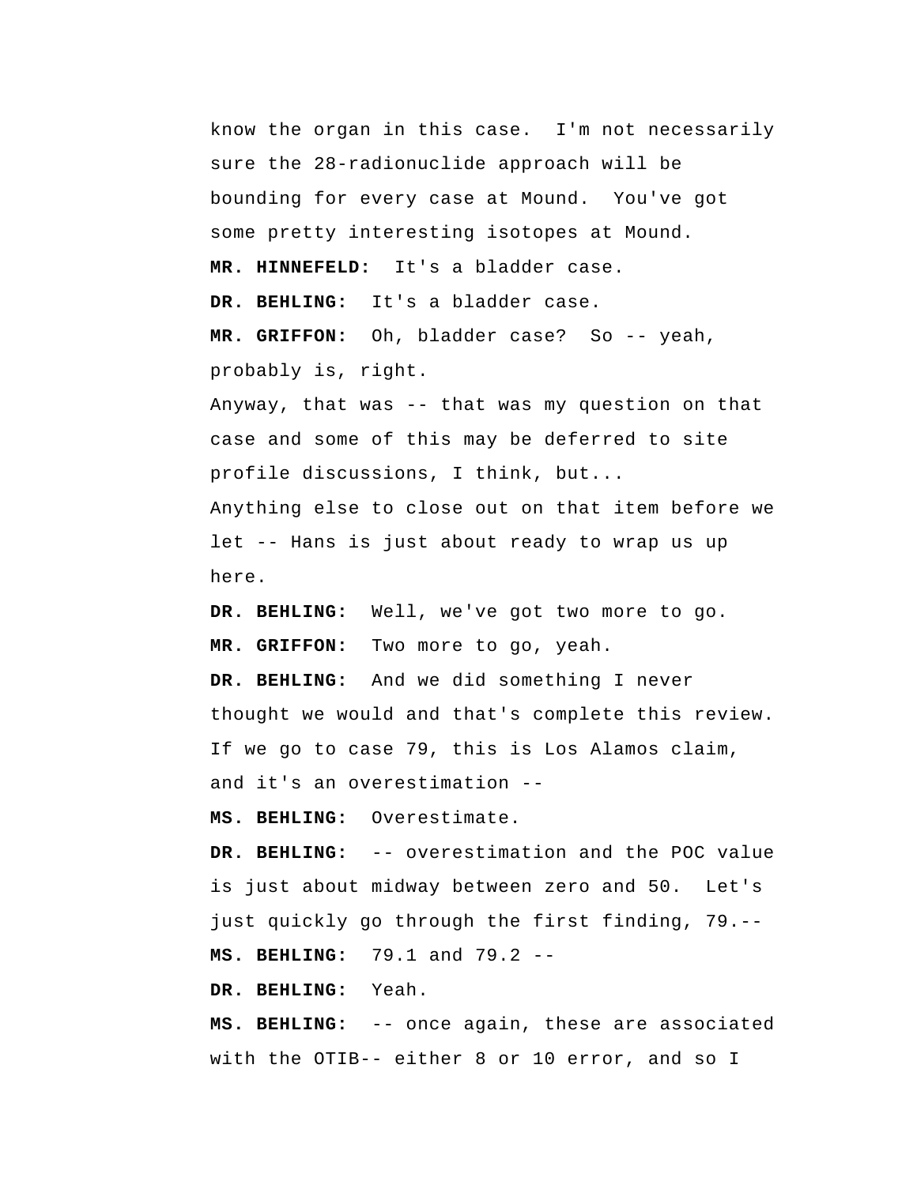know the organ in this case. I'm not necessarily sure the 28-radionuclide approach will be bounding for every case at Mound. You've got some pretty interesting isotopes at Mound.

**MR. HINNEFELD:** It's a bladder case.

**DR. BEHLING:** It's a bladder case.

**MR. GRIFFON:** Oh, bladder case? So -- yeah, probably is, right.

Anyway, that was -- that was my question on that case and some of this may be deferred to site profile discussions, I think, but...

Anything else to close out on that item before we let -- Hans is just about ready to wrap us up here.

**DR. BEHLING:** Well, we've got two more to go.

**MR. GRIFFON:** Two more to go, yeah.

**DR. BEHLING:** And we did something I never thought we would and that's complete this review. If we go to case 79, this is Los Alamos claim, and it's an overestimation --

**MS. BEHLING:** Overestimate.

**DR. BEHLING:** -- overestimation and the POC value is just about midway between zero and 50. Let's just quickly go through the first finding, 79.--

**MS. BEHLING:** 79.1 and 79.2 --

**DR. BEHLING:** Yeah.

**MS. BEHLING:** -- once again, these are associated with the OTIB-- either 8 or 10 error, and so I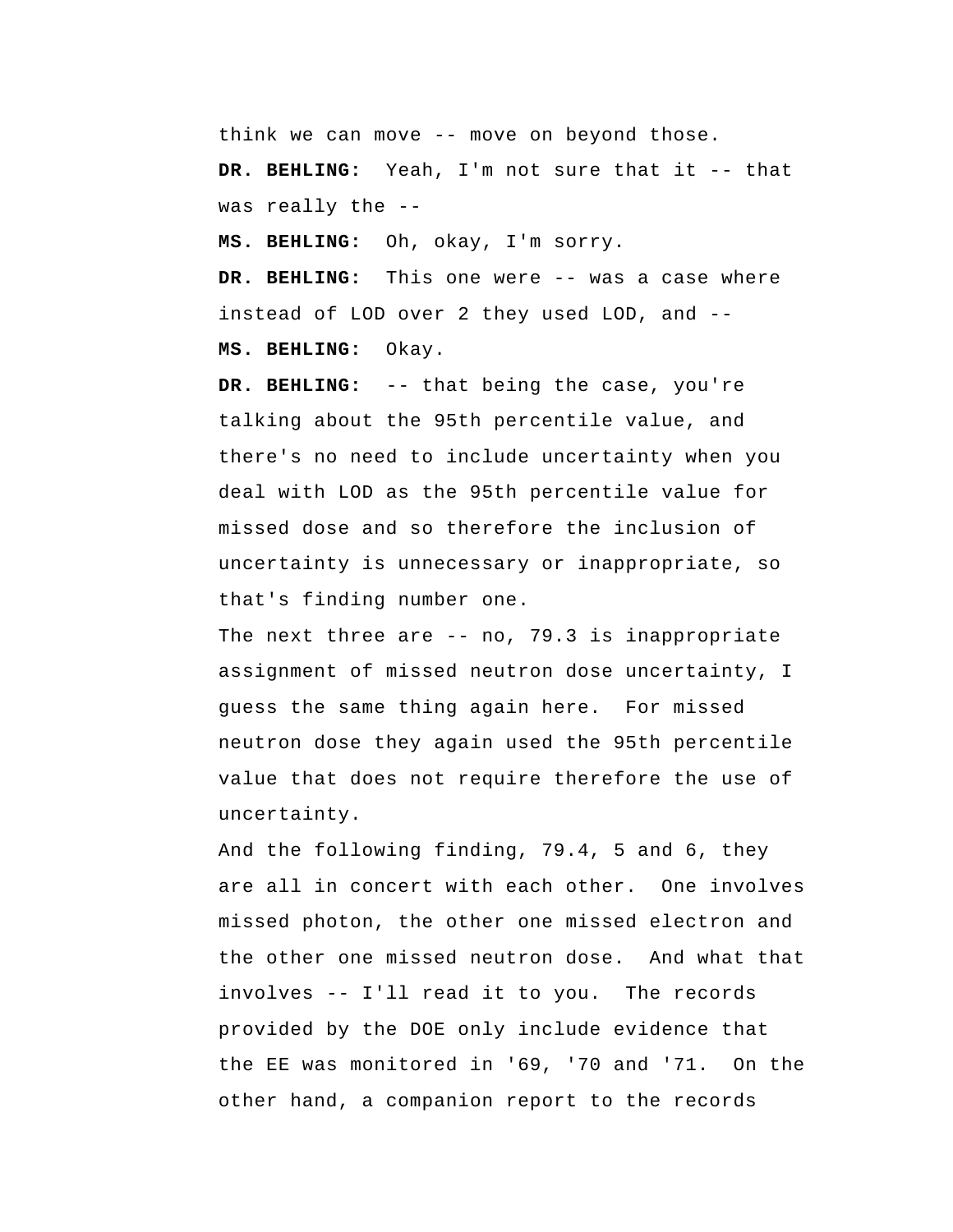think we can move -- move on beyond those.

**DR. BEHLING:** Yeah, I'm not sure that it -- that was really the --

**MS. BEHLING:** Oh, okay, I'm sorry.

**DR. BEHLING:** This one were -- was a case where instead of LOD over 2 they used LOD, and --

**MS. BEHLING:** Okay.

**DR. BEHLING:** -- that being the case, you're talking about the 95th percentile value, and there's no need to include uncertainty when you deal with LOD as the 95th percentile value for missed dose and so therefore the inclusion of uncertainty is unnecessary or inappropriate, so that's finding number one.

The next three are -- no, 79.3 is inappropriate assignment of missed neutron dose uncertainty, I guess the same thing again here. For missed neutron dose they again used the 95th percentile value that does not require therefore the use of uncertainty.

And the following finding, 79.4, 5 and 6, they are all in concert with each other. One involves missed photon, the other one missed electron and the other one missed neutron dose. And what that involves -- I'll read it to you. The records provided by the DOE only include evidence that the EE was monitored in '69, '70 and '71. On the other hand, a companion report to the records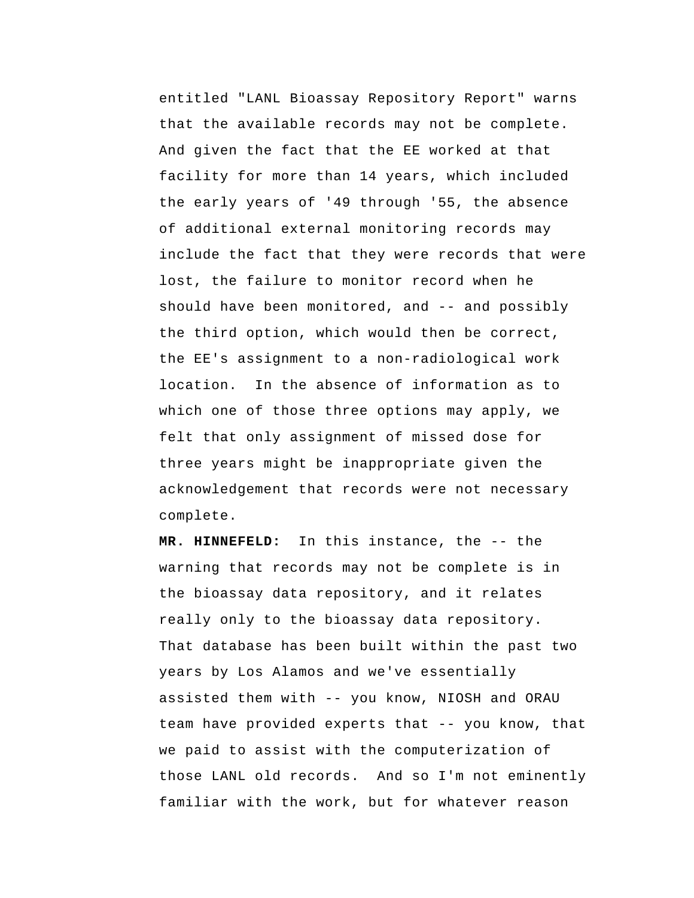entitled "LANL Bioassay Repository Report" warns that the available records may not be complete. And given the fact that the EE worked at that facility for more than 14 years, which included the early years of '49 through '55, the absence of additional external monitoring records may include the fact that they were records that were lost, the failure to monitor record when he should have been monitored, and -- and possibly the third option, which would then be correct, the EE's assignment to a non-radiological work location. In the absence of information as to which one of those three options may apply, we felt that only assignment of missed dose for three years might be inappropriate given the acknowledgement that records were not necessary complete.

**MR. HINNEFELD:** In this instance, the -- the warning that records may not be complete is in the bioassay data repository, and it relates really only to the bioassay data repository. That database has been built within the past two years by Los Alamos and we've essentially assisted them with -- you know, NIOSH and ORAU team have provided experts that -- you know, that we paid to assist with the computerization of those LANL old records. And so I'm not eminently familiar with the work, but for whatever reason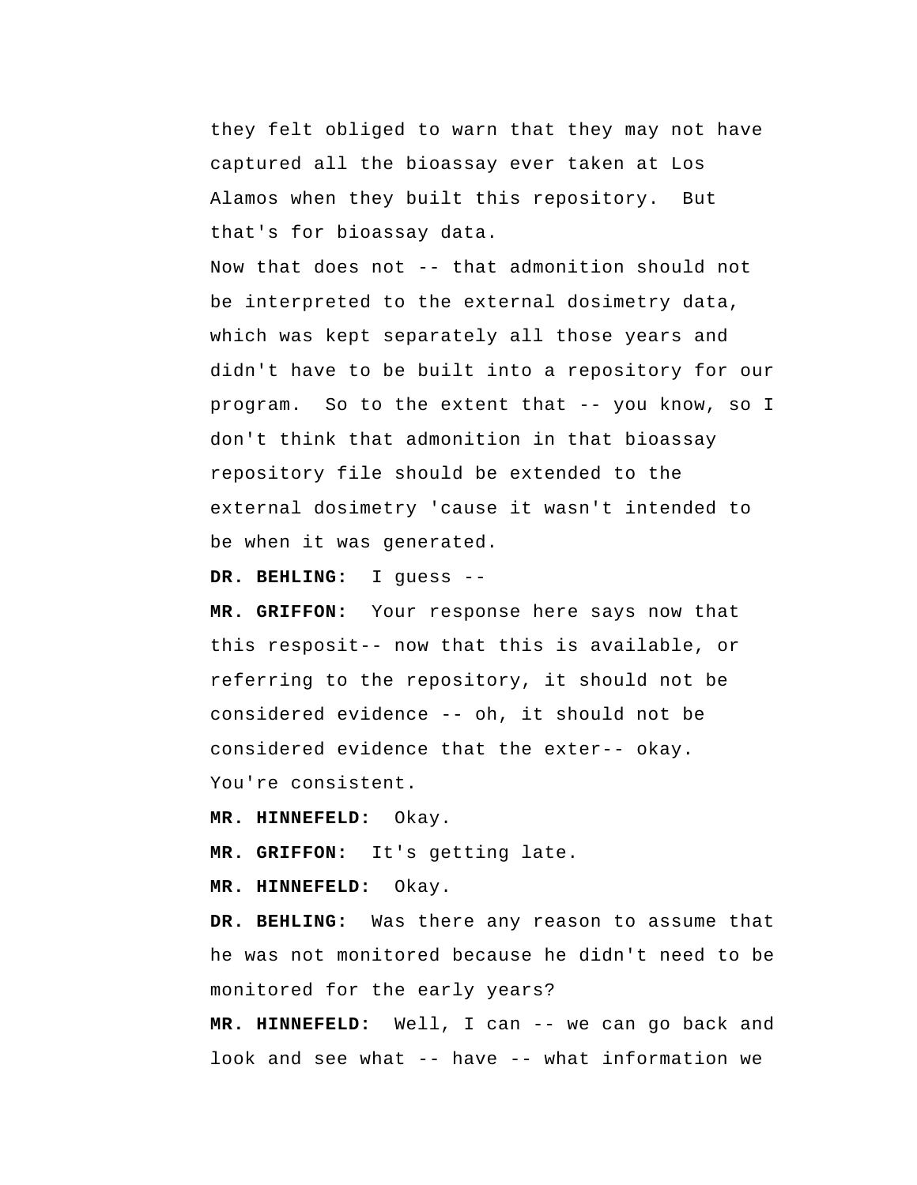they felt obliged to warn that they may not have captured all the bioassay ever taken at Los Alamos when they built this repository. But that's for bioassay data.

Now that does not -- that admonition should not be interpreted to the external dosimetry data, which was kept separately all those years and didn't have to be built into a repository for our program. So to the extent that -- you know, so I don't think that admonition in that bioassay repository file should be extended to the external dosimetry 'cause it wasn't intended to be when it was generated.

**DR. BEHLING:** I guess --

**MR. GRIFFON:** Your response here says now that this resposit-- now that this is available, or referring to the repository, it should not be considered evidence -- oh, it should not be considered evidence that the exter-- okay. You're consistent.

**MR. HINNEFELD:** Okay.

**MR. GRIFFON:** It's getting late.

**MR. HINNEFELD:** Okay.

**DR. BEHLING:** Was there any reason to assume that he was not monitored because he didn't need to be monitored for the early years?

**MR. HINNEFELD:** Well, I can -- we can go back and look and see what -- have -- what information we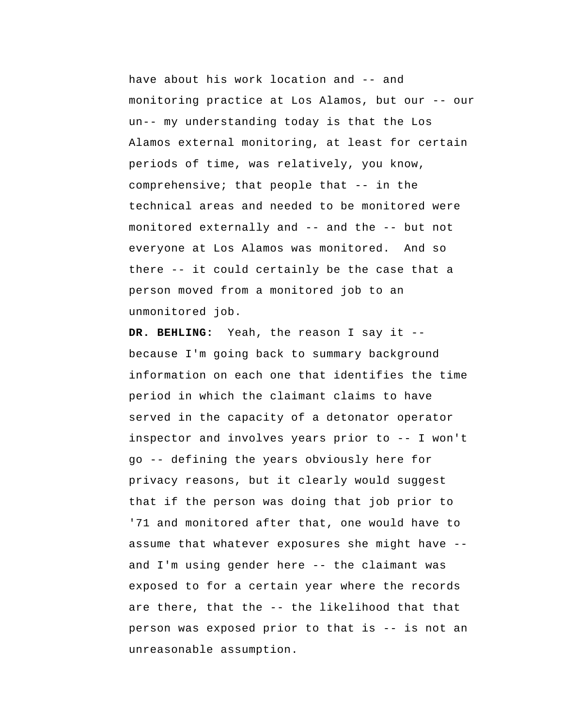have about his work location and -- and monitoring practice at Los Alamos, but our -- our un-- my understanding today is that the Los Alamos external monitoring, at least for certain periods of time, was relatively, you know, comprehensive; that people that -- in the technical areas and needed to be monitored were monitored externally and -- and the -- but not everyone at Los Alamos was monitored. And so there -- it could certainly be the case that a person moved from a monitored job to an unmonitored job.

**DR. BEHLING:** Yeah, the reason I say it -- because I'm going back to summary background information on each one that identifies the time period in which the claimant claims to have served in the capacity of a detonator operator inspector and involves years prior to -- I won't go -- defining the years obviously here for privacy reasons, but it clearly would suggest that if the person was doing that job prior to '71 and monitored after that, one would have to assume that whatever exposures she might have -- and I'm using gender here -- the claimant was exposed to for a certain year where the records are there, that the -- the likelihood that that person was exposed prior to that is -- is not an unreasonable assumption.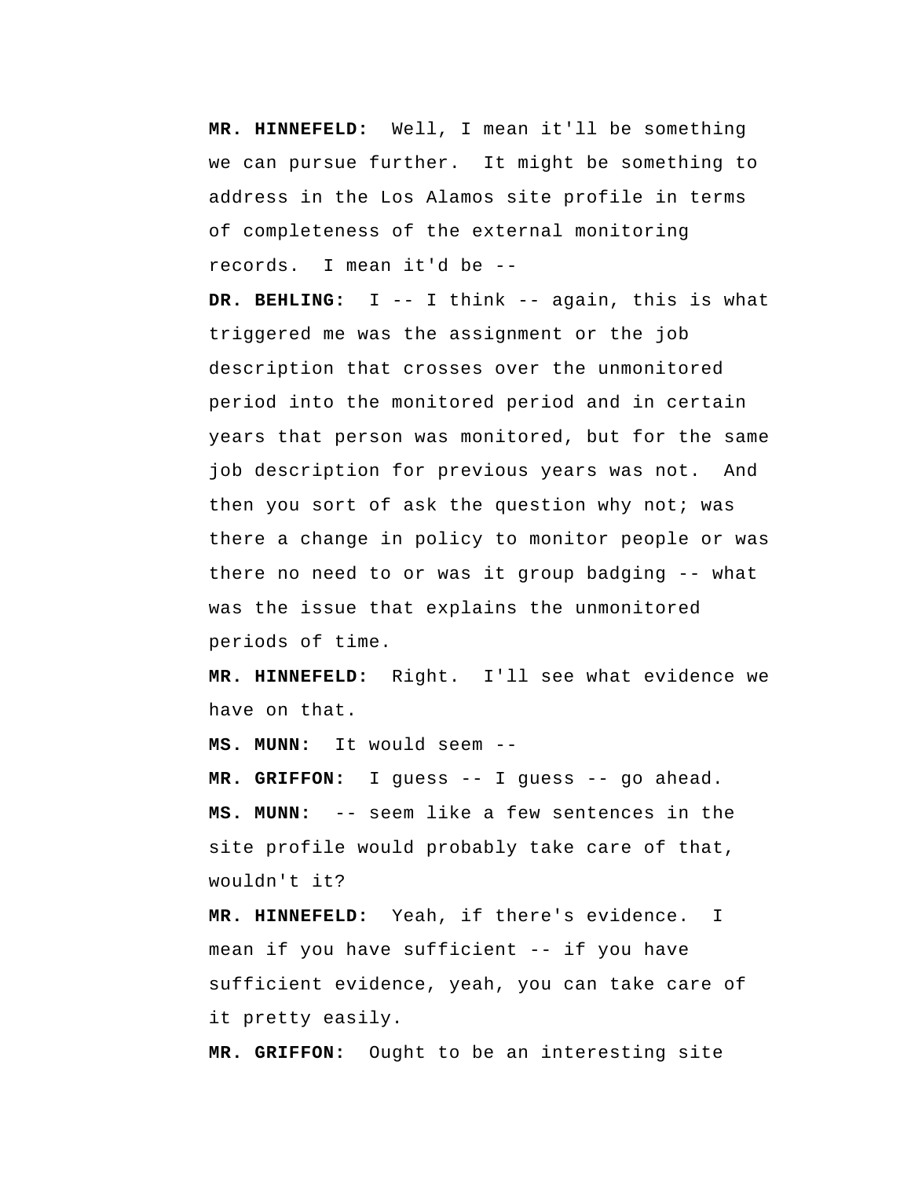**MR. HINNEFELD:** Well, I mean it'll be something we can pursue further. It might be something to address in the Los Alamos site profile in terms of completeness of the external monitoring records. I mean it'd be --

**DR. BEHLING:** I -- I think -- again, this is what triggered me was the assignment or the job description that crosses over the unmonitored period into the monitored period and in certain years that person was monitored, but for the same job description for previous years was not. And then you sort of ask the question why not; was there a change in policy to monitor people or was there no need to or was it group badging -- what was the issue that explains the unmonitored periods of time.

**MR. HINNEFELD:** Right. I'll see what evidence we have on that.

**MS. MUNN:** It would seem --

**MR. GRIFFON:** I guess -- I guess -- go ahead.

**MS. MUNN:** -- seem like a few sentences in the site profile would probably take care of that, wouldn't it?

**MR. HINNEFELD:** Yeah, if there's evidence. I mean if you have sufficient -- if you have sufficient evidence, yeah, you can take care of it pretty easily.

**MR. GRIFFON:** Ought to be an interesting site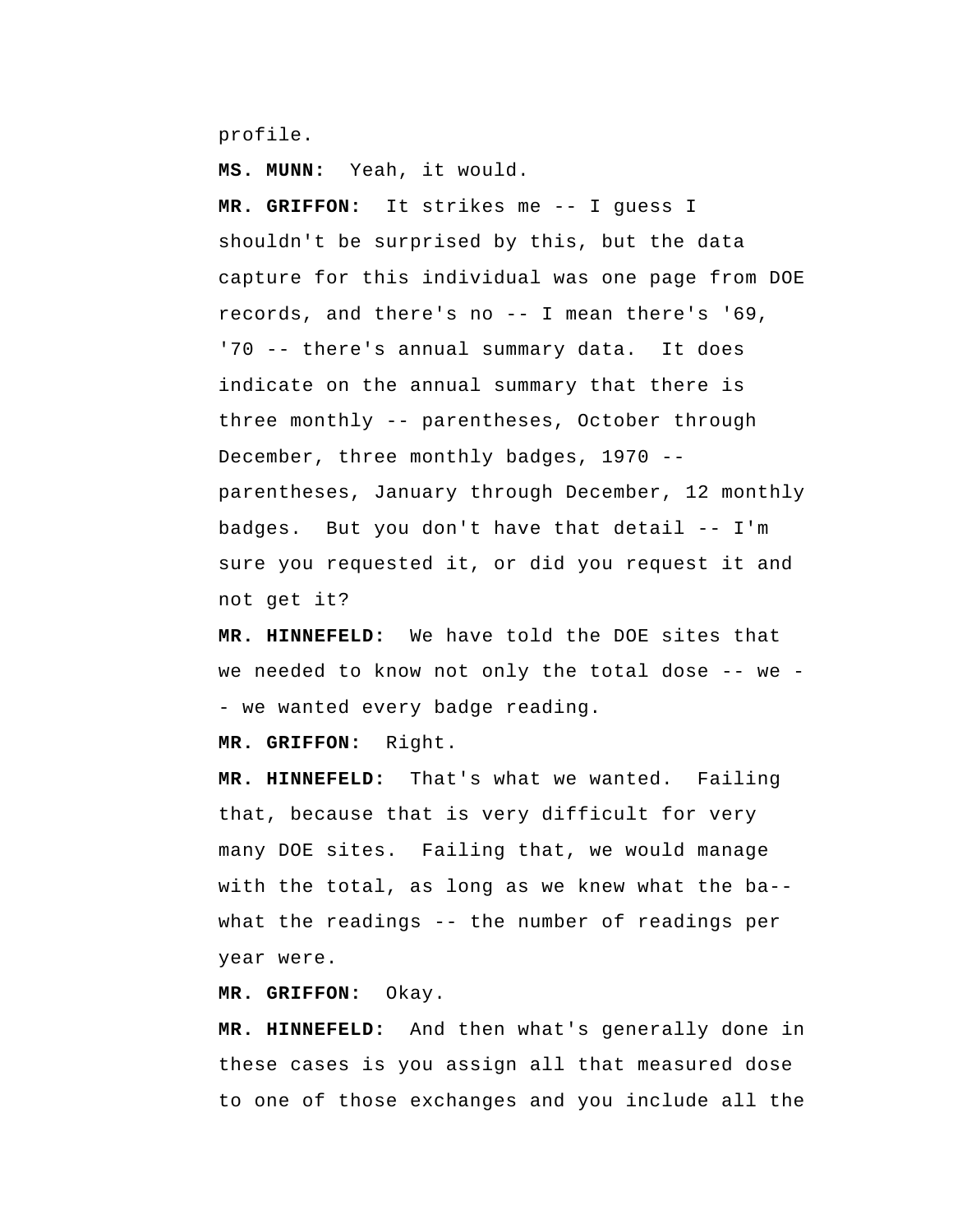profile.

**MS. MUNN:** Yeah, it would.

**MR. GRIFFON:** It strikes me -- I guess I shouldn't be surprised by this, but the data capture for this individual was one page from DOE records, and there's no -- I mean there's '69, '70 -- there's annual summary data. It does indicate on the annual summary that there is three monthly -- parentheses, October through December, three monthly badges, 1970 -- parentheses, January through December, 12 monthly badges. But you don't have that detail -- I'm sure you requested it, or did you request it and not get it?

**MR. HINNEFELD:** We have told the DOE sites that we needed to know not only the total dose -- we -- we wanted every badge reading.

**MR. GRIFFON:** Right.

**MR. HINNEFELD:** That's what we wanted. Failing that, because that is very difficult for very many DOE sites. Failing that, we would manage with the total, as long as we knew what the ba-- what the readings -- the number of readings per year were.

**MR. GRIFFON:** Okay.

**MR. HINNEFELD:** And then what's generally done in these cases is you assign all that measured dose to one of those exchanges and you include all the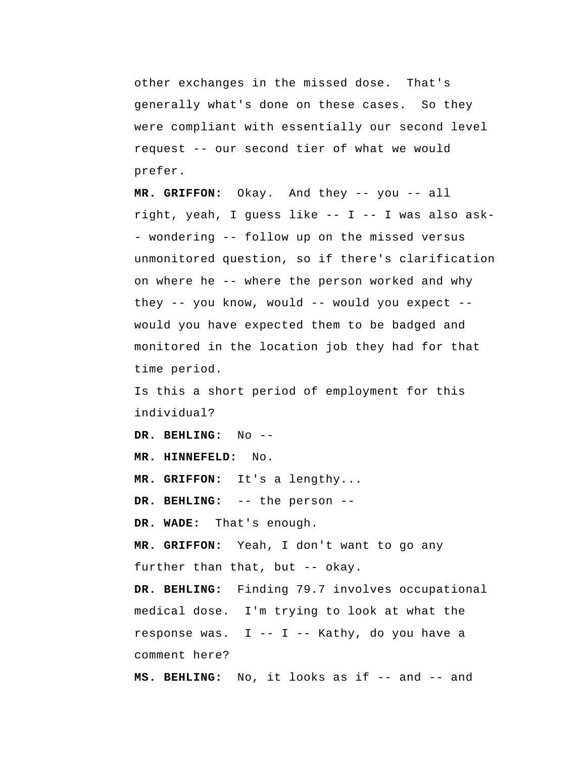other exchanges in the missed dose. That's generally what's done on these cases. So they were compliant with essentially our second level request -- our second tier of what we would prefer.

**MR. GRIFFON:** Okay. And they -- you -- all right, yeah, I guess like -- I -- I was also ask- - wondering -- follow up on the missed versus unmonitored question, so if there's clarification on where he -- where the person worked and why they -- you know, would -- would you expect -- would you have expected them to be badged and monitored in the location job they had for that time period.

Is this a short period of employment for this individual?

**DR. BEHLING:** No --

**MR. HINNEFELD:** No.

**MR. GRIFFON:** It's a lengthy...

**DR. BEHLING:** -- the person --

**DR. WADE:** That's enough.

**MR. GRIFFON:** Yeah, I don't want to go any further than that, but -- okay.

**DR. BEHLING:** Finding 79.7 involves occupational medical dose. I'm trying to look at what the response was. I -- I -- Kathy, do you have a comment here?

**MS. BEHLING:** No, it looks as if -- and -- and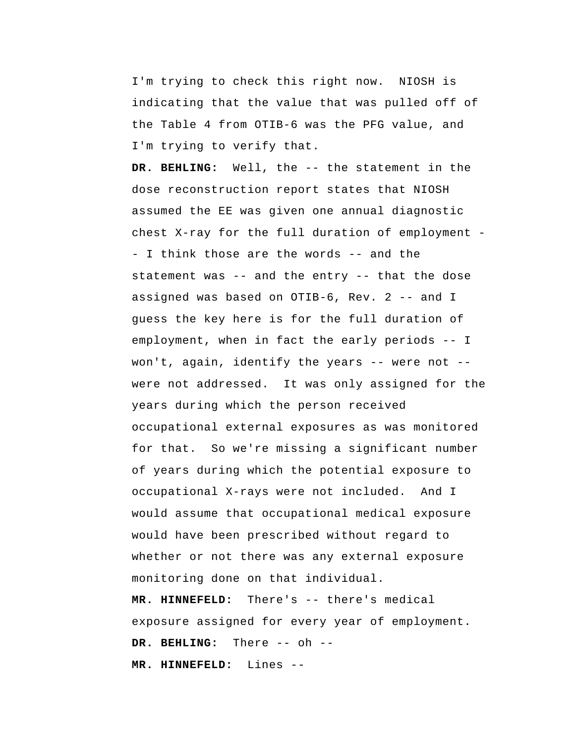I'm trying to check this right now. NIOSH is indicating that the value that was pulled off of the Table 4 from OTIB-6 was the PFG value, and I'm trying to verify that.

**DR. BEHLING:** Well, the -- the statement in the dose reconstruction report states that NIOSH assumed the EE was given one annual diagnostic chest X-ray for the full duration of employment -- I think those are the words -- and the statement was -- and the entry -- that the dose assigned was based on OTIB-6, Rev. 2 -- and I guess the key here is for the full duration of employment, when in fact the early periods -- I won't, again, identify the years -- were not -- were not addressed. It was only assigned for the years during which the person received occupational external exposures as was monitored for that. So we're missing a significant number of years during which the potential exposure to occupational X-rays were not included. And I would assume that occupational medical exposure would have been prescribed without regard to whether or not there was any external exposure monitoring done on that individual.

**MR. HINNEFELD:** There's -- there's medical exposure assigned for every year of employment.

**DR. BEHLING:** There -- oh --

**MR. HINNEFELD:** Lines --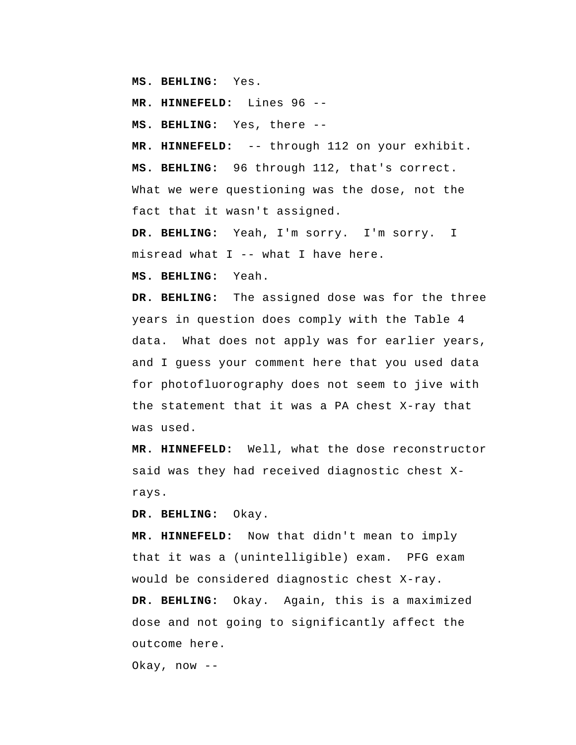**MS. BEHLING:** Yes.

**MR. HINNEFELD:** Lines 96 --

**MS. BEHLING:** Yes, there --

**MR. HINNEFELD:** -- through 112 on your exhibit.

**MS. BEHLING:** 96 through 112, that's correct. What we were questioning was the dose, not the fact that it wasn't assigned.

**DR. BEHLING:** Yeah, I'm sorry. I'm sorry. I misread what I -- what I have here.

**MS. BEHLING:** Yeah.

**DR. BEHLING:** The assigned dose was for the three years in question does comply with the Table 4 data. What does not apply was for earlier years, and I guess your comment here that you used data for photofluorography does not seem to jive with the statement that it was a PA chest X-ray that was used.

**MR. HINNEFELD:** Well, what the dose reconstructor said was they had received diagnostic chest X-rays.

**DR. BEHLING:** Okay.

**MR. HINNEFELD:** Now that didn't mean to imply that it was a (unintelligible) exam. PFG exam would be considered diagnostic chest X-ray.

**DR. BEHLING:** Okay. Again, this is a maximized dose and not going to significantly affect the outcome here.

Okay, now --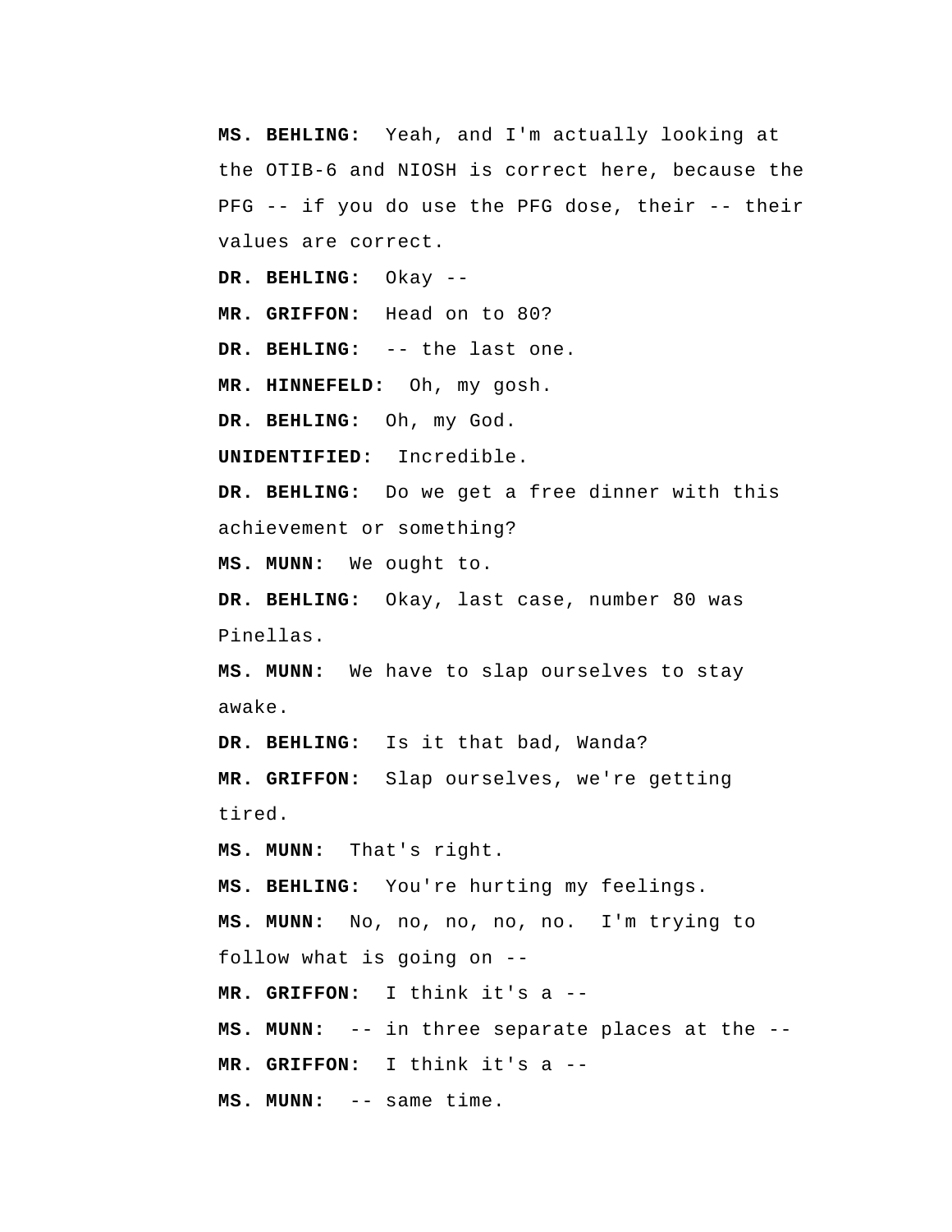**MS. BEHLING:** Yeah, and I'm actually looking at the OTIB-6 and NIOSH is correct here, because the PFG -- if you do use the PFG dose, their -- their values are correct.

**DR. BEHLING:** Okay --

**MR. GRIFFON:** Head on to 80?

**DR. BEHLING:** -- the last one.

**MR. HINNEFELD:** Oh, my gosh.

**DR. BEHLING:** Oh, my God.

**UNIDENTIFIED:** Incredible.

**DR. BEHLING:** Do we get a free dinner with this achievement or something?

**MS. MUNN:** We ought to.

**DR. BEHLING:** Okay, last case, number 80 was Pinellas.

**MS. MUNN:** We have to slap ourselves to stay awake.

**DR. BEHLING:** Is it that bad, Wanda?

**MR. GRIFFON:** Slap ourselves, we're getting tired.

**MS. MUNN:** That's right.

**MS. BEHLING:** You're hurting my feelings.

**MS. MUNN:** No, no, no, no, no. I'm trying to follow what is going on --

**MR. GRIFFON:** I think it's a --

**MS. MUNN:** -- in three separate places at the --

**MR. GRIFFON:** I think it's a --

**MS. MUNN:** -- same time.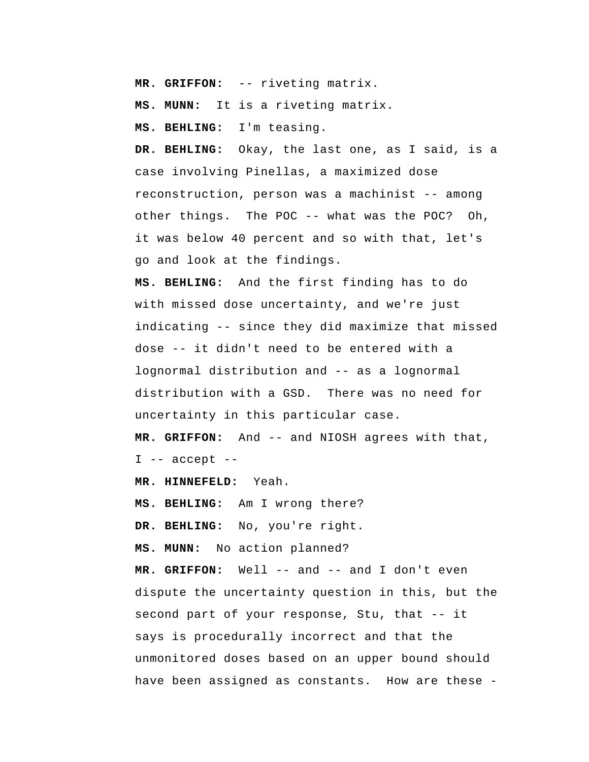**MR. GRIFFON:** -- riveting matrix.

**MS. MUNN:** It is a riveting matrix.

**MS. BEHLING:** I'm teasing.

**DR. BEHLING:** Okay, the last one, as I said, is a case involving Pinellas, a maximized dose reconstruction, person was a machinist -- among other things. The POC -- what was the POC? Oh, it was below 40 percent and so with that, let's go and look at the findings.

**MS. BEHLING:** And the first finding has to do with missed dose uncertainty, and we're just indicating -- since they did maximize that missed dose -- it didn't need to be entered with a lognormal distribution and -- as a lognormal distribution with a GSD. There was no need for uncertainty in this particular case.

**MR. GRIFFON:** And -- and NIOSH agrees with that, I -- accept --

**MR. HINNEFELD:** Yeah.

**MS. BEHLING:** Am I wrong there?

**DR. BEHLING:** No, you're right.

**MS. MUNN:** No action planned?

**MR. GRIFFON:** Well -- and -- and I don't even dispute the uncertainty question in this, but the second part of your response, Stu, that -- it says is procedurally incorrect and that the unmonitored doses based on an upper bound should have been assigned as constants. How are these -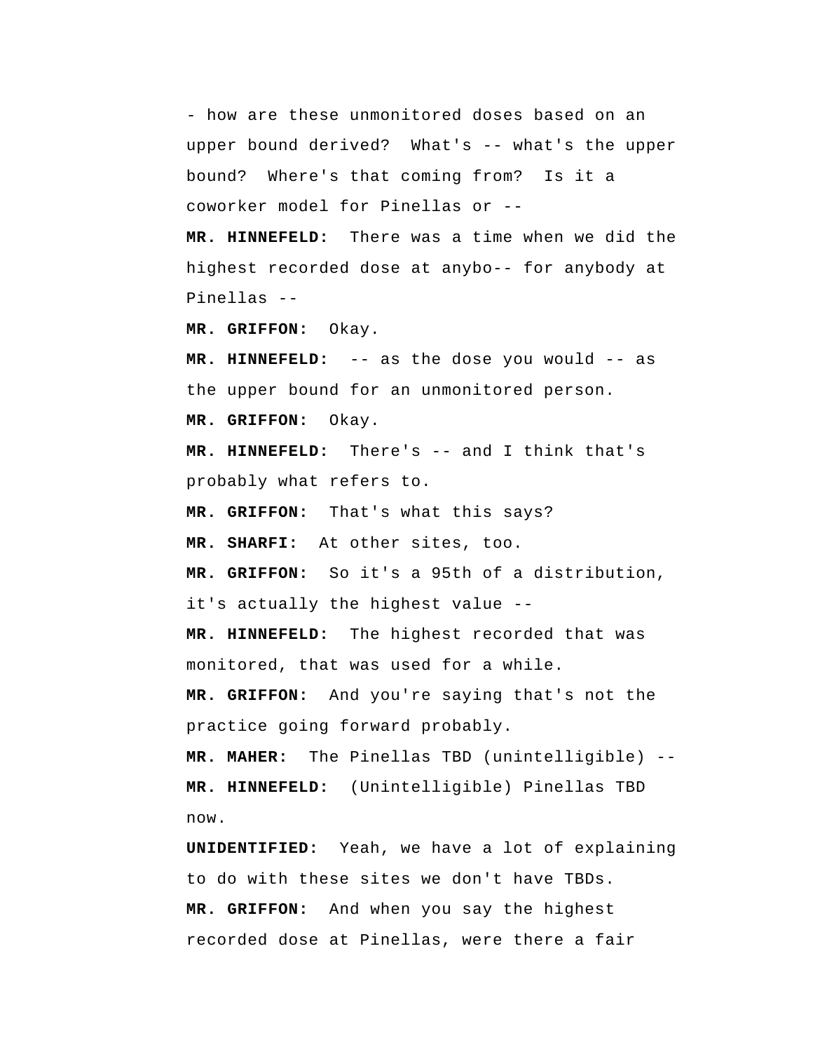- how are these unmonitored doses based on an upper bound derived? What's -- what's the upper bound? Where's that coming from? Is it a coworker model for Pinellas or --

**MR. HINNEFELD:** There was a time when we did the highest recorded dose at anybo-- for anybody at Pinellas --

**MR. GRIFFON:** Okay.

**MR. HINNEFELD:** -- as the dose you would -- as the upper bound for an unmonitored person.

**MR. GRIFFON:** Okay.

**MR. HINNEFELD:** There's -- and I think that's probably what refers to.

**MR. GRIFFON:** That's what this says?

**MR. SHARFI:** At other sites, too.

**MR. GRIFFON:** So it's a 95th of a distribution, it's actually the highest value --

**MR. HINNEFELD:** The highest recorded that was monitored, that was used for a while.

**MR. GRIFFON:** And you're saying that's not the practice going forward probably.

**MR. MAHER:** The Pinellas TBD (unintelligible) --

**MR. HINNEFELD:** (Unintelligible) Pinellas TBD now.

**UNIDENTIFIED:** Yeah, we have a lot of explaining to do with these sites we don't have TBDs.

**MR. GRIFFON:** And when you say the highest recorded dose at Pinellas, were there a fair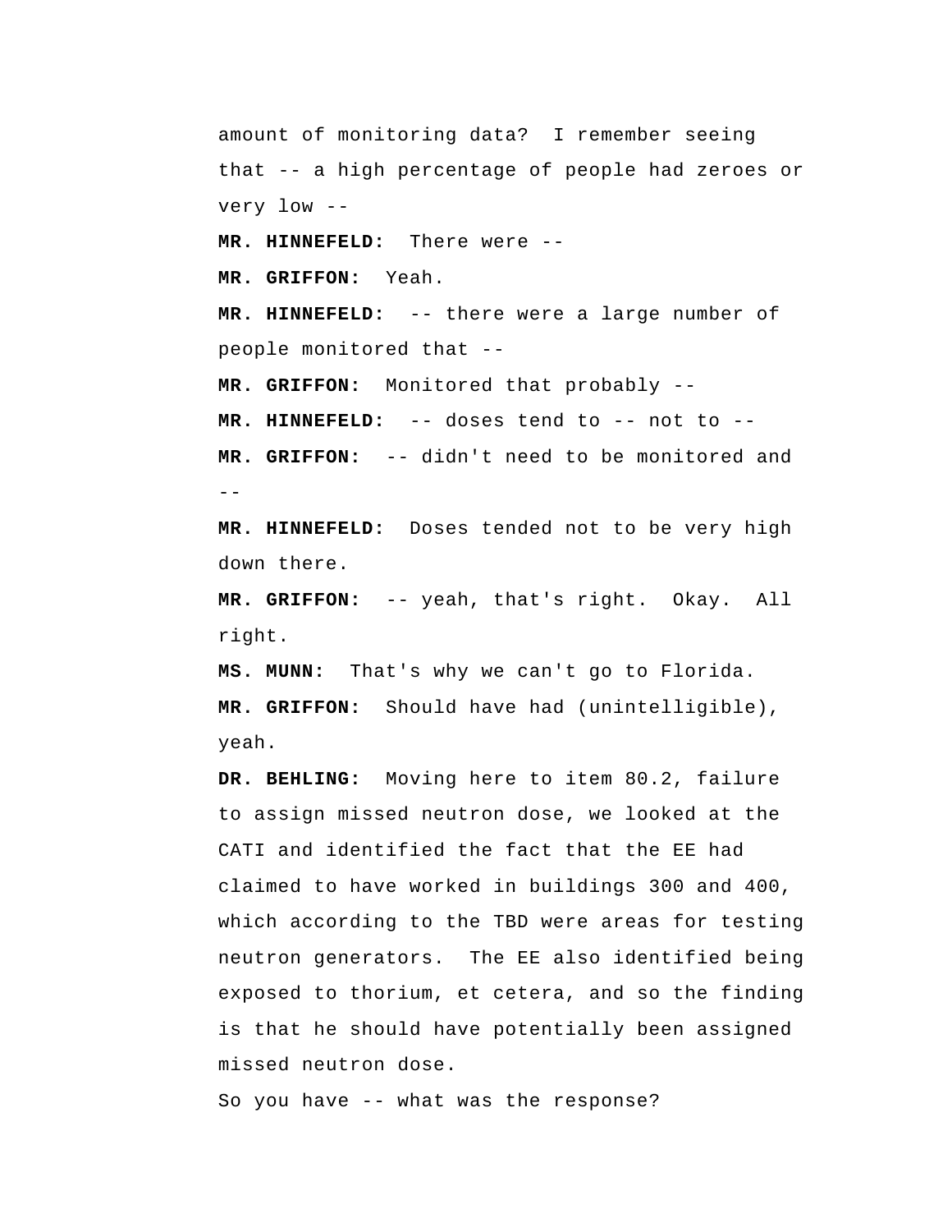amount of monitoring data? I remember seeing that -- a high percentage of people had zeroes or very low --

**MR. HINNEFELD:** There were --

**MR. GRIFFON:** Yeah.

**MR. HINNEFELD:** -- there were a large number of people monitored that --

**MR. GRIFFON:** Monitored that probably --

**MR. HINNEFELD:** -- doses tend to -- not to --

**MR. GRIFFON:** -- didn't need to be monitored and --

**MR. HINNEFELD:** Doses tended not to be very high down there.

**MR. GRIFFON:** -- yeah, that's right. Okay. All right.

**MS. MUNN:** That's why we can't go to Florida.

**MR. GRIFFON:** Should have had (unintelligible), yeah.

**DR. BEHLING:** Moving here to item 80.2, failure to assign missed neutron dose, we looked at the CATI and identified the fact that the EE had claimed to have worked in buildings 300 and 400, which according to the TBD were areas for testing neutron generators. The EE also identified being exposed to thorium, et cetera, and so the finding is that he should have potentially been assigned missed neutron dose.

So you have -- what was the response?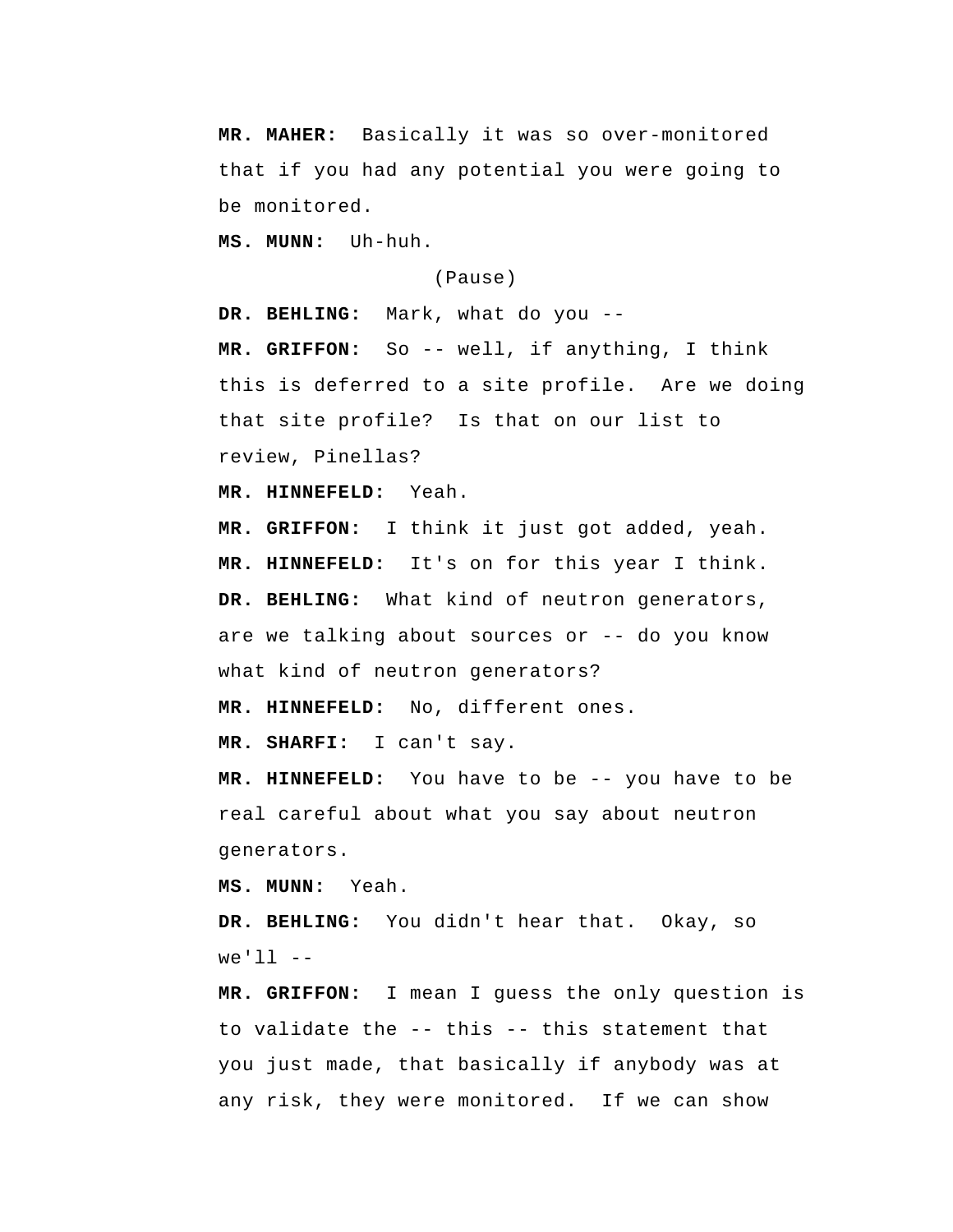**MR. MAHER:** Basically it was so over-monitored that if you had any potential you were going to be monitored.

**MS. MUNN:** Uh-huh.

(Pause)

**DR. BEHLING:** Mark, what do you --

**MR. GRIFFON:** So -- well, if anything, I think this is deferred to a site profile. Are we doing that site profile? Is that on our list to review, Pinellas?

**MR. HINNEFELD:** Yeah.

**MR. GRIFFON:** I think it just got added, yeah.

**MR. HINNEFELD:** It's on for this year I think.

**DR. BEHLING:** What kind of neutron generators, are we talking about sources or -- do you know what kind of neutron generators?

**MR. HINNEFELD:** No, different ones.

**MR. SHARFI:** I can't say.

**MR. HINNEFELD:** You have to be -- you have to be real careful about what you say about neutron generators.

**MS. MUNN:** Yeah.

**DR. BEHLING:** You didn't hear that. Okay, so we'll --

**MR. GRIFFON:** I mean I guess the only question is to validate the -- this -- this statement that you just made, that basically if anybody was at any risk, they were monitored. If we can show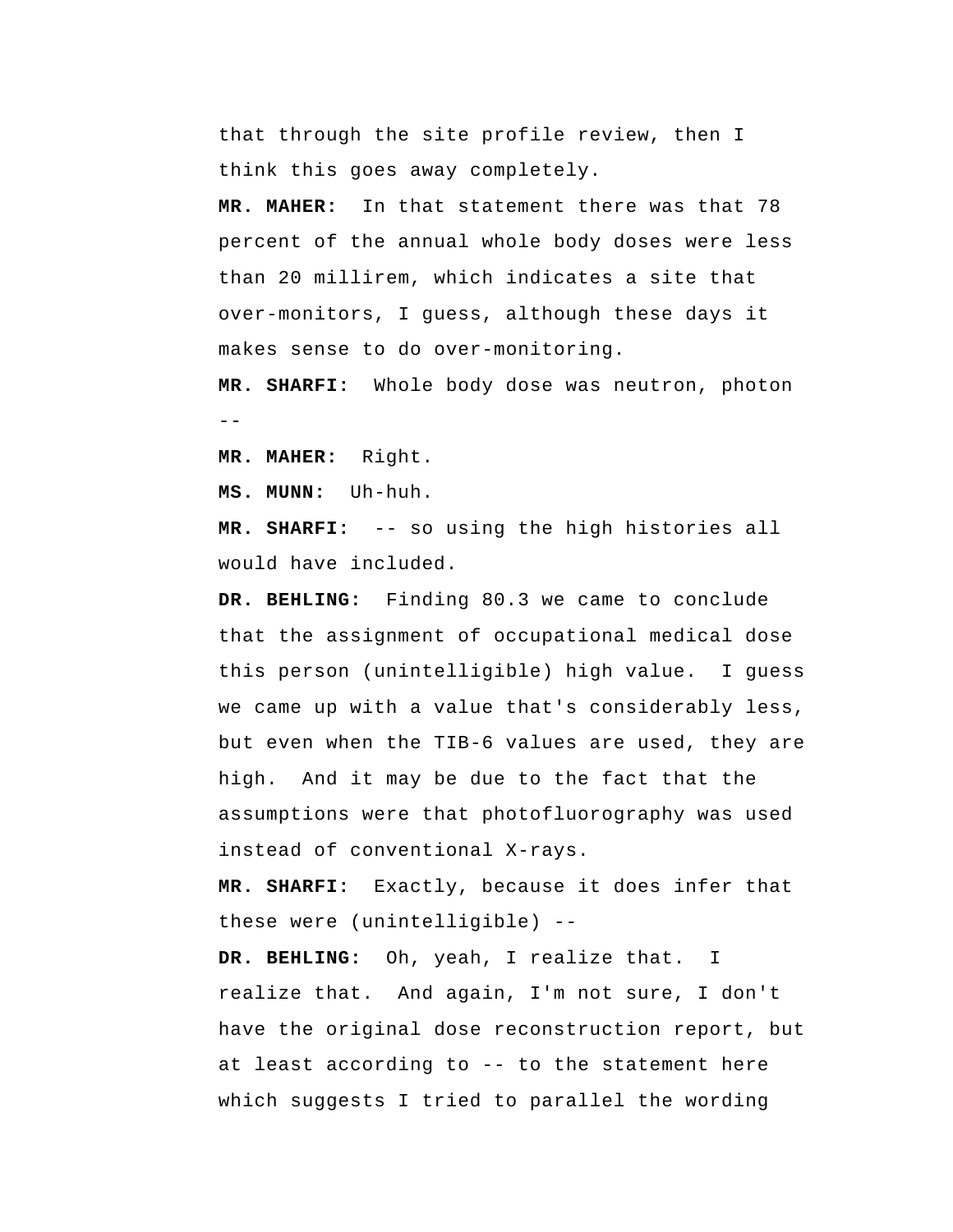that through the site profile review, then I think this goes away completely.

**MR. MAHER:** In that statement there was that 78 percent of the annual whole body doses were less than 20 millirem, which indicates a site that over-monitors, I guess, although these days it makes sense to do over-monitoring.

**MR. SHARFI:** Whole body dose was neutron, photon --

**MR. MAHER:** Right.

**MS. MUNN:** Uh-huh.

**MR. SHARFI:** -- so using the high histories all would have included.

**DR. BEHLING:** Finding 80.3 we came to conclude that the assignment of occupational medical dose this person (unintelligible) high value. I guess we came up with a value that's considerably less, but even when the TIB-6 values are used, they are high. And it may be due to the fact that the assumptions were that photofluorography was used instead of conventional X-rays.

**MR. SHARFI:** Exactly, because it does infer that these were (unintelligible) --

**DR. BEHLING:** Oh, yeah, I realize that. I realize that. And again, I'm not sure, I don't have the original dose reconstruction report, but at least according to -- to the statement here which suggests I tried to parallel the wording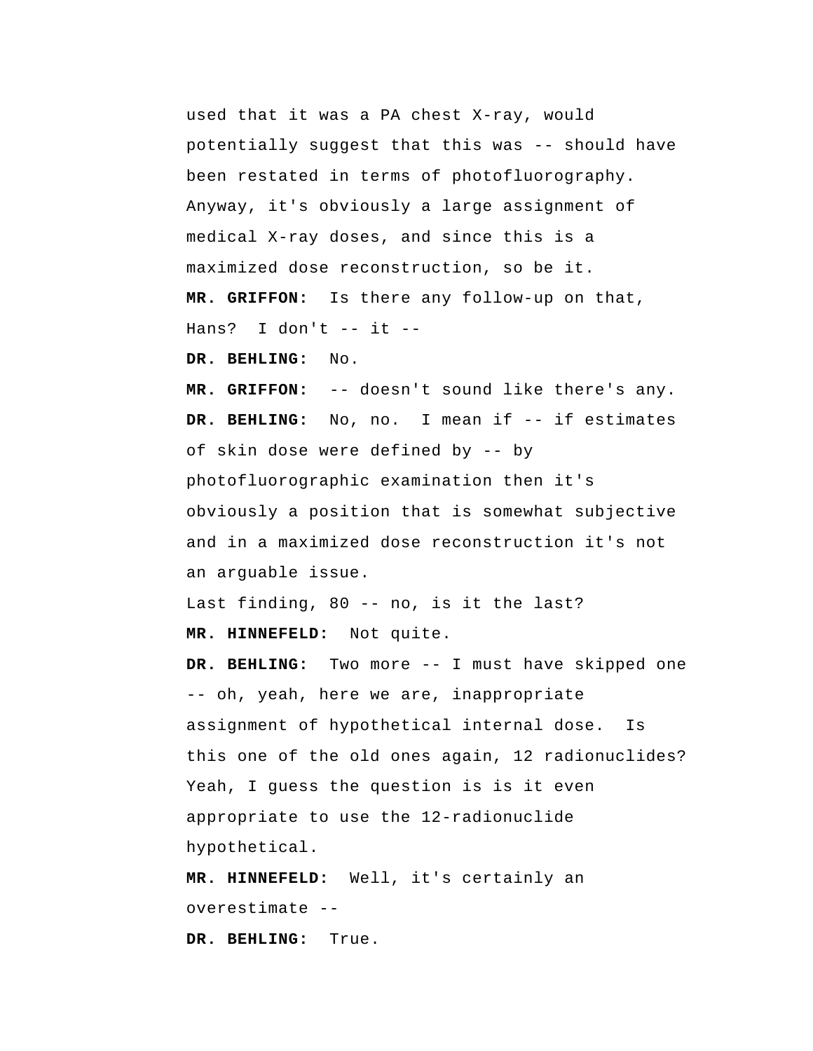used that it was a PA chest X-ray, would potentially suggest that this was -- should have been restated in terms of photofluorography. Anyway, it's obviously a large assignment of medical X-ray doses, and since this is a maximized dose reconstruction, so be it.

**MR. GRIFFON:** Is there any follow-up on that, Hans? I don't -- it --

**DR. BEHLING:** No.

**MR. GRIFFON:** -- doesn't sound like there's any.

**DR. BEHLING:** No, no. I mean if -- if estimates of skin dose were defined by -- by photofluorographic examination then it's obviously a position that is somewhat subjective and in a maximized dose reconstruction it's not an arguable issue.

Last finding, 80 -- no, is it the last?

**MR. HINNEFELD:** Not quite.

**DR. BEHLING:** Two more -- I must have skipped one -- oh, yeah, here we are, inappropriate assignment of hypothetical internal dose. Is this one of the old ones again, 12 radionuclides? Yeah, I guess the question is is it even appropriate to use the 12-radionuclide hypothetical.

**MR. HINNEFELD:** Well, it's certainly an overestimate --

**DR. BEHLING:** True.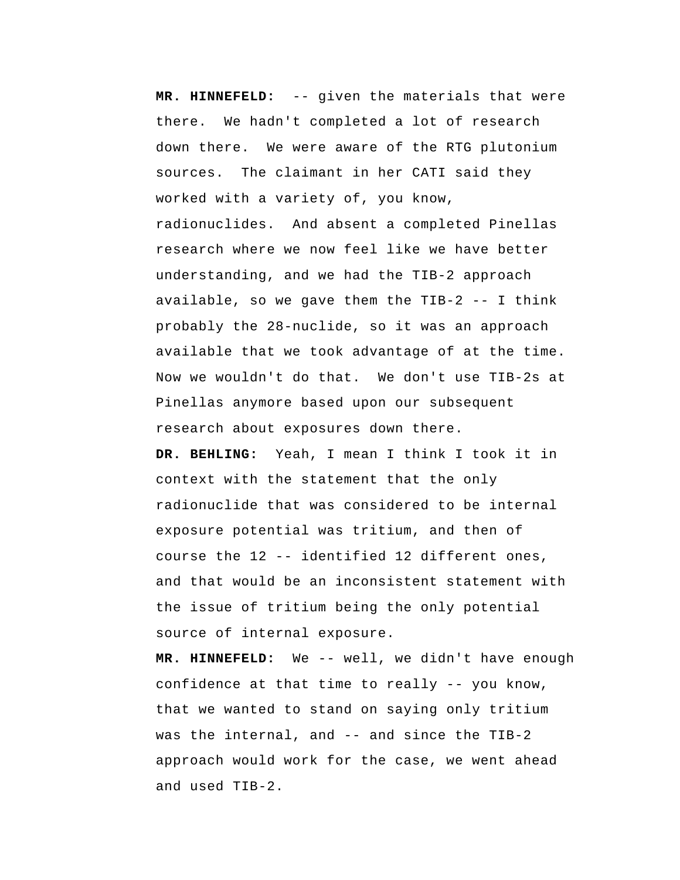**MR. HINNEFELD:** -- given the materials that were there. We hadn't completed a lot of research down there. We were aware of the RTG plutonium sources. The claimant in her CATI said they worked with a variety of, you know, radionuclides. And absent a completed Pinellas research where we now feel like we have better understanding, and we had the TIB-2 approach available, so we gave them the TIB-2 -- I think probably the 28-nuclide, so it was an approach available that we took advantage of at the time. Now we wouldn't do that. We don't use TIB-2s at Pinellas anymore based upon our subsequent research about exposures down there.

**DR. BEHLING:** Yeah, I mean I think I took it in context with the statement that the only radionuclide that was considered to be internal exposure potential was tritium, and then of course the 12 -- identified 12 different ones, and that would be an inconsistent statement with the issue of tritium being the only potential source of internal exposure.

**MR. HINNEFELD:** We -- well, we didn't have enough confidence at that time to really -- you know, that we wanted to stand on saying only tritium was the internal, and -- and since the TIB-2 approach would work for the case, we went ahead and used TIB-2.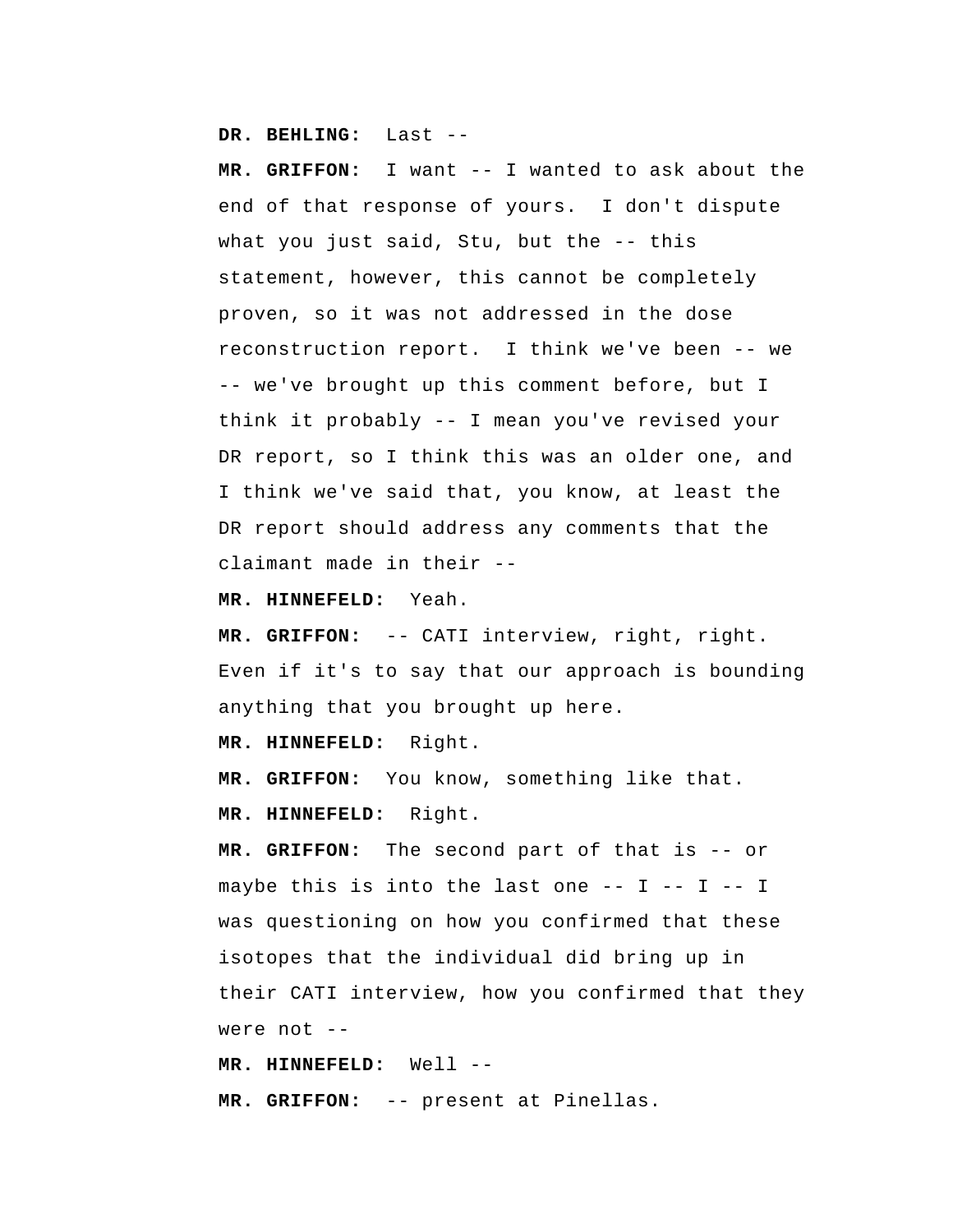**DR. BEHLING:** Last --

**MR. GRIFFON:** I want -- I wanted to ask about the end of that response of yours. I don't dispute what you just said, Stu, but the -- this statement, however, this cannot be completely proven, so it was not addressed in the dose reconstruction report. I think we've been -- we -- we've brought up this comment before, but I think it probably -- I mean you've revised your DR report, so I think this was an older one, and I think we've said that, you know, at least the DR report should address any comments that the claimant made in their --

**MR. HINNEFELD:** Yeah.

**MR. GRIFFON:** -- CATI interview, right, right. Even if it's to say that our approach is bounding anything that you brought up here.

**MR. HINNEFELD:** Right.

**MR. GRIFFON:** You know, something like that.

**MR. HINNEFELD:** Right.

**MR. GRIFFON:** The second part of that is -- or maybe this is into the last one -- I -- I -- I was questioning on how you confirmed that these isotopes that the individual did bring up in their CATI interview, how you confirmed that they were not --

**MR. HINNEFELD:** Well --

**MR. GRIFFON:** -- present at Pinellas.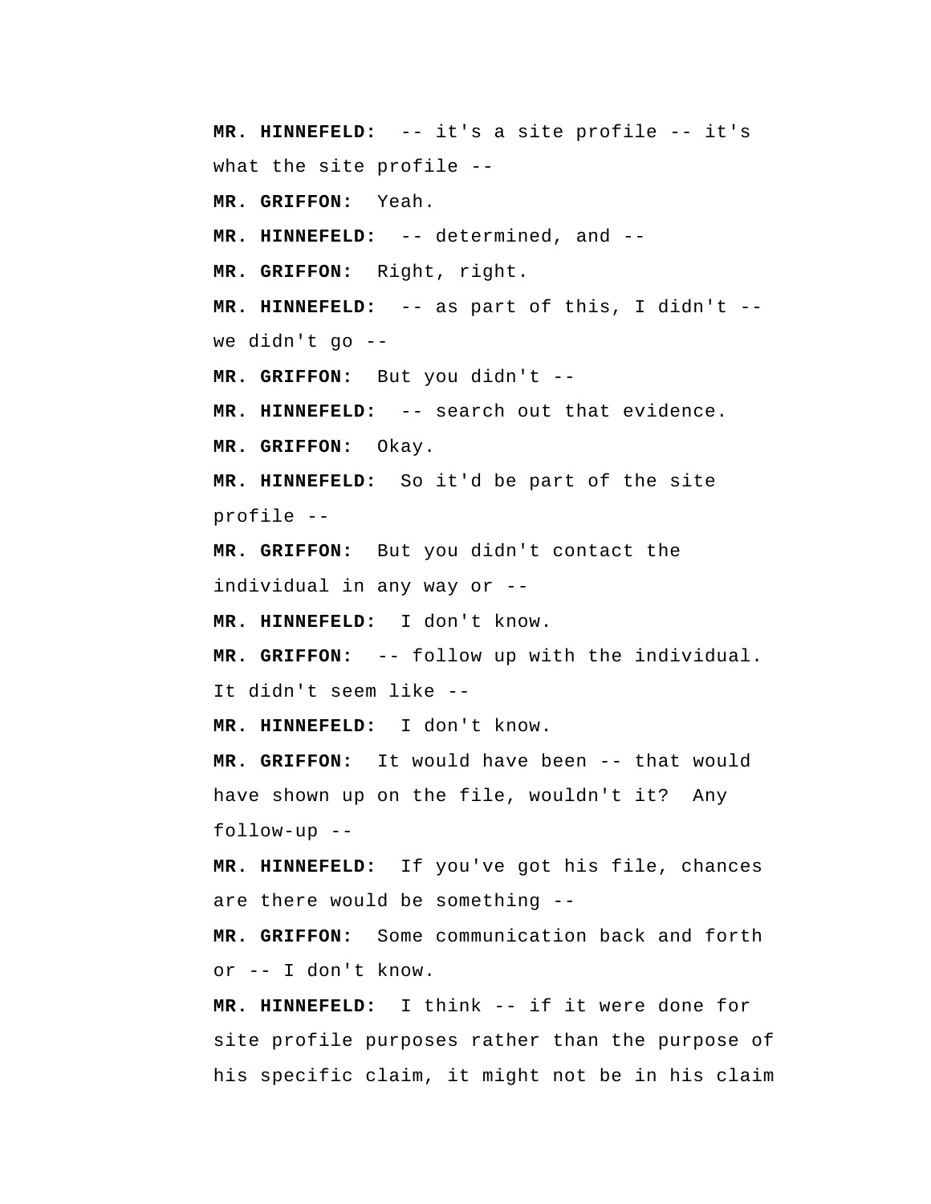**MR. HINNEFELD:** -- it's a site profile -- it's what the site profile --

**MR. GRIFFON:** Yeah.

**MR. HINNEFELD:** -- determined, and --

**MR. GRIFFON:** Right, right.

**MR. HINNEFELD:** -- as part of this, I didn't -- we didn't go --

**MR. GRIFFON:** But you didn't --

**MR. HINNEFELD:** -- search out that evidence.

**MR. GRIFFON:** Okay.

**MR. HINNEFELD:** So it'd be part of the site profile --

**MR. GRIFFON:** But you didn't contact the individual in any way or --

**MR. HINNEFELD:** I don't know.

**MR. GRIFFON:** -- follow up with the individual. It didn't seem like --

**MR. HINNEFELD:** I don't know.

**MR. GRIFFON:** It would have been -- that would have shown up on the file, wouldn't it? Any follow-up --

**MR. HINNEFELD:** If you've got his file, chances are there would be something --

**MR. GRIFFON:** Some communication back and forth or -- I don't know.

**MR. HINNEFELD:** I think -- if it were done for site profile purposes rather than the purpose of his specific claim, it might not be in his claim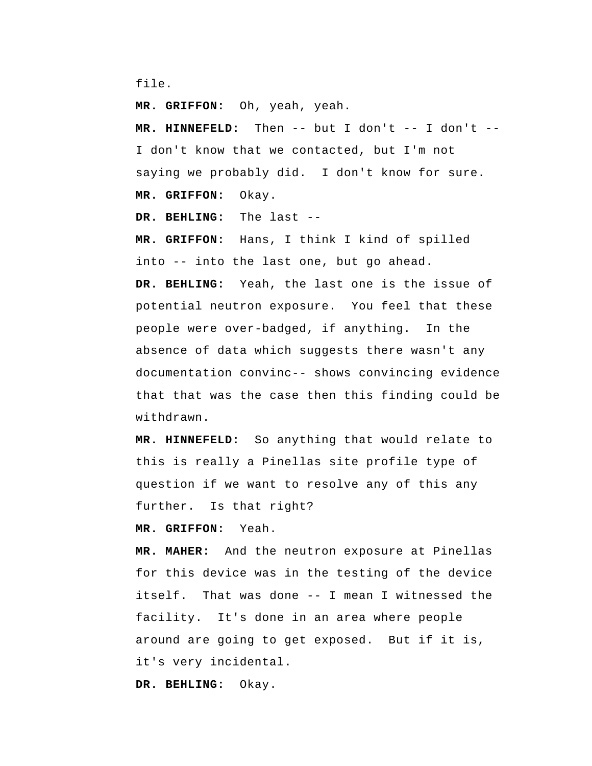file.

**MR. GRIFFON:** Oh, yeah, yeah.

**MR. HINNEFELD:** Then -- but I don't -- I don't -- I don't know that we contacted, but I'm not saying we probably did. I don't know for sure.

**MR. GRIFFON:** Okay.

**DR. BEHLING:** The last --

**MR. GRIFFON:** Hans, I think I kind of spilled into -- into the last one, but go ahead.

**DR. BEHLING:** Yeah, the last one is the issue of potential neutron exposure. You feel that these people were over-badged, if anything. In the absence of data which suggests there wasn't any documentation convinc-- shows convincing evidence that that was the case then this finding could be withdrawn.

**MR. HINNEFELD:** So anything that would relate to this is really a Pinellas site profile type of question if we want to resolve any of this any further. Is that right?

**MR. GRIFFON:** Yeah.

**MR. MAHER:** And the neutron exposure at Pinellas for this device was in the testing of the device itself. That was done -- I mean I witnessed the facility. It's done in an area where people around are going to get exposed. But if it is, it's very incidental.

**DR. BEHLING:** Okay.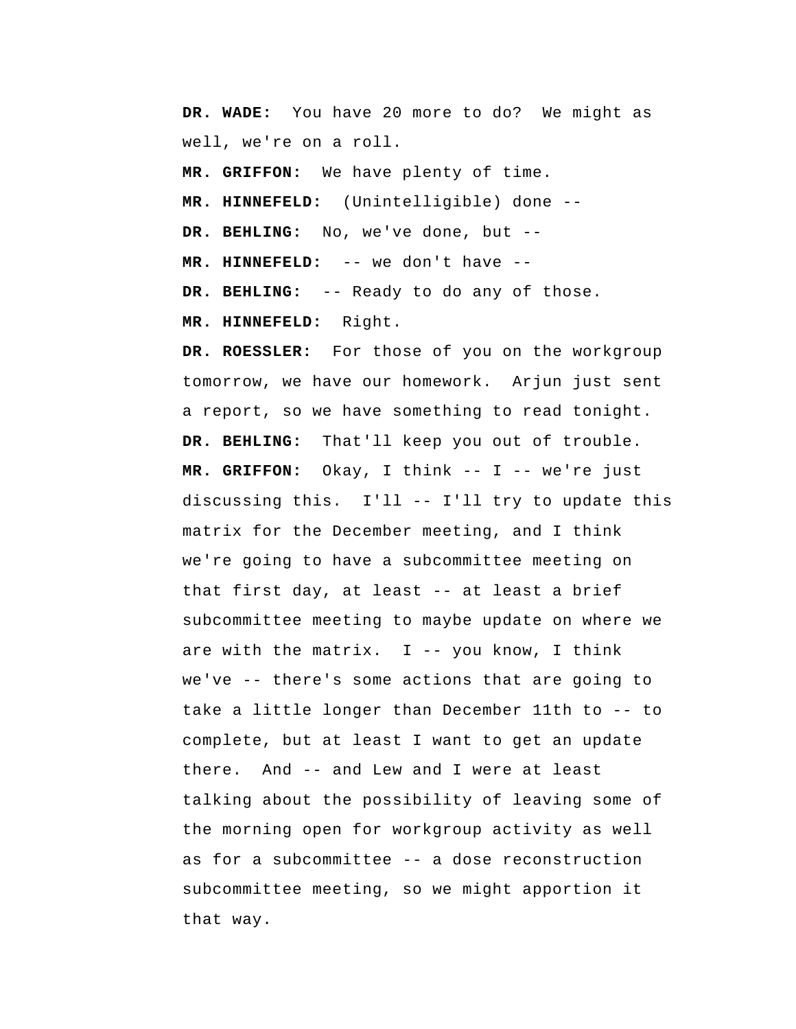**DR. WADE:** You have 20 more to do? We might as well, we're on a roll.

**MR. GRIFFON:** We have plenty of time.

**MR. HINNEFELD:** (Unintelligible) done --

**DR. BEHLING:** No, we've done, but --

**MR. HINNEFELD:** -- we don't have --

**DR. BEHLING:** -- Ready to do any of those.

**MR. HINNEFELD:** Right.

**DR. ROESSLER:** For those of you on the workgroup tomorrow, we have our homework. Arjun just sent a report, so we have something to read tonight.

**DR. BEHLING:** That'll keep you out of trouble.

**MR. GRIFFON:** Okay, I think -- I -- we're just discussing this. I'll -- I'll try to update this matrix for the December meeting, and I think we're going to have a subcommittee meeting on that first day, at least -- at least a brief subcommittee meeting to maybe update on where we are with the matrix. I -- you know, I think we've -- there's some actions that are going to take a little longer than December 11th to -- to complete, but at least I want to get an update there. And -- and Lew and I were at least talking about the possibility of leaving some of the morning open for workgroup activity as well as for a subcommittee -- a dose reconstruction subcommittee meeting, so we might apportion it that way.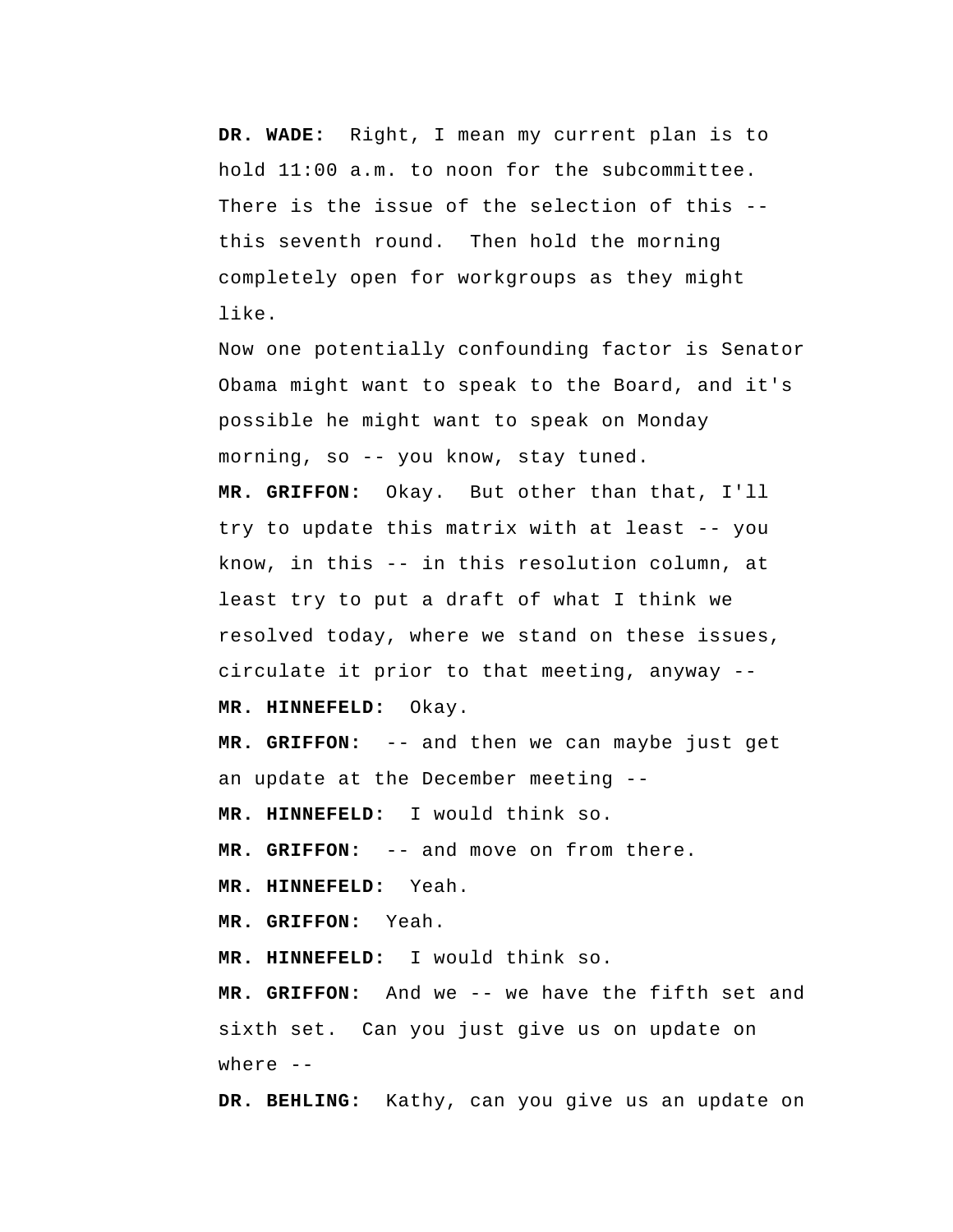**DR. WADE:** Right, I mean my current plan is to hold 11:00 a.m. to noon for the subcommittee. There is the issue of the selection of this -- this seventh round. Then hold the morning completely open for workgroups as they might like.

Now one potentially confounding factor is Senator Obama might want to speak to the Board, and it's possible he might want to speak on Monday morning, so -- you know, stay tuned.

**MR. GRIFFON:** Okay. But other than that, I'll try to update this matrix with at least -- you know, in this -- in this resolution column, at least try to put a draft of what I think we resolved today, where we stand on these issues, circulate it prior to that meeting, anyway --

**MR. HINNEFELD:** Okay.

**MR. GRIFFON:** -- and then we can maybe just get an update at the December meeting --

**MR. HINNEFELD:** I would think so.

**MR. GRIFFON:** -- and move on from there.

**MR. HINNEFELD:** Yeah.

**MR. GRIFFON:** Yeah.

**MR. HINNEFELD:** I would think so.

**MR. GRIFFON:** And we -- we have the fifth set and sixth set. Can you just give us on update on where --

**DR. BEHLING:** Kathy, can you give us an update on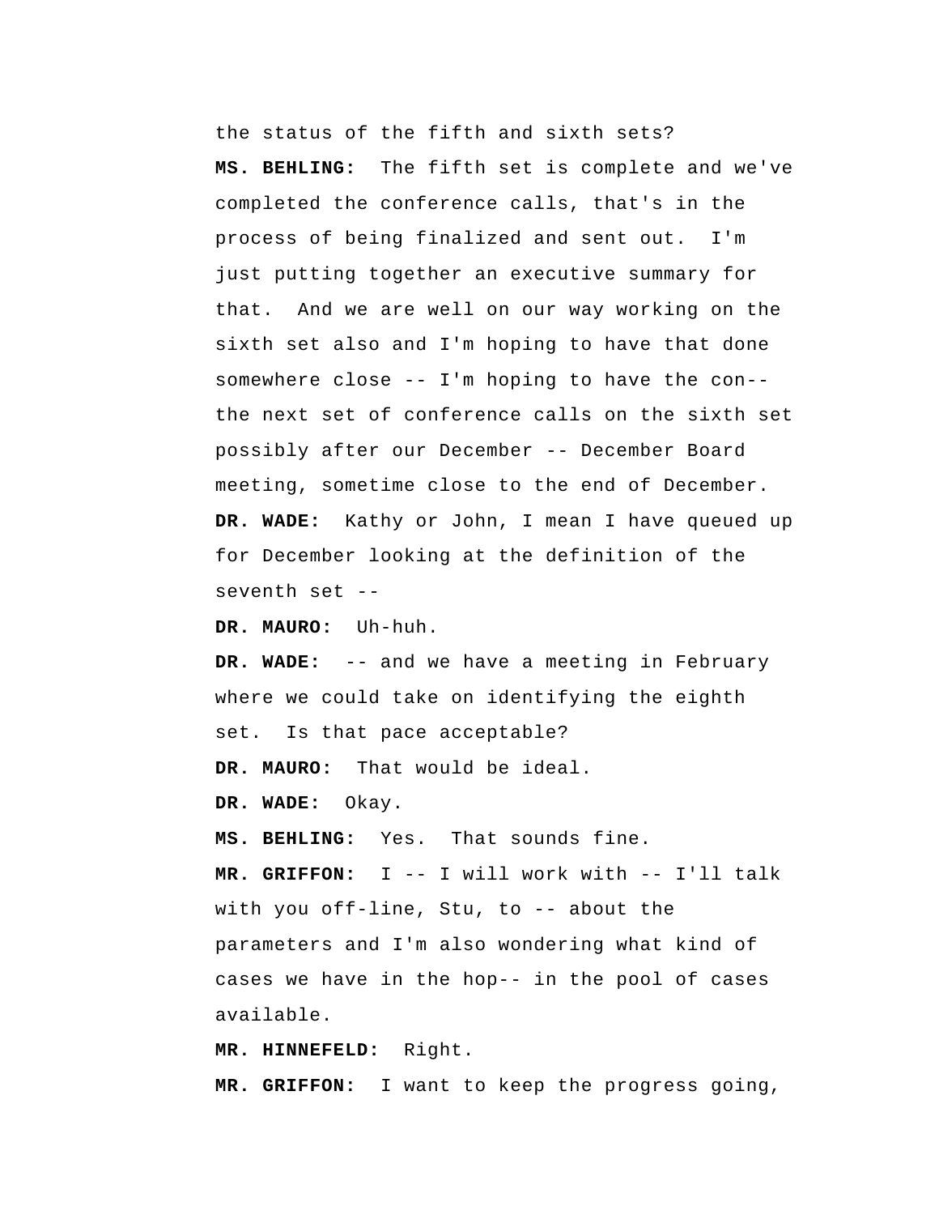the status of the fifth and sixth sets?

**MS. BEHLING:** The fifth set is complete and we've completed the conference calls, that's in the process of being finalized and sent out. I'm just putting together an executive summary for that. And we are well on our way working on the sixth set also and I'm hoping to have that done somewhere close -- I'm hoping to have the con-- the next set of conference calls on the sixth set possibly after our December -- December Board meeting, sometime close to the end of December.

**DR. WADE:** Kathy or John, I mean I have queued up for December looking at the definition of the seventh set --

**DR. MAURO:** Uh-huh.

**DR. WADE:** -- and we have a meeting in February where we could take on identifying the eighth set. Is that pace acceptable?

**DR. MAURO:** That would be ideal.

**DR. WADE:** Okay.

**MS. BEHLING:** Yes. That sounds fine.

**MR. GRIFFON:** I -- I will work with -- I'll talk with you off-line, Stu, to -- about the parameters and I'm also wondering what kind of cases we have in the hop-- in the pool of cases available.

**MR. HINNEFELD:** Right.

**MR. GRIFFON:** I want to keep the progress going,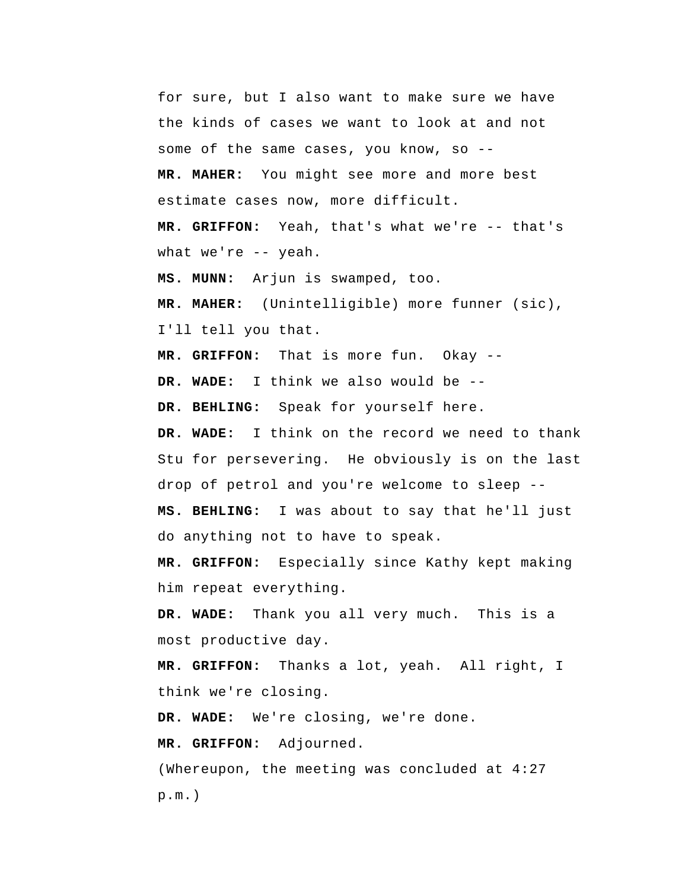for sure, but I also want to make sure we have the kinds of cases we want to look at and not some of the same cases, you know, so --

**MR. MAHER:** You might see more and more best estimate cases now, more difficult.

**MR. GRIFFON:** Yeah, that's what we're -- that's what we're -- yeah.

**MS. MUNN:** Arjun is swamped, too.

**MR. MAHER:** (Unintelligible) more funner (sic), I'll tell you that.

**MR. GRIFFON:** That is more fun. Okay --

**DR. WADE:** I think we also would be --

**DR. BEHLING:** Speak for yourself here.

**DR. WADE:** I think on the record we need to thank Stu for persevering. He obviously is on the last drop of petrol and you're welcome to sleep --

**MS. BEHLING:** I was about to say that he'll just do anything not to have to speak.

**MR. GRIFFON:** Especially since Kathy kept making him repeat everything.

**DR. WADE:** Thank you all very much. This is a most productive day.

**MR. GRIFFON:** Thanks a lot, yeah. All right, I think we're closing.

**DR. WADE:** We're closing, we're done.

**MR. GRIFFON:** Adjourned.

(Whereupon, the meeting was concluded at 4:27 p.m.)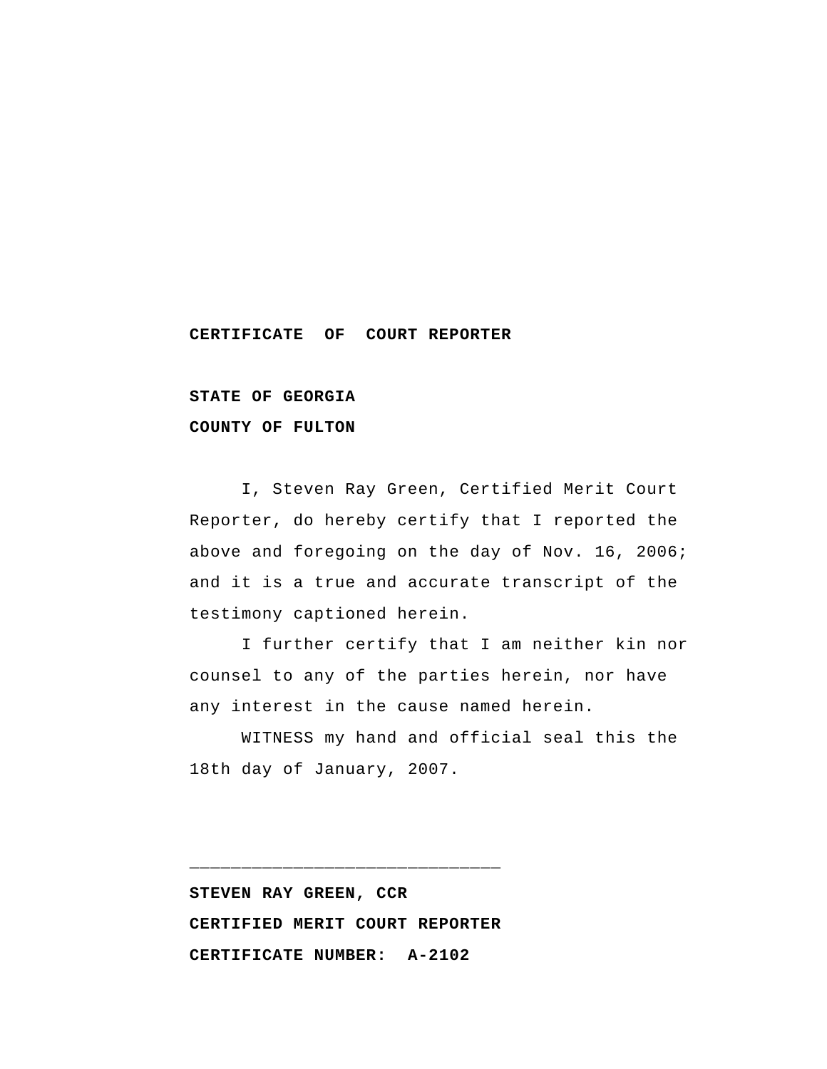**CERTIFICATE OF COURT REPORTER**

**STATE OF GEORGIA**
**COUNTY OF FULTON**

I, Steven Ray Green, Certified Merit Court Reporter, do hereby certify that I reported the above and foregoing on the day of Nov. 16, 2006; and it is a true and accurate transcript of the testimony captioned herein.

I further certify that I am neither kin nor counsel to any of the parties herein, nor have any interest in the cause named herein.

WITNESS my hand and official seal this the 18th day of January, 2007.

______________________________

**STEVEN RAY GREEN, CCR**
**CERTIFIED MERIT COURT REPORTER**
**CERTIFICATE NUMBER: A-2102**